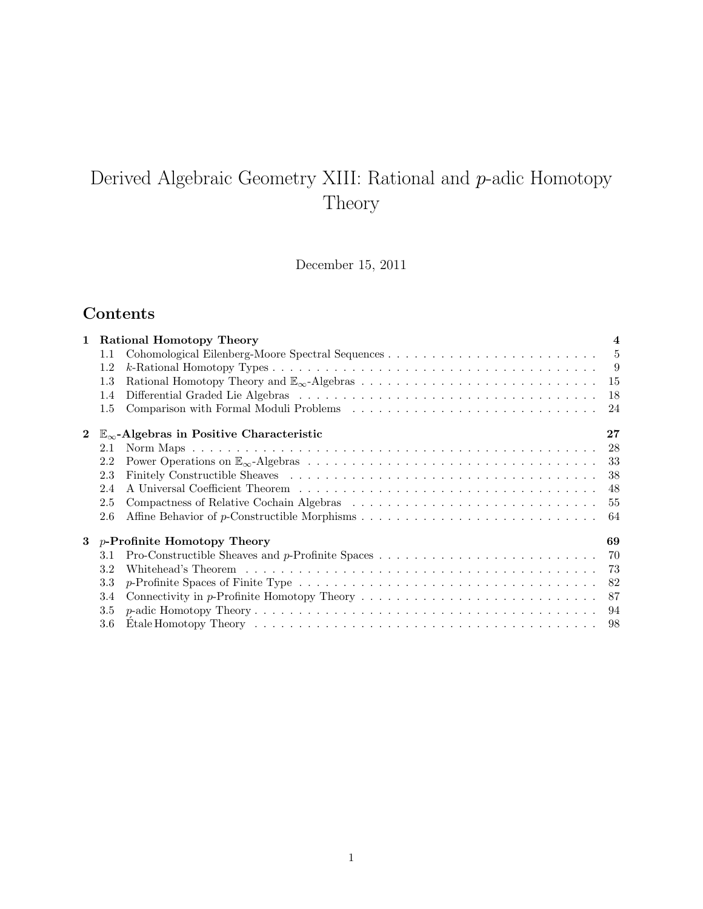# Derived Algebraic Geometry XIII: Rational and $p$-adic Homotopy Theory

December 15, 2011

## Contents

**1 Rational Homotopy Theory** **4**

- 1.1 Cohomological Eilenberg-Moore Spectral Sequences . . . . . . . . . . 5
- 1.2 $k$-Rational Homotopy Types . . . . . . . . . . 9
- 1.3 Rational Homotopy Theory and $\mathbb{E}_\infty$-Algebras . . . . . . . . . . 15
- 1.4 Differential Graded Lie Algebras . . . . . . . . . . 18
- 1.5 Comparison with Formal Moduli Problems . . . . . . . . . . 24

**2 $\mathbb{E}_\infty$-Algebras in Positive Characteristic** **27**

- 2.1 Norm Maps . . . . . . . . . . 28
- 2.2 Power Operations on $\mathbb{E}_\infty$-Algebras . . . . . . . . . . 33
- 2.3 Finitely Constructible Sheaves . . . . . . . . . . 38
- 2.4 A Universal Coefficient Theorem . . . . . . . . . . 48
- 2.5 Compactness of Relative Cochain Algebras . . . . . . . . . . 55
- 2.6 Affine Behavior of $p$-Constructible Morphisms . . . . . . . . . . 64

**3 $p$-Profinite Homotopy Theory** **69**

- 3.1 Pro-Constructible Sheaves and $p$-Profinite Spaces . . . . . . . . . . 70
- 3.2 Whitehead's Theorem . . . . . . . . . . 73
- 3.3 $p$-Profinite Spaces of Finite Type . . . . . . . . . . 82
- 3.4 Connectivity in $p$-Profinite Homotopy Theory . . . . . . . . . . 87
- 3.5 $p$-adic Homotopy Theory . . . . . . . . . . 94
- 3.6 Étale Homotopy Theory . . . . . . . . . . 98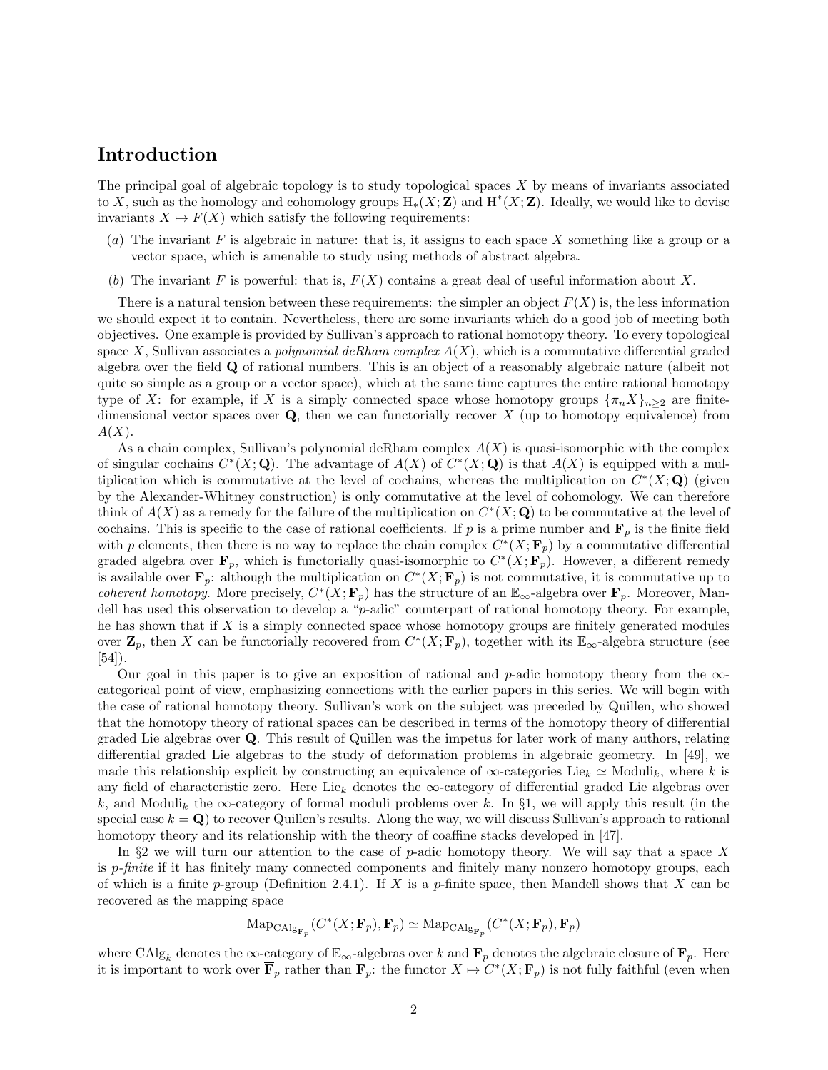# Introduction

The principal goal of algebraic topology is to study topological spaces $X$ by means of invariants associated to $X$, such as the homology and cohomology groups $\mathrm{H}_*(X; \mathbf{Z})$ and $\mathrm{H}^*(X; \mathbf{Z})$. Ideally, we would like to devise invariants $X \mapsto F(X)$ which satisfy the following requirements:

(a) The invariant $F$ is algebraic in nature: that is, it assigns to each space $X$ something like a group or a vector space, which is amenable to study using methods of abstract algebra.

(b) The invariant $F$ is powerful: that is, $F(X)$ contains a great deal of useful information about $X$.

There is a natural tension between these requirements: the simpler an object $F(X)$ is, the less information we should expect it to contain. Nevertheless, there are some invariants which do a good job of meeting both objectives. One example is provided by Sullivan's approach to rational homotopy theory. To every topological space $X$, Sullivan associates a *polynomial deRham complex* $A(X)$, which is a commutative differential graded algebra over the field $\mathbf{Q}$ of rational numbers. This is an object of a reasonably algebraic nature (albeit not quite so simple as a group or a vector space), which at the same time captures the entire rational homotopy type of $X$: for example, if $X$ is a simply connected space whose homotopy groups $\{\pi_n X\}_{n \geq 2}$ are finite-dimensional vector spaces over $\mathbf{Q}$, then we can functorially recover $X$ (up to homotopy equivalence) from $A(X)$.

As a chain complex, Sullivan's polynomial deRham complex $A(X)$ is quasi-isomorphic with the complex of singular cochains $C^*(X; \mathbf{Q})$. The advantage of $A(X)$ of $C^*(X; \mathbf{Q})$ is that $A(X)$ is equipped with a multiplication which is commutative at the level of cochains, whereas the multiplication on $C^*(X; \mathbf{Q})$ (given by the Alexander-Whitney construction) is only commutative at the level of cohomology. We can therefore think of $A(X)$ as a remedy for the failure of the multiplication on $C^*(X; \mathbf{Q})$ to be commutative at the level of cochains. This is specific to the case of rational coefficients. If $p$ is a prime number and $\mathbf{F}_p$ is the finite field with $p$ elements, then there is no way to replace the chain complex $C^*(X; \mathbf{F}_p)$ by a commutative differential graded algebra over $\mathbf{F}_p$, which is functorially quasi-isomorphic to $C^*(X; \mathbf{F}_p)$. However, a different remedy is available over $\mathbf{F}_p$: although the multiplication on $C^*(X; \mathbf{F}_p)$ is not commutative, it is commutative up to *coherent homotopy*. More precisely, $C^*(X; \mathbf{F}_p)$ has the structure of an $\mathbb{E}_\infty$-algebra over $\mathbf{F}_p$. Moreover, Mandell has used this observation to develop a "$p$-adic" counterpart of rational homotopy theory. For example, he has shown that if $X$ is a simply connected space whose homotopy groups are finitely generated modules over $\mathbf{Z}_p$, then $X$ can be functorially recovered from $C^*(X; \mathbf{F}_p)$, together with its $\mathbb{E}_\infty$-algebra structure (see [54]).

Our goal in this paper is to give an exposition of rational and $p$-adic homotopy theory from the $\infty$-categorical point of view, emphasizing connections with the earlier papers in this series. We will begin with the case of rational homotopy theory. Sullivan's work on the subject was preceded by Quillen, who showed that the homotopy theory of rational spaces can be described in terms of the homotopy theory of differential graded Lie algebras over $\mathbf{Q}$. This result of Quillen was the impetus for later work of many authors, relating differential graded Lie algebras to the study of deformation problems in algebraic geometry. In [49], we made this relationship explicit by constructing an equivalence of $\infty$-categories $\mathrm{Lie}_k \simeq \mathrm{Moduli}_k$, where $k$ is any field of characteristic zero. Here $\mathrm{Lie}_k$ denotes the $\infty$-category of differential graded Lie algebras over $k$, and $\mathrm{Moduli}_k$ the $\infty$-category of formal moduli problems over $k$. In §1, we will apply this result (in the special case $k = \mathbf{Q}$) to recover Quillen's results. Along the way, we will discuss Sullivan's approach to rational homotopy theory and its relationship with the theory of coaffine stacks developed in [47].

In §2 we will turn our attention to the case of $p$-adic homotopy theory. We will say that a space $X$ is *$p$-finite* if it has finitely many connected components and finitely many nonzero homotopy groups, each of which is a finite $p$-group (Definition 2.4.1). If $X$ is a $p$-finite space, then Mandell shows that $X$ can be recovered as the mapping space

$$\mathrm{Map}_{\mathrm{CAlg}_{\mathbf{F}_p}}(C^*(X; \mathbf{F}_p), \overline{\mathbf{F}}_p) \simeq \mathrm{Map}_{\mathrm{CAlg}_{\overline{\mathbf{F}}_p}}(C^*(X; \overline{\mathbf{F}}_p), \overline{\mathbf{F}}_p)$$

where $\mathrm{CAlg}_k$ denotes the $\infty$-category of $\mathbb{E}_\infty$-algebras over $k$ and $\overline{\mathbf{F}}_p$ denotes the algebraic closure of $\mathbf{F}_p$. Here it is important to work over $\overline{\mathbf{F}}_p$ rather than $\mathbf{F}_p$: the functor $X \mapsto C^*(X; \mathbf{F}_p)$ is not fully faithful (even when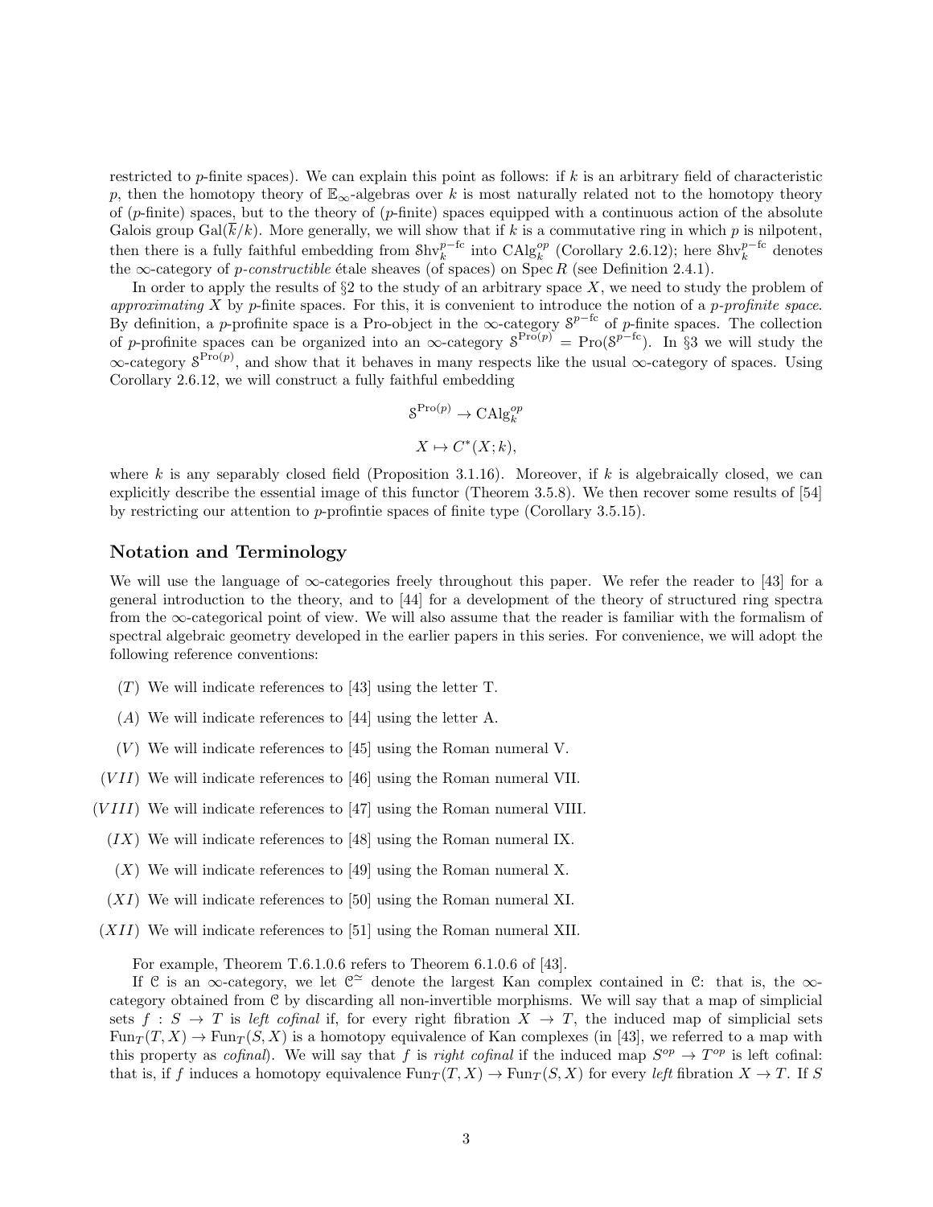restricted to $p$-finite spaces). We can explain this point as follows: if $k$ is an arbitrary field of characteristic $p$, then the homotopy theory of $\mathbb{E}_\infty$-algebras over $k$ is most naturally related not to the homotopy theory of ($p$-finite) spaces, but to the theory of ($p$-finite) spaces equipped with a continuous action of the absolute Galois group $\mathrm{Gal}(\overline{k}/k)$. More generally, we will show that if $k$ is a commutative ring in which $p$ is nilpotent, then there is a fully faithful embedding from $\mathcal{S}\mathrm{hv}_k^{p-\mathrm{fc}}$ into $\mathrm{CAlg}_k^{op}$ (Corollary 2.6.12); here $\mathcal{S}\mathrm{hv}_k^{p-\mathrm{fc}}$ denotes the $\infty$-category of *$p$-constructible* étale sheaves (of spaces) on $\mathrm{Spec}\, R$ (see Definition 2.4.1).

In order to apply the results of §2 to the study of an arbitrary space $X$, we need to study the problem of *approximating* $X$ by $p$-finite spaces. For this, it is convenient to introduce the notion of a *$p$-profinite space*. By definition, a $p$-profinite space is a Pro-object in the $\infty$-category $\mathcal{S}^{p-\mathrm{fc}}$ of $p$-finite spaces. The collection of $p$-profinite spaces can be organized into an $\infty$-category $\mathcal{S}^{\mathrm{Pro}(p)} = \mathrm{Pro}(\mathcal{S}^{p-\mathrm{fc}})$. In §3 we will study the $\infty$-category $\mathcal{S}^{\mathrm{Pro}(p)}$, and show that it behaves in many respects like the usual $\infty$-category of spaces. Using Corollary 2.6.12, we will construct a fully faithful embedding

$$\mathcal{S}^{\mathrm{Pro}(p)} \to \mathrm{CAlg}_k^{op}$$

$$X \mapsto C^*(X; k),$$

where $k$ is any separably closed field (Proposition 3.1.16). Moreover, if $k$ is algebraically closed, we can explicitly describe the essential image of this functor (Theorem 3.5.8). We then recover some results of [54] by restricting our attention to $p$-profintie spaces of finite type (Corollary 3.5.15).

## Notation and Terminology

We will use the language of $\infty$-categories freely throughout this paper. We refer the reader to [43] for a general introduction to the theory, and to [44] for a development of the theory of structured ring spectra from the $\infty$-categorical point of view. We will also assume that the reader is familiar with the formalism of spectral algebraic geometry developed in the earlier papers in this series. For convenience, we will adopt the following reference conventions:

- ($T$) We will indicate references to [43] using the letter T.
- ($A$) We will indicate references to [44] using the letter A.
- ($V$) We will indicate references to [45] using the Roman numeral V.
- ($VII$) We will indicate references to [46] using the Roman numeral VII.
- ($VIII$) We will indicate references to [47] using the Roman numeral VIII.
- ($IX$) We will indicate references to [48] using the Roman numeral IX.
- ($X$) We will indicate references to [49] using the Roman numeral X.
- ($XI$) We will indicate references to [50] using the Roman numeral XI.
- ($XII$) We will indicate references to [51] using the Roman numeral XII.

For example, Theorem T.6.1.0.6 refers to Theorem 6.1.0.6 of [43].

If $\mathcal{C}$ is an $\infty$-category, we let $\mathcal{C}^{\simeq}$ denote the largest Kan complex contained in $\mathcal{C}$: that is, the $\infty$-category obtained from $\mathcal{C}$ by discarding all non-invertible morphisms. We will say that a map of simplicial sets $f : S \to T$ is *left cofinal* if, for every right fibration $X \to T$, the induced map of simplicial sets $\mathrm{Fun}_T(T, X) \to \mathrm{Fun}_T(S, X)$ is a homotopy equivalence of Kan complexes (in [43], we referred to a map with this property as *cofinal*). We will say that $f$ is *right cofinal* if the induced map $S^{op} \to T^{op}$ is left cofinal: that is, if $f$ induces a homotopy equivalence $\mathrm{Fun}_T(T, X) \to \mathrm{Fun}_T(S, X)$ for every *left* fibration $X \to T$. If $S$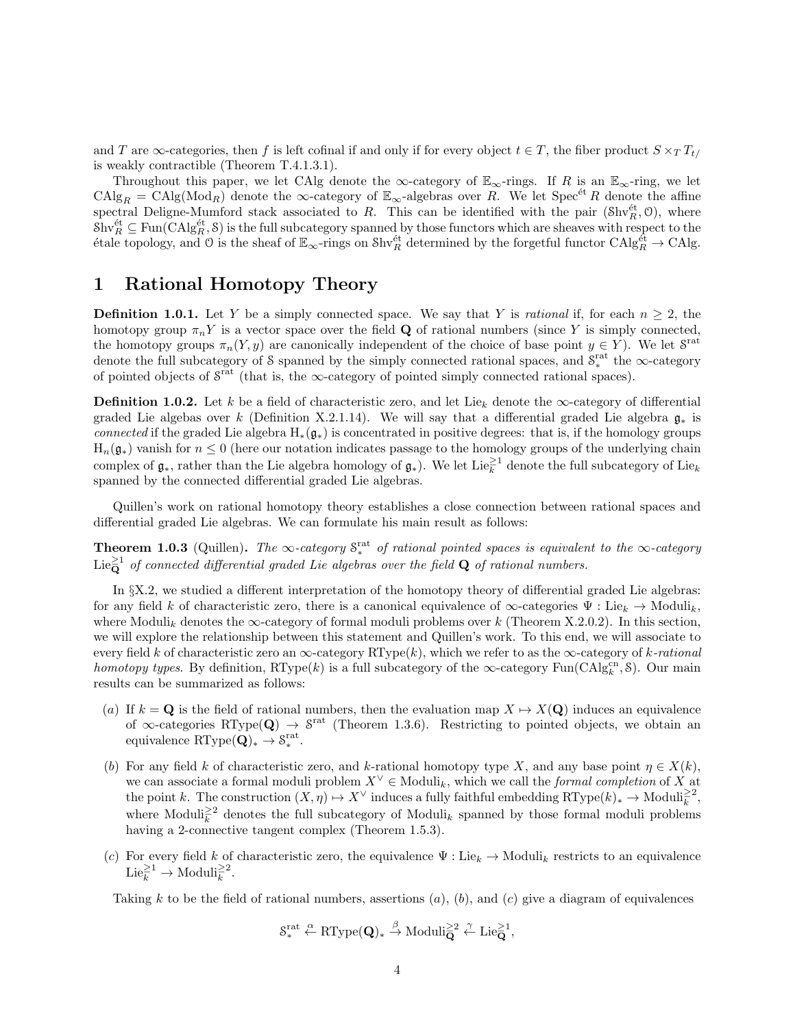and $T$ are $\infty$-categories, then $f$ is left cofinal if and only if for every object $t \in T$, the fiber product $S \times_T T_{t/}$ is weakly contractible (Theorem T.4.1.3.1).

Throughout this paper, we let CAlg denote the $\infty$-category of $\mathbb{E}_\infty$-rings. If $R$ is an $\mathbb{E}_\infty$-ring, we let $\mathrm{CAlg}_R = \mathrm{CAlg}(\mathrm{Mod}_R)$ denote the $\infty$-category of $\mathbb{E}_\infty$-algebras over $R$. We let $\mathrm{Spec}^{\text{ét}} R$ denote the affine spectral Deligne-Mumford stack associated to $R$. This can be identified with the pair $(\mathcal{S}\mathrm{hv}^{\text{ét}}_R, \mathcal{O})$, where $\mathcal{S}\mathrm{hv}^{\text{ét}}_R \subseteq \mathrm{Fun}(\mathrm{CAlg}^{\text{ét}}_R, \mathcal{S})$ is the full subcategory spanned by those functors which are sheaves with respect to the étale topology, and $\mathcal{O}$ is the sheaf of $\mathbb{E}_\infty$-rings on $\mathcal{S}\mathrm{hv}^{\text{ét}}_R$ determined by the forgetful functor $\mathrm{CAlg}^{\text{ét}}_R \to \mathrm{CAlg}$.

# 1 Rational Homotopy Theory

**Definition 1.0.1.** Let $Y$ be a simply connected space. We say that $Y$ is *rational* if, for each $n \geq 2$, the homotopy group $\pi_n Y$ is a vector space over the field $\mathbf{Q}$ of rational numbers (since $Y$ is simply connected, the homotopy groups $\pi_n(Y, y)$ are canonically independent of the choice of base point $y \in Y$). We let $\mathcal{S}^{\mathrm{rat}}$ denote the full subcategory of $\mathcal{S}$ spanned by the simply connected rational spaces, and $\mathcal{S}^{\mathrm{rat}}_*$ the $\infty$-category of pointed objects of $\mathcal{S}^{\mathrm{rat}}$ (that is, the $\infty$-category of pointed simply connected rational spaces).

**Definition 1.0.2.** Let $k$ be a field of characteristic zero, and let $\mathrm{Lie}_k$ denote the $\infty$-category of differential graded Lie algebas over $k$ (Definition X.2.1.14). We will say that a differential graded Lie algebra $\mathfrak{g}_*$ is *connected* if the graded Lie algebra $\mathrm{H}_*(\mathfrak{g}_*)$ is concentrated in positive degrees: that is, if the homology groups $\mathrm{H}_n(\mathfrak{g}_*)$ vanish for $n \leq 0$ (here our notation indicates passage to the homology groups of the underlying chain complex of $\mathfrak{g}_*$, rather than the Lie algebra homology of $\mathfrak{g}_*$). We let $\mathrm{Lie}^{\geq 1}_k$ denote the full subcategory of $\mathrm{Lie}_k$ spanned by the connected differential graded Lie algebras.

Quillen's work on rational homotopy theory establishes a close connection between rational spaces and differential graded Lie algebras. We can formulate his main result as follows:

**Theorem 1.0.3** (Quillen)**.** *The $\infty$-category $\mathcal{S}^{\mathrm{rat}}_*$ of rational pointed spaces is equivalent to the $\infty$-category $\mathrm{Lie}^{\geq 1}_{\mathbf{Q}}$ of connected differential graded Lie algebras over the field $\mathbf{Q}$ of rational numbers.*

In §X.2, we studied a different interpretation of the homotopy theory of differential graded Lie algebras: for any field $k$ of characteristic zero, there is a canonical equivalence of $\infty$-categories $\Psi : \mathrm{Lie}_k \to \mathrm{Moduli}_k$, where $\mathrm{Moduli}_k$ denotes the $\infty$-category of formal moduli problems over $k$ (Theorem X.2.0.2). In this section, we will explore the relationship between this statement and Quillen's work. To this end, we will associate to every field $k$ of characteristic zero an $\infty$-category $\mathrm{RType}(k)$, which we refer to as the $\infty$-category of *$k$-rational homotopy types*. By definition, $\mathrm{RType}(k)$ is a full subcategory of the $\infty$-category $\mathrm{Fun}(\mathrm{CAlg}^{\mathrm{cn}}_k, \mathcal{S})$. Our main results can be summarized as follows:

(a) If $k = \mathbf{Q}$ is the field of rational numbers, then the evaluation map $X \mapsto X(\mathbf{Q})$ induces an equivalence of $\infty$-categories $\mathrm{RType}(\mathbf{Q}) \to \mathcal{S}^{\mathrm{rat}}$ (Theorem 1.3.6). Restricting to pointed objects, we obtain an equivalence $\mathrm{RType}(\mathbf{Q})_* \to \mathcal{S}^{\mathrm{rat}}_*$.

(b) For any field $k$ of characteristic zero, and $k$-rational homotopy type $X$, and any base point $\eta \in X(k)$, we can associate a formal moduli problem $X^\vee \in \mathrm{Moduli}_k$, which we call the *formal completion* of $X$ at the point $k$. The construction $(X, \eta) \mapsto X^\vee$ induces a fully faithful embedding $\mathrm{RType}(k)_* \to \mathrm{Moduli}^{\geq 2}_k$, where $\mathrm{Moduli}^{\geq 2}_k$ denotes the full subcategory of $\mathrm{Moduli}_k$ spanned by those formal moduli problems having a 2-connective tangent complex (Theorem 1.5.3).

(c) For every field $k$ of characteristic zero, the equivalence $\Psi : \mathrm{Lie}_k \to \mathrm{Moduli}_k$ restricts to an equivalence $\mathrm{Lie}^{\geq 1}_k \to \mathrm{Moduli}^{\geq 2}_k$.

Taking $k$ to be the field of rational numbers, assertions (a), (b), and (c) give a diagram of equivalences

$$\mathcal{S}^{\mathrm{rat}}_* \overset{\alpha}{\leftarrow} \mathrm{RType}(\mathbf{Q})_* \overset{\beta}{\rightarrow} \mathrm{Moduli}^{\geq 2}_{\mathbf{Q}} \overset{\gamma}{\leftarrow} \mathrm{Lie}^{\geq 1}_{\mathbf{Q}},$$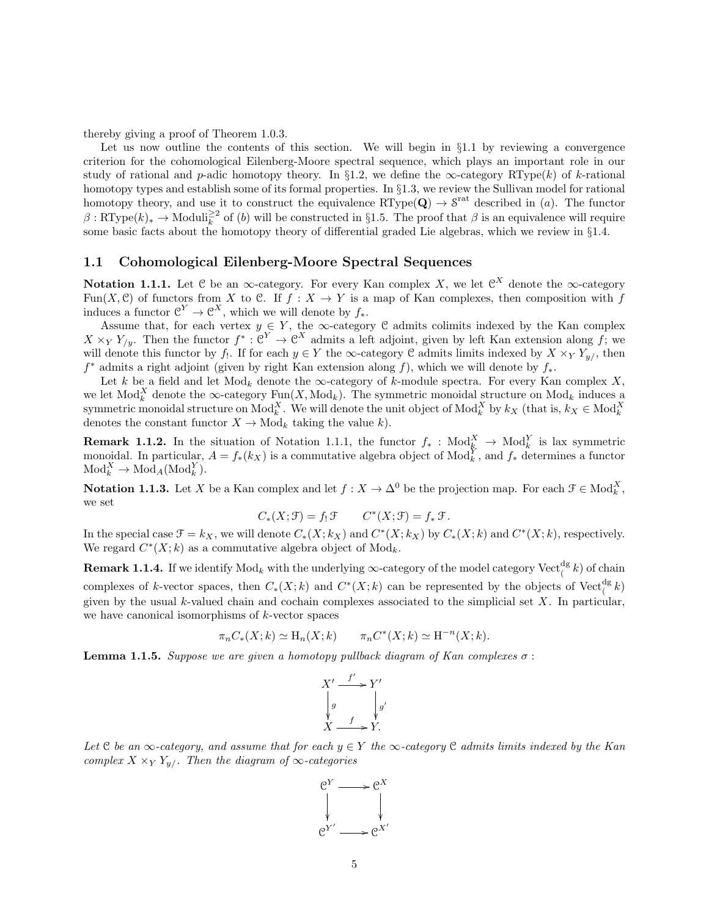thereby giving a proof of Theorem 1.0.3.

Let us now outline the contents of this section. We will begin in §1.1 by reviewing a convergence criterion for the cohomological Eilenberg-Moore spectral sequence, which plays an important role in our study of rational and $p$-adic homotopy theory. In §1.2, we define the $\infty$-category $\mathrm{RType}(k)$ of $k$-rational homotopy types and establish some of its formal properties. In §1.3, we review the Sullivan model for rational homotopy theory, and use it to construct the equivalence $\mathrm{RType}(\mathbf{Q}) \to \mathcal{S}^{\mathrm{rat}}$ described in $(a)$. The functor $\beta : \mathrm{RType}(k)_* \to \mathrm{Moduli}_k^{\geq 2}$ of $(b)$ will be constructed in §1.5. The proof that $\beta$ is an equivalence will require some basic facts about the homotopy theory of differential graded Lie algebras, which we review in §1.4.

## 1.1 Cohomological Eilenberg-Moore Spectral Sequences

**Notation 1.1.1.** Let $\mathcal{C}$ be an $\infty$-category. For every Kan complex $X$, we let $\mathcal{C}^X$ denote the $\infty$-category $\mathrm{Fun}(X, \mathcal{C})$ of functors from $X$ to $\mathcal{C}$. If $f : X \to Y$ is a map of Kan complexes, then composition with $f$ induces a functor $\mathcal{C}^Y \to \mathcal{C}^X$, which we will denote by $f_*$.

Assume that, for each vertex $y \in Y$, the $\infty$-category $\mathcal{C}$ admits colimits indexed by the Kan complex $X \times_Y Y_{/y}$. Then the functor $f^* : \mathcal{C}^Y \to \mathcal{C}^X$ admits a left adjoint, given by left Kan extension along $f$; we will denote this functor by $f_!$. If for each $y \in Y$ the $\infty$-category $\mathcal{C}$ admits limits indexed by $X \times_Y Y_{y/}$, then $f^*$ admits a right adjoint (given by right Kan extension along $f$), which we will denote by $f_*$.

Let $k$ be a field and let $\mathrm{Mod}_k$ denote the $\infty$-category of $k$-module spectra. For every Kan complex $X$, we let $\mathrm{Mod}_k^X$ denote the $\infty$-category $\mathrm{Fun}(X, \mathrm{Mod}_k)$. The symmetric monoidal structure on $\mathrm{Mod}_k$ induces a symmetric monoidal structure on $\mathrm{Mod}_k^X$. We will denote the unit object of $\mathrm{Mod}_k^X$ by $k_X$ (that is, $k_X \in \mathrm{Mod}_k^X$ denotes the constant functor $X \to \mathrm{Mod}_k$ taking the value $k$).

**Remark 1.1.2.** In the situation of Notation 1.1.1, the functor $f_* : \mathrm{Mod}_k^X \to \mathrm{Mod}_k^Y$ is lax symmetric monoidal. In particular, $A = f_*(k_X)$ is a commutative algebra object of $\mathrm{Mod}_k^Y$, and $f_*$ determines a functor $\mathrm{Mod}_k^X \to \mathrm{Mod}_A(\mathrm{Mod}_k^Y)$.

**Notation 1.1.3.** Let $X$ be a Kan complex and let $f : X \to \Delta^0$ be the projection map. For each $\mathcal{F} \in \mathrm{Mod}_k^X$, we set

$$C_*(X; \mathcal{F}) = f_! \, \mathcal{F} \qquad C^*(X; \mathcal{F}) = f_* \, \mathcal{F}.$$

In the special case $\mathcal{F} = k_X$, we will denote $C_*(X; k_X)$ and $C^*(X; k_X)$ by $C_*(X; k)$ and $C^*(X; k)$, respectively. We regard $C^*(X; k)$ as a commutative algebra object of $\mathrm{Mod}_k$.

**Remark 1.1.4.** If we identify $\mathrm{Mod}_k$ with the underlying $\infty$-category of the model category $\mathrm{Vect}^{\mathrm{dg}}_( k)$ of chain complexes of $k$-vector spaces, then $C_*(X; k)$ and $C^*(X; k)$ can be represented by the objects of $\mathrm{Vect}^{\mathrm{dg}}_( k)$ given by the usual $k$-valued chain and cochain complexes associated to the simplicial set $X$. In particular, we have canonical isomorphisms of $k$-vector spaces

$$\pi_n C_*(X; k) \simeq \mathrm{H}_n(X; k) \qquad \pi_n C^*(X; k) \simeq \mathrm{H}^{-n}(X; k).$$

**Lemma 1.1.5.** *Suppose we are given a homotopy pullback diagram of Kan complexes $\sigma$ :*

$$\begin{array}{ccc} X' & \xrightarrow{f'} & Y' \\ \downarrow{\scriptstyle g} & & \downarrow{\scriptstyle g'} \\ X & \xrightarrow{f} & Y. \end{array}$$

*Let $\mathcal{C}$ be an $\infty$-category, and assume that for each $y \in Y$ the $\infty$-category $\mathcal{C}$ admits limits indexed by the Kan complex $X \times_Y Y_{y/}$. Then the diagram of $\infty$-categories*

$$\begin{array}{ccc} \mathcal{C}^Y & \longrightarrow & \mathcal{C}^X \\ \downarrow & & \downarrow \\ \mathcal{C}^{Y'} & \longrightarrow & \mathcal{C}^{X'} \end{array}$$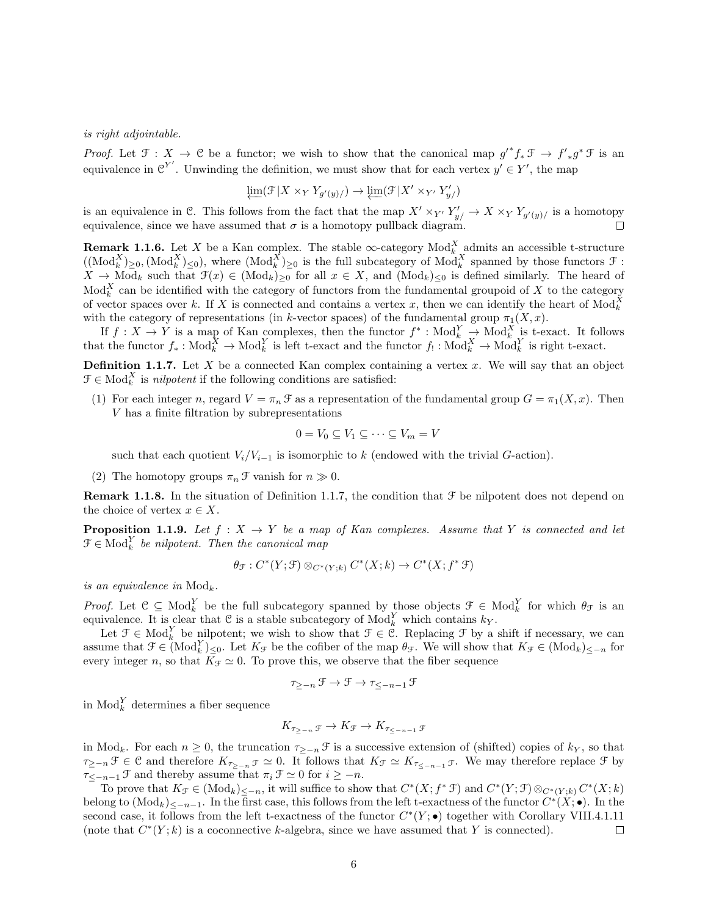*is right adjointable.*

*Proof.* Let $\mathcal{F} : X \to \mathcal{C}$ be a functor; we wish to show that the canonical map $g'^* f_* \mathcal{F} \to f'_* g^* \mathcal{F}$ is an equivalence in $\mathcal{C}^{Y'}$. Unwinding the definition, we must show that for each vertex $y' \in Y'$, the map

$$\varprojlim(\mathcal{F} | X \times_Y Y_{g'(y)/}) \to \varprojlim(\mathcal{F} | X' \times_{Y'} Y'_{y/})$$

is an equivalence in $\mathcal{C}$. This follows from the fact that the map $X' \times_{Y'} Y'_{y/} \to X \times_Y Y_{g'(y)/}$ is a homotopy equivalence, since we have assumed that $\sigma$ is a homotopy pullback diagram. □

**Remark 1.1.6.** Let $X$ be a Kan complex. The stable $\infty$-category $\mathrm{Mod}_k^X$ admits an accessible t-structure $((\mathrm{Mod}_k^X)_{\geq 0}, (\mathrm{Mod}_k^X)_{\leq 0})$, where $(\mathrm{Mod}_k^X)_{\geq 0}$ is the full subcategory of $\mathrm{Mod}_k^X$ spanned by those functors $\mathcal{F} : X \to \mathrm{Mod}_k$ such that $\mathcal{F}(x) \in (\mathrm{Mod}_k)_{\geq 0}$ for all $x \in X$, and $(\mathrm{Mod}_k)_{\leq 0}$ is defined similarly. The heard of $\mathrm{Mod}_k^X$ can be identified with the category of functors from the fundamental groupoid of $X$ to the category of vector spaces over $k$. If $X$ is connected and contains a vertex $x$, then we can identify the heart of $\mathrm{Mod}_k^X$ with the category of representations (in $k$-vector spaces) of the fundamental group $\pi_1(X, x)$.

If $f : X \to Y$ is a map of Kan complexes, then the functor $f^* : \mathrm{Mod}_k^Y \to \mathrm{Mod}_k^X$ is t-exact. It follows that the functor $f_* : \mathrm{Mod}_k^X \to \mathrm{Mod}_k^Y$ is left t-exact and the functor $f_! : \mathrm{Mod}_k^X \to \mathrm{Mod}_k^Y$ is right t-exact.

**Definition 1.1.7.** Let $X$ be a connected Kan complex containing a vertex $x$. We will say that an object $\mathcal{F} \in \mathrm{Mod}_k^X$ is *nilpotent* if the following conditions are satisfied:

(1) For each integer $n$, regard $V = \pi_n \mathcal{F}$ as a representation of the fundamental group $G = \pi_1(X, x)$. Then $V$ has a finite filtration by subrepresentations

$$0 = V_0 \subseteq V_1 \subseteq \cdots \subseteq V_m = V$$

such that each quotient $V_i / V_{i-1}$ is isomorphic to $k$ (endowed with the trivial $G$-action).

(2) The homotopy groups $\pi_n \mathcal{F}$ vanish for $n \gg 0$.

**Remark 1.1.8.** In the situation of Definition 1.1.7, the condition that $\mathcal{F}$ be nilpotent does not depend on the choice of vertex $x \in X$.

**Proposition 1.1.9.** *Let $f : X \to Y$ be a map of Kan complexes. Assume that $Y$ is connected and let $\mathcal{F} \in \mathrm{Mod}_k^Y$ be nilpotent. Then the canonical map*

$$\theta_{\mathcal{F}} : C^*(Y; \mathcal{F}) \otimes_{C^*(Y;k)} C^*(X; k) \to C^*(X; f^* \mathcal{F})$$

*is an equivalence in* $\mathrm{Mod}_k$.

*Proof.* Let $\mathcal{C} \subseteq \mathrm{Mod}_k^Y$ be the full subcategory spanned by those objects $\mathcal{F} \in \mathrm{Mod}_k^Y$ for which $\theta_{\mathcal{F}}$ is an equivalence. It is clear that $\mathcal{C}$ is a stable subcategory of $\mathrm{Mod}_k^Y$ which contains $k_Y$.

Let $\mathcal{F} \in \mathrm{Mod}_k^Y$ be nilpotent; we wish to show that $\mathcal{F} \in \mathcal{C}$. Replacing $\mathcal{F}$ by a shift if necessary, we can assume that $\mathcal{F} \in (\mathrm{Mod}_k^Y)_{\leq 0}$. Let $K_{\mathcal{F}}$ be the cofiber of the map $\theta_{\mathcal{F}}$. We will show that $K_{\mathcal{F}} \in (\mathrm{Mod}_k)_{\leq -n}$ for every integer $n$, so that $K_{\mathcal{F}} \simeq 0$. To prove this, we observe that the fiber sequence

$$\tau_{\geq -n} \mathcal{F} \to \mathcal{F} \to \tau_{\leq -n-1} \mathcal{F}$$

in $\mathrm{Mod}_k^Y$ determines a fiber sequence

$$K_{\tau_{\geq -n} \mathcal{F}} \to K_{\mathcal{F}} \to K_{\tau_{\leq -n-1} \mathcal{F}}$$

in $\mathrm{Mod}_k$. For each $n \geq 0$, the truncation $\tau_{\geq -n} \mathcal{F}$ is a successive extension of (shifted) copies of $k_Y$, so that $\tau_{\geq -n} \mathcal{F} \in \mathcal{C}$ and therefore $K_{\tau_{\geq -n} \mathcal{F}} \simeq 0$. It follows that $K_{\mathcal{F}} \simeq K_{\tau_{\leq -n-1} \mathcal{F}}$. We may therefore replace $\mathcal{F}$ by $\tau_{\leq -n-1} \mathcal{F}$ and thereby assume that $\pi_i \mathcal{F} \simeq 0$ for $i \geq -n$.

To prove that $K_{\mathcal{F}} \in (\mathrm{Mod}_k)_{\leq -n}$, it will suffice to show that $C^*(X; f^* \mathcal{F})$ and $C^*(Y; \mathcal{F}) \otimes_{C^*(Y;k)} C^*(X; k)$ belong to $(\mathrm{Mod}_k)_{\leq -n-1}$. In the first case, this follows from the left t-exactness of the functor $C^*(X; \bullet)$. In the second case, it follows from the left t-exactness of the functor $C^*(Y; \bullet)$ together with Corollary VIII.4.1.11 (note that $C^*(Y; k)$ is a coconnective $k$-algebra, since we have assumed that $Y$ is connected). □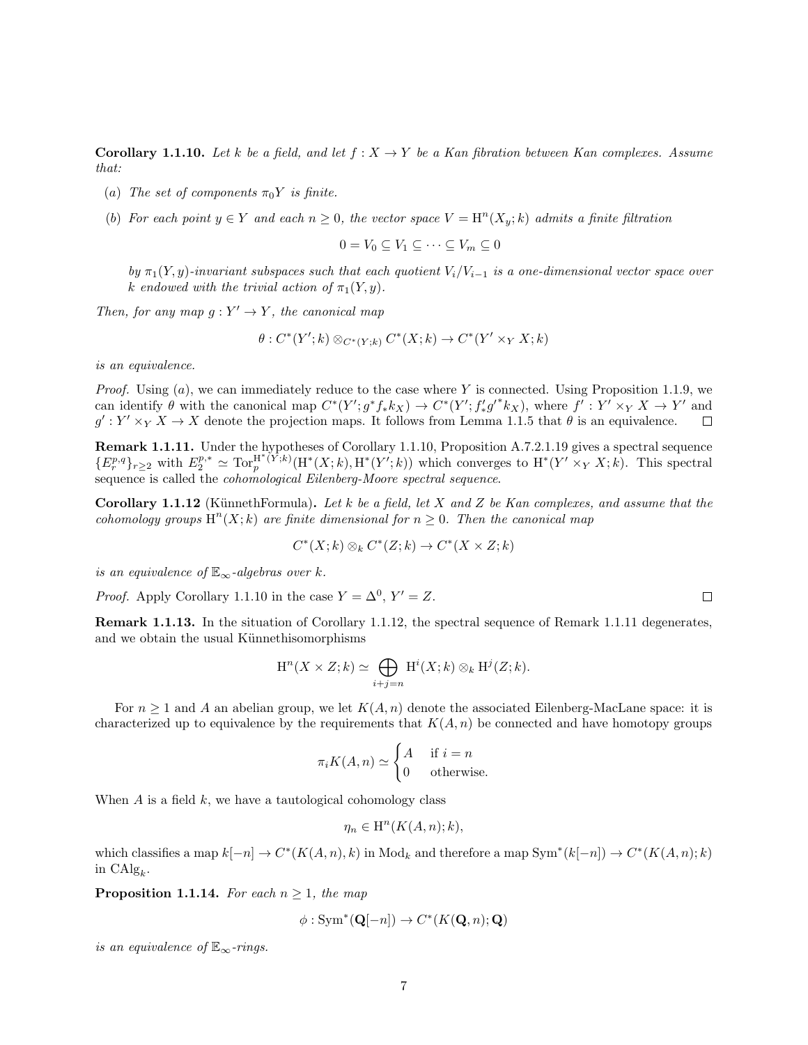**Corollary 1.1.10.** *Let $k$ be a field, and let $f : X \to Y$ be a Kan fibration between Kan complexes. Assume that:*

- *(a) The set of components $\pi_0 Y$ is finite.*
- *(b) For each point $y \in Y$ and each $n \geq 0$, the vector space $V = \mathrm{H}^n(X_y; k)$ admits a finite filtration*

$$0 = V_0 \subseteq V_1 \subseteq \cdots \subseteq V_m \subseteq 0$$

*by $\pi_1(Y, y)$-invariant subspaces such that each quotient $V_i/V_{i-1}$ is a one-dimensional vector space over $k$ endowed with the trivial action of $\pi_1(Y, y)$.*

*Then, for any map $g : Y' \to Y$, the canonical map*

$$\theta : C^*(Y'; k) \otimes_{C^*(Y;k)} C^*(X; k) \to C^*(Y' \times_Y X; k)$$

*is an equivalence.*

*Proof.* Using $(a)$, we can immediately reduce to the case where $Y$ is connected. Using Proposition 1.1.9, we can identify $\theta$ with the canonical map $C^*(Y'; g^* f_* k_X) \to C^*(Y'; f'_* {g'}^* k_X)$, where $f' : Y' \times_Y X \to Y'$ and $g' : Y' \times_Y X \to X$ denote the projection maps. It follows from Lemma 1.1.5 that $\theta$ is an equivalence. $\square$

**Remark 1.1.11.** Under the hypotheses of Corollary 1.1.10, Proposition A.7.2.1.19 gives a spectral sequence $\{E_r^{p,q}\}_{r \geq 2}$ with $E_2^{p,*} \simeq \mathrm{Tor}_p^{\mathrm{H}^*(Y;k)}(\mathrm{H}^*(X; k), \mathrm{H}^*(Y'; k))$ which converges to $\mathrm{H}^*(Y' \times_Y X; k)$. This spectral sequence is called the *cohomological Eilenberg-Moore spectral sequence*.

**Corollary 1.1.12** (KünnethFormula)**.** *Let $k$ be a field, let $X$ and $Z$ be Kan complexes, and assume that the cohomology groups $\mathrm{H}^n(X; k)$ are finite dimensional for $n \geq 0$. Then the canonical map*

$$C^*(X; k) \otimes_k C^*(Z; k) \to C^*(X \times Z; k)$$

*is an equivalence of $\mathbb{E}_\infty$-algebras over $k$.*

*Proof.* Apply Corollary 1.1.10 in the case $Y = \Delta^0$, $Y' = Z$. $\square$

**Remark 1.1.13.** In the situation of Corollary 1.1.12, the spectral sequence of Remark 1.1.11 degenerates, and we obtain the usual Künnethisomorphisms

$$\mathrm{H}^n(X \times Z; k) \simeq \bigoplus_{i+j=n} \mathrm{H}^i(X; k) \otimes_k \mathrm{H}^j(Z; k).$$

For $n \geq 1$ and $A$ an abelian group, we let $K(A, n)$ denote the associated Eilenberg-MacLane space: it is characterized up to equivalence by the requirements that $K(A, n)$ be connected and have homotopy groups

$$\pi_i K(A, n) \simeq \begin{cases} A & \text{if } i = n \\ 0 & \text{otherwise.} \end{cases}$$

When $A$ is a field $k$, we have a tautological cohomology class

$$\eta_n \in \mathrm{H}^n(K(A, n); k),$$

which classifies a map $k[-n] \to C^*(K(A, n), k)$ in $\mathrm{Mod}_k$ and therefore a map $\mathrm{Sym}^*(k[-n]) \to C^*(K(A, n); k)$ in $\mathrm{CAlg}_k$.

**Proposition 1.1.14.** *For each $n \geq 1$, the map*

$$\phi : \mathrm{Sym}^*(\mathbf{Q}[-n]) \to C^*(K(\mathbf{Q}, n); \mathbf{Q})$$

*is an equivalence of $\mathbb{E}_\infty$-rings.*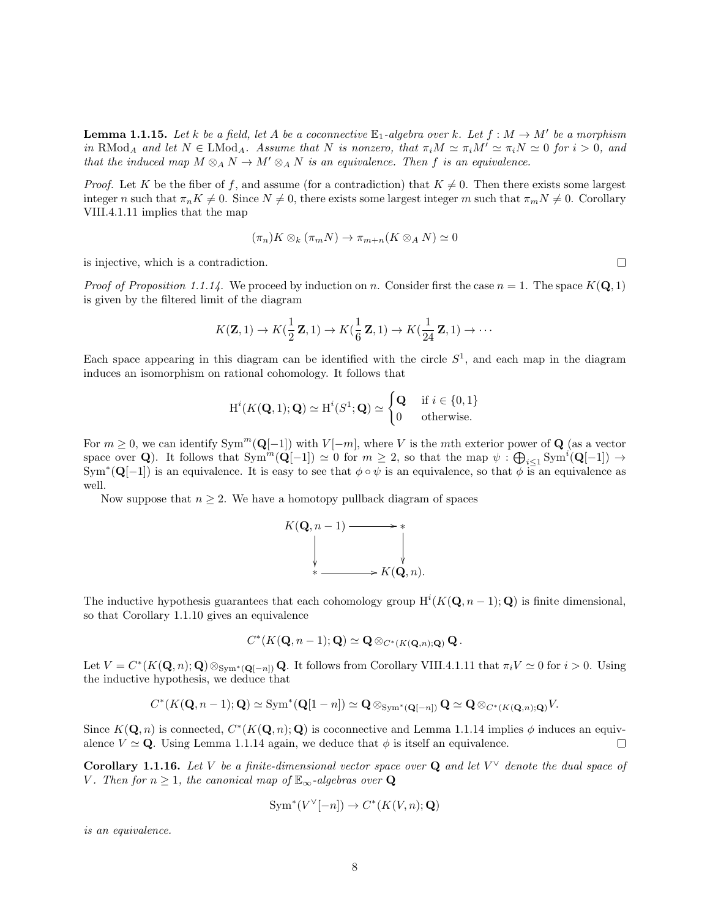**Lemma 1.1.15.** *Let $k$ be a field, let $A$ be a coconnective $\mathbb{E}_1$-algebra over $k$. Let $f : M \to M'$ be a morphism in $\mathrm{RMod}_A$ and let $N \in \mathrm{LMod}_A$. Assume that $N$ is nonzero, that $\pi_i M \simeq \pi_i M' \simeq \pi_i N \simeq 0$ for $i > 0$, and that the induced map $M \otimes_A N \to M' \otimes_A N$ is an equivalence. Then $f$ is an equivalence.*

*Proof.* Let $K$ be the fiber of $f$, and assume (for a contradiction) that $K \neq 0$. Then there exists some largest integer $n$ such that $\pi_n K \neq 0$. Since $N \neq 0$, there exists some largest integer $m$ such that $\pi_m N \neq 0$. Corollary VIII.4.1.11 implies that the map

$$(\pi_n)K \otimes_k (\pi_m N) \to \pi_{m+n}(K \otimes_A N) \simeq 0$$

is injective, which is a contradiction. $\square$

*Proof of Proposition 1.1.14.* We proceed by induction on $n$. Consider first the case $n = 1$. The space $K(\mathbf{Q}, 1)$ is given by the filtered limit of the diagram

$$K(\mathbf{Z}, 1) \to K(\frac{1}{2}\mathbf{Z}, 1) \to K(\frac{1}{6}\mathbf{Z}, 1) \to K(\frac{1}{24}\mathbf{Z}, 1) \to \cdots$$

Each space appearing in this diagram can be identified with the circle $S^1$, and each map in the diagram induces an isomorphism on rational cohomology. It follows that

$$\mathrm{H}^i(K(\mathbf{Q}, 1); \mathbf{Q}) \simeq \mathrm{H}^i(S^1; \mathbf{Q}) \simeq \begin{cases} \mathbf{Q} & \text{if } i \in \{0, 1\} \\ 0 & \text{otherwise.} \end{cases}$$

For $m \geq 0$, we can identify $\mathrm{Sym}^m(\mathbf{Q}[-1])$ with $V[-m]$, where $V$ is the $m$th exterior power of $\mathbf{Q}$ (as a vector space over $\mathbf{Q}$). It follows that $\mathrm{Sym}^m(\mathbf{Q}[-1]) \simeq 0$ for $m \geq 2$, so that the map $\psi : \bigoplus_{i \leq 1} \mathrm{Sym}^i(\mathbf{Q}[-1]) \to \mathrm{Sym}^*(\mathbf{Q}[-1])$ is an equivalence. It is easy to see that $\phi \circ \psi$ is an equivalence, so that $\phi$ is an equivalence as well.

Now suppose that $n \geq 2$. We have a homotopy pullback diagram of spaces

$$\begin{array}{ccc} K(\mathbf{Q}, n-1) & \longrightarrow & * \\ \downarrow & & \downarrow \\ * & \longrightarrow & K(\mathbf{Q}, n). \end{array}$$

The inductive hypothesis guarantees that each cohomology group $\mathrm{H}^i(K(\mathbf{Q}, n-1); \mathbf{Q})$ is finite dimensional, so that Corollary 1.1.10 gives an equivalence

$$C^*(K(\mathbf{Q}, n-1); \mathbf{Q}) \simeq \mathbf{Q} \otimes_{C^*(K(\mathbf{Q}, n); \mathbf{Q})} \mathbf{Q}.$$

Let $V = C^*(K(\mathbf{Q}, n); \mathbf{Q}) \otimes_{\mathrm{Sym}^*(\mathbf{Q}[-n])} \mathbf{Q}$. It follows from Corollary VIII.4.1.11 that $\pi_i V \simeq 0$ for $i > 0$. Using the inductive hypothesis, we deduce that

$$C^*(K(\mathbf{Q}, n-1); \mathbf{Q}) \simeq \mathrm{Sym}^*(\mathbf{Q}[1-n]) \simeq \mathbf{Q} \otimes_{\mathrm{Sym}^*(\mathbf{Q}[-n])} \mathbf{Q} \simeq \mathbf{Q} \otimes_{C^*(K(\mathbf{Q}, n); \mathbf{Q})} V.$$

Since $K(\mathbf{Q}, n)$ is connected, $C^*(K(\mathbf{Q}, n); \mathbf{Q})$ is coconnective and Lemma 1.1.14 implies $\phi$ induces an equivalence $V \simeq \mathbf{Q}$. Using Lemma 1.1.14 again, we deduce that $\phi$ is itself an equivalence. $\square$

**Corollary 1.1.16.** *Let $V$ be a finite-dimensional vector space over $\mathbf{Q}$ and let $V^\vee$ denote the dual space of $V$. Then for $n \geq 1$, the canonical map of $\mathbb{E}_\infty$-algebras over $\mathbf{Q}$*

$$\mathrm{Sym}^*(V^\vee[-n]) \to C^*(K(V, n); \mathbf{Q})$$

*is an equivalence.*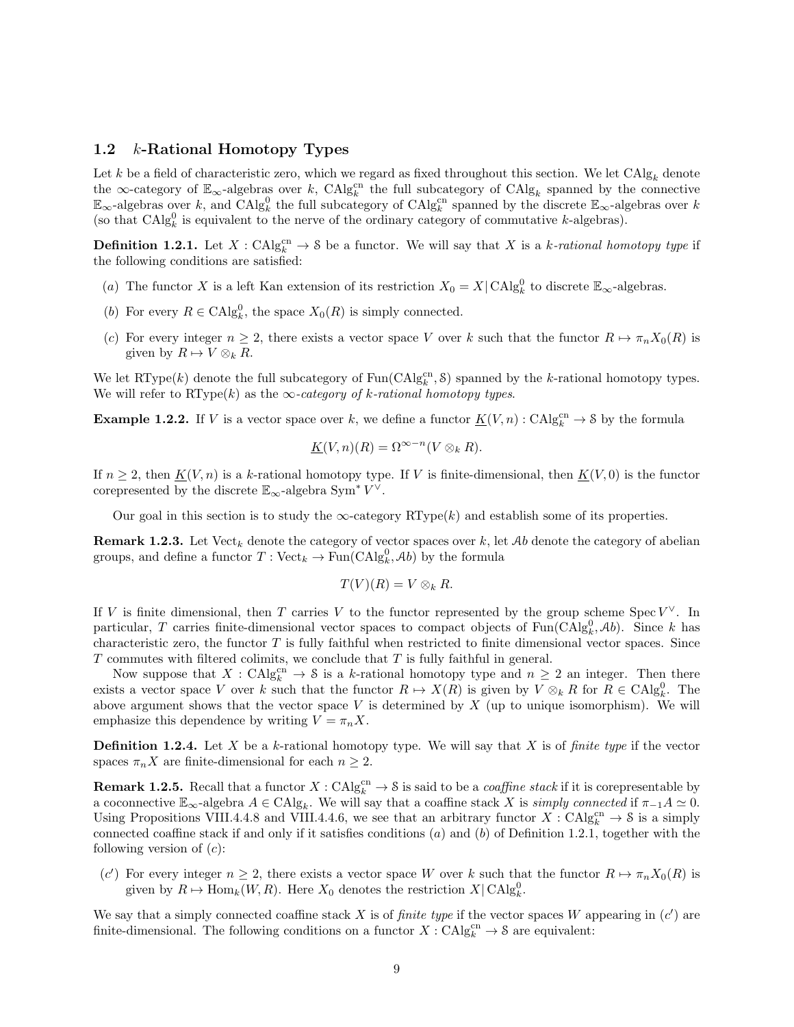## 1.2 $k$-Rational Homotopy Types

Let $k$ be a field of characteristic zero, which we regard as fixed throughout this section. We let $\mathrm{CAlg}_k$ denote the $\infty$-category of $\mathbb{E}_\infty$-algebras over $k$, $\mathrm{CAlg}_k^{\mathrm{cn}}$ the full subcategory of $\mathrm{CAlg}_k$ spanned by the connective $\mathbb{E}_\infty$-algebras over $k$, and $\mathrm{CAlg}_k^0$ the full subcategory of $\mathrm{CAlg}_k^{\mathrm{cn}}$ spanned by the discrete $\mathbb{E}_\infty$-algebras over $k$ (so that $\mathrm{CAlg}_k^0$ is equivalent to the nerve of the ordinary category of commutative $k$-algebras).

**Definition 1.2.1.** Let $X : \mathrm{CAlg}_k^{\mathrm{cn}} \to \mathcal{S}$ be a functor. We will say that $X$ is a *$k$-rational homotopy type* if the following conditions are satisfied:

- $(a)$ The functor $X$ is a left Kan extension of its restriction $X_0 = X|\,\mathrm{CAlg}_k^0$ to discrete $\mathbb{E}_\infty$-algebras.
- $(b)$ For every $R \in \mathrm{CAlg}_k^0$, the space $X_0(R)$ is simply connected.
- $(c)$ For every integer $n \geq 2$, there exists a vector space $V$ over $k$ such that the functor $R \mapsto \pi_n X_0(R)$ is given by $R \mapsto V \otimes_k R$.

We let $\mathrm{RType}(k)$ denote the full subcategory of $\mathrm{Fun}(\mathrm{CAlg}_k^{\mathrm{cn}}, \mathcal{S})$ spanned by the $k$-rational homotopy types. We will refer to $\mathrm{RType}(k)$ as the *$\infty$-category of $k$-rational homotopy types.*

**Example 1.2.2.** If $V$ is a vector space over $k$, we define a functor $\underline{K}(V, n) : \mathrm{CAlg}_k^{\mathrm{cn}} \to \mathcal{S}$ by the formula

$$\underline{K}(V, n)(R) = \Omega^{\infty - n}(V \otimes_k R).$$

If $n \geq 2$, then $\underline{K}(V, n)$ is a $k$-rational homotopy type. If $V$ is finite-dimensional, then $\underline{K}(V, 0)$ is the functor corepresented by the discrete $\mathbb{E}_\infty$-algebra $\mathrm{Sym}^* V^\vee$.

Our goal in this section is to study the $\infty$-category $\mathrm{RType}(k)$ and establish some of its properties.

**Remark 1.2.3.** Let $\mathrm{Vect}_k$ denote the category of vector spaces over $k$, let $\mathcal{A}b$ denote the category of abelian groups, and define a functor $T : \mathrm{Vect}_k \to \mathrm{Fun}(\mathrm{CAlg}_k^0, \mathcal{A}b)$ by the formula

$$T(V)(R) = V \otimes_k R.$$

If $V$ is finite dimensional, then $T$ carries $V$ to the functor represented by the group scheme $\mathrm{Spec}\, V^\vee$. In particular, $T$ carries finite-dimensional vector spaces to compact objects of $\mathrm{Fun}(\mathrm{CAlg}_k^0, \mathcal{A}b)$. Since $k$ has characteristic zero, the functor $T$ is fully faithful when restricted to finite dimensional vector spaces. Since $T$ commutes with filtered colimits, we conclude that $T$ is fully faithful in general.

Now suppose that $X : \mathrm{CAlg}_k^{\mathrm{cn}} \to \mathcal{S}$ is a $k$-rational homotopy type and $n \geq 2$ an integer. Then there exists a vector space $V$ over $k$ such that the functor $R \mapsto X(R)$ is given by $V \otimes_k R$ for $R \in \mathrm{CAlg}_k^0$. The above argument shows that the vector space $V$ is determined by $X$ (up to unique isomorphism). We will emphasize this dependence by writing $V = \pi_n X$.

**Definition 1.2.4.** Let $X$ be a $k$-rational homotopy type. We will say that $X$ is of *finite type* if the vector spaces $\pi_n X$ are finite-dimensional for each $n \geq 2$.

**Remark 1.2.5.** Recall that a functor $X : \mathrm{CAlg}_k^{\mathrm{cn}} \to \mathcal{S}$ is said to be a *coaffine stack* if it is corepresentable by a coconnective $\mathbb{E}_\infty$-algebra $A \in \mathrm{CAlg}_k$. We will say that a coaffine stack $X$ is *simply connected* if $\pi_{-1} A \simeq 0$. Using Propositions VIII.4.4.8 and VIII.4.4.6, we see that an arbitrary functor $X : \mathrm{CAlg}_k^{\mathrm{cn}} \to \mathcal{S}$ is a simply connected coaffine stack if and only if it satisfies conditions $(a)$ and $(b)$ of Definition 1.2.1, together with the following version of $(c)$:

- $(c')$ For every integer $n \geq 2$, there exists a vector space $W$ over $k$ such that the functor $R \mapsto \pi_n X_0(R)$ is given by $R \mapsto \mathrm{Hom}_k(W, R)$. Here $X_0$ denotes the restriction $X|\,\mathrm{CAlg}_k^0$.

We say that a simply connected coaffine stack $X$ is of *finite type* if the vector spaces $W$ appearing in $(c')$ are finite-dimensional. The following conditions on a functor $X : \mathrm{CAlg}_k^{\mathrm{cn}} \to \mathcal{S}$ are equivalent: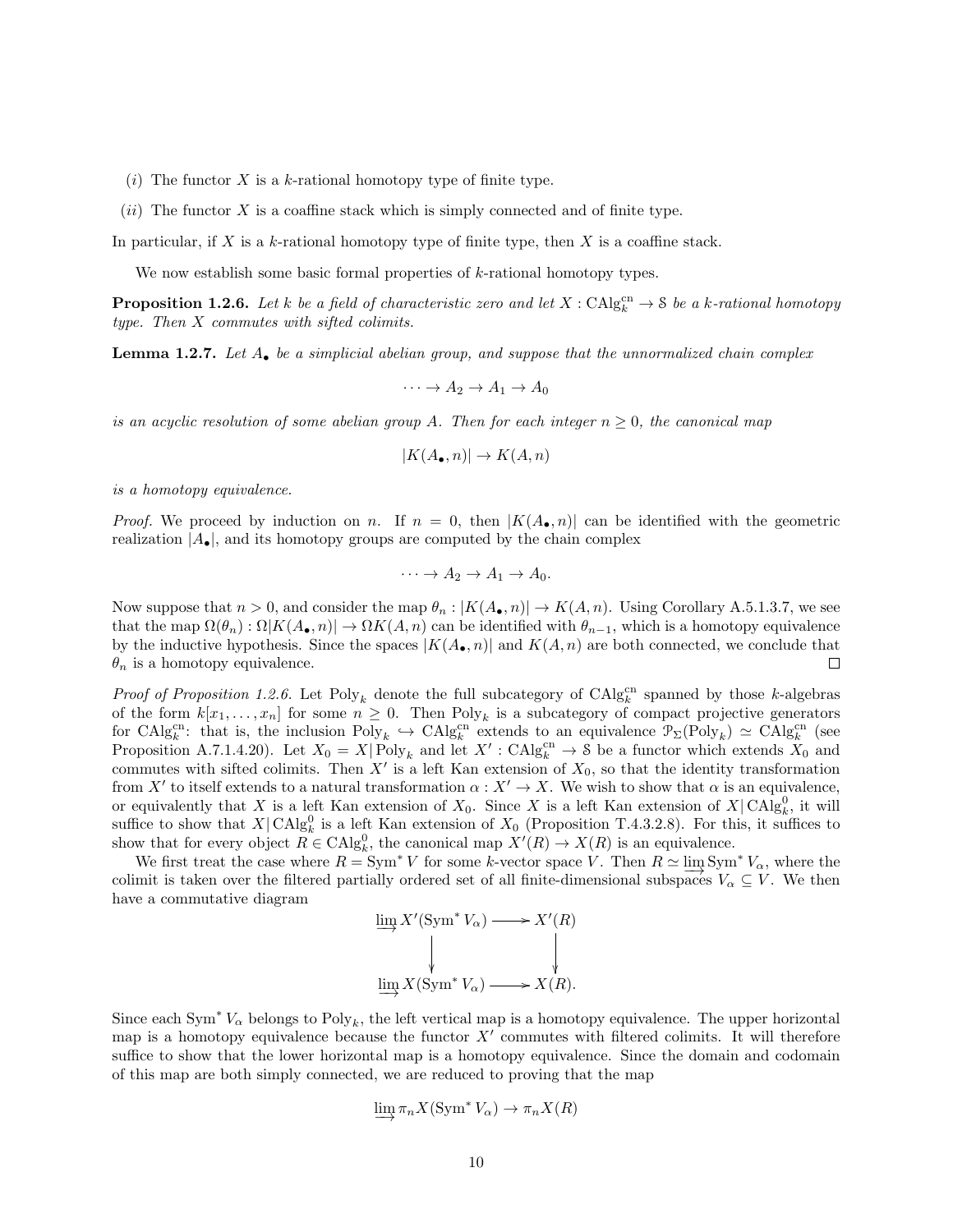(*i*) The functor $X$ is a $k$-rational homotopy type of finite type.

(*ii*) The functor $X$ is a coaffine stack which is simply connected and of finite type.

In particular, if $X$ is a $k$-rational homotopy type of finite type, then $X$ is a coaffine stack.

We now establish some basic formal properties of $k$-rational homotopy types.

**Proposition 1.2.6.** *Let $k$ be a field of characteristic zero and let $X : \mathrm{CAlg}_k^{\mathrm{cn}} \to \mathcal{S}$ be a $k$-rational homotopy type. Then $X$ commutes with sifted colimits.*

**Lemma 1.2.7.** *Let $A_\bullet$ be a simplicial abelian group, and suppose that the unnormalized chain complex*

$$\cdots \to A_2 \to A_1 \to A_0$$

*is an acyclic resolution of some abelian group $A$. Then for each integer $n \geq 0$, the canonical map*

$$|K(A_\bullet, n)| \to K(A, n)$$

*is a homotopy equivalence.*

*Proof.* We proceed by induction on $n$. If $n = 0$, then $|K(A_\bullet, n)|$ can be identified with the geometric realization $|A_\bullet|$, and its homotopy groups are computed by the chain complex

$$\cdots \to A_2 \to A_1 \to A_0.$$

Now suppose that $n > 0$, and consider the map $\theta_n : |K(A_\bullet, n)| \to K(A, n)$. Using Corollary A.5.1.3.7, we see that the map $\Omega(\theta_n) : \Omega|K(A_\bullet, n)| \to \Omega K(A, n)$ can be identified with $\theta_{n-1}$, which is a homotopy equivalence by the inductive hypothesis. Since the spaces $|K(A_\bullet, n)|$ and $K(A, n)$ are both connected, we conclude that $\theta_n$ is a homotopy equivalence. □

*Proof of Proposition 1.2.6.* Let $\mathrm{Poly}_k$ denote the full subcategory of $\mathrm{CAlg}_k^{\mathrm{cn}}$ spanned by those $k$-algebras of the form $k[x_1, \ldots, x_n]$ for some $n \geq 0$. Then $\mathrm{Poly}_k$ is a subcategory of compact projective generators for $\mathrm{CAlg}_k^{\mathrm{cn}}$: that is, the inclusion $\mathrm{Poly}_k \hookrightarrow \mathrm{CAlg}_k^{\mathrm{cn}}$ extends to an equivalence $\mathcal{P}_\Sigma(\mathrm{Poly}_k) \simeq \mathrm{CAlg}_k^{\mathrm{cn}}$ (see Proposition A.7.1.4.20). Let $X_0 = X|\mathrm{Poly}_k$ and let $X' : \mathrm{CAlg}_k^{\mathrm{cn}} \to \mathcal{S}$ be a functor which extends $X_0$ and commutes with sifted colimits. Then $X'$ is a left Kan extension of $X_0$, so that the identity transformation from $X'$ to itself extends to a natural transformation $\alpha : X' \to X$. We wish to show that $\alpha$ is an equivalence, or equivalently that $X$ is a left Kan extension of $X_0$. Since $X$ is a left Kan extension of $X|\mathrm{CAlg}_k^0$, it will suffice to show that $X|\mathrm{CAlg}_k^0$ is a left Kan extension of $X_0$ (Proposition T.4.3.2.8). For this, it suffices to show that for every object $R \in \mathrm{CAlg}_k^0$, the canonical map $X'(R) \to X(R)$ is an equivalence.

We first treat the case where $R = \mathrm{Sym}^* V$ for some $k$-vector space $V$. Then $R \simeq \varinjlim \mathrm{Sym}^* V_\alpha$, where the colimit is taken over the filtered partially ordered set of all finite-dimensional subspaces $V_\alpha \subseteq V$. We then have a commutative diagram

$$\begin{array}{ccc} \varinjlim X'(\mathrm{Sym}^* V_\alpha) & \longrightarrow & X'(R) \\ \downarrow & & \downarrow \\ \varinjlim X(\mathrm{Sym}^* V_\alpha) & \longrightarrow & X(R). \end{array}$$

Since each $\mathrm{Sym}^* V_\alpha$ belongs to $\mathrm{Poly}_k$, the left vertical map is a homotopy equivalence. The upper horizontal map is a homotopy equivalence because the functor $X'$ commutes with filtered colimits. It will therefore suffice to show that the lower horizontal map is a homotopy equivalence. Since the domain and codomain of this map are both simply connected, we are reduced to proving that the map

$$\varinjlim \pi_n X(\mathrm{Sym}^* V_\alpha) \to \pi_n X(R)$$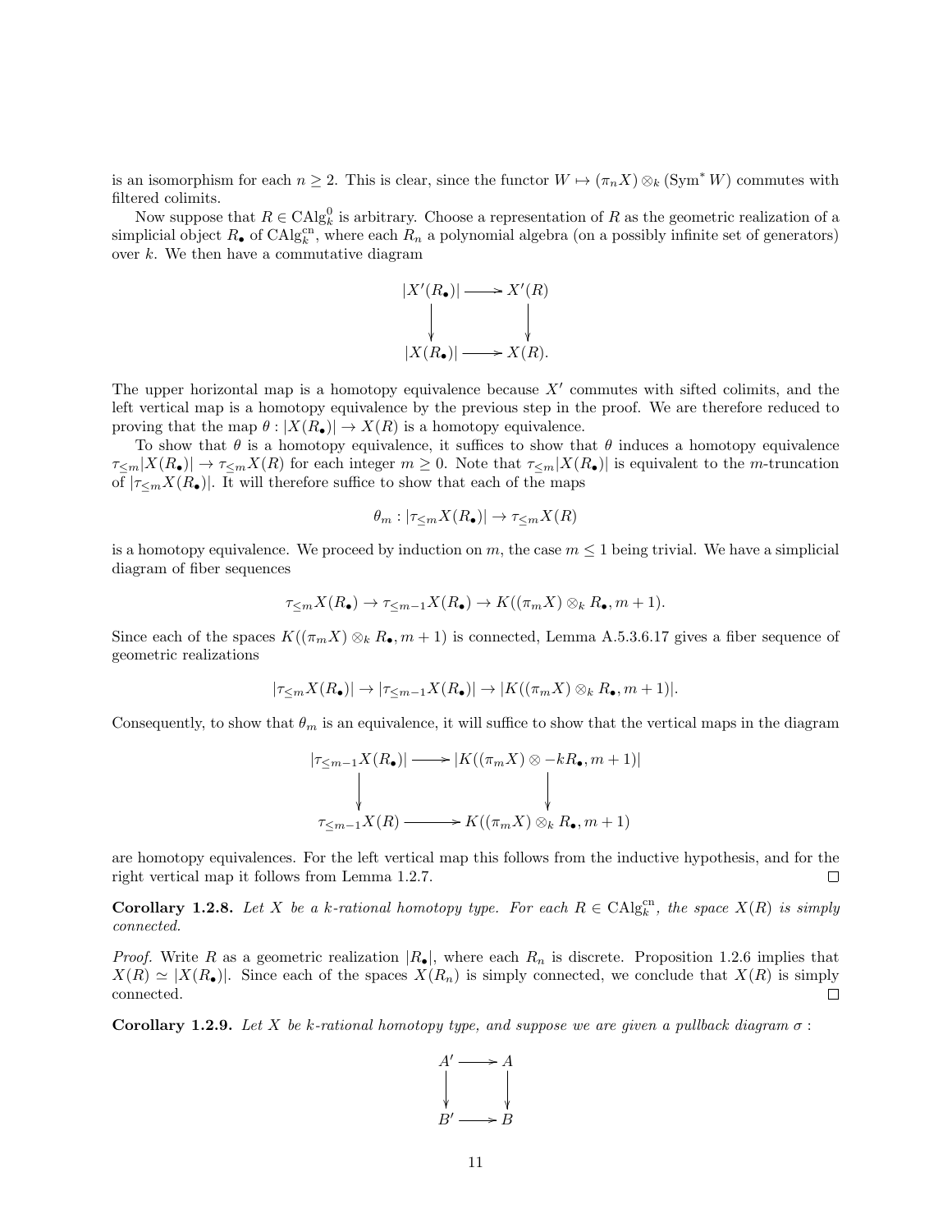is an isomorphism for each $n \geq 2$. This is clear, since the functor $W \mapsto (\pi_n X) \otimes_k (\mathrm{Sym}^* W)$ commutes with filtered colimits.

Now suppose that $R \in \mathrm{CAlg}^0_k$ is arbitrary. Choose a representation of $R$ as the geometric realization of a simplicial object $R_\bullet$ of $\mathrm{CAlg}^{\mathrm{cn}}_k$, where each $R_n$ a polynomial algebra (on a possibly infinite set of generators) over $k$. We then have a commutative diagram

$$\begin{array}{ccc} |X'(R_\bullet)| & \longrightarrow & X'(R) \\ \downarrow & & \downarrow \\ |X(R_\bullet)| & \longrightarrow & X(R). \end{array}$$

The upper horizontal map is a homotopy equivalence because $X'$ commutes with sifted colimits, and the left vertical map is a homotopy equivalence by the previous step in the proof. We are therefore reduced to proving that the map $\theta : |X(R_\bullet)| \to X(R)$ is a homotopy equivalence.

To show that $\theta$ is a homotopy equivalence, it suffices to show that $\theta$ induces a homotopy equivalence $\tau_{\leq m}|X(R_\bullet)| \to \tau_{\leq m} X(R)$ for each integer $m \geq 0$. Note that $\tau_{\leq m}|X(R_\bullet)|$ is equivalent to the $m$-truncation of $|\tau_{\leq m} X(R_\bullet)|$. It will therefore suffice to show that each of the maps

$$\theta_m : |\tau_{\leq m} X(R_\bullet)| \to \tau_{\leq m} X(R)$$

is a homotopy equivalence. We proceed by induction on $m$, the case $m \leq 1$ being trivial. We have a simplicial diagram of fiber sequences

$$\tau_{\leq m} X(R_\bullet) \to \tau_{\leq m-1} X(R_\bullet) \to K((\pi_m X) \otimes_k R_\bullet, m+1).$$

Since each of the spaces $K((\pi_m X) \otimes_k R_\bullet, m+1)$ is connected, Lemma A.5.3.6.17 gives a fiber sequence of geometric realizations

$$|\tau_{\leq m} X(R_\bullet)| \to |\tau_{\leq m-1} X(R_\bullet)| \to |K((\pi_m X) \otimes_k R_\bullet, m+1)|.$$

Consequently, to show that $\theta_m$ is an equivalence, it will suffice to show that the vertical maps in the diagram

$$\begin{array}{ccc} |\tau_{\leq m-1} X(R_\bullet)| & \longrightarrow & |K((\pi_m X) \otimes -k R_\bullet, m+1)| \\ \downarrow & & \downarrow \\ \tau_{\leq m-1} X(R) & \longrightarrow & K((\pi_m X) \otimes_k R_\bullet, m+1) \end{array}$$

are homotopy equivalences. For the left vertical map this follows from the inductive hypothesis, and for the right vertical map it follows from Lemma 1.2.7. $\square$

**Corollary 1.2.8.** *Let $X$ be a $k$-rational homotopy type. For each $R \in \mathrm{CAlg}^{\mathrm{cn}}_k$, the space $X(R)$ is simply connected.*

*Proof.* Write $R$ as a geometric realization $|R_\bullet|$, where each $R_n$ is discrete. Proposition 1.2.6 implies that $X(R) \simeq |X(R_\bullet)|$. Since each of the spaces $X(R_n)$ is simply connected, we conclude that $X(R)$ is simply connected. $\square$

**Corollary 1.2.9.** *Let $X$ be $k$-rational homotopy type, and suppose we are given a pullback diagram $\sigma$ :*

$$\begin{array}{ccc} A' & \longrightarrow & A \\ \downarrow & & \downarrow \\ B' & \longrightarrow & B \end{array}$$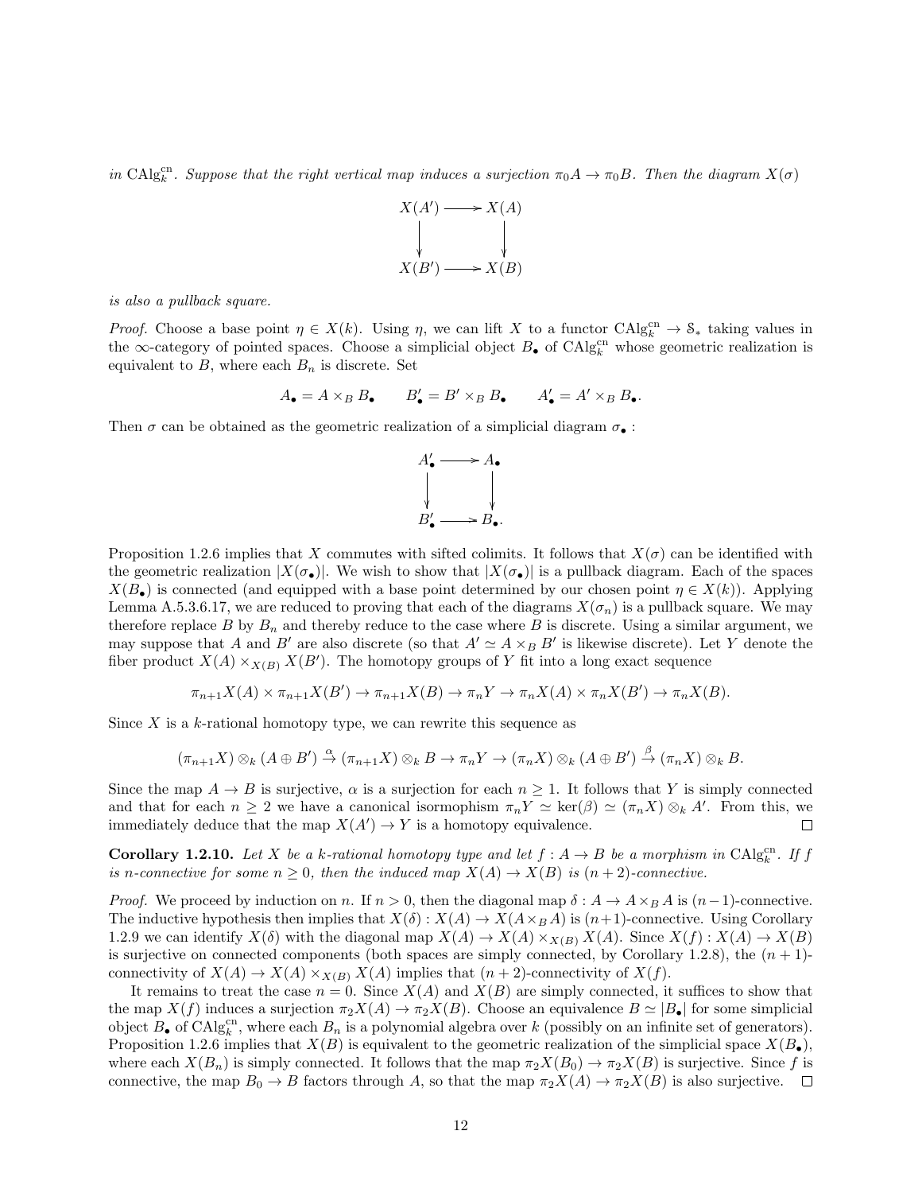*in* $\mathrm{CAlg}_k^{\mathrm{cn}}$*. Suppose that the right vertical map induces a surjection* $\pi_0 A \to \pi_0 B$*. Then the diagram* $X(\sigma)$

$$\begin{array}{ccc} X(A') & \longrightarrow & X(A) \\ \downarrow & & \downarrow \\ X(B') & \longrightarrow & X(B) \end{array}$$

*is also a pullback square.*

*Proof.* Choose a base point $\eta \in X(k)$. Using $\eta$, we can lift $X$ to a functor $\mathrm{CAlg}_k^{\mathrm{cn}} \to \mathcal{S}_*$ taking values in the $\infty$-category of pointed spaces. Choose a simplicial object $B_\bullet$ of $\mathrm{CAlg}_k^{\mathrm{cn}}$ whose geometric realization is equivalent to $B$, where each $B_n$ is discrete. Set

$$A_\bullet = A \times_B B_\bullet \qquad B'_\bullet = B' \times_B B_\bullet \qquad A'_\bullet = A' \times_B B_\bullet.$$

Then $\sigma$ can be obtained as the geometric realization of a simplicial diagram $\sigma_\bullet$ :

$$\begin{array}{ccc} A'_\bullet & \longrightarrow & A_\bullet \\ \downarrow & & \downarrow \\ B'_\bullet & \longrightarrow & B_\bullet. \end{array}$$

Proposition 1.2.6 implies that $X$ commutes with sifted colimits. It follows that $X(\sigma)$ can be identified with the geometric realization $|X(\sigma_\bullet)|$. We wish to show that $|X(\sigma_\bullet)|$ is a pullback diagram. Each of the spaces $X(B_\bullet)$ is connected (and equipped with a base point determined by our chosen point $\eta \in X(k)$). Applying Lemma A.5.3.6.17, we are reduced to proving that each of the diagrams $X(\sigma_n)$ is a pullback square. We may therefore replace $B$ by $B_n$ and thereby reduce to the case where $B$ is discrete. Using a similar argument, we may suppose that $A$ and $B'$ are also discrete (so that $A' \simeq A \times_B B'$ is likewise discrete). Let $Y$ denote the fiber product $X(A) \times_{X(B)} X(B')$. The homotopy groups of $Y$ fit into a long exact sequence

$$\pi_{n+1} X(A) \times \pi_{n+1} X(B') \to \pi_{n+1} X(B) \to \pi_n Y \to \pi_n X(A) \times \pi_n X(B') \to \pi_n X(B).$$

Since $X$ is a $k$-rational homotopy type, we can rewrite this sequence as

$$(\pi_{n+1} X) \otimes_k (A \oplus B') \xrightarrow{\alpha} (\pi_{n+1} X) \otimes_k B \to \pi_n Y \to (\pi_n X) \otimes_k (A \oplus B') \xrightarrow{\beta} (\pi_n X) \otimes_k B.$$

Since the map $A \to B$ is surjective, $\alpha$ is a surjection for each $n \geq 1$. It follows that $Y$ is simply connected and that for each $n \geq 2$ we have a canonical isomorphism $\pi_n Y \simeq \ker(\beta) \simeq (\pi_n X) \otimes_k A'$. From this, we immediately deduce that the map $X(A') \to Y$ is a homotopy equivalence. $\square$

**Corollary 1.2.10.** *Let $X$ be a $k$-rational homotopy type and let $f : A \to B$ be a morphism in $\mathrm{CAlg}_k^{\mathrm{cn}}$. If $f$ is $n$-connective for some $n \geq 0$, then the induced map $X(A) \to X(B)$ is $(n+2)$-connective.*

*Proof.* We proceed by induction on $n$. If $n > 0$, then the diagonal map $\delta : A \to A \times_B A$ is $(n-1)$-connective. The inductive hypothesis then implies that $X(\delta) : X(A) \to X(A \times_B A)$ is $(n+1)$-connective. Using Corollary 1.2.9 we can identify $X(\delta)$ with the diagonal map $X(A) \to X(A) \times_{X(B)} X(A)$. Since $X(f) : X(A) \to X(B)$ is surjective on connected components (both spaces are simply connected, by Corollary 1.2.8), the $(n+1)$-connectivity of $X(A) \to X(A) \times_{X(B)} X(A)$ implies that $(n+2)$-connectivity of $X(f)$.

It remains to treat the case $n = 0$. Since $X(A)$ and $X(B)$ are simply connected, it suffices to show that the map $X(f)$ induces a surjection $\pi_2 X(A) \to \pi_2 X(B)$. Choose an equivalence $B \simeq |B_\bullet|$ for some simplicial object $B_\bullet$ of $\mathrm{CAlg}_k^{\mathrm{cn}}$, where each $B_n$ is a polynomial algebra over $k$ (possibly on an infinite set of generators). Proposition 1.2.6 implies that $X(B)$ is equivalent to the geometric realization of the simplicial space $X(B_\bullet)$, where each $X(B_n)$ is simply connected. It follows that the map $\pi_2 X(B_0) \to \pi_2 X(B)$ is surjective. Since $f$ is connective, the map $B_0 \to B$ factors through $A$, so that the map $\pi_2 X(A) \to \pi_2 X(B)$ is also surjective. $\square$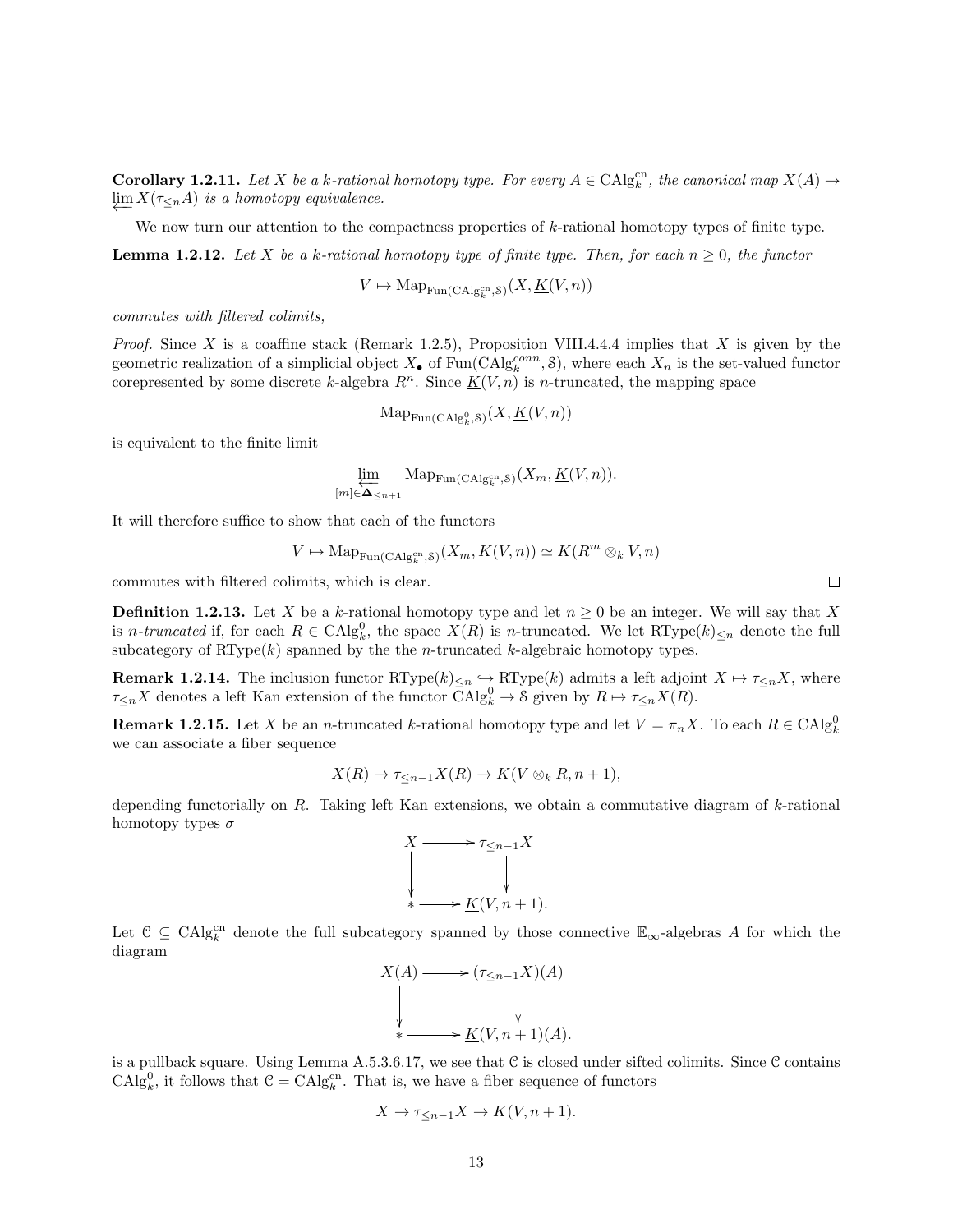**Corollary 1.2.11.** *Let $X$ be a $k$-rational homotopy type. For every $A \in \mathrm{CAlg}_k^{\mathrm{cn}}$, the canonical map $X(A) \to \varprojlim X(\tau_{\leq n} A)$ is a homotopy equivalence.*

We now turn our attention to the compactness properties of $k$-rational homotopy types of finite type.

**Lemma 1.2.12.** *Let $X$ be a $k$-rational homotopy type of finite type. Then, for each $n \geq 0$, the functor*

$$V \mapsto \mathrm{Map}_{\mathrm{Fun}(\mathrm{CAlg}_k^{\mathrm{cn}}, \mathcal{S})}(X, \underline{K}(V, n))$$

*commutes with filtered colimits,*

*Proof.* Since $X$ is a coaffine stack (Remark 1.2.5), Proposition VIII.4.4.4 implies that $X$ is given by the geometric realization of a simplicial object $X_\bullet$ of $\mathrm{Fun}(\mathrm{CAlg}_k^{conn}, \mathcal{S})$, where each $X_n$ is the set-valued functor corepresented by some discrete $k$-algebra $R^n$. Since $\underline{K}(V, n)$ is $n$-truncated, the mapping space

$$\mathrm{Map}_{\mathrm{Fun}(\mathrm{CAlg}_k^0, \mathcal{S})}(X, \underline{K}(V, n))$$

is equivalent to the finite limit

$$\varprojlim_{[m] \in \mathbf{\Delta}_{\leq n+1}} \mathrm{Map}_{\mathrm{Fun}(\mathrm{CAlg}_k^{\mathrm{cn}}, \mathcal{S})}(X_m, \underline{K}(V, n)).$$

It will therefore suffice to show that each of the functors

$$V \mapsto \mathrm{Map}_{\mathrm{Fun}(\mathrm{CAlg}_k^{\mathrm{cn}}, \mathcal{S})}(X_m, \underline{K}(V, n)) \simeq K(R^m \otimes_k V, n)$$

commutes with filtered colimits, which is clear. □

**Definition 1.2.13.** Let $X$ be a $k$-rational homotopy type and let $n \geq 0$ be an integer. We will say that $X$ is *$n$-truncated* if, for each $R \in \mathrm{CAlg}_k^0$, the space $X(R)$ is $n$-truncated. We let $\mathrm{RType}(k)_{\leq n}$ denote the full subcategory of $\mathrm{RType}(k)$ spanned by the the $n$-truncated $k$-algebraic homotopy types.

**Remark 1.2.14.** The inclusion functor $\mathrm{RType}(k)_{\leq n} \hookrightarrow \mathrm{RType}(k)$ admits a left adjoint $X \mapsto \tau_{\leq n} X$, where $\tau_{\leq n} X$ denotes a left Kan extension of the functor $\mathrm{CAlg}_k^0 \to \mathcal{S}$ given by $R \mapsto \tau_{\leq n} X(R)$.

**Remark 1.2.15.** Let $X$ be an $n$-truncated $k$-rational homotopy type and let $V = \pi_n X$. To each $R \in \mathrm{CAlg}_k^0$ we can associate a fiber sequence

$$X(R) \to \tau_{\leq n-1} X(R) \to K(V \otimes_k R, n+1),$$

depending functorially on $R$. Taking left Kan extensions, we obtain a commutative diagram of $k$-rational homotopy types $\sigma$

$$\begin{array}{ccc} X & \longrightarrow & \tau_{\leq n-1} X \\ \downarrow & & \downarrow \\ * & \longrightarrow & \underline{K}(V, n+1). \end{array}$$

Let $\mathcal{C} \subseteq \mathrm{CAlg}_k^{\mathrm{cn}}$ denote the full subcategory spanned by those connective $\mathbb{E}_\infty$-algebras $A$ for which the diagram

$$\begin{array}{ccc} X(A) & \longrightarrow & (\tau_{\leq n-1} X)(A) \\ \downarrow & & \downarrow \\ * & \longrightarrow & \underline{K}(V, n+1)(A). \end{array}$$

is a pullback square. Using Lemma A.5.3.6.17, we see that $\mathcal{C}$ is closed under sifted colimits. Since $\mathcal{C}$ contains $\mathrm{CAlg}_k^0$, it follows that $\mathcal{C} = \mathrm{CAlg}_k^{\mathrm{cn}}$. That is, we have a fiber sequence of functors

$$X \to \tau_{\leq n-1} X \to \underline{K}(V, n+1).$$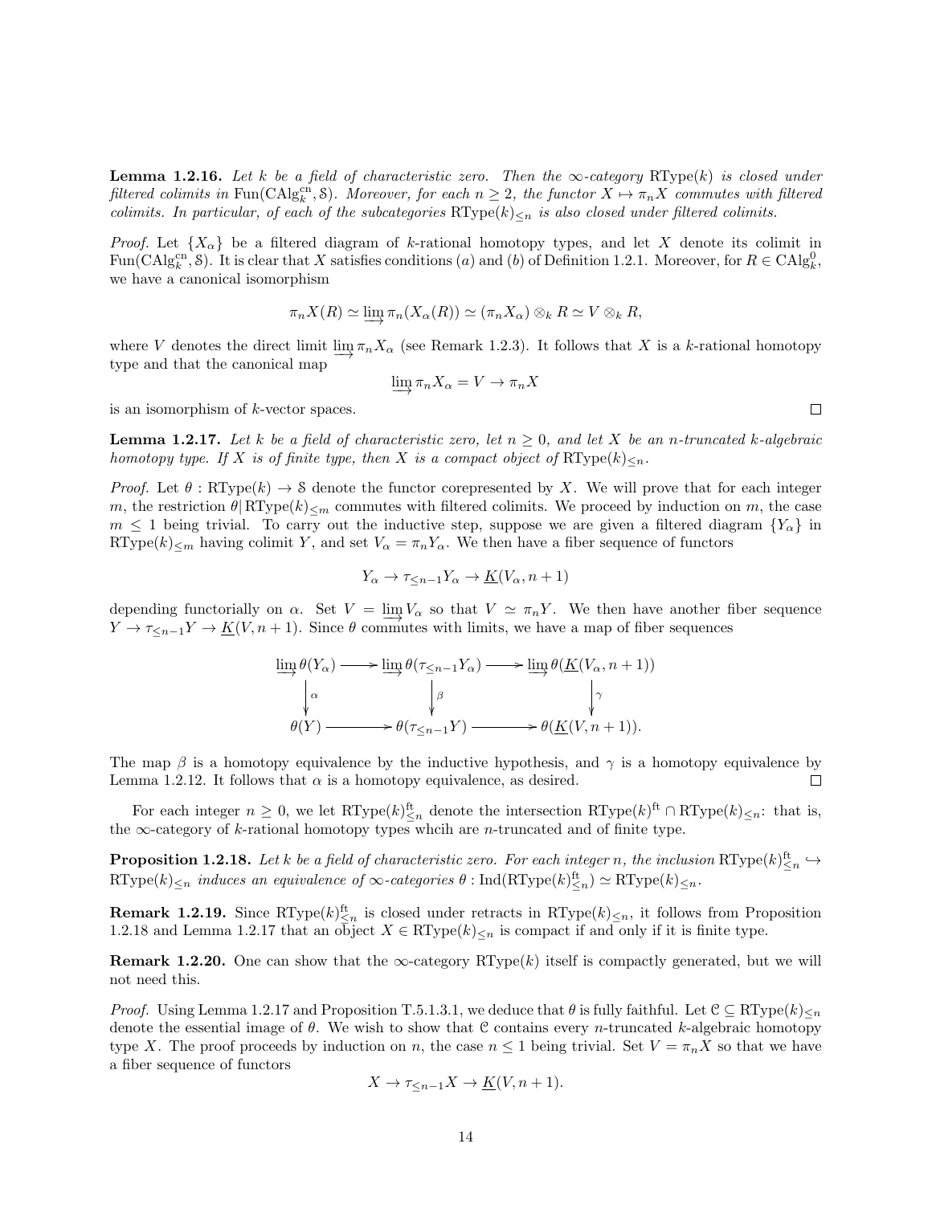**Lemma 1.2.16.** *Let $k$ be a field of characteristic zero. Then the $\infty$-category $\mathrm{RType}(k)$ is closed under filtered colimits in $\mathrm{Fun}(\mathrm{CAlg}_k^{\mathrm{cn}}, \mathcal{S})$. Moreover, for each $n \geq 2$, the functor $X \mapsto \pi_n X$ commutes with filtered colimits. In particular, of each of the subcategories $\mathrm{RType}(k)_{\leq n}$ is also closed under filtered colimits.*

*Proof.* Let $\{X_\alpha\}$ be a filtered diagram of $k$-rational homotopy types, and let $X$ denote its colimit in $\mathrm{Fun}(\mathrm{CAlg}_k^{\mathrm{cn}}, \mathcal{S})$. It is clear that $X$ satisfies conditions $(a)$ and $(b)$ of Definition 1.2.1. Moreover, for $R \in \mathrm{CAlg}_k^0$, we have a canonical isomorphism

$$\pi_n X(R) \simeq \varinjlim \pi_n(X_\alpha(R)) \simeq (\pi_n X_\alpha) \otimes_k R \simeq V \otimes_k R,$$

where $V$ denotes the direct limit $\varinjlim \pi_n X_\alpha$ (see Remark 1.2.3). It follows that $X$ is a $k$-rational homotopy type and that the canonical map

$$\varinjlim \pi_n X_\alpha = V \to \pi_n X$$

is an isomorphism of $k$-vector spaces. $\square$

**Lemma 1.2.17.** *Let $k$ be a field of characteristic zero, let $n \geq 0$, and let $X$ be an $n$-truncated $k$-algebraic homotopy type. If $X$ is of finite type, then $X$ is a compact object of $\mathrm{RType}(k)_{\leq n}$.*

*Proof.* Let $\theta : \mathrm{RType}(k) \to \mathcal{S}$ denote the functor corepresented by $X$. We will prove that for each integer $m$, the restriction $\theta | \mathrm{RType}(k)_{\leq m}$ commutes with filtered colimits. We proceed by induction on $m$, the case $m \leq 1$ being trivial. To carry out the inductive step, suppose we are given a filtered diagram $\{Y_\alpha\}$ in $\mathrm{RType}(k)_{\leq m}$ having colimit $Y$, and set $V_\alpha = \pi_n Y_\alpha$. We then have a fiber sequence of functors

$$Y_\alpha \to \tau_{\leq n-1} Y_\alpha \to \underline{K}(V_\alpha, n+1)$$

depending functorially on $\alpha$. Set $V = \varinjlim V_\alpha$ so that $V \simeq \pi_n Y$. We then have another fiber sequence $Y \to \tau_{\leq n-1} Y \to \underline{K}(V, n+1)$. Since $\theta$ commutes with limits, we have a map of fiber sequences

$$\begin{array}{ccccc}
\varinjlim \theta(Y_\alpha) & \longrightarrow & \varinjlim \theta(\tau_{\leq n-1} Y_\alpha) & \longrightarrow & \varinjlim \theta(\underline{K}(V_\alpha, n+1)) \\
\downarrow{\scriptstyle \alpha} & & \downarrow{\scriptstyle \beta} & & \downarrow{\scriptstyle \gamma} \\
\theta(Y) & \longrightarrow & \theta(\tau_{\leq n-1} Y) & \longrightarrow & \theta(\underline{K}(V, n+1)).
\end{array}$$

The map $\beta$ is a homotopy equivalence by the inductive hypothesis, and $\gamma$ is a homotopy equivalence by Lemma 1.2.12. It follows that $\alpha$ is a homotopy equivalence, as desired. $\square$

For each integer $n \geq 0$, we let $\mathrm{RType}(k)_{\leq n}^{\mathrm{ft}}$ denote the intersection $\mathrm{RType}(k)^{\mathrm{ft}} \cap \mathrm{RType}(k)_{\leq n}$: that is, the $\infty$-category of $k$-rational homotopy types whcih are $n$-truncated and of finite type.

**Proposition 1.2.18.** *Let $k$ be a field of characteristic zero. For each integer $n$, the inclusion $\mathrm{RType}(k)_{\leq n}^{\mathrm{ft}} \hookrightarrow \mathrm{RType}(k)_{\leq n}$ induces an equivalence of $\infty$-categories $\theta : \mathrm{Ind}(\mathrm{RType}(k)_{\leq n}^{\mathrm{ft}}) \simeq \mathrm{RType}(k)_{\leq n}$.*

**Remark 1.2.19.** Since $\mathrm{RType}(k)_{\leq n}^{\mathrm{ft}}$ is closed under retracts in $\mathrm{RType}(k)_{\leq n}$, it follows from Proposition 1.2.18 and Lemma 1.2.17 that an object $X \in \mathrm{RType}(k)_{\leq n}$ is compact if and only if it is finite type.

**Remark 1.2.20.** One can show that the $\infty$-category $\mathrm{RType}(k)$ itself is compactly generated, but we will not need this.

*Proof.* Using Lemma 1.2.17 and Proposition T.5.1.3.1, we deduce that $\theta$ is fully faithful. Let $\mathcal{C} \subseteq \mathrm{RType}(k)_{\leq n}$ denote the essential image of $\theta$. We wish to show that $\mathcal{C}$ contains every $n$-truncated $k$-algebraic homotopy type $X$. The proof proceeds by induction on $n$, the case $n \leq 1$ being trivial. Set $V = \pi_n X$ so that we have a fiber sequence of functors

$$X \to \tau_{\leq n-1} X \to \underline{K}(V, n+1).$$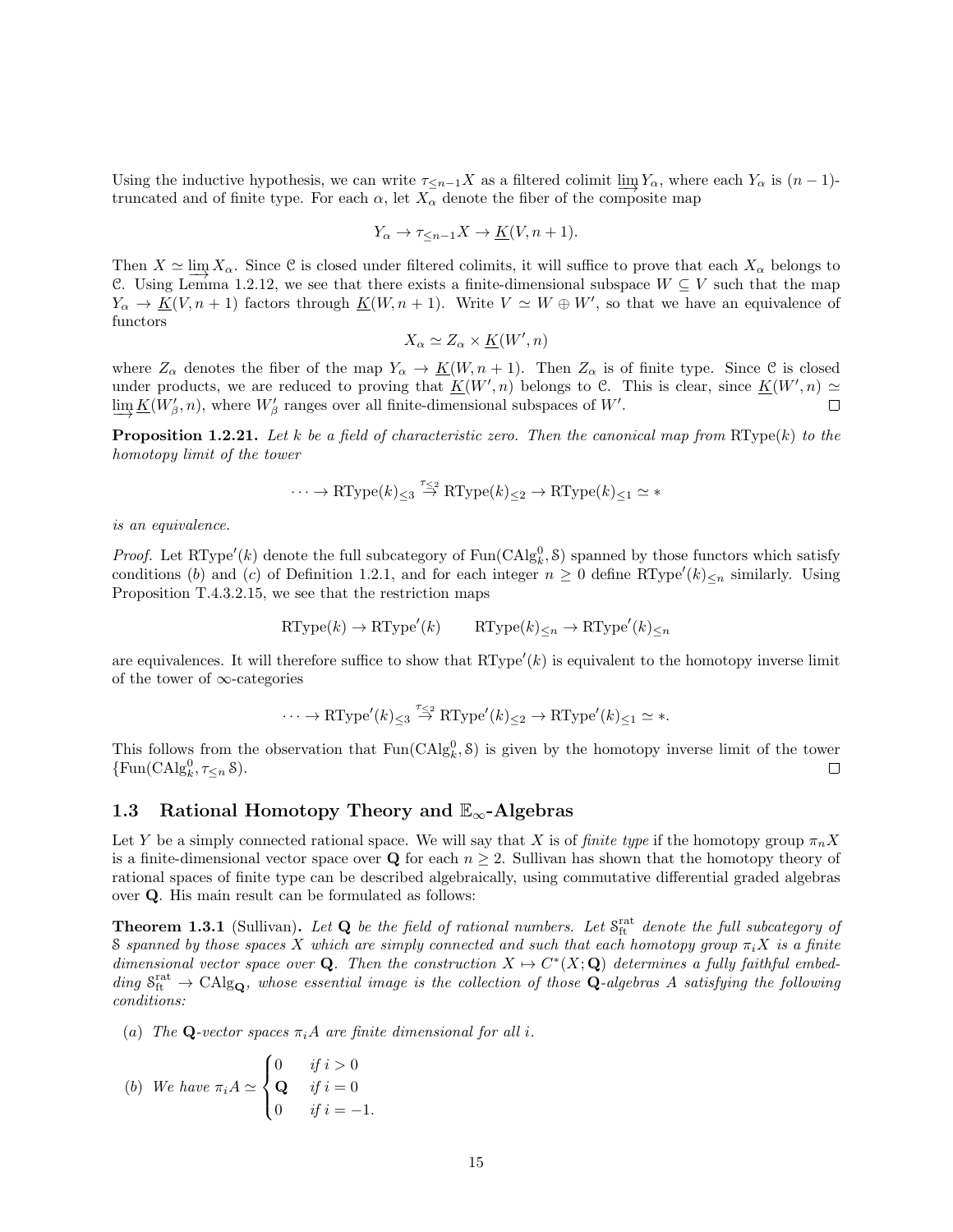Using the inductive hypothesis, we can write $\tau_{\leq n-1} X$ as a filtered colimit $\varinjlim Y_\alpha$, where each $Y_\alpha$ is $(n-1)$-truncated and of finite type. For each $\alpha$, let $X_\alpha$ denote the fiber of the composite map

$$Y_\alpha \to \tau_{\leq n-1} X \to \underline{K}(V, n+1).$$

Then $X \simeq \varinjlim X_\alpha$. Since $\mathcal{C}$ is closed under filtered colimits, it will suffice to prove that each $X_\alpha$ belongs to $\mathcal{C}$. Using Lemma 1.2.12, we see that there exists a finite-dimensional subspace $W \subseteq V$ such that the map $Y_\alpha \to \underline{K}(V, n+1)$ factors through $\underline{K}(W, n+1)$. Write $V \simeq W \oplus W'$, so that we have an equivalence of functors

$$X_\alpha \simeq Z_\alpha \times \underline{K}(W', n)$$

where $Z_\alpha$ denotes the fiber of the map $Y_\alpha \to \underline{K}(W, n+1)$. Then $Z_\alpha$ is of finite type. Since $\mathcal{C}$ is closed under products, we are reduced to proving that $\underline{K}(W', n)$ belongs to $\mathcal{C}$. This is clear, since $\underline{K}(W', n) \simeq \varinjlim \underline{K}(W'_\beta, n)$, where $W'_\beta$ ranges over all finite-dimensional subspaces of $W'$. □

**Proposition 1.2.21.** *Let $k$ be a field of characteristic zero. Then the canonical map from $\mathrm{RType}(k)$ to the homotopy limit of the tower*

$$\cdots \to \mathrm{RType}(k)_{\leq 3} \stackrel{\tau_{\leq 2}}{\to} \mathrm{RType}(k)_{\leq 2} \to \mathrm{RType}(k)_{\leq 1} \simeq *$$

*is an equivalence.*

*Proof.* Let $\mathrm{RType}'(k)$ denote the full subcategory of $\mathrm{Fun}(\mathrm{CAlg}^0_k, \mathcal{S})$ spanned by those functors which satisfy conditions $(b)$ and $(c)$ of Definition 1.2.1, and for each integer $n \geq 0$ define $\mathrm{RType}'(k)_{\leq n}$ similarly. Using Proposition T.4.3.2.15, we see that the restriction maps

$$\mathrm{RType}(k) \to \mathrm{RType}'(k) \qquad \mathrm{RType}(k)_{\leq n} \to \mathrm{RType}'(k)_{\leq n}$$

are equivalences. It will therefore suffice to show that $\mathrm{RType}'(k)$ is equivalent to the homotopy inverse limit of the tower of $\infty$-categories

$$\cdots \to \mathrm{RType}'(k)_{\leq 3} \stackrel{\tau_{\leq 2}}{\to} \mathrm{RType}'(k)_{\leq 2} \to \mathrm{RType}'(k)_{\leq 1} \simeq *.$$

This follows from the observation that $\mathrm{Fun}(\mathrm{CAlg}^0_k, \mathcal{S})$ is given by the homotopy inverse limit of the tower $\{\mathrm{Fun}(\mathrm{CAlg}^0_k, \tau_{\leq n} \mathcal{S})\}$. □

## 1.3 Rational Homotopy Theory and $\mathbb{E}_\infty$-Algebras

Let $Y$ be a simply connected rational space. We will say that $X$ is of *finite type* if the homotopy group $\pi_n X$ is a finite-dimensional vector space over $\mathbf{Q}$ for each $n \geq 2$. Sullivan has shown that the homotopy theory of rational spaces of finite type can be described algebraically, using commutative differential graded algebras over $\mathbf{Q}$. His main result can be formulated as follows:

**Theorem 1.3.1** (Sullivan)**.** *Let $\mathbf{Q}$ be the field of rational numbers. Let $\mathcal{S}^{\mathrm{rat}}_{\mathrm{ft}}$ denote the full subcategory of $\mathcal{S}$ spanned by those spaces $X$ which are simply connected and such that each homotopy group $\pi_i X$ is a finite dimensional vector space over $\mathbf{Q}$. Then the construction $X \mapsto C^*(X; \mathbf{Q})$ determines a fully faithful embedding $\mathcal{S}^{\mathrm{rat}}_{\mathrm{ft}} \to \mathrm{CAlg}_{\mathbf{Q}}$, whose essential image is the collection of those $\mathbf{Q}$-algebras $A$ satisfying the following conditions:*

- $(a)$ *The $\mathbf{Q}$-vector spaces $\pi_i A$ are finite dimensional for all $i$.*
- $(b)$ *We have* $\pi_i A \simeq \begin{cases} 0 & \text{if } i > 0 \\ \mathbf{Q} & \text{if } i = 0 \\ 0 & \text{if } i = -1. \end{cases}$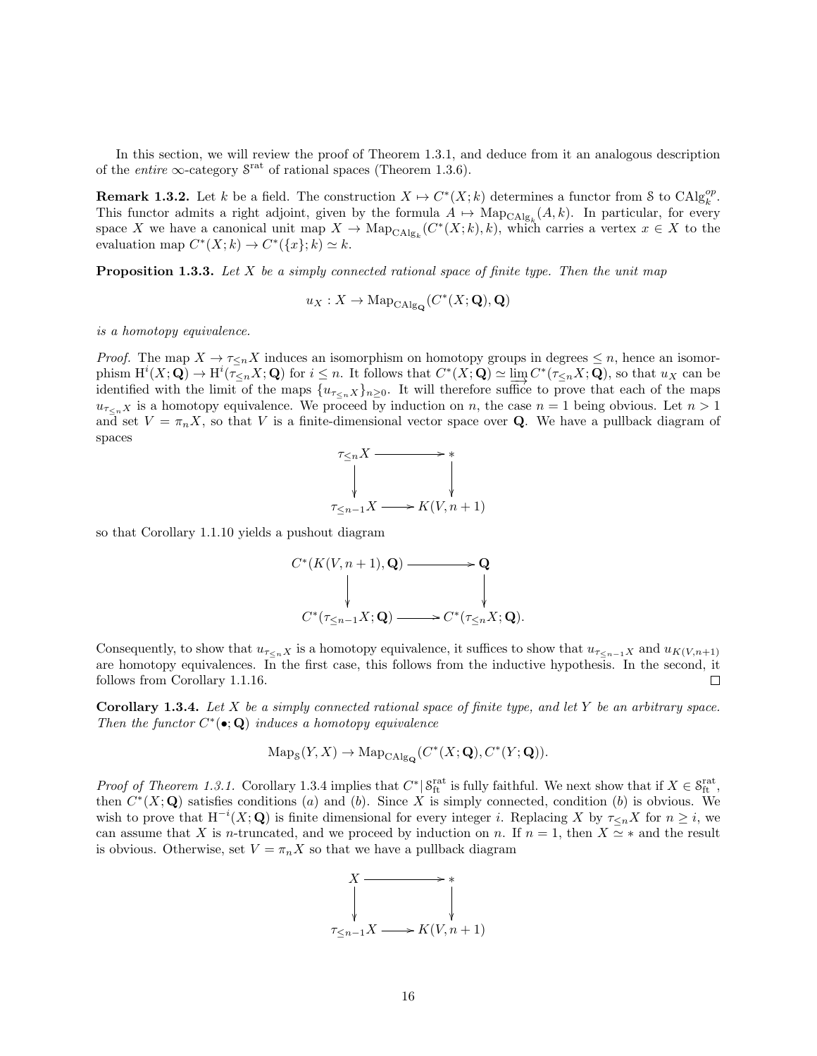In this section, we will review the proof of Theorem 1.3.1, and deduce from it an analogous description of the *entire* $\infty$-category $\mathcal{S}^{\mathrm{rat}}$ of rational spaces (Theorem 1.3.6).

**Remark 1.3.2.** Let $k$ be a field. The construction $X \mapsto C^*(X; k)$ determines a functor from $\mathcal{S}$ to $\mathrm{CAlg}_k^{op}$. This functor admits a right adjoint, given by the formula $A \mapsto \mathrm{Map}_{\mathrm{CAlg}_k}(A, k)$. In particular, for every space $X$ we have a canonical unit map $X \to \mathrm{Map}_{\mathrm{CAlg}_k}(C^*(X; k), k)$, which carries a vertex $x \in X$ to the evaluation map $C^*(X; k) \to C^*(\{x\}; k) \simeq k$.

**Proposition 1.3.3.** *Let $X$ be a simply connected rational space of finite type. Then the unit map*

$$u_X : X \to \mathrm{Map}_{\mathrm{CAlg}_{\mathbf{Q}}}(C^*(X; \mathbf{Q}), \mathbf{Q})$$

*is a homotopy equivalence.*

*Proof.* The map $X \to \tau_{\leq n} X$ induces an isomorphism on homotopy groups in degrees $\leq n$, hence an isomorphism $\mathrm{H}^i(X; \mathbf{Q}) \to \mathrm{H}^i(\tau_{\leq n} X; \mathbf{Q})$ for $i \leq n$. It follows that $C^*(X; \mathbf{Q}) \simeq \varinjlim C^*(\tau_{\leq n} X; \mathbf{Q})$, so that $u_X$ can be identified with the limit of the maps $\{u_{\tau_{\leq n} X}\}_{n \geq 0}$. It will therefore suffice to prove that each of the maps $u_{\tau_{\leq n} X}$ is a homotopy equivalence. We proceed by induction on $n$, the case $n = 1$ being obvious. Let $n > 1$ and set $V = \pi_n X$, so that $V$ is a finite-dimensional vector space over $\mathbf{Q}$. We have a pullback diagram of spaces

$$\begin{array}{ccc} \tau_{\leq n} X & \longrightarrow & * \\ \downarrow & & \downarrow \\ \tau_{\leq n-1} X & \longrightarrow & K(V, n+1) \end{array}$$

so that Corollary 1.1.10 yields a pushout diagram

$$\begin{array}{ccc} C^*(K(V, n+1), \mathbf{Q}) & \longrightarrow & \mathbf{Q} \\ \downarrow & & \downarrow \\ C^*(\tau_{\leq n-1} X; \mathbf{Q}) & \longrightarrow & C^*(\tau_{\leq n} X; \mathbf{Q}). \end{array}$$

Consequently, to show that $u_{\tau_{\leq n} X}$ is a homotopy equivalence, it suffices to show that $u_{\tau_{\leq n-1} X}$ and $u_{K(V, n+1)}$ are homotopy equivalences. In the first case, this follows from the inductive hypothesis. In the second, it follows from Corollary 1.1.16. $\square$

**Corollary 1.3.4.** *Let $X$ be a simply connected rational space of finite type, and let $Y$ be an arbitrary space. Then the functor $C^*(\bullet; \mathbf{Q})$ induces a homotopy equivalence*

$$\mathrm{Map}_{\mathcal{S}}(Y, X) \to \mathrm{Map}_{\mathrm{CAlg}_{\mathbf{Q}}}(C^*(X; \mathbf{Q}), C^*(Y; \mathbf{Q})).$$

*Proof of Theorem 1.3.1.* Corollary 1.3.4 implies that $C^*|\,\mathcal{S}^{\mathrm{rat}}_{\mathrm{ft}}$ is fully faithful. We next show that if $X \in \mathcal{S}^{\mathrm{rat}}_{\mathrm{ft}}$, then $C^*(X; \mathbf{Q})$ satisfies conditions $(a)$ and $(b)$. Since $X$ is simply connected, condition $(b)$ is obvious. We wish to prove that $\mathrm{H}^{-i}(X; \mathbf{Q})$ is finite dimensional for every integer $i$. Replacing $X$ by $\tau_{\leq n} X$ for $n \geq i$, we can assume that $X$ is $n$-truncated, and we proceed by induction on $n$. If $n = 1$, then $X \simeq *$ and the result is obvious. Otherwise, set $V = \pi_n X$ so that we have a pullback diagram

$$\begin{array}{ccc} X & \longrightarrow & * \\ \downarrow & & \downarrow \\ \tau_{\leq n-1} X & \longrightarrow & K(V, n+1) \end{array}$$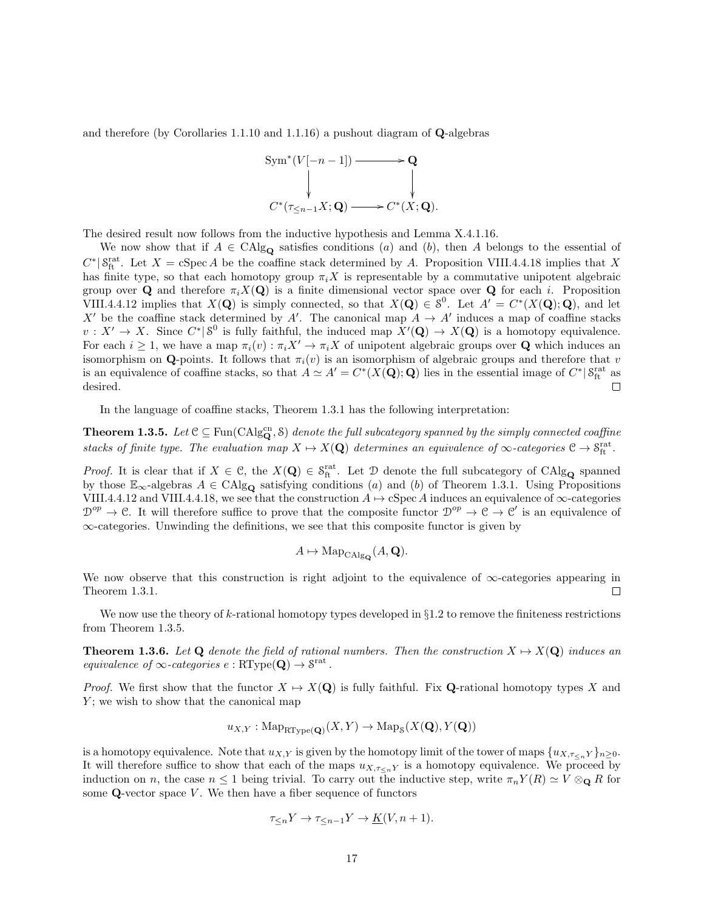and therefore (by Corollaries 1.1.10 and 1.1.16) a pushout diagram of $\mathbf{Q}$-algebras

$$\begin{array}{ccc} \mathrm{Sym}^*(V[-n-1]) & \longrightarrow & \mathbf{Q} \\ \downarrow & & \downarrow \\ C^*(\tau_{\leq n-1}X;\mathbf{Q}) & \longrightarrow & C^*(X;\mathbf{Q}). \end{array}$$

The desired result now follows from the inductive hypothesis and Lemma X.4.1.16.

We now show that if $A \in \mathrm{CAlg}_{\mathbf{Q}}$ satisfies conditions $(a)$ and $(b)$, then $A$ belongs to the essential of $C^*|\,\mathcal{S}^{\mathrm{rat}}_{\mathrm{ft}}$. Let $X = \mathrm{cSpec}\,A$ be the coaffine stack determined by $A$. Proposition VIII.4.4.18 implies that $X$ has finite type, so that each homotopy group $\pi_i X$ is representable by a commutative unipotent algebraic group over $\mathbf{Q}$ and therefore $\pi_i X(\mathbf{Q})$ is a finite dimensional vector space over $\mathbf{Q}$ for each $i$. Proposition VIII.4.4.12 implies that $X(\mathbf{Q})$ is simply connected, so that $X(\mathbf{Q}) \in \mathcal{S}^0$. Let $A' = C^*(X(\mathbf{Q});\mathbf{Q})$, and let $X'$ be the coaffine stack determined by $A'$. The canonical map $A \to A'$ induces a map of coaffine stacks $v : X' \to X$. Since $C^*|\,\mathcal{S}^0$ is fully faithful, the induced map $X'(\mathbf{Q}) \to X(\mathbf{Q})$ is a homotopy equivalence. For each $i \geq 1$, we have a map $\pi_i(v) : \pi_i X' \to \pi_i X$ of unipotent algebraic groups over $\mathbf{Q}$ which induces an isomorphism on $\mathbf{Q}$-points. It follows that $\pi_i(v)$ is an isomorphism of algebraic groups and therefore that $v$ is an equivalence of coaffine stacks, so that $A \simeq A' = C^*(X(\mathbf{Q});\mathbf{Q})$ lies in the essential image of $C^*|\,\mathcal{S}^{\mathrm{rat}}_{\mathrm{ft}}$ as desired. □

In the language of coaffine stacks, Theorem 1.3.1 has the following interpretation:

**Theorem 1.3.5.** *Let $\mathcal{C} \subseteq \mathrm{Fun}(\mathrm{CAlg}^{\mathrm{cn}}_{\mathbf{Q}}, \mathcal{S})$ denote the full subcategory spanned by the simply connected coaffine stacks of finite type. The evaluation map $X \mapsto X(\mathbf{Q})$ determines an equivalence of $\infty$-categories $\mathcal{C} \to \mathcal{S}^{\mathrm{rat}}_{\mathrm{ft}}$.*

*Proof.* It is clear that if $X \in \mathcal{C}$, the $X(\mathbf{Q}) \in \mathcal{S}^{\mathrm{rat}}_{\mathrm{ft}}$. Let $\mathcal{D}$ denote the full subcategory of $\mathrm{CAlg}_{\mathbf{Q}}$ spanned by those $\mathbb{E}_\infty$-algebras $A \in \mathrm{CAlg}_{\mathbf{Q}}$ satisfying conditions $(a)$ and $(b)$ of Theorem 1.3.1. Using Propositions VIII.4.4.12 and VIII.4.4.18, we see that the construction $A \mapsto \mathrm{cSpec}\,A$ induces an equivalence of $\infty$-categories $\mathcal{D}^{op} \to \mathcal{C}$. It will therefore suffice to prove that the composite functor $\mathcal{D}^{op} \to \mathcal{C} \to \mathcal{C}'$ is an equivalence of $\infty$-categories. Unwinding the definitions, we see that this composite functor is given by

$$A \mapsto \mathrm{Map}_{\mathrm{CAlg}_{\mathbf{Q}}}(A, \mathbf{Q}).$$

We now observe that this construction is right adjoint to the equivalence of $\infty$-categories appearing in Theorem 1.3.1. □

We now use the theory of $k$-rational homotopy types developed in §1.2 to remove the finiteness restrictions from Theorem 1.3.5.

**Theorem 1.3.6.** *Let $\mathbf{Q}$ denote the field of rational numbers. Then the construction $X \mapsto X(\mathbf{Q})$ induces an equivalence of $\infty$-categories $e : \mathrm{RType}(\mathbf{Q}) \to \mathcal{S}^{\mathrm{rat}}$.*

*Proof.* We first show that the functor $X \mapsto X(\mathbf{Q})$ is fully faithful. Fix $\mathbf{Q}$-rational homotopy types $X$ and $Y$; we wish to show that the canonical map

$$u_{X,Y} : \mathrm{Map}_{\mathrm{RType}(\mathbf{Q})}(X,Y) \to \mathrm{Map}_{\mathcal{S}}(X(\mathbf{Q}), Y(\mathbf{Q}))$$

is a homotopy equivalence. Note that $u_{X,Y}$ is given by the homotopy limit of the tower of maps $\{u_{X,\tau_{\leq n}Y}\}_{n\geq 0}$. It will therefore suffice to show that each of the maps $u_{X,\tau_{\leq n}Y}$ is a homotopy equivalence. We proceed by induction on $n$, the case $n \leq 1$ being trivial. To carry out the inductive step, write $\pi_n Y(R) \simeq V \otimes_{\mathbf{Q}} R$ for some $\mathbf{Q}$-vector space $V$. We then have a fiber sequence of functors

$$\tau_{\leq n}Y \to \tau_{\leq n-1}Y \to \underline{K}(V, n+1).$$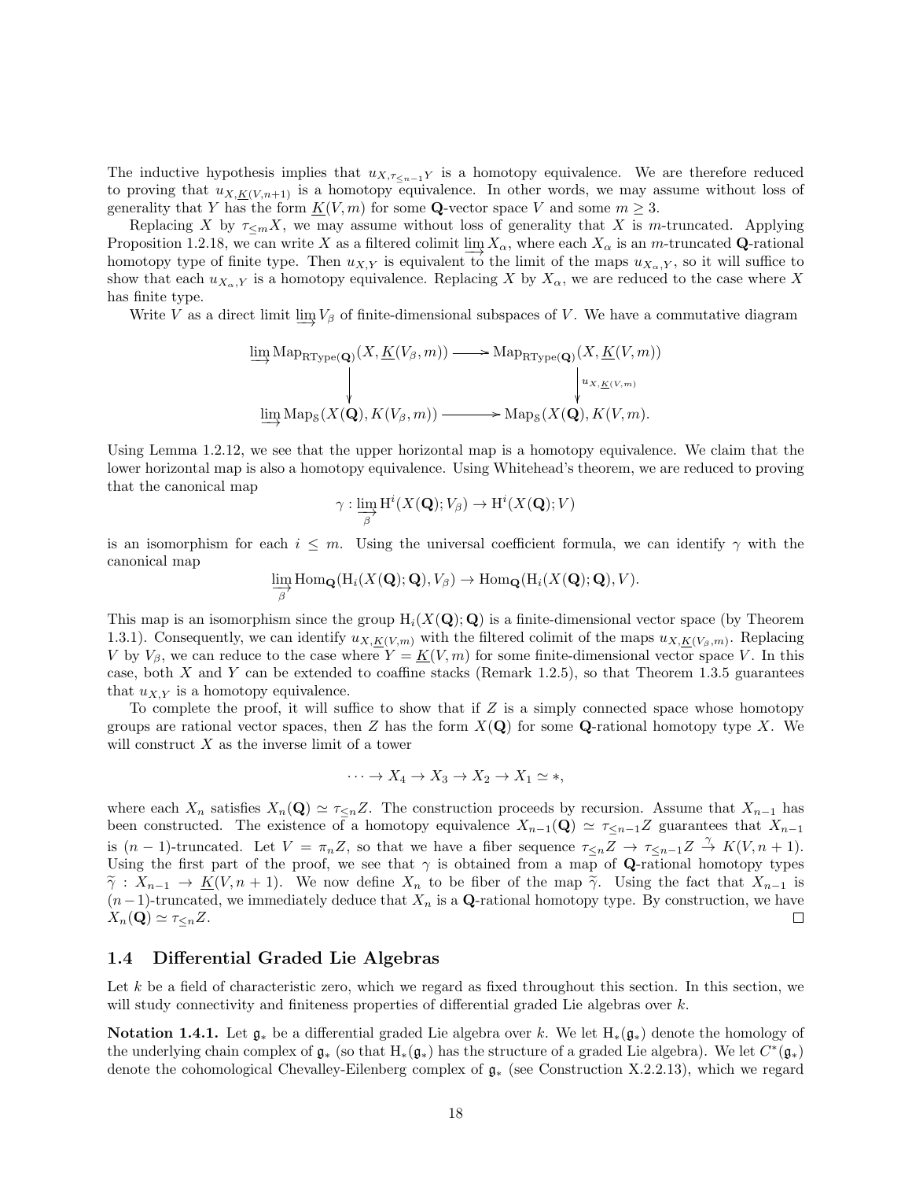The inductive hypothesis implies that $u_{X,\tau_{\leq n-1}Y}$ is a homotopy equivalence. We are therefore reduced to proving that $u_{X,\underline{K}(V,n+1)}$ is a homotopy equivalence. In other words, we may assume without loss of generality that $Y$ has the form $\underline{K}(V,m)$ for some $\mathbf{Q}$-vector space $V$ and some $m \geq 3$.

Replacing $X$ by $\tau_{\leq m}X$, we may assume without loss of generality that $X$ is $m$-truncated. Applying Proposition 1.2.18, we can write $X$ as a filtered colimit $\varinjlim X_\alpha$, where each $X_\alpha$ is an $m$-truncated $\mathbf{Q}$-rational homotopy type of finite type. Then $u_{X,Y}$ is equivalent to the limit of the maps $u_{X_\alpha,Y}$, so it will suffice to show that each $u_{X_\alpha,Y}$ is a homotopy equivalence. Replacing $X$ by $X_\alpha$, we are reduced to the case where $X$ has finite type.

Write $V$ as a direct limit $\varinjlim V_\beta$ of finite-dimensional subspaces of $V$. We have a commutative diagram

$$\begin{array}{ccc}
\varinjlim \mathrm{Map}_{\mathrm{RType}(\mathbf{Q})}(X, \underline{K}(V_\beta, m)) & \longrightarrow & \mathrm{Map}_{\mathrm{RType}(\mathbf{Q})}(X, \underline{K}(V,m)) \\
\downarrow & & \downarrow u_{X,\underline{K}(V,m)} \\
\varinjlim \mathrm{Map}_{\mathcal{S}}(X(\mathbf{Q}), K(V_\beta, m)) & \longrightarrow & \mathrm{Map}_{\mathcal{S}}(X(\mathbf{Q}), K(V,m).
\end{array}$$

Using Lemma 1.2.12, we see that the upper horizontal map is a homotopy equivalence. We claim that the lower horizontal map is also a homotopy equivalence. Using Whitehead's theorem, we are reduced to proving that the canonical map

$$\gamma : \varinjlim_{\beta} \mathrm{H}^i(X(\mathbf{Q}); V_\beta) \to \mathrm{H}^i(X(\mathbf{Q}); V)$$

is an isomorphism for each $i \leq m$. Using the universal coefficient formula, we can identify $\gamma$ with the canonical map

$$\varinjlim_{\beta} \mathrm{Hom}_{\mathbf{Q}}(\mathrm{H}_i(X(\mathbf{Q}); \mathbf{Q}), V_\beta) \to \mathrm{Hom}_{\mathbf{Q}}(\mathrm{H}_i(X(\mathbf{Q}); \mathbf{Q}), V).$$

This map is an isomorphism since the group $\mathrm{H}_i(X(\mathbf{Q}); \mathbf{Q})$ is a finite-dimensional vector space (by Theorem 1.3.1). Consequently, we can identify $u_{X,\underline{K}(V,m)}$ with the filtered colimit of the maps $u_{X,\underline{K}(V_\beta,m)}$. Replacing $V$ by $V_\beta$, we can reduce to the case where $Y = \underline{K}(V,m)$ for some finite-dimensional vector space $V$. In this case, both $X$ and $Y$ can be extended to coaffine stacks (Remark 1.2.5), so that Theorem 1.3.5 guarantees that $u_{X,Y}$ is a homotopy equivalence.

To complete the proof, it will suffice to show that if $Z$ is a simply connected space whose homotopy groups are rational vector spaces, then $Z$ has the form $X(\mathbf{Q})$ for some $\mathbf{Q}$-rational homotopy type $X$. We will construct $X$ as the inverse limit of a tower

$$\cdots \to X_4 \to X_3 \to X_2 \to X_1 \simeq *,$$

where each $X_n$ satisfies $X_n(\mathbf{Q}) \simeq \tau_{\leq n}Z$. The construction proceeds by recursion. Assume that $X_{n-1}$ has been constructed. The existence of a homotopy equivalence $X_{n-1}(\mathbf{Q}) \simeq \tau_{\leq n-1}Z$ guarantees that $X_{n-1}$ is $(n-1)$-truncated. Let $V = \pi_n Z$, so that we have a fiber sequence $\tau_{\leq n}Z \to \tau_{\leq n-1}Z \xrightarrow{\gamma} K(V, n+1)$. Using the first part of the proof, we see that $\gamma$ is obtained from a map of $\mathbf{Q}$-rational homotopy types $\widetilde{\gamma} : X_{n-1} \to \underline{K}(V, n+1)$. We now define $X_n$ to be fiber of the map $\widetilde{\gamma}$. Using the fact that $X_{n-1}$ is $(n-1)$-truncated, we immediately deduce that $X_n$ is a $\mathbf{Q}$-rational homotopy type. By construction, we have $X_n(\mathbf{Q}) \simeq \tau_{\leq n}Z$. $\square$

## 1.4 Differential Graded Lie Algebras

Let $k$ be a field of characteristic zero, which we regard as fixed throughout this section. In this section, we will study connectivity and finiteness properties of differential graded Lie algebras over $k$.

**Notation 1.4.1.** Let $\mathfrak{g}_*$ be a differential graded Lie algebra over $k$. We let $\mathrm{H}_*(\mathfrak{g}_*)$ denote the homology of the underlying chain complex of $\mathfrak{g}_*$ (so that $\mathrm{H}_*(\mathfrak{g}_*)$ has the structure of a graded Lie algebra). We let $C^*(\mathfrak{g}_*)$ denote the cohomological Chevalley-Eilenberg complex of $\mathfrak{g}_*$ (see Construction X.2.2.13), which we regard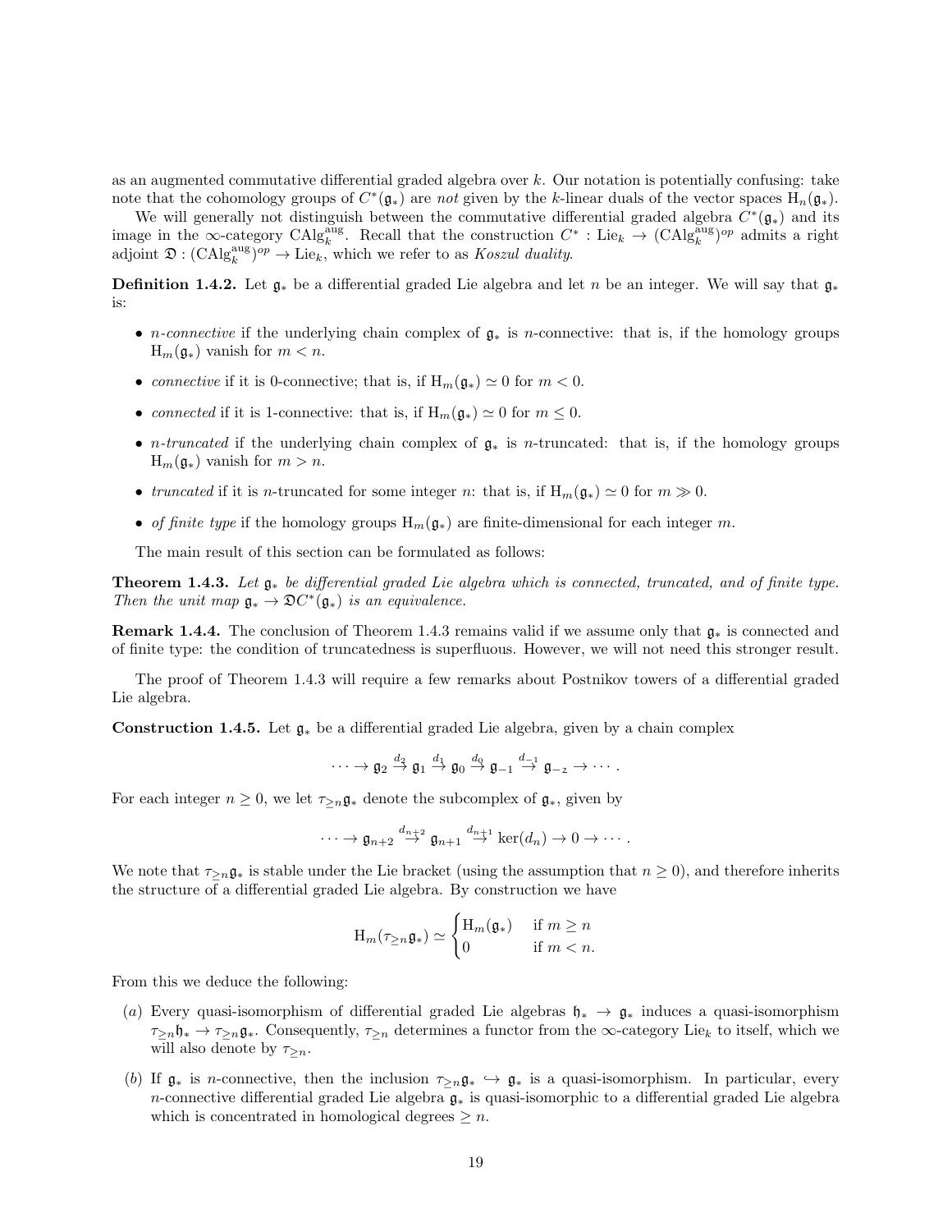as an augmented commutative differential graded algebra over $k$. Our notation is potentially confusing: take note that the cohomology groups of $C^*(\mathfrak{g}_*)$ are *not* given by the $k$-linear duals of the vector spaces $\mathrm{H}_n(\mathfrak{g}_*)$.

We will generally not distinguish between the commutative differential graded algebra $C^*(\mathfrak{g}_*)$ and its image in the $\infty$-category $\mathrm{CAlg}_k^{\mathrm{aug}}$. Recall that the construction $C^* : \mathrm{Lie}_k \to (\mathrm{CAlg}_k^{\mathrm{aug}})^{op}$ admits a right adjoint $\mathfrak{D} : (\mathrm{CAlg}_k^{\mathrm{aug}})^{op} \to \mathrm{Lie}_k$, which we refer to as *Koszul duality*.

**Definition 1.4.2.** Let $\mathfrak{g}_*$ be a differential graded Lie algebra and let $n$ be an integer. We will say that $\mathfrak{g}_*$ is:

- *$n$-connective* if the underlying chain complex of $\mathfrak{g}_*$ is $n$-connective: that is, if the homology groups $\mathrm{H}_m(\mathfrak{g}_*)$ vanish for $m < n$.
- *connective* if it is 0-connective; that is, if $\mathrm{H}_m(\mathfrak{g}_*) \simeq 0$ for $m < 0$.
- *connected* if it is 1-connective: that is, if $\mathrm{H}_m(\mathfrak{g}_*) \simeq 0$ for $m \leq 0$.
- *$n$-truncated* if the underlying chain complex of $\mathfrak{g}_*$ is $n$-truncated: that is, if the homology groups $\mathrm{H}_m(\mathfrak{g}_*)$ vanish for $m > n$.
- *truncated* if it is $n$-truncated for some integer $n$: that is, if $\mathrm{H}_m(\mathfrak{g}_*) \simeq 0$ for $m \gg 0$.
- *of finite type* if the homology groups $\mathrm{H}_m(\mathfrak{g}_*)$ are finite-dimensional for each integer $m$.

The main result of this section can be formulated as follows:

**Theorem 1.4.3.** *Let $\mathfrak{g}_*$ be differential graded Lie algebra which is connected, truncated, and of finite type. Then the unit map $\mathfrak{g}_* \to \mathfrak{D}C^*(\mathfrak{g}_*)$ is an equivalence.*

**Remark 1.4.4.** The conclusion of Theorem 1.4.3 remains valid if we assume only that $\mathfrak{g}_*$ is connected and of finite type: the condition of truncatedness is superfluous. However, we will not need this stronger result.

The proof of Theorem 1.4.3 will require a few remarks about Postnikov towers of a differential graded Lie algebra.

**Construction 1.4.5.** Let $\mathfrak{g}_*$ be a differential graded Lie algebra, given by a chain complex

$$\cdots \to \mathfrak{g}_2 \xrightarrow{d_2} \mathfrak{g}_1 \xrightarrow{d_1} \mathfrak{g}_0 \xrightarrow{d_0} \mathfrak{g}_{-1} \xrightarrow{d_{-1}} \mathfrak{g}_{-2} \to \cdots.$$

For each integer $n \geq 0$, we let $\tau_{\geq n}\mathfrak{g}_*$ denote the subcomplex of $\mathfrak{g}_*$, given by

$$\cdots \to \mathfrak{g}_{n+2} \xrightarrow{d_{n+2}} \mathfrak{g}_{n+1} \xrightarrow{d_{n+1}} \ker(d_n) \to 0 \to \cdots.$$

We note that $\tau_{\geq n}\mathfrak{g}_*$ is stable under the Lie bracket (using the assumption that $n \geq 0$), and therefore inherits the structure of a differential graded Lie algebra. By construction we have

$$\mathrm{H}_m(\tau_{\geq n}\mathfrak{g}_*) \simeq \begin{cases} \mathrm{H}_m(\mathfrak{g}_*) & \text{if } m \geq n \\ 0 & \text{if } m < n. \end{cases}$$

From this we deduce the following:

(a) Every quasi-isomorphism of differential graded Lie algebras $\mathfrak{h}_* \to \mathfrak{g}_*$ induces a quasi-isomorphism $\tau_{\geq n}\mathfrak{h}_* \to \tau_{\geq n}\mathfrak{g}_*$. Consequently, $\tau_{\geq n}$ determines a functor from the $\infty$-category $\mathrm{Lie}_k$ to itself, which we will also denote by $\tau_{\geq n}$.

(b) If $\mathfrak{g}_*$ is $n$-connective, then the inclusion $\tau_{\geq n}\mathfrak{g}_* \hookrightarrow \mathfrak{g}_*$ is a quasi-isomorphism. In particular, every $n$-connective differential graded Lie algebra $\mathfrak{g}_*$ is quasi-isomorphic to a differential graded Lie algebra which is concentrated in homological degrees $\geq n$.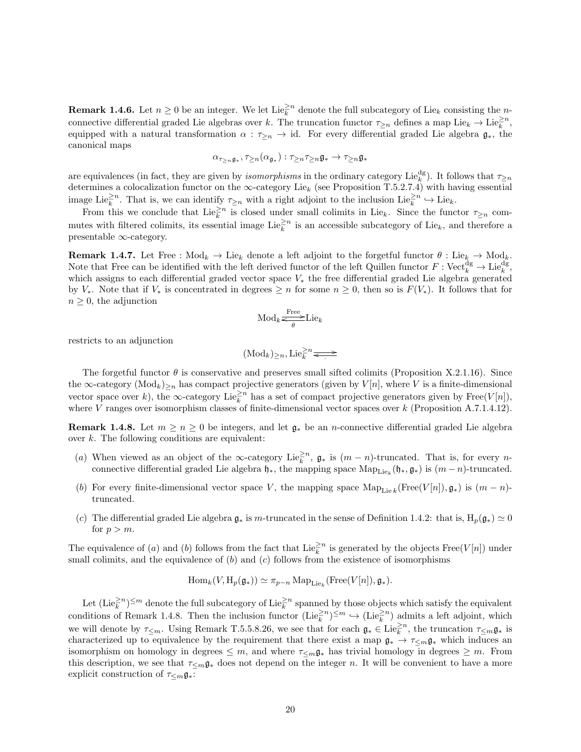**Remark 1.4.6.** Let $n \geq 0$ be an integer. We let $\mathrm{Lie}_k^{\geq n}$ denote the full subcategory of $\mathrm{Lie}_k$ consisting the $n$-connective differential graded Lie algebras over $k$. The truncation functor $\tau_{\geq n}$ defines a map $\mathrm{Lie}_k \to \mathrm{Lie}_k^{\geq n}$, equipped with a natural transformation $\alpha : \tau_{\geq n} \to \mathrm{id}$. For every differential graded Lie algebra $\mathfrak{g}_*$, the canonical maps

$$\alpha_{\tau_{\geq n}\mathfrak{g}_*}, \tau_{\geq n}(\alpha_{\mathfrak{g}_*}) : \tau_{\geq n}\tau_{\geq n}\mathfrak{g}_* \to \tau_{\geq n}\mathfrak{g}_*$$

are equivalences (in fact, they are given by *isomorphisms* in the ordinary category $\mathrm{Lie}_k^{\mathrm{dg}}$). It follows that $\tau_{\geq n}$ determines a colocalization functor on the $\infty$-category $\mathrm{Lie}_k$ (see Proposition T.5.2.7.4) with having essential image $\mathrm{Lie}_k^{\geq n}$. That is, we can identify $\tau_{\geq n}$ with a right adjoint to the inclusion $\mathrm{Lie}_k^{\geq n} \hookrightarrow \mathrm{Lie}_k$.

From this we conclude that $\mathrm{Lie}_k^{\geq n}$ is closed under small colimits in $\mathrm{Lie}_k$. Since the functor $\tau_{\geq n}$ commutes with filtered colimits, its essential image $\mathrm{Lie}_k^{\geq n}$ is an accessible subcategory of $\mathrm{Lie}_k$, and therefore a presentable $\infty$-category.

**Remark 1.4.7.** Let $\mathrm{Free} : \mathrm{Mod}_k \to \mathrm{Lie}_k$ denote a left adjoint to the forgetful functor $\theta : \mathrm{Lie}_k \to \mathrm{Mod}_k$. Note that Free can be identified with the left derived functor of the left Quillen functor $F : \mathrm{Vect}_k^{\mathrm{dg}} \to \mathrm{Lie}_k^{\mathrm{dg}}$, which assigns to each differential graded vector space $V_*$ the free differential graded Lie algebra generated by $V_*$. Note that if $V_*$ is concentrated in degrees $\geq n$ for some $n \geq 0$, then so is $F(V_*)$. It follows that for $n \geq 0$, the adjunction

$$\mathrm{Mod}_k \underset{\theta}{\overset{\mathrm{Free}}{\rightleftarrows}} \mathrm{Lie}_k$$

restricts to an adjunction

$$(\mathrm{Mod}_k)_{\geq n}, \mathrm{Lie}_k^{\geq n} \rightleftarrows$$

The forgetful functor $\theta$ is conservative and preserves small sifted colimits (Proposition X.2.1.16). Since the $\infty$-category $(\mathrm{Mod}_k)_{\geq n}$ has compact projective generators (given by $V[n]$, where $V$ is a finite-dimensional vector space over $k$), the $\infty$-category $\mathrm{Lie}_k^{\geq n}$ has a set of compact projective generators given by $\mathrm{Free}(V[n])$, where $V$ ranges over isomorphism classes of finite-dimensional vector spaces over $k$ (Proposition A.7.1.4.12).

**Remark 1.4.8.** Let $m \geq n \geq 0$ be integers, and let $\mathfrak{g}_*$ be an $n$-connective differential graded Lie algebra over $k$. The following conditions are equivalent:

- $(a)$ When viewed as an object of the $\infty$-category $\mathrm{Lie}_k^{\geq n}$, $\mathfrak{g}_*$ is $(m-n)$-truncated. That is, for every $n$-connective differential graded Lie algebra $\mathfrak{h}_*$, the mapping space $\mathrm{Map}_{\mathrm{Lie}_k}(\mathfrak{h}_*, \mathfrak{g}_*)$ is $(m-n)$-truncated.
- $(b)$ For every finite-dimensional vector space $V$, the mapping space $\mathrm{Map}_{\mathrm{Lie}\,k}(\mathrm{Free}(V[n]), \mathfrak{g}_*)$ is $(m-n)$-truncated.
- $(c)$ The differential graded Lie algebra $\mathfrak{g}_*$ is $m$-truncated in the sense of Definition 1.4.2: that is, $\mathrm{H}_p(\mathfrak{g}_*) \simeq 0$ for $p > m$.

The equivalence of $(a)$ and $(b)$ follows from the fact that $\mathrm{Lie}_k^{\geq n}$ is generated by the objects $\mathrm{Free}(V[n])$ under small colimits, and the equivalence of $(b)$ and $(c)$ follows from the existence of isomorphisms

$$\mathrm{Hom}_k(V, \mathrm{H}_p(\mathfrak{g}_*)) \simeq \pi_{p-n} \mathrm{Map}_{\mathrm{Lie}_k}(\mathrm{Free}(V[n]), \mathfrak{g}_*).$$

Let $(\mathrm{Lie}_k^{\geq n})^{\leq m}$ denote the full subcategory of $\mathrm{Lie}_k^{\geq n}$ spanned by those objects which satisfy the equivalent conditions of Remark 1.4.8. Then the inclusion functor $(\mathrm{Lie}_k^{\geq n})^{\leq m} \hookrightarrow (\mathrm{Lie}_k^{\geq n})$ admits a left adjoint, which we will denote by $\tau_{\leq m}$. Using Remark T.5.5.8.26, we see that for each $\mathfrak{g}_* \in \mathrm{Lie}_k^{\geq n}$, the truncation $\tau_{\leq m}\mathfrak{g}_*$ is characterized up to equivalence by the requirement that there exist a map $\mathfrak{g}_* \to \tau_{\leq m}\mathfrak{g}_*$ which induces an isomorphism on homology in degrees $\leq m$, and where $\tau_{\leq m}\mathfrak{g}_*$ has trivial homology in degrees $\geq m$. From this description, we see that $\tau_{\leq m}\mathfrak{g}_*$ does not depend on the integer $n$. It will be convenient to have a more explicit construction of $\tau_{\leq m}\mathfrak{g}_*$: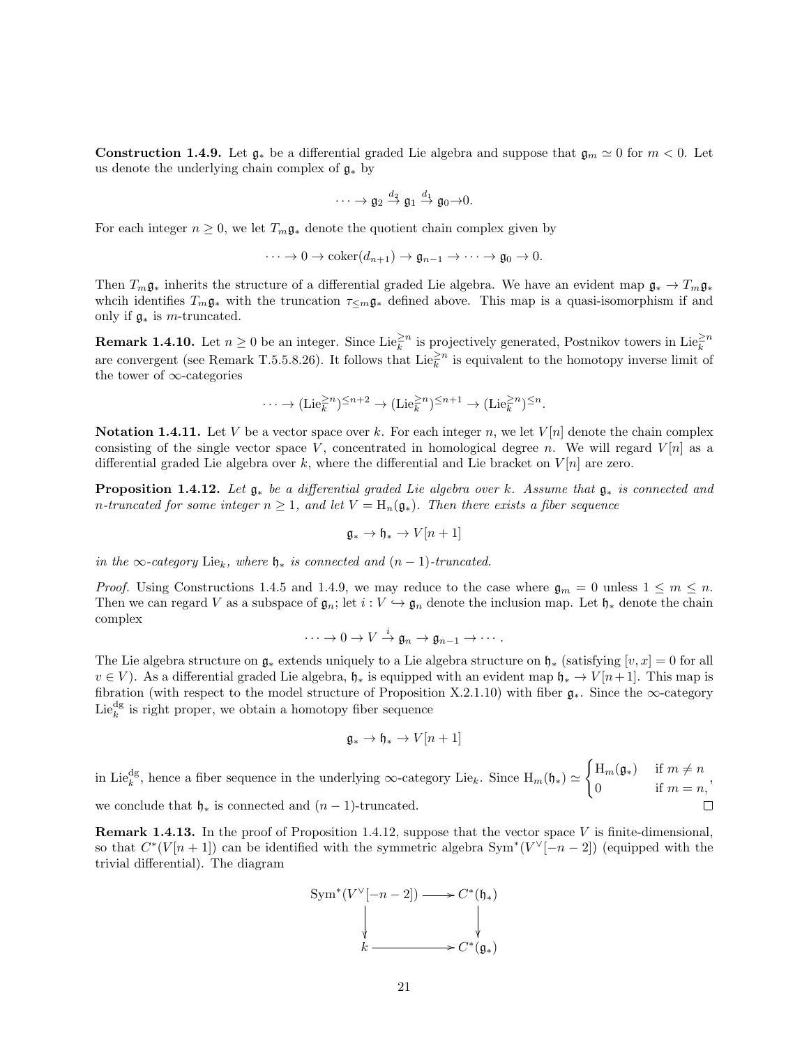**Construction 1.4.9.** Let $\mathfrak{g}_*$ be a differential graded Lie algebra and suppose that $\mathfrak{g}_m \simeq 0$ for $m < 0$. Let us denote the underlying chain complex of $\mathfrak{g}_*$ by

$$\cdots \to \mathfrak{g}_2 \xrightarrow{d_2} \mathfrak{g}_1 \xrightarrow{d_1} \mathfrak{g}_0 \to 0.$$

For each integer $n \geq 0$, we let $T_m \mathfrak{g}_*$ denote the quotient chain complex given by

$$\cdots \to 0 \to \operatorname{coker}(d_{n+1}) \to \mathfrak{g}_{n-1} \to \cdots \to \mathfrak{g}_0 \to 0.$$

Then $T_m \mathfrak{g}_*$ inherits the structure of a differential graded Lie algebra. We have an evident map $\mathfrak{g}_* \to T_m \mathfrak{g}_*$ whcih identifies $T_m \mathfrak{g}_*$ with the truncation $\tau_{\leq m} \mathfrak{g}_*$ defined above. This map is a quasi-isomorphism if and only if $\mathfrak{g}_*$ is $m$-truncated.

**Remark 1.4.10.** Let $n \geq 0$ be an integer. Since $\mathrm{Lie}_k^{\geq n}$ is projectively generated, Postnikov towers in $\mathrm{Lie}_k^{\geq n}$ are convergent (see Remark T.5.5.8.26). It follows that $\mathrm{Lie}_k^{\geq n}$ is equivalent to the homotopy inverse limit of the tower of $\infty$-categories

$$\cdots \to (\mathrm{Lie}_k^{\geq n})^{\leq n+2} \to (\mathrm{Lie}_k^{\geq n})^{\leq n+1} \to (\mathrm{Lie}_k^{\geq n})^{\leq n}.$$

**Notation 1.4.11.** Let $V$ be a vector space over $k$. For each integer $n$, we let $V[n]$ denote the chain complex consisting of the single vector space $V$, concentrated in homological degree $n$. We will regard $V[n]$ as a differential graded Lie algebra over $k$, where the differential and Lie bracket on $V[n]$ are zero.

**Proposition 1.4.12.** *Let $\mathfrak{g}_*$ be a differential graded Lie algebra over $k$. Assume that $\mathfrak{g}_*$ is connected and $n$-truncated for some integer $n \geq 1$, and let $V = \mathrm{H}_n(\mathfrak{g}_*)$. Then there exists a fiber sequence*

$$\mathfrak{g}_* \to \mathfrak{h}_* \to V[n+1]$$

*in the $\infty$-category $\mathrm{Lie}_k$, where $\mathfrak{h}_*$ is connected and $(n-1)$-truncated.*

*Proof.* Using Constructions 1.4.5 and 1.4.9, we may reduce to the case where $\mathfrak{g}_m = 0$ unless $1 \leq m \leq n$. Then we can regard $V$ as a subspace of $\mathfrak{g}_n$; let $i : V \hookrightarrow \mathfrak{g}_n$ denote the inclusion map. Let $\mathfrak{h}_*$ denote the chain complex

$$\cdots \to 0 \to V \xrightarrow{i} \mathfrak{g}_n \to \mathfrak{g}_{n-1} \to \cdots.$$

The Lie algebra structure on $\mathfrak{g}_*$ extends uniquely to a Lie algebra structure on $\mathfrak{h}_*$ (satisfying $[v, x] = 0$ for all $v \in V$). As a differential graded Lie algebra, $\mathfrak{h}_*$ is equipped with an evident map $\mathfrak{h}_* \to V[n+1]$. This map is fibration (with respect to the model structure of Proposition X.2.1.10) with fiber $\mathfrak{g}_*$. Since the $\infty$-category $\mathrm{Lie}_k^{\mathrm{dg}}$ is right proper, we obtain a homotopy fiber sequence

$$\mathfrak{g}_* \to \mathfrak{h}_* \to V[n+1]$$

in $\mathrm{Lie}_k^{\mathrm{dg}}$, hence a fiber sequence in the underlying $\infty$-category $\mathrm{Lie}_k$. Since $\mathrm{H}_m(\mathfrak{h}_*) \simeq \begin{cases} \mathrm{H}_m(\mathfrak{g}_*) & \text{if } m \neq n \\ 0 & \text{if } m = n, \end{cases}$, we conclude that $\mathfrak{h}_*$ is connected and $(n-1)$-truncated. $\square$

**Remark 1.4.13.** In the proof of Proposition 1.4.12, suppose that the vector space $V$ is finite-dimensional, so that $C^*(V[n+1])$ can be identified with the symmetric algebra $\mathrm{Sym}^*(V^\vee[-n-2])$ (equipped with the trivial differential). The diagram

$$\begin{array}{ccc} \mathrm{Sym}^*(V^\vee[-n-2]) & \longrightarrow & C^*(\mathfrak{h}_*) \\ \downarrow & & \downarrow \\ k & \longrightarrow & C^*(\mathfrak{g}_*) \end{array}$$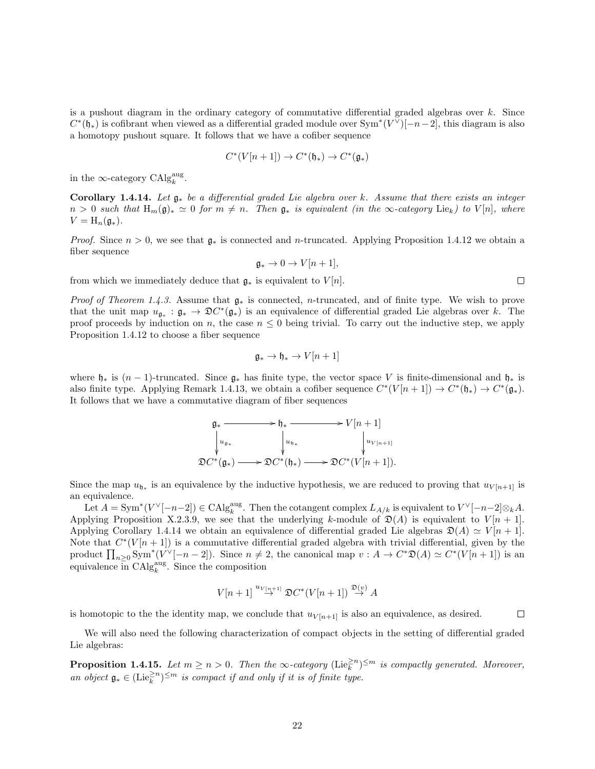is a pushout diagram in the ordinary category of commutative differential graded algebras over $k$. Since $C^*(\mathfrak{h}_*)$ is cofibrant when viewed as a differential graded module over $\mathrm{Sym}^*(V^\vee)[-n-2]$, this diagram is also a homotopy pushout square. It follows that we have a cofiber sequence

$$C^*(V[n+1]) \to C^*(\mathfrak{h}_*) \to C^*(\mathfrak{g}_*)$$

in the $\infty$-category $\mathrm{CAlg}_k^{\mathrm{aug}}$.

**Corollary 1.4.14.** *Let $\mathfrak{g}_*$ be a differential graded Lie algebra over $k$. Assume that there exists an integer $n > 0$ such that $\mathrm{H}_m(\mathfrak{g})_* \simeq 0$ for $m \neq n$. Then $\mathfrak{g}_*$ is equivalent (in the $\infty$-category $\mathrm{Lie}_k$) to $V[n]$, where $V = \mathrm{H}_n(\mathfrak{g}_*)$.*

*Proof.* Since $n > 0$, we see that $\mathfrak{g}_*$ is connected and $n$-truncated. Applying Proposition 1.4.12 we obtain a fiber sequence

$$\mathfrak{g}_* \to 0 \to V[n+1],$$

from which we immediately deduce that $\mathfrak{g}_*$ is equivalent to $V[n]$. □

*Proof of Theorem 1.4.3.* Assume that $\mathfrak{g}_*$ is connected, $n$-truncated, and of finite type. We wish to prove that the unit map $u_{\mathfrak{g}_*} : \mathfrak{g}_* \to \mathfrak{D}C^*(\mathfrak{g}_*)$ is an equivalence of differential graded Lie algebras over $k$. The proof proceeds by induction on $n$, the case $n \leq 0$ being trivial. To carry out the inductive step, we apply Proposition 1.4.12 to choose a fiber sequence

$$\mathfrak{g}_* \to \mathfrak{h}_* \to V[n+1]$$

where $\mathfrak{h}_*$ is $(n-1)$-truncated. Since $\mathfrak{g}_*$ has finite type, the vector space $V$ is finite-dimensional and $\mathfrak{h}_*$ is also finite type. Applying Remark 1.4.13, we obtain a cofiber sequence $C^*(V[n+1]) \to C^*(\mathfrak{h}_*) \to C^*(\mathfrak{g}_*)$. It follows that we have a commutative diagram of fiber sequences

$$\begin{array}{ccccc}
\mathfrak{g}_* & \longrightarrow & \mathfrak{h}_* & \longrightarrow & V[n+1] \\
\downarrow u_{\mathfrak{g}_*} & & \downarrow u_{\mathfrak{h}_*} & & \downarrow u_{V[n+1]} \\
\mathfrak{D}C^*(\mathfrak{g}_*) & \longrightarrow & \mathfrak{D}C^*(\mathfrak{h}_*) & \longrightarrow & \mathfrak{D}C^*(V[n+1]).
\end{array}$$

Since the map $u_{\mathfrak{h}_*}$ is an equivalence by the inductive hypothesis, we are reduced to proving that $u_{V[n+1]}$ is an equivalence.

Let $A = \mathrm{Sym}^*(V^\vee[-n-2]) \in \mathrm{CAlg}_k^{\mathrm{aug}}$. Then the cotangent complex $L_{A/k}$ is equivalent to $V^\vee[-n-2] \otimes_k A$. Applying Proposition X.2.3.9, we see that the underlying $k$-module of $\mathfrak{D}(A)$ is equivalent to $V[n+1]$. Applying Corollary 1.4.14 we obtain an equivalence of differential graded Lie algebras $\mathfrak{D}(A) \simeq V[n+1]$. Note that $C^*(V[n+1])$ is a commutative differential graded algebra with trivial differential, given by the product $\prod_{n \geq 0} \mathrm{Sym}^*(V^\vee[-n-2])$. Since $n \neq 2$, the canonical map $v : A \to C^*\mathfrak{D}(A) \simeq C^*(V[n+1])$ is an equivalence in $\mathrm{CAlg}_k^{\mathrm{aug}}$. Since the composition

$$V[n+1] \stackrel{u_{V[n+1]}}{\to} \mathfrak{D}C^*(V[n+1]) \stackrel{\mathfrak{D}(v)}{\to} A$$

is homotopic to the the identity map, we conclude that $u_{V[n+1]}$ is also an equivalence, as desired. □

We will also need the following characterization of compact objects in the setting of differential graded Lie algebras:

**Proposition 1.4.15.** *Let $m \geq n > 0$. Then the $\infty$-category $(\mathrm{Lie}_k^{\geq n})^{\leq m}$ is compactly generated. Moreover, an object $\mathfrak{g}_* \in (\mathrm{Lie}_k^{\geq n})^{\leq m}$ is compact if and only if it is of finite type.*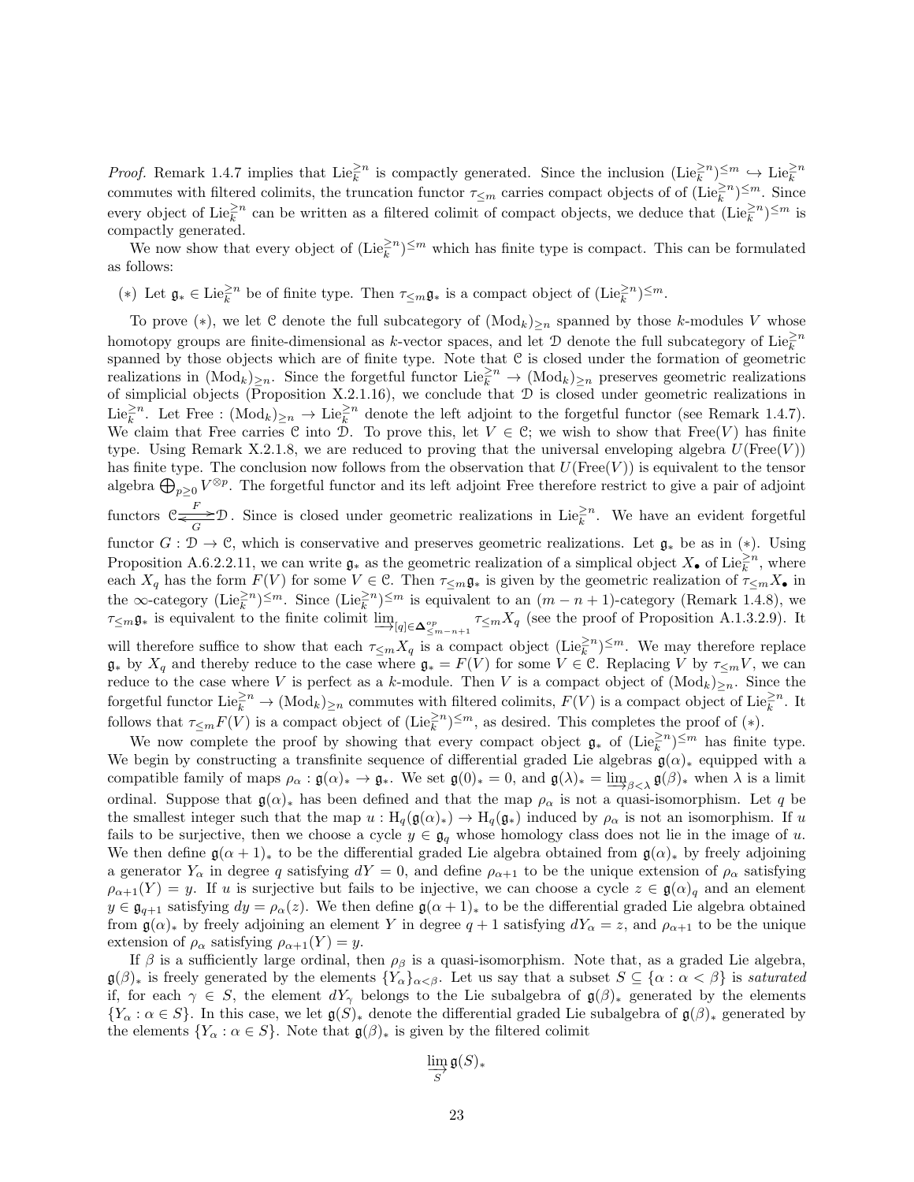*Proof.* Remark 1.4.7 implies that $\mathrm{Lie}_k^{\geq n}$ is compactly generated. Since the inclusion $(\mathrm{Lie}_k^{\geq n})^{\leq m} \hookrightarrow \mathrm{Lie}_k^{\geq n}$ commutes with filtered colimits, the truncation functor $\tau_{\leq m}$ carries compact objects of of $(\mathrm{Lie}_k^{\geq n})^{\leq m}$. Since every object of $\mathrm{Lie}_k^{\geq n}$ can be written as a filtered colimit of compact objects, we deduce that $(\mathrm{Lie}_k^{\geq n})^{\leq m}$ is compactly generated.

We now show that every object of $(\mathrm{Lie}_k^{\geq n})^{\leq m}$ which has finite type is compact. This can be formulated as follows:

$(*)$ Let $\mathfrak{g}_* \in \mathrm{Lie}_k^{\geq n}$ be of finite type. Then $\tau_{\leq m}\mathfrak{g}_*$ is a compact object of $(\mathrm{Lie}_k^{\geq n})^{\leq m}$.

To prove $(*)$, we let $\mathcal{C}$ denote the full subcategory of $(\mathrm{Mod}_k)_{\geq n}$ spanned by those $k$-modules $V$ whose homotopy groups are finite-dimensional as $k$-vector spaces, and let $\mathcal{D}$ denote the full subcategory of $\mathrm{Lie}_k^{\geq n}$ spanned by those objects which are of finite type. Note that $\mathcal{C}$ is closed under the formation of geometric realizations in $(\mathrm{Mod}_k)_{\geq n}$. Since the forgetful functor $\mathrm{Lie}_k^{\geq n} \to (\mathrm{Mod}_k)_{\geq n}$ preserves geometric realizations of simplicial objects (Proposition X.2.1.16), we conclude that $\mathcal{D}$ is closed under geometric realizations in $\mathrm{Lie}_k^{\geq n}$. Let $\mathrm{Free} : (\mathrm{Mod}_k)_{\geq n} \to \mathrm{Lie}_k^{\geq n}$ denote the left adjoint to the forgetful functor (see Remark 1.4.7). We claim that Free carries $\mathcal{C}$ into $\mathcal{D}$. To prove this, let $V \in \mathcal{C}$; we wish to show that $\mathrm{Free}(V)$ has finite type. Using Remark X.2.1.8, we are reduced to proving that the universal enveloping algebra $U(\mathrm{Free}(V))$ has finite type. The conclusion now follows from the observation that $U(\mathrm{Free}(V))$ is equivalent to the tensor algebra $\bigoplus_{p \geq 0} V^{\otimes p}$. The forgetful functor and its left adjoint Free therefore restrict to give a pair of adjoint functors $\mathcal{C} \underset{G}{\overset{F}{\rightleftarrows}} \mathcal{D}$. Since is closed under geometric realizations in $\mathrm{Lie}_k^{\geq n}$. We have an evident forgetful functor $G : \mathcal{D} \to \mathcal{C}$, which is conservative and preserves geometric realizations. Let $\mathfrak{g}_*$ be as in $(*)$. Using Proposition A.6.2.2.11, we can write $\mathfrak{g}_*$ as the geometric realization of a simplical object $X_\bullet$ of $\mathrm{Lie}_k^{\geq n}$, where each $X_q$ has the form $F(V)$ for some $V \in \mathcal{C}$. Then $\tau_{\leq m}\mathfrak{g}_*$ is given by the geometric realization of $\tau_{\leq m}X_\bullet$ in the $\infty$-category $(\mathrm{Lie}_k^{\geq n})^{\leq m}$. Since $(\mathrm{Lie}_k^{\geq n})^{\leq m}$ is equivalent to an $(m-n+1)$-category (Remark 1.4.8), we $\tau_{\leq m}\mathfrak{g}_*$ is equivalent to the finite colimit $\varinjlim_{[q] \in \mathbf{\Delta}^{op}_{\leq m-n+1}} \tau_{\leq m} X_q$ (see the proof of Proposition A.1.3.2.9). It will therefore suffice to show that each $\tau_{\leq m}X_q$ is a compact object $(\mathrm{Lie}_k^{\geq n})^{\leq m}$. We may therefore replace $\mathfrak{g}_*$ by $X_q$ and thereby reduce to the case where $\mathfrak{g}_* = F(V)$ for some $V \in \mathcal{C}$. Replacing $V$ by $\tau_{\leq m}V$, we can reduce to the case where $V$ is perfect as a $k$-module. Then $V$ is a compact object of $(\mathrm{Mod}_k)_{\geq n}$. Since the forgetful functor $\mathrm{Lie}_k^{\geq n} \to (\mathrm{Mod}_k)_{\geq n}$ commutes with filtered colimits, $F(V)$ is a compact object of $\mathrm{Lie}_k^{\geq n}$. It follows that $\tau_{\leq m}F(V)$ is a compact object of $(\mathrm{Lie}_k^{\geq n})^{\leq m}$, as desired. This completes the proof of $(*)$.

We now complete the proof by showing that every compact object $\mathfrak{g}_*$ of $(\mathrm{Lie}_k^{\geq n})^{\leq m}$ has finite type. We begin by constructing a transfinite sequence of differential graded Lie algebras $\mathfrak{g}(\alpha)_*$ equipped with a compatible family of maps $\rho_\alpha : \mathfrak{g}(\alpha)_* \to \mathfrak{g}_*$. We set $\mathfrak{g}(0)_* = 0$, and $\mathfrak{g}(\lambda)_* = \varinjlim_{\beta < \lambda} \mathfrak{g}(\beta)_*$ when $\lambda$ is a limit ordinal. Suppose that $\mathfrak{g}(\alpha)_*$ has been defined and that the map $\rho_\alpha$ is not a quasi-isomorphism. Let $q$ be the smallest integer such that the map $u : \mathrm{H}_q(\mathfrak{g}(\alpha)_*) \to \mathrm{H}_q(\mathfrak{g}_*)$ induced by $\rho_\alpha$ is not an isomorphism. If $u$ fails to be surjective, then we choose a cycle $y \in \mathfrak{g}_q$ whose homology class does not lie in the image of $u$. We then define $\mathfrak{g}(\alpha+1)_*$ to be the differential graded Lie algebra obtained from $\mathfrak{g}(\alpha)_*$ by freely adjoining a generator $Y_\alpha$ in degree $q$ satisfying $dY = 0$, and define $\rho_{\alpha+1}$ to be the unique extension of $\rho_\alpha$ satisfying $\rho_{\alpha+1}(Y) = y$. If $u$ is surjective but fails to be injective, we can choose a cycle $z \in \mathfrak{g}(\alpha)_q$ and an element $y \in \mathfrak{g}_{q+1}$ satisfying $dy = \rho_\alpha(z)$. We then define $\mathfrak{g}(\alpha+1)_*$ to be the differential graded Lie algebra obtained from $\mathfrak{g}(\alpha)_*$ by freely adjoining an element $Y$ in degree $q+1$ satisfying $dY_\alpha = z$, and $\rho_{\alpha+1}$ to be the unique extension of $\rho_\alpha$ satisfying $\rho_{\alpha+1}(Y) = y$.

If $\beta$ is a sufficiently large ordinal, then $\rho_\beta$ is a quasi-isomorphism. Note that, as a graded Lie algebra, $\mathfrak{g}(\beta)_*$ is freely generated by the elements $\{Y_\alpha\}_{\alpha<\beta}$. Let us say that a subset $S \subseteq \{\alpha : \alpha < \beta\}$ is *saturated* if, for each $\gamma \in S$, the element $dY_\gamma$ belongs to the Lie subalgebra of $\mathfrak{g}(\beta)_*$ generated by the elements $\{Y_\alpha : \alpha \in S\}$. In this case, we let $\mathfrak{g}(S)_*$ denote the differential graded Lie subalgebra of $\mathfrak{g}(\beta)_*$ generated by the elements $\{Y_\alpha : \alpha \in S\}$. Note that $\mathfrak{g}(\beta)_*$ is given by the filtered colimit

$$\varinjlim_{S} \mathfrak{g}(S)_*$$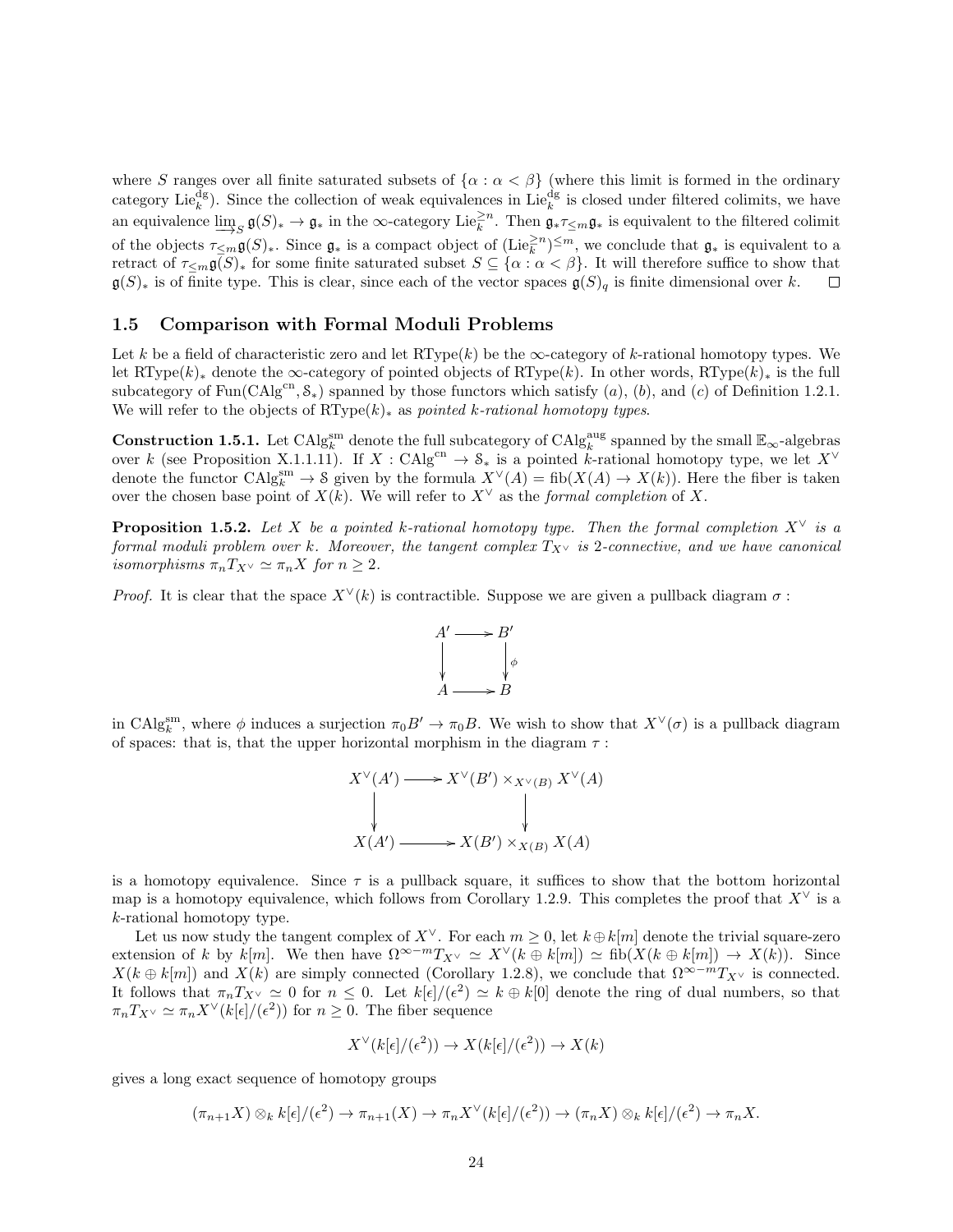where $S$ ranges over all finite saturated subsets of $\{\alpha : \alpha < \beta\}$ (where this limit is formed in the ordinary category $\mathrm{Lie}_k^{\mathrm{dg}}$). Since the collection of weak equivalences in $\mathrm{Lie}_k^{\mathrm{dg}}$ is closed under filtered colimits, we have an equivalence $\varinjlim_S \mathfrak{g}(S)_* \to \mathfrak{g}_*$ in the $\infty$-category $\mathrm{Lie}_k^{\geq n}$. Then $\mathfrak{g}_* \tau_{\leq m} \mathfrak{g}_*$ is equivalent to the filtered colimit of the objects $\tau_{\leq m}\mathfrak{g}(S)_*$. Since $\mathfrak{g}_*$ is a compact object of $(\mathrm{Lie}_k^{\geq n})^{\leq m}$, we conclude that $\mathfrak{g}_*$ is equivalent to a retract of $\tau_{\leq m}\mathfrak{g}(S)_*$ for some finite saturated subset $S \subseteq \{\alpha : \alpha < \beta\}$. It will therefore suffice to show that $\mathfrak{g}(S)_*$ is of finite type. This is clear, since each of the vector spaces $\mathfrak{g}(S)_q$ is finite dimensional over $k$. □

## 1.5 Comparison with Formal Moduli Problems

Let $k$ be a field of characteristic zero and let $\mathrm{RType}(k)$ be the $\infty$-category of $k$-rational homotopy types. We let $\mathrm{RType}(k)_*$ denote the $\infty$-category of pointed objects of $\mathrm{RType}(k)$. In other words, $\mathrm{RType}(k)_*$ is the full subcategory of $\mathrm{Fun}(\mathrm{CAlg}^{\mathrm{cn}}, \mathcal{S}_*)$ spanned by those functors which satisfy $(a)$, $(b)$, and $(c)$ of Definition 1.2.1. We will refer to the objects of $\mathrm{RType}(k)_*$ as *pointed $k$-rational homotopy types*.

**Construction 1.5.1.** Let $\mathrm{CAlg}_k^{\mathrm{sm}}$ denote the full subcategory of $\mathrm{CAlg}_k^{\mathrm{aug}}$ spanned by the small $\mathbb{E}_\infty$-algebras over $k$ (see Proposition X.1.1.11). If $X : \mathrm{CAlg}^{\mathrm{cn}} \to \mathcal{S}_*$ is a pointed $k$-rational homotopy type, we let $X^\vee$ denote the functor $\mathrm{CAlg}_k^{\mathrm{sm}} \to \mathcal{S}$ given by the formula $X^\vee(A) = \mathrm{fib}(X(A) \to X(k))$. Here the fiber is taken over the chosen base point of $X(k)$. We will refer to $X^\vee$ as the *formal completion* of $X$.

**Proposition 1.5.2.** *Let $X$ be a pointed $k$-rational homotopy type. Then the formal completion $X^\vee$ is a formal moduli problem over $k$. Moreover, the tangent complex $T_{X^\vee}$ is 2-connective, and we have canonical isomorphisms $\pi_n T_{X^\vee} \simeq \pi_n X$ for $n \geq 2$.*

*Proof.* It is clear that the space $X^\vee(k)$ is contractible. Suppose we are given a pullback diagram $\sigma$ :

$$\begin{array}{ccc} A' & \longrightarrow & B' \\ \downarrow & & \downarrow \phi \\ A & \longrightarrow & B \end{array}$$

in $\mathrm{CAlg}_k^{\mathrm{sm}}$, where $\phi$ induces a surjection $\pi_0 B' \to \pi_0 B$. We wish to show that $X^\vee(\sigma)$ is a pullback diagram of spaces: that is, that the upper horizontal morphism in the diagram $\tau$ :

$$\begin{array}{ccc} X^\vee(A') & \longrightarrow & X^\vee(B') \times_{X^\vee(B)} X^\vee(A) \\ \downarrow & & \downarrow \\ X(A') & \longrightarrow & X(B') \times_{X(B)} X(A) \end{array}$$

is a homotopy equivalence. Since $\tau$ is a pullback square, it suffices to show that the bottom horizontal map is a homotopy equivalence, which follows from Corollary 1.2.9. This completes the proof that $X^\vee$ is a $k$-rational homotopy type.

Let us now study the tangent complex of $X^\vee$. For each $m \geq 0$, let $k \oplus k[m]$ denote the trivial square-zero extension of $k$ by $k[m]$. We then have $\Omega^{\infty - m} T_{X^\vee} \simeq X^\vee(k \oplus k[m]) \simeq \mathrm{fib}(X(k \oplus k[m]) \to X(k))$. Since $X(k \oplus k[m])$ and $X(k)$ are simply connected (Corollary 1.2.8), we conclude that $\Omega^{\infty - m} T_{X^\vee}$ is connected. It follows that $\pi_n T_{X^\vee} \simeq 0$ for $n \leq 0$. Let $k[\epsilon]/(\epsilon^2) \simeq k \oplus k[0]$ denote the ring of dual numbers, so that $\pi_n T_{X^\vee} \simeq \pi_n X^\vee(k[\epsilon]/(\epsilon^2))$ for $n \geq 0$. The fiber sequence

$$X^\vee(k[\epsilon]/(\epsilon^2)) \to X(k[\epsilon]/(\epsilon^2)) \to X(k)$$

gives a long exact sequence of homotopy groups

$$(\pi_{n+1} X) \otimes_k k[\epsilon]/(\epsilon^2) \to \pi_{n+1}(X) \to \pi_n X^\vee(k[\epsilon]/(\epsilon^2)) \to (\pi_n X) \otimes_k k[\epsilon]/(\epsilon^2) \to \pi_n X.$$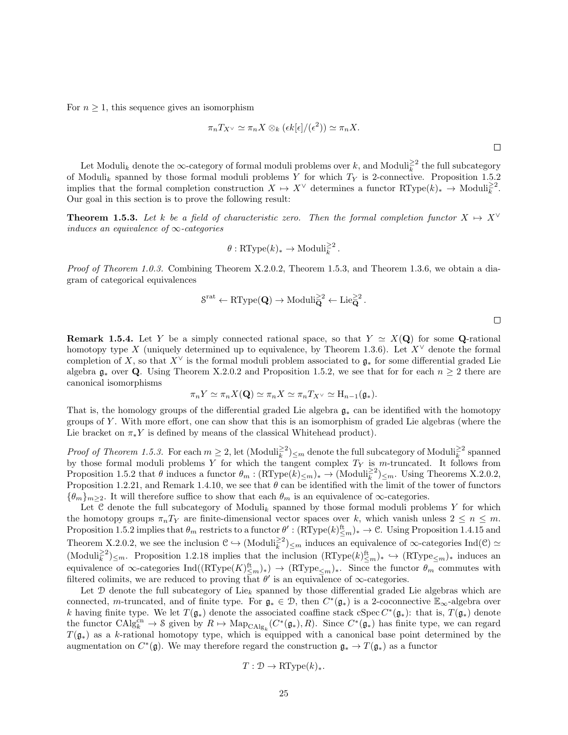For $n \geq 1$, this sequence gives an isomorphism

$$\pi_n T_{X^\vee} \simeq \pi_n X \otimes_k (\epsilon k[\epsilon]/(\epsilon^2)) \simeq \pi_n X.$$

□

Let $\mathrm{Moduli}_k$ denote the $\infty$-category of formal moduli problems over $k$, and $\mathrm{Moduli}_k^{\geq 2}$ the full subcategory of $\mathrm{Moduli}_k$ spanned by those formal moduli problems $Y$ for which $T_Y$ is 2-connective. Proposition 1.5.2 implies that the formal completion construction $X \mapsto X^\vee$ determines a functor $\mathrm{RType}(k)_* \to \mathrm{Moduli}_k^{\geq 2}$. Our goal in this section is to prove the following result:

**Theorem 1.5.3.** *Let $k$ be a field of characteristic zero. Then the formal completion functor $X \mapsto X^\vee$ induces an equivalence of $\infty$-categories*

$$\theta : \mathrm{RType}(k)_* \to \mathrm{Moduli}_k^{\geq 2}.$$

*Proof of Theorem 1.0.3.* Combining Theorem X.2.0.2, Theorem 1.5.3, and Theorem 1.3.6, we obtain a diagram of categorical equivalences

$$\mathcal{S}^{\mathrm{rat}} \leftarrow \mathrm{RType}(\mathbf{Q}) \to \mathrm{Moduli}_{\mathbf{Q}}^{\geq 2} \leftarrow \mathrm{Lie}_{\mathbf{Q}}^{\geq 2}.$$

□

**Remark 1.5.4.** Let $Y$ be a simply connected rational space, so that $Y \simeq X(\mathbf{Q})$ for some $\mathbf{Q}$-rational homotopy type $X$ (uniquely determined up to equivalence, by Theorem 1.3.6). Let $X^\vee$ denote the formal completion of $X$, so that $X^\vee$ is the formal moduli problem associated to $\mathfrak{g}_*$ for some differential graded Lie algebra $\mathfrak{g}_*$ over $\mathbf{Q}$. Using Theorem X.2.0.2 and Proposition 1.5.2, we see that for for each $n \geq 2$ there are canonical isomorphisms

$$\pi_n Y \simeq \pi_n X(\mathbf{Q}) \simeq \pi_n X \simeq \pi_n T_{X^\vee} \simeq \mathrm{H}_{n-1}(\mathfrak{g}_*).$$

That is, the homology groups of the differential graded Lie algebra $\mathfrak{g}_*$ can be identified with the homotopy groups of $Y$. With more effort, one can show that this is an isomorphism of graded Lie algebras (where the Lie bracket on $\pi_* Y$ is defined by means of the classical Whitehead product).

*Proof of Theorem 1.5.3.* For each $m \geq 2$, let $(\mathrm{Moduli}_k^{\geq 2})_{\leq m}$ denote the full subcategory of $\mathrm{Moduli}_k^{\geq 2}$ spanned by those formal moduli problems $Y$ for which the tangent complex $T_Y$ is $m$-truncated. It follows from Proposition 1.5.2 that $\theta$ induces a functor $\theta_m : (\mathrm{RType}(k)_{\leq m})_* \to (\mathrm{Moduli}_k^{\geq 2})_{\leq m}$. Using Theorems X.2.0.2, Proposition 1.2.21, and Remark 1.4.10, we see that $\theta$ can be identified with the limit of the tower of functors $\{\theta_m\}_{m \geq 2}$. It will therefore suffice to show that each $\theta_m$ is an equivalence of $\infty$-categories.

Let $\mathcal{C}$ denote the full subcategory of $\mathrm{Moduli}_k$ spanned by those formal moduli problems $Y$ for which the homotopy groups $\pi_n T_Y$ are finite-dimensional vector spaces over $k$, which vanish unless $2 \leq n \leq m$. Proposition 1.5.2 implies that $\theta_m$ restricts to a functor $\theta' : (\mathrm{RType}(k)_{\leq m}^{\mathrm{ft}})_* \to \mathcal{C}$. Using Proposition 1.4.15 and Theorem X.2.0.2, we see the inclusion $\mathcal{C} \hookrightarrow (\mathrm{Moduli}_k^{\geq 2})_{\leq m}$ induces an equivalence of $\infty$-categories $\mathrm{Ind}(\mathcal{C}) \simeq (\mathrm{Moduli}_k^{\geq 2})_{\leq m}$. Proposition 1.2.18 implies that the inclusion $(\mathrm{RType}(k)_{\leq m}^{\mathrm{ft}})_* \hookrightarrow (\mathrm{RType}_{\leq m})_*$ induces an equivalence of $\infty$-categories $\mathrm{Ind}((\mathrm{RType}(K)_{\leq m}^{\mathrm{ft}})_*) \to (\mathrm{RType}_{\leq m})_*$. Since the functor $\theta_m$ commutes with filtered colimits, we are reduced to proving that $\theta'$ is an equivalence of $\infty$-categories.

Let $\mathcal{D}$ denote the full subcategory of $\mathrm{Lie}_k$ spanned by those differential graded Lie algebras which are connected, $m$-truncated, and of finite type. For $\mathfrak{g}_* \in \mathcal{D}$, then $C^*(\mathfrak{g}_*)$ is a 2-coconnective $\mathbb{E}_\infty$-algebra over $k$ having finite type. We let $T(\mathfrak{g}_*)$ denote the associated coaffine stack $\mathrm{cSpec}\, C^*(\mathfrak{g}_*)$: that is, $T(\mathfrak{g}_*)$ denote the functor $\mathrm{CAlg}_k^{\mathrm{cn}} \to \mathcal{S}$ given by $R \mapsto \mathrm{Map}_{\mathrm{CAlg}_k}(C^*(\mathfrak{g}_*), R)$. Since $C^*(\mathfrak{g}_*)$ has finite type, we can regard $T(\mathfrak{g}_*)$ as a $k$-rational homotopy type, which is equipped with a canonical base point determined by the augmentation on $C^*(\mathfrak{g})$. We may therefore regard the construction $\mathfrak{g}_* \to T(\mathfrak{g}_*)$ as a functor

$$T : \mathcal{D} \to \mathrm{RType}(k)_*.$$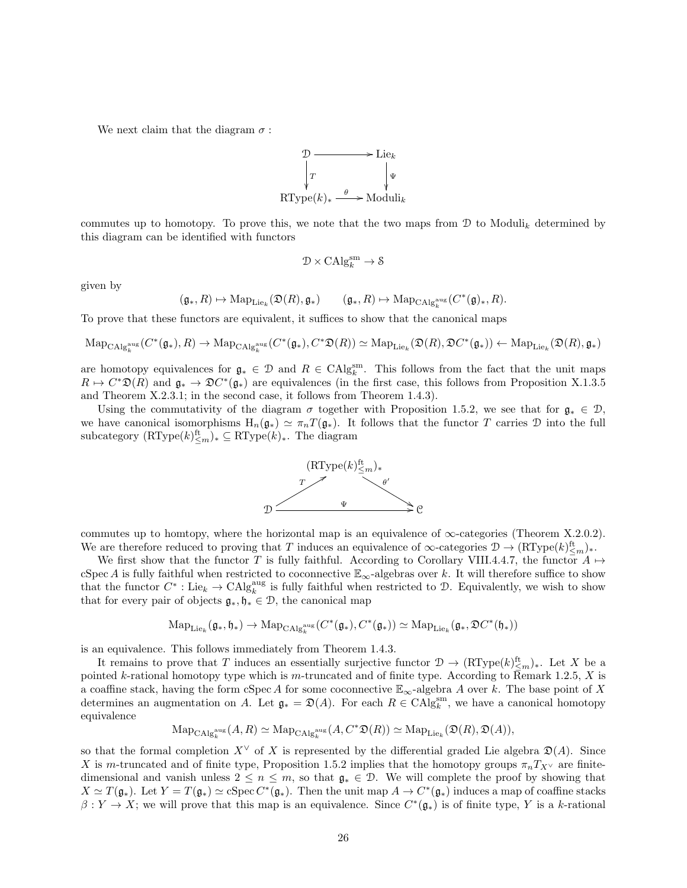We next claim that the diagram $\sigma$ :

$$\begin{array}{ccc} \mathcal{D} & \longrightarrow & \mathrm{Lie}_k \\ \downarrow T & & \downarrow \Psi \\ \mathrm{RType}(k)_* & \xrightarrow{\theta} & \mathrm{Moduli}_k \end{array}$$

commutes up to homotopy. To prove this, we note that the two maps from $\mathcal{D}$ to $\mathrm{Moduli}_k$ determined by this diagram can be identified with functors

$$\mathcal{D} \times \mathrm{CAlg}_k^{\mathrm{sm}} \to \mathcal{S}$$

given by

$$(\mathfrak{g}_*, R) \mapsto \mathrm{Map}_{\mathrm{Lie}_k}(\mathfrak{D}(R), \mathfrak{g}_*) \qquad (\mathfrak{g}_*, R) \mapsto \mathrm{Map}_{\mathrm{CAlg}_k^{\mathrm{aug}}}(C^*(\mathfrak{g})_*, R).$$

To prove that these functors are equivalent, it suffices to show that the canonical maps

$$\mathrm{Map}_{\mathrm{CAlg}_k^{\mathrm{aug}}}(C^*(\mathfrak{g}_*), R) \to \mathrm{Map}_{\mathrm{CAlg}_k^{\mathrm{aug}}}(C^*(\mathfrak{g}_*), C^*\mathfrak{D}(R)) \simeq \mathrm{Map}_{\mathrm{Lie}_k}(\mathfrak{D}(R), \mathfrak{D}C^*(\mathfrak{g}_*)) \leftarrow \mathrm{Map}_{\mathrm{Lie}_k}(\mathfrak{D}(R), \mathfrak{g}_*)$$

are homotopy equivalences for $\mathfrak{g}_* \in \mathcal{D}$ and $R \in \mathrm{CAlg}_k^{\mathrm{sm}}$. This follows from the fact that the unit maps $R \mapsto C^*\mathfrak{D}(R)$ and $\mathfrak{g}_* \to \mathfrak{D}C^*(\mathfrak{g}_*)$ are equivalences (in the first case, this follows from Proposition X.1.3.5 and Theorem X.2.3.1; in the second case, it follows from Theorem 1.4.3).

Using the commutativity of the diagram $\sigma$ together with Proposition 1.5.2, we see that for $\mathfrak{g}_* \in \mathcal{D}$, we have canonical isomorphisms $\mathrm{H}_n(\mathfrak{g}_*) \simeq \pi_n T(\mathfrak{g}_*)$. It follows that the functor $T$ carries $\mathcal{D}$ into the full subcategory $(\mathrm{RType}(k)^{\mathrm{ft}}_{\leq m})_* \subseteq \mathrm{RType}(k)_*$. The diagram

$$\begin{array}{ccccc} & & (\mathrm{RType}(k)^{\mathrm{ft}}_{\leq m})_* & & \\ & \nearrow T & & \searrow \theta' & \\ \mathcal{D} & & \xrightarrow{\Psi} & & \mathcal{C} \end{array}$$

commutes up to homtopy, where the horizontal map is an equivalence of $\infty$-categories (Theorem X.2.0.2). We are therefore reduced to proving that $T$ induces an equivalence of $\infty$-categories $\mathcal{D} \to (\mathrm{RType}(k)^{\mathrm{ft}}_{\leq m})_*$.

We first show that the functor $T$ is fully faithful. According to Corollary VIII.4.4.7, the functor $A \mapsto \mathrm{cSpec}\, A$ is fully faithful when restricted to coconnective $\mathbb{E}_\infty$-algebras over $k$. It will therefore suffice to show that the functor $C^* : \mathrm{Lie}_k \to \mathrm{CAlg}_k^{\mathrm{aug}}$ is fully faithful when restricted to $\mathcal{D}$. Equivalently, we wish to show that for every pair of objects $\mathfrak{g}_*, \mathfrak{h}_* \in \mathcal{D}$, the canonical map

$$\mathrm{Map}_{\mathrm{Lie}_k}(\mathfrak{g}_*, \mathfrak{h}_*) \to \mathrm{Map}_{\mathrm{CAlg}_k^{\mathrm{aug}}}(C^*(\mathfrak{g}_*), C^*(\mathfrak{g}_*)) \simeq \mathrm{Map}_{\mathrm{Lie}_k}(\mathfrak{g}_*, \mathfrak{D}C^*(\mathfrak{h}_*))$$

is an equivalence. This follows immediately from Theorem 1.4.3.

It remains to prove that $T$ induces an essentially surjective functor $\mathcal{D} \to (\mathrm{RType}(k)^{\mathrm{ft}}_{\leq m})_*$. Let $X$ be a pointed $k$-rational homotopy type which is $m$-truncated and of finite type. According to Remark 1.2.5, $X$ is a coaffine stack, having the form $\mathrm{cSpec}\, A$ for some coconnective $\mathbb{E}_\infty$-algebra $A$ over $k$. The base point of $X$ determines an augmentation on $A$. Let $\mathfrak{g}_* = \mathfrak{D}(A)$. For each $R \in \mathrm{CAlg}_k^{\mathrm{sm}}$, we have a canonical homotopy equivalence

$$\mathrm{Map}_{\mathrm{CAlg}_k^{\mathrm{aug}}}(A, R) \simeq \mathrm{Map}_{\mathrm{CAlg}_k^{\mathrm{aug}}}(A, C^*\mathfrak{D}(R)) \simeq \mathrm{Map}_{\mathrm{Lie}_k}(\mathfrak{D}(R), \mathfrak{D}(A)),$$

so that the formal completion $X^\vee$ of $X$ is represented by the differential graded Lie algebra $\mathfrak{D}(A)$. Since $X$ is $m$-truncated and of finite type, Proposition 1.5.2 implies that the homotopy groups $\pi_n T_{X^\vee}$ are finite-dimensional and vanish unless $2 \leq n \leq m$, so that $\mathfrak{g}_* \in \mathcal{D}$. We will complete the proof by showing that $X \simeq T(\mathfrak{g}_*)$. Let $Y = T(\mathfrak{g}_*) \simeq \mathrm{cSpec}\, C^*(\mathfrak{g}_*)$. Then the unit map $A \to C^*(\mathfrak{g}_*)$ induces a map of coaffine stacks $\beta : Y \to X$; we will prove that this map is an equivalence. Since $C^*(\mathfrak{g}_*)$ is of finite type, $Y$ is a $k$-rational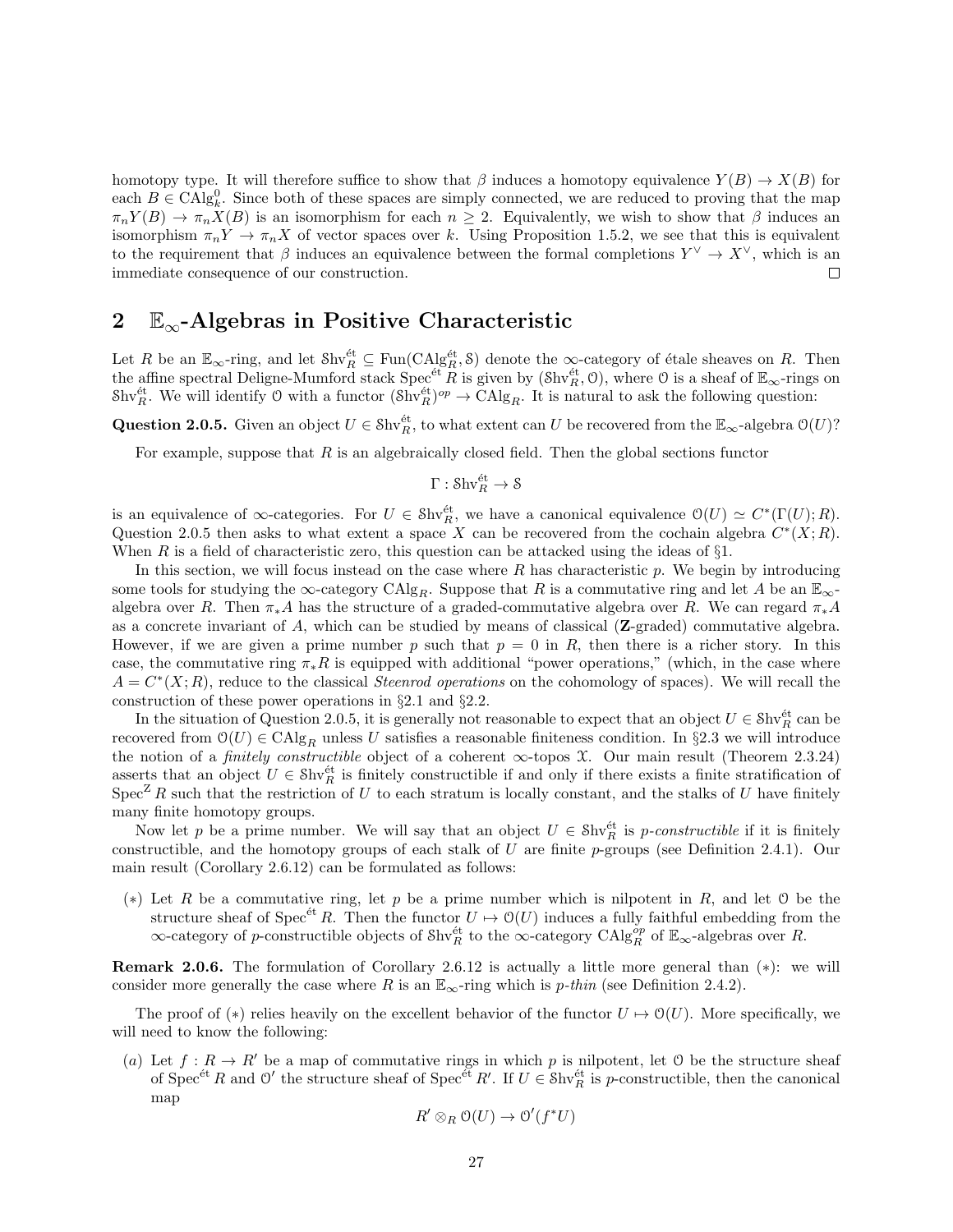homotopy type. It will therefore suffice to show that $\beta$ induces a homotopy equivalence $Y(B) \to X(B)$ for each $B \in \mathrm{CAlg}^0_k$. Since both of these spaces are simply connected, we are reduced to proving that the map $\pi_n Y(B) \to \pi_n X(B)$ is an isomorphism for each $n \geq 2$. Equivalently, we wish to show that $\beta$ induces an isomorphism $\pi_n Y \to \pi_n X$ of vector spaces over $k$. Using Proposition 1.5.2, we see that this is equivalent to the requirement that $\beta$ induces an equivalence between the formal completions $Y^\vee \to X^\vee$, which is an immediate consequence of our construction. □

## 2 $\mathbb{E}_\infty$-Algebras in Positive Characteristic

Let $R$ be an $\mathbb{E}_\infty$-ring, and let $\mathcal{S}\mathrm{hv}^{\text{ét}}_R \subseteq \mathrm{Fun}(\mathrm{CAlg}^{\text{ét}}_R, \mathcal{S})$ denote the $\infty$-category of étale sheaves on $R$. Then the affine spectral Deligne-Mumford stack $\mathrm{Spec}^{\text{ét}} R$ is given by $(\mathcal{S}\mathrm{hv}^{\text{ét}}_R, \mathcal{O})$, where $\mathcal{O}$ is a sheaf of $\mathbb{E}_\infty$-rings on $\mathcal{S}\mathrm{hv}^{\text{ét}}_R$. We will identify $\mathcal{O}$ with a functor $(\mathcal{S}\mathrm{hv}^{\text{ét}}_R)^{op} \to \mathrm{CAlg}_R$. It is natural to ask the following question:

**Question 2.0.5.** Given an object $U \in \mathcal{S}\mathrm{hv}^{\text{ét}}_R$, to what extent can $U$ be recovered from the $\mathbb{E}_\infty$-algebra $\mathcal{O}(U)$?

For example, suppose that $R$ is an algebraically closed field. Then the global sections functor

$$\Gamma : \mathcal{S}\mathrm{hv}^{\text{ét}}_R \to \mathcal{S}$$

is an equivalence of $\infty$-categories. For $U \in \mathcal{S}\mathrm{hv}^{\text{ét}}_R$, we have a canonical equivalence $\mathcal{O}(U) \simeq C^*(\Gamma(U); R)$. Question 2.0.5 then asks to what extent a space $X$ can be recovered from the cochain algebra $C^*(X; R)$. When $R$ is a field of characteristic zero, this question can be attacked using the ideas of §1.

In this section, we will focus instead on the case where $R$ has characteristic $p$. We begin by introducing some tools for studying the $\infty$-category $\mathrm{CAlg}_R$. Suppose that $R$ is a commutative ring and let $A$ be an $\mathbb{E}_\infty$-algebra over $R$. Then $\pi_* A$ has the structure of a graded-commutative algebra over $R$. We can regard $\pi_* A$ as a concrete invariant of $A$, which can be studied by means of classical ($\mathbf{Z}$-graded) commutative algebra. However, if we are given a prime number $p$ such that $p = 0$ in $R$, then there is a richer story. In this case, the commutative ring $\pi_* R$ is equipped with additional "power operations," (which, in the case where $A = C^*(X; R)$, reduce to the classical *Steenrod operations* on the cohomology of spaces). We will recall the construction of these power operations in §2.1 and §2.2.

In the situation of Question 2.0.5, it is generally not reasonable to expect that an object $U \in \mathcal{S}\mathrm{hv}^{\text{ét}}_R$ can be recovered from $\mathcal{O}(U) \in \mathrm{CAlg}_R$ unless $U$ satisfies a reasonable finiteness condition. In §2.3 we will introduce the notion of a *finitely constructible* object of a coherent $\infty$-topos $\mathcal{X}$. Our main result (Theorem 2.3.24) asserts that an object $U \in \mathcal{S}\mathrm{hv}^{\text{ét}}_R$ is finitely constructible if and only if there exists a finite stratification of $\mathrm{Spec}^{\mathrm{Z}} R$ such that the restriction of $U$ to each stratum is locally constant, and the stalks of $U$ have finitely many finite homotopy groups.

Now let $p$ be a prime number. We will say that an object $U \in \mathcal{S}\mathrm{hv}^{\text{ét}}_R$ is *$p$-constructible* if it is finitely constructible, and the homotopy groups of each stalk of $U$ are finite $p$-groups (see Definition 2.4.1). Our main result (Corollary 2.6.12) can be formulated as follows:

($*$) Let $R$ be a commutative ring, let $p$ be a prime number which is nilpotent in $R$, and let $\mathcal{O}$ be the structure sheaf of $\mathrm{Spec}^{\text{ét}} R$. Then the functor $U \mapsto \mathcal{O}(U)$ induces a fully faithful embedding from the $\infty$-category of $p$-constructible objects of $\mathcal{S}\mathrm{hv}^{\text{ét}}_R$ to the $\infty$-category $\mathrm{CAlg}^{op}_R$ of $\mathbb{E}_\infty$-algebras over $R$.

**Remark 2.0.6.** The formulation of Corollary 2.6.12 is actually a little more general than ($*$): we will consider more generally the case where $R$ is an $\mathbb{E}_\infty$-ring which is *$p$-thin* (see Definition 2.4.2).

The proof of ($*$) relies heavily on the excellent behavior of the functor $U \mapsto \mathcal{O}(U)$. More specifically, we will need to know the following:

($a$) Let $f : R \to R'$ be a map of commutative rings in which $p$ is nilpotent, let $\mathcal{O}$ be the structure sheaf of $\mathrm{Spec}^{\text{ét}} R$ and $\mathcal{O}'$ the structure sheaf of $\mathrm{Spec}^{\text{ét}} R'$. If $U \in \mathcal{S}\mathrm{hv}^{\text{ét}}_R$ is $p$-constructible, then the canonical map

$$R' \otimes_R \mathcal{O}(U) \to \mathcal{O}'(f^* U)$$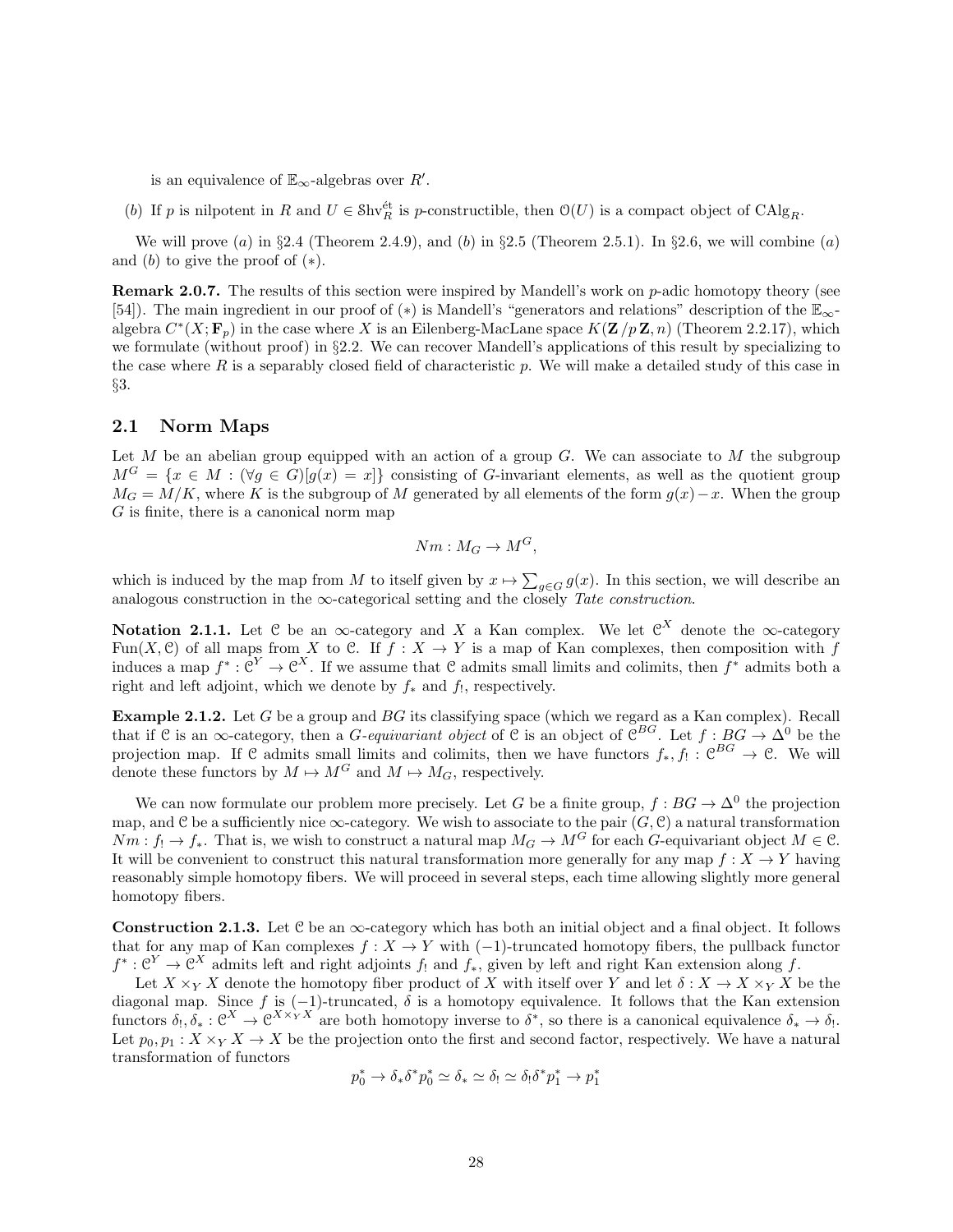is an equivalence of $\mathbb{E}_\infty$-algebras over $R'$.

(b) If $p$ is nilpotent in $R$ and $U \in \mathcal{S}\mathrm{hv}_R^{\text{ét}}$ is $p$-constructible, then $\mathcal{O}(U)$ is a compact object of $\mathrm{CAlg}_R$.

We will prove (a) in §2.4 (Theorem 2.4.9), and (b) in §2.5 (Theorem 2.5.1). In §2.6, we will combine (a) and (b) to give the proof of (∗).

**Remark 2.0.7.** The results of this section were inspired by Mandell's work on $p$-adic homotopy theory (see [54]). The main ingredient in our proof of (∗) is Mandell's "generators and relations" description of the $\mathbb{E}_\infty$-algebra $C^*(X; \mathbf{F}_p)$ in the case where $X$ is an Eilenberg-MacLane space $K(\mathbf{Z}/p\,\mathbf{Z}, n)$ (Theorem 2.2.17), which we formulate (without proof) in §2.2. We can recover Mandell's applications of this result by specializing to the case where $R$ is a separably closed field of characteristic $p$. We will make a detailed study of this case in §3.

## 2.1 Norm Maps

Let $M$ be an abelian group equipped with an action of a group $G$. We can associate to $M$ the subgroup $M^G = \{x \in M : (\forall g \in G)[g(x) = x]\}$ consisting of $G$-invariant elements, as well as the quotient group $M_G = M/K$, where $K$ is the subgroup of $M$ generated by all elements of the form $g(x) - x$. When the group $G$ is finite, there is a canonical norm map

$$Nm : M_G \to M^G,$$

which is induced by the map from $M$ to itself given by $x \mapsto \sum_{g \in G} g(x)$. In this section, we will describe an analogous construction in the $\infty$-categorical setting and the closely *Tate construction*.

**Notation 2.1.1.** Let $\mathcal{C}$ be an $\infty$-category and $X$ a Kan complex. We let $\mathcal{C}^X$ denote the $\infty$-category $\mathrm{Fun}(X, \mathcal{C})$ of all maps from $X$ to $\mathcal{C}$. If $f : X \to Y$ is a map of Kan complexes, then composition with $f$ induces a map $f^* : \mathcal{C}^Y \to \mathcal{C}^X$. If we assume that $\mathcal{C}$ admits small limits and colimits, then $f^*$ admits both a right and left adjoint, which we denote by $f_*$ and $f_!$, respectively.

**Example 2.1.2.** Let $G$ be a group and $BG$ its classifying space (which we regard as a Kan complex). Recall that if $\mathcal{C}$ is an $\infty$-category, then a *$G$-equivariant object* of $\mathcal{C}$ is an object of $\mathcal{C}^{BG}$. Let $f : BG \to \Delta^0$ be the projection map. If $\mathcal{C}$ admits small limits and colimits, then we have functors $f_*, f_! : \mathcal{C}^{BG} \to \mathcal{C}$. We will denote these functors by $M \mapsto M^G$ and $M \mapsto M_G$, respectively.

We can now formulate our problem more precisely. Let $G$ be a finite group, $f : BG \to \Delta^0$ the projection map, and $\mathcal{C}$ be a sufficiently nice $\infty$-category. We wish to associate to the pair $(G, \mathcal{C})$ a natural transformation $Nm : f_! \to f_*$. That is, we wish to construct a natural map $M_G \to M^G$ for each $G$-equivariant object $M \in \mathcal{C}$. It will be convenient to construct this natural transformation more generally for any map $f : X \to Y$ having reasonably simple homotopy fibers. We will proceed in several steps, each time allowing slightly more general homotopy fibers.

**Construction 2.1.3.** Let $\mathcal{C}$ be an $\infty$-category which has both an initial object and a final object. It follows that for any map of Kan complexes $f : X \to Y$ with $(-1)$-truncated homotopy fibers, the pullback functor $f^* : \mathcal{C}^Y \to \mathcal{C}^X$ admits left and right adjoints $f_!$ and $f_*$, given by left and right Kan extension along $f$.

Let $X \times_Y X$ denote the homotopy fiber product of $X$ with itself over $Y$ and let $\delta : X \to X \times_Y X$ be the diagonal map. Since $f$ is $(-1)$-truncated, $\delta$ is a homotopy equivalence. It follows that the Kan extension functors $\delta_!, \delta_* : \mathcal{C}^X \to \mathcal{C}^{X \times_Y X}$ are both homotopy inverse to $\delta^*$, so there is a canonical equivalence $\delta_* \to \delta_!$. Let $p_0, p_1 : X \times_Y X \to X$ be the projection onto the first and second factor, respectively. We have a natural transformation of functors

$$p_0^* \to \delta_* \delta^* p_0^* \simeq \delta_* \simeq \delta_! \simeq \delta_! \delta^* p_1^* \to p_1^*$$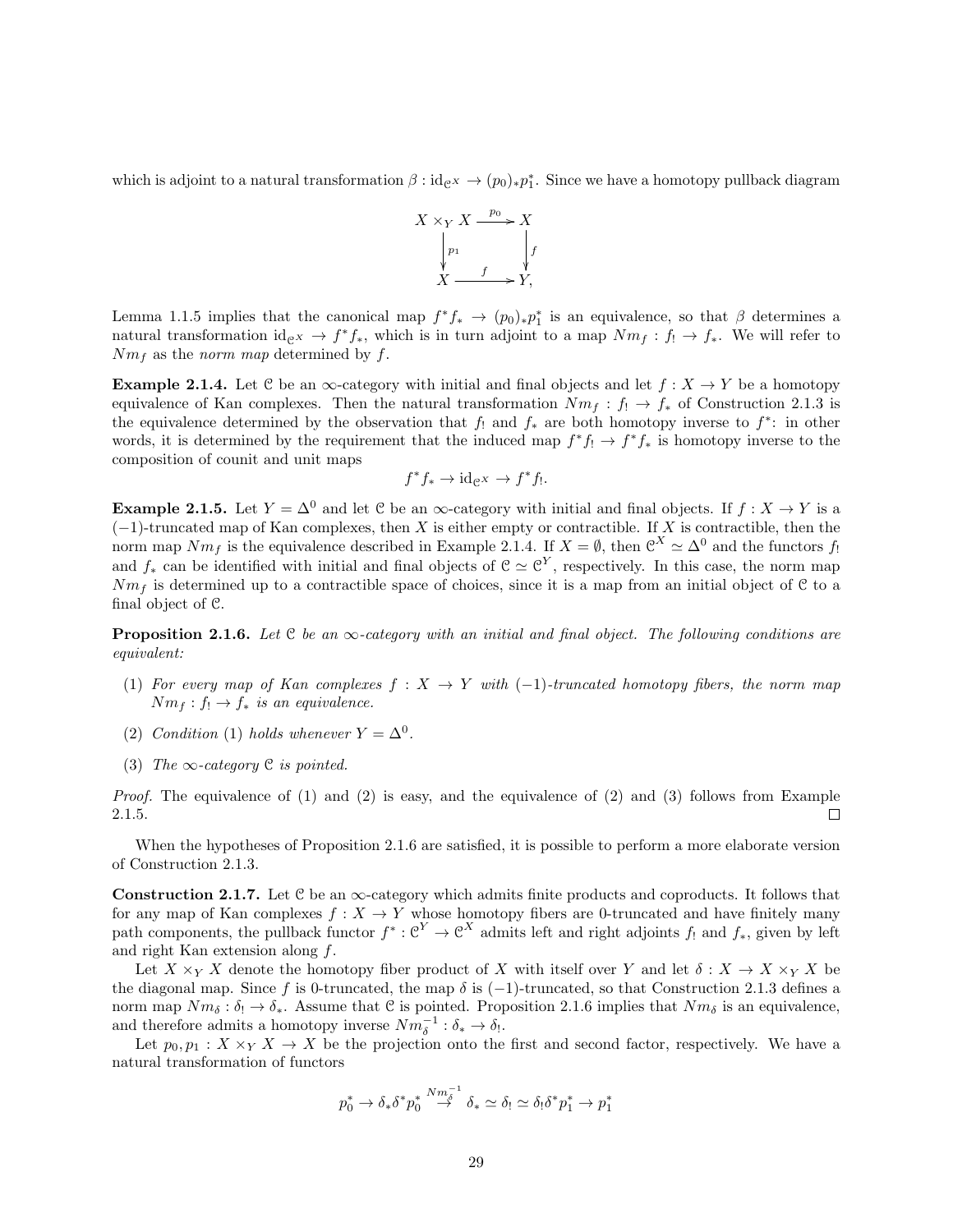which is adjoint to a natural transformation $\beta : \mathrm{id}_{\mathcal{C}^X} \to (p_0)_* p_1^*$. Since we have a homotopy pullback diagram

$$\begin{array}{ccc} X \times_Y X & \xrightarrow{p_0} & X \\ \downarrow{\scriptstyle p_1} & & \downarrow{\scriptstyle f} \\ X & \xrightarrow{f} & Y, \end{array}$$

Lemma 1.1.5 implies that the canonical map $f^* f_* \to (p_0)_* p_1^*$ is an equivalence, so that $\beta$ determines a natural transformation $\mathrm{id}_{\mathcal{C}^X} \to f^* f_*$, which is in turn adjoint to a map $Nm_f : f_! \to f_*$. We will refer to $Nm_f$ as the *norm map* determined by $f$.

**Example 2.1.4.** Let $\mathcal{C}$ be an $\infty$-category with initial and final objects and let $f : X \to Y$ be a homotopy equivalence of Kan complexes. Then the natural transformation $Nm_f : f_! \to f_*$ of Construction 2.1.3 is the equivalence determined by the observation that $f_!$ and $f_*$ are both homotopy inverse to $f^*$: in other words, it is determined by the requirement that the induced map $f^* f_! \to f^* f_*$ is homotopy inverse to the composition of counit and unit maps

$$f^* f_* \to \mathrm{id}_{\mathcal{C}^X} \to f^* f_!.$$

**Example 2.1.5.** Let $Y = \Delta^0$ and let $\mathcal{C}$ be an $\infty$-category with initial and final objects. If $f : X \to Y$ is a $(-1)$-truncated map of Kan complexes, then $X$ is either empty or contractible. If $X$ is contractible, then the norm map $Nm_f$ is the equivalence described in Example 2.1.4. If $X = \emptyset$, then $\mathcal{C}^X \simeq \Delta^0$ and the functors $f_!$ and $f_*$ can be identified with initial and final objects of $\mathcal{C} \simeq \mathcal{C}^Y$, respectively. In this case, the norm map $Nm_f$ is determined up to a contractible space of choices, since it is a map from an initial object of $\mathcal{C}$ to a final object of $\mathcal{C}$.

**Proposition 2.1.6.** *Let $\mathcal{C}$ be an $\infty$-category with an initial and final object. The following conditions are equivalent:*

1. *For every map of Kan complexes $f : X \to Y$ with $(-1)$-truncated homotopy fibers, the norm map $Nm_f : f_! \to f_*$ is an equivalence.*
2. *Condition (1) holds whenever $Y = \Delta^0$.*
3. *The $\infty$-category $\mathcal{C}$ is pointed.*

*Proof.* The equivalence of (1) and (2) is easy, and the equivalence of (2) and (3) follows from Example 2.1.5. □

When the hypotheses of Proposition 2.1.6 are satisfied, it is possible to perform a more elaborate version of Construction 2.1.3.

**Construction 2.1.7.** Let $\mathcal{C}$ be an $\infty$-category which admits finite products and coproducts. It follows that for any map of Kan complexes $f : X \to Y$ whose homotopy fibers are 0-truncated and have finitely many path components, the pullback functor $f^* : \mathcal{C}^Y \to \mathcal{C}^X$ admits left and right adjoints $f_!$ and $f_*$, given by left and right Kan extension along $f$.

Let $X \times_Y X$ denote the homotopy fiber product of $X$ with itself over $Y$ and let $\delta : X \to X \times_Y X$ be the diagonal map. Since $f$ is 0-truncated, the map $\delta$ is $(-1)$-truncated, so that Construction 2.1.3 defines a norm map $Nm_\delta : \delta_! \to \delta_*$. Assume that $\mathcal{C}$ is pointed. Proposition 2.1.6 implies that $Nm_\delta$ is an equivalence, and therefore admits a homotopy inverse $Nm_\delta^{-1} : \delta_* \to \delta_!$.

Let $p_0, p_1 : X \times_Y X \to X$ be the projection onto the first and second factor, respectively. We have a natural transformation of functors

$$p_0^* \to \delta_* \delta^* p_0^* \overset{Nm_\delta^{-1}}{\to} \delta_* \simeq \delta_! \simeq \delta_! \delta^* p_1^* \to p_1^*$$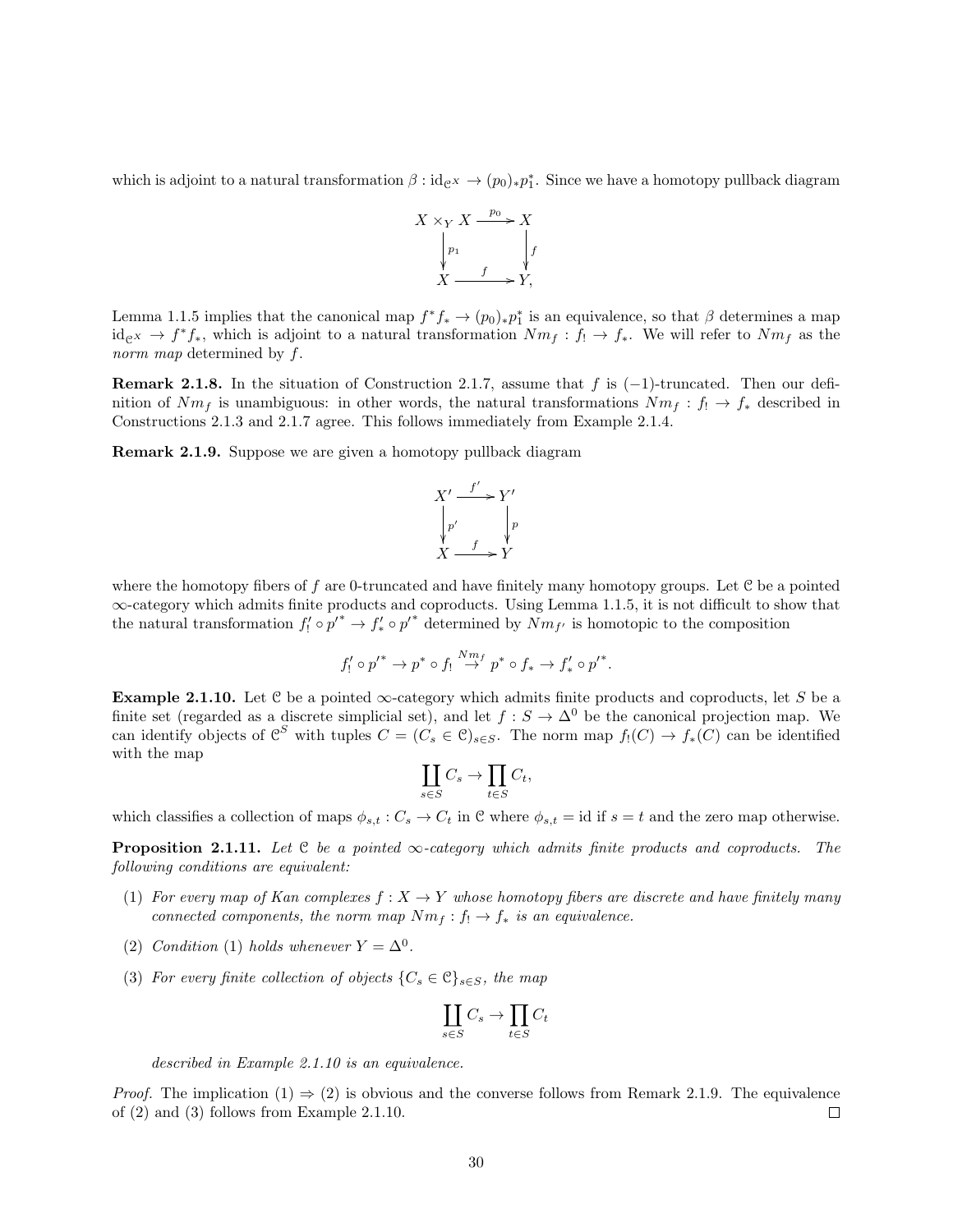which is adjoint to a natural transformation $\beta : \mathrm{id}_{\mathcal{C}^X} \to (p_0)_* p_1^*$. Since we have a homotopy pullback diagram

$$\begin{array}{ccc} X \times_Y X & \xrightarrow{p_0} & X \\ \downarrow{\scriptstyle p_1} & & \downarrow{\scriptstyle f} \\ X & \xrightarrow{f} & Y, \end{array}$$

Lemma 1.1.5 implies that the canonical map $f^* f_* \to (p_0)_* p_1^*$ is an equivalence, so that $\beta$ determines a map $\mathrm{id}_{\mathcal{C}^X} \to f^* f_*$, which is adjoint to a natural transformation $Nm_f : f_! \to f_*$. We will refer to $Nm_f$ as the *norm map* determined by $f$.

**Remark 2.1.8.** In the situation of Construction 2.1.7, assume that $f$ is $(-1)$-truncated. Then our definition of $Nm_f$ is unambiguous: in other words, the natural transformations $Nm_f : f_! \to f_*$ described in Constructions 2.1.3 and 2.1.7 agree. This follows immediately from Example 2.1.4.

**Remark 2.1.9.** Suppose we are given a homotopy pullback diagram

$$\begin{array}{ccc} X' & \xrightarrow{f'} & Y' \\ \downarrow{\scriptstyle p'} & & \downarrow{\scriptstyle p} \\ X & \xrightarrow{f} & Y \end{array}$$

where the homotopy fibers of $f$ are 0-truncated and have finitely many homotopy groups. Let $\mathcal{C}$ be a pointed $\infty$-category which admits finite products and coproducts. Using Lemma 1.1.5, it is not difficult to show that the natural transformation $f'_! \circ p'^* \to f'_* \circ p'^*$ determined by $Nm_{f'}$ is homotopic to the composition

$$f'_! \circ p'^* \to p^* \circ f_! \stackrel{Nm_f}{\to} p^* \circ f_* \to f'_* \circ p'^*.$$

**Example 2.1.10.** Let $\mathcal{C}$ be a pointed $\infty$-category which admits finite products and coproducts, let $S$ be a finite set (regarded as a discrete simplicial set), and let $f : S \to \Delta^0$ be the canonical projection map. We can identify objects of $\mathcal{C}^S$ with tuples $C = (C_s \in \mathcal{C})_{s \in S}$. The norm map $f_!(C) \to f_*(C)$ can be identified with the map

$$\coprod_{s \in S} C_s \to \prod_{t \in S} C_t,$$

which classifies a collection of maps $\phi_{s,t} : C_s \to C_t$ in $\mathcal{C}$ where $\phi_{s,t} = \mathrm{id}$ if $s = t$ and the zero map otherwise.

**Proposition 2.1.11.** *Let $\mathcal{C}$ be a pointed $\infty$-category which admits finite products and coproducts. The following conditions are equivalent:*

(1) *For every map of Kan complexes $f : X \to Y$ whose homotopy fibers are discrete and have finitely many connected components, the norm map $Nm_f : f_! \to f_*$ is an equivalence.*

(2) *Condition* (1) *holds whenever $Y = \Delta^0$.*

(3) *For every finite collection of objects $\{C_s \in \mathcal{C}\}_{s \in S}$, the map*

$$\coprod_{s \in S} C_s \to \prod_{t \in S} C_t$$

*described in Example 2.1.10 is an equivalence.*

*Proof.* The implication (1) $\Rightarrow$ (2) is obvious and the converse follows from Remark 2.1.9. The equivalence of (2) and (3) follows from Example 2.1.10. $\square$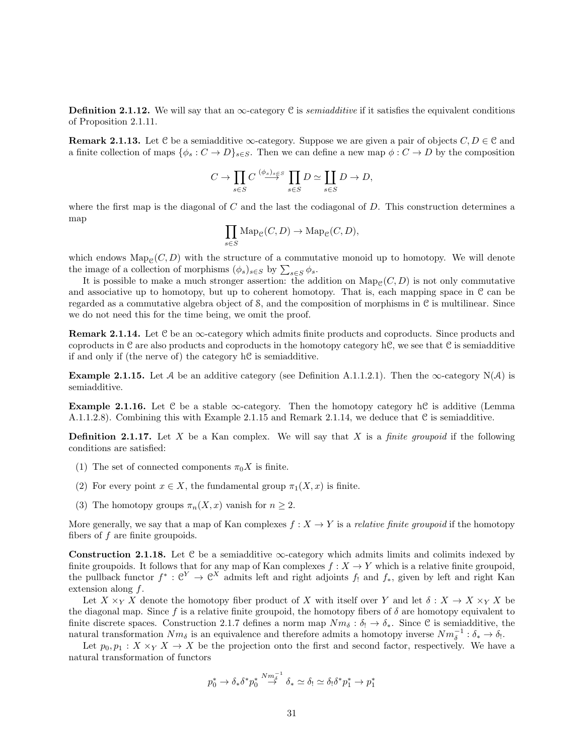**Definition 2.1.12.** We will say that an $\infty$-category $\mathcal{C}$ is *semiadditive* if it satisfies the equivalent conditions of Proposition 2.1.11.

**Remark 2.1.13.** Let $\mathcal{C}$ be a semiadditive $\infty$-category. Suppose we are given a pair of objects $C, D \in \mathcal{C}$ and a finite collection of maps $\{\phi_s : C \to D\}_{s \in S}$. Then we can define a new map $\phi : C \to D$ by the composition

$$C \to \prod_{s \in S} C \xrightarrow{(\phi_s)_{s \in S}} \prod_{s \in S} D \simeq \coprod_{s \in S} D \to D,$$

where the first map is the diagonal of $C$ and the last the codiagonal of $D$. This construction determines a map

$$\prod_{s \in S} \mathrm{Map}_{\mathcal{C}}(C, D) \to \mathrm{Map}_{\mathcal{C}}(C, D),$$

which endows $\mathrm{Map}_{\mathcal{C}}(C, D)$ with the structure of a commutative monoid up to homotopy. We will denote the image of a collection of morphisms $(\phi_s)_{s \in S}$ by $\sum_{s \in S} \phi_s$.

It is possible to make a much stronger assertion: the addition on $\mathrm{Map}_{\mathcal{C}}(C, D)$ is not only commutative and associative up to homotopy, but up to coherent homotopy. That is, each mapping space in $\mathcal{C}$ can be regarded as a commutative algebra object of $\mathcal{S}$, and the composition of morphisms in $\mathcal{C}$ is multilinear. Since we do not need this for the time being, we omit the proof.

**Remark 2.1.14.** Let $\mathcal{C}$ be an $\infty$-category which admits finite products and coproducts. Since products and coproducts in $\mathcal{C}$ are also products and coproducts in the homotopy category $\mathrm{h}\mathcal{C}$, we see that $\mathcal{C}$ is semiadditive if and only if (the nerve of) the category $\mathrm{h}\mathcal{C}$ is semiadditive.

**Example 2.1.15.** Let $\mathcal{A}$ be an additive category (see Definition A.1.1.2.1). Then the $\infty$-category $\mathrm{N}(\mathcal{A})$ is semiadditive.

**Example 2.1.16.** Let $\mathcal{C}$ be a stable $\infty$-category. Then the homotopy category $\mathrm{h}\mathcal{C}$ is additive (Lemma A.1.1.2.8). Combining this with Example 2.1.15 and Remark 2.1.14, we deduce that $\mathcal{C}$ is semiadditive.

**Definition 2.1.17.** Let $X$ be a Kan complex. We will say that $X$ is a *finite groupoid* if the following conditions are satisfied:

(1) The set of connected components $\pi_0 X$ is finite.

(2) For every point $x \in X$, the fundamental group $\pi_1(X, x)$ is finite.

(3) The homotopy groups $\pi_n(X, x)$ vanish for $n \geq 2$.

More generally, we say that a map of Kan complexes $f : X \to Y$ is a *relative finite groupoid* if the homotopy fibers of $f$ are finite groupoids.

**Construction 2.1.18.** Let $\mathcal{C}$ be a semiadditive $\infty$-category which admits limits and colimits indexed by finite groupoids. It follows that for any map of Kan complexes $f : X \to Y$ which is a relative finite groupoid, the pullback functor $f^* : \mathcal{C}^Y \to \mathcal{C}^X$ admits left and right adjoints $f_!$ and $f_*$, given by left and right Kan extension along $f$.

Let $X \times_Y X$ denote the homotopy fiber product of $X$ with itself over $Y$ and let $\delta : X \to X \times_Y X$ be the diagonal map. Since $f$ is a relative finite groupoid, the homotopy fibers of $\delta$ are homotopy equivalent to finite discrete spaces. Construction 2.1.7 defines a norm map $Nm_\delta : \delta_! \to \delta_*$. Since $\mathcal{C}$ is semiadditive, the natural transformation $Nm_\delta$ is an equivalence and therefore admits a homotopy inverse $Nm_\delta^{-1} : \delta_* \to \delta_!$.

Let $p_0, p_1 : X \times_Y X \to X$ be the projection onto the first and second factor, respectively. We have a natural transformation of functors

$$p_0^* \to \delta_* \delta^* p_0^* \xrightarrow{Nm_\delta^{-1}} \delta_* \simeq \delta_! \simeq \delta_! \delta^* p_1^* \to p_1^*$$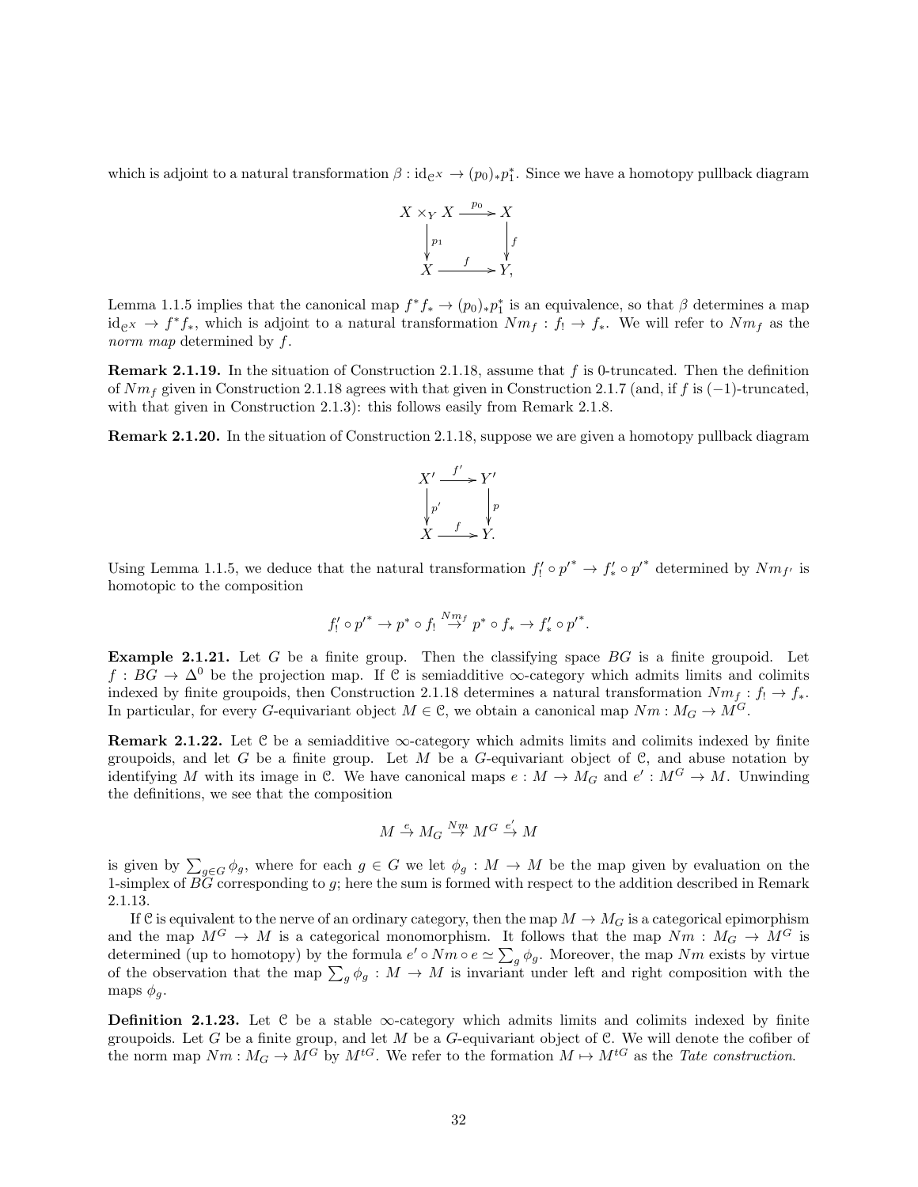which is adjoint to a natural transformation $\beta : \mathrm{id}_{\mathcal{C}^X} \to (p_0)_* p_1^*$. Since we have a homotopy pullback diagram

$$\begin{array}{ccc} X \times_Y X & \xrightarrow{p_0} & X \\ \Big\downarrow{\scriptstyle p_1} & & \Big\downarrow{\scriptstyle f} \\ X & \xrightarrow{f} & Y, \end{array}$$

Lemma 1.1.5 implies that the canonical map $f^* f_* \to (p_0)_* p_1^*$ is an equivalence, so that $\beta$ determines a map $\mathrm{id}_{\mathcal{C}^X} \to f^* f_*$, which is adjoint to a natural transformation $Nm_f : f_! \to f_*$. We will refer to $Nm_f$ as the *norm map* determined by $f$.

**Remark 2.1.19.** In the situation of Construction 2.1.18, assume that $f$ is 0-truncated. Then the definition of $Nm_f$ given in Construction 2.1.18 agrees with that given in Construction 2.1.7 (and, if $f$ is $(-1)$-truncated, with that given in Construction 2.1.3): this follows easily from Remark 2.1.8.

**Remark 2.1.20.** In the situation of Construction 2.1.18, suppose we are given a homotopy pullback diagram

$$\begin{array}{ccc} X' & \xrightarrow{f'} & Y' \\ \Big\downarrow{\scriptstyle p'} & & \Big\downarrow{\scriptstyle p} \\ X & \xrightarrow{f} & Y. \end{array}$$

Using Lemma 1.1.5, we deduce that the natural transformation $f'_! \circ {p'}^* \to f'_* \circ {p'}^*$ determined by $Nm_{f'}$ is homotopic to the composition

$$f'_! \circ {p'}^* \to p^* \circ f_! \stackrel{Nm_f}{\to} p^* \circ f_* \to f'_* \circ {p'}^*.$$

**Example 2.1.21.** Let $G$ be a finite group. Then the classifying space $BG$ is a finite groupoid. Let $f : BG \to \Delta^0$ be the projection map. If $\mathcal{C}$ is semiadditive $\infty$-category which admits limits and colimits indexed by finite groupoids, then Construction 2.1.18 determines a natural transformation $Nm_f : f_! \to f_*$. In particular, for every $G$-equivariant object $M \in \mathcal{C}$, we obtain a canonical map $Nm : M_G \to M^G$.

**Remark 2.1.22.** Let $\mathcal{C}$ be a semiadditive $\infty$-category which admits limits and colimits indexed by finite groupoids, and let $G$ be a finite group. Let $M$ be a $G$-equivariant object of $\mathcal{C}$, and abuse notation by identifying $M$ with its image in $\mathcal{C}$. We have canonical maps $e : M \to M_G$ and $e' : M^G \to M$. Unwinding the definitions, we see that the composition

$$M \stackrel{e}{\to} M_G \stackrel{Nm}{\to} M^G \stackrel{e'}{\to} M$$

is given by $\sum_{g \in G} \phi_g$, where for each $g \in G$ we let $\phi_g : M \to M$ be the map given by evaluation on the 1-simplex of $BG$ corresponding to $g$; here the sum is formed with respect to the addition described in Remark 2.1.13.

If $\mathcal{C}$ is equivalent to the nerve of an ordinary category, then the map $M \to M_G$ is a categorical epimorphism and the map $M^G \to M$ is a categorical monomorphism. It follows that the map $Nm : M_G \to M^G$ is determined (up to homotopy) by the formula $e' \circ Nm \circ e \simeq \sum_g \phi_g$. Moreover, the map $Nm$ exists by virtue of the observation that the map $\sum_g \phi_g : M \to M$ is invariant under left and right composition with the maps $\phi_g$.

**Definition 2.1.23.** Let $\mathcal{C}$ be a stable $\infty$-category which admits limits and colimits indexed by finite groupoids. Let $G$ be a finite group, and let $M$ be a $G$-equivariant object of $\mathcal{C}$. We will denote the cofiber of the norm map $Nm : M_G \to M^G$ by $M^{tG}$. We refer to the formation $M \mapsto M^{tG}$ as the *Tate construction*.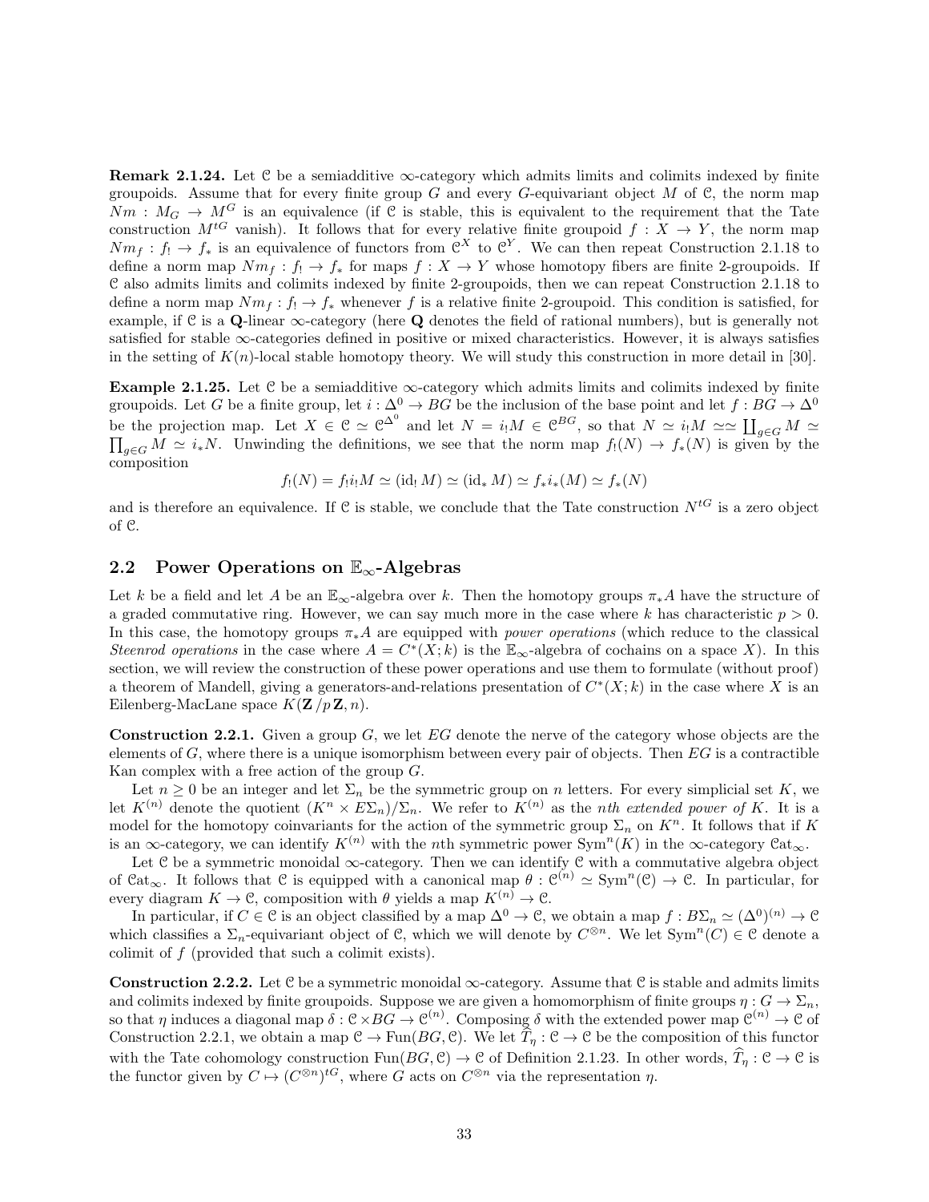**Remark 2.1.24.** Let $\mathcal{C}$ be a semiadditive $\infty$-category which admits limits and colimits indexed by finite groupoids. Assume that for every finite group $G$ and every $G$-equivariant object $M$ of $\mathcal{C}$, the norm map $Nm : M_G \to M^G$ is an equivalence (if $\mathcal{C}$ is stable, this is equivalent to the requirement that the Tate construction $M^{tG}$ vanish). It follows that for every relative finite groupoid $f : X \to Y$, the norm map $Nm_f : f_! \to f_*$ is an equivalence of functors from $\mathcal{C}^X$ to $\mathcal{C}^Y$. We can then repeat Construction 2.1.18 to define a norm map $Nm_f : f_! \to f_*$ for maps $f : X \to Y$ whose homotopy fibers are finite 2-groupoids. If $\mathcal{C}$ also admits limits and colimits indexed by finite 2-groupoids, then we can repeat Construction 2.1.18 to define a norm map $Nm_f : f_! \to f_*$ whenever $f$ is a relative finite 2-groupoid. This condition is satisfied, for example, if $\mathcal{C}$ is a $\mathbf{Q}$-linear $\infty$-category (here $\mathbf{Q}$ denotes the field of rational numbers), but is generally not satisfied for stable $\infty$-categories defined in positive or mixed characteristics. However, it is always satisfies in the setting of $K(n)$-local stable homotopy theory. We will study this construction in more detail in [30].

**Example 2.1.25.** Let $\mathcal{C}$ be a semiadditive $\infty$-category which admits limits and colimits indexed by finite groupoids. Let $G$ be a finite group, let $i : \Delta^0 \to BG$ be the inclusion of the base point and let $f : BG \to \Delta^0$ be the projection map. Let $X \in \mathcal{C} \simeq \mathcal{C}^{\Delta^0}$ and let $N = i_! M \in \mathcal{C}^{BG}$, so that $N \simeq i_! M \simeq\simeq \coprod_{g \in G} M \simeq \prod_{g \in G} M \simeq i_* N$. Unwinding the definitions, we see that the norm map $f_!(N) \to f_*(N)$ is given by the composition

$$f_!(N) = f_! i_! M \simeq (\mathrm{id}_! M) \simeq (\mathrm{id}_* M) \simeq f_* i_*(M) \simeq f_*(N)$$

and is therefore an equivalence. If $\mathcal{C}$ is stable, we conclude that the Tate construction $N^{tG}$ is a zero object of $\mathcal{C}$.

## 2.2 Power Operations on $\mathbb{E}_\infty$-Algebras

Let $k$ be a field and let $A$ be an $\mathbb{E}_\infty$-algebra over $k$. Then the homotopy groups $\pi_* A$ have the structure of a graded commutative ring. However, we can say much more in the case where $k$ has characteristic $p > 0$. In this case, the homotopy groups $\pi_* A$ are equipped with *power operations* (which reduce to the classical *Steenrod operations* in the case where $A = C^*(X; k)$ is the $\mathbb{E}_\infty$-algebra of cochains on a space $X$). In this section, we will review the construction of these power operations and use them to formulate (without proof) a theorem of Mandell, giving a generators-and-relations presentation of $C^*(X; k)$ in the case where $X$ is an Eilenberg-MacLane space $K(\mathbf{Z}/p\mathbf{Z}, n)$.

**Construction 2.2.1.** Given a group $G$, we let $EG$ denote the nerve of the category whose objects are the elements of $G$, where there is a unique isomorphism between every pair of objects. Then $EG$ is a contractible Kan complex with a free action of the group $G$.

Let $n \geq 0$ be an integer and let $\Sigma_n$ be the symmetric group on $n$ letters. For every simplicial set $K$, we let $K^{(n)}$ denote the quotient $(K^n \times E\Sigma_n)/\Sigma_n$. We refer to $K^{(n)}$ as the *nth extended power of* $K$. It is a model for the homotopy coinvariants for the action of the symmetric group $\Sigma_n$ on $K^n$. It follows that if $K$ is an $\infty$-category, we can identify $K^{(n)}$ with the $n$th symmetric power $\mathrm{Sym}^n(K)$ in the $\infty$-category $\mathcal{C}\mathrm{at}_\infty$.

Let $\mathcal{C}$ be a symmetric monoidal $\infty$-category. Then we can identify $\mathcal{C}$ with a commutative algebra object of $\mathcal{C}\mathrm{at}_\infty$. It follows that $\mathcal{C}$ is equipped with a canonical map $\theta : \mathcal{C}^{(n)} \simeq \mathrm{Sym}^n(\mathcal{C}) \to \mathcal{C}$. In particular, for every diagram $K \to \mathcal{C}$, composition with $\theta$ yields a map $K^{(n)} \to \mathcal{C}$.

In particular, if $C \in \mathcal{C}$ is an object classified by a map $\Delta^0 \to \mathcal{C}$, we obtain a map $f : B\Sigma_n \simeq (\Delta^0)^{(n)} \to \mathcal{C}$ which classifies a $\Sigma_n$-equivariant object of $\mathcal{C}$, which we will denote by $C^{\otimes n}$. We let $\mathrm{Sym}^n(C) \in \mathcal{C}$ denote a colimit of $f$ (provided that such a colimit exists).

**Construction 2.2.2.** Let $\mathcal{C}$ be a symmetric monoidal $\infty$-category. Assume that $\mathcal{C}$ is stable and admits limits and colimits indexed by finite groupoids. Suppose we are given a homomorphism of finite groups $\eta : G \to \Sigma_n$, so that $\eta$ induces a diagonal map $\delta : \mathcal{C} \times BG \to \mathcal{C}^{(n)}$. Composing $\delta$ with the extended power map $\mathcal{C}^{(n)} \to \mathcal{C}$ of Construction 2.2.1, we obtain a map $\mathcal{C} \to \mathrm{Fun}(BG, \mathcal{C})$. We let $\widehat{T}_\eta : \mathcal{C} \to \mathcal{C}$ be the composition of this functor with the Tate cohomology construction $\mathrm{Fun}(BG, \mathcal{C}) \to \mathcal{C}$ of Definition 2.1.23. In other words, $\widehat{T}_\eta : \mathcal{C} \to \mathcal{C}$ is the functor given by $C \mapsto (C^{\otimes n})^{tG}$, where $G$ acts on $C^{\otimes n}$ via the representation $\eta$.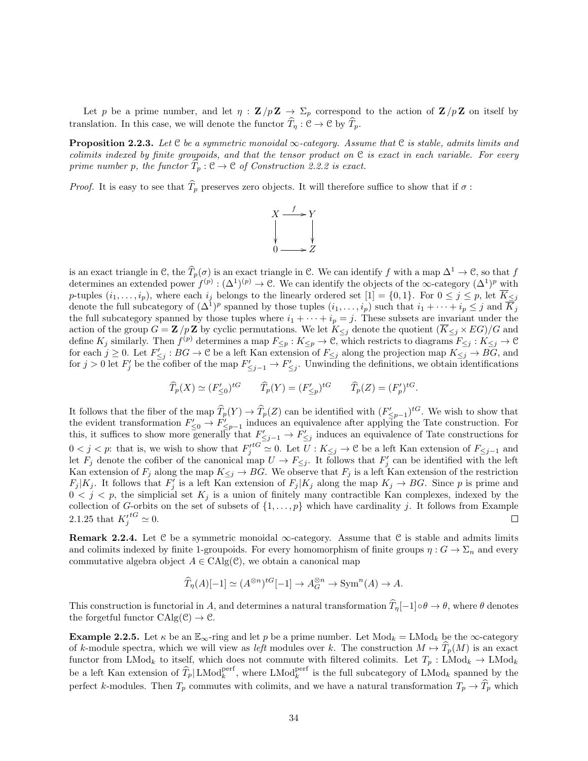Let $p$ be a prime number, and let $\eta : \mathbf{Z}/p\mathbf{Z} \to \Sigma_p$ correspond to the action of $\mathbf{Z}/p\mathbf{Z}$ on itself by translation. In this case, we will denote the functor $\widehat{T}_\eta : \mathcal{C} \to \mathcal{C}$ by $\widehat{T}_p$.

**Proposition 2.2.3.** *Let $\mathcal{C}$ be a symmetric monoidal $\infty$-category. Assume that $\mathcal{C}$ is stable, admits limits and colimits indexed by finite groupoids, and that the tensor product on $\mathcal{C}$ is exact in each variable. For every prime number $p$, the functor $\widehat{T}_p : \mathcal{C} \to \mathcal{C}$ of Construction 2.2.2 is exact.*

*Proof.* It is easy to see that $\widehat{T}_p$ preserves zero objects. It will therefore suffice to show that if $\sigma$ :

$$\begin{array}{ccc} X & \xrightarrow{f} & Y \\ \downarrow & & \downarrow \\ 0 & \longrightarrow & Z \end{array}$$

is an exact triangle in $\mathcal{C}$, the $\widehat{T}_p(\sigma)$ is an exact triangle in $\mathcal{C}$. We can identify $f$ with a map $\Delta^1 \to \mathcal{C}$, so that $f$ determines an extended power $f^{(p)} : (\Delta^1)^{(p)} \to \mathcal{C}$. We can identify the objects of the $\infty$-category $(\Delta^1)^p$ with $p$-tuples $(i_1, \ldots, i_p)$, where each $i_j$ belongs to the linearly ordered set $[1] = \{0, 1\}$. For $0 \leq j \leq p$, let $\overline{K}_{\leq j}$ denote the full subcategory of $(\Delta^1)^p$ spanned by those tuples $(i_1, \ldots, i_p)$ such that $i_1 + \cdots + i_p \leq j$ and $\overline{K}_j$ the full subcategory spanned by those tuples where $i_1 + \cdots + i_p = j$. These subsets are invariant under the action of the group $G = \mathbf{Z}/p\mathbf{Z}$ by cyclic permutations. We let $K_{\leq j}$ denote the quotient $(\overline{K}_{\leq j} \times EG)/G$ and define $K_j$ similarly. Then $f^{(p)}$ determines a map $F_{\leq p} : K_{\leq p} \to \mathcal{C}$, which restricts to diagrams $F_{\leq j} : K_{\leq j} \to \mathcal{C}$ for each $j \geq 0$. Let $F'_{\leq j} : BG \to \mathcal{C}$ be a left Kan extension of $F_{\leq j}$ along the projection map $K_{\leq j} \to BG$, and for $j > 0$ let $F'_j$ be the cofiber of the map $F'_{\leq j-1} \to F'_{\leq j}$. Unwinding the definitions, we obtain identifications

$$\widehat{T}_p(X) \simeq (F'_{\leq 0})^{tG} \qquad \widehat{T}_p(Y) = (F'_{\leq p})^{tG} \qquad \widehat{T}_p(Z) = (F'_p)^{tG}.$$

It follows that the fiber of the map $\widehat{T}_p(Y) \to \widehat{T}_p(Z)$ can be identified with $(F'_{\leq p-1})^{tG}$. We wish to show that the evident transformation $F'_{\leq 0} \to F'_{\leq p-1}$ induces an equivalence after applying the Tate construction. For this, it suffices to show more generally that $F'_{\leq j-1} \to F'_{\leq j}$ induces an equivalence of Tate constructions for $0 < j < p$: that is, we wish to show that ${F'_j}^{tG} \simeq 0$. Let $U : K_{\leq j} \to \mathcal{C}$ be a left Kan extension of $F_{\leq j-1}$ and let $F_j$ denote the cofiber of the canonical map $U \to F_{\leq j}$. It follows that $F'_j$ can be identified with the left Kan extension of $F_j$ along the map $K_{\leq j} \to BG$. We observe that $F_j$ is a left Kan extension of the restriction $F_j|K_j$. It follows that $F'_j$ is a left Kan extension of $F_j|K_j$ along the map $K_j \to BG$. Since $p$ is prime and $0 < j < p$, the simplicial set $K_j$ is a union of finitely many contractible Kan complexes, indexed by the collection of $G$-orbits on the set of subsets of $\{1, \ldots, p\}$ which have cardinality $j$. It follows from Example 2.1.25 that ${K'_j}^{tG} \simeq 0$. $\square$

**Remark 2.2.4.** Let $\mathcal{C}$ be a symmetric monoidal $\infty$-category. Assume that $\mathcal{C}$ is stable and admits limits and colimits indexed by finite 1-groupoids. For every homomorphism of finite groups $\eta : G \to \Sigma_n$ and every commutative algebra object $A \in \mathrm{CAlg}(\mathcal{C})$, we obtain a canonical map

$$\widehat{T}_\eta(A)[-1] \simeq (A^{\otimes n})^{tG}[-1] \to A^{\otimes n}_G \to \mathrm{Sym}^n(A) \to A.$$

This construction is functorial in $A$, and determines a natural transformation $\widehat{T}_\eta[-1] \circ \theta \to \theta$, where $\theta$ denotes the forgetful functor $\mathrm{CAlg}(\mathcal{C}) \to \mathcal{C}$.

**Example 2.2.5.** Let $\kappa$ be an $\mathbb{E}_\infty$-ring and let $p$ be a prime number. Let $\mathrm{Mod}_k = \mathrm{LMod}_k$ be the $\infty$-category of $k$-module spectra, which we will view as *left* modules over $k$. The construction $M \mapsto \widehat{T}_p(M)$ is an exact functor from $\mathrm{LMod}_k$ to itself, which does not commute with filtered colimits. Let $T_p : \mathrm{LMod}_k \to \mathrm{LMod}_k$ be a left Kan extension of $\widehat{T}_p|\mathrm{LMod}_k^{\mathrm{perf}}$, where $\mathrm{LMod}_k^{\mathrm{perf}}$ is the full subcategory of $\mathrm{LMod}_k$ spanned by the perfect $k$-modules. Then $T_p$ commutes with colimits, and we have a natural transformation $T_p \to \widehat{T}_p$ which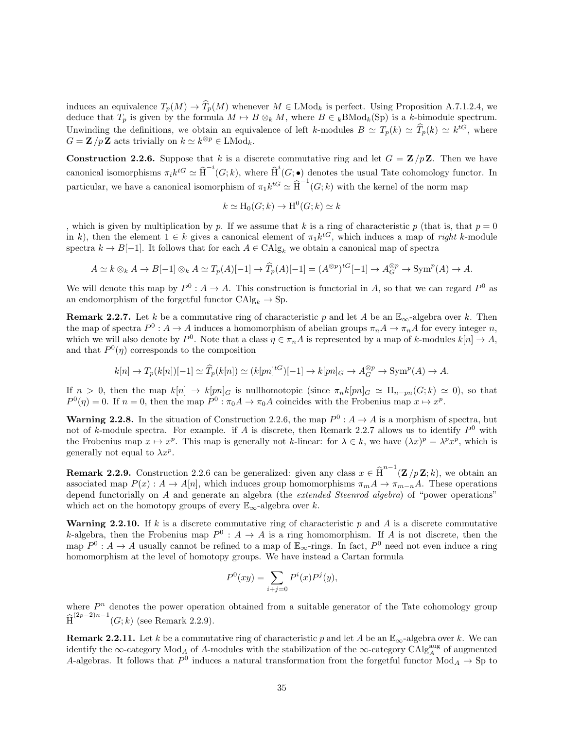induces an equivalence $T_p(M) \to \widehat{T}_p(M)$ whenever $M \in \mathrm{LMod}_k$ is perfect. Using Proposition A.7.1.2.4, we deduce that $T_p$ is given by the formula $M \mapsto B \otimes_k M$, where $B \in {}_k\mathrm{BMod}_k(\mathrm{Sp})$ is a $k$-bimodule spectrum. Unwinding the definitions, we obtain an equivalence of left $k$-modules $B \simeq T_p(k) \simeq \widehat{T}_p(k) \simeq k^{tG}$, where $G = \mathbf{Z}/p\mathbf{Z}$ acts trivially on $k \simeq k^{\otimes p} \in \mathrm{LMod}_k$.

**Construction 2.2.6.** Suppose that $k$ is a discrete commutative ring and let $G = \mathbf{Z}/p\mathbf{Z}$. Then we have canonical isomorphisms $\pi_i k^{tG} \simeq \widehat{\mathrm{H}}^{-i}(G; k)$, where $\widehat{\mathrm{H}}^i(G; \bullet)$ denotes the usual Tate cohomology functor. In particular, we have a canonical isomorphism of $\pi_1 k^{tG} \simeq \widehat{\mathrm{H}}^{-1}(G; k)$ with the kernel of the norm map

$$k \simeq \mathrm{H}_0(G; k) \to \mathrm{H}^0(G; k) \simeq k$$

, which is given by multiplication by $p$. If we assume that $k$ is a ring of characteristic $p$ (that is, that $p = 0$ in $k$), then the element $1 \in k$ gives a canonical element of $\pi_1 k^{tG}$, which induces a map of *right* $k$-module spectra $k \to B[-1]$. It follows that for each $A \in \mathrm{CAlg}_k$ we obtain a canonical map of spectra

$$A \simeq k \otimes_k A \to B[-1] \otimes_k A \simeq T_p(A)[-1] \to \widehat{T}_p(A)[-1] = (A^{\otimes p})^{tG}[-1] \to A_G^{\otimes p} \to \mathrm{Sym}^p(A) \to A.$$

We will denote this map by $P^0 : A \to A$. This construction is functorial in $A$, so that we can regard $P^0$ as an endomorphism of the forgetful functor $\mathrm{CAlg}_k \to \mathrm{Sp}$.

**Remark 2.2.7.** Let $k$ be a commutative ring of characteristic $p$ and let $A$ be an $\mathbb{E}_\infty$-algebra over $k$. Then the map of spectra $P^0 : A \to A$ induces a homomorphism of abelian groups $\pi_n A \to \pi_n A$ for every integer $n$, which we will also denote by $P^0$. Note that a class $\eta \in \pi_n A$ is represented by a map of $k$-modules $k[n] \to A$, and that $P^0(\eta)$ corresponds to the composition

$$k[n] \to T_p(k[n])[-1] \simeq \widehat{T}_p(k[n]) \simeq (k[pn]^{tG})[-1] \to k[pn]_G \to A_G^{\otimes p} \to \mathrm{Sym}^p(A) \to A.$$

If $n > 0$, then the map $k[n] \to k[pn]_G$ is nullhomotopic (since $\pi_n k[pn]_G \simeq \mathrm{H}_{n-pn}(G; k) \simeq 0$), so that $P^0(\eta) = 0$. If $n = 0$, then the map $P^0 : \pi_0 A \to \pi_0 A$ coincides with the Frobenius map $x \mapsto x^p$.

**Warning 2.2.8.** In the situation of Construction 2.2.6, the map $P^0 : A \to A$ is a morphism of spectra, but not of $k$-module spectra. For example. if $A$ is discrete, then Remark 2.2.7 allows us to identify $P^0$ with the Frobenius map $x \mapsto x^p$. This map is generally not $k$-linear: for $\lambda \in k$, we have $(\lambda x)^p = \lambda^p x^p$, which is generally not equal to $\lambda x^p$.

**Remark 2.2.9.** Construction 2.2.6 can be generalized: given any class $x \in \widehat{\mathrm{H}}^{n-1}(\mathbf{Z}/p\mathbf{Z}; k)$, we obtain an associated map $P(x) : A \to A[n]$, which induces group homomorphisms $\pi_m A \to \pi_{m-n} A$. These operations depend functorially on $A$ and generate an algebra (the *extended Steenrod algebra*) of "power operations" which act on the homotopy groups of every $\mathbb{E}_\infty$-algebra over $k$.

**Warning 2.2.10.** If $k$ is a discrete commutative ring of characteristic $p$ and $A$ is a discrete commutative $k$-algebra, then the Frobenius map $P^0 : A \to A$ is a ring homomorphism. If $A$ is not discrete, then the map $P^0 : A \to A$ usually cannot be refined to a map of $\mathbb{E}_\infty$-rings. In fact, $P^0$ need not even induce a ring homomorphism at the level of homotopy groups. We have instead a Cartan formula

$$P^0(xy) = \sum_{i+j=0} P^i(x) P^j(y),$$

where $P^n$ denotes the power operation obtained from a suitable generator of the Tate cohomology group $\widehat{\mathrm{H}}^{(2p-2)n-1}(G; k)$ (see Remark 2.2.9).

**Remark 2.2.11.** Let $k$ be a commutative ring of characteristic $p$ and let $A$ be an $\mathbb{E}_\infty$-algebra over $k$. We can identify the $\infty$-category $\mathrm{Mod}_A$ of $A$-modules with the stabilization of the $\infty$-category $\mathrm{CAlg}_A^{\mathrm{aug}}$ of augmented $A$-algebras. It follows that $P^0$ induces a natural transformation from the forgetful functor $\mathrm{Mod}_A \to \mathrm{Sp}$ to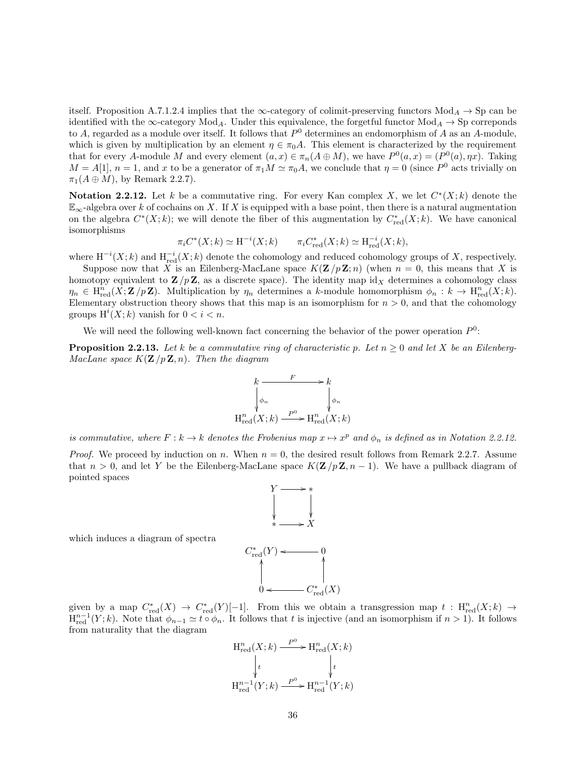itself. Proposition A.7.1.2.4 implies that the $\infty$-category of colimit-preserving functors $\mathrm{Mod}_A \to \mathrm{Sp}$ can be identified with the $\infty$-category $\mathrm{Mod}_A$. Under this equivalence, the forgetful functor $\mathrm{Mod}_A \to \mathrm{Sp}$ correponds to $A$, regarded as a module over itself. It follows that $P^0$ determines an endomorphism of $A$ as an $A$-module, which is given by multiplication by an element $\eta \in \pi_0 A$. This element is characterized by the requirement that for every $A$-module $M$ and every element $(a, x) \in \pi_n(A \oplus M)$, we have $P^0(a, x) = (P^0(a), \eta x)$. Taking $M = A[1]$, $n = 1$, and $x$ to be a generator of $\pi_1 M \simeq \pi_0 A$, we conclude that $\eta = 0$ (since $P^0$ acts trivially on $\pi_1(A \oplus M)$, by Remark 2.2.7).

**Notation 2.2.12.** Let $k$ be a commutative ring. For every Kan complex $X$, we let $C^*(X; k)$ denote the $\mathbb{E}_\infty$-algebra over $k$ of cochains on $X$. If $X$ is equipped with a base point, then there is a natural augmentation on the algebra $C^*(X; k)$; we will denote the fiber of this augmentation by $C^*_{\mathrm{red}}(X; k)$. We have canonical isomorphisms

$$\pi_i C^*(X; k) \simeq \mathrm{H}^{-i}(X; k) \qquad \pi_i C^*_{\mathrm{red}}(X; k) \simeq \mathrm{H}^{-i}_{\mathrm{red}}(X; k),$$

where $\mathrm{H}^{-i}(X; k)$ and $\mathrm{H}^{-i}_{\mathrm{red}}(X; k)$ denote the cohomology and reduced cohomology groups of $X$, respectively.

Suppose now that $X$ is an Eilenberg-MacLane space $K(\mathbf{Z}/p\,\mathbf{Z}; n)$ (when $n = 0$, this means that $X$ is homotopy equivalent to $\mathbf{Z}/p\,\mathbf{Z}$, as a discrete space). The identity map $\mathrm{id}_X$ determines a cohomology class $\eta_n \in \mathrm{H}^n_{\mathrm{red}}(X; \mathbf{Z}/p\,\mathbf{Z})$. Multiplication by $\eta_n$ determines a $k$-module homomorphism $\phi_n : k \to \mathrm{H}^n_{\mathrm{red}}(X; k)$. Elementary obstruction theory shows that this map is an isomorphism for $n > 0$, and that the cohomology groups $\mathrm{H}^i(X; k)$ vanish for $0 < i < n$.

We will need the following well-known fact concerning the behavior of the power operation $P^0$:

**Proposition 2.2.13.** *Let $k$ be a commutative ring of characteristic $p$. Let $n \geq 0$ and let $X$ be an Eilenberg-MacLane space $K(\mathbf{Z}/p\,\mathbf{Z}, n)$. Then the diagram*

$$\begin{array}{ccc} k & \xrightarrow{F} & k \\ \downarrow{\scriptstyle \phi_n} & & \downarrow{\scriptstyle \phi_n} \\ \mathrm{H}^n_{\mathrm{red}}(X; k) & \xrightarrow{P^0} & \mathrm{H}^n_{\mathrm{red}}(X; k) \end{array}$$

*is commutative, where $F : k \to k$ denotes the Frobenius map $x \mapsto x^p$ and $\phi_n$ is defined as in Notation 2.2.12.*

*Proof.* We proceed by induction on $n$. When $n = 0$, the desired result follows from Remark 2.2.7. Assume that $n > 0$, and let $Y$ be the Eilenberg-MacLane space $K(\mathbf{Z}/p\,\mathbf{Z}, n-1)$. We have a pullback diagram of pointed spaces

$$\begin{array}{ccc} Y & \longrightarrow & * \\ \downarrow & & \downarrow \\ * & \longrightarrow & X \end{array}$$

which induces a diagram of spectra

$$\begin{array}{ccc} C^*_{\mathrm{red}}(Y) & \longleftarrow & 0 \\ \uparrow & & \uparrow \\ 0 & \longleftarrow & C^*_{\mathrm{red}}(X) \end{array}$$

given by a map $C^*_{\mathrm{red}}(X) \to C^*_{\mathrm{red}}(Y)[-1]$. From this we obtain a transgression map $t : \mathrm{H}^n_{\mathrm{red}}(X; k) \to \mathrm{H}^{n-1}_{\mathrm{red}}(Y; k)$. Note that $\phi_{n-1} \simeq t \circ \phi_n$. It follows that $t$ is injective (and an isomorphism if $n > 1$). It follows from naturality that the diagram

$$\begin{array}{ccc} \mathrm{H}^n_{\mathrm{red}}(X; k) & \xrightarrow{P^0} & \mathrm{H}^n_{\mathrm{red}}(X; k) \\ \downarrow{\scriptstyle t} & & \downarrow{\scriptstyle t} \\ \mathrm{H}^{n-1}_{\mathrm{red}}(Y; k) & \xrightarrow{P^0} & \mathrm{H}^{n-1}_{\mathrm{red}}(Y; k) \end{array}$$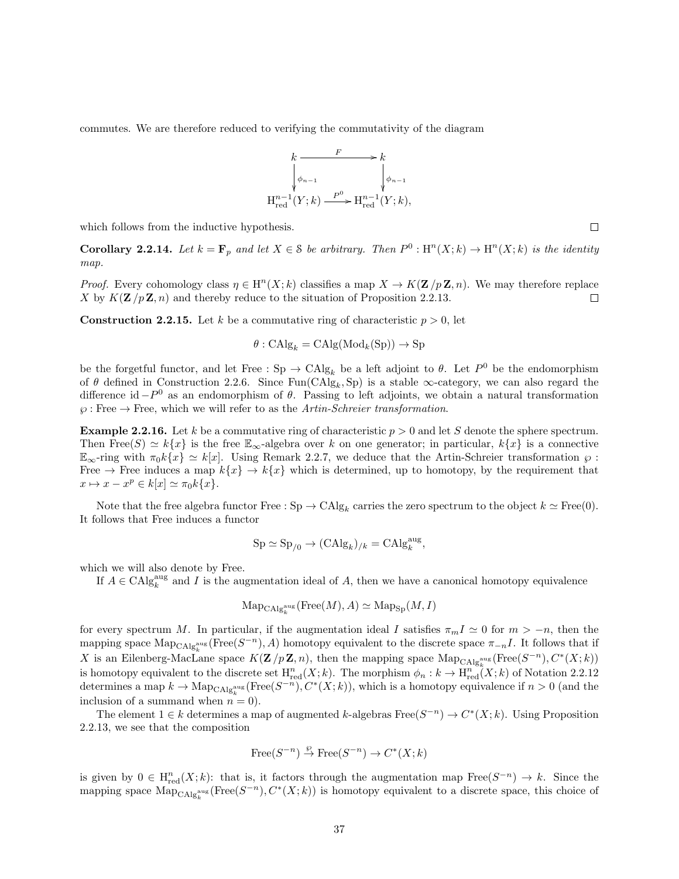commutes. We are therefore reduced to verifying the commutativity of the diagram

$$\begin{array}{ccc} k & \xrightarrow{F} & k \\ \downarrow{\scriptstyle \phi_{n-1}} & & \downarrow{\scriptstyle \phi_{n-1}} \\ \mathrm{H}^{n-1}_{\mathrm{red}}(Y;k) & \xrightarrow{P^0} & \mathrm{H}^{n-1}_{\mathrm{red}}(Y;k), \end{array}$$

which follows from the inductive hypothesis. □

**Corollary 2.2.14.** *Let $k = \mathbf{F}_p$ and let $X \in \mathcal{S}$ be arbitrary. Then $P^0 : \mathrm{H}^n(X;k) \to \mathrm{H}^n(X;k)$ is the identity map.*

*Proof.* Every cohomology class $\eta \in \mathrm{H}^n(X;k)$ classifies a map $X \to K(\mathbf{Z}/p\,\mathbf{Z}, n)$. We may therefore replace $X$ by $K(\mathbf{Z}/p\,\mathbf{Z}, n)$ and thereby reduce to the situation of Proposition 2.2.13. □

**Construction 2.2.15.** Let $k$ be a commutative ring of characteristic $p > 0$, let

$$\theta : \mathrm{CAlg}_k = \mathrm{CAlg}(\mathrm{Mod}_k(\mathrm{Sp})) \to \mathrm{Sp}$$

be the forgetful functor, and let $\mathrm{Free} : \mathrm{Sp} \to \mathrm{CAlg}_k$ be a left adjoint to $\theta$. Let $P^0$ be the endomorphism of $\theta$ defined in Construction 2.2.6. Since $\mathrm{Fun}(\mathrm{CAlg}_k, \mathrm{Sp})$ is a stable $\infty$-category, we can also regard the difference $\mathrm{id} - P^0$ as an endomorphism of $\theta$. Passing to left adjoints, we obtain a natural transformation $\wp : \mathrm{Free} \to \mathrm{Free}$, which we will refer to as the *Artin-Schreier transformation*.

**Example 2.2.16.** Let $k$ be a commutative ring of characteristic $p > 0$ and let $S$ denote the sphere spectrum. Then $\mathrm{Free}(S) \simeq k\{x\}$ is the free $\mathbb{E}_\infty$-algebra over $k$ on one generator; in particular, $k\{x\}$ is a connective $\mathbb{E}_\infty$-ring with $\pi_0 k\{x\} \simeq k[x]$. Using Remark 2.2.7, we deduce that the Artin-Schreier transformation $\wp$ : Free $\to$ Free induces a map $k\{x\} \to k\{x\}$ which is determined, up to homotopy, by the requirement that $x \mapsto x - x^p \in k[x] \simeq \pi_0 k\{x\}$.

Note that the free algebra functor $\mathrm{Free} : \mathrm{Sp} \to \mathrm{CAlg}_k$ carries the zero spectrum to the object $k \simeq \mathrm{Free}(0)$. It follows that Free induces a functor

$$\mathrm{Sp} \simeq \mathrm{Sp}_{/0} \to (\mathrm{CAlg}_k)_{/k} = \mathrm{CAlg}_k^{\mathrm{aug}},$$

which we will also denote by Free.

If $A \in \mathrm{CAlg}_k^{\mathrm{aug}}$ and $I$ is the augmentation ideal of $A$, then we have a canonical homotopy equivalence

$$\mathrm{Map}_{\mathrm{CAlg}_k^{\mathrm{aug}}}(\mathrm{Free}(M), A) \simeq \mathrm{Map}_{\mathrm{Sp}}(M, I)$$

for every spectrum $M$. In particular, if the augmentation ideal $I$ satisfies $\pi_m I \simeq 0$ for $m > -n$, then the mapping space $\mathrm{Map}_{\mathrm{CAlg}_k^{\mathrm{aug}}}(\mathrm{Free}(S^{-n}), A)$ homotopy equivalent to the discrete space $\pi_{-n} I$. It follows that if $X$ is an Eilenberg-MacLane space $K(\mathbf{Z}/p\,\mathbf{Z}, n)$, then the mapping space $\mathrm{Map}_{\mathrm{CAlg}_k^{\mathrm{aug}}}(\mathrm{Free}(S^{-n}), C^*(X;k))$ is homotopy equivalent to the discrete set $\mathrm{H}^n_{\mathrm{red}}(X;k)$. The morphism $\phi_n : k \to \mathrm{H}^n_{\mathrm{red}}(X;k)$ of Notation 2.2.12 determines a map $k \to \mathrm{Map}_{\mathrm{CAlg}_k^{\mathrm{aug}}}(\mathrm{Free}(S^{-n}), C^*(X;k))$, which is a homotopy equivalence if $n > 0$ (and the inclusion of a summand when $n = 0$).

The element $1 \in k$ determines a map of augmented $k$-algebras $\mathrm{Free}(S^{-n}) \to C^*(X;k)$. Using Proposition 2.2.13, we see that the composition

$$\mathrm{Free}(S^{-n}) \xrightarrow{\wp} \mathrm{Free}(S^{-n}) \to C^*(X;k)$$

is given by $0 \in \mathrm{H}^n_{\mathrm{red}}(X;k)$: that is, it factors through the augmentation map $\mathrm{Free}(S^{-n}) \to k$. Since the mapping space $\mathrm{Map}_{\mathrm{CAlg}_k^{\mathrm{aug}}}(\mathrm{Free}(S^{-n}), C^*(X;k))$ is homotopy equivalent to a discrete space, this choice of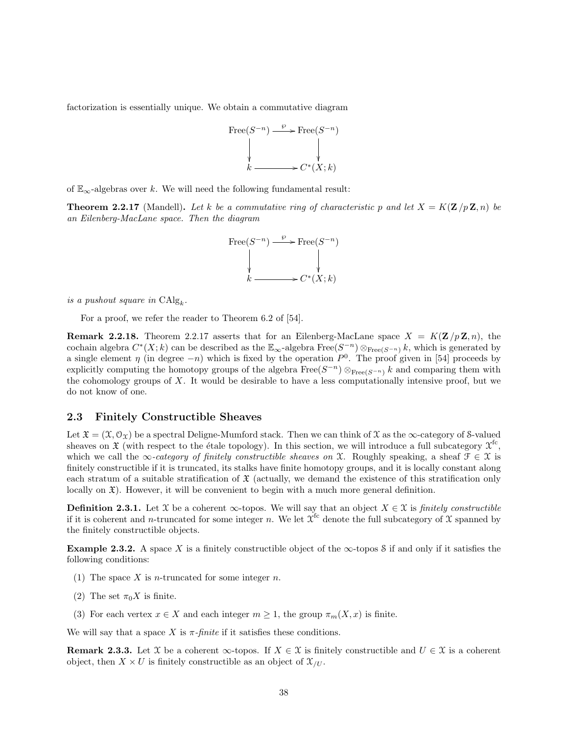factorization is essentially unique. We obtain a commutative diagram

$$\begin{array}{ccc} \mathrm{Free}(S^{-n}) & \xrightarrow{\wp} & \mathrm{Free}(S^{-n}) \\ \downarrow & & \downarrow \\ k & \longrightarrow & C^*(X;k) \end{array}$$

of $\mathbb{E}_\infty$-algebras over $k$. We will need the following fundamental result:

**Theorem 2.2.17** (Mandell)**.** *Let $k$ be a commutative ring of characteristic $p$ and let $X = K(\mathbf{Z}/p\,\mathbf{Z}, n)$ be an Eilenberg-MacLane space. Then the diagram*

$$\begin{array}{ccc} \mathrm{Free}(S^{-n}) & \xrightarrow{\wp} & \mathrm{Free}(S^{-n}) \\ \downarrow & & \downarrow \\ k & \longrightarrow & C^*(X;k) \end{array}$$

*is a pushout square in $\mathrm{CAlg}_k$.*

For a proof, we refer the reader to Theorem 6.2 of [54].

**Remark 2.2.18.** Theorem 2.2.17 asserts that for an Eilenberg-MacLane space $X = K(\mathbf{Z}/p\,\mathbf{Z}, n)$, the cochain algebra $C^*(X;k)$ can be described as the $\mathbb{E}_\infty$-algebra $\mathrm{Free}(S^{-n}) \otimes_{\mathrm{Free}(S^{-n})} k$, which is generated by a single element $\eta$ (in degree $-n$) which is fixed by the operation $P^0$. The proof given in [54] proceeds by explicitly computing the homotopy groups of the algebra $\mathrm{Free}(S^{-n}) \otimes_{\mathrm{Free}(S^{-n})} k$ and comparing them with the cohomology groups of $X$. It would be desirable to have a less computationally intensive proof, but we do not know of one.

## 2.3 Finitely Constructible Sheaves

Let $\mathfrak{X} = (\mathcal{X}, \mathcal{O}_\mathcal{X})$ be a spectral Deligne-Mumford stack. Then we can think of $\mathcal{X}$ as the $\infty$-category of $\mathcal{S}$-valued sheaves on $\mathfrak{X}$ (with respect to the étale topology). In this section, we will introduce a full subcategory $\mathcal{X}^{\mathrm{fc}}$, which we call the *$\infty$-category of finitely constructible sheaves on* $\mathcal{X}$. Roughly speaking, a sheaf $\mathcal{F} \in \mathcal{X}$ is finitely constructible if it is truncated, its stalks have finite homotopy groups, and it is locally constant along each stratum of a suitable stratification of $\mathfrak{X}$ (actually, we demand the existence of this stratification only locally on $\mathfrak{X}$). However, it will be convenient to begin with a much more general definition.

**Definition 2.3.1.** Let $\mathcal{X}$ be a coherent $\infty$-topos. We will say that an object $X \in \mathcal{X}$ is *finitely constructible* if it is coherent and $n$-truncated for some integer $n$. We let $\mathcal{X}^{\mathrm{fc}}$ denote the full subcategory of $\mathcal{X}$ spanned by the finitely constructible objects.

**Example 2.3.2.** A space $X$ is a finitely constructible object of the $\infty$-topos $\mathcal{S}$ if and only if it satisfies the following conditions:

(1) The space $X$ is $n$-truncated for some integer $n$.

(2) The set $\pi_0 X$ is finite.

(3) For each vertex $x \in X$ and each integer $m \geq 1$, the group $\pi_m(X, x)$ is finite.

We will say that a space $X$ is *$\pi$-finite* if it satisfies these conditions.

**Remark 2.3.3.** Let $\mathcal{X}$ be a coherent $\infty$-topos. If $X \in \mathcal{X}$ is finitely constructible and $U \in \mathcal{X}$ is a coherent object, then $X \times U$ is finitely constructible as an object of $\mathcal{X}_{/U}$.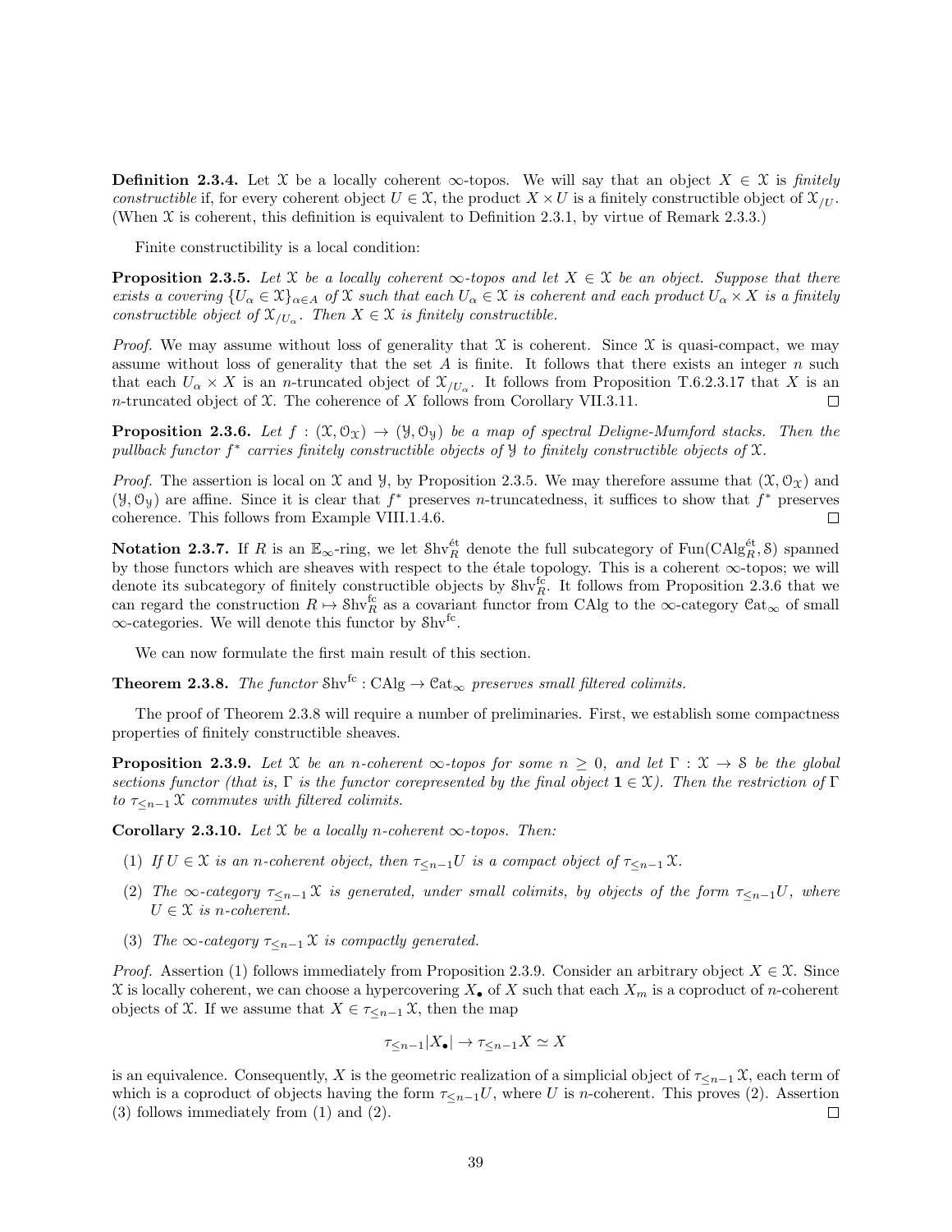**Definition 2.3.4.** Let $\mathcal{X}$ be a locally coherent $\infty$-topos. We will say that an object $X \in \mathcal{X}$ is *finitely constructible* if, for every coherent object $U \in \mathcal{X}$, the product $X \times U$ is a finitely constructible object of $\mathcal{X}_{/U}$. (When $\mathcal{X}$ is coherent, this definition is equivalent to Definition 2.3.1, by virtue of Remark 2.3.3.)

Finite constructibility is a local condition:

**Proposition 2.3.5.** *Let $\mathcal{X}$ be a locally coherent $\infty$-topos and let $X \in \mathcal{X}$ be an object. Suppose that there exists a covering $\{U_\alpha \in \mathcal{X}\}_{\alpha \in A}$ of $\mathcal{X}$ such that each $U_\alpha \in \mathcal{X}$ is coherent and each product $U_\alpha \times X$ is a finitely constructible object of $\mathcal{X}_{/U_\alpha}$. Then $X \in \mathcal{X}$ is finitely constructible.*

*Proof.* We may assume without loss of generality that $\mathcal{X}$ is coherent. Since $\mathcal{X}$ is quasi-compact, we may assume without loss of generality that the set $A$ is finite. It follows that there exists an integer $n$ such that each $U_\alpha \times X$ is an $n$-truncated object of $\mathcal{X}_{/U_\alpha}$. It follows from Proposition T.6.2.3.17 that $X$ is an $n$-truncated object of $\mathcal{X}$. The coherence of $X$ follows from Corollary VII.3.11. $\square$

**Proposition 2.3.6.** *Let $f : (\mathcal{X}, \mathcal{O}_\mathcal{X}) \to (\mathcal{Y}, \mathcal{O}_\mathcal{Y})$ be a map of spectral Deligne-Mumford stacks. Then the pullback functor $f^*$ carries finitely constructible objects of $\mathcal{Y}$ to finitely constructible objects of $\mathcal{X}$.*

*Proof.* The assertion is local on $\mathcal{X}$ and $\mathcal{Y}$, by Proposition 2.3.5. We may therefore assume that $(\mathcal{X}, \mathcal{O}_\mathcal{X})$ and $(\mathcal{Y}, \mathcal{O}_\mathcal{Y})$ are affine. Since it is clear that $f^*$ preserves $n$-truncatedness, it suffices to show that $f^*$ preserves coherence. This follows from Example VIII.1.4.6. $\square$

**Notation 2.3.7.** If $R$ is an $\mathbb{E}_\infty$-ring, we let $\mathcal{S}\mathrm{hv}_R^{\text{ét}}$ denote the full subcategory of $\mathrm{Fun}(\mathrm{CAlg}_R^{\text{ét}}, \mathcal{S})$ spanned by those functors which are sheaves with respect to the étale topology. This is a coherent $\infty$-topos; we will denote its subcategory of finitely constructible objects by $\mathcal{S}\mathrm{hv}_R^{\mathrm{fc}}$. It follows from Proposition 2.3.6 that we can regard the construction $R \mapsto \mathcal{S}\mathrm{hv}_R^{\mathrm{fc}}$ as a covariant functor from CAlg to the $\infty$-category $\mathcal{C}\mathrm{at}_\infty$ of small $\infty$-categories. We will denote this functor by $\mathcal{S}\mathrm{hv}^{\mathrm{fc}}$.

We can now formulate the first main result of this section.

**Theorem 2.3.8.** *The functor $\mathcal{S}\mathrm{hv}^{\mathrm{fc}} : \mathrm{CAlg} \to \mathcal{C}\mathrm{at}_\infty$ preserves small filtered colimits.*

The proof of Theorem 2.3.8 will require a number of preliminaries. First, we establish some compactness properties of finitely constructible sheaves.

**Proposition 2.3.9.** *Let $\mathcal{X}$ be an $n$-coherent $\infty$-topos for some $n \geq 0$, and let $\Gamma : \mathcal{X} \to \mathcal{S}$ be the global sections functor (that is, $\Gamma$ is the functor corepresented by the final object $\mathbf{1} \in \mathcal{X}$). Then the restriction of $\Gamma$ to $\tau_{\leq n-1}\mathcal{X}$ commutes with filtered colimits.*

**Corollary 2.3.10.** *Let $\mathcal{X}$ be a locally $n$-coherent $\infty$-topos. Then:*

1. *If $U \in \mathcal{X}$ is an $n$-coherent object, then $\tau_{\leq n-1}U$ is a compact object of $\tau_{\leq n-1}\mathcal{X}$.*
2. *The $\infty$-category $\tau_{\leq n-1}\mathcal{X}$ is generated, under small colimits, by objects of the form $\tau_{\leq n-1}U$, where $U \in \mathcal{X}$ is $n$-coherent.*
3. *The $\infty$-category $\tau_{\leq n-1}\mathcal{X}$ is compactly generated.*

*Proof.* Assertion (1) follows immediately from Proposition 2.3.9. Consider an arbitrary object $X \in \mathcal{X}$. Since $\mathcal{X}$ is locally coherent, we can choose a hypercovering $X_\bullet$ of $X$ such that each $X_m$ is a coproduct of $n$-coherent objects of $\mathcal{X}$. If we assume that $X \in \tau_{\leq n-1}\mathcal{X}$, then the map

$$\tau_{\leq n-1}|X_\bullet| \to \tau_{\leq n-1}X \simeq X$$

is an equivalence. Consequently, $X$ is the geometric realization of a simplicial object of $\tau_{\leq n-1}\mathcal{X}$, each term of which is a coproduct of objects having the form $\tau_{\leq n-1}U$, where $U$ is $n$-coherent. This proves (2). Assertion (3) follows immediately from (1) and (2). $\square$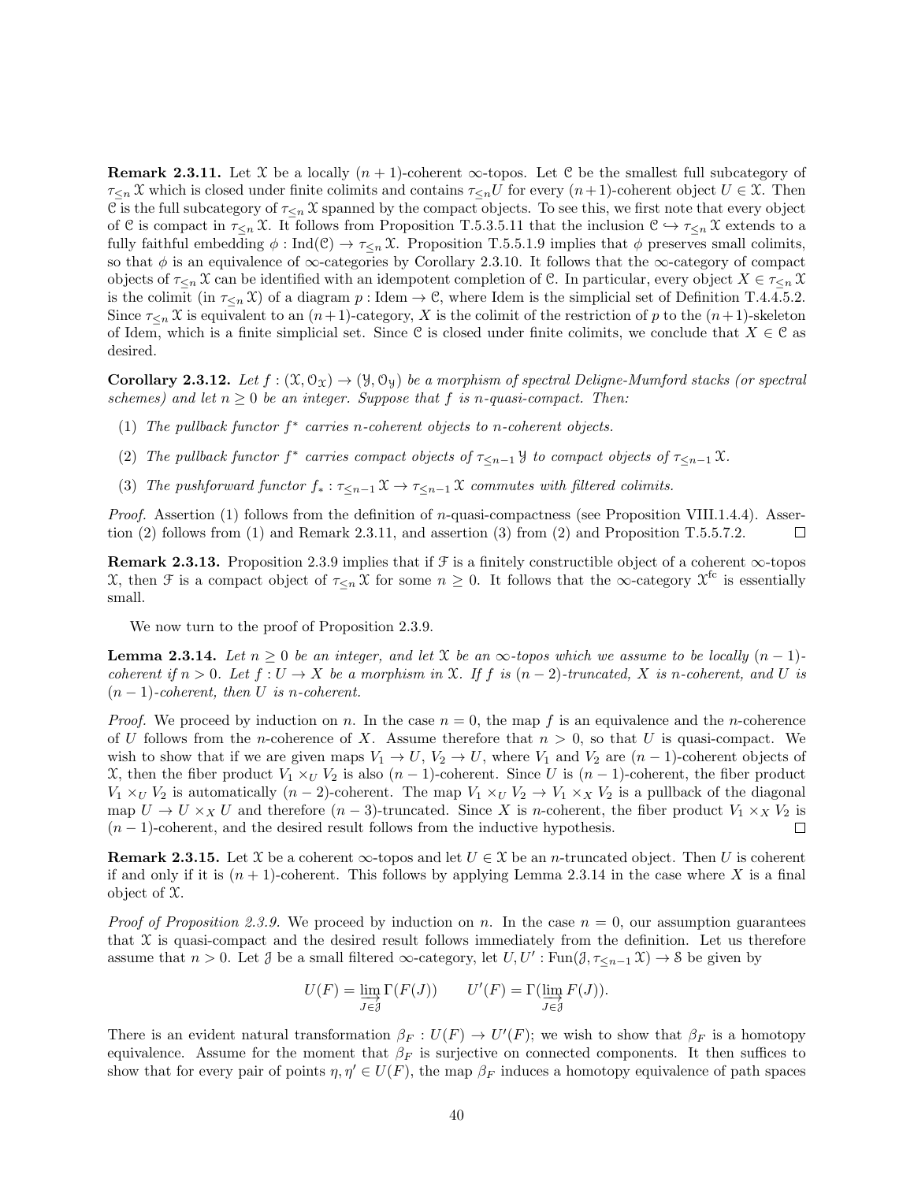**Remark 2.3.11.** Let $\mathcal{X}$ be a locally $(n+1)$-coherent $\infty$-topos. Let $\mathcal{C}$ be the smallest full subcategory of $\tau_{\leq n}\mathcal{X}$ which is closed under finite colimits and contains $\tau_{\leq n}U$ for every $(n+1)$-coherent object $U \in \mathcal{X}$. Then $\mathcal{C}$ is the full subcategory of $\tau_{\leq n}\mathcal{X}$ spanned by the compact objects. To see this, we first note that every object of $\mathcal{C}$ is compact in $\tau_{\leq n}\mathcal{X}$. It follows from Proposition T.5.3.5.11 that the inclusion $\mathcal{C} \hookrightarrow \tau_{\leq n}\mathcal{X}$ extends to a fully faithful embedding $\phi : \mathrm{Ind}(\mathcal{C}) \to \tau_{\leq n}\mathcal{X}$. Proposition T.5.5.1.9 implies that $\phi$ preserves small colimits, so that $\phi$ is an equivalence of $\infty$-categories by Corollary 2.3.10. It follows that the $\infty$-category of compact objects of $\tau_{\leq n}\mathcal{X}$ can be identified with an idempotent completion of $\mathcal{C}$. In particular, every object $X \in \tau_{\leq n}\mathcal{X}$ is the colimit (in $\tau_{\leq n}\mathcal{X}$) of a diagram $p : \mathrm{Idem} \to \mathcal{C}$, where Idem is the simplicial set of Definition T.4.4.5.2. Since $\tau_{\leq n}\mathcal{X}$ is equivalent to an $(n+1)$-category, $X$ is the colimit of the restriction of $p$ to the $(n+1)$-skeleton of Idem, which is a finite simplicial set. Since $\mathcal{C}$ is closed under finite colimits, we conclude that $X \in \mathcal{C}$ as desired.

**Corollary 2.3.12.** *Let $f : (\mathcal{X}, \mathcal{O}_{\mathcal{X}}) \to (\mathcal{Y}, \mathcal{O}_{\mathcal{Y}})$ be a morphism of spectral Deligne-Mumford stacks (or spectral schemes) and let $n \geq 0$ be an integer. Suppose that $f$ is $n$-quasi-compact. Then:*

(1) *The pullback functor $f^*$ carries $n$-coherent objects to $n$-coherent objects.*

(2) *The pullback functor $f^*$ carries compact objects of $\tau_{\leq n-1}\mathcal{Y}$ to compact objects of $\tau_{\leq n-1}\mathcal{X}$.*

(3) *The pushforward functor $f_* : \tau_{\leq n-1}\mathcal{X} \to \tau_{\leq n-1}\mathcal{X}$ commutes with filtered colimits.*

*Proof.* Assertion (1) follows from the definition of $n$-quasi-compactness (see Proposition VIII.1.4.4). Assertion (2) follows from (1) and Remark 2.3.11, and assertion (3) from (2) and Proposition T.5.5.7.2. □

**Remark 2.3.13.** Proposition 2.3.9 implies that if $\mathcal{F}$ is a finitely constructible object of a coherent $\infty$-topos $\mathcal{X}$, then $\mathcal{F}$ is a compact object of $\tau_{\leq n}\mathcal{X}$ for some $n \geq 0$. It follows that the $\infty$-category $\mathcal{X}^{\mathrm{fc}}$ is essentially small.

We now turn to the proof of Proposition 2.3.9.

**Lemma 2.3.14.** *Let $n \geq 0$ be an integer, and let $\mathcal{X}$ be an $\infty$-topos which we assume to be locally $(n-1)$-coherent if $n > 0$. Let $f : U \to X$ be a morphism in $\mathcal{X}$. If $f$ is $(n-2)$-truncated, $X$ is $n$-coherent, and $U$ is $(n-1)$-coherent, then $U$ is $n$-coherent.*

*Proof.* We proceed by induction on $n$. In the case $n = 0$, the map $f$ is an equivalence and the $n$-coherence of $U$ follows from the $n$-coherence of $X$. Assume therefore that $n > 0$, so that $U$ is quasi-compact. We wish to show that if we are given maps $V_1 \to U$, $V_2 \to U$, where $V_1$ and $V_2$ are $(n-1)$-coherent objects of $\mathcal{X}$, then the fiber product $V_1 \times_U V_2$ is also $(n-1)$-coherent. Since $U$ is $(n-1)$-coherent, the fiber product $V_1 \times_U V_2$ is automatically $(n-2)$-coherent. The map $V_1 \times_U V_2 \to V_1 \times_X V_2$ is a pullback of the diagonal map $U \to U \times_X U$ and therefore $(n-3)$-truncated. Since $X$ is $n$-coherent, the fiber product $V_1 \times_X V_2$ is $(n-1)$-coherent, and the desired result follows from the inductive hypothesis. □

**Remark 2.3.15.** Let $\mathcal{X}$ be a coherent $\infty$-topos and let $U \in \mathcal{X}$ be an $n$-truncated object. Then $U$ is coherent if and only if it is $(n+1)$-coherent. This follows by applying Lemma 2.3.14 in the case where $X$ is a final object of $\mathcal{X}$.

*Proof of Proposition 2.3.9.* We proceed by induction on $n$. In the case $n = 0$, our assumption guarantees that $\mathcal{X}$ is quasi-compact and the desired result follows immediately from the definition. Let us therefore assume that $n > 0$. Let $\mathcal{J}$ be a small filtered $\infty$-category, let $U, U' : \mathrm{Fun}(\mathcal{J}, \tau_{\leq n-1}\mathcal{X}) \to \mathcal{S}$ be given by

$$U(F) = \varinjlim_{J \in \mathcal{J}} \Gamma(F(J)) \qquad U'(F) = \Gamma(\varinjlim_{J \in \mathcal{J}} F(J)).$$

There is an evident natural transformation $\beta_F : U(F) \to U'(F)$; we wish to show that $\beta_F$ is a homotopy equivalence. Assume for the moment that $\beta_F$ is surjective on connected components. It then suffices to show that for every pair of points $\eta, \eta' \in U(F)$, the map $\beta_F$ induces a homotopy equivalence of path spaces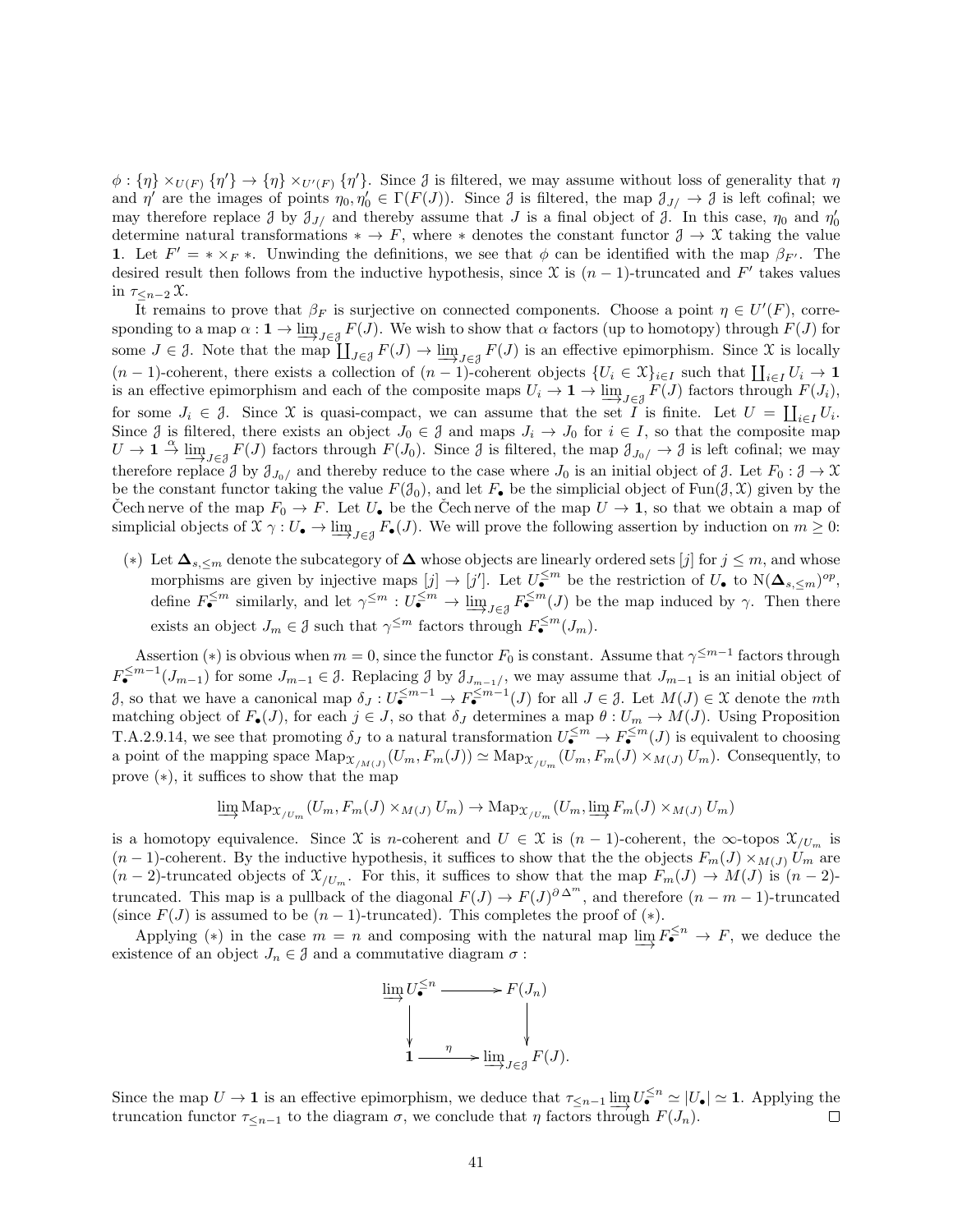$\phi : \{\eta\} \times_{U(F)} \{\eta'\} \to \{\eta\} \times_{U'(F)} \{\eta'\}$. Since $\mathcal{J}$ is filtered, we may assume without loss of generality that $\eta$ and $\eta'$ are the images of points $\eta_0, \eta'_0 \in \Gamma(F(J))$. Since $\mathcal{J}$ is filtered, the map $\mathcal{J}_{J/} \to \mathcal{J}$ is left cofinal; we may therefore replace $\mathcal{J}$ by $\mathcal{J}_{J/}$ and thereby assume that $J$ is a final object of $\mathcal{J}$. In this case, $\eta_0$ and $\eta'_0$ determine natural transformations $* \to F$, where $*$ denotes the constant functor $\mathcal{J} \to \mathcal{X}$ taking the value $\mathbf{1}$. Let $F' = * \times_F *$. Unwinding the definitions, we see that $\phi$ can be identified with the map $\beta_{F'}$. The desired result then follows from the inductive hypothesis, since $\mathcal{X}$ is $(n-1)$-truncated and $F'$ takes values in $\tau_{\leq n-2}\mathcal{X}$.

It remains to prove that $\beta_F$ is surjective on connected components. Choose a point $\eta \in U'(F)$, corresponding to a map $\alpha : \mathbf{1} \to \varinjlim_{J \in \mathcal{J}} F(J)$. We wish to show that $\alpha$ factors (up to homotopy) through $F(J)$ for some $J \in \mathcal{J}$. Note that the map $\coprod_{J \in \mathcal{J}} F(J) \to \varinjlim_{J \in \mathcal{J}} F(J)$ is an effective epimorphism. Since $\mathcal{X}$ is locally $(n-1)$-coherent, there exists a collection of $(n-1)$-coherent objects $\{U_i \in \mathcal{X}\}_{i \in I}$ such that $\coprod_{i \in I} U_i \to \mathbf{1}$ is an effective epimorphism and each of the composite maps $U_i \to \mathbf{1} \to \varinjlim_{J \in \mathcal{J}} F(J)$ factors through $F(J_i)$, for some $J_i \in \mathcal{J}$. Since $\mathcal{X}$ is quasi-compact, we can assume that the set $I$ is finite. Let $U = \coprod_{i \in I} U_i$. Since $\mathcal{J}$ is filtered, there exists an object $J_0 \in \mathcal{J}$ and maps $J_i \to J_0$ for $i \in I$, so that the composite map $U \to \mathbf{1} \xrightarrow{\alpha} \varinjlim_{J \in \mathcal{J}} F(J)$ factors through $F(J_0)$. Since $\mathcal{J}$ is filtered, the map $\mathcal{J}_{J_0/} \to \mathcal{J}$ is left cofinal; we may therefore replace $\mathcal{J}$ by $\mathcal{J}_{J_0/}$ and thereby reduce to the case where $J_0$ is an initial object of $\mathcal{J}$. Let $F_0 : \mathcal{J} \to \mathcal{X}$ be the constant functor taking the value $F(\mathcal{J}_0)$, and let $F_\bullet$ be the simplicial object of $\mathrm{Fun}(\mathcal{J}, \mathcal{X})$ given by the Čech nerve of the map $F_0 \to F$. Let $U_\bullet$ be the Čech nerve of the map $U \to \mathbf{1}$, so that we obtain a map of simplicial objects of $\mathcal{X}$ $\gamma : U_\bullet \to \varinjlim_{J \in \mathcal{J}} F_\bullet(J)$. We will prove the following assertion by induction on $m \geq 0$:

($*$) Let $\mathbf{\Delta}_{s, \leq m}$ denote the subcategory of $\mathbf{\Delta}$ whose objects are linearly ordered sets $[j]$ for $j \leq m$, and whose morphisms are given by injective maps $[j] \to [j']$. Let $U_\bullet^{\leq m}$ be the restriction of $U_\bullet$ to $\mathrm{N}(\mathbf{\Delta}_{s, \leq m})^{op}$, define $F_\bullet^{\leq m}$ similarly, and let $\gamma^{\leq m} : U_\bullet^{\leq m} \to \varinjlim_{J \in \mathcal{J}} F_\bullet^{\leq m}(J)$ be the map induced by $\gamma$. Then there exists an object $J_m \in \mathcal{J}$ such that $\gamma^{\leq m}$ factors through $F_\bullet^{\leq m}(J_m)$.

Assertion ($*$) is obvious when $m = 0$, since the functor $F_0$ is constant. Assume that $\gamma^{\leq m-1}$ factors through $F_\bullet^{\leq m-1}(J_{m-1})$ for some $J_{m-1} \in \mathcal{J}$. Replacing $\mathcal{J}$ by $\mathcal{J}_{J_{m-1}/}$, we may assume that $J_{m-1}$ is an initial object of $\mathcal{J}$, so that we have a canonical map $\delta_J : U_\bullet^{\leq m-1} \to F_\bullet^{\leq m-1}(J)$ for all $J \in \mathcal{J}$. Let $M(J) \in \mathcal{X}$ denote the $m$th matching object of $F_\bullet(J)$, for each $j \in J$, so that $\delta_J$ determines a map $\theta : U_m \to M(J)$. Using Proposition T.A.2.9.14, we see that promoting $\delta_J$ to a natural transformation $U_\bullet^{\leq m} \to F_\bullet^{\leq m}(J)$ is equivalent to choosing a point of the mapping space $\mathrm{Map}_{\mathcal{X}_{/M(J)}}(U_m, F_m(J)) \simeq \mathrm{Map}_{\mathcal{X}_{/U_m}}(U_m, F_m(J) \times_{M(J)} U_m)$. Consequently, to prove ($*$), it suffices to show that the map

$$\varinjlim \mathrm{Map}_{\mathcal{X}_{/U_m}}(U_m, F_m(J) \times_{M(J)} U_m) \to \mathrm{Map}_{\mathcal{X}_{/U_m}}(U_m, \varinjlim F_m(J) \times_{M(J)} U_m)$$

is a homotopy equivalence. Since $\mathcal{X}$ is $n$-coherent and $U \in \mathcal{X}$ is $(n-1)$-coherent, the $\infty$-topos $\mathcal{X}_{/U_m}$ is $(n-1)$-coherent. By the inductive hypothesis, it suffices to show that the the objects $F_m(J) \times_{M(J)} U_m$ are $(n-2)$-truncated objects of $\mathcal{X}_{/U_m}$. For this, it suffices to show that the map $F_m(J) \to M(J)$ is $(n-2)$-truncated. This map is a pullback of the diagonal $F(J) \to F(J)^{\partial \Delta^m}$, and therefore $(n-m-1)$-truncated (since $F(J)$ is assumed to be $(n-1)$-truncated). This completes the proof of ($*$).

Applying ($*$) in the case $m = n$ and composing with the natural map $\varinjlim F_\bullet^{\leq n} \to F$, we deduce the existence of an object $J_n \in \mathcal{J}$ and a commutative diagram $\sigma$ :

$$\begin{array}{ccc}
\varinjlim U_\bullet^{\leq n} & \longrightarrow & F(J_n) \\
\downarrow & & \downarrow \\
\mathbf{1} & \xrightarrow{\eta} & \varinjlim_{J \in \mathcal{J}} F(J).
\end{array}$$

Since the map $U \to \mathbf{1}$ is an effective epimorphism, we deduce that $\tau_{\leq n-1} \varinjlim U_\bullet^{\leq n} \simeq |U_\bullet| \simeq \mathbf{1}$. Applying the truncation functor $\tau_{\leq n-1}$ to the diagram $\sigma$, we conclude that $\eta$ factors through $F(J_n)$. □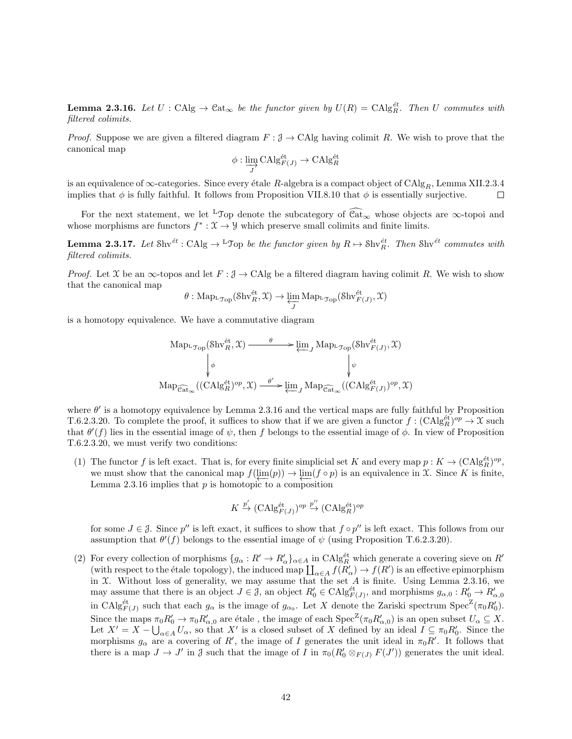**Lemma 2.3.16.** *Let $U : \mathrm{CAlg} \to \mathcal{C}\mathrm{at}_\infty$ be the functor given by $U(R) = \mathrm{CAlg}^{\acute{e}t}_R$. Then $U$ commutes with filtered colimits.*

*Proof.* Suppose we are given a filtered diagram $F : \mathcal{J} \to \mathrm{CAlg}$ having colimit $R$. We wish to prove that the canonical map

$$\phi : \varinjlim_J \mathrm{CAlg}^{\acute{e}t}_{F(J)} \to \mathrm{CAlg}^{\acute{e}t}_R$$

is an equivalence of $\infty$-categories. Since every étale $R$-algebra is a compact object of $\mathrm{CAlg}_R$, Lemma XII.2.3.4 implies that $\phi$ is fully faithful. It follows from Proposition VII.8.10 that $\phi$ is essentially surjective. $\square$

For the next statement, we let ${}^{\mathrm{L}}\mathcal{T}\mathrm{op}$ denote the subcategory of $\widehat{\mathcal{C}\mathrm{at}}_\infty$ whose objects are $\infty$-topoi and whose morphisms are functors $f^* : \mathcal{X} \to \mathcal{Y}$ which preserve small colimits and finite limits.

**Lemma 2.3.17.** *Let $\mathcal{S}\mathrm{hv}^{\acute{e}t} : \mathrm{CAlg} \to {}^{\mathrm{L}}\mathcal{T}\mathrm{op}$ be the functor given by $R \mapsto \mathcal{S}\mathrm{hv}^{\acute{e}t}_R$. Then $\mathcal{S}\mathrm{hv}^{\acute{e}t}$ commutes with filtered colimits.*

*Proof.* Let $\mathcal{X}$ be an $\infty$-topos and let $F : \mathcal{J} \to \mathrm{CAlg}$ be a filtered diagram having colimit $R$. We wish to show that the canonical map

$$\theta : \mathrm{Map}_{{}^{\mathrm{L}}\mathcal{T}\mathrm{op}}(\mathcal{S}\mathrm{hv}^{\acute{e}t}_R, \mathcal{X}) \to \varprojlim_J \mathrm{Map}_{{}^{\mathrm{L}}\mathcal{T}\mathrm{op}}(\mathcal{S}\mathrm{hv}^{\acute{e}t}_{F(J)}, \mathcal{X})$$

is a homotopy equivalence. We have a commutative diagram

$$\begin{array}{ccc}
\mathrm{Map}_{{}^{\mathrm{L}}\mathcal{T}\mathrm{op}}(\mathcal{S}\mathrm{hv}^{\acute{e}t}_R, \mathcal{X}) & \xrightarrow{\theta} & \varprojlim_J \mathrm{Map}_{{}^{\mathrm{L}}\mathcal{T}\mathrm{op}}(\mathcal{S}\mathrm{hv}^{\acute{e}t}_{F(J)}, \mathcal{X}) \\
\downarrow{\scriptstyle \phi} & & \downarrow{\scriptstyle \psi} \\
\mathrm{Map}_{\widehat{\mathcal{C}\mathrm{at}}_\infty}((\mathrm{CAlg}^{\acute{e}t}_R)^{op}, \mathcal{X}) & \xrightarrow{\theta'} & \varprojlim_J \mathrm{Map}_{\widehat{\mathcal{C}\mathrm{at}}_\infty}((\mathrm{CAlg}^{\acute{e}t}_{F(J)})^{op}, \mathcal{X})
\end{array}$$

where $\theta'$ is a homotopy equivalence by Lemma 2.3.16 and the vertical maps are fully faithful by Proposition T.6.2.3.20. To complete the proof, it suffices to show that if we are given a functor $f : (\mathrm{CAlg}^{\acute{e}t}_R)^{op} \to \mathcal{X}$ such that $\theta'(f)$ lies in the essential image of $\psi$, then $f$ belongs to the essential image of $\phi$. In view of Proposition T.6.2.3.20, we must verify two conditions:

(1) The functor $f$ is left exact. That is, for every finite simplicial set $K$ and every map $p : K \to (\mathrm{CAlg}^{\acute{e}t}_R)^{op}$, we must show that the canonical map $f(\varprojlim(p)) \to \varprojlim(f \circ p)$ is an equivalence in $\mathcal{X}$. Since $K$ is finite, Lemma 2.3.16 implies that $p$ is homotopic to a composition

$$K \xrightarrow{p'} (\mathrm{CAlg}^{\acute{e}t}_{F(J)})^{op} \xrightarrow{p''} (\mathrm{CAlg}^{\acute{e}t}_R)^{op}$$

for some $J \in \mathcal{J}$. Since $p''$ is left exact, it suffices to show that $f \circ p''$ is left exact. This follows from our assumption that $\theta'(f)$ belongs to the essential image of $\psi$ (using Proposition T.6.2.3.20).

(2) For every collection of morphisms $\{g_\alpha : R' \to R'_\alpha\}_{\alpha \in A}$ in $\mathrm{CAlg}^{\acute{e}t}_R$ which generate a covering sieve on $R'$ (with respect to the étale topology), the induced map $\coprod_{\alpha \in A} f(R'_\alpha) \to f(R')$ is an effective epimorphism in $\mathcal{X}$. Without loss of generality, we may assume that the set $A$ is finite. Using Lemma 2.3.16, we may assume that there is an object $J \in \mathcal{J}$, an object $R'_0 \in \mathrm{CAlg}^{\acute{e}t}_{F(J)}$, and morphisms $g_{\alpha,0} : R'_0 \to R'_{\alpha,0}$ in $\mathrm{CAlg}^{\acute{e}t}_{F(J)}$ such that each $g_\alpha$ is the image of $g_{\alpha_0}$. Let $X$ denote the Zariski spectrum $\mathrm{Spec}^{\mathrm{Z}}(\pi_0 R'_0)$. Since the maps $\pi_0 R'_0 \to \pi_0 R'_{\alpha,0}$ are étale , the image of each $\mathrm{Spec}^{\mathrm{Z}}(\pi_0 R'_{\alpha,0})$ is an open subset $U_\alpha \subseteq X$. Let $X' = X - \bigcup_{\alpha \in A} U_\alpha$, so that $X'$ is a closed subset of $X$ defined by an ideal $I \subseteq \pi_0 R'_0$. Since the morphisms $g_\alpha$ are a covering of $R'$, the image of $I$ generates the unit ideal in $\pi_0 R'$. It follows that there is a map $J \to J'$ in $\mathcal{J}$ such that the image of $I$ in $\pi_0(R'_0 \otimes_{F(J)} F(J'))$ generates the unit ideal.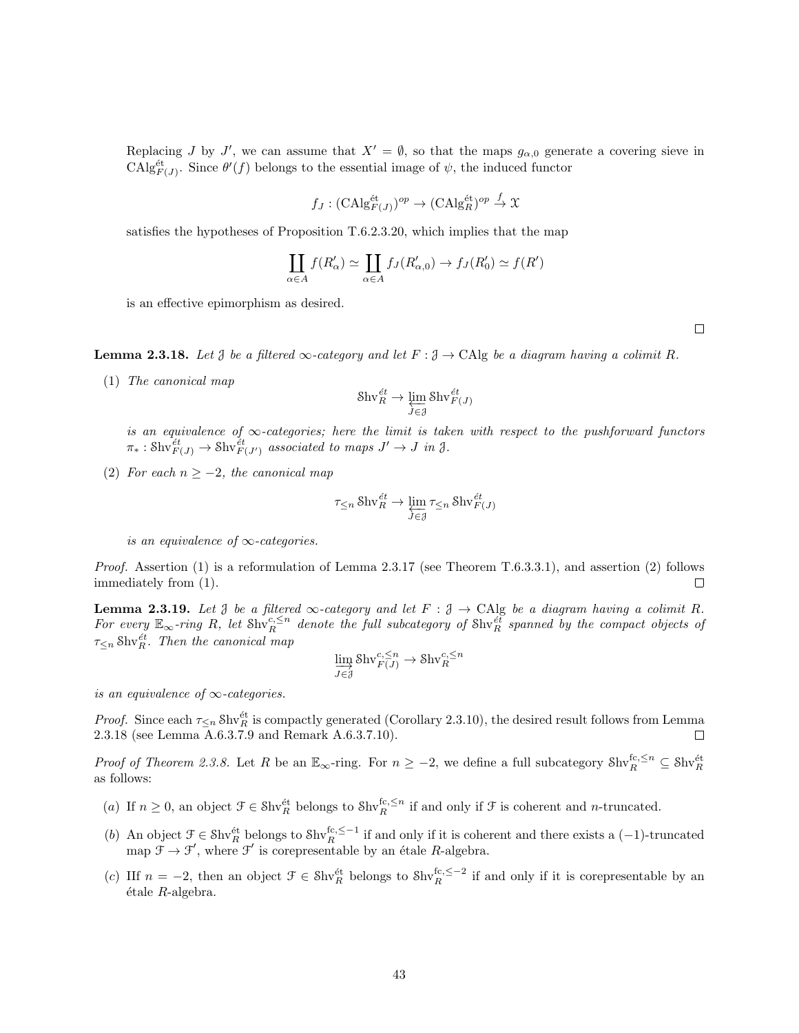Replacing $J$ by $J'$, we can assume that $X' = \emptyset$, so that the maps $g_{\alpha,0}$ generate a covering sieve in $\mathrm{CAlg}^{\text{ét}}_{F(J)}$. Since $\theta'(f)$ belongs to the essential image of $\psi$, the induced functor

$$f_J : (\mathrm{CAlg}^{\text{ét}}_{F(J)})^{op} \to (\mathrm{CAlg}^{\text{ét}}_{R})^{op} \xrightarrow{f} \mathcal{X}$$

satisfies the hypotheses of Proposition T.6.2.3.20, which implies that the map

$$\coprod_{\alpha \in A} f(R'_\alpha) \simeq \coprod_{\alpha \in A} f_J(R'_{\alpha,0}) \to f_J(R'_0) \simeq f(R')$$

is an effective epimorphism as desired. □

**Lemma 2.3.18.** *Let $\mathcal{J}$ be a filtered $\infty$-category and let $F : \mathcal{J} \to \mathrm{CAlg}$ be a diagram having a colimit $R$.*

(1) *The canonical map*

$$\mathcal{S}\mathrm{hv}^{\acute{e}t}_R \to \varprojlim_{J \in \mathcal{J}} \mathcal{S}\mathrm{hv}^{\acute{e}t}_{F(J)}$$

*is an equivalence of $\infty$-categories; here the limit is taken with respect to the pushforward functors $\pi_* : \mathcal{S}\mathrm{hv}^{\acute{e}t}_{F(J)} \to \mathcal{S}\mathrm{hv}^{\acute{e}t}_{F(J')}$ associated to maps $J' \to J$ in $\mathcal{J}$.*

(2) *For each $n \geq -2$, the canonical map*

$$\tau_{\leq n} \mathcal{S}\mathrm{hv}^{\acute{e}t}_R \to \varprojlim_{J \in \mathcal{J}} \tau_{\leq n} \mathcal{S}\mathrm{hv}^{\acute{e}t}_{F(J)}$$

*is an equivalence of $\infty$-categories.*

*Proof.* Assertion (1) is a reformulation of Lemma 2.3.17 (see Theorem T.6.3.3.1), and assertion (2) follows immediately from (1). □

**Lemma 2.3.19.** *Let $\mathcal{J}$ be a filtered $\infty$-category and let $F : \mathcal{J} \to \mathrm{CAlg}$ be a diagram having a colimit $R$. For every $\mathbb{E}_\infty$-ring $R$, let $\mathcal{S}\mathrm{hv}^{c,\leq n}_R$ denote the full subcategory of $\mathcal{S}\mathrm{hv}^{\acute{e}t}_R$ spanned by the compact objects of $\tau_{\leq n} \mathcal{S}\mathrm{hv}^{\acute{e}t}_R$. Then the canonical map*

$$\varinjlim_{J \in \mathcal{J}} \mathcal{S}\mathrm{hv}^{c,\leq n}_{F(J)} \to \mathcal{S}\mathrm{hv}^{c,\leq n}_R$$

*is an equivalence of $\infty$-categories.*

*Proof.* Since each $\tau_{\leq n} \mathcal{S}\mathrm{hv}^{\text{ét}}_R$ is compactly generated (Corollary 2.3.10), the desired result follows from Lemma 2.3.18 (see Lemma A.6.3.7.9 and Remark A.6.3.7.10). □

*Proof of Theorem 2.3.8.* Let $R$ be an $\mathbb{E}_\infty$-ring. For $n \geq -2$, we define a full subcategory $\mathcal{S}\mathrm{hv}^{\mathrm{fc},\leq n}_R \subseteq \mathcal{S}\mathrm{hv}^{\text{ét}}_R$ as follows:

(a) If $n \geq 0$, an object $\mathcal{F} \in \mathcal{S}\mathrm{hv}^{\text{ét}}_R$ belongs to $\mathcal{S}\mathrm{hv}^{\mathrm{fc},\leq n}_R$ if and only if $\mathcal{F}$ is coherent and $n$-truncated.

(b) An object $\mathcal{F} \in \mathcal{S}\mathrm{hv}^{\text{ét}}_R$ belongs to $\mathcal{S}\mathrm{hv}^{\mathrm{fc},\leq -1}_R$ if and only if it is coherent and there exists a $(-1)$-truncated map $\mathcal{F} \to \mathcal{F}'$, where $\mathcal{F}'$ is corepresentable by an étale $R$-algebra.

(c) IIf $n = -2$, then an object $\mathcal{F} \in \mathcal{S}\mathrm{hv}^{\text{ét}}_R$ belongs to $\mathcal{S}\mathrm{hv}^{\mathrm{fc},\leq -2}_R$ if and only if it is corepresentable by an étale $R$-algebra.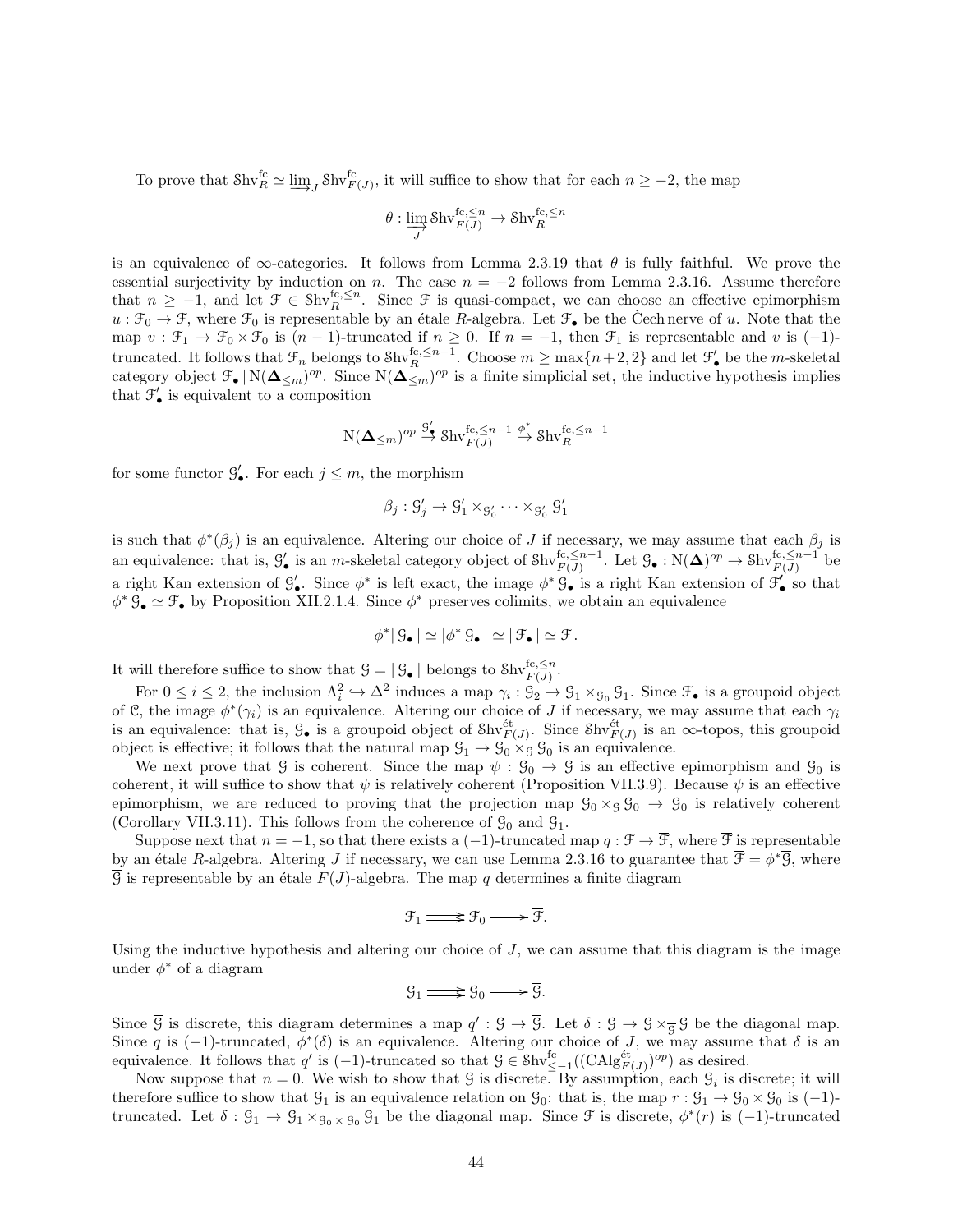To prove that $\mathcal{S}\mathrm{hv}^{\mathrm{fc}}_R \simeq \varinjlim_J \mathcal{S}\mathrm{hv}^{\mathrm{fc}}_{F(J)}$, it will suffice to show that for each $n \geq -2$, the map

$$\theta : \varinjlim_J \mathcal{S}\mathrm{hv}^{\mathrm{fc},\leq n}_{F(J)} \to \mathcal{S}\mathrm{hv}^{\mathrm{fc},\leq n}_R$$

is an equivalence of $\infty$-categories. It follows from Lemma 2.3.19 that $\theta$ is fully faithful. We prove the essential surjectivity by induction on $n$. The case $n = -2$ follows from Lemma 2.3.16. Assume therefore that $n \geq -1$, and let $\mathcal{F} \in \mathcal{S}\mathrm{hv}^{\mathrm{fc},\leq n}_R$. Since $\mathcal{F}$ is quasi-compact, we can choose an effective epimorphism $u : \mathcal{F}_0 \to \mathcal{F}$, where $\mathcal{F}_0$ is representable by an étale $R$-algebra. Let $\mathcal{F}_\bullet$ be the Čech nerve of $u$. Note that the map $v : \mathcal{F}_1 \to \mathcal{F}_0 \times \mathcal{F}_0$ is $(n-1)$-truncated if $n \geq 0$. If $n = -1$, then $\mathcal{F}_1$ is representable and $v$ is $(-1)$-truncated. It follows that $\mathcal{F}_n$ belongs to $\mathcal{S}\mathrm{hv}^{\mathrm{fc},\leq n-1}_R$. Choose $m \geq \max\{n+2, 2\}$ and let $\mathcal{F}'_\bullet$ be the $m$-skeletal category object $\mathcal{F}_\bullet \,|\, \mathrm{N}(\mathbf{\Delta}_{\leq m})^{op}$. Since $\mathrm{N}(\mathbf{\Delta}_{\leq m})^{op}$ is a finite simplicial set, the inductive hypothesis implies that $\mathcal{F}'_\bullet$ is equivalent to a composition

$$\mathrm{N}(\mathbf{\Delta}_{\leq m})^{op} \xrightarrow{\mathcal{G}'_\bullet} \mathcal{S}\mathrm{hv}^{\mathrm{fc},\leq n-1}_{F(J)} \xrightarrow{\phi^*} \mathcal{S}\mathrm{hv}^{\mathrm{fc},\leq n-1}_R$$

for some functor $\mathcal{G}'_\bullet$. For each $j \leq m$, the morphism

$$\beta_j : \mathcal{G}'_j \to \mathcal{G}'_1 \times_{\mathcal{G}'_0} \cdots \times_{\mathcal{G}'_0} \mathcal{G}'_1$$

is such that $\phi^*(\beta_j)$ is an equivalence. Altering our choice of $J$ if necessary, we may assume that each $\beta_j$ is an equivalence: that is, $\mathcal{G}'_\bullet$ is an $m$-skeletal category object of $\mathcal{S}\mathrm{hv}^{\mathrm{fc},\leq n-1}_{F(J)}$. Let $\mathcal{G}_\bullet : \mathrm{N}(\mathbf{\Delta})^{op} \to \mathcal{S}\mathrm{hv}^{\mathrm{fc},\leq n-1}_{F(J)}$ be a right Kan extension of $\mathcal{G}'_\bullet$. Since $\phi^*$ is left exact, the image $\phi^* \mathcal{G}_\bullet$ is a right Kan extension of $\mathcal{F}'_\bullet$ so that $\phi^* \mathcal{G}_\bullet \simeq \mathcal{F}_\bullet$ by Proposition XII.2.1.4. Since $\phi^*$ preserves colimits, we obtain an equivalence

$$\phi^* |\, \mathcal{G}_\bullet \,| \simeq |\, \phi^* \mathcal{G}_\bullet \,| \simeq |\, \mathcal{F}_\bullet \,| \simeq \mathcal{F}.$$

It will therefore suffice to show that $\mathcal{G} = |\, \mathcal{G}_\bullet \,|$ belongs to $\mathcal{S}\mathrm{hv}^{\mathrm{fc},\leq n}_{F(J)}$.

For $0 \leq i \leq 2$, the inclusion $\Lambda^2_i \hookrightarrow \Delta^2$ induces a map $\gamma_i : \mathcal{G}_2 \to \mathcal{G}_1 \times_{\mathcal{G}_0} \mathcal{G}_1$. Since $\mathcal{F}_\bullet$ is a groupoid object of $\mathcal{C}$, the image $\phi^*(\gamma_i)$ is an equivalence. Altering our choice of $J$ if necessary, we may assume that each $\gamma_i$ is an equivalence: that is, $\mathcal{G}_\bullet$ is a groupoid object of $\mathcal{S}\mathrm{hv}^{\text{ét}}_{F(J)}$. Since $\mathcal{S}\mathrm{hv}^{\text{ét}}_{F(J)}$ is an $\infty$-topos, this groupoid object is effective; it follows that the natural map $\mathcal{G}_1 \to \mathcal{G}_0 \times_{\mathcal{G}} \mathcal{G}_0$ is an equivalence.

We next prove that $\mathcal{G}$ is coherent. Since the map $\psi : \mathcal{G}_0 \to \mathcal{G}$ is an effective epimorphism and $\mathcal{G}_0$ is coherent, it will suffice to show that $\psi$ is relatively coherent (Proposition VII.3.9). Because $\psi$ is an effective epimorphism, we are reduced to proving that the projection map $\mathcal{G}_0 \times_{\mathcal{G}} \mathcal{G}_0 \to \mathcal{G}_0$ is relatively coherent (Corollary VII.3.11). This follows from the coherence of $\mathcal{G}_0$ and $\mathcal{G}_1$.

Suppose next that $n = -1$, so that there exists a $(-1)$-truncated map $q : \mathcal{F} \to \overline{\mathcal{F}}$, where $\overline{\mathcal{F}}$ is representable by an étale $R$-algebra. Altering $J$ if necessary, we can use Lemma 2.3.16 to guarantee that $\overline{\mathcal{F}} = \phi^* \overline{\mathcal{G}}$, where $\overline{\mathcal{G}}$ is representable by an étale $F(J)$-algebra. The map $q$ determines a finite diagram

$$\mathcal{F}_1 \rightrightarrows \mathcal{F}_0 \longrightarrow \overline{\mathcal{F}}.$$

Using the inductive hypothesis and altering our choice of $J$, we can assume that this diagram is the image under $\phi^*$ of a diagram

$$\mathcal{G}_1 \rightrightarrows \mathcal{G}_0 \longrightarrow \overline{\mathcal{G}}.$$

Since $\overline{\mathcal{G}}$ is discrete, this diagram determines a map $q' : \mathcal{G} \to \overline{\mathcal{G}}$. Let $\delta : \mathcal{G} \to \mathcal{G} \times_{\overline{\mathcal{G}}} \mathcal{G}$ be the diagonal map. Since $q$ is $(-1)$-truncated, $\phi^*(\delta)$ is an equivalence. Altering our choice of $J$, we may assume that $\delta$ is an equivalence. It follows that $q'$ is $(-1)$-truncated so that $\mathcal{G} \in \mathcal{S}\mathrm{hv}^{\mathrm{fc}}_{\leq -1}((\mathrm{CAlg}^{\text{ét}}_{F(J)})^{op})$ as desired.

Now suppose that $n = 0$. We wish to show that $\mathcal{G}$ is discrete. By assumption, each $\mathcal{G}_i$ is discrete; it will therefore suffice to show that $\mathcal{G}_1$ is an equivalence relation on $\mathcal{G}_0$: that is, the map $r : \mathcal{G}_1 \to \mathcal{G}_0 \times \mathcal{G}_0$ is $(-1)$-truncated. Let $\delta : \mathcal{G}_1 \to \mathcal{G}_1 \times_{\mathcal{G}_0 \times \mathcal{G}_0} \mathcal{G}_1$ be the diagonal map. Since $\mathcal{F}$ is discrete, $\phi^*(r)$ is $(-1)$-truncated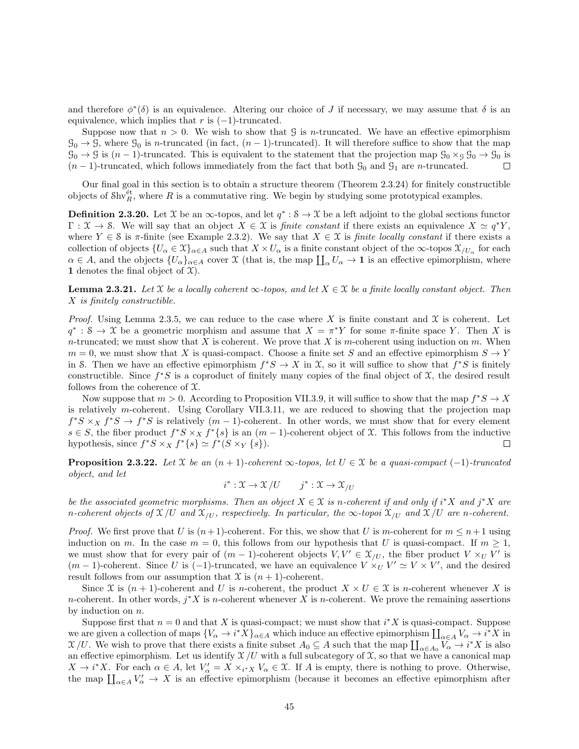and therefore $\phi^*(\delta)$ is an equivalence. Altering our choice of $J$ if necessary, we may assume that $\delta$ is an equivalence, which implies that $r$ is $(-1)$-truncated.

Suppose now that $n > 0$. We wish to show that $\mathcal{G}$ is $n$-truncated. We have an effective epimorphism $\mathcal{G}_0 \to \mathcal{G}$, where $\mathcal{G}_0$ is $n$-truncated (in fact, $(n-1)$-truncated). It will therefore suffice to show that the map $\mathcal{G}_0 \to \mathcal{G}$ is $(n-1)$-truncated. This is equivalent to the statement that the projection map $\mathcal{G}_0 \times_{\mathcal{G}} \mathcal{G}_0 \to \mathcal{G}_0$ is $(n-1)$-truncated, which follows immediately from the fact that both $\mathcal{G}_0$ and $\mathcal{G}_1$ are $n$-truncated. $\square$

Our final goal in this section is to obtain a structure theorem (Theorem 2.3.24) for finitely constructible objects of $\mathcal{S}\mathrm{hv}_R^{\text{ét}}$, where $R$ is a commutative ring. We begin by studying some prototypical examples.

**Definition 2.3.20.** Let $\mathcal{X}$ be an $\infty$-topos, and let $q^* : \mathcal{S} \to \mathcal{X}$ be a left adjoint to the global sections functor $\Gamma : \mathcal{X} \to \mathcal{S}$. We will say that an object $X \in \mathcal{X}$ is *finite constant* if there exists an equivalence $X \simeq q^* Y$, where $Y \in \mathcal{S}$ is $\pi$-finite (see Example 2.3.2). We say that $X \in \mathcal{X}$ is *finite locally constant* if there exists a collection of objects $\{U_\alpha \in \mathcal{X}\}_{\alpha \in A}$ such that $X \times U_\alpha$ is a finite constant object of the $\infty$-topos $\mathcal{X}_{/U_\alpha}$ for each $\alpha \in A$, and the objects $\{U_\alpha\}_{\alpha \in A}$ cover $\mathcal{X}$ (that is, the map $\coprod_\alpha U_\alpha \to \mathbf{1}$ is an effective epimorphism, where $\mathbf{1}$ denotes the final object of $\mathcal{X}$).

**Lemma 2.3.21.** *Let $\mathcal{X}$ be a locally coherent $\infty$-topos, and let $X \in \mathcal{X}$ be a finite locally constant object. Then $X$ is finitely constructible.*

*Proof.* Using Lemma 2.3.5, we can reduce to the case where $X$ is finite constant and $\mathcal{X}$ is coherent. Let $q^* : \mathcal{S} \to \mathcal{X}$ be a geometric morphism and assume that $X = \pi^* Y$ for some $\pi$-finite space $Y$. Then $X$ is $n$-truncated; we must show that $X$ is coherent. We prove that $X$ is $m$-coherent using induction on $m$. When $m = 0$, we must show that $X$ is quasi-compact. Choose a finite set $S$ and an effective epimorphism $S \to Y$ in $\mathcal{S}$. Then we have an effective epimorphism $f^* S \to X$ in $\mathcal{X}$, so it will suffice to show that $f^* S$ is finitely constructible. Since $f^* S$ is a coproduct of finitely many copies of the final object of $\mathcal{X}$, the desired result follows from the coherence of $\mathcal{X}$.

Now suppose that $m > 0$. According to Proposition VII.3.9, it will suffice to show that the map $f^* S \to X$ is relatively $m$-coherent. Using Corollary VII.3.11, we are reduced to showing that the projection map $f^* S \times_X f^* S \to f^* S$ is relatively $(m-1)$-coherent. In other words, we must show that for every element $s \in S$, the fiber product $f^* S \times_X f^* \{s\}$ is an $(m-1)$-coherent object of $\mathcal{X}$. This follows from the inductive hypothesis, since $f^* S \times_X f^* \{s\} \simeq f^*(S \times_Y \{s\})$. $\square$

**Proposition 2.3.22.** *Let $\mathcal{X}$ be an $(n+1)$-coherent $\infty$-topos, let $U \in \mathcal{X}$ be a quasi-compact $(-1)$-truncated object, and let*

$$i^* : \mathcal{X} \to \mathcal{X}/U \qquad j^* : \mathcal{X} \to \mathcal{X}_{/U}$$

*be the associated geometric morphisms. Then an object $X \in \mathcal{X}$ is $n$-coherent if and only if $i^* X$ and $j^* X$ are $n$-coherent objects of $\mathcal{X}/U$ and $\mathcal{X}_{/U}$, respectively. In particular, the $\infty$-topoi $\mathcal{X}_{/U}$ and $\mathcal{X}/U$ are $n$-coherent.*

*Proof.* We first prove that $U$ is $(n+1)$-coherent. For this, we show that $U$ is $m$-coherent for $m \leq n+1$ using induction on $m$. In the case $m = 0$, this follows from our hypothesis that $U$ is quasi-compact. If $m \geq 1$, we must show that for every pair of $(m-1)$-coherent objects $V, V' \in \mathcal{X}_{/U}$, the fiber product $V \times_U V'$ is $(m-1)$-coherent. Since $U$ is $(-1)$-truncated, we have an equivalence $V \times_U V' \simeq V \times V'$, and the desired result follows from our assumption that $\mathcal{X}$ is $(n+1)$-coherent.

Since $\mathcal{X}$ is $(n+1)$-coherent and $U$ is $n$-coherent, the product $X \times U \in \mathcal{X}$ is $n$-coherent whenever $X$ is $n$-coherent. In other words, $j^* X$ is $n$-coherent whenever $X$ is $n$-coherent. We prove the remaining assertions by induction on $n$.

Suppose first that $n = 0$ and that $X$ is quasi-compact; we must show that $i^* X$ is quasi-compact. Suppose we are given a collection of maps $\{V_\alpha \to i^* X\}_{\alpha \in A}$ which induce an effective epimorphism $\coprod_{\alpha \in A} V_\alpha \to i^* X$ in $\mathcal{X}/U$. We wish to prove that there exists a finite subset $A_0 \subseteq A$ such that the map $\coprod_{\alpha \in A_0} V_\alpha \to i^* X$ is also an effective epimorphism. Let us identify $\mathcal{X}/U$ with a full subcategory of $\mathcal{X}$, so that we have a canonical map $X \to i^* X$. For each $\alpha \in A$, let $V'_\alpha = X \times_{i^* X} V_\alpha \in \mathcal{X}$. If $A$ is empty, there is nothing to prove. Otherwise, the map $\coprod_{\alpha \in A} V'_\alpha \to X$ is an effective epimorphism (because it becomes an effective epimorphism after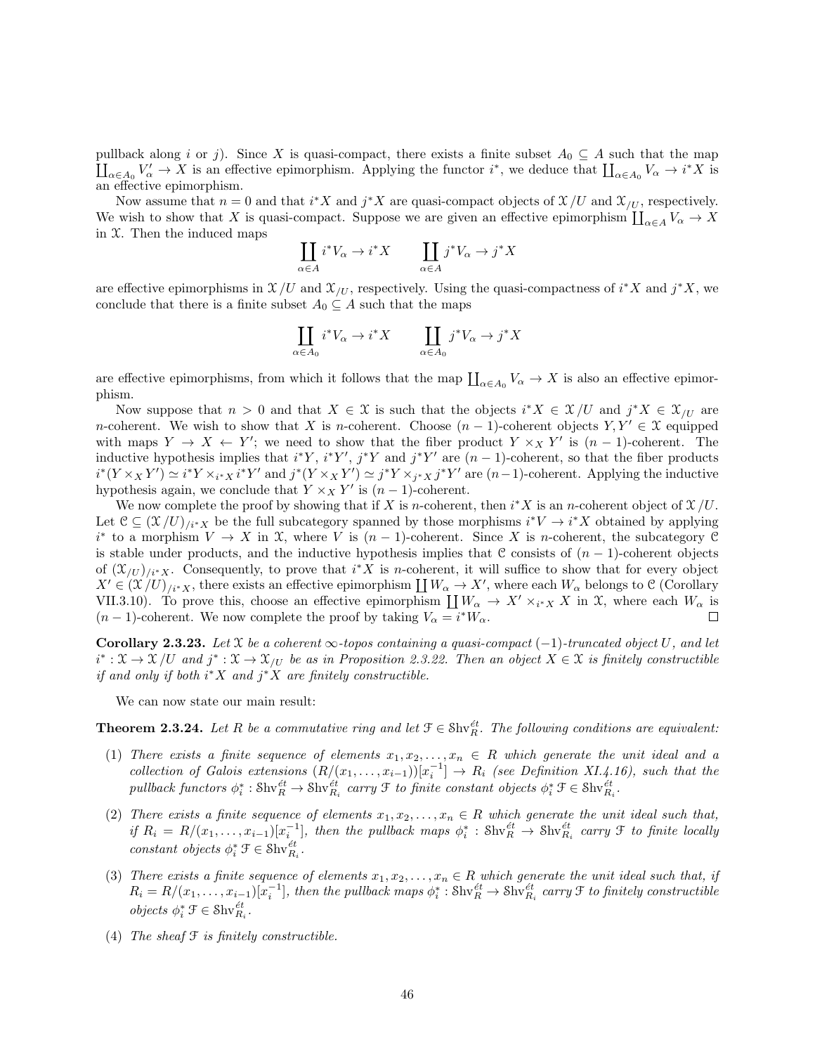pullback along $i$ or $j$). Since $X$ is quasi-compact, there exists a finite subset $A_0 \subseteq A$ such that the map $\coprod_{\alpha \in A_0} V'_\alpha \to X$ is an effective epimorphism. Applying the functor $i^*$, we deduce that $\coprod_{\alpha \in A_0} V_\alpha \to i^* X$ is an effective epimorphism.

Now assume that $n = 0$ and that $i^* X$ and $j^* X$ are quasi-compact objects of $\mathcal{X}/U$ and $\mathcal{X}_{/U}$, respectively. We wish to show that $X$ is quasi-compact. Suppose we are given an effective epimorphism $\coprod_{\alpha \in A} V_\alpha \to X$ in $\mathcal{X}$. Then the induced maps

$$\coprod_{\alpha \in A} i^* V_\alpha \to i^* X \qquad \coprod_{\alpha \in A} j^* V_\alpha \to j^* X$$

are effective epimorphisms in $\mathcal{X}/U$ and $\mathcal{X}_{/U}$, respectively. Using the quasi-compactness of $i^* X$ and $j^* X$, we conclude that there is a finite subset $A_0 \subseteq A$ such that the maps

$$\coprod_{\alpha \in A_0} i^* V_\alpha \to i^* X \qquad \coprod_{\alpha \in A_0} j^* V_\alpha \to j^* X$$

are effective epimorphisms, from which it follows that the map $\coprod_{\alpha \in A_0} V_\alpha \to X$ is also an effective epimorphism.

Now suppose that $n > 0$ and that $X \in \mathcal{X}$ is such that the objects $i^* X \in \mathcal{X}/U$ and $j^* X \in \mathcal{X}_{/U}$ are $n$-coherent. We wish to show that $X$ is $n$-coherent. Choose $(n-1)$-coherent objects $Y, Y' \in \mathcal{X}$ equipped with maps $Y \to X \leftarrow Y'$; we need to show that the fiber product $Y \times_X Y'$ is $(n-1)$-coherent. The inductive hypothesis implies that $i^* Y$, $i^* Y'$, $j^* Y$ and $j^* Y'$ are $(n-1)$-coherent, so that the fiber products $i^*(Y \times_X Y') \simeq i^* Y \times_{i^* X} i^* Y'$ and $j^*(Y \times_X Y') \simeq j^* Y \times_{j^* X} j^* Y'$ are $(n-1)$-coherent. Applying the inductive hypothesis again, we conclude that $Y \times_X Y'$ is $(n-1)$-coherent.

We now complete the proof by showing that if $X$ is $n$-coherent, then $i^* X$ is an $n$-coherent object of $\mathcal{X}/U$. Let $\mathcal{C} \subseteq (\mathcal{X}/U)_{/i^* X}$ be the full subcategory spanned by those morphisms $i^* V \to i^* X$ obtained by applying $i^*$ to a morphism $V \to X$ in $\mathcal{X}$, where $V$ is $(n-1)$-coherent. Since $X$ is $n$-coherent, the subcategory $\mathcal{C}$ is stable under products, and the inductive hypothesis implies that $\mathcal{C}$ consists of $(n-1)$-coherent objects of $(\mathcal{X}_{/U})_{/i^* X}$. Consequently, to prove that $i^* X$ is $n$-coherent, it will suffice to show that for every object $X' \in (\mathcal{X}/U)_{/i^* X}$, there exists an effective epimorphism $\coprod W_\alpha \to X'$, where each $W_\alpha$ belongs to $\mathcal{C}$ (Corollary VII.3.10). To prove this, choose an effective epimorphism $\coprod W_\alpha \to X' \times_{i^* X} X$ in $\mathcal{X}$, where each $W_\alpha$ is $(n-1)$-coherent. We now complete the proof by taking $V_\alpha = i^* W_\alpha$. $\square$

**Corollary 2.3.23.** *Let $\mathcal{X}$ be a coherent $\infty$-topos containing a quasi-compact $(-1)$-truncated object $U$, and let $i^* : \mathcal{X} \to \mathcal{X}/U$ and $j^* : \mathcal{X} \to \mathcal{X}_{/U}$ be as in Proposition 2.3.22. Then an object $X \in \mathcal{X}$ is finitely constructible if and only if both $i^* X$ and $j^* X$ are finitely constructible.*

We can now state our main result:

**Theorem 2.3.24.** *Let $R$ be a commutative ring and let $\mathcal{F} \in \mathrm{Shv}_R^{\acute{e}t}$. The following conditions are equivalent:*

1. *There exists a finite sequence of elements $x_1, x_2, \ldots, x_n \in R$ which generate the unit ideal and a collection of Galois extensions $(R/(x_1, \ldots, x_{i-1}))[x_i^{-1}] \to R_i$ (see Definition XI.4.16), such that the pullback functors $\phi_i^* : \mathrm{Shv}_R^{\acute{e}t} \to \mathrm{Shv}_{R_i}^{\acute{e}t}$ carry $\mathcal{F}$ to finite constant objects $\phi_i^* \mathcal{F} \in \mathrm{Shv}_{R_i}^{\acute{e}t}$.*

2. *There exists a finite sequence of elements $x_1, x_2, \ldots, x_n \in R$ which generate the unit ideal such that, if $R_i = R/(x_1, \ldots, x_{i-1})[x_i^{-1}]$, then the pullback maps $\phi_i^* : \mathrm{Shv}_R^{\acute{e}t} \to \mathrm{Shv}_{R_i}^{\acute{e}t}$ carry $\mathcal{F}$ to finite locally constant objects $\phi_i^* \mathcal{F} \in \mathrm{Shv}_{R_i}^{\acute{e}t}$.*

3. *There exists a finite sequence of elements $x_1, x_2, \ldots, x_n \in R$ which generate the unit ideal such that, if $R_i = R/(x_1, \ldots, x_{i-1})[x_i^{-1}]$, then the pullback maps $\phi_i^* : \mathrm{Shv}_R^{\acute{e}t} \to \mathrm{Shv}_{R_i}^{\acute{e}t}$ carry $\mathcal{F}$ to finitely constructible objects $\phi_i^* \mathcal{F} \in \mathrm{Shv}_{R_i}^{\acute{e}t}$.*

4. *The sheaf $\mathcal{F}$ is finitely constructible.*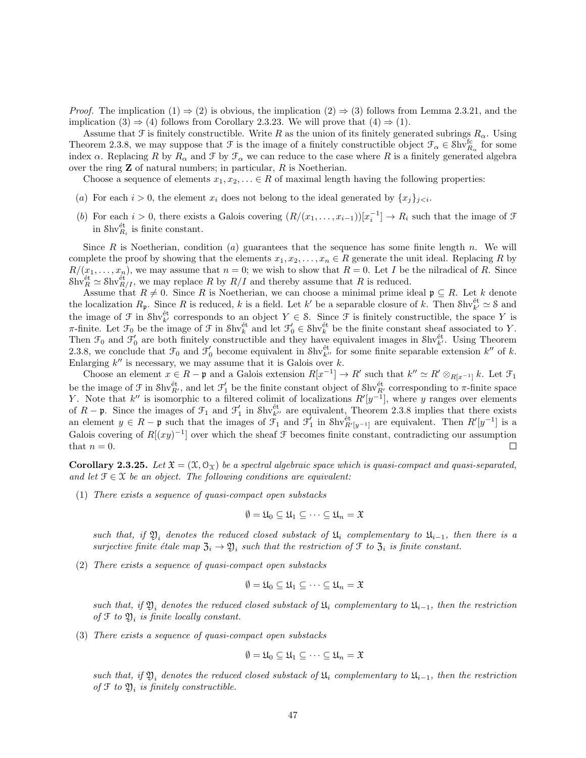*Proof.* The implication (1) ⇒ (2) is obvious, the implication (2) ⇒ (3) follows from Lemma 2.3.21, and the implication (3) ⇒ (4) follows from Corollary 2.3.23. We will prove that (4) ⇒ (1).

Assume that $\mathcal{F}$ is finitely constructible. Write $R$ as the union of its finitely generated subrings $R_\alpha$. Using Theorem 2.3.8, we may suppose that $\mathcal{F}$ is the image of a finitely constructible object $\mathcal{F}_\alpha \in \mathcal{S}\mathrm{hv}^{\mathrm{fc}}_{R_\alpha}$ for some index $\alpha$. Replacing $R$ by $R_\alpha$ and $\mathcal{F}$ by $\mathcal{F}_\alpha$ we can reduce to the case where $R$ is a finitely generated algebra over the ring $\mathbf{Z}$ of natural numbers; in particular, $R$ is Noetherian.

Choose a sequence of elements $x_1, x_2, \ldots \in R$ of maximal length having the following properties:

($a$) For each $i > 0$, the element $x_i$ does not belong to the ideal generated by $\{x_j\}_{j<i}$.

($b$) For each $i > 0$, there exists a Galois covering $(R/(x_1, \ldots, x_{i-1}))[x_i^{-1}] \to R_i$ such that the image of $\mathcal{F}$ in $\mathcal{S}\mathrm{hv}^{\text{ét}}_{R_i}$ is finite constant.

Since $R$ is Noetherian, condition ($a$) guarantees that the sequence has some finite length $n$. We will complete the proof by showing that the elements $x_1, x_2, \ldots, x_n \in R$ generate the unit ideal. Replacing $R$ by $R/(x_1, \ldots, x_n)$, we may assume that $n = 0$; we wish to show that $R = 0$. Let $I$ be the nilradical of $R$. Since $\mathcal{S}\mathrm{hv}^{\text{ét}}_R \simeq \mathcal{S}\mathrm{hv}^{\text{ét}}_{R/I}$, we may replace $R$ by $R/I$ and thereby assume that $R$ is reduced.

Assume that $R \neq 0$. Since $R$ is Noetherian, we can choose a minimal prime ideal $\mathfrak{p} \subseteq R$. Let $k$ denote the localization $R_{\mathfrak{p}}$. Since $R$ is reduced, $k$ is a field. Let $k'$ be a separable closure of $k$. Then $\mathcal{S}\mathrm{hv}^{\text{ét}}_{k'} \simeq \mathcal{S}$ and the image of $\mathcal{F}$ in $\mathcal{S}\mathrm{hv}^{\text{ét}}_{k'}$ corresponds to an object $Y \in \mathcal{S}$. Since $\mathcal{F}$ is finitely constructible, the space $Y$ is $\pi$-finite. Let $\mathcal{F}_0$ be the image of $\mathcal{F}$ in $\mathcal{S}\mathrm{hv}^{\text{ét}}_k$ and let $\mathcal{F}'_0 \in \mathcal{S}\mathrm{hv}^{\text{ét}}_k$ be the finite constant sheaf associated to $Y$. Then $\mathcal{F}_0$ and $\mathcal{F}'_0$ are both finitely constructible and they have equivalent images in $\mathcal{S}\mathrm{hv}^{\text{ét}}_{k'}$. Using Theorem 2.3.8, we conclude that $\mathcal{F}_0$ and $\mathcal{F}'_0$ become equivalent in $\mathcal{S}\mathrm{hv}^{\text{ét}}_{k''}$ for some finite separable extension $k''$ of $k$. Enlarging $k''$ is necessary, we may assume that it is Galois over $k$.

Choose an element $x \in R - \mathfrak{p}$ and a Galois extension $R[x^{-1}] \to R'$ such that $k'' \simeq R' \otimes_{R[x^{-1}]} k$. Let $\mathcal{F}_1$ be the image of $\mathcal{F}$ in $\mathcal{S}\mathrm{hv}^{\text{ét}}_{R'}$, and let $\mathcal{F}'_1$ be the finite constant object of $\mathcal{S}\mathrm{hv}^{\text{ét}}_{R'}$ corresponding to $\pi$-finite space $Y$. Note that $k''$ is isomorphic to a filtered colimit of localizations $R'[y^{-1}]$, where $y$ ranges over elements of $R - \mathfrak{p}$. Since the images of $\mathcal{F}_1$ and $\mathcal{F}'_1$ in $\mathcal{S}\mathrm{hv}^{\text{ét}}_{k''}$ are equivalent, Theorem 2.3.8 implies that there exists an element $y \in R - \mathfrak{p}$ such that the images of $\mathcal{F}_1$ and $\mathcal{F}'_1$ in $\mathcal{S}\mathrm{hv}^{\text{ét}}_{R'[y^{-1}]}$ are equivalent. Then $R'[y^{-1}]$ is a Galois covering of $R[(xy)^{-1}]$ over which the sheaf $\mathcal{F}$ becomes finite constant, contradicting our assumption that $n = 0$. □

**Corollary 2.3.25.** *Let $\mathfrak{X} = (\mathcal{X}, \mathcal{O}_{\mathcal{X}})$ be a spectral algebraic space which is quasi-compact and quasi-separated, and let $\mathcal{F} \in \mathcal{X}$ be an object. The following conditions are equivalent:*

(1) *There exists a sequence of quasi-compact open substacks*

$$\emptyset = \mathfrak{U}_0 \subseteq \mathfrak{U}_1 \subseteq \cdots \subseteq \mathfrak{U}_n = \mathfrak{X}$$

*such that, if $\mathfrak{Y}_i$ denotes the reduced closed substack of $\mathfrak{U}_i$ complementary to $\mathfrak{U}_{i-1}$, then there is a surjective finite étale map $\mathfrak{Z}_i \to \mathfrak{Y}_i$ such that the restriction of $\mathcal{F}$ to $\mathfrak{Z}_i$ is finite constant.*

(2) *There exists a sequence of quasi-compact open substacks*

$$\emptyset = \mathfrak{U}_0 \subseteq \mathfrak{U}_1 \subseteq \cdots \subseteq \mathfrak{U}_n = \mathfrak{X}$$

*such that, if $\mathfrak{Y}_i$ denotes the reduced closed substack of $\mathfrak{U}_i$ complementary to $\mathfrak{U}_{i-1}$, then the restriction of $\mathcal{F}$ to $\mathfrak{Y}_i$ is finite locally constant.*

(3) *There exists a sequence of quasi-compact open substacks*

$$\emptyset = \mathfrak{U}_0 \subseteq \mathfrak{U}_1 \subseteq \cdots \subseteq \mathfrak{U}_n = \mathfrak{X}$$

*such that, if $\mathfrak{Y}_i$ denotes the reduced closed substack of $\mathfrak{U}_i$ complementary to $\mathfrak{U}_{i-1}$, then the restriction of $\mathcal{F}$ to $\mathfrak{Y}_i$ is finitely constructible.*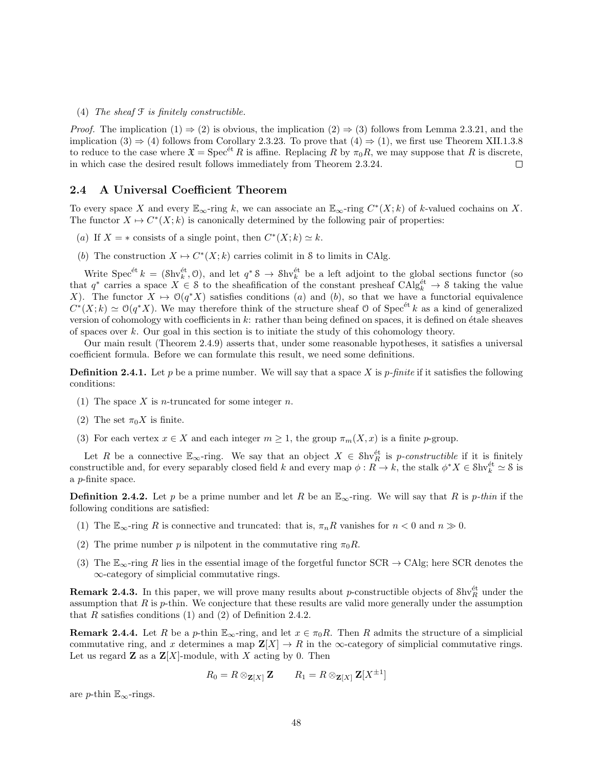(4) *The sheaf $\mathcal{F}$ is finitely constructible.*

*Proof.* The implication (1) $\Rightarrow$ (2) is obvious, the implication (2) $\Rightarrow$ (3) follows from Lemma 2.3.21, and the implication (3) $\Rightarrow$ (4) follows from Corollary 2.3.23. To prove that (4) $\Rightarrow$ (1), we first use Theorem XII.1.3.8 to reduce to the case where $\mathfrak{X} = \operatorname{Spec}^{\text{ét}} R$ is affine. Replacing $R$ by $\pi_0 R$, we may suppose that $R$ is discrete, in which case the desired result follows immediately from Theorem 2.3.24. $\square$

## 2.4 A Universal Coefficient Theorem

To every space $X$ and every $\mathbb{E}_\infty$-ring $k$, we can associate an $\mathbb{E}_\infty$-ring $C^*(X; k)$ of $k$-valued cochains on $X$. The functor $X \mapsto C^*(X; k)$ is canonically determined by the following pair of properties:

($a$) If $X = *$ consists of a single point, then $C^*(X; k) \simeq k$.

($b$) The construction $X \mapsto C^*(X; k)$ carries colimit in $\mathcal{S}$ to limits in CAlg.

Write $\operatorname{Spec}^{\text{ét}} k = (\mathcal{S}\text{hv}_k^{\text{ét}}, \mathcal{O})$, and let $q^* \mathcal{S} \rightarrow \mathcal{S}\text{hv}_k^{\text{ét}}$ be a left adjoint to the global sections functor (so that $q^*$ carries a space $X \in \mathcal{S}$ to the sheafification of the constant presheaf $\text{CAlg}_k^{\text{ét}} \rightarrow \mathcal{S}$ taking the value $X$). The functor $X \mapsto \mathcal{O}(q^* X)$ satisfies conditions ($a$) and ($b$), so that we have a functorial equivalence $C^*(X; k) \simeq \mathcal{O}(q^* X)$. We may therefore think of the structure sheaf $\mathcal{O}$ of $\operatorname{Spec}^{\text{ét}} k$ as a kind of generalized version of cohomology with coefficients in $k$: rather than being defined on spaces, it is defined on étale sheaves of spaces over $k$. Our goal in this section is to initiate the study of this cohomology theory.

Our main result (Theorem 2.4.9) asserts that, under some reasonable hypotheses, it satisfies a universal coefficient formula. Before we can formulate this result, we need some definitions.

**Definition 2.4.1.** Let $p$ be a prime number. We will say that a space $X$ is *$p$-finite* if it satisfies the following conditions:

(1) The space $X$ is $n$-truncated for some integer $n$.

(2) The set $\pi_0 X$ is finite.

(3) For each vertex $x \in X$ and each integer $m \geq 1$, the group $\pi_m(X, x)$ is a finite $p$-group.

Let $R$ be a connective $\mathbb{E}_\infty$-ring. We say that an object $X \in \mathcal{S}\text{hv}_R^{\text{ét}}$ is *$p$-constructible* if it is finitely constructible and, for every separably closed field $k$ and every map $\phi : R \rightarrow k$, the stalk $\phi^* X \in \mathcal{S}\text{hv}_k^{\text{ét}} \simeq \mathcal{S}$ is a $p$-finite space.

**Definition 2.4.2.** Let $p$ be a prime number and let $R$ be an $\mathbb{E}_\infty$-ring. We will say that $R$ is *$p$-thin* if the following conditions are satisfied:

(1) The $\mathbb{E}_\infty$-ring $R$ is connective and truncated: that is, $\pi_n R$ vanishes for $n < 0$ and $n \gg 0$.

(2) The prime number $p$ is nilpotent in the commutative ring $\pi_0 R$.

(3) The $\mathbb{E}_\infty$-ring $R$ lies in the essential image of the forgetful functor SCR $\rightarrow$ CAlg; here SCR denotes the $\infty$-category of simplicial commutative rings.

**Remark 2.4.3.** In this paper, we will prove many results about $p$-constructible objects of $\mathcal{S}\text{hv}_R^{\text{ét}}$ under the assumption that $R$ is $p$-thin. We conjecture that these results are valid more generally under the assumption that $R$ satisfies conditions (1) and (2) of Definition 2.4.2.

**Remark 2.4.4.** Let $R$ be a $p$-thin $\mathbb{E}_\infty$-ring, and let $x \in \pi_0 R$. Then $R$ admits the structure of a simplicial commutative ring, and $x$ determines a map $\mathbf{Z}[X] \rightarrow R$ in the $\infty$-category of simplicial commutative rings. Let us regard $\mathbf{Z}$ as a $\mathbf{Z}[X]$-module, with $X$ acting by 0. Then

$$R_0 = R \otimes_{\mathbf{Z}[X]} \mathbf{Z} \qquad R_1 = R \otimes_{\mathbf{Z}[X]} \mathbf{Z}[X^{\pm 1}]$$

are $p$-thin $\mathbb{E}_\infty$-rings.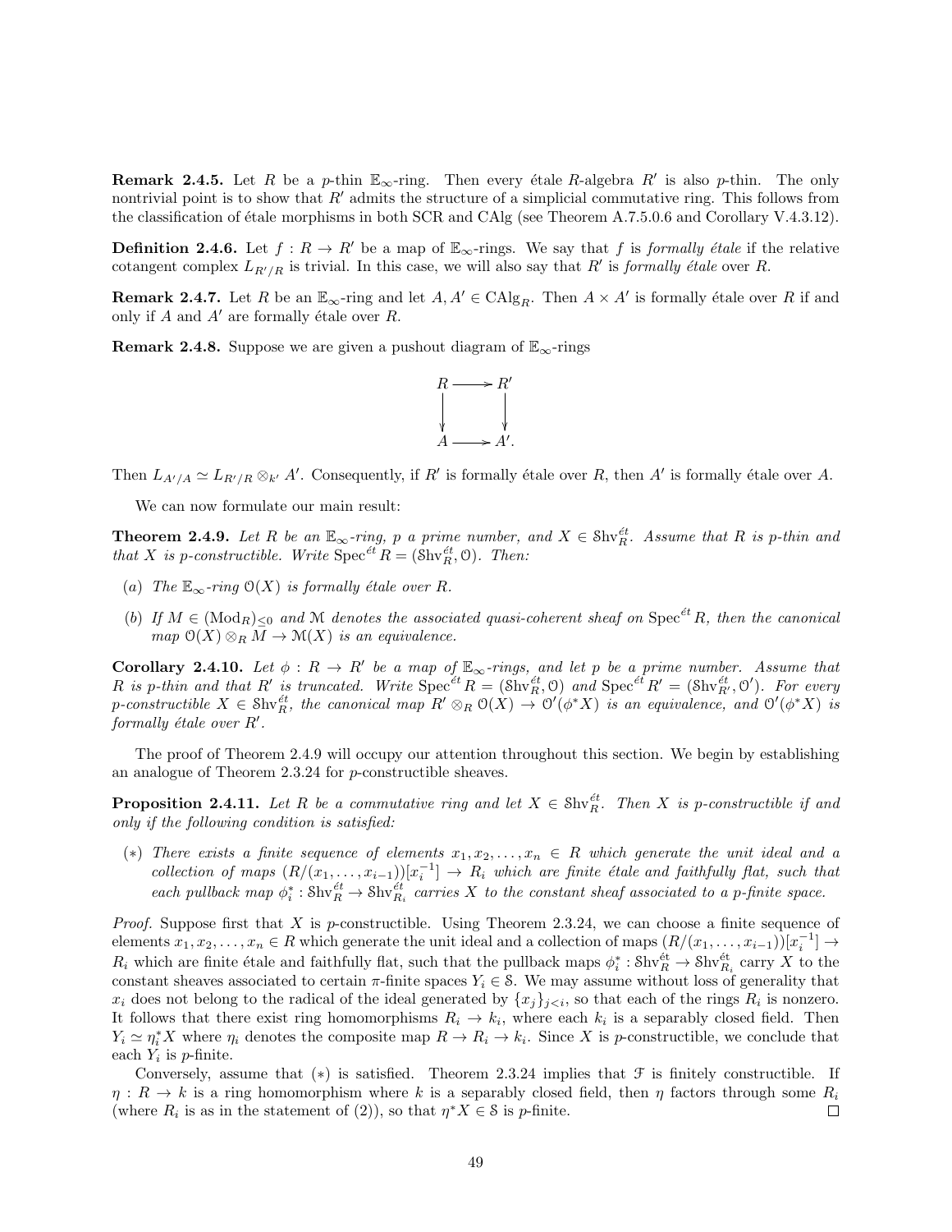**Remark 2.4.5.** Let $R$ be a $p$-thin $\mathbb{E}_\infty$-ring. Then every étale $R$-algebra $R'$ is also $p$-thin. The only nontrivial point is to show that $R'$ admits the structure of a simplicial commutative ring. This follows from the classification of étale morphisms in both SCR and CAlg (see Theorem A.7.5.0.6 and Corollary V.4.3.12).

**Definition 2.4.6.** Let $f : R \to R'$ be a map of $\mathbb{E}_\infty$-rings. We say that $f$ is *formally étale* if the relative cotangent complex $L_{R'/R}$ is trivial. In this case, we will also say that $R'$ is *formally étale* over $R$.

**Remark 2.4.7.** Let $R$ be an $\mathbb{E}_\infty$-ring and let $A, A' \in \mathrm{CAlg}_R$. Then $A \times A'$ is formally étale over $R$ if and only if $A$ and $A'$ are formally étale over $R$.

**Remark 2.4.8.** Suppose we are given a pushout diagram of $\mathbb{E}_\infty$-rings

$$\begin{array}{ccc} R & \longrightarrow & R' \\ \downarrow & & \downarrow \\ A & \longrightarrow & A'. \end{array}$$

Then $L_{A'/A} \simeq L_{R'/R} \otimes_{k'} A'$. Consequently, if $R'$ is formally étale over $R$, then $A'$ is formally étale over $A$.

We can now formulate our main result:

**Theorem 2.4.9.** *Let $R$ be an $\mathbb{E}_\infty$-ring, $p$ a prime number, and $X \in \mathcal{S}\mathrm{hv}_R^{\acute{e}t}$. Assume that $R$ is $p$-thin and that $X$ is $p$-constructible. Write $\mathrm{Spec}^{\acute{e}t} R = (\mathcal{S}\mathrm{hv}_R^{\acute{e}t}, \mathcal{O})$. Then:*

(a) *The $\mathbb{E}_\infty$-ring $\mathcal{O}(X)$ is formally étale over $R$.*

(b) *If $M \in (\mathrm{Mod}_R)_{\leq 0}$ and $\mathcal{M}$ denotes the associated quasi-coherent sheaf on $\mathrm{Spec}^{\acute{e}t} R$, then the canonical map $\mathcal{O}(X) \otimes_R M \to \mathcal{M}(X)$ is an equivalence.*

**Corollary 2.4.10.** *Let $\phi : R \to R'$ be a map of $\mathbb{E}_\infty$-rings, and let $p$ be a prime number. Assume that $R$ is $p$-thin and that $R'$ is truncated. Write $\mathrm{Spec}^{\acute{e}t} R = (\mathcal{S}\mathrm{hv}_R^{\acute{e}t}, \mathcal{O})$ and $\mathrm{Spec}^{\acute{e}t} R' = (\mathcal{S}\mathrm{hv}_{R'}^{\acute{e}t}, \mathcal{O}')$. For every $p$-constructible $X \in \mathcal{S}\mathrm{hv}_R^{\acute{e}t}$, the canonical map $R' \otimes_R \mathcal{O}(X) \to \mathcal{O}'(\phi^* X)$ is an equivalence, and $\mathcal{O}'(\phi^* X)$ is formally étale over $R'$.*

The proof of Theorem 2.4.9 will occupy our attention throughout this section. We begin by establishing an analogue of Theorem 2.3.24 for $p$-constructible sheaves.

**Proposition 2.4.11.** *Let $R$ be a commutative ring and let $X \in \mathcal{S}\mathrm{hv}_R^{\acute{e}t}$. Then $X$ is $p$-constructible if and only if the following condition is satisfied:*

($*$) *There exists a finite sequence of elements $x_1, x_2, \ldots, x_n \in R$ which generate the unit ideal and a collection of maps $(R/(x_1, \ldots, x_{i-1}))[x_i^{-1}] \to R_i$ which are finite étale and faithfully flat, such that each pullback map $\phi_i^* : \mathcal{S}\mathrm{hv}_R^{\acute{e}t} \to \mathcal{S}\mathrm{hv}_{R_i}^{\acute{e}t}$ carries $X$ to the constant sheaf associated to a $p$-finite space.*

*Proof.* Suppose first that $X$ is $p$-constructible. Using Theorem 2.3.24, we can choose a finite sequence of elements $x_1, x_2, \ldots, x_n \in R$ which generate the unit ideal and a collection of maps $(R/(x_1, \ldots, x_{i-1}))[x_i^{-1}] \to R_i$ which are finite étale and faithfully flat, such that the pullback maps $\phi_i^* : \mathcal{S}\mathrm{hv}_R^{\acute{e}t} \to \mathcal{S}\mathrm{hv}_{R_i}^{\acute{e}t}$ carry $X$ to the constant sheaves associated to certain $\pi$-finite spaces $Y_i \in \mathcal{S}$. We may assume without loss of generality that $x_i$ does not belong to the radical of the ideal generated by $\{x_j\}_{j<i}$, so that each of the rings $R_i$ is nonzero. It follows that there exist ring homomorphisms $R_i \to k_i$, where each $k_i$ is a separably closed field. Then $Y_i \simeq \eta_i^* X$ where $\eta_i$ denotes the composite map $R \to R_i \to k_i$. Since $X$ is $p$-constructible, we conclude that each $Y_i$ is $p$-finite.

Conversely, assume that ($*$) is satisfied. Theorem 2.3.24 implies that $\mathcal{F}$ is finitely constructible. If $\eta : R \to k$ is a ring homomorphism where $k$ is a separably closed field, then $\eta$ factors through some $R_i$ (where $R_i$ is as in the statement of (2)), so that $\eta^* X \in \mathcal{S}$ is $p$-finite. $\square$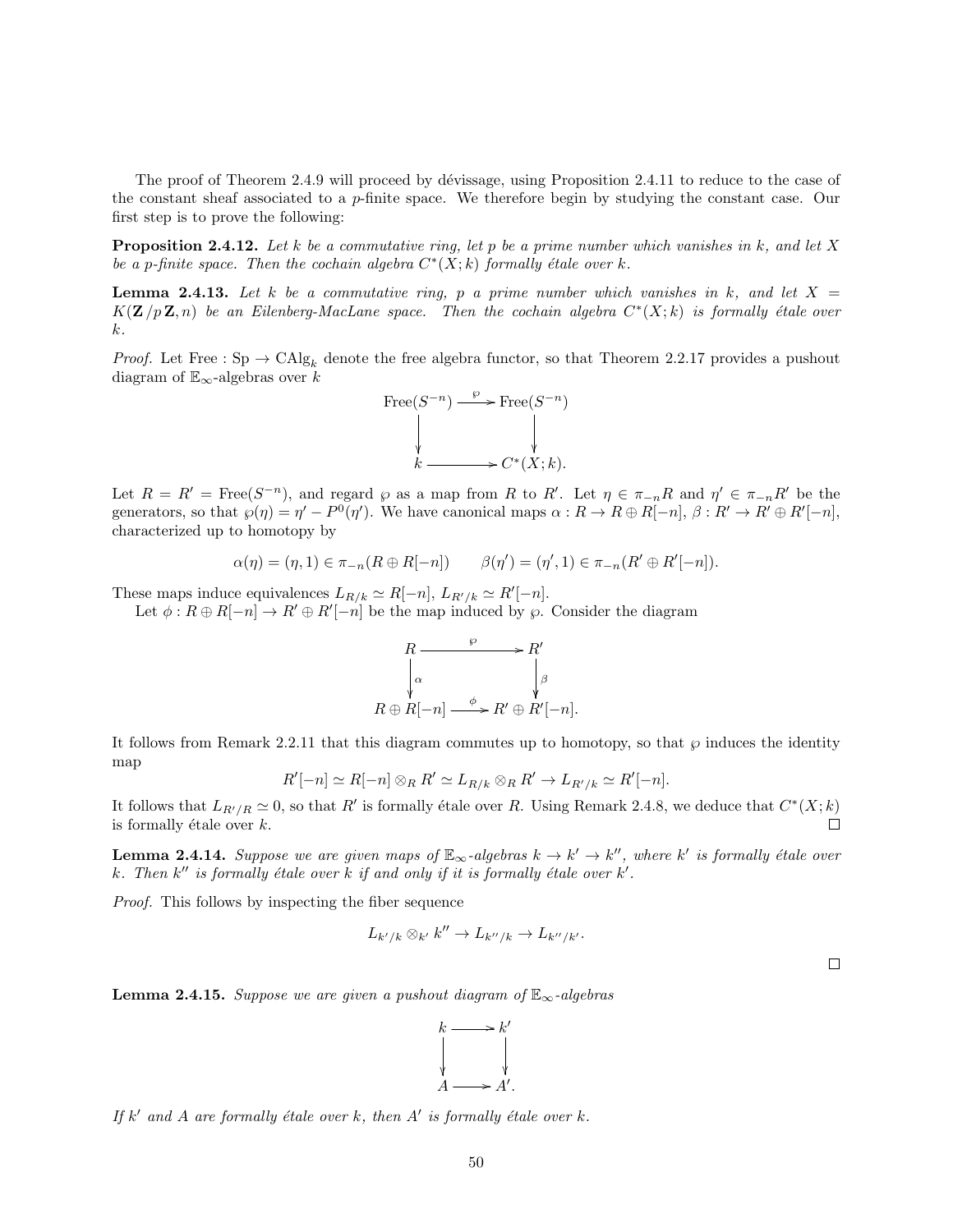The proof of Theorem 2.4.9 will proceed by dévissage, using Proposition 2.4.11 to reduce to the case of the constant sheaf associated to a $p$-finite space. We therefore begin by studying the constant case. Our first step is to prove the following:

**Proposition 2.4.12.** *Let $k$ be a commutative ring, let $p$ be a prime number which vanishes in $k$, and let $X$ be a $p$-finite space. Then the cochain algebra $C^*(X;k)$ formally étale over $k$.*

**Lemma 2.4.13.** *Let $k$ be a commutative ring, $p$ a prime number which vanishes in $k$, and let $X = K(\mathbf{Z}/p\,\mathbf{Z}, n)$ be an Eilenberg-MacLane space. Then the cochain algebra $C^*(X;k)$ is formally étale over $k$.*

*Proof.* Let $\mathrm{Free} : \mathrm{Sp} \to \mathrm{CAlg}_k$ denote the free algebra functor, so that Theorem 2.2.17 provides a pushout diagram of $\mathbb{E}_\infty$-algebras over $k$

$$\begin{array}{ccc} \mathrm{Free}(S^{-n}) & \xrightarrow{\wp} & \mathrm{Free}(S^{-n}) \\ \downarrow & & \downarrow \\ k & \longrightarrow & C^*(X;k). \end{array}$$

Let $R = R' = \mathrm{Free}(S^{-n})$, and regard $\wp$ as a map from $R$ to $R'$. Let $\eta \in \pi_{-n}R$ and $\eta' \in \pi_{-n}R'$ be the generators, so that $\wp(\eta) = \eta' - P^0(\eta')$. We have canonical maps $\alpha : R \to R \oplus R[-n]$, $\beta : R' \to R' \oplus R'[-n]$, characterized up to homotopy by

$$\alpha(\eta) = (\eta, 1) \in \pi_{-n}(R \oplus R[-n]) \qquad \beta(\eta') = (\eta', 1) \in \pi_{-n}(R' \oplus R'[-n]).$$

These maps induce equivalences $L_{R/k} \simeq R[-n]$, $L_{R'/k} \simeq R'[-n]$.

Let $\phi : R \oplus R[-n] \to R' \oplus R'[-n]$ be the map induced by $\wp$. Consider the diagram

$$\begin{array}{ccc} R & \xrightarrow{\wp} & R' \\ \downarrow{\scriptstyle\alpha} & & \downarrow{\scriptstyle\beta} \\ R \oplus R[-n] & \xrightarrow{\phi} & R' \oplus R'[-n]. \end{array}$$

It follows from Remark 2.2.11 that this diagram commutes up to homotopy, so that $\wp$ induces the identity map

$$R'[-n] \simeq R[-n] \otimes_R R' \simeq L_{R/k} \otimes_R R' \to L_{R'/k} \simeq R'[-n].$$

It follows that $L_{R'/R} \simeq 0$, so that $R'$ is formally étale over $R$. Using Remark 2.4.8, we deduce that $C^*(X;k)$ is formally étale over $k$. $\square$

**Lemma 2.4.14.** *Suppose we are given maps of $\mathbb{E}_\infty$-algebras $k \to k' \to k''$, where $k'$ is formally étale over $k$. Then $k''$ is formally étale over $k$ if and only if it is formally étale over $k'$.*

*Proof.* This follows by inspecting the fiber sequence

$$L_{k'/k} \otimes_{k'} k'' \to L_{k''/k} \to L_{k''/k'}.$$

$\square$

**Lemma 2.4.15.** *Suppose we are given a pushout diagram of $\mathbb{E}_\infty$-algebras*

$$\begin{array}{ccc} k & \longrightarrow & k' \\ \downarrow & & \downarrow \\ A & \longrightarrow & A'. \end{array}$$

*If $k'$ and $A$ are formally étale over $k$, then $A'$ is formally étale over $k$.*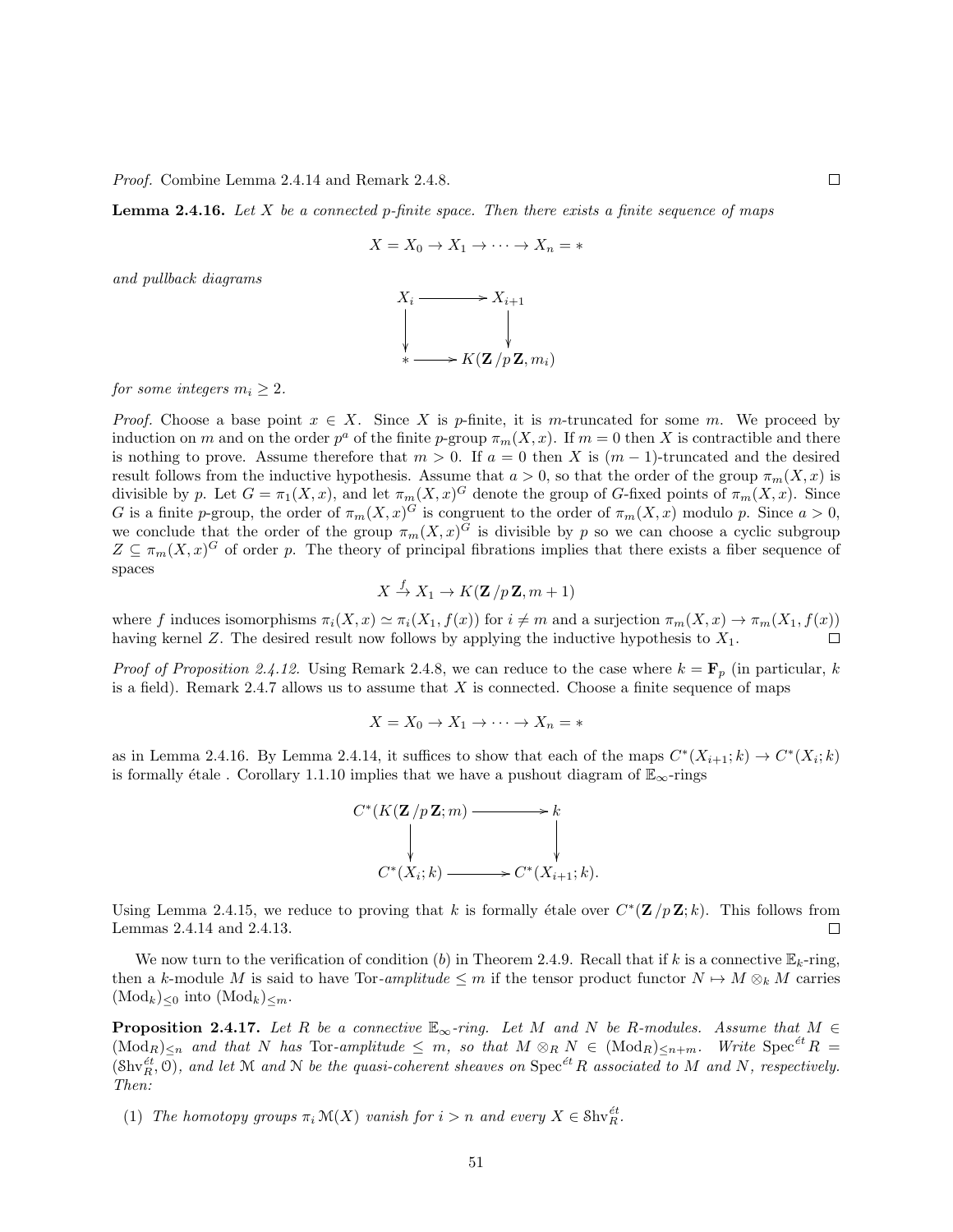*Proof.* Combine Lemma 2.4.14 and Remark 2.4.8. □

**Lemma 2.4.16.** *Let $X$ be a connected $p$-finite space. Then there exists a finite sequence of maps*

$$X = X_0 \to X_1 \to \cdots \to X_n = *$$

*and pullback diagrams*

$$\begin{array}{ccc} X_i & \longrightarrow & X_{i+1} \\ \downarrow & & \downarrow \\ * & \longrightarrow & K(\mathbf{Z}/p\,\mathbf{Z}, m_i) \end{array}$$

*for some integers $m_i \geq 2$.*

*Proof.* Choose a base point $x \in X$. Since $X$ is $p$-finite, it is $m$-truncated for some $m$. We proceed by induction on $m$ and on the order $p^a$ of the finite $p$-group $\pi_m(X, x)$. If $m = 0$ then $X$ is contractible and there is nothing to prove. Assume therefore that $m > 0$. If $a = 0$ then $X$ is $(m-1)$-truncated and the desired result follows from the inductive hypothesis. Assume that $a > 0$, so that the order of the group $\pi_m(X, x)$ is divisible by $p$. Let $G = \pi_1(X, x)$, and let $\pi_m(X, x)^G$ denote the group of $G$-fixed points of $\pi_m(X, x)$. Since $G$ is a finite $p$-group, the order of $\pi_m(X, x)^G$ is congruent to the order of $\pi_m(X, x)$ modulo $p$. Since $a > 0$, we conclude that the order of the group $\pi_m(X, x)^G$ is divisible by $p$ so we can choose a cyclic subgroup $Z \subseteq \pi_m(X, x)^G$ of order $p$. The theory of principal fibrations implies that there exists a fiber sequence of spaces

$$X \xrightarrow{f} X_1 \to K(\mathbf{Z}/p\,\mathbf{Z}, m+1)$$

where $f$ induces isomorphisms $\pi_i(X, x) \simeq \pi_i(X_1, f(x))$ for $i \neq m$ and a surjection $\pi_m(X, x) \to \pi_m(X_1, f(x))$ having kernel $Z$. The desired result now follows by applying the inductive hypothesis to $X_1$. □

*Proof of Proposition 2.4.12.* Using Remark 2.4.8, we can reduce to the case where $k = \mathbf{F}_p$ (in particular, $k$ is a field). Remark 2.4.7 allows us to assume that $X$ is connected. Choose a finite sequence of maps

$$X = X_0 \to X_1 \to \cdots \to X_n = *$$

as in Lemma 2.4.16. By Lemma 2.4.14, it suffices to show that each of the maps $C^*(X_{i+1}; k) \to C^*(X_i; k)$ is formally étale . Corollary 1.1.10 implies that we have a pushout diagram of $\mathbb{E}_\infty$-rings

$$\begin{array}{ccc} C^*(K(\mathbf{Z}/p\,\mathbf{Z}; m) & \longrightarrow & k \\ \downarrow & & \downarrow \\ C^*(X_i; k) & \longrightarrow & C^*(X_{i+1}; k). \end{array}$$

Using Lemma 2.4.15, we reduce to proving that $k$ is formally étale over $C^*(\mathbf{Z}/p\,\mathbf{Z}; k)$. This follows from Lemmas 2.4.14 and 2.4.13. □

We now turn to the verification of condition $(b)$ in Theorem 2.4.9. Recall that if $k$ is a connective $\mathbb{E}_k$-ring, then a $k$-module $M$ is said to have Tor-*amplitude* $\leq m$ if the tensor product functor $N \mapsto M \otimes_k M$ carries $(\mathrm{Mod}_k)_{\leq 0}$ into $(\mathrm{Mod}_k)_{\leq m}$.

**Proposition 2.4.17.** *Let $R$ be a connective $\mathbb{E}_\infty$-ring. Let $M$ and $N$ be $R$-modules. Assume that $M \in (\mathrm{Mod}_R)_{\leq n}$ and that $N$ has* Tor*-amplitude $\leq m$, so that $M \otimes_R N \in (\mathrm{Mod}_R)_{\leq n+m}$. Write $\mathrm{Spec}^{\acute{e}t} R = (\mathcal{S}\mathrm{hv}_R^{\acute{e}t}, \mathcal{O})$, and let $\mathcal{M}$ and $\mathcal{N}$ be the quasi-coherent sheaves on $\mathrm{Spec}^{\acute{e}t} R$ associated to $M$ and $N$, respectively. Then:*

(1) *The homotopy groups $\pi_i\, \mathcal{M}(X)$ vanish for $i > n$ and every $X \in \mathcal{S}\mathrm{hv}_R^{\acute{e}t}$.*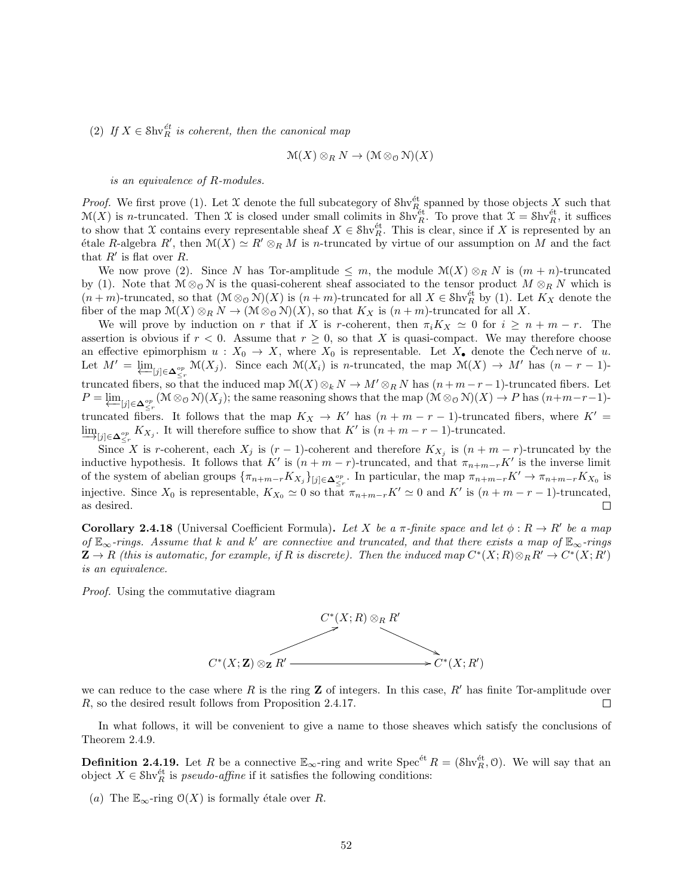(2) *If $X \in \mathcal{S}\mathrm{hv}_R^{\text{ét}}$ is coherent, then the canonical map*

$$\mathcal{M}(X) \otimes_R N \to (\mathcal{M} \otimes_{\mathcal{O}} \mathcal{N})(X)$$

*is an equivalence of $R$-modules.*

*Proof.* We first prove (1). Let $\mathcal{X}$ denote the full subcategory of $\mathcal{S}\mathrm{hv}_R^{\text{ét}}$ spanned by those objects $X$ such that $\mathcal{M}(X)$ is $n$-truncated. Then $\mathcal{X}$ is closed under small colimits in $\mathcal{S}\mathrm{hv}_R^{\text{ét}}$. To prove that $\mathcal{X} = \mathcal{S}\mathrm{hv}_R^{\text{ét}}$, it suffices to show that $\mathcal{X}$ contains every representable sheaf $X \in \mathcal{S}\mathrm{hv}_R^{\text{ét}}$. This is clear, since if $X$ is represented by an étale $R$-algebra $R'$, then $\mathcal{M}(X) \simeq R' \otimes_R M$ is $n$-truncated by virtue of our assumption on $M$ and the fact that $R'$ is flat over $R$.

We now prove (2). Since $N$ has Tor-amplitude $\leq m$, the module $\mathcal{M}(X) \otimes_R N$ is $(m+n)$-truncated by (1). Note that $\mathcal{M} \otimes_{\mathcal{O}} \mathcal{N}$ is the quasi-coherent sheaf associated to the tensor product $M \otimes_R N$ which is $(n+m)$-truncated, so that $(\mathcal{M} \otimes_{\mathcal{O}} \mathcal{N})(X)$ is $(n+m)$-truncated for all $X \in \mathcal{S}\mathrm{hv}_R^{\text{ét}}$ by (1). Let $K_X$ denote the fiber of the map $\mathcal{M}(X) \otimes_R N \to (\mathcal{M} \otimes_{\mathcal{O}} \mathcal{N})(X)$, so that $K_X$ is $(n+m)$-truncated for all $X$.

We will prove by induction on $r$ that if $X$ is $r$-coherent, then $\pi_i K_X \simeq 0$ for $i \geq n+m-r$. The assertion is obvious if $r < 0$. Assume that $r \geq 0$, so that $X$ is quasi-compact. We may therefore choose an effective epimorphism $u : X_0 \to X$, where $X_0$ is representable. Let $X_\bullet$ denote the Čech nerve of $u$. Let $M' = \varprojlim_{[j] \in \mathbf{\Delta}_{\leq r}^{op}} \mathcal{M}(X_j)$. Since each $\mathcal{M}(X_i)$ is $n$-truncated, the map $\mathcal{M}(X) \to M'$ has $(n-r-1)$-truncated fibers, so that the induced map $\mathcal{M}(X) \otimes_k N \to M' \otimes_R N$ has $(n+m-r-1)$-truncated fibers. Let $P = \varprojlim_{[j] \in \mathbf{\Delta}_{\leq r}^{op}} (\mathcal{M} \otimes_{\mathcal{O}} \mathcal{N})(X_j)$; the same reasoning shows that the map $(\mathcal{M} \otimes_{\mathcal{O}} \mathcal{N})(X) \to P$ has $(n+m-r-1)$-truncated fibers. It follows that the map $K_X \to K'$ has $(n+m-r-1)$-truncated fibers, where $K' = \varinjlim_{[j] \in \mathbf{\Delta}_{\leq r}^{op}} K_{X_j}$. It will therefore suffice to show that $K'$ is $(n+m-r-1)$-truncated.

Since $X$ is $r$-coherent, each $X_j$ is $(r-1)$-coherent and therefore $K_{X_j}$ is $(n+m-r)$-truncated by the inductive hypothesis. It follows that $K'$ is $(n+m-r)$-truncated, and that $\pi_{n+m-r} K'$ is the inverse limit of the system of abelian groups $\{\pi_{n+m-r} K_{X_j}\}_{[j] \in \mathbf{\Delta}_{\leq r}^{op}}$. In particular, the map $\pi_{n+m-r} K' \to \pi_{n+m-r} K_{X_0}$ is injective. Since $X_0$ is representable, $K_{X_0} \simeq 0$ so that $\pi_{n+m-r} K' \simeq 0$ and $K'$ is $(n+m-r-1)$-truncated, as desired. □

**Corollary 2.4.18** (Universal Coefficient Formula)**.** *Let $X$ be a $\pi$-finite space and let $\phi : R \to R'$ be a map of $\mathbb{E}_\infty$-rings. Assume that $k$ and $k'$ are connective and truncated, and that there exists a map of $\mathbb{E}_\infty$-rings $\mathbf{Z} \to R$ (this is automatic, for example, if $R$ is discrete). Then the induced map $C^*(X; R) \otimes_R R' \to C^*(X; R')$ is an equivalence.*

*Proof.* Using the commutative diagram

$$\begin{array}{ccccc} & & C^*(X;R) \otimes_R R' & & \\ & \nearrow & & \searrow & \\ C^*(X;\mathbf{Z}) \otimes_{\mathbf{Z}} R' & & \longrightarrow & & C^*(X;R') \end{array}$$

we can reduce to the case where $R$ is the ring $\mathbf{Z}$ of integers. In this case, $R'$ has finite Tor-amplitude over $R$, so the desired result follows from Proposition 2.4.17. □

In what follows, it will be convenient to give a name to those sheaves which satisfy the conclusions of Theorem 2.4.9.

**Definition 2.4.19.** Let $R$ be a connective $\mathbb{E}_\infty$-ring and write $\mathrm{Spec}^{\text{ét}} R = (\mathcal{S}\mathrm{hv}_R^{\text{ét}}, \mathcal{O})$. We will say that an object $X \in \mathcal{S}\mathrm{hv}_R^{\text{ét}}$ is *pseudo-affine* if it satisfies the following conditions:

(a) The $\mathbb{E}_\infty$-ring $\mathcal{O}(X)$ is formally étale over $R$.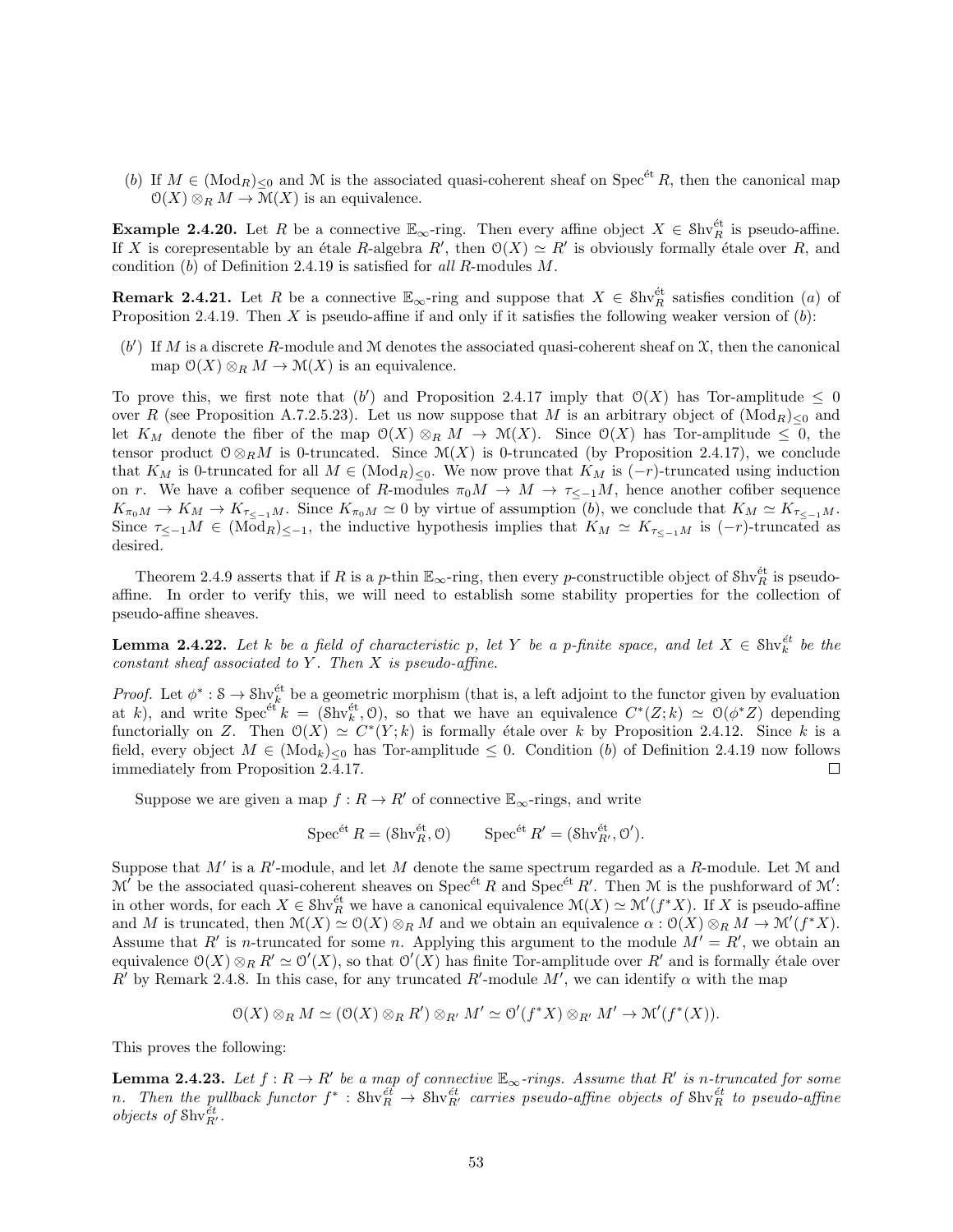(*b*) If $M \in (\mathrm{Mod}_R)_{\leq 0}$ and $\mathcal{M}$ is the associated quasi-coherent sheaf on $\mathrm{Spec}^{\text{ét}} R$, then the canonical map $\mathcal{O}(X) \otimes_R M \to \mathcal{M}(X)$ is an equivalence.

**Example 2.4.20.** Let $R$ be a connective $\mathbb{E}_\infty$-ring. Then every affine object $X \in \mathcal{S}\mathrm{hv}_R^{\text{ét}}$ is pseudo-affine. If $X$ is corepresentable by an étale $R$-algebra $R'$, then $\mathcal{O}(X) \simeq R'$ is obviously formally étale over $R$, and condition (*b*) of Definition 2.4.19 is satisfied for *all* $R$-modules $M$.

**Remark 2.4.21.** Let $R$ be a connective $\mathbb{E}_\infty$-ring and suppose that $X \in \mathcal{S}\mathrm{hv}_R^{\text{ét}}$ satisfies condition (*a*) of Proposition 2.4.19. Then $X$ is pseudo-affine if and only if it satisfies the following weaker version of (*b*):

($b'$) If $M$ is a discrete $R$-module and $\mathcal{M}$ denotes the associated quasi-coherent sheaf on $\mathfrak{X}$, then the canonical map $\mathcal{O}(X) \otimes_R M \to \mathcal{M}(X)$ is an equivalence.

To prove this, we first note that ($b'$) and Proposition 2.4.17 imply that $\mathcal{O}(X)$ has Tor-amplitude $\leq 0$ over $R$ (see Proposition A.7.2.5.23). Let us now suppose that $M$ is an arbitrary object of $(\mathrm{Mod}_R)_{\leq 0}$ and let $K_M$ denote the fiber of the map $\mathcal{O}(X) \otimes_R M \to \mathcal{M}(X)$. Since $\mathcal{O}(X)$ has Tor-amplitude $\leq 0$, the tensor product $\mathcal{O} \otimes_R M$ is 0-truncated. Since $\mathcal{M}(X)$ is 0-truncated (by Proposition 2.4.17), we conclude that $K_M$ is 0-truncated for all $M \in (\mathrm{Mod}_R)_{\leq 0}$. We now prove that $K_M$ is $(-r)$-truncated using induction on $r$. We have a cofiber sequence of $R$-modules $\pi_0 M \to M \to \tau_{\leq -1} M$, hence another cofiber sequence $K_{\pi_0 M} \to K_M \to K_{\tau_{\leq -1} M}$. Since $K_{\pi_0 M} \simeq 0$ by virtue of assumption (*b*), we conclude that $K_M \simeq K_{\tau_{\leq -1} M}$. Since $\tau_{\leq -1} M \in (\mathrm{Mod}_R)_{\leq -1}$, the inductive hypothesis implies that $K_M \simeq K_{\tau_{\leq -1} M}$ is $(-r)$-truncated as desired.

Theorem 2.4.9 asserts that if $R$ is a $p$-thin $\mathbb{E}_\infty$-ring, then every $p$-constructible object of $\mathcal{S}\mathrm{hv}_R^{\text{ét}}$ is pseudo-affine. In order to verify this, we will need to establish some stability properties for the collection of pseudo-affine sheaves.

**Lemma 2.4.22.** *Let $k$ be a field of characteristic $p$, let $Y$ be a $p$-finite space, and let $X \in \mathcal{S}\mathrm{hv}_k^{\text{ét}}$ be the constant sheaf associated to $Y$. Then $X$ is pseudo-affine.*

*Proof.* Let $\phi^* : \mathcal{S} \to \mathcal{S}\mathrm{hv}_k^{\text{ét}}$ be a geometric morphism (that is, a left adjoint to the functor given by evaluation at $k$), and write $\mathrm{Spec}^{\text{ét}} k = (\mathcal{S}\mathrm{hv}_k^{\text{ét}}, \mathcal{O})$, so that we have an equivalence $C^*(Z; k) \simeq \mathcal{O}(\phi^* Z)$ depending functorially on $Z$. Then $\mathcal{O}(X) \simeq C^*(Y; k)$ is formally étale over $k$ by Proposition 2.4.12. Since $k$ is a field, every object $M \in (\mathrm{Mod}_k)_{\leq 0}$ has Tor-amplitude $\leq 0$. Condition (*b*) of Definition 2.4.19 now follows immediately from Proposition 2.4.17. $\square$

Suppose we are given a map $f : R \to R'$ of connective $\mathbb{E}_\infty$-rings, and write

$$\mathrm{Spec}^{\text{ét}} R = (\mathcal{S}\mathrm{hv}_R^{\text{ét}}, \mathcal{O}) \qquad \mathrm{Spec}^{\text{ét}} R' = (\mathcal{S}\mathrm{hv}_{R'}^{\text{ét}}, \mathcal{O}').$$

Suppose that $M'$ is a $R'$-module, and let $M$ denote the same spectrum regarded as a $R$-module. Let $\mathcal{M}$ and $\mathcal{M}'$ be the associated quasi-coherent sheaves on $\mathrm{Spec}^{\text{ét}} R$ and $\mathrm{Spec}^{\text{ét}} R'$. Then $\mathcal{M}$ is the pushforward of $\mathcal{M}'$: in other words, for each $X \in \mathcal{S}\mathrm{hv}_R^{\text{ét}}$ we have a canonical equivalence $\mathcal{M}(X) \simeq \mathcal{M}'(f^* X)$. If $X$ is pseudo-affine and $M$ is truncated, then $\mathcal{M}(X) \simeq \mathcal{O}(X) \otimes_R M$ and we obtain an equivalence $\alpha : \mathcal{O}(X) \otimes_R M \to \mathcal{M}'(f^* X)$. Assume that $R'$ is $n$-truncated for some $n$. Applying this argument to the module $M' = R'$, we obtain an equivalence $\mathcal{O}(X) \otimes_R R' \simeq \mathcal{O}'(X)$, so that $\mathcal{O}'(X)$ has finite Tor-amplitude over $R'$ and is formally étale over $R'$ by Remark 2.4.8. In this case, for any truncated $R'$-module $M'$, we can identify $\alpha$ with the map

$$\mathcal{O}(X) \otimes_R M \simeq (\mathcal{O}(X) \otimes_R R') \otimes_{R'} M' \simeq \mathcal{O}'(f^* X) \otimes_{R'} M' \to \mathcal{M}'(f^*(X)).$$

This proves the following:

**Lemma 2.4.23.** *Let $f : R \to R'$ be a map of connective $\mathbb{E}_\infty$-rings. Assume that $R'$ is $n$-truncated for some $n$. Then the pullback functor $f^* : \mathcal{S}\mathrm{hv}_R^{\text{ét}} \to \mathcal{S}\mathrm{hv}_{R'}^{\text{ét}}$ carries pseudo-affine objects of $\mathcal{S}\mathrm{hv}_R^{\text{ét}}$ to pseudo-affine objects of $\mathcal{S}\mathrm{hv}_{R'}^{\text{ét}}$.*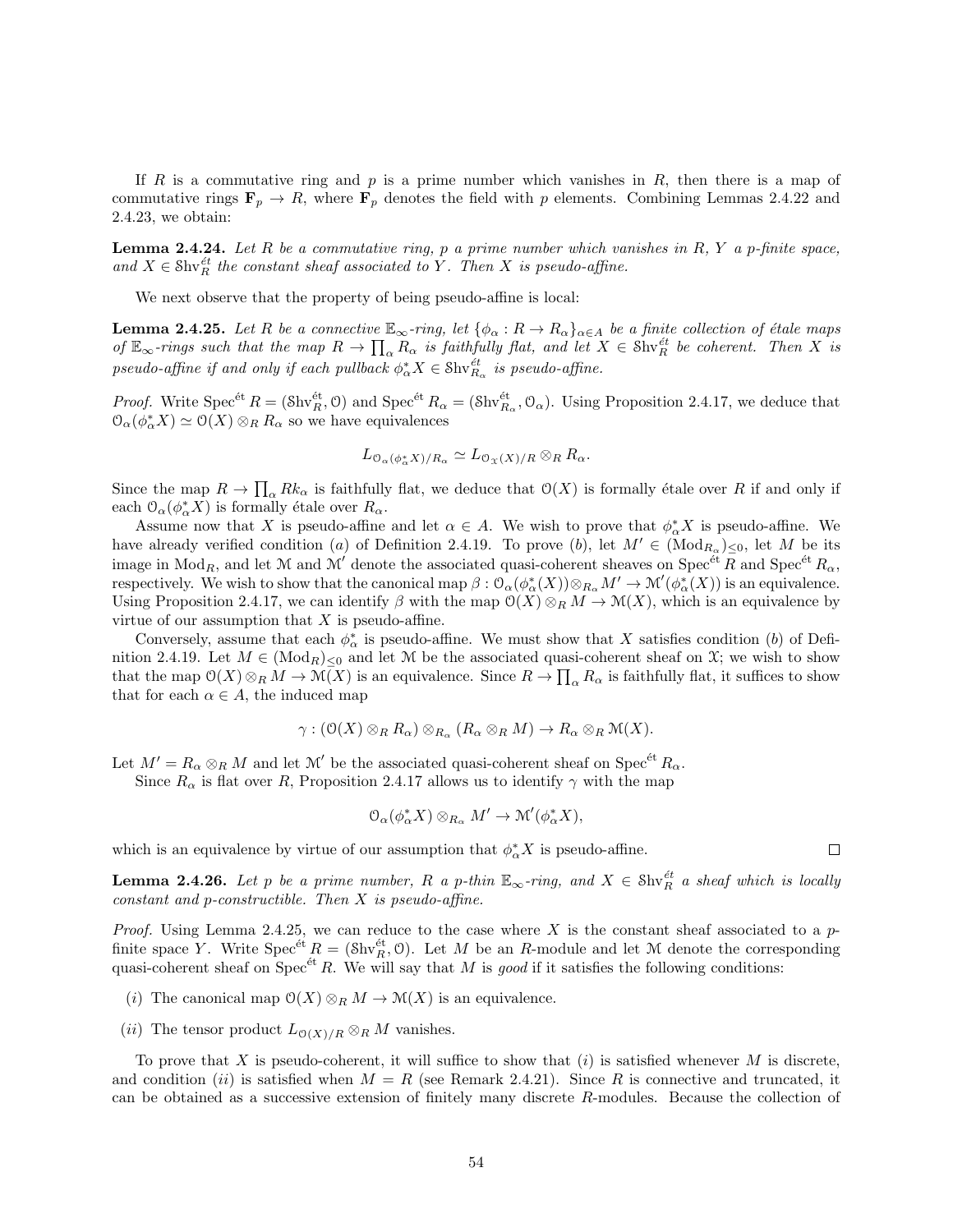If $R$ is a commutative ring and $p$ is a prime number which vanishes in $R$, then there is a map of commutative rings $\mathbf{F}_p \to R$, where $\mathbf{F}_p$ denotes the field with $p$ elements. Combining Lemmas 2.4.22 and 2.4.23, we obtain:

**Lemma 2.4.24.** *Let $R$ be a commutative ring, $p$ a prime number which vanishes in $R$, $Y$ a $p$-finite space, and $X \in \mathcal{S}\mathrm{hv}_R^{\acute{e}t}$ the constant sheaf associated to $Y$. Then $X$ is pseudo-affine.*

We next observe that the property of being pseudo-affine is local:

**Lemma 2.4.25.** *Let $R$ be a connective $\mathbb{E}_\infty$-ring, let $\{\phi_\alpha : R \to R_\alpha\}_{\alpha \in A}$ be a finite collection of étale maps of $\mathbb{E}_\infty$-rings such that the map $R \to \prod_\alpha R_\alpha$ is faithfully flat, and let $X \in \mathcal{S}\mathrm{hv}_R^{\acute{e}t}$ be coherent. Then $X$ is pseudo-affine if and only if each pullback $\phi_\alpha^* X \in \mathcal{S}\mathrm{hv}_{R_\alpha}^{\acute{e}t}$ is pseudo-affine.*

*Proof.* Write $\mathrm{Spec}^{\acute{e}t} R = (\mathcal{S}\mathrm{hv}_R^{\acute{e}t}, \mathcal{O})$ and $\mathrm{Spec}^{\acute{e}t} R_\alpha = (\mathcal{S}\mathrm{hv}_{R_\alpha}^{\acute{e}t}, \mathcal{O}_\alpha)$. Using Proposition 2.4.17, we deduce that $\mathcal{O}_\alpha(\phi_\alpha^* X) \simeq \mathcal{O}(X) \otimes_R R_\alpha$ so we have equivalences

$$L_{\mathcal{O}_\alpha(\phi_\alpha^* X)/R_\alpha} \simeq L_{\mathcal{O}_{\mathcal{X}}(X)/R} \otimes_R R_\alpha.$$

Since the map $R \to \prod_\alpha Rk_\alpha$ is faithfully flat, we deduce that $\mathcal{O}(X)$ is formally étale over $R$ if and only if each $\mathcal{O}_\alpha(\phi_\alpha^* X)$ is formally étale over $R_\alpha$.

Assume now that $X$ is pseudo-affine and let $\alpha \in A$. We wish to prove that $\phi_\alpha^* X$ is pseudo-affine. We have already verified condition $(a)$ of Definition 2.4.19. To prove $(b)$, let $M' \in (\mathrm{Mod}_{R_\alpha})_{\leq 0}$, let $M$ be its image in $\mathrm{Mod}_R$, and let $\mathcal{M}$ and $\mathcal{M}'$ denote the associated quasi-coherent sheaves on $\mathrm{Spec}^{\acute{e}t} R$ and $\mathrm{Spec}^{\acute{e}t} R_\alpha$, respectively. We wish to show that the canonical map $\beta : \mathcal{O}_\alpha(\phi_\alpha^*(X)) \otimes_{R_\alpha} M' \to \mathcal{M}'(\phi_\alpha^*(X))$ is an equivalence. Using Proposition 2.4.17, we can identify $\beta$ with the map $\mathcal{O}(X) \otimes_R M \to \mathcal{M}(X)$, which is an equivalence by virtue of our assumption that $X$ is pseudo-affine.

Conversely, assume that each $\phi_\alpha^*$ is pseudo-affine. We must show that $X$ satisfies condition $(b)$ of Definition 2.4.19. Let $M \in (\mathrm{Mod}_R)_{\leq 0}$ and let $\mathcal{M}$ be the associated quasi-coherent sheaf on $\mathcal{X}$; we wish to show that the map $\mathcal{O}(X) \otimes_R M \to \mathcal{M}(X)$ is an equivalence. Since $R \to \prod_\alpha R_\alpha$ is faithfully flat, it suffices to show that for each $\alpha \in A$, the induced map

$$\gamma : (\mathcal{O}(X) \otimes_R R_\alpha) \otimes_{R_\alpha} (R_\alpha \otimes_R M) \to R_\alpha \otimes_R \mathcal{M}(X).$$

Let $M' = R_\alpha \otimes_R M$ and let $\mathcal{M}'$ be the associated quasi-coherent sheaf on $\mathrm{Spec}^{\acute{e}t} R_\alpha$.

Since $R_\alpha$ is flat over $R$, Proposition 2.4.17 allows us to identify $\gamma$ with the map

$$\mathcal{O}_\alpha(\phi_\alpha^* X) \otimes_{R_\alpha} M' \to \mathcal{M}'(\phi_\alpha^* X),$$

which is an equivalence by virtue of our assumption that $\phi_\alpha^* X$ is pseudo-affine. □

**Lemma 2.4.26.** *Let $p$ be a prime number, $R$ a $p$-thin $\mathbb{E}_\infty$-ring, and $X \in \mathcal{S}\mathrm{hv}_R^{\acute{e}t}$ a sheaf which is locally constant and $p$-constructible. Then $X$ is pseudo-affine.*

*Proof.* Using Lemma 2.4.25, we can reduce to the case where $X$ is the constant sheaf associated to a $p$-finite space $Y$. Write $\mathrm{Spec}^{\acute{e}t} R = (\mathcal{S}\mathrm{hv}_R^{\acute{e}t}, \mathcal{O})$. Let $M$ be an $R$-module and let $\mathcal{M}$ denote the corresponding quasi-coherent sheaf on $\mathrm{Spec}^{\acute{e}t} R$. We will say that $M$ is *good* if it satisfies the following conditions:

- $(i)$ The canonical map $\mathcal{O}(X) \otimes_R M \to \mathcal{M}(X)$ is an equivalence.
- $(ii)$ The tensor product $L_{\mathcal{O}(X)/R} \otimes_R M$ vanishes.

To prove that $X$ is pseudo-coherent, it will suffice to show that $(i)$ is satisfied whenever $M$ is discrete, and condition $(ii)$ is satisfied when $M = R$ (see Remark 2.4.21). Since $R$ is connective and truncated, it can be obtained as a successive extension of finitely many discrete $R$-modules. Because the collection of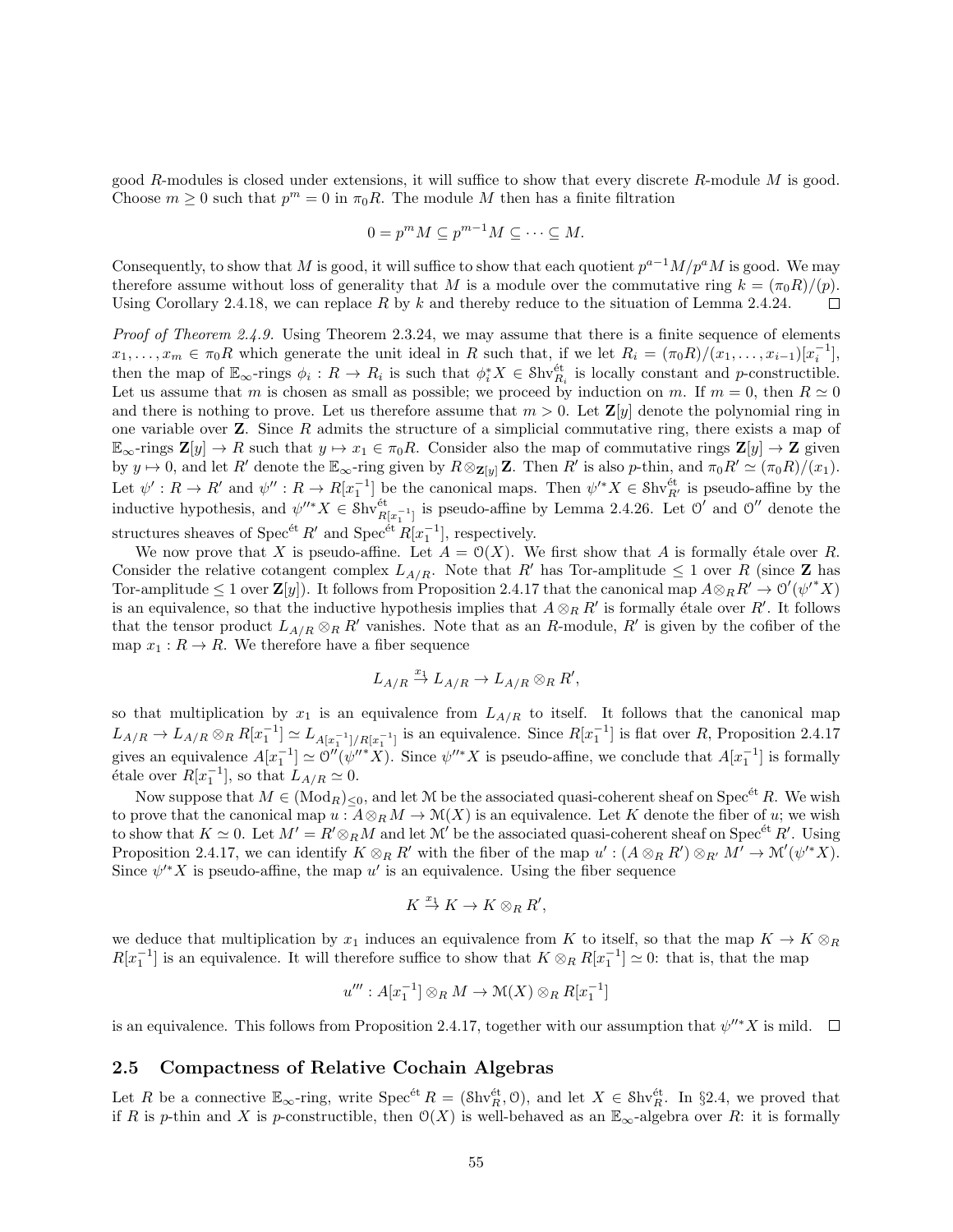good $R$-modules is closed under extensions, it will suffice to show that every discrete $R$-module $M$ is good. Choose $m \geq 0$ such that $p^m = 0$ in $\pi_0 R$. The module $M$ then has a finite filtration

$$0 = p^m M \subseteq p^{m-1} M \subseteq \cdots \subseteq M.$$

Consequently, to show that $M$ is good, it will suffice to show that each quotient $p^{a-1}M/p^a M$ is good. We may therefore assume without loss of generality that $M$ is a module over the commutative ring $k = (\pi_0 R)/(p)$. Using Corollary 2.4.18, we can replace $R$ by $k$ and thereby reduce to the situation of Lemma 2.4.24. □

*Proof of Theorem 2.4.9.* Using Theorem 2.3.24, we may assume that there is a finite sequence of elements $x_1, \ldots, x_m \in \pi_0 R$ which generate the unit ideal in $R$ such that, if we let $R_i = (\pi_0 R)/(x_1, \ldots, x_{i-1})[x_i^{-1}]$, then the map of $\mathbb{E}_\infty$-rings $\phi_i : R \to R_i$ is such that $\phi_i^* X \in \mathcal{S}\mathrm{hv}^{\text{ét}}_{R_i}$ is locally constant and $p$-constructible. Let us assume that $m$ is chosen as small as possible; we proceed by induction on $m$. If $m = 0$, then $R \simeq 0$ and there is nothing to prove. Let us therefore assume that $m > 0$. Let $\mathbf{Z}[y]$ denote the polynomial ring in one variable over $\mathbf{Z}$. Since $R$ admits the structure of a simplicial commutative ring, there exists a map of $\mathbb{E}_\infty$-rings $\mathbf{Z}[y] \to R$ such that $y \mapsto x_1 \in \pi_0 R$. Consider also the map of commutative rings $\mathbf{Z}[y] \to \mathbf{Z}$ given by $y \mapsto 0$, and let $R'$ denote the $\mathbb{E}_\infty$-ring given by $R \otimes_{\mathbf{Z}[y]} \mathbf{Z}$. Then $R'$ is also $p$-thin, and $\pi_0 R' \simeq (\pi_0 R)/(x_1)$. Let $\psi' : R \to R'$ and $\psi'' : R \to R[x_1^{-1}]$ be the canonical maps. Then $\psi'^* X \in \mathcal{S}\mathrm{hv}^{\text{ét}}_{R'}$ is pseudo-affine by the inductive hypothesis, and $\psi''^* X \in \mathcal{S}\mathrm{hv}^{\text{ét}}_{R[x_1^{-1}]}$ is pseudo-affine by Lemma 2.4.26. Let $\mathcal{O}'$ and $\mathcal{O}''$ denote the structures sheaves of $\mathrm{Spec}^{\text{ét}}\, R'$ and $\mathrm{Spec}^{\text{ét}}\, R[x_1^{-1}]$, respectively.

We now prove that $X$ is pseudo-affine. Let $A = \mathcal{O}(X)$. We first show that $A$ is formally étale over $R$. Consider the relative cotangent complex $L_{A/R}$. Note that $R'$ has Tor-amplitude $\leq 1$ over $R$ (since $\mathbf{Z}$ has Tor-amplitude $\leq 1$ over $\mathbf{Z}[y]$). It follows from Proposition 2.4.17 that the canonical map $A \otimes_R R' \to \mathcal{O}'(\psi'^* X)$ is an equivalence, so that the inductive hypothesis implies that $A \otimes_R R'$ is formally étale over $R'$. It follows that the tensor product $L_{A/R} \otimes_R R'$ vanishes. Note that as an $R$-module, $R'$ is given by the cofiber of the map $x_1 : R \to R$. We therefore have a fiber sequence

$$L_{A/R} \xrightarrow{x_1} L_{A/R} \to L_{A/R} \otimes_R R',$$

so that multiplication by $x_1$ is an equivalence from $L_{A/R}$ to itself. It follows that the canonical map $L_{A/R} \to L_{A/R} \otimes_R R[x_1^{-1}] \simeq L_{A[x_1^{-1}]/R[x_1^{-1}]}$ is an equivalence. Since $R[x_1^{-1}]$ is flat over $R$, Proposition 2.4.17 gives an equivalence $A[x_1^{-1}] \simeq \mathcal{O}''(\psi''^* X)$. Since $\psi''^* X$ is pseudo-affine, we conclude that $A[x_1^{-1}]$ is formally étale over $R[x_1^{-1}]$, so that $L_{A/R} \simeq 0$.

Now suppose that $M \in (\mathrm{Mod}_R)_{\leq 0}$, and let $\mathcal{M}$ be the associated quasi-coherent sheaf on $\mathrm{Spec}^{\text{ét}}\, R$. We wish to prove that the canonical map $u : A \otimes_R M \to \mathcal{M}(X)$ is an equivalence. Let $K$ denote the fiber of $u$; we wish to show that $K \simeq 0$. Let $M' = R' \otimes_R M$ and let $\mathcal{M}'$ be the associated quasi-coherent sheaf on $\mathrm{Spec}^{\text{ét}}\, R'$. Using Proposition 2.4.17, we can identify $K \otimes_R R'$ with the fiber of the map $u' : (A \otimes_R R') \otimes_{R'} M' \to \mathcal{M}'(\psi'^* X)$. Since $\psi'^* X$ is pseudo-affine, the map $u'$ is an equivalence. Using the fiber sequence

$$K \xrightarrow{x_1} K \to K \otimes_R R',$$

we deduce that multiplication by $x_1$ induces an equivalence from $K$ to itself, so that the map $K \to K \otimes_R R[x_1^{-1}]$ is an equivalence. It will therefore suffice to show that $K \otimes_R R[x_1^{-1}] \simeq 0$: that is, that the map

$$u''' : A[x_1^{-1}] \otimes_R M \to \mathcal{M}(X) \otimes_R R[x_1^{-1}]$$

is an equivalence. This follows from Proposition 2.4.17, together with our assumption that $\psi''^* X$ is mild. □

## 2.5 Compactness of Relative Cochain Algebras

Let $R$ be a connective $\mathbb{E}_\infty$-ring, write $\mathrm{Spec}^{\text{ét}}\, R = (\mathcal{S}\mathrm{hv}^{\text{ét}}_R, \mathcal{O})$, and let $X \in \mathcal{S}\mathrm{hv}^{\text{ét}}_R$. In §2.4, we proved that if $R$ is $p$-thin and $X$ is $p$-constructible, then $\mathcal{O}(X)$ is well-behaved as an $\mathbb{E}_\infty$-algebra over $R$: it is formally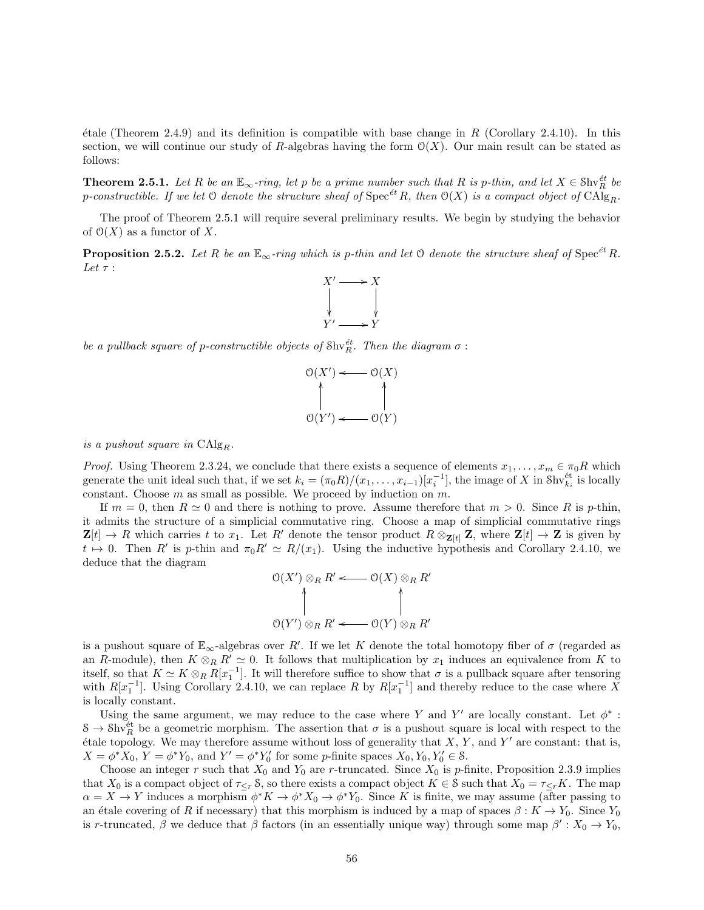étale (Theorem 2.4.9) and its definition is compatible with base change in $R$ (Corollary 2.4.10). In this section, we will continue our study of $R$-algebras having the form $\mathcal{O}(X)$. Our main result can be stated as follows:

**Theorem 2.5.1.** *Let $R$ be an $\mathbb{E}_\infty$-ring, let $p$ be a prime number such that $R$ is $p$-thin, and let $X \in \mathcal{S}\mathrm{hv}_R^{\acute{e}t}$ be $p$-constructible. If we let $\mathcal{O}$ denote the structure sheaf of $\mathrm{Spec}^{\acute{e}t} R$, then $\mathcal{O}(X)$ is a compact object of $\mathrm{CAlg}_R$.*

The proof of Theorem 2.5.1 will require several preliminary results. We begin by studying the behavior of $\mathcal{O}(X)$ as a functor of $X$.

**Proposition 2.5.2.** *Let $R$ be an $\mathbb{E}_\infty$-ring which is $p$-thin and let $\mathcal{O}$ denote the structure sheaf of $\mathrm{Spec}^{\acute{e}t} R$. Let $\tau$ :*

$$\begin{array}{ccc} X' & \longrightarrow & X \\ \downarrow & & \downarrow \\ Y' & \longrightarrow & Y \end{array}$$

*be a pullback square of $p$-constructible objects of $\mathcal{S}\mathrm{hv}_R^{\acute{e}t}$. Then the diagram $\sigma$ :*

$$\begin{array}{ccc} \mathcal{O}(X') & \longleftarrow & \mathcal{O}(X) \\ \uparrow & & \uparrow \\ \mathcal{O}(Y') & \longleftarrow & \mathcal{O}(Y) \end{array}$$

*is a pushout square in $\mathrm{CAlg}_R$.*

*Proof.* Using Theorem 2.3.24, we conclude that there exists a sequence of elements $x_1, \ldots, x_m \in \pi_0 R$ which generate the unit ideal such that, if we set $k_i = (\pi_0 R)/(x_1, \ldots, x_{i-1})[x_i^{-1}]$, the image of $X$ in $\mathcal{S}\mathrm{hv}_{k_i}^{\acute{e}t}$ is locally constant. Choose $m$ as small as possible. We proceed by induction on $m$.

If $m = 0$, then $R \simeq 0$ and there is nothing to prove. Assume therefore that $m > 0$. Since $R$ is $p$-thin, it admits the structure of a simplicial commutative ring. Choose a map of simplicial commutative rings $\mathbf{Z}[t] \to R$ which carries $t$ to $x_1$. Let $R'$ denote the tensor product $R \otimes_{\mathbf{Z}[t]} \mathbf{Z}$, where $\mathbf{Z}[t] \to \mathbf{Z}$ is given by $t \mapsto 0$. Then $R'$ is $p$-thin and $\pi_0 R' \simeq R/(x_1)$. Using the inductive hypothesis and Corollary 2.4.10, we deduce that the diagram

$$\begin{array}{ccc} \mathcal{O}(X') \otimes_R R' & \longleftarrow & \mathcal{O}(X) \otimes_R R' \\ \uparrow & & \uparrow \\ \mathcal{O}(Y') \otimes_R R' & \longleftarrow & \mathcal{O}(Y) \otimes_R R' \end{array}$$

is a pushout square of $\mathbb{E}_\infty$-algebras over $R'$. If we let $K$ denote the total homotopy fiber of $\sigma$ (regarded as an $R$-module), then $K \otimes_R R' \simeq 0$. It follows that multiplication by $x_1$ induces an equivalence from $K$ to itself, so that $K \simeq K \otimes_R R[x_1^{-1}]$. It will therefore suffice to show that $\sigma$ is a pullback square after tensoring with $R[x_1^{-1}]$. Using Corollary 2.4.10, we can replace $R$ by $R[x_1^{-1}]$ and thereby reduce to the case where $X$ is locally constant.

Using the same argument, we may reduce to the case where $Y$ and $Y'$ are locally constant. Let $\phi^* : \mathcal{S} \to \mathcal{S}\mathrm{hv}_R^{\acute{e}t}$ be a geometric morphism. The assertion that $\sigma$ is a pushout square is local with respect to the étale topology. We may therefore assume without loss of generality that $X$, $Y$, and $Y'$ are constant: that is, $X = \phi^* X_0$, $Y = \phi^* Y_0$, and $Y' = \phi^* Y_0'$ for some $p$-finite spaces $X_0, Y_0, Y_0' \in \mathcal{S}$.

Choose an integer $r$ such that $X_0$ and $Y_0$ are $r$-truncated. Since $X_0$ is $p$-finite, Proposition 2.3.9 implies that $X_0$ is a compact object of $\tau_{\leq r} \mathcal{S}$, so there exists a compact object $K \in \mathcal{S}$ such that $X_0 = \tau_{\leq r} K$. The map $\alpha = X \to Y$ induces a morphism $\phi^* K \to \phi^* X_0 \to \phi^* Y_0$. Since $K$ is finite, we may assume (after passing to an étale covering of $R$ if necessary) that this morphism is induced by a map of spaces $\beta : K \to Y_0$. Since $Y_0$ is $r$-truncated, $\beta$ we deduce that $\beta$ factors (in an essentially unique way) through some map $\beta' : X_0 \to Y_0$,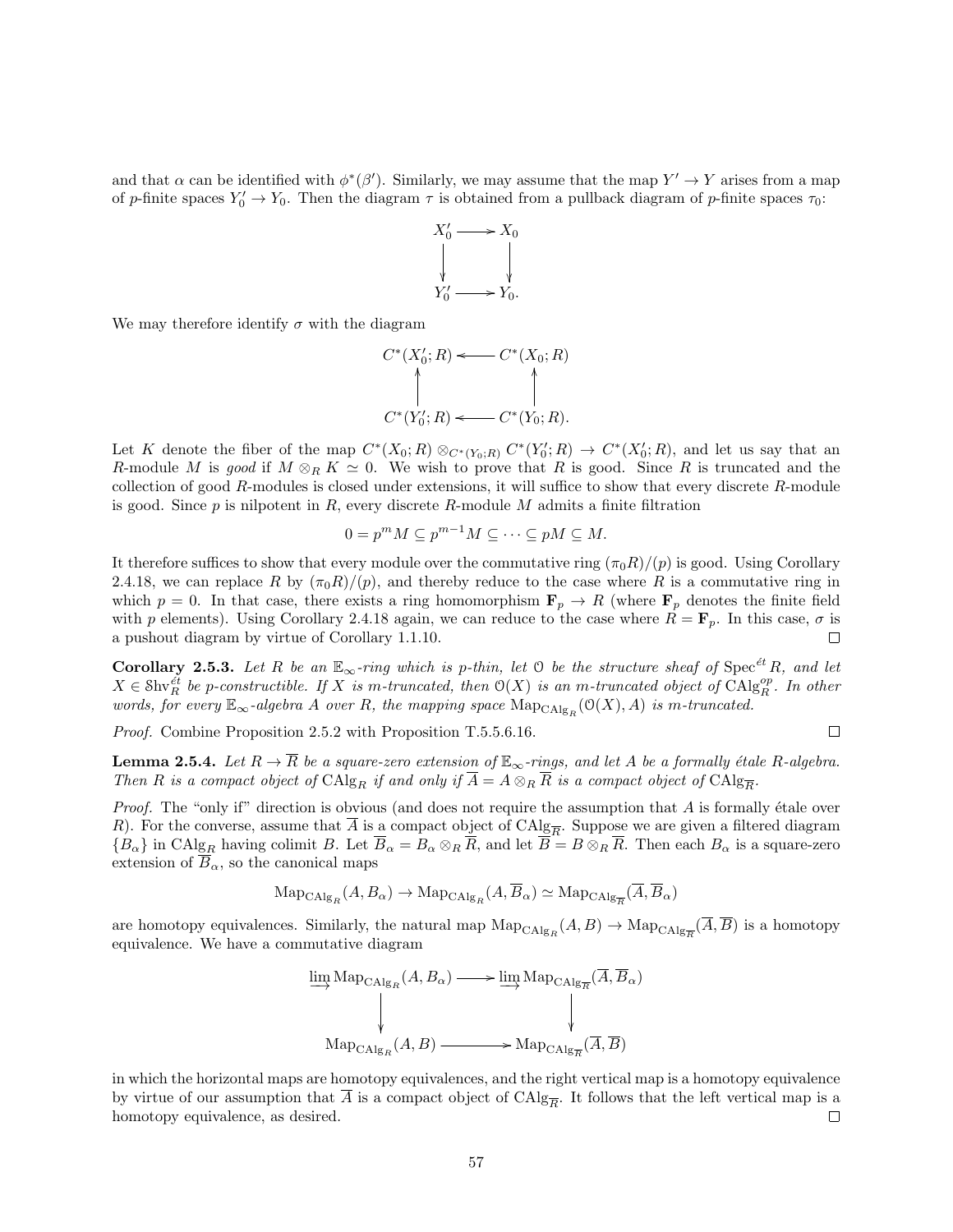and that $\alpha$ can be identified with $\phi^*(\beta')$. Similarly, we may assume that the map $Y' \to Y$ arises from a map of $p$-finite spaces $Y'_0 \to Y_0$. Then the diagram $\tau$ is obtained from a pullback diagram of $p$-finite spaces $\tau_0$:

$$\begin{array}{ccc} X'_0 & \longrightarrow & X_0 \\ \downarrow & & \downarrow \\ Y'_0 & \longrightarrow & Y_0. \end{array}$$

We may therefore identify $\sigma$ with the diagram

$$\begin{array}{ccc} C^*(X'_0; R) & \longleftarrow & C^*(X_0; R) \\ \uparrow & & \uparrow \\ C^*(Y'_0; R) & \longleftarrow & C^*(Y_0; R). \end{array}$$

Let $K$ denote the fiber of the map $C^*(X_0; R) \otimes_{C^*(Y_0;R)} C^*(Y'_0; R) \to C^*(X'_0; R)$, and let us say that an $R$-module $M$ is *good* if $M \otimes_R K \simeq 0$. We wish to prove that $R$ is good. Since $R$ is truncated and the collection of good $R$-modules is closed under extensions, it will suffice to show that every discrete $R$-module is good. Since $p$ is nilpotent in $R$, every discrete $R$-module $M$ admits a finite filtration

$$0 = p^m M \subseteq p^{m-1} M \subseteq \cdots \subseteq pM \subseteq M.$$

It therefore suffices to show that every module over the commutative ring $(\pi_0 R)/(p)$ is good. Using Corollary 2.4.18, we can replace $R$ by $(\pi_0 R)/(p)$, and thereby reduce to the case where $R$ is a commutative ring in which $p = 0$. In that case, there exists a ring homomorphism $\mathbf{F}_p \to R$ (where $\mathbf{F}_p$ denotes the finite field with $p$ elements). Using Corollary 2.4.18 again, we can reduce to the case where $R = \mathbf{F}_p$. In this case, $\sigma$ is a pushout diagram by virtue of Corollary 1.1.10. □

**Corollary 2.5.3.** *Let $R$ be an $\mathbb{E}_\infty$-ring which is $p$-thin, let $\mathcal{O}$ be the structure sheaf of $\mathrm{Spec}^{\acute{e}t} R$, and let $X \in \mathcal{S}\mathrm{hv}^{\acute{e}t}_R$ be $p$-constructible. If $X$ is $m$-truncated, then $\mathcal{O}(X)$ is an $m$-truncated object of $\mathrm{CAlg}^{op}_R$. In other words, for every $\mathbb{E}_\infty$-algebra $A$ over $R$, the mapping space $\mathrm{Map}_{\mathrm{CAlg}_R}(\mathcal{O}(X), A)$ is $m$-truncated.*

*Proof.* Combine Proposition 2.5.2 with Proposition T.5.5.6.16. □

**Lemma 2.5.4.** *Let $R \to \overline{R}$ be a square-zero extension of $\mathbb{E}_\infty$-rings, and let $A$ be a formally étale $R$-algebra. Then $R$ is a compact object of $\mathrm{CAlg}_R$ if and only if $\overline{A} = A \otimes_R \overline{R}$ is a compact object of $\mathrm{CAlg}_{\overline{R}}$.*

*Proof.* The "only if" direction is obvious (and does not require the assumption that $A$ is formally étale over $R$). For the converse, assume that $\overline{A}$ is a compact object of $\mathrm{CAlg}_{\overline{R}}$. Suppose we are given a filtered diagram $\{B_\alpha\}$ in $\mathrm{CAlg}_R$ having colimit $B$. Let $\overline{B}_\alpha = B_\alpha \otimes_R \overline{R}$, and let $\overline{B} = B \otimes_R \overline{R}$. Then each $B_\alpha$ is a square-zero extension of $\overline{B}_\alpha$, so the canonical maps

$$\mathrm{Map}_{\mathrm{CAlg}_R}(A, B_\alpha) \to \mathrm{Map}_{\mathrm{CAlg}_R}(A, \overline{B}_\alpha) \simeq \mathrm{Map}_{\mathrm{CAlg}_{\overline{R}}}(\overline{A}, \overline{B}_\alpha)$$

are homotopy equivalences. Similarly, the natural map $\mathrm{Map}_{\mathrm{CAlg}_R}(A, B) \to \mathrm{Map}_{\mathrm{CAlg}_{\overline{R}}}(\overline{A}, \overline{B})$ is a homotopy equivalence. We have a commutative diagram

$$\begin{array}{ccc} \varinjlim \mathrm{Map}_{\mathrm{CAlg}_R}(A, B_\alpha) & \longrightarrow & \varinjlim \mathrm{Map}_{\mathrm{CAlg}_{\overline{R}}}(\overline{A}, \overline{B}_\alpha) \\ \downarrow & & \downarrow \\ \mathrm{Map}_{\mathrm{CAlg}_R}(A, B) & \longrightarrow & \mathrm{Map}_{\mathrm{CAlg}_{\overline{R}}}(\overline{A}, \overline{B}) \end{array}$$

in which the horizontal maps are homotopy equivalences, and the right vertical map is a homotopy equivalence by virtue of our assumption that $\overline{A}$ is a compact object of $\mathrm{CAlg}_{\overline{R}}$. It follows that the left vertical map is a homotopy equivalence, as desired. □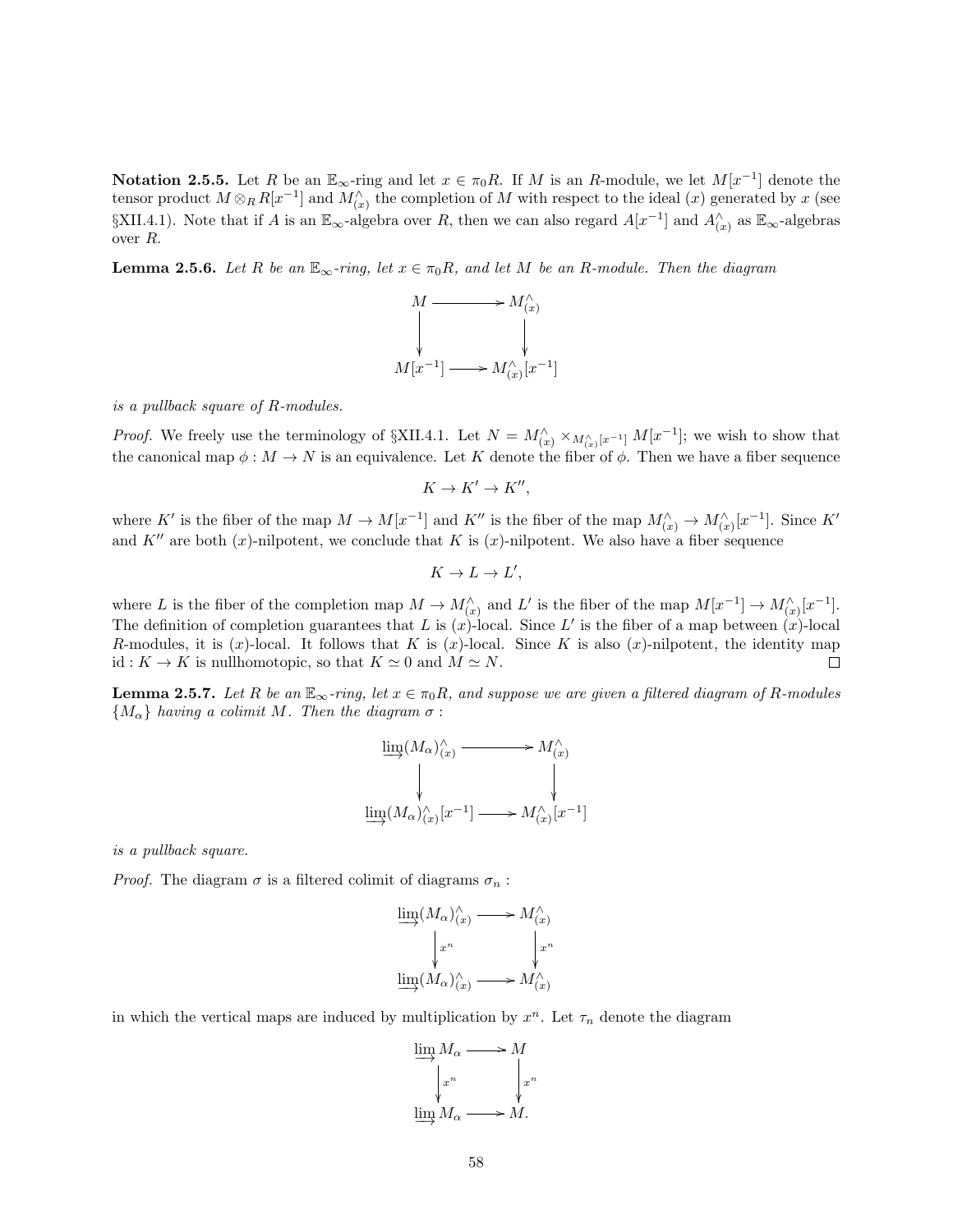**Notation 2.5.5.** Let $R$ be an $\mathbb{E}_\infty$-ring and let $x \in \pi_0 R$. If $M$ is an $R$-module, we let $M[x^{-1}]$ denote the tensor product $M \otimes_R R[x^{-1}]$ and $M^\wedge_{(x)}$ the completion of $M$ with respect to the ideal $(x)$ generated by $x$ (see §XII.4.1). Note that if $A$ is an $\mathbb{E}_\infty$-algebra over $R$, then we can also regard $A[x^{-1}]$ and $A^\wedge_{(x)}$ as $\mathbb{E}_\infty$-algebras over $R$.

**Lemma 2.5.6.** *Let $R$ be an $\mathbb{E}_\infty$-ring, let $x \in \pi_0 R$, and let $M$ be an $R$-module. Then the diagram*

$$\begin{array}{ccc} M & \longrightarrow & M^\wedge_{(x)} \\ \downarrow & & \downarrow \\ M[x^{-1}] & \longrightarrow & M^\wedge_{(x)}[x^{-1}] \end{array}$$

*is a pullback square of R-modules.*

*Proof.* We freely use the terminology of §XII.4.1. Let $N = M^\wedge_{(x)} \times_{M^\wedge_{(x)}[x^{-1}]} M[x^{-1}]$; we wish to show that the canonical map $\phi : M \to N$ is an equivalence. Let $K$ denote the fiber of $\phi$. Then we have a fiber sequence

$$K \to K' \to K'',$$

where $K'$ is the fiber of the map $M \to M[x^{-1}]$ and $K''$ is the fiber of the map $M^\wedge_{(x)} \to M^\wedge_{(x)}[x^{-1}]$. Since $K'$ and $K''$ are both $(x)$-nilpotent, we conclude that $K$ is $(x)$-nilpotent. We also have a fiber sequence

$$K \to L \to L',$$

where $L$ is the fiber of the completion map $M \to M^\wedge_{(x)}$ and $L'$ is the fiber of the map $M[x^{-1}] \to M^\wedge_{(x)}[x^{-1}]$. The definition of completion guarantees that $L$ is $(x)$-local. Since $L'$ is the fiber of a map between $(x)$-local $R$-modules, it is $(x)$-local. It follows that $K$ is $(x)$-local. Since $K$ is also $(x)$-nilpotent, the identity map $\mathrm{id} : K \to K$ is nullhomotopic, so that $K \simeq 0$ and $M \simeq N$. $\square$

**Lemma 2.5.7.** *Let $R$ be an $\mathbb{E}_\infty$-ring, let $x \in \pi_0 R$, and suppose we are given a filtered diagram of R-modules $\{M_\alpha\}$ having a colimit $M$. Then the diagram $\sigma$ :*

$$\begin{array}{ccc} \varinjlim (M_\alpha)^\wedge_{(x)} & \longrightarrow & M^\wedge_{(x)} \\ \downarrow & & \downarrow \\ \varinjlim (M_\alpha)^\wedge_{(x)}[x^{-1}] & \longrightarrow & M^\wedge_{(x)}[x^{-1}] \end{array}$$

*is a pullback square.*

*Proof.* The diagram $\sigma$ is a filtered colimit of diagrams $\sigma_n$ :

$$\begin{array}{ccc} \varinjlim (M_\alpha)^\wedge_{(x)} & \longrightarrow & M^\wedge_{(x)} \\ \downarrow{\scriptstyle x^n} & & \downarrow{\scriptstyle x^n} \\ \varinjlim (M_\alpha)^\wedge_{(x)} & \longrightarrow & M^\wedge_{(x)} \end{array}$$

in which the vertical maps are induced by multiplication by $x^n$. Let $\tau_n$ denote the diagram

$$\begin{array}{ccc} \varinjlim M_\alpha & \longrightarrow & M \\ \downarrow{\scriptstyle x^n} & & \downarrow{\scriptstyle x^n} \\ \varinjlim M_\alpha & \longrightarrow & M. \end{array}$$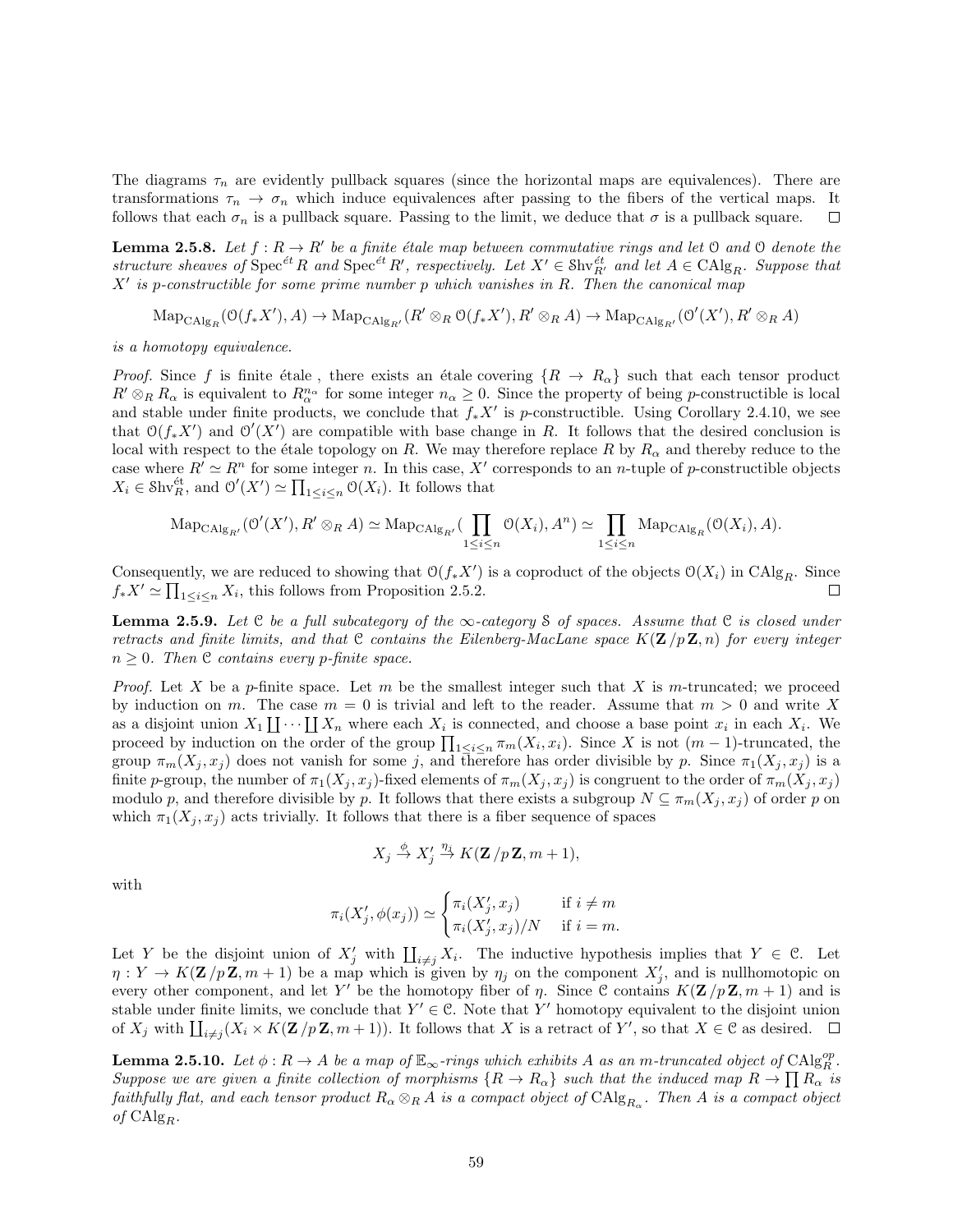The diagrams $\tau_n$ are evidently pullback squares (since the horizontal maps are equivalences). There are transformations $\tau_n \to \sigma_n$ which induce equivalences after passing to the fibers of the vertical maps. It follows that each $\sigma_n$ is a pullback square. Passing to the limit, we deduce that $\sigma$ is a pullback square. □

**Lemma 2.5.8.** *Let $f : R \to R'$ be a finite étale map between commutative rings and let $\mathcal{O}$ and $\mathcal{O}$ denote the structure sheaves of $\mathrm{Spec}^{\acute{e}t} R$ and $\mathrm{Spec}^{\acute{e}t} R'$, respectively. Let $X' \in \mathcal{S}\mathrm{hv}_{R'}^{\acute{e}t}$ and let $A \in \mathrm{CAlg}_R$. Suppose that $X'$ is $p$-constructible for some prime number $p$ which vanishes in $R$. Then the canonical map*

$$\mathrm{Map}_{\mathrm{CAlg}_R}(\mathcal{O}(f_* X'), A) \to \mathrm{Map}_{\mathrm{CAlg}_{R'}}(R' \otimes_R \mathcal{O}(f_* X'), R' \otimes_R A) \to \mathrm{Map}_{\mathrm{CAlg}_{R'}}(\mathcal{O}'(X'), R' \otimes_R A)$$

*is a homotopy equivalence.*

*Proof.* Since $f$ is finite étale , there exists an étale covering $\{R \to R_\alpha\}$ such that each tensor product $R' \otimes_R R_\alpha$ is equivalent to $R_\alpha^{n_\alpha}$ for some integer $n_\alpha \geq 0$. Since the property of being $p$-constructible is local and stable under finite products, we conclude that $f_* X'$ is $p$-constructible. Using Corollary 2.4.10, we see that $\mathcal{O}(f_* X')$ and $\mathcal{O}'(X')$ are compatible with base change in $R$. It follows that the desired conclusion is local with respect to the étale topology on $R$. We may therefore replace $R$ by $R_\alpha$ and thereby reduce to the case where $R' \simeq R^n$ for some integer $n$. In this case, $X'$ corresponds to an $n$-tuple of $p$-constructible objects $X_i \in \mathcal{S}\mathrm{hv}_R^{\acute{e}t}$, and $\mathcal{O}'(X') \simeq \prod_{1 \leq i \leq n} \mathcal{O}(X_i)$. It follows that

$$\mathrm{Map}_{\mathrm{CAlg}_{R'}}(\mathcal{O}'(X'), R' \otimes_R A) \simeq \mathrm{Map}_{\mathrm{CAlg}_{R'}}(\prod_{1 \leq i \leq n} \mathcal{O}(X_i), A^n) \simeq \prod_{1 \leq i \leq n} \mathrm{Map}_{\mathrm{CAlg}_R}(\mathcal{O}(X_i), A).$$

Consequently, we are reduced to showing that $\mathcal{O}(f_* X')$ is a coproduct of the objects $\mathcal{O}(X_i)$ in $\mathrm{CAlg}_R$. Since $f_* X' \simeq \prod_{1 \leq i \leq n} X_i$, this follows from Proposition 2.5.2. □

**Lemma 2.5.9.** *Let $\mathcal{C}$ be a full subcategory of the $\infty$-category $\mathcal{S}$ of spaces. Assume that $\mathcal{C}$ is closed under retracts and finite limits, and that $\mathcal{C}$ contains the Eilenberg-MacLane space $K(\mathbf{Z}/p\mathbf{Z}, n)$ for every integer $n \geq 0$. Then $\mathcal{C}$ contains every $p$-finite space.*

*Proof.* Let $X$ be a $p$-finite space. Let $m$ be the smallest integer such that $X$ is $m$-truncated; we proceed by induction on $m$. The case $m = 0$ is trivial and left to the reader. Assume that $m > 0$ and write $X$ as a disjoint union $X_1 \coprod \cdots \coprod X_n$ where each $X_i$ is connected, and choose a base point $x_i$ in each $X_i$. We proceed by induction on the order of the group $\prod_{1 \leq i \leq n} \pi_m(X_i, x_i)$. Since $X$ is not $(m-1)$-truncated, the group $\pi_m(X_j, x_j)$ does not vanish for some $j$, and therefore has order divisible by $p$. Since $\pi_1(X_j, x_j)$ is a finite $p$-group, the number of $\pi_1(X_j, x_j)$-fixed elements of $\pi_m(X_j, x_j)$ is congruent to the order of $\pi_m(X_j, x_j)$ modulo $p$, and therefore divisible by $p$. It follows that there exists a subgroup $N \subseteq \pi_m(X_j, x_j)$ of order $p$ on which $\pi_1(X_j, x_j)$ acts trivially. It follows that there is a fiber sequence of spaces

$$X_j \xrightarrow{\phi} X_j' \xrightarrow{\eta_j} K(\mathbf{Z}/p\mathbf{Z}, m+1),$$

with

$$\pi_i(X_j', \phi(x_j)) \simeq \begin{cases} \pi_i(X_j', x_j) & \text{if } i \neq m \\ \pi_i(X_j', x_j)/N & \text{if } i = m. \end{cases}$$

Let $Y$ be the disjoint union of $X_j'$ with $\coprod_{i \neq j} X_i$. The inductive hypothesis implies that $Y \in \mathcal{C}$. Let $\eta : Y \to K(\mathbf{Z}/p\mathbf{Z}, m+1)$ be a map which is given by $\eta_j$ on the component $X_j'$, and is nullhomotopic on every other component, and let $Y'$ be the homotopy fiber of $\eta$. Since $\mathcal{C}$ contains $K(\mathbf{Z}/p\mathbf{Z}, m+1)$ and is stable under finite limits, we conclude that $Y' \in \mathcal{C}$. Note that $Y'$ homotopy equivalent to the disjoint union of $X_j$ with $\coprod_{i \neq j} (X_i \times K(\mathbf{Z}/p\mathbf{Z}, m+1))$. It follows that $X$ is a retract of $Y'$, so that $X \in \mathcal{C}$ as desired. □

**Lemma 2.5.10.** *Let $\phi : R \to A$ be a map of $\mathbb{E}_\infty$-rings which exhibits $A$ as an $m$-truncated object of $\mathrm{CAlg}_R^{op}$. Suppose we are given a finite collection of morphisms $\{R \to R_\alpha\}$ such that the induced map $R \to \prod R_\alpha$ is faithfully flat, and each tensor product $R_\alpha \otimes_R A$ is a compact object of $\mathrm{CAlg}_{R_\alpha}$. Then $A$ is a compact object of $\mathrm{CAlg}_R$.*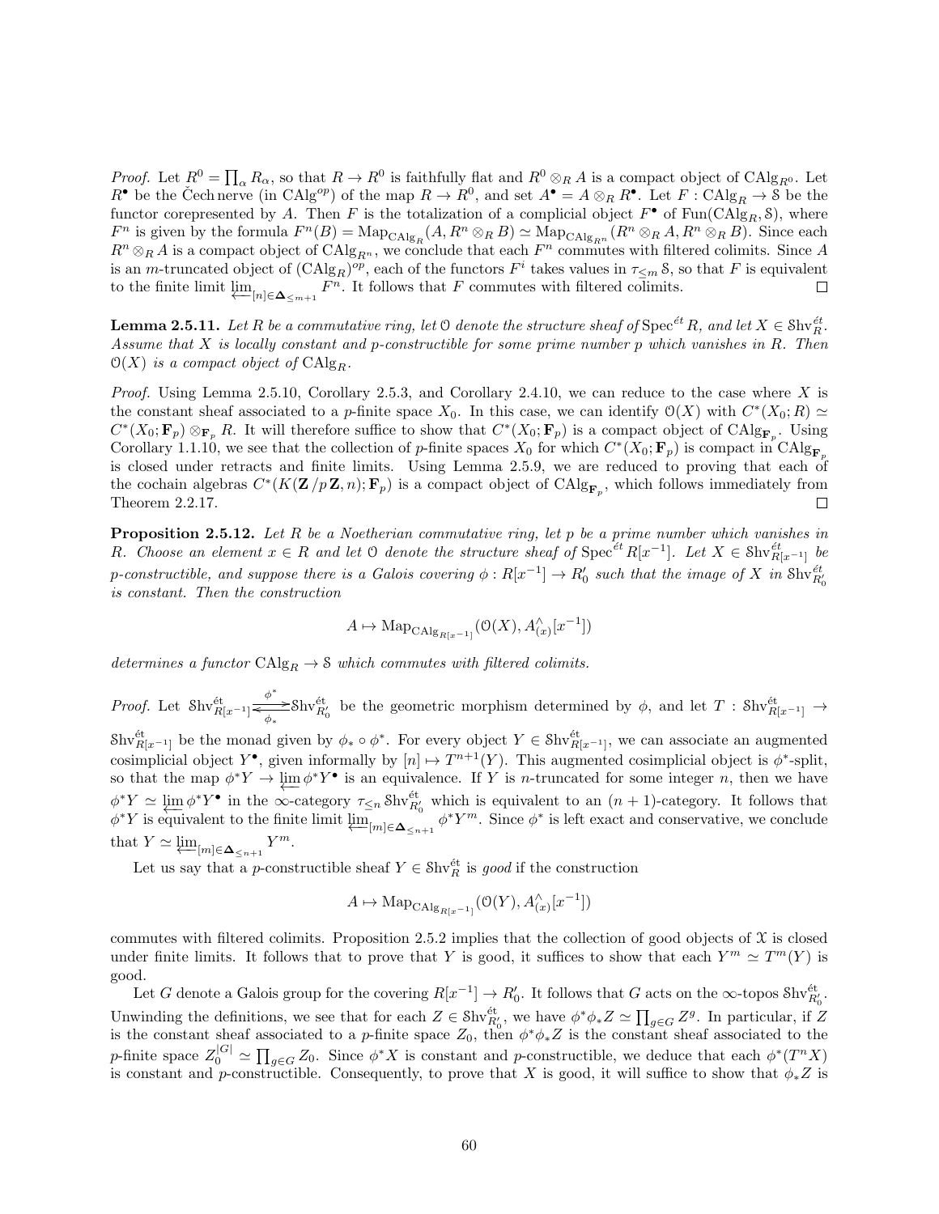*Proof.* Let $R^0 = \prod_\alpha R_\alpha$, so that $R \to R^0$ is faithfully flat and $R^0 \otimes_R A$ is a compact object of $\mathrm{CAlg}_{R^0}$. Let $R^\bullet$ be the Čech nerve (in $\mathrm{CAlg}^{op}$) of the map $R \to R^0$, and set $A^\bullet = A \otimes_R R^\bullet$. Let $F : \mathrm{CAlg}_R \to \mathcal{S}$ be the functor corepresented by $A$. Then $F$ is the totalization of a complicial object $F^\bullet$ of $\mathrm{Fun}(\mathrm{CAlg}_R, \mathcal{S})$, where $F^n$ is given by the formula $F^n(B) = \mathrm{Map}_{\mathrm{CAlg}_R}(A, R^n \otimes_R B) \simeq \mathrm{Map}_{\mathrm{CAlg}_{R^n}}(R^n \otimes_R A, R^n \otimes_R B)$. Since each $R^n \otimes_R A$ is a compact object of $\mathrm{CAlg}_{R^n}$, we conclude that each $F^n$ commutes with filtered colimits. Since $A$ is an $m$-truncated object of $(\mathrm{CAlg}_R)^{op}$, each of the functors $F^i$ takes values in $\tau_{\leq m}\mathcal{S}$, so that $F$ is equivalent to the finite limit $\varprojlim_{[n] \in \mathbf{\Delta}_{\leq m+1}} F^n$. It follows that $F$ commutes with filtered colimits. □

**Lemma 2.5.11.** *Let $R$ be a commutative ring, let $\mathcal{O}$ denote the structure sheaf of $\mathrm{Spec}^{\acute{e}t} R$, and let $X \in \mathrm{Shv}^{\acute{e}t}_R$. Assume that $X$ is locally constant and $p$-constructible for some prime number $p$ which vanishes in $R$. Then $\mathcal{O}(X)$ is a compact object of $\mathrm{CAlg}_R$.*

*Proof.* Using Lemma 2.5.10, Corollary 2.5.3, and Corollary 2.4.10, we can reduce to the case where $X$ is the constant sheaf associated to a $p$-finite space $X_0$. In this case, we can identify $\mathcal{O}(X)$ with $C^*(X_0; R) \simeq C^*(X_0; \mathbf{F}_p) \otimes_{\mathbf{F}_p} R$. It will therefore suffice to show that $C^*(X_0; \mathbf{F}_p)$ is a compact object of $\mathrm{CAlg}_{\mathbf{F}_p}$. Using Corollary 1.1.10, we see that the collection of $p$-finite spaces $X_0$ for which $C^*(X_0; \mathbf{F}_p)$ is compact in $\mathrm{CAlg}_{\mathbf{F}_p}$ is closed under retracts and finite limits. Using Lemma 2.5.9, we are reduced to proving that each of the cochain algebras $C^*(K(\mathbf{Z}/p\,\mathbf{Z}, n); \mathbf{F}_p)$ is a compact object of $\mathrm{CAlg}_{\mathbf{F}_p}$, which follows immediately from Theorem 2.2.17. □

**Proposition 2.5.12.** *Let $R$ be a Noetherian commutative ring, let $p$ be a prime number which vanishes in $R$. Choose an element $x \in R$ and let $\mathcal{O}$ denote the structure sheaf of $\mathrm{Spec}^{\acute{e}t} R[x^{-1}]$. Let $X \in \mathrm{Shv}^{\acute{e}t}_{R[x^{-1}]}$ be $p$-constructible, and suppose there is a Galois covering $\phi : R[x^{-1}] \to R'_0$ such that the image of $X$ in $\mathrm{Shv}^{\acute{e}t}_{R'_0}$ is constant. Then the construction*

$$A \mapsto \mathrm{Map}_{\mathrm{CAlg}_{R[x^{-1}]}}(\mathcal{O}(X), A^\wedge_{(x)}[x^{-1}])$$

*determines a functor $\mathrm{CAlg}_R \to \mathcal{S}$ which commutes with filtered colimits.*

*Proof.* Let $\mathrm{Shv}^{\acute{e}t}_{R[x^{-1}]} \underset{\phi_*}{\overset{\phi^*}{\rightleftarrows}} \mathrm{Shv}^{\acute{e}t}_{R'_0}$ be the geometric morphism determined by $\phi$, and let $T : \mathrm{Shv}^{\acute{e}t}_{R[x^{-1}]} \to \mathrm{Shv}^{\acute{e}t}_{R[x^{-1}]}$ be the monad given by $\phi_* \circ \phi^*$. For every object $Y \in \mathrm{Shv}^{\acute{e}t}_{R[x^{-1}]}$, we can associate an augmented cosimplicial object $Y^\bullet$, given informally by $[n] \mapsto T^{n+1}(Y)$. This augmented cosimplicial object is $\phi^*$-split, so that the map $\phi^* Y \to \varprojlim \phi^* Y^\bullet$ is an equivalence. If $Y$ is $n$-truncated for some integer $n$, then we have $\phi^* Y \simeq \varprojlim \phi^* Y^\bullet$ in the $\infty$-category $\tau_{\leq n} \mathrm{Shv}^{\acute{e}t}_{R'_0}$ which is equivalent to an $(n+1)$-category. It follows that $\phi^* Y$ is equivalent to the finite limit $\varprojlim_{[m] \in \mathbf{\Delta}_{\leq n+1}} \phi^* Y^m$. Since $\phi^*$ is left exact and conservative, we conclude that $Y \simeq \varprojlim_{[m] \in \mathbf{\Delta}_{\leq n+1}} Y^m$.

Let us say that a $p$-constructible sheaf $Y \in \mathrm{Shv}^{\acute{e}t}_R$ is *good* if the construction

$$A \mapsto \mathrm{Map}_{\mathrm{CAlg}_{R[x^{-1}]}}(\mathcal{O}(Y), A^\wedge_{(x)}[x^{-1}])$$

commutes with filtered colimits. Proposition 2.5.2 implies that the collection of good objects of $\mathcal{X}$ is closed under finite limits. It follows that to prove that $Y$ is good, it suffices to show that each $Y^m \simeq T^m(Y)$ is good.

Let $G$ denote a Galois group for the covering $R[x^{-1}] \to R'_0$. It follows that $G$ acts on the $\infty$-topos $\mathrm{Shv}^{\acute{e}t}_{R'_0}$. Unwinding the definitions, we see that for each $Z \in \mathrm{Shv}^{\acute{e}t}_{R'_0}$, we have $\phi^* \phi_* Z \simeq \prod_{g \in G} Z^g$. In particular, if $Z$ is the constant sheaf associated to a $p$-finite space $Z_0$, then $\phi^* \phi_* Z$ is the constant sheaf associated to the $p$-finite space $Z_0^{|G|} \simeq \prod_{g \in G} Z_0$. Since $\phi^* X$ is constant and $p$-constructible, we deduce that each $\phi^*(T^n X)$ is constant and $p$-constructible. Consequently, to prove that $X$ is good, it will suffice to show that $\phi_* Z$ is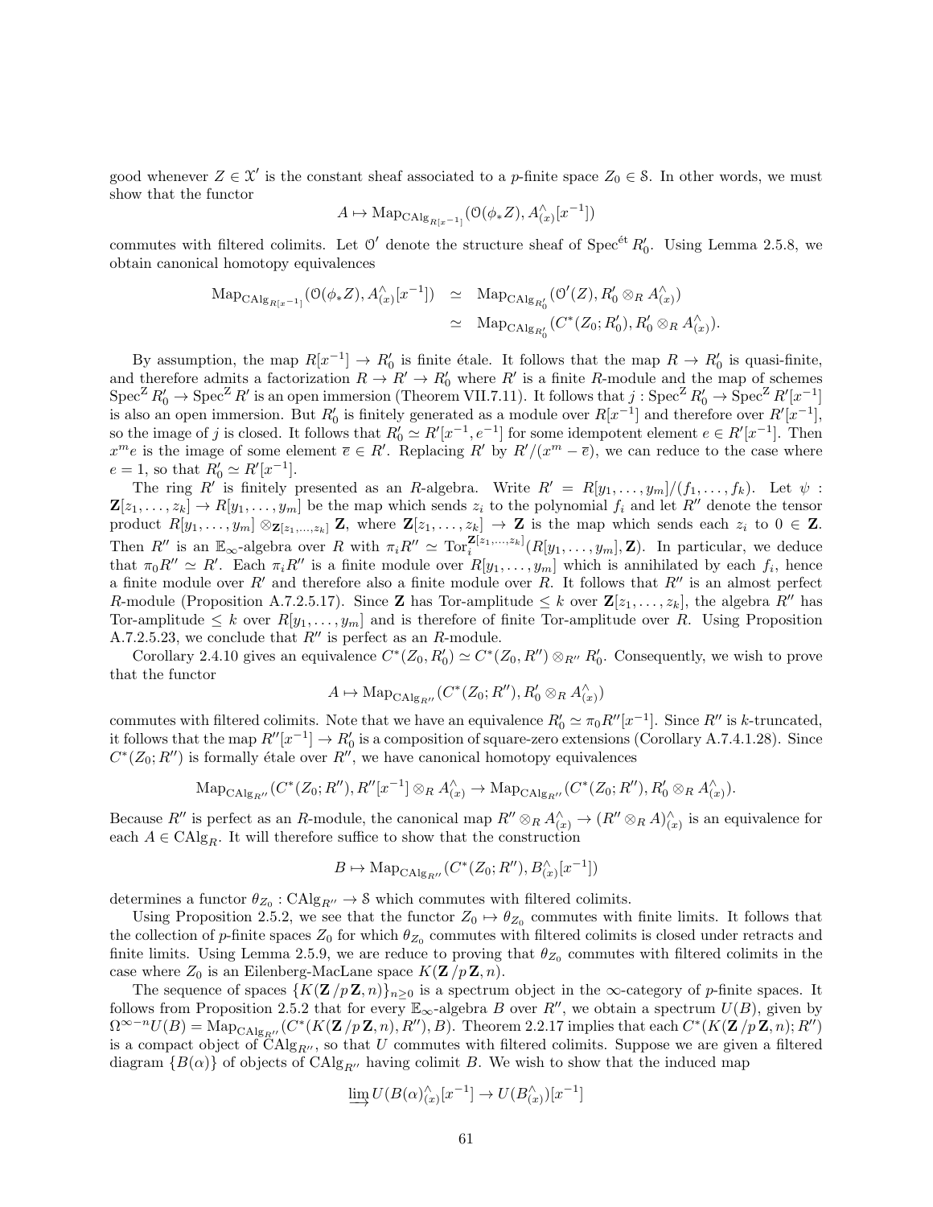good whenever $Z \in \mathcal{X}'$ is the constant sheaf associated to a $p$-finite space $Z_0 \in \mathcal{S}$. In other words, we must show that the functor

$$A \mapsto \mathrm{Map}_{\mathrm{CAlg}_{R[x^{-1}]}}(\mathcal{O}(\phi_* Z), A^{\wedge}_{(x)}[x^{-1}])$$

commutes with filtered colimits. Let $\mathcal{O}'$ denote the structure sheaf of $\mathrm{Spec}^{\text{ét}} R'_0$. Using Lemma 2.5.8, we obtain canonical homotopy equivalences

$$\begin{aligned}
\mathrm{Map}_{\mathrm{CAlg}_{R[x^{-1}]}}(\mathcal{O}(\phi_* Z), A^{\wedge}_{(x)}[x^{-1}]) &\simeq \mathrm{Map}_{\mathrm{CAlg}_{R'_0}}(\mathcal{O}'(Z), R'_0 \otimes_R A^{\wedge}_{(x)}) \\
&\simeq \mathrm{Map}_{\mathrm{CAlg}_{R'_0}}(C^*(Z_0; R'_0), R'_0 \otimes_R A^{\wedge}_{(x)}).
\end{aligned}$$

By assumption, the map $R[x^{-1}] \to R'_0$ is finite étale. It follows that the map $R \to R'_0$ is quasi-finite, and therefore admits a factorization $R \to R' \to R'_0$ where $R'$ is a finite $R$-module and the map of schemes $\mathrm{Spec}^{\mathrm{Z}} R'_0 \to \mathrm{Spec}^{\mathrm{Z}} R'$ is an open immersion (Theorem VII.7.11). It follows that $j : \mathrm{Spec}^{\mathrm{Z}} R'_0 \to \mathrm{Spec}^{\mathrm{Z}} R'[x^{-1}]$ is also an open immersion. But $R'_0$ is finitely generated as a module over $R[x^{-1}]$ and therefore over $R'[x^{-1}]$, so the image of $j$ is closed. It follows that $R'_0 \simeq R'[x^{-1}, e^{-1}]$ for some idempotent element $e \in R'[x^{-1}]$. Then $x^m e$ is the image of some element $\overline{e} \in R'$. Replacing $R'$ by $R'/(x^m - \overline{e})$, we can reduce to the case where $e = 1$, so that $R'_0 \simeq R'[x^{-1}]$.

The ring $R'$ is finitely presented as an $R$-algebra. Write $R' = R[y_1, \ldots, y_m]/(f_1, \ldots, f_k)$. Let $\psi : \mathbf{Z}[z_1, \ldots, z_k] \to R[y_1, \ldots, y_m]$ be the map which sends $z_i$ to the polynomial $f_i$ and let $R''$ denote the tensor product $R[y_1, \ldots, y_m] \otimes_{\mathbf{Z}[z_1, \ldots, z_k]} \mathbf{Z}$, where $\mathbf{Z}[z_1, \ldots, z_k] \to \mathbf{Z}$ is the map which sends each $z_i$ to $0 \in \mathbf{Z}$. Then $R''$ is an $\mathbb{E}_\infty$-algebra over $R$ with $\pi_i R'' \simeq \mathrm{Tor}_i^{\mathbf{Z}[z_1, \ldots, z_k]}(R[y_1, \ldots, y_m], \mathbf{Z})$. In particular, we deduce that $\pi_0 R'' \simeq R'$. Each $\pi_i R''$ is a finite module over $R[y_1, \ldots, y_m]$ which is annihilated by each $f_i$, hence a finite module over $R'$ and therefore also a finite module over $R$. It follows that $R''$ is an almost perfect $R$-module (Proposition A.7.2.5.17). Since $\mathbf{Z}$ has Tor-amplitude $\leq k$ over $\mathbf{Z}[z_1, \ldots, z_k]$, the algebra $R''$ has Tor-amplitude $\leq k$ over $R[y_1, \ldots, y_m]$ and is therefore of finite Tor-amplitude over $R$. Using Proposition A.7.2.5.23, we conclude that $R''$ is perfect as an $R$-module.

Corollary 2.4.10 gives an equivalence $C^*(Z_0, R'_0) \simeq C^*(Z_0, R'') \otimes_{R''} R'_0$. Consequently, we wish to prove that the functor

$$A \mapsto \mathrm{Map}_{\mathrm{CAlg}_{R''}}(C^*(Z_0; R''), R'_0 \otimes_R A^{\wedge}_{(x)})$$

commutes with filtered colimits. Note that we have an equivalence $R'_0 \simeq \pi_0 R''[x^{-1}]$. Since $R''$ is $k$-truncated, it follows that the map $R''[x^{-1}] \to R'_0$ is a composition of square-zero extensions (Corollary A.7.4.1.28). Since $C^*(Z_0; R'')$ is formally étale over $R''$, we have canonical homotopy equivalences

$$\mathrm{Map}_{\mathrm{CAlg}_{R''}}(C^*(Z_0; R''), R''[x^{-1}] \otimes_R A^{\wedge}_{(x)}) \to \mathrm{Map}_{\mathrm{CAlg}_{R''}}(C^*(Z_0; R''), R'_0 \otimes_R A^{\wedge}_{(x)}).$$

Because $R''$ is perfect as an $R$-module, the canonical map $R'' \otimes_R A^{\wedge}_{(x)} \to (R'' \otimes_R A)^{\wedge}_{(x)}$ is an equivalence for each $A \in \mathrm{CAlg}_R$. It will therefore suffice to show that the construction

$$B \mapsto \mathrm{Map}_{\mathrm{CAlg}_{R''}}(C^*(Z_0; R''), B^{\wedge}_{(x)}[x^{-1}])$$

determines a functor $\theta_{Z_0} : \mathrm{CAlg}_{R''} \to \mathcal{S}$ which commutes with filtered colimits.

Using Proposition 2.5.2, we see that the functor $Z_0 \mapsto \theta_{Z_0}$ commutes with finite limits. It follows that the collection of $p$-finite spaces $Z_0$ for which $\theta_{Z_0}$ commutes with filtered colimits is closed under retracts and finite limits. Using Lemma 2.5.9, we are reduced to proving that $\theta_{Z_0}$ commutes with filtered colimits in the case where $Z_0$ is an Eilenberg-MacLane space $K(\mathbf{Z}/p\mathbf{Z}, n)$.

The sequence of spaces $\{K(\mathbf{Z}/p\mathbf{Z}, n)\}_{n \geq 0}$ is a spectrum object in the $\infty$-category of $p$-finite spaces. It follows from Proposition 2.5.2 that for every $\mathbb{E}_\infty$-algebra $B$ over $R''$, we obtain a spectrum $U(B)$, given by $\Omega^{\infty - n} U(B) = \mathrm{Map}_{\mathrm{CAlg}_{R''}}(C^*(K(\mathbf{Z}/p\mathbf{Z}, n), R''), B)$. Theorem 2.2.17 implies that each $C^*(K(\mathbf{Z}/p\mathbf{Z}, n); R'')$ is a compact object of $\mathrm{CAlg}_{R''}$, so that $U$ commutes with filtered colimits. Suppose we are given a filtered diagram $\{B(\alpha)\}$ of objects of $\mathrm{CAlg}_{R''}$ having colimit $B$. We wish to show that the induced map

$$\varinjlim U(B(\alpha)^{\wedge}_{(x)}[x^{-1}] \to U(B^{\wedge}_{(x)})[x^{-1}]$$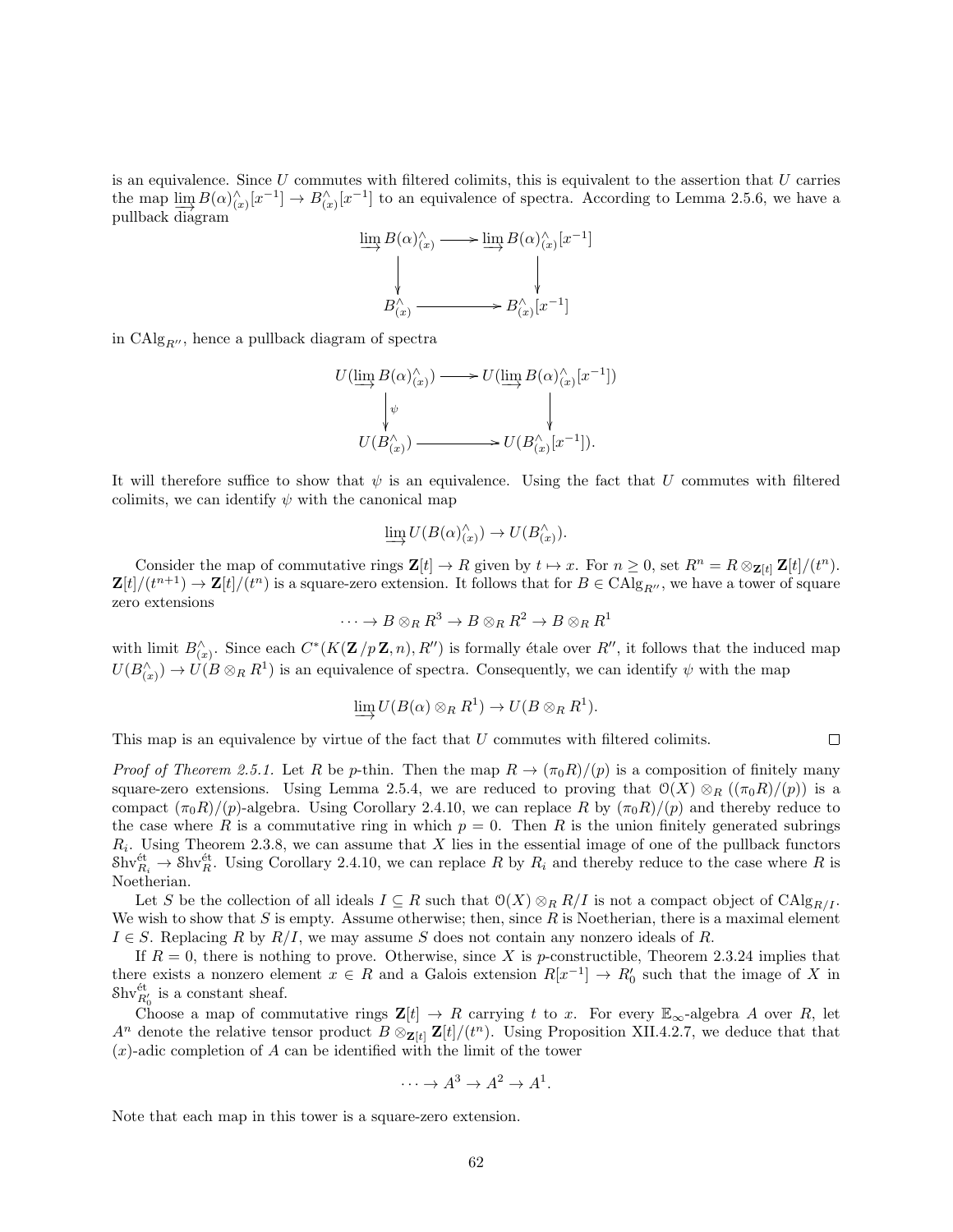is an equivalence. Since $U$ commutes with filtered colimits, this is equivalent to the assertion that $U$ carries the map $\varinjlim B(\alpha)^{\wedge}_{(x)}[x^{-1}] \to B^{\wedge}_{(x)}[x^{-1}]$ to an equivalence of spectra. According to Lemma 2.5.6, we have a pullback diagram

$$\begin{array}{ccc} \varinjlim B(\alpha)^{\wedge}_{(x)} & \longrightarrow & \varinjlim B(\alpha)^{\wedge}_{(x)}[x^{-1}] \\ \downarrow & & \downarrow \\ B^{\wedge}_{(x)} & \longrightarrow & B^{\wedge}_{(x)}[x^{-1}] \end{array}$$

in $\mathrm{CAlg}_{R''}$, hence a pullback diagram of spectra

$$\begin{array}{ccc} U(\varinjlim B(\alpha)^{\wedge}_{(x)}) & \longrightarrow & U(\varinjlim B(\alpha)^{\wedge}_{(x)}[x^{-1}]) \\ \downarrow{\scriptstyle \psi} & & \downarrow \\ U(B^{\wedge}_{(x)}) & \longrightarrow & U(B^{\wedge}_{(x)}[x^{-1}]). \end{array}$$

It will therefore suffice to show that $\psi$ is an equivalence. Using the fact that $U$ commutes with filtered colimits, we can identify $\psi$ with the canonical map

$$\varinjlim U(B(\alpha)^{\wedge}_{(x)}) \to U(B^{\wedge}_{(x)}).$$

Consider the map of commutative rings $\mathbf{Z}[t] \to R$ given by $t \mapsto x$. For $n \geq 0$, set $R^n = R \otimes_{\mathbf{Z}[t]} \mathbf{Z}[t]/(t^n)$. $\mathbf{Z}[t]/(t^{n+1}) \to \mathbf{Z}[t]/(t^n)$ is a square-zero extension. It follows that for $B \in \mathrm{CAlg}_{R''}$, we have a tower of square zero extensions

$$\cdots \to B \otimes_R R^3 \to B \otimes_R R^2 \to B \otimes_R R^1$$

with limit $B^{\wedge}_{(x)}$. Since each $C^*(K(\mathbf{Z}/p\,\mathbf{Z}, n), R'')$ is formally étale over $R''$, it follows that the induced map $U(B^{\wedge}_{(x)}) \to U(B \otimes_R R^1)$ is an equivalence of spectra. Consequently, we can identify $\psi$ with the map

$$\varinjlim U(B(\alpha) \otimes_R R^1) \to U(B \otimes_R R^1).$$

This map is an equivalence by virtue of the fact that $U$ commutes with filtered colimits. □

*Proof of Theorem 2.5.1.* Let $R$ be $p$-thin. Then the map $R \to (\pi_0 R)/(p)$ is a composition of finitely many square-zero extensions. Using Lemma 2.5.4, we are reduced to proving that $\mathcal{O}(X) \otimes_R ((\pi_0 R)/(p))$ is a compact $(\pi_0 R)/(p)$-algebra. Using Corollary 2.4.10, we can replace $R$ by $(\pi_0 R)/(p)$ and thereby reduce to the case where $R$ is a commutative ring in which $p = 0$. Then $R$ is the union finitely generated subrings $R_i$. Using Theorem 2.3.8, we can assume that $X$ lies in the essential image of one of the pullback functors $\mathrm{Shv}^{\text{ét}}_{R_i} \to \mathrm{Shv}^{\text{ét}}_R$. Using Corollary 2.4.10, we can replace $R$ by $R_i$ and thereby reduce to the case where $R$ is Noetherian.

Let $S$ be the collection of all ideals $I \subseteq R$ such that $\mathcal{O}(X) \otimes_R R/I$ is not a compact object of $\mathrm{CAlg}_{R/I}$. We wish to show that $S$ is empty. Assume otherwise; then, since $R$ is Noetherian, there is a maximal element $I \in S$. Replacing $R$ by $R/I$, we may assume $S$ does not contain any nonzero ideals of $R$.

If $R = 0$, there is nothing to prove. Otherwise, since $X$ is $p$-constructible, Theorem 2.3.24 implies that there exists a nonzero element $x \in R$ and a Galois extension $R[x^{-1}] \to R'_0$ such that the image of $X$ in $\mathrm{Shv}^{\text{ét}}_{R'_0}$ is a constant sheaf.

Choose a map of commutative rings $\mathbf{Z}[t] \to R$ carrying $t$ to $x$. For every $\mathbb{E}_\infty$-algebra $A$ over $R$, let $A^n$ denote the relative tensor product $B \otimes_{\mathbf{Z}[t]} \mathbf{Z}[t]/(t^n)$. Using Proposition XII.4.2.7, we deduce that that $(x)$-adic completion of $A$ can be identified with the limit of the tower

$$\cdots \to A^3 \to A^2 \to A^1.$$

Note that each map in this tower is a square-zero extension.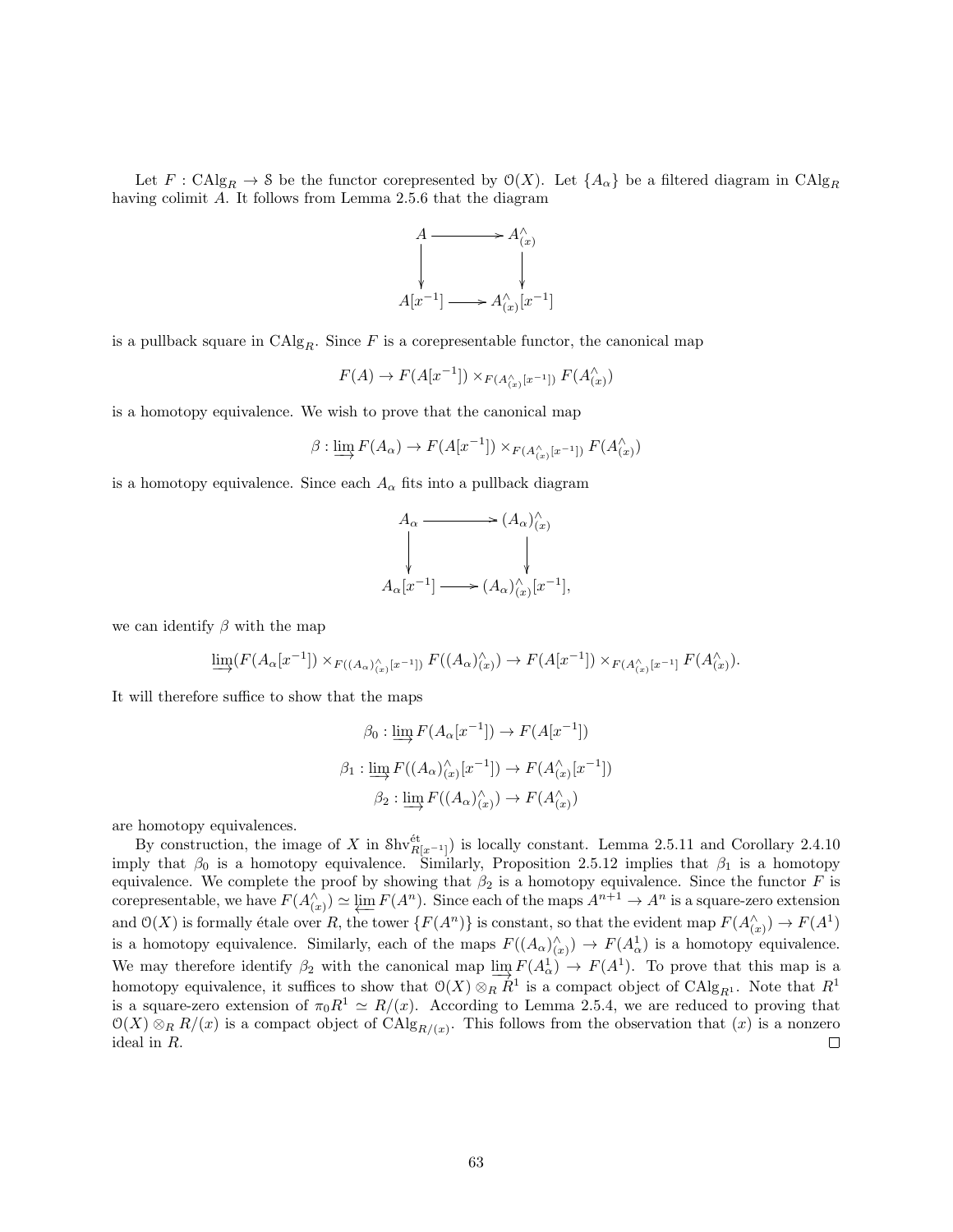Let $F : \mathrm{CAlg}_R \to \mathcal{S}$ be the functor corepresented by $\mathcal{O}(X)$. Let $\{A_\alpha\}$ be a filtered diagram in $\mathrm{CAlg}_R$ having colimit $A$. It follows from Lemma 2.5.6 that the diagram

$$\begin{array}{ccc} A & \longrightarrow & A^\wedge_{(x)} \\ \downarrow & & \downarrow \\ A[x^{-1}] & \longrightarrow & A^\wedge_{(x)}[x^{-1}] \end{array}$$

is a pullback square in $\mathrm{CAlg}_R$. Since $F$ is a corepresentable functor, the canonical map

$$F(A) \to F(A[x^{-1}]) \times_{F(A^\wedge_{(x)}[x^{-1}])} F(A^\wedge_{(x)})$$

is a homotopy equivalence. We wish to prove that the canonical map

$$\beta : \varinjlim F(A_\alpha) \to F(A[x^{-1}]) \times_{F(A^\wedge_{(x)}[x^{-1}])} F(A^\wedge_{(x)})$$

is a homotopy equivalence. Since each $A_\alpha$ fits into a pullback diagram

$$\begin{array}{ccc} A_\alpha & \longrightarrow & (A_\alpha)^\wedge_{(x)} \\ \downarrow & & \downarrow \\ A_\alpha[x^{-1}] & \longrightarrow & (A_\alpha)^\wedge_{(x)}[x^{-1}], \end{array}$$

we can identify $\beta$ with the map

$$\varinjlim (F(A_\alpha[x^{-1}]) \times_{F((A_\alpha)^\wedge_{(x)}[x^{-1}])} F((A_\alpha)^\wedge_{(x)}) \to F(A[x^{-1}]) \times_{F(A^\wedge_{(x)}[x^{-1}]} F(A^\wedge_{(x)}).$$

It will therefore suffice to show that the maps

$$\beta_0 : \varinjlim F(A_\alpha[x^{-1}]) \to F(A[x^{-1}])$$

$$\beta_1 : \varinjlim F((A_\alpha)^\wedge_{(x)}[x^{-1}]) \to F(A^\wedge_{(x)}[x^{-1}])$$

$$\beta_2 : \varinjlim F((A_\alpha)^\wedge_{(x)}) \to F(A^\wedge_{(x)})$$

are homotopy equivalences.

By construction, the image of $X$ in $\mathrm{Shv}^{\text{ét}}_{R[x^{-1}]})$ is locally constant. Lemma 2.5.11 and Corollary 2.4.10 imply that $\beta_0$ is a homotopy equivalence. Similarly, Proposition 2.5.12 implies that $\beta_1$ is a homotopy equivalence. We complete the proof by showing that $\beta_2$ is a homotopy equivalence. Since the functor $F$ is corepresentable, we have $F(A^\wedge_{(x)}) \simeq \varprojlim F(A^n)$. Since each of the maps $A^{n+1} \to A^n$ is a square-zero extension and $\mathcal{O}(X)$ is formally étale over $R$, the tower $\{F(A^n)\}$ is constant, so that the evident map $F(A^\wedge_{(x)}) \to F(A^1)$ is a homotopy equivalence. Similarly, each of the maps $F((A_\alpha)^\wedge_{(x)}) \to F(A^1_\alpha)$ is a homotopy equivalence. We may therefore identify $\beta_2$ with the canonical map $\varinjlim F(A^1_\alpha) \to F(A^1)$. To prove that this map is a homotopy equivalence, it suffices to show that $\mathcal{O}(X) \otimes_R R^1$ is a compact object of $\mathrm{CAlg}_{R^1}$. Note that $R^1$ is a square-zero extension of $\pi_0 R^1 \simeq R/(x)$. According to Lemma 2.5.4, we are reduced to proving that $\mathcal{O}(X) \otimes_R R/(x)$ is a compact object of $\mathrm{CAlg}_{R/(x)}$. This follows from the observation that $(x)$ is a nonzero ideal in $R$. $\square$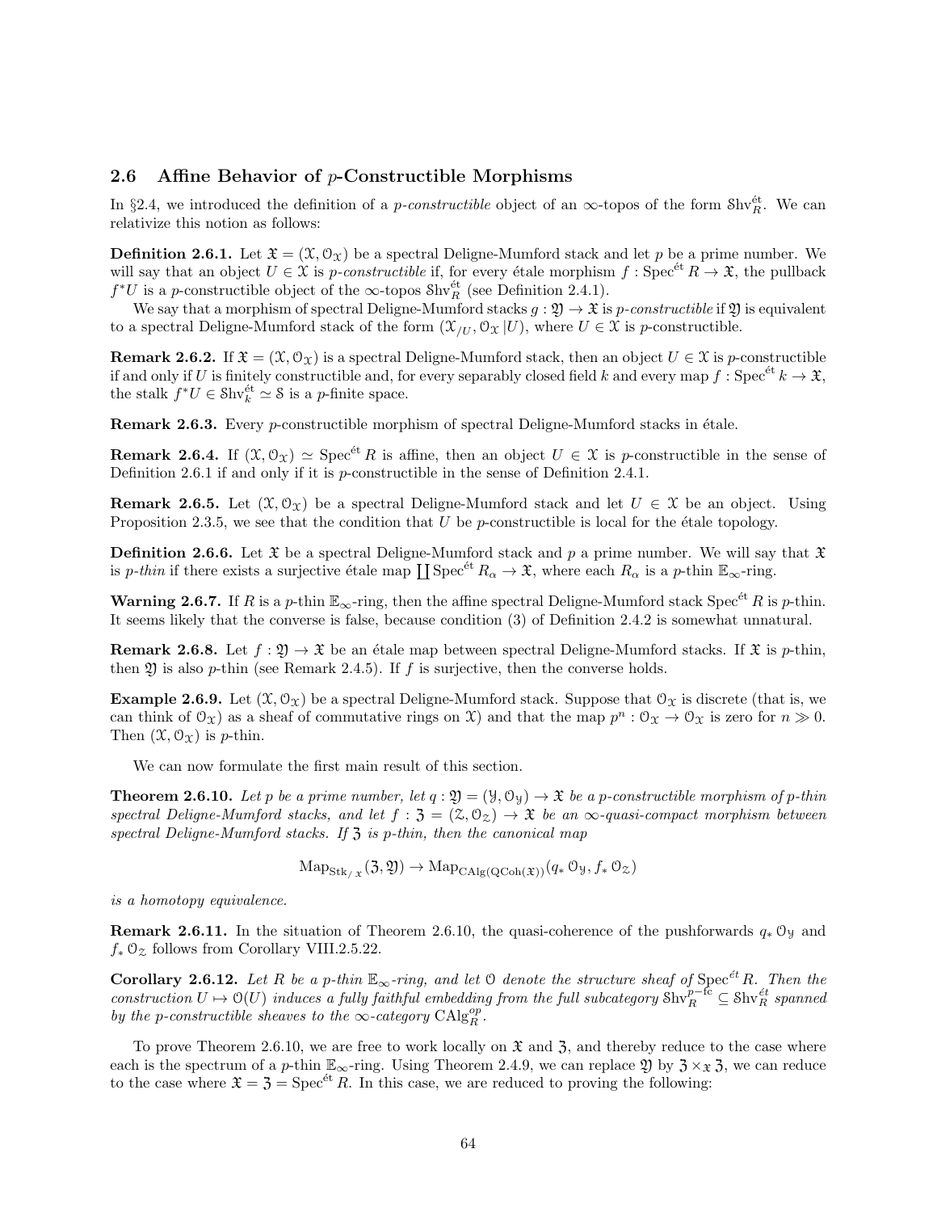### 2.6 Affine Behavior of $p$-Constructible Morphisms

In §2.4, we introduced the definition of a *p-constructible* object of an $\infty$-topos of the form $\mathcal{S}\mathrm{hv}^{\mathrm{\acute{e}t}}_R$. We can relativize this notion as follows:

**Definition 2.6.1.** Let $\mathfrak{X} = (\mathcal{X}, \mathcal{O}_{\mathcal{X}})$ be a spectral Deligne-Mumford stack and let $p$ be a prime number. We will say that an object $U \in \mathcal{X}$ is *p-constructible* if, for every étale morphism $f : \mathrm{Spec}^{\mathrm{\acute{e}t}} R \to \mathfrak{X}$, the pullback $f^* U$ is a $p$-constructible object of the $\infty$-topos $\mathcal{S}\mathrm{hv}^{\mathrm{\acute{e}t}}_R$ (see Definition 2.4.1).

We say that a morphism of spectral Deligne-Mumford stacks $g : \mathfrak{Y} \to \mathfrak{X}$ is *p-constructible* if $\mathfrak{Y}$ is equivalent to a spectral Deligne-Mumford stack of the form $(\mathcal{X}_{/U}, \mathcal{O}_{\mathcal{X}} |U)$, where $U \in \mathcal{X}$ is $p$-constructible.

**Remark 2.6.2.** If $\mathfrak{X} = (\mathcal{X}, \mathcal{O}_{\mathcal{X}})$ is a spectral Deligne-Mumford stack, then an object $U \in \mathcal{X}$ is $p$-constructible if and only if $U$ is finitely constructible and, for every separably closed field $k$ and every map $f : \mathrm{Spec}^{\mathrm{\acute{e}t}} k \to \mathfrak{X}$, the stalk $f^* U \in \mathcal{S}\mathrm{hv}^{\mathrm{\acute{e}t}}_k \simeq \mathcal{S}$ is a $p$-finite space.

**Remark 2.6.3.** Every $p$-constructible morphism of spectral Deligne-Mumford stacks in étale.

**Remark 2.6.4.** If $(\mathcal{X}, \mathcal{O}_{\mathcal{X}}) \simeq \mathrm{Spec}^{\mathrm{\acute{e}t}} R$ is affine, then an object $U \in \mathcal{X}$ is $p$-constructible in the sense of Definition 2.6.1 if and only if it is $p$-constructible in the sense of Definition 2.4.1.

**Remark 2.6.5.** Let $(\mathcal{X}, \mathcal{O}_{\mathcal{X}})$ be a spectral Deligne-Mumford stack and let $U \in \mathcal{X}$ be an object. Using Proposition 2.3.5, we see that the condition that $U$ be $p$-constructible is local for the étale topology.

**Definition 2.6.6.** Let $\mathfrak{X}$ be a spectral Deligne-Mumford stack and $p$ a prime number. We will say that $\mathfrak{X}$ is *p-thin* if there exists a surjective étale map $\coprod \mathrm{Spec}^{\mathrm{\acute{e}t}} R_\alpha \to \mathfrak{X}$, where each $R_\alpha$ is a $p$-thin $\mathbb{E}_\infty$-ring.

**Warning 2.6.7.** If $R$ is a $p$-thin $\mathbb{E}_\infty$-ring, then the affine spectral Deligne-Mumford stack $\mathrm{Spec}^{\mathrm{\acute{e}t}} R$ is $p$-thin. It seems likely that the converse is false, because condition (3) of Definition 2.4.2 is somewhat unnatural.

**Remark 2.6.8.** Let $f : \mathfrak{Y} \to \mathfrak{X}$ be an étale map between spectral Deligne-Mumford stacks. If $\mathfrak{X}$ is $p$-thin, then $\mathfrak{Y}$ is also $p$-thin (see Remark 2.4.5). If $f$ is surjective, then the converse holds.

**Example 2.6.9.** Let $(\mathcal{X}, \mathcal{O}_{\mathcal{X}})$ be a spectral Deligne-Mumford stack. Suppose that $\mathcal{O}_{\mathcal{X}}$ is discrete (that is, we can think of $\mathcal{O}_{\mathcal{X}}$) as a sheaf of commutative rings on $\mathcal{X}$) and that the map $p^n : \mathcal{O}_{\mathcal{X}} \to \mathcal{O}_{\mathcal{X}}$ is zero for $n \gg 0$. Then $(\mathcal{X}, \mathcal{O}_{\mathcal{X}})$ is $p$-thin.

We can now formulate the first main result of this section.

**Theorem 2.6.10.** *Let $p$ be a prime number, let $q : \mathfrak{Y} = (\mathcal{Y}, \mathcal{O}_{\mathcal{Y}}) \to \mathfrak{X}$ be a $p$-constructible morphism of $p$-thin spectral Deligne-Mumford stacks, and let $f : \mathfrak{Z} = (\mathcal{Z}, \mathcal{O}_{\mathcal{Z}}) \to \mathfrak{X}$ be an $\infty$-quasi-compact morphism between spectral Deligne-Mumford stacks. If $\mathfrak{Z}$ is $p$-thin, then the canonical map*

$$\mathrm{Map}_{\mathrm{Stk}_{/\mathfrak{X}}}(\mathfrak{Z}, \mathfrak{Y}) \to \mathrm{Map}_{\mathrm{CAlg}(\mathrm{QCoh}(\mathfrak{X}))}(q_* \mathcal{O}_{\mathcal{Y}}, f_* \mathcal{O}_{\mathcal{Z}})$$

*is a homotopy equivalence.*

**Remark 2.6.11.** In the situation of Theorem 2.6.10, the quasi-coherence of the pushforwards $q_* \mathcal{O}_{\mathcal{Y}}$ and $f_* \mathcal{O}_{\mathcal{Z}}$ follows from Corollary VIII.2.5.22.

**Corollary 2.6.12.** *Let $R$ be a $p$-thin $\mathbb{E}_\infty$-ring, and let $\mathcal{O}$ denote the structure sheaf of $\mathrm{Spec}^{\mathrm{\acute{e}t}} R$. Then the construction $U \mapsto \mathcal{O}(U)$ induces a fully faithful embedding from the full subcategory $\mathcal{S}\mathrm{hv}^{p-\mathrm{fc}}_R \subseteq \mathcal{S}\mathrm{hv}^{\acute{e}t}_R$ spanned by the $p$-constructible sheaves to the $\infty$-category $\mathrm{CAlg}^{op}_R$.*

To prove Theorem 2.6.10, we are free to work locally on $\mathfrak{X}$ and $\mathfrak{Z}$, and thereby reduce to the case where each is the spectrum of a $p$-thin $\mathbb{E}_\infty$-ring. Using Theorem 2.4.9, we can replace $\mathfrak{Y}$ by $\mathfrak{Z} \times_{\mathfrak{X}} \mathfrak{Z}$, we can reduce to the case where $\mathfrak{X} = \mathfrak{Z} = \mathrm{Spec}^{\mathrm{\acute{e}t}} R$. In this case, we are reduced to proving the following: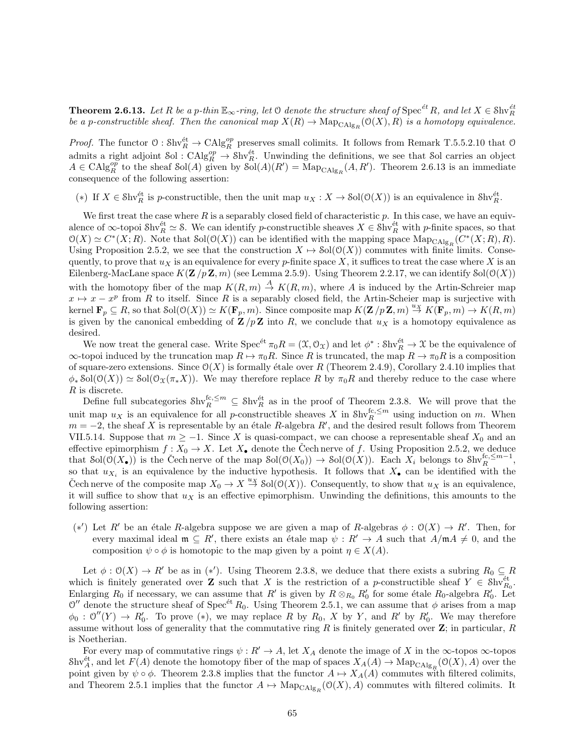**Theorem 2.6.13.** *Let $R$ be a $p$-thin $\mathbb{E}_\infty$-ring, let $\mathcal{O}$ denote the structure sheaf of $\operatorname{Spec}^{\acute{e}t} R$, and let $X \in \mathcal{S}\mathrm{hv}_R^{\acute{e}t}$ be a $p$-constructible sheaf. Then the canonical map $X(R) \to \operatorname{Map}_{\mathrm{CAlg}_R}(\mathcal{O}(X), R)$ is a homotopy equivalence.*

*Proof.* The functor $\mathcal{O} : \mathcal{S}\mathrm{hv}_R^{\acute{e}t} \to \mathrm{CAlg}_R^{op}$ preserves small colimits. It follows from Remark T.5.5.2.10 that $\mathcal{O}$ admits a right adjoint $\mathcal{S}\mathrm{ol} : \mathrm{CAlg}_R^{op} \to \mathcal{S}\mathrm{hv}_R^{\acute{e}t}$. Unwinding the definitions, we see that $\mathcal{S}\mathrm{ol}$ carries an object $A \in \mathrm{CAlg}_R^{op}$ to the sheaf $\mathcal{S}\mathrm{ol}(A)$ given by $\mathcal{S}\mathrm{ol}(A)(R') = \operatorname{Map}_{\mathrm{CAlg}_R}(A, R')$. Theorem 2.6.13 is an immediate consequence of the following assertion:

$(*)$ If $X \in \mathcal{S}\mathrm{hv}_R^{\acute{e}t}$ is $p$-constructible, then the unit map $u_X : X \to \mathcal{S}\mathrm{ol}(\mathcal{O}(X))$ is an equivalence in $\mathcal{S}\mathrm{hv}_R^{\acute{e}t}$.

We first treat the case where $R$ is a separably closed field of characteristic $p$. In this case, we have an equivalence of $\infty$-topoi $\mathcal{S}\mathrm{hv}_R^{\acute{e}t} \simeq \mathcal{S}$. We can identify $p$-constructible sheaves $X \in \mathcal{S}\mathrm{hv}_R^{\acute{e}t}$ with $p$-finite spaces, so that $\mathcal{O}(X) \simeq C^*(X; R)$. Note that $\mathcal{S}\mathrm{ol}(\mathcal{O}(X))$ can be identified with the mapping space $\operatorname{Map}_{\mathrm{CAlg}_R}(C^*(X; R), R)$. Using Proposition 2.5.2, we see that the construction $X \mapsto \mathcal{S}\mathrm{ol}(\mathcal{O}(X))$ commutes with finite limits. Consequently, to prove that $u_X$ is an equivalence for every $p$-finite space $X$, it suffices to treat the case where $X$ is an Eilenberg-MacLane space $K(\mathbf{Z}/p\mathbf{Z}, m)$ (see Lemma 2.5.9). Using Theorem 2.2.17, we can identify $\mathcal{S}\mathrm{ol}(\mathcal{O}(X))$ with the homotopy fiber of the map $K(R, m) \xrightarrow{A} K(R, m)$, where $A$ is induced by the Artin-Schreier map $x \mapsto x - x^p$ from $R$ to itself. Since $R$ is a separably closed field, the Artin-Scheier map is surjective with kernel $\mathbf{F}_p \subseteq R$, so that $\mathcal{S}\mathrm{ol}(\mathcal{O}(X)) \simeq K(\mathbf{F}_p, m)$. Since composite map $K(\mathbf{Z}/p\mathbf{Z}, m) \xrightarrow{u_X} K(\mathbf{F}_p, m) \to K(R, m)$ is given by the canonical embedding of $\mathbf{Z}/p\mathbf{Z}$ into $R$, we conclude that $u_X$ is a homotopy equivalence as desired.

We now treat the general case. Write $\operatorname{Spec}^{\acute{e}t} \pi_0 R = (\mathcal{X}, \mathcal{O}_{\mathcal{X}})$ and let $\phi^* : \mathcal{S}\mathrm{hv}_R^{\acute{e}t} \to \mathcal{X}$ be the equivalence of $\infty$-topoi induced by the truncation map $R \mapsto \pi_0 R$. Since $R$ is truncated, the map $R \to \pi_0 R$ is a composition of square-zero extensions. Since $\mathcal{O}(X)$ is formally étale over $R$ (Theorem 2.4.9), Corollary 2.4.10 implies that $\phi_* \mathcal{S}\mathrm{ol}(\mathcal{O}(X)) \simeq \mathcal{S}\mathrm{ol}(\mathcal{O}_{\mathcal{X}}(\pi_* X))$. We may therefore replace $R$ by $\pi_0 R$ and thereby reduce to the case where $R$ is discrete.

Define full subcategories $\mathcal{S}\mathrm{hv}_R^{\mathrm{fc}, \leq m} \subseteq \mathcal{S}\mathrm{hv}_R^{\acute{e}t}$ as in the proof of Theorem 2.3.8. We will prove that the unit map $u_X$ is an equivalence for all $p$-constructible sheaves $X$ in $\mathcal{S}\mathrm{hv}_R^{\mathrm{fc}, \leq m}$ using induction on $m$. When $m = -2$, the sheaf $X$ is representable by an étale $R$-algebra $R'$, and the desired result follows from Theorem VII.5.14. Suppose that $m \geq -1$. Since $X$ is quasi-compact, we can choose a representable sheaf $X_0$ and an effective epimorphism $f : X_0 \to X$. Let $X_\bullet$ denote the Čech nerve of $f$. Using Proposition 2.5.2, we deduce that $\mathcal{S}\mathrm{ol}(\mathcal{O}(X_\bullet))$ is the Čech nerve of the map $\mathcal{S}\mathrm{ol}(\mathcal{O}(X_0)) \to \mathcal{S}\mathrm{ol}(\mathcal{O}(X))$. Each $X_i$ belongs to $\mathcal{S}\mathrm{hv}_R^{\mathrm{fc}, \leq m-1}$, so that $u_{X_i}$ is an equivalence by the inductive hypothesis. It follows that $X_\bullet$ can be identified with the Čech nerve of the composite map $X_0 \to X \xrightarrow{u_X} \mathcal{S}\mathrm{ol}(\mathcal{O}(X))$. Consequently, to show that $u_X$ is an equivalence, it will suffice to show that $u_X$ is an effective epimorphism. Unwinding the definitions, this amounts to the following assertion:

$(*')$ Let $R'$ be an étale $R$-algebra suppose we are given a map of $R$-algebras $\phi : \mathcal{O}(X) \to R'$. Then, for every maximal ideal $\mathfrak{m} \subseteq R'$, there exists an étale map $\psi : R' \to A$ such that $A/\mathfrak{m}A \neq 0$, and the composition $\psi \circ \phi$ is homotopic to the map given by a point $\eta \in X(A)$.

Let $\phi : \mathcal{O}(X) \to R'$ be as in $(*')$. Using Theorem 2.3.8, we deduce that there exists a subring $R_0 \subseteq R$ which is finitely generated over $\mathbf{Z}$ such that $X$ is the restriction of a $p$-constructible sheaf $Y \in \mathcal{S}\mathrm{hv}_{R_0}^{\acute{e}t}$. Enlarging $R_0$ if necessary, we can assume that $R'$ is given by $R \otimes_{R_0} R'_0$ for some étale $R_0$-algebra $R'_0$. Let $\mathcal{O}''$ denote the structure sheaf of $\operatorname{Spec}^{\acute{e}t} R_0$. Using Theorem 2.5.1, we can assume that $\phi$ arises from a map $\phi_0 : \mathcal{O}''(Y) \to R'_0$. To prove $(*)$, we may replace $R$ by $R_0$, $X$ by $Y$, and $R'$ by $R'_0$. We may therefore assume without loss of generality that the commutative ring $R$ is finitely generated over $\mathbf{Z}$; in particular, $R$ is Noetherian.

For every map of commutative rings $\psi : R' \to A$, let $X_A$ denote the image of $X$ in the $\infty$-topos $\infty$-topos $\mathcal{S}\mathrm{hv}_A^{\acute{e}t}$, and let $F(A)$ denote the homotopy fiber of the map of spaces $X_A(A) \to \operatorname{Map}_{\mathrm{CAlg}_R}(\mathcal{O}(X), A)$ over the point given by $\psi \circ \phi$. Theorem 2.3.8 implies that the functor $A \mapsto X_A(A)$ commutes with filtered colimits, and Theorem 2.5.1 implies that the functor $A \mapsto \operatorname{Map}_{\mathrm{CAlg}_R}(\mathcal{O}(X), A)$ commutes with filtered colimits. It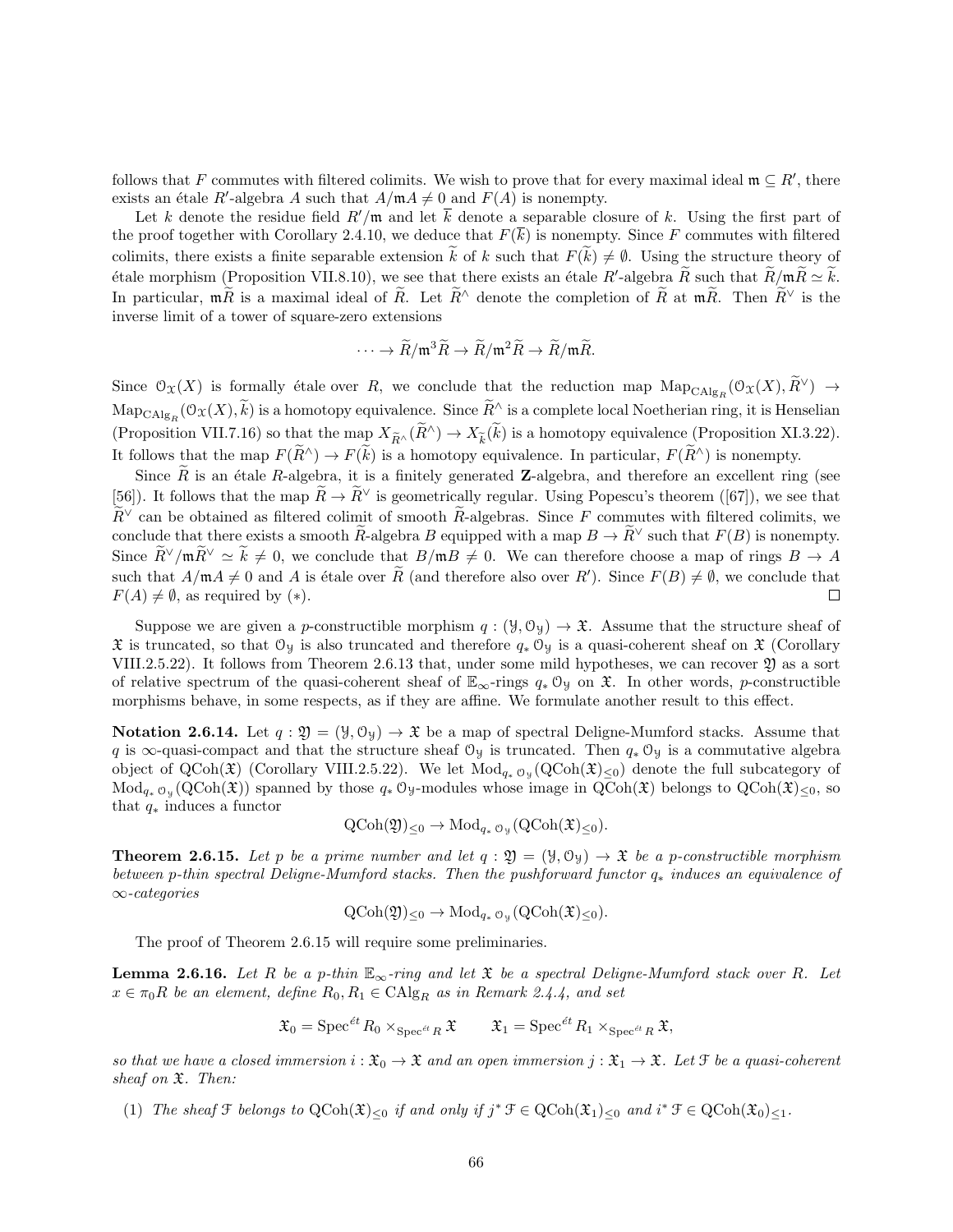follows that $F$ commutes with filtered colimits. We wish to prove that for every maximal ideal $\mathfrak{m} \subseteq R'$, there exists an étale $R'$-algebra $A$ such that $A/\mathfrak{m}A \neq 0$ and $F(A)$ is nonempty.

Let $k$ denote the residue field $R'/\mathfrak{m}$ and let $\overline{k}$ denote a separable closure of $k$. Using the first part of the proof together with Corollary 2.4.10, we deduce that $F(\overline{k})$ is nonempty. Since $F$ commutes with filtered colimits, there exists a finite separable extension $\widetilde{k}$ of $k$ such that $F(\widetilde{k}) \neq \emptyset$. Using the structure theory of étale morphism (Proposition VII.8.10), we see that there exists an étale $R'$-algebra $\widetilde{R}$ such that $\widetilde{R}/\mathfrak{m}\widetilde{R} \simeq \widetilde{k}$. In particular, $\mathfrak{m}\widetilde{R}$ is a maximal ideal of $\widetilde{R}$. Let $\widetilde{R}^{\wedge}$ denote the completion of $\widetilde{R}$ at $\mathfrak{m}\widetilde{R}$. Then $\widetilde{R}^{\vee}$ is the inverse limit of a tower of square-zero extensions

$$\cdots \to \widetilde{R}/\mathfrak{m}^3\widetilde{R} \to \widetilde{R}/\mathfrak{m}^2\widetilde{R} \to \widetilde{R}/\mathfrak{m}\widetilde{R}.$$

Since $\mathcal{O}_{\mathfrak{X}}(X)$ is formally étale over $R$, we conclude that the reduction map $\mathrm{Map}_{\mathrm{CAlg}_R}(\mathcal{O}_{\mathfrak{X}}(X), \widetilde{R}^{\vee}) \to \mathrm{Map}_{\mathrm{CAlg}_R}(\mathcal{O}_{\mathfrak{X}}(X), \widetilde{k})$ is a homotopy equivalence. Since $\widetilde{R}^{\wedge}$ is a complete local Noetherian ring, it is Henselian (Proposition VII.7.16) so that the map $X_{\widetilde{R}^{\wedge}}(\widetilde{R}^{\wedge}) \to X_{\widetilde{k}}(\widetilde{k})$ is a homotopy equivalence (Proposition XI.3.22). It follows that the map $F(\widetilde{R}^{\wedge}) \to F(\widetilde{k})$ is a homotopy equivalence. In particular, $F(\widetilde{R}^{\wedge})$ is nonempty.

Since $\widetilde{R}$ is an étale $R$-algebra, it is a finitely generated $\mathbf{Z}$-algebra, and therefore an excellent ring (see [56]). It follows that the map $\widetilde{R} \to \widetilde{R}^{\vee}$ is geometrically regular. Using Popescu's theorem ([67]), we see that $\widetilde{R}^{\vee}$ can be obtained as filtered colimit of smooth $\widetilde{R}$-algebras. Since $F$ commutes with filtered colimits, we conclude that there exists a smooth $\widetilde{R}$-algebra $B$ equipped with a map $B \to \widetilde{R}^{\vee}$ such that $F(B)$ is nonempty. Since $\widetilde{R}^{\vee}/\mathfrak{m}\widetilde{R}^{\vee} \simeq \widetilde{k} \neq 0$, we conclude that $B/\mathfrak{m}B \neq 0$. We can therefore choose a map of rings $B \to A$ such that $A/\mathfrak{m}A \neq 0$ and $A$ is étale over $\widetilde{R}$ (and therefore also over $R'$). Since $F(B) \neq \emptyset$, we conclude that $F(A) \neq \emptyset$, as required by $(*)$. $\square$

Suppose we are given a $p$-constructible morphism $q : (\mathcal{Y}, \mathcal{O}_{\mathcal{Y}}) \to \mathfrak{X}$. Assume that the structure sheaf of $\mathfrak{X}$ is truncated, so that $\mathcal{O}_{\mathcal{Y}}$ is also truncated and therefore $q_* \mathcal{O}_{\mathcal{Y}}$ is a quasi-coherent sheaf on $\mathfrak{X}$ (Corollary VIII.2.5.22). It follows from Theorem 2.6.13 that, under some mild hypotheses, we can recover $\mathfrak{Y}$ as a sort of relative spectrum of the quasi-coherent sheaf of $\mathbb{E}_\infty$-rings $q_* \mathcal{O}_{\mathcal{Y}}$ on $\mathfrak{X}$. In other words, $p$-constructible morphisms behave, in some respects, as if they are affine. We formulate another result to this effect.

**Notation 2.6.14.** Let $q : \mathfrak{Y} = (\mathcal{Y}, \mathcal{O}_{\mathcal{Y}}) \to \mathfrak{X}$ be a map of spectral Deligne-Mumford stacks. Assume that $q$ is $\infty$-quasi-compact and that the structure sheaf $\mathcal{O}_{\mathcal{Y}}$ is truncated. Then $q_* \mathcal{O}_{\mathcal{Y}}$ is a commutative algebra object of $\mathrm{QCoh}(\mathfrak{X})$ (Corollary VIII.2.5.22). We let $\mathrm{Mod}_{q_* \mathcal{O}_{\mathcal{Y}}}(\mathrm{QCoh}(\mathfrak{X})_{\leq 0})$ denote the full subcategory of $\mathrm{Mod}_{q_* \mathcal{O}_{\mathcal{Y}}}(\mathrm{QCoh}(\mathfrak{X}))$ spanned by those $q_* \mathcal{O}_{\mathcal{Y}}$-modules whose image in $\mathrm{QCoh}(\mathfrak{X})$ belongs to $\mathrm{QCoh}(\mathfrak{X})_{\leq 0}$, so that $q_*$ induces a functor

$$\mathrm{QCoh}(\mathfrak{Y})_{\leq 0} \to \mathrm{Mod}_{q_* \mathcal{O}_{\mathcal{Y}}}(\mathrm{QCoh}(\mathfrak{X})_{\leq 0}).$$

**Theorem 2.6.15.** *Let $p$ be a prime number and let $q : \mathfrak{Y} = (\mathcal{Y}, \mathcal{O}_{\mathcal{Y}}) \to \mathfrak{X}$ be a $p$-constructible morphism between $p$-thin spectral Deligne-Mumford stacks. Then the pushforward functor $q_*$ induces an equivalence of $\infty$-categories*

$$\mathrm{QCoh}(\mathfrak{Y})_{\leq 0} \to \mathrm{Mod}_{q_* \mathcal{O}_{\mathcal{Y}}}(\mathrm{QCoh}(\mathfrak{X})_{\leq 0}).$$

The proof of Theorem 2.6.15 will require some preliminaries.

**Lemma 2.6.16.** *Let $R$ be a $p$-thin $\mathbb{E}_\infty$-ring and let $\mathfrak{X}$ be a spectral Deligne-Mumford stack over $R$. Let $x \in \pi_0 R$ be an element, define $R_0, R_1 \in \mathrm{CAlg}_R$ as in Remark 2.4.4, and set*

$$\mathfrak{X}_0 = \mathrm{Spec}^{\acute{e}t} R_0 \times_{\mathrm{Spec}^{\acute{e}t} R} \mathfrak{X} \qquad \mathfrak{X}_1 = \mathrm{Spec}^{\acute{e}t} R_1 \times_{\mathrm{Spec}^{\acute{e}t} R} \mathfrak{X},$$

*so that we have a closed immersion $i : \mathfrak{X}_0 \to \mathfrak{X}$ and an open immersion $j : \mathfrak{X}_1 \to \mathfrak{X}$. Let $\mathcal{F}$ be a quasi-coherent sheaf on $\mathfrak{X}$. Then:*

(1) *The sheaf $\mathcal{F}$ belongs to $\mathrm{QCoh}(\mathfrak{X})_{\leq 0}$ if and only if $j^* \mathcal{F} \in \mathrm{QCoh}(\mathfrak{X}_1)_{\leq 0}$ and $i^* \mathcal{F} \in \mathrm{QCoh}(\mathfrak{X}_0)_{\leq 1}$.*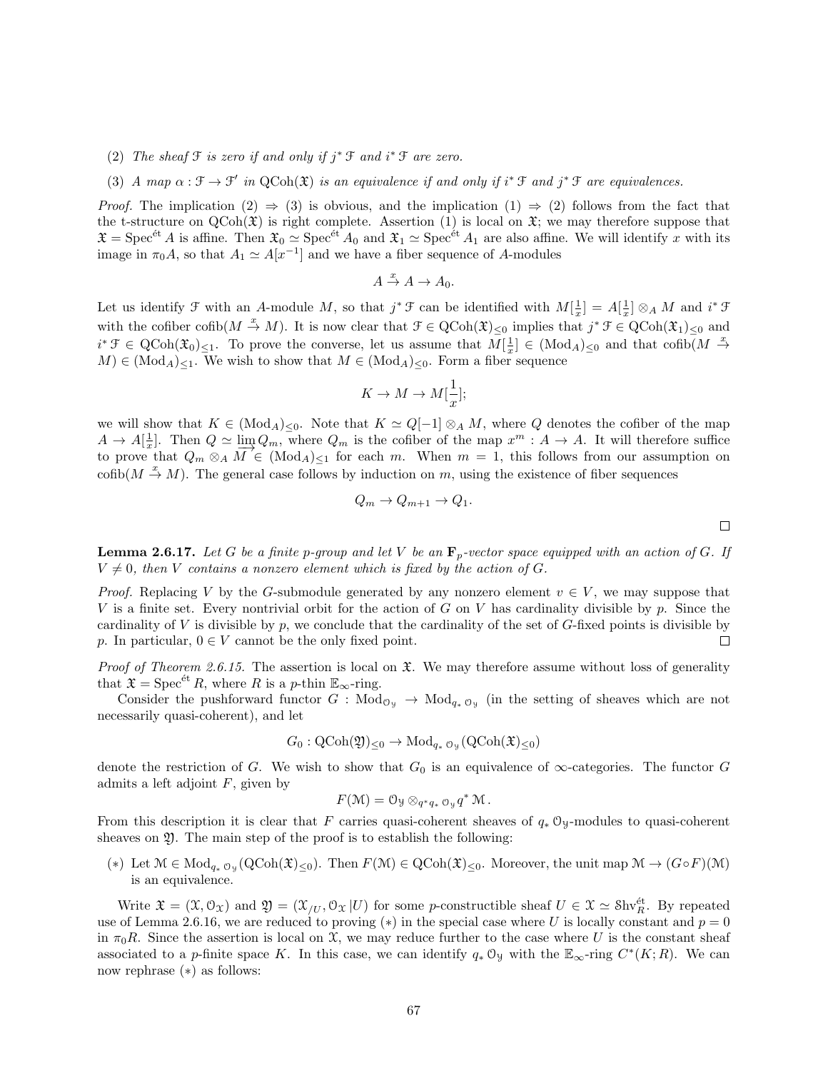(2) *The sheaf $\mathcal{F}$ is zero if and only if $j^* \mathcal{F}$ and $i^* \mathcal{F}$ are zero.*

(3) *A map $\alpha : \mathcal{F} \to \mathcal{F}'$ in $\mathrm{QCoh}(\mathfrak{X})$ is an equivalence if and only if $i^* \mathcal{F}$ and $j^* \mathcal{F}$ are equivalences.*

*Proof.* The implication (2) $\Rightarrow$ (3) is obvious, and the implication (1) $\Rightarrow$ (2) follows from the fact that the t-structure on $\mathrm{QCoh}(\mathfrak{X})$ is right complete. Assertion (1) is local on $\mathfrak{X}$; we may therefore suppose that $\mathfrak{X} = \mathrm{Spec}^{\text{ét}} A$ is affine. Then $\mathfrak{X}_0 \simeq \mathrm{Spec}^{\text{ét}} A_0$ and $\mathfrak{X}_1 \simeq \mathrm{Spec}^{\text{ét}} A_1$ are also affine. We will identify $x$ with its image in $\pi_0 A$, so that $A_1 \simeq A[x^{-1}]$ and we have a fiber sequence of $A$-modules

$$A \xrightarrow{x} A \to A_0.$$

Let us identify $\mathcal{F}$ with an $A$-module $M$, so that $j^* \mathcal{F}$ can be identified with $M[\frac{1}{x}] = A[\frac{1}{x}] \otimes_A M$ and $i^* \mathcal{F}$ with the cofiber $\mathrm{cofib}(M \xrightarrow{x} M)$. It is now clear that $\mathcal{F} \in \mathrm{QCoh}(\mathfrak{X})_{\leq 0}$ implies that $j^* \mathcal{F} \in \mathrm{QCoh}(\mathfrak{X}_1)_{\leq 0}$ and $i^* \mathcal{F} \in \mathrm{QCoh}(\mathfrak{X}_0)_{\leq 1}$. To prove the converse, let us assume that $M[\frac{1}{x}] \in (\mathrm{Mod}_A)_{\leq 0}$ and that $\mathrm{cofib}(M \xrightarrow{x} M) \in (\mathrm{Mod}_A)_{\leq 1}$. We wish to show that $M \in (\mathrm{Mod}_A)_{\leq 0}$. Form a fiber sequence

$$K \to M \to M[\frac{1}{x}];$$

we will show that $K \in (\mathrm{Mod}_A)_{\leq 0}$. Note that $K \simeq Q[-1] \otimes_A M$, where $Q$ denotes the cofiber of the map $A \to A[\frac{1}{x}]$. Then $Q \simeq \varinjlim Q_m$, where $Q_m$ is the cofiber of the map $x^m : A \to A$. It will therefore suffice to prove that $Q_m \otimes_A M \in (\mathrm{Mod}_A)_{\leq 1}$ for each $m$. When $m = 1$, this follows from our assumption on $\mathrm{cofib}(M \xrightarrow{x} M)$. The general case follows by induction on $m$, using the existence of fiber sequences

$$Q_m \to Q_{m+1} \to Q_1.$$

$\square$

**Lemma 2.6.17.** *Let $G$ be a finite $p$-group and let $V$ be an $\mathbf{F}_p$-vector space equipped with an action of $G$. If $V \neq 0$, then $V$ contains a nonzero element which is fixed by the action of $G$.*

*Proof.* Replacing $V$ by the $G$-submodule generated by any nonzero element $v \in V$, we may suppose that $V$ is a finite set. Every nontrivial orbit for the action of $G$ on $V$ has cardinality divisible by $p$. Since the cardinality of $V$ is divisible by $p$, we conclude that the cardinality of the set of $G$-fixed points is divisible by $p$. In particular, $0 \in V$ cannot be the only fixed point. $\square$

*Proof of Theorem 2.6.15.* The assertion is local on $\mathfrak{X}$. We may therefore assume without loss of generality that $\mathfrak{X} = \mathrm{Spec}^{\text{ét}} R$, where $R$ is a $p$-thin $\mathbb{E}_\infty$-ring.

Consider the pushforward functor $G : \mathrm{Mod}_{\mathcal{O}_\mathcal{Y}} \to \mathrm{Mod}_{q_* \mathcal{O}_\mathcal{Y}}$ (in the setting of sheaves which are not necessarily quasi-coherent), and let

$$G_0 : \mathrm{QCoh}(\mathfrak{Y})_{\leq 0} \to \mathrm{Mod}_{q_* \mathcal{O}_\mathcal{Y}}(\mathrm{QCoh}(\mathfrak{X})_{\leq 0})$$

denote the restriction of $G$. We wish to show that $G_0$ is an equivalence of $\infty$-categories. The functor $G$ admits a left adjoint $F$, given by

$$F(\mathcal{M}) = \mathcal{O}_\mathcal{Y} \otimes_{q^* q_* \mathcal{O}_\mathcal{Y}} q^* \mathcal{M}.$$

From this description it is clear that $F$ carries quasi-coherent sheaves of $q_* \mathcal{O}_\mathcal{Y}$-modules to quasi-coherent sheaves on $\mathfrak{Y}$. The main step of the proof is to establish the following:

(∗) Let $\mathcal{M} \in \mathrm{Mod}_{q_* \mathcal{O}_\mathcal{Y}}(\mathrm{QCoh}(\mathfrak{X})_{\leq 0})$. Then $F(\mathcal{M}) \in \mathrm{QCoh}(\mathfrak{X})_{\leq 0}$. Moreover, the unit map $\mathcal{M} \to (G \circ F)(\mathcal{M})$ is an equivalence.

Write $\mathfrak{X} = (\mathcal{X}, \mathcal{O}_\mathcal{X})$ and $\mathfrak{Y} = (\mathcal{X}_{/U}, \mathcal{O}_\mathcal{X} | U)$ for some $p$-constructible sheaf $U \in \mathcal{X} \simeq \mathcal{S}\mathrm{hv}_R^{\text{ét}}$. By repeated use of Lemma 2.6.16, we are reduced to proving (∗) in the special case where $U$ is locally constant and $p = 0$ in $\pi_0 R$. Since the assertion is local on $\mathcal{X}$, we may reduce further to the case where $U$ is the constant sheaf associated to a $p$-finite space $K$. In this case, we can identify $q_* \mathcal{O}_\mathcal{Y}$ with the $\mathbb{E}_\infty$-ring $C^*(K; R)$. We can now rephrase (∗) as follows: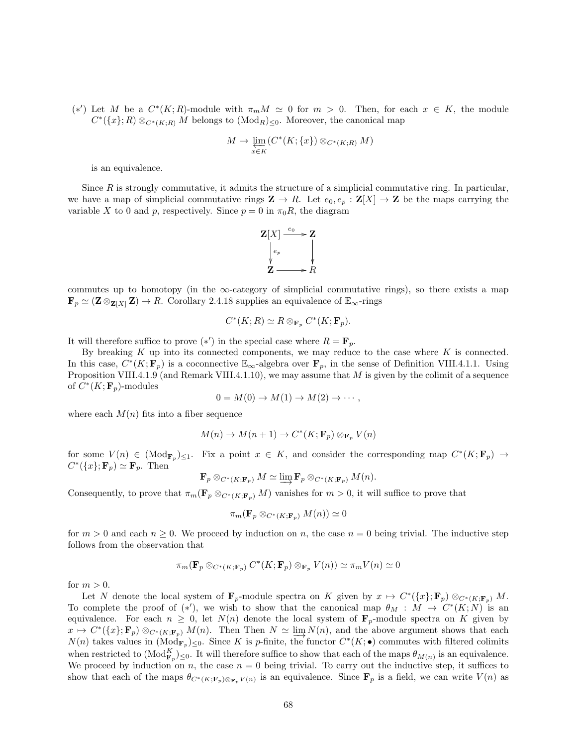$(*')$ Let $M$ be a $C^*(K;R)$-module with $\pi_m M \simeq 0$ for $m > 0$. Then, for each $x \in K$, the module $C^*(\{x\};R) \otimes_{C^*(K;R)} M$ belongs to $(\mathrm{Mod}_R)_{\leq 0}$. Moreover, the canonical map

$$M \to \varprojlim_{x \in K} (C^*(K;\{x\}) \otimes_{C^*(K;R)} M)$$

is an equivalence.

Since $R$ is strongly commutative, it admits the structure of a simplicial commutative ring. In particular, we have a map of simplicial commutative rings $\mathbf{Z} \to R$. Let $e_0, e_p : \mathbf{Z}[X] \to \mathbf{Z}$ be the maps carrying the variable $X$ to 0 and $p$, respectively. Since $p = 0$ in $\pi_0 R$, the diagram

$$\begin{array}{ccc} \mathbf{Z}[X] & \xrightarrow{e_0} & \mathbf{Z} \\ \downarrow{\scriptstyle e_p} & & \downarrow \\ \mathbf{Z} & \longrightarrow & R \end{array}$$

commutes up to homotopy (in the $\infty$-category of simplicial commutative rings), so there exists a map $\mathbf{F}_p \simeq (\mathbf{Z} \otimes_{\mathbf{Z}[X]} \mathbf{Z}) \to R$. Corollary 2.4.18 supplies an equivalence of $\mathbb{E}_\infty$-rings

$$C^*(K;R) \simeq R \otimes_{\mathbf{F}_p} C^*(K;\mathbf{F}_p).$$

It will therefore suffice to prove $(*')$ in the special case where $R = \mathbf{F}_p$.

By breaking $K$ up into its connected components, we may reduce to the case where $K$ is connected. In this case, $C^*(K;\mathbf{F}_p)$ is a coconnective $\mathbb{E}_\infty$-algebra over $\mathbf{F}_p$, in the sense of Definition VIII.4.1.1. Using Proposition VIII.4.1.9 (and Remark VIII.4.1.10), we may assume that $M$ is given by the colimit of a sequence of $C^*(K;\mathbf{F}_p)$-modules

$$0 = M(0) \to M(1) \to M(2) \to \cdots,$$

where each $M(n)$ fits into a fiber sequence

$$M(n) \to M(n+1) \to C^*(K;\mathbf{F}_p) \otimes_{\mathbf{F}_p} V(n)$$

for some $V(n) \in (\mathrm{Mod}_{\mathbf{F}_p})_{\leq 1}$. Fix a point $x \in K$, and consider the corresponding map $C^*(K;\mathbf{F}_p) \to C^*(\{x\};\mathbf{F}_p) \simeq \mathbf{F}_p$. Then

$$\mathbf{F}_p \otimes_{C^*(K;\mathbf{F}_p)} M \simeq \varinjlim \mathbf{F}_p \otimes_{C^*(K;\mathbf{F}_p)} M(n).$$

Consequently, to prove that $\pi_m(\mathbf{F}_p \otimes_{C^*(K;\mathbf{F}_p)} M)$ vanishes for $m > 0$, it will suffice to prove that

$$\pi_m(\mathbf{F}_p \otimes_{C^*(K;\mathbf{F}_p)} M(n)) \simeq 0$$

for $m > 0$ and each $n \geq 0$. We proceed by induction on $n$, the case $n = 0$ being trivial. The inductive step follows from the observation that

$$\pi_m(\mathbf{F}_p \otimes_{C^*(K;\mathbf{F}_p)} C^*(K;\mathbf{F}_p) \otimes_{\mathbf{F}_p} V(n)) \simeq \pi_m V(n) \simeq 0$$

for $m > 0$.

Let $N$ denote the local system of $\mathbf{F}_p$-module spectra on $K$ given by $x \mapsto C^*(\{x\};\mathbf{F}_p) \otimes_{C^*(K;\mathbf{F}_p)} M$. To complete the proof of $(*')$, we wish to show that the canonical map $\theta_M : M \to C^*(K;N)$ is an equivalence. For each $n \geq 0$, let $N(n)$ denote the local system of $\mathbf{F}_p$-module spectra on $K$ given by $x \mapsto C^*(\{x\};\mathbf{F}_p) \otimes_{C^*(K;\mathbf{F}_p)} M(n)$. Then Then $N \simeq \varinjlim N(n)$, and the above argument shows that each $N(n)$ takes values in $(\mathrm{Mod}_{\mathbf{F}_p})_{\leq 0}$. Since $K$ is $p$-finite, the functor $C^*(K;\bullet)$ commutes with filtered colimits when restricted to $(\mathrm{Mod}^K_{\mathbf{F}_p})_{\leq 0}$. It will therefore suffice to show that each of the maps $\theta_{M(n)}$ is an equivalence. We proceed by induction on $n$, the case $n = 0$ being trivial. To carry out the inductive step, it suffices to show that each of the maps $\theta_{C^*(K;\mathbf{F}_p) \otimes_{\mathbf{F}_p} V(n)}$ is an equivalence. Since $\mathbf{F}_p$ is a field, we can write $V(n)$ as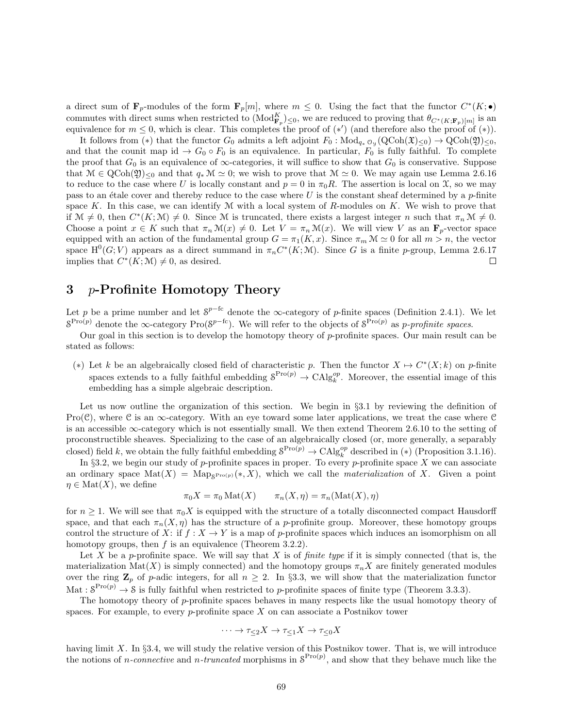a direct sum of $\mathbf{F}_p$-modules of the form $\mathbf{F}_p[m]$, where $m \leq 0$. Using the fact that the functor $C^*(K; \bullet)$ commutes with direct sums when restricted to $(\mathrm{Mod}^K_{\mathbf{F}_p})_{\leq 0}$, we are reduced to proving that $\theta_{C^*(K;\mathbf{F}_p)[m]}$ is an equivalence for $m \leq 0$, which is clear. This completes the proof of $(*')$ (and therefore also the proof of $(*)$).

It follows from $(*)$ that the functor $G_0$ admits a left adjoint $F_0 : \mathrm{Mod}_{q_* \mathcal{O}_{\mathcal{Y}}}(\mathrm{QCoh}(\mathfrak{X})_{\leq 0}) \to \mathrm{QCoh}(\mathfrak{Y})_{\leq 0}$, and that the counit map $\mathrm{id} \to G_0 \circ F_0$ is an equivalence. In particular, $F_0$ is fully faithful. To complete the proof that $G_0$ is an equivalence of $\infty$-categories, it will suffice to show that $G_0$ is conservative. Suppose that $\mathcal{M} \in \mathrm{QCoh}(\mathfrak{Y})_{\leq 0}$ and that $q_* \mathcal{M} \simeq 0$; we wish to prove that $\mathcal{M} \simeq 0$. We may again use Lemma 2.6.16 to reduce to the case where $U$ is locally constant and $p = 0$ in $\pi_0 R$. The assertion is local on $\mathfrak{X}$, so we may pass to an étale cover and thereby reduce to the case where $U$ is the constant sheaf determined by a $p$-finite space $K$. In this case, we can identify $\mathcal{M}$ with a local system of $R$-modules on $K$. We wish to prove that if $\mathcal{M} \neq 0$, then $C^*(K; \mathcal{M}) \neq 0$. Since $\mathcal{M}$ is truncated, there exists a largest integer $n$ such that $\pi_n \mathcal{M} \neq 0$. Choose a point $x \in K$ such that $\pi_n \mathcal{M}(x) \neq 0$. Let $V = \pi_n \mathcal{M}(x)$. We will view $V$ as an $\mathbf{F}_p$-vector space equipped with an action of the fundamental group $G = \pi_1(K, x)$. Since $\pi_m \mathcal{M} \simeq 0$ for all $m > n$, the vector space $\mathrm{H}^0(G; V)$ appears as a direct summand in $\pi_n C^*(K; \mathcal{M})$. Since $G$ is a finite $p$-group, Lemma 2.6.17 implies that $C^*(K; \mathcal{M}) \neq 0$, as desired. □

# 3 $p$-Profinite Homotopy Theory

Let $p$ be a prime number and let $\mathcal{S}^{p-\mathrm{fc}}$ denote the $\infty$-category of $p$-finite spaces (Definition 2.4.1). We let $\mathcal{S}^{\mathrm{Pro}(p)}$ denote the $\infty$-category $\mathrm{Pro}(\mathcal{S}^{p-\mathrm{fc}})$. We will refer to the objects of $\mathcal{S}^{\mathrm{Pro}(p)}$ as *$p$-profinite spaces*.

Our goal in this section is to develop the homotopy theory of $p$-profinite spaces. Our main result can be stated as follows:

$(*)$ Let $k$ be an algebraically closed field of characteristic $p$. Then the functor $X \mapsto C^*(X; k)$ on $p$-finite spaces extends to a fully faithful embedding $\mathcal{S}^{\mathrm{Pro}(p)} \to \mathrm{CAlg}_k^{op}$. Moreover, the essential image of this embedding has a simple algebraic description.

Let us now outline the organization of this section. We begin in §3.1 by reviewing the definition of $\mathrm{Pro}(\mathcal{C})$, where $\mathcal{C}$ is an $\infty$-category. With an eye toward some later applications, we treat the case where $\mathcal{C}$ is an accessible $\infty$-category which is not essentially small. We then extend Theorem 2.6.10 to the setting of proconstructible sheaves. Specializing to the case of an algebraically closed (or, more generally, a separably closed) field $k$, we obtain the fully faithful embedding $\mathcal{S}^{\mathrm{Pro}(p)} \to \mathrm{CAlg}_k^{op}$ described in $(*)$ (Proposition 3.1.16).

In §3.2, we begin our study of $p$-profinite spaces in proper. To every $p$-profinite space $X$ we can associate an ordinary space $\mathrm{Mat}(X) = \mathrm{Map}_{\mathcal{S}^{\mathrm{Pro}(p)}}(*, X)$, which we call the *materialization* of $X$. Given a point $\eta \in \mathrm{Mat}(X)$, we define

$$\pi_0 X = \pi_0 \mathrm{Mat}(X) \qquad \pi_n(X, \eta) = \pi_n(\mathrm{Mat}(X), \eta)$$

for $n \geq 1$. We will see that $\pi_0 X$ is equipped with the structure of a totally disconnected compact Hausdorff space, and that each $\pi_n(X, \eta)$ has the structure of a $p$-profinite group. Moreover, these homotopy groups control the structure of $X$: if $f : X \to Y$ is a map of $p$-profinite spaces which induces an isomorphism on all homotopy groups, then $f$ is an equivalence (Theorem 3.2.2).

Let $X$ be a $p$-profinite space. We will say that $X$ is of *finite type* if it is simply connected (that is, the materialization $\mathrm{Mat}(X)$ is simply connected) and the homotopy groups $\pi_n X$ are finitely generated modules over the ring $\mathbf{Z}_p$ of $p$-adic integers, for all $n \geq 2$. In §3.3, we will show that the materialization functor $\mathrm{Mat} : \mathcal{S}^{\mathrm{Pro}(p)} \to \mathcal{S}$ is fully faithful when restricted to $p$-profinite spaces of finite type (Theorem 3.3.3).

The homotopy theory of $p$-profinite spaces behaves in many respects like the usual homotopy theory of spaces. For example, to every $p$-profinite space $X$ on can associate a Postnikov tower

$$\cdots \to \tau_{\leq 2} X \to \tau_{\leq 1} X \to \tau_{\leq 0} X$$

having limit $X$. In §3.4, we will study the relative version of this Postnikov tower. That is, we will introduce the notions of *$n$-connective* and *$n$-truncated* morphisms in $\mathcal{S}^{\mathrm{Pro}(p)}$, and show that they behave much like the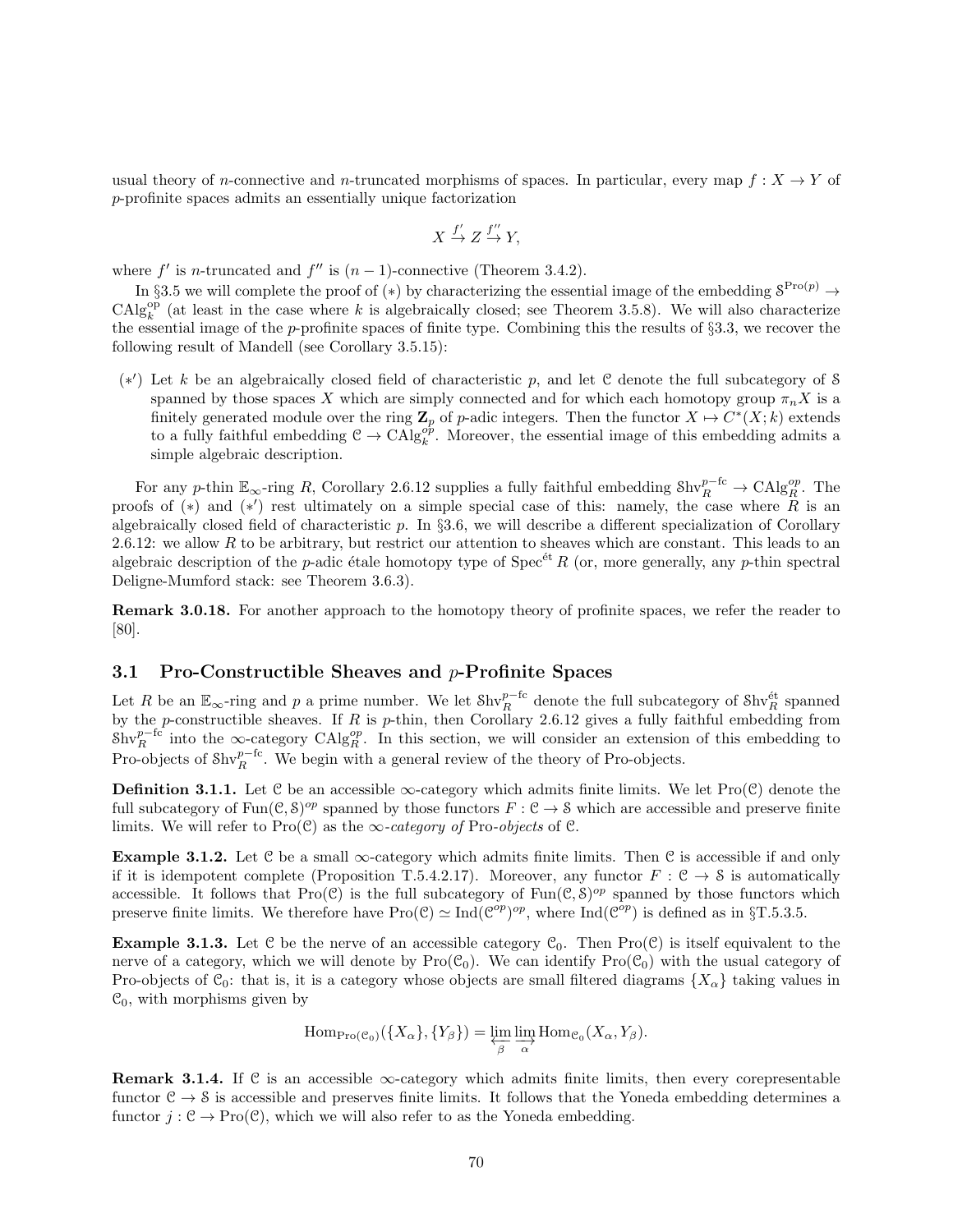usual theory of $n$-connective and $n$-truncated morphisms of spaces. In particular, every map $f : X \to Y$ of $p$-profinite spaces admits an essentially unique factorization

$$X \xrightarrow{f'} Z \xrightarrow{f''} Y,$$

where $f'$ is $n$-truncated and $f''$ is $(n-1)$-connective (Theorem 3.4.2).

In §3.5 we will complete the proof of $(*)$ by characterizing the essential image of the embedding $\mathcal{S}^{\mathrm{Pro}(p)} \to \mathrm{CAlg}_k^{\mathrm{op}}$ (at least in the case where $k$ is algebraically closed; see Theorem 3.5.8). We will also characterize the essential image of the $p$-profinite spaces of finite type. Combining this the results of §3.3, we recover the following result of Mandell (see Corollary 3.5.15):

- $(*')$ Let $k$ be an algebraically closed field of characteristic $p$, and let $\mathcal{C}$ denote the full subcategory of $\mathcal{S}$ spanned by those spaces $X$ which are simply connected and for which each homotopy group $\pi_n X$ is a finitely generated module over the ring $\mathbf{Z}_p$ of $p$-adic integers. Then the functor $X \mapsto C^*(X; k)$ extends to a fully faithful embedding $\mathcal{C} \to \mathrm{CAlg}_k^{op}$. Moreover, the essential image of this embedding admits a simple algebraic description.

For any $p$-thin $\mathbb{E}_\infty$-ring $R$, Corollary 2.6.12 supplies a fully faithful embedding $\mathcal{S}\mathrm{hv}_R^{p-\mathrm{fc}} \to \mathrm{CAlg}_R^{op}$. The proofs of $(*)$ and $(*')$ rest ultimately on a simple special case of this: namely, the case where $R$ is an algebraically closed field of characteristic $p$. In §3.6, we will describe a different specialization of Corollary 2.6.12: we allow $R$ to be arbitrary, but restrict our attention to sheaves which are constant. This leads to an algebraic description of the $p$-adic étale homotopy type of $\mathrm{Spec}^{\text{ét}} R$ (or, more generally, any $p$-thin spectral Deligne-Mumford stack: see Theorem 3.6.3).

**Remark 3.0.18.** For another approach to the homotopy theory of profinite spaces, we refer the reader to [80].

## 3.1 Pro-Constructible Sheaves and $p$-Profinite Spaces

Let $R$ be an $\mathbb{E}_\infty$-ring and $p$ a prime number. We let $\mathcal{S}\mathrm{hv}_R^{p-\mathrm{fc}}$ denote the full subcategory of $\mathcal{S}\mathrm{hv}_R^{\text{ét}}$ spanned by the $p$-constructible sheaves. If $R$ is $p$-thin, then Corollary 2.6.12 gives a fully faithful embedding from $\mathcal{S}\mathrm{hv}_R^{p-\mathrm{fc}}$ into the $\infty$-category $\mathrm{CAlg}_R^{op}$. In this section, we will consider an extension of this embedding to Pro-objects of $\mathcal{S}\mathrm{hv}_R^{p-\mathrm{fc}}$. We begin with a general review of the theory of Pro-objects.

**Definition 3.1.1.** Let $\mathcal{C}$ be an accessible $\infty$-category which admits finite limits. We let $\mathrm{Pro}(\mathcal{C})$ denote the full subcategory of $\mathrm{Fun}(\mathcal{C}, \mathcal{S})^{op}$ spanned by those functors $F : \mathcal{C} \to \mathcal{S}$ which are accessible and preserve finite limits. We will refer to $\mathrm{Pro}(\mathcal{C})$ as the *$\infty$-category of Pro-objects* of $\mathcal{C}$.

**Example 3.1.2.** Let $\mathcal{C}$ be a small $\infty$-category which admits finite limits. Then $\mathcal{C}$ is accessible if and only if it is idempotent complete (Proposition T.5.4.2.17). Moreover, any functor $F : \mathcal{C} \to \mathcal{S}$ is automatically accessible. It follows that $\mathrm{Pro}(\mathcal{C})$ is the full subcategory of $\mathrm{Fun}(\mathcal{C}, \mathcal{S})^{op}$ spanned by those functors which preserve finite limits. We therefore have $\mathrm{Pro}(\mathcal{C}) \simeq \mathrm{Ind}(\mathcal{C}^{op})^{op}$, where $\mathrm{Ind}(\mathcal{C}^{op})$ is defined as in §T.5.3.5.

**Example 3.1.3.** Let $\mathcal{C}$ be the nerve of an accessible category $\mathcal{C}_0$. Then $\mathrm{Pro}(\mathcal{C})$ is itself equivalent to the nerve of a category, which we will denote by $\mathrm{Pro}(\mathcal{C}_0)$. We can identify $\mathrm{Pro}(\mathcal{C}_0)$ with the usual category of Pro-objects of $\mathcal{C}_0$: that is, it is a category whose objects are small filtered diagrams $\{X_\alpha\}$ taking values in $\mathcal{C}_0$, with morphisms given by

$$\mathrm{Hom}_{\mathrm{Pro}(\mathcal{C}_0)}(\{X_\alpha\}, \{Y_\beta\}) = \varprojlim_\beta \varinjlim_\alpha \mathrm{Hom}_{\mathcal{C}_0}(X_\alpha, Y_\beta).$$

**Remark 3.1.4.** If $\mathcal{C}$ is an accessible $\infty$-category which admits finite limits, then every corepresentable functor $\mathcal{C} \to \mathcal{S}$ is accessible and preserves finite limits. It follows that the Yoneda embedding determines a functor $j : \mathcal{C} \to \mathrm{Pro}(\mathcal{C})$, which we will also refer to as the Yoneda embedding.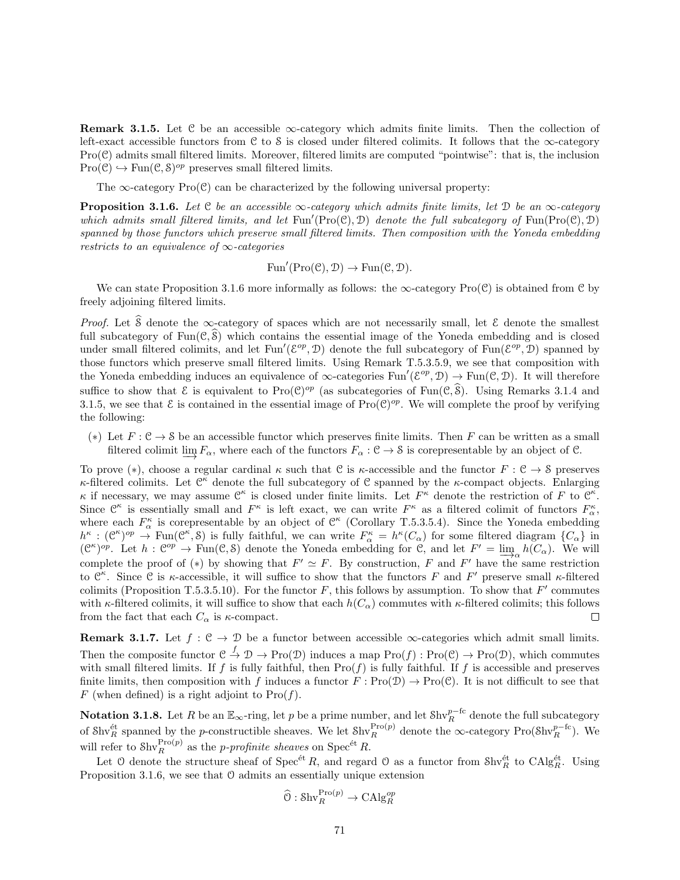**Remark 3.1.5.** Let $\mathcal{C}$ be an accessible $\infty$-category which admits finite limits. Then the collection of left-exact accessible functors from $\mathcal{C}$ to $\mathcal{S}$ is closed under filtered colimits. It follows that the $\infty$-category $\mathrm{Pro}(\mathcal{C})$ admits small filtered limits. Moreover, filtered limits are computed "pointwise": that is, the inclusion $\mathrm{Pro}(\mathcal{C}) \hookrightarrow \mathrm{Fun}(\mathcal{C}, \mathcal{S})^{op}$ preserves small filtered limits.

The $\infty$-category $\mathrm{Pro}(\mathcal{C})$ can be characterized by the following universal property:

**Proposition 3.1.6.** *Let $\mathcal{C}$ be an accessible $\infty$-category which admits finite limits, let $\mathcal{D}$ be an $\infty$-category which admits small filtered limits, and let $\mathrm{Fun}'(\mathrm{Pro}(\mathcal{C}), \mathcal{D})$ denote the full subcategory of $\mathrm{Fun}(\mathrm{Pro}(\mathcal{C}), \mathcal{D})$ spanned by those functors which preserve small filtered limits. Then composition with the Yoneda embedding restricts to an equivalence of $\infty$-categories*

$$\mathrm{Fun}'(\mathrm{Pro}(\mathcal{C}), \mathcal{D}) \to \mathrm{Fun}(\mathcal{C}, \mathcal{D}).$$

We can state Proposition 3.1.6 more informally as follows: the $\infty$-category $\mathrm{Pro}(\mathcal{C})$ is obtained from $\mathcal{C}$ by freely adjoining filtered limits.

*Proof.* Let $\widehat{\mathcal{S}}$ denote the $\infty$-category of spaces which are not necessarily small, let $\mathcal{E}$ denote the smallest full subcategory of $\mathrm{Fun}(\mathcal{C}, \widehat{\mathcal{S}})$ which contains the essential image of the Yoneda embedding and is closed under small filtered colimits, and let $\mathrm{Fun}'(\mathcal{E}^{op}, \mathcal{D})$ denote the full subcategory of $\mathrm{Fun}(\mathcal{E}^{op}, \mathcal{D})$ spanned by those functors which preserve small filtered limits. Using Remark T.5.3.5.9, we see that composition with the Yoneda embedding induces an equivalence of $\infty$-categories $\mathrm{Fun}'(\mathcal{E}^{op}, \mathcal{D}) \to \mathrm{Fun}(\mathcal{C}, \mathcal{D})$. It will therefore suffice to show that $\mathcal{E}$ is equivalent to $\mathrm{Pro}(\mathcal{C})^{op}$ (as subcategories of $\mathrm{Fun}(\mathcal{C}, \widehat{\mathcal{S}})$. Using Remarks 3.1.4 and 3.1.5, we see that $\mathcal{E}$ is contained in the essential image of $\mathrm{Pro}(\mathcal{C})^{op}$. We will complete the proof by verifying the following:

($*$) Let $F : \mathcal{C} \to \mathcal{S}$ be an accessible functor which preserves finite limits. Then $F$ can be written as a small filtered colimit $\varinjlim F_\alpha$, where each of the functors $F_\alpha : \mathcal{C} \to \mathcal{S}$ is corepresentable by an object of $\mathcal{C}$.

To prove ($*$), choose a regular cardinal $\kappa$ such that $\mathcal{C}$ is $\kappa$-accessible and the functor $F : \mathcal{C} \to \mathcal{S}$ preserves $\kappa$-filtered colimits. Let $\mathcal{C}^\kappa$ denote the full subcategory of $\mathcal{C}$ spanned by the $\kappa$-compact objects. Enlarging $\kappa$ if necessary, we may assume $\mathcal{C}^\kappa$ is closed under finite limits. Let $F^\kappa$ denote the restriction of $F$ to $\mathcal{C}^\kappa$. Since $\mathcal{C}^\kappa$ is essentially small and $F^\kappa$ is left exact, we can write $F^\kappa$ as a filtered colimit of functors $F^\kappa_\alpha$, where each $F^\kappa_\alpha$ is corepresentable by an object of $\mathcal{C}^\kappa$ (Corollary T.5.3.5.4). Since the Yoneda embedding $h^\kappa : (\mathcal{C}^\kappa)^{op} \to \mathrm{Fun}(\mathcal{C}^\kappa, \mathcal{S})$ is fully faithful, we can write $F^\kappa_\alpha = h^\kappa(C_\alpha)$ for some filtered diagram $\{C_\alpha\}$ in $(\mathcal{C}^\kappa)^{op}$. Let $h : \mathcal{C}^{op} \to \mathrm{Fun}(\mathcal{C}, \mathcal{S})$ denote the Yoneda embedding for $\mathcal{C}$, and let $F' = \varinjlim_\alpha h(C_\alpha)$. We will complete the proof of ($*$) by showing that $F' \simeq F$. By construction, $F$ and $F'$ have the same restriction to $\mathcal{C}^\kappa$. Since $\mathcal{C}$ is $\kappa$-accessible, it will suffice to show that the functors $F$ and $F'$ preserve small $\kappa$-filtered colimits (Proposition T.5.3.5.10). For the functor $F$, this follows by assumption. To show that $F'$ commutes with $\kappa$-filtered colimits, it will suffice to show that each $h(C_\alpha)$ commutes with $\kappa$-filtered colimits; this follows from the fact that each $C_\alpha$ is $\kappa$-compact. $\square$

**Remark 3.1.7.** Let $f : \mathcal{C} \to \mathcal{D}$ be a functor between accessible $\infty$-categories which admit small limits. Then the composite functor $\mathcal{C} \xrightarrow{f} \mathcal{D} \to \mathrm{Pro}(\mathcal{D})$ induces a map $\mathrm{Pro}(f) : \mathrm{Pro}(\mathcal{C}) \to \mathrm{Pro}(\mathcal{D})$, which commutes with small filtered limits. If $f$ is fully faithful, then $\mathrm{Pro}(f)$ is fully faithful. If $f$ is accessible and preserves finite limits, then composition with $f$ induces a functor $F : \mathrm{Pro}(\mathcal{D}) \to \mathrm{Pro}(\mathcal{C})$. It is not difficult to see that $F$ (when defined) is a right adjoint to $\mathrm{Pro}(f)$.

**Notation 3.1.8.** Let $R$ be an $\mathbb{E}_\infty$-ring, let $p$ be a prime number, and let $\mathcal{S}\mathrm{hv}_R^{p-\mathrm{fc}}$ denote the full subcategory of $\mathcal{S}\mathrm{hv}_R^{\mathrm{\acute{e}t}}$ spanned by the $p$-constructible sheaves. We let $\mathcal{S}\mathrm{hv}_R^{\mathrm{Pro}(p)}$ denote the $\infty$-category $\mathrm{Pro}(\mathcal{S}\mathrm{hv}_R^{p-\mathrm{fc}})$. We will refer to $\mathcal{S}\mathrm{hv}_R^{\mathrm{Pro}(p)}$ as the *$p$-profinite sheaves* on $\mathrm{Spec}^{\mathrm{\acute{e}t}}\, R$.

Let $\mathcal{O}$ denote the structure sheaf of $\mathrm{Spec}^{\mathrm{\acute{e}t}}\, R$, and regard $\mathcal{O}$ as a functor from $\mathcal{S}\mathrm{hv}_R^{\mathrm{\acute{e}t}}$ to $\mathrm{CAlg}_R^{\mathrm{\acute{e}t}}$. Using Proposition 3.1.6, we see that $\mathcal{O}$ admits an essentially unique extension

$$\widehat{\mathcal{O}} : \mathcal{S}\mathrm{hv}_R^{\mathrm{Pro}(p)} \to \mathrm{CAlg}_R^{op}$$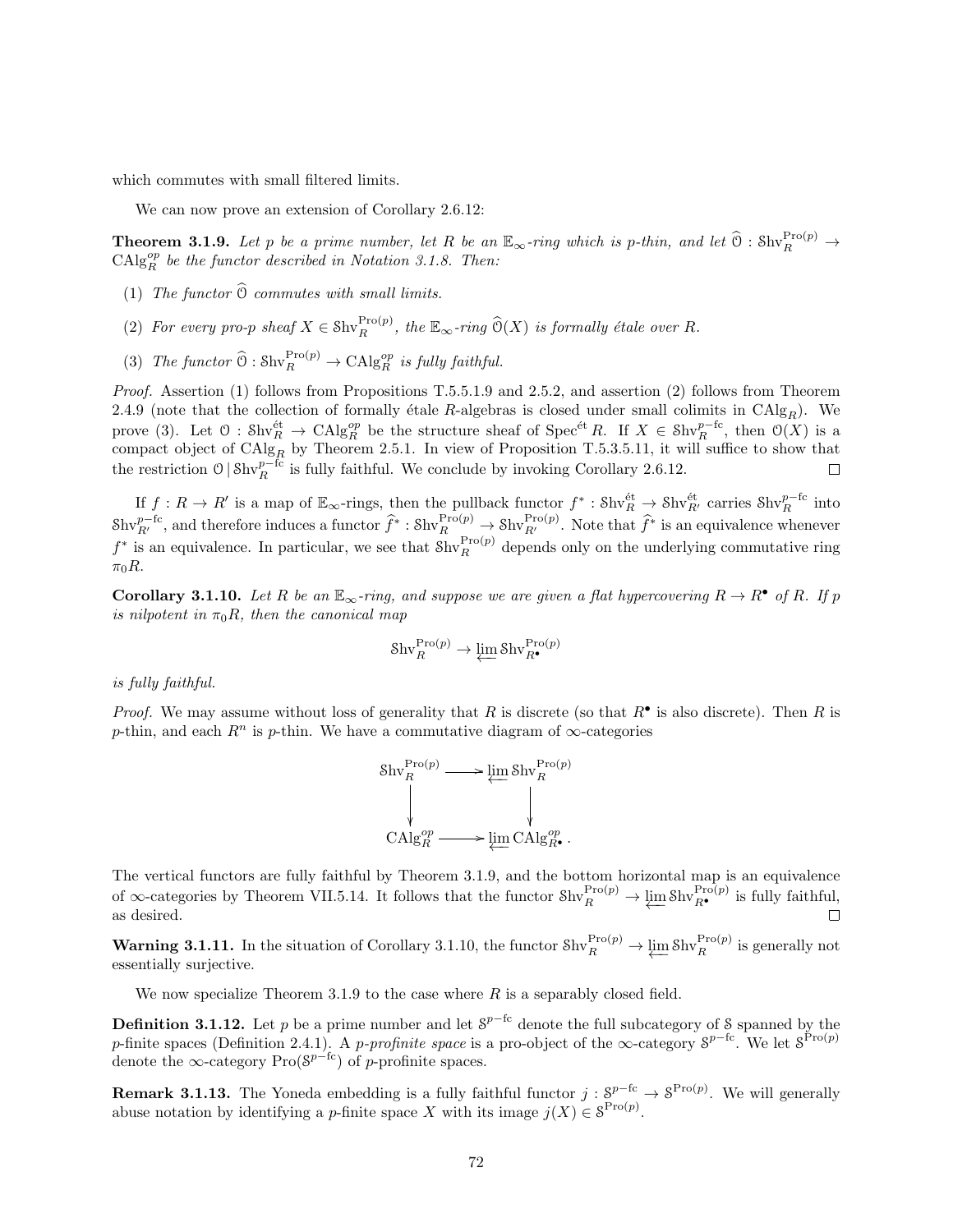which commutes with small filtered limits.

We can now prove an extension of Corollary 2.6.12:

**Theorem 3.1.9.** *Let $p$ be a prime number, let $R$ be an $\mathbb{E}_\infty$-ring which is $p$-thin, and let $\widehat{\mathcal{O}} : \mathcal{S}\mathrm{hv}_R^{\mathrm{Pro}(p)} \to \mathrm{CAlg}_R^{op}$ be the functor described in Notation 3.1.8. Then:*

(1) *The functor $\widehat{\mathcal{O}}$ commutes with small limits.*

(2) *For every pro-p sheaf $X \in \mathcal{S}\mathrm{hv}_R^{\mathrm{Pro}(p)}$, the $\mathbb{E}_\infty$-ring $\widehat{\mathcal{O}}(X)$ is formally étale over $R$.*

(3) *The functor $\widehat{\mathcal{O}} : \mathcal{S}\mathrm{hv}_R^{\mathrm{Pro}(p)} \to \mathrm{CAlg}_R^{op}$ is fully faithful.*

*Proof.* Assertion (1) follows from Propositions T.5.5.1.9 and 2.5.2, and assertion (2) follows from Theorem 2.4.9 (note that the collection of formally étale $R$-algebras is closed under small colimits in $\mathrm{CAlg}_R$). We prove (3). Let $\mathcal{O} : \mathcal{S}\mathrm{hv}_R^{\text{ét}} \to \mathrm{CAlg}_R^{op}$ be the structure sheaf of $\mathrm{Spec}^{\text{ét}} R$. If $X \in \mathcal{S}\mathrm{hv}_R^{p-\mathrm{fc}}$, then $\mathcal{O}(X)$ is a compact object of $\mathrm{CAlg}_R$ by Theorem 2.5.1. In view of Proposition T.5.3.5.11, it will suffice to show that the restriction $\mathcal{O} \,|\, \mathcal{S}\mathrm{hv}_R^{p-\mathrm{fc}}$ is fully faithful. We conclude by invoking Corollary 2.6.12. $\square$

If $f : R \to R'$ is a map of $\mathbb{E}_\infty$-rings, then the pullback functor $f^* : \mathcal{S}\mathrm{hv}_R^{\text{ét}} \to \mathcal{S}\mathrm{hv}_{R'}^{\text{ét}}$ carries $\mathcal{S}\mathrm{hv}_R^{p-\mathrm{fc}}$ into $\mathcal{S}\mathrm{hv}_{R'}^{p-\mathrm{fc}}$, and therefore induces a functor $\widehat{f}^* : \mathcal{S}\mathrm{hv}_R^{\mathrm{Pro}(p)} \to \mathcal{S}\mathrm{hv}_{R'}^{\mathrm{Pro}(p)}$. Note that $\widehat{f}^*$ is an equivalence whenever $f^*$ is an equivalence. In particular, we see that $\mathcal{S}\mathrm{hv}_R^{\mathrm{Pro}(p)}$ depends only on the underlying commutative ring $\pi_0 R$.

**Corollary 3.1.10.** *Let $R$ be an $\mathbb{E}_\infty$-ring, and suppose we are given a flat hypercovering $R \to R^\bullet$ of $R$. If $p$ is nilpotent in $\pi_0 R$, then the canonical map*

$$\mathcal{S}\mathrm{hv}_R^{\mathrm{Pro}(p)} \to \varprojlim \mathcal{S}\mathrm{hv}_{R^\bullet}^{\mathrm{Pro}(p)}$$

*is fully faithful.*

*Proof.* We may assume without loss of generality that $R$ is discrete (so that $R^\bullet$ is also discrete). Then $R$ is $p$-thin, and each $R^n$ is $p$-thin. We have a commutative diagram of $\infty$-categories

$$\begin{array}{ccc} \mathcal{S}\mathrm{hv}_R^{\mathrm{Pro}(p)} & \longrightarrow & \varprojlim \mathcal{S}\mathrm{hv}_R^{\mathrm{Pro}(p)} \\ \downarrow & & \downarrow \\ \mathrm{CAlg}_R^{op} & \longrightarrow & \varprojlim \mathrm{CAlg}_{R^\bullet}^{op}. \end{array}$$

The vertical functors are fully faithful by Theorem 3.1.9, and the bottom horizontal map is an equivalence of $\infty$-categories by Theorem VII.5.14. It follows that the functor $\mathcal{S}\mathrm{hv}_R^{\mathrm{Pro}(p)} \to \varprojlim \mathcal{S}\mathrm{hv}_{R^\bullet}^{\mathrm{Pro}(p)}$ is fully faithful, as desired. $\square$

**Warning 3.1.11.** In the situation of Corollary 3.1.10, the functor $\mathcal{S}\mathrm{hv}_R^{\mathrm{Pro}(p)} \to \varprojlim \mathcal{S}\mathrm{hv}_R^{\mathrm{Pro}(p)}$ is generally not essentially surjective.

We now specialize Theorem 3.1.9 to the case where $R$ is a separably closed field.

**Definition 3.1.12.** Let $p$ be a prime number and let $\mathcal{S}^{p-\mathrm{fc}}$ denote the full subcategory of $\mathcal{S}$ spanned by the $p$-finite spaces (Definition 2.4.1). A *$p$-profinite space* is a pro-object of the $\infty$-category $\mathcal{S}^{p-\mathrm{fc}}$. We let $\mathcal{S}^{\mathrm{Pro}(p)}$ denote the $\infty$-category $\mathrm{Pro}(\mathcal{S}^{p-\mathrm{fc}})$ of $p$-profinite spaces.

**Remark 3.1.13.** The Yoneda embedding is a fully faithful functor $j : \mathcal{S}^{p-\mathrm{fc}} \to \mathcal{S}^{\mathrm{Pro}(p)}$. We will generally abuse notation by identifying a $p$-finite space $X$ with its image $j(X) \in \mathcal{S}^{\mathrm{Pro}(p)}$.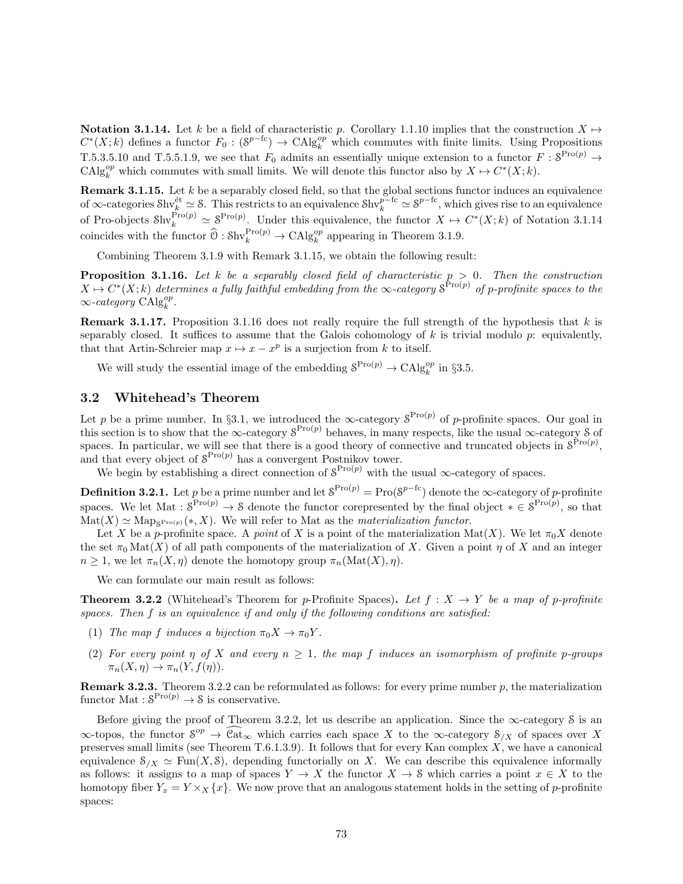**Notation 3.1.14.** Let $k$ be a field of characteristic $p$. Corollary 1.1.10 implies that the construction $X \mapsto C^*(X;k)$ defines a functor $F_0 : (\mathcal{S}^{p-\text{fc}}) \to \text{CAlg}_k^{op}$ which commutes with finite limits. Using Propositions T.5.3.5.10 and T.5.5.1.9, we see that $F_0$ admits an essentially unique extension to a functor $F : \mathcal{S}^{\text{Pro}(p)} \to \text{CAlg}_k^{op}$ which commutes with small limits. We will denote this functor also by $X \mapsto C^*(X;k)$.

**Remark 3.1.15.** Let $k$ be a separably closed field, so that the global sections functor induces an equivalence of $\infty$-categories $\mathcal{S}\text{hv}_k^{\text{ét}} \simeq \mathcal{S}$. This restricts to an equivalence $\mathcal{S}\text{hv}_k^{p-\text{fc}} \simeq \mathcal{S}^{p-\text{fc}}$, which gives rise to an equivalence of Pro-objects $\mathcal{S}\text{hv}_k^{\text{Pro}(p)} \simeq \mathcal{S}^{\text{Pro}(p)}$. Under this equivalence, the functor $X \mapsto C^*(X;k)$ of Notation 3.1.14 coincides with the functor $\widehat{\mathcal{O}} : \mathcal{S}\text{hv}_k^{\text{Pro}(p)} \to \text{CAlg}_k^{op}$ appearing in Theorem 3.1.9.

Combining Theorem 3.1.9 with Remark 3.1.15, we obtain the following result:

**Proposition 3.1.16.** *Let $k$ be a separably closed field of characteristic $p > 0$. Then the construction $X \mapsto C^*(X;k)$ determines a fully faithful embedding from the $\infty$-category $\mathcal{S}^{\text{Pro}(p)}$ of $p$-profinite spaces to the $\infty$-category $\text{CAlg}_k^{op}$.*

**Remark 3.1.17.** Proposition 3.1.16 does not really require the full strength of the hypothesis that $k$ is separably closed. It suffices to assume that the Galois cohomology of $k$ is trivial modulo $p$: equivalently, that that Artin-Schreier map $x \mapsto x - x^p$ is a surjection from $k$ to itself.

We will study the essential image of the embedding $\mathcal{S}^{\text{Pro}(p)} \to \text{CAlg}_k^{op}$ in §3.5.

## 3.2 Whitehead's Theorem

Let $p$ be a prime number. In §3.1, we introduced the $\infty$-category $\mathcal{S}^{\text{Pro}(p)}$ of $p$-profinite spaces. Our goal in this section is to show that the $\infty$-category $\mathcal{S}^{\text{Pro}(p)}$ behaves, in many respects, like the usual $\infty$-category $\mathcal{S}$ of spaces. In particular, we will see that there is a good theory of connective and truncated objects in $\mathcal{S}^{\text{Pro}(p)}$, and that every object of $\mathcal{S}^{\text{Pro}(p)}$ has a convergent Postnikov tower.

We begin by establishing a direct connection of $\mathcal{S}^{\text{Pro}(p)}$ with the usual $\infty$-category of spaces.

**Definition 3.2.1.** Let $p$ be a prime number and let $\mathcal{S}^{\text{Pro}(p)} = \text{Pro}(\mathcal{S}^{p-\text{fc}})$ denote the $\infty$-category of $p$-profinite spaces. We let $\text{Mat} : \mathcal{S}^{\text{Pro}(p)} \to \mathcal{S}$ denote the functor corepresented by the final object $* \in \mathcal{S}^{\text{Pro}(p)}$, so that $\text{Mat}(X) \simeq \text{Map}_{\mathcal{S}^{\text{Pro}(p)}}(*, X)$. We will refer to Mat as the *materialization functor*.

Let $X$ be a $p$-profinite space. A *point* of $X$ is a point of the materialization $\text{Mat}(X)$. We let $\pi_0 X$ denote the set $\pi_0 \text{Mat}(X)$ of all path components of the materialization of $X$. Given a point $\eta$ of $X$ and an integer $n \geq 1$, we let $\pi_n(X, \eta)$ denote the homotopy group $\pi_n(\text{Mat}(X), \eta)$.

We can formulate our main result as follows:

**Theorem 3.2.2** (Whitehead's Theorem for $p$-Profinite Spaces)**.** *Let $f : X \to Y$ be a map of $p$-profinite spaces. Then $f$ is an equivalence if and only if the following conditions are satisfied:*

1. *The map $f$ induces a bijection $\pi_0 X \to \pi_0 Y$.*
2. *For every point $\eta$ of $X$ and every $n \geq 1$, the map $f$ induces an isomorphism of profinite $p$-groups $\pi_n(X, \eta) \to \pi_n(Y, f(\eta))$.*

**Remark 3.2.3.** Theorem 3.2.2 can be reformulated as follows: for every prime number $p$, the materialization functor $\text{Mat} : \mathcal{S}^{\text{Pro}(p)} \to \mathcal{S}$ is conservative.

Before giving the proof of Theorem 3.2.2, let us describe an application. Since the $\infty$-category $\mathcal{S}$ is an $\infty$-topos, the functor $\mathcal{S}^{op} \to \widehat{\mathcal{C}\text{at}}_\infty$ which carries each space $X$ to the $\infty$-category $\mathcal{S}_{/X}$ of spaces over $X$ preserves small limits (see Theorem T.6.1.3.9). It follows that for every Kan complex $X$, we have a canonical equivalence $\mathcal{S}_{/X} \simeq \text{Fun}(X, \mathcal{S})$, depending functorially on $X$. We can describe this equivalence informally as follows: it assigns to a map of spaces $Y \to X$ the functor $X \to \mathcal{S}$ which carries a point $x \in X$ to the homotopy fiber $Y_x = Y \times_X \{x\}$. We now prove that an analogous statement holds in the setting of $p$-profinite spaces: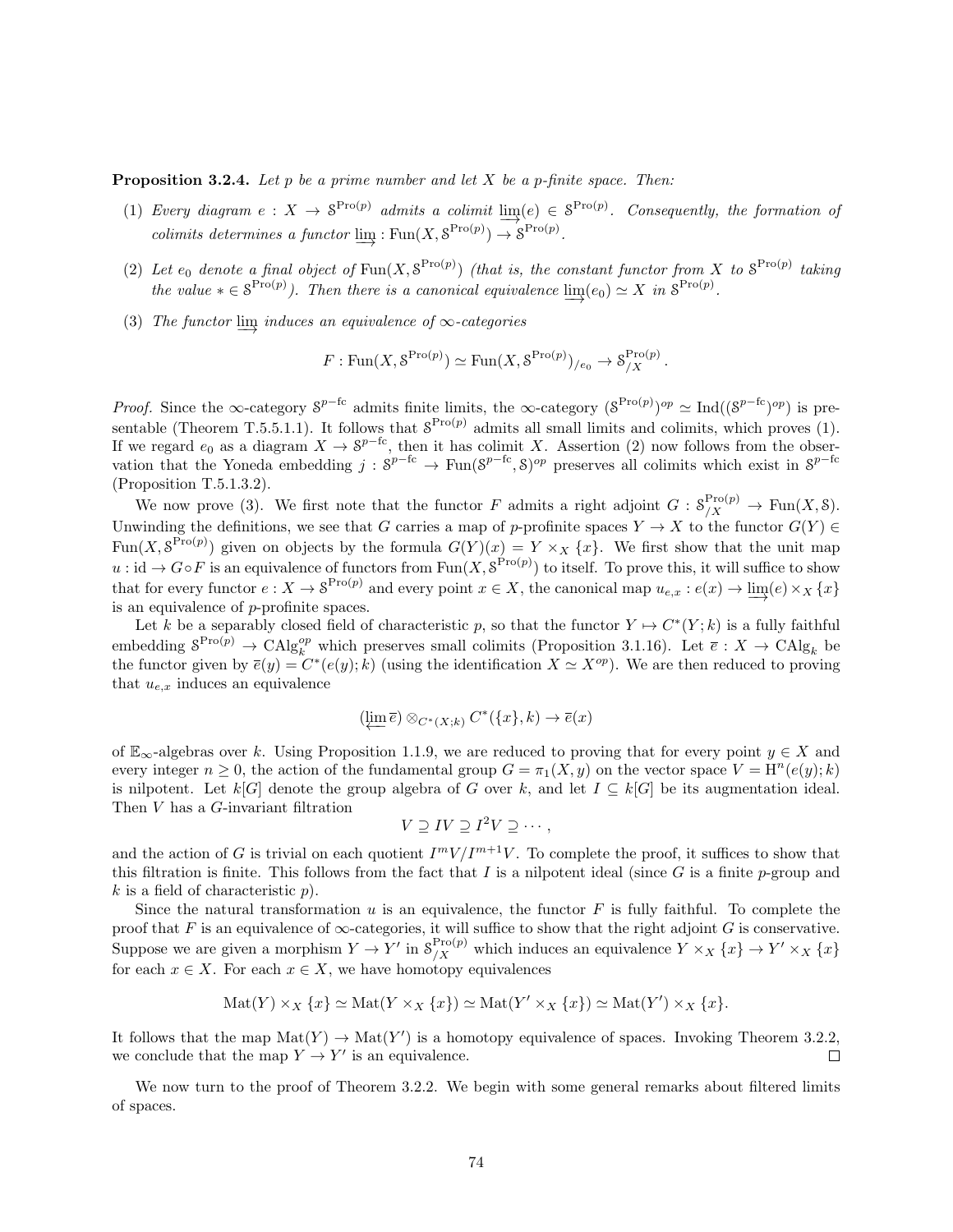**Proposition 3.2.4.** *Let $p$ be a prime number and let $X$ be a $p$-finite space. Then:*

(1) *Every diagram $e : X \to \mathcal{S}^{\mathrm{Pro}(p)}$ admits a colimit $\varinjlim(e) \in \mathcal{S}^{\mathrm{Pro}(p)}$. Consequently, the formation of colimits determines a functor $\varinjlim : \mathrm{Fun}(X, \mathcal{S}^{\mathrm{Pro}(p)}) \to \mathcal{S}^{\mathrm{Pro}(p)}$.*

(2) *Let $e_0$ denote a final object of $\mathrm{Fun}(X, \mathcal{S}^{\mathrm{Pro}(p)})$ (that is, the constant functor from $X$ to $\mathcal{S}^{\mathrm{Pro}(p)}$ taking the value $* \in \mathcal{S}^{\mathrm{Pro}(p)}$). Then there is a canonical equivalence $\varinjlim(e_0) \simeq X$ in $\mathcal{S}^{\mathrm{Pro}(p)}$.*

(3) *The functor $\varinjlim$ induces an equivalence of $\infty$-categories*

$$F : \mathrm{Fun}(X, \mathcal{S}^{\mathrm{Pro}(p)}) \simeq \mathrm{Fun}(X, \mathcal{S}^{\mathrm{Pro}(p)})_{/e_0} \to \mathcal{S}^{\mathrm{Pro}(p)}_{/X}.$$

*Proof.* Since the $\infty$-category $\mathcal{S}^{p-\mathrm{fc}}$ admits finite limits, the $\infty$-category $(\mathcal{S}^{\mathrm{Pro}(p)})^{op} \simeq \mathrm{Ind}((\mathcal{S}^{p-\mathrm{fc}})^{op})$ is presentable (Theorem T.5.5.1.1). It follows that $\mathcal{S}^{\mathrm{Pro}(p)}$ admits all small limits and colimits, which proves (1). If we regard $e_0$ as a diagram $X \to \mathcal{S}^{p-\mathrm{fc}}$, then it has colimit $X$. Assertion (2) now follows from the observation that the Yoneda embedding $j : \mathcal{S}^{p-\mathrm{fc}} \to \mathrm{Fun}(\mathcal{S}^{p-\mathrm{fc}}, \mathcal{S})^{op}$ preserves all colimits which exist in $\mathcal{S}^{p-\mathrm{fc}}$ (Proposition T.5.1.3.2).

We now prove (3). We first note that the functor $F$ admits a right adjoint $G : \mathcal{S}^{\mathrm{Pro}(p)}_{/X} \to \mathrm{Fun}(X, \mathcal{S})$. Unwinding the definitions, we see that $G$ carries a map of $p$-profinite spaces $Y \to X$ to the functor $G(Y) \in \mathrm{Fun}(X, \mathcal{S}^{\mathrm{Pro}(p)})$ given on objects by the formula $G(Y)(x) = Y \times_X \{x\}$. We first show that the unit map $u : \mathrm{id} \to G \circ F$ is an equivalence of functors from $\mathrm{Fun}(X, \mathcal{S}^{\mathrm{Pro}(p)})$ to itself. To prove this, it will suffice to show that for every functor $e : X \to \mathcal{S}^{\mathrm{Pro}(p)}$ and every point $x \in X$, the canonical map $u_{e,x} : e(x) \to \varinjlim(e) \times_X \{x\}$ is an equivalence of $p$-profinite spaces.

Let $k$ be a separably closed field of characteristic $p$, so that the functor $Y \mapsto C^*(Y; k)$ is a fully faithful embedding $\mathcal{S}^{\mathrm{Pro}(p)} \to \mathrm{CAlg}_k^{op}$ which preserves small colimits (Proposition 3.1.16). Let $\overline{e} : X \to \mathrm{CAlg}_k$ be the functor given by $\overline{e}(y) = C^*(e(y); k)$ (using the identification $X \simeq X^{op}$). We are then reduced to proving that $u_{e,x}$ induces an equivalence

$$(\varprojlim \overline{e}) \otimes_{C^*(X;k)} C^*(\{x\}, k) \to \overline{e}(x)$$

of $\mathbb{E}_\infty$-algebras over $k$. Using Proposition 1.1.9, we are reduced to proving that for every point $y \in X$ and every integer $n \geq 0$, the action of the fundamental group $G = \pi_1(X, y)$ on the vector space $V = \mathrm{H}^n(e(y); k)$ is nilpotent. Let $k[G]$ denote the group algebra of $G$ over $k$, and let $I \subseteq k[G]$ be its augmentation ideal. Then $V$ has a $G$-invariant filtration

$$V \supseteq IV \supseteq I^2 V \supseteq \cdots,$$

and the action of $G$ is trivial on each quotient $I^m V / I^{m+1} V$. To complete the proof, it suffices to show that this filtration is finite. This follows from the fact that $I$ is a nilpotent ideal (since $G$ is a finite $p$-group and $k$ is a field of characteristic $p$).

Since the natural transformation $u$ is an equivalence, the functor $F$ is fully faithful. To complete the proof that $F$ is an equivalence of $\infty$-categories, it will suffice to show that the right adjoint $G$ is conservative. Suppose we are given a morphism $Y \to Y'$ in $\mathcal{S}^{\mathrm{Pro}(p)}_{/X}$ which induces an equivalence $Y \times_X \{x\} \to Y' \times_X \{x\}$ for each $x \in X$. For each $x \in X$, we have homotopy equivalences

$$\mathrm{Mat}(Y) \times_X \{x\} \simeq \mathrm{Mat}(Y \times_X \{x\}) \simeq \mathrm{Mat}(Y' \times_X \{x\}) \simeq \mathrm{Mat}(Y') \times_X \{x\}.$$

It follows that the map $\mathrm{Mat}(Y) \to \mathrm{Mat}(Y')$ is a homotopy equivalence of spaces. Invoking Theorem 3.2.2, we conclude that the map $Y \to Y'$ is an equivalence. $\square$

We now turn to the proof of Theorem 3.2.2. We begin with some general remarks about filtered limits of spaces.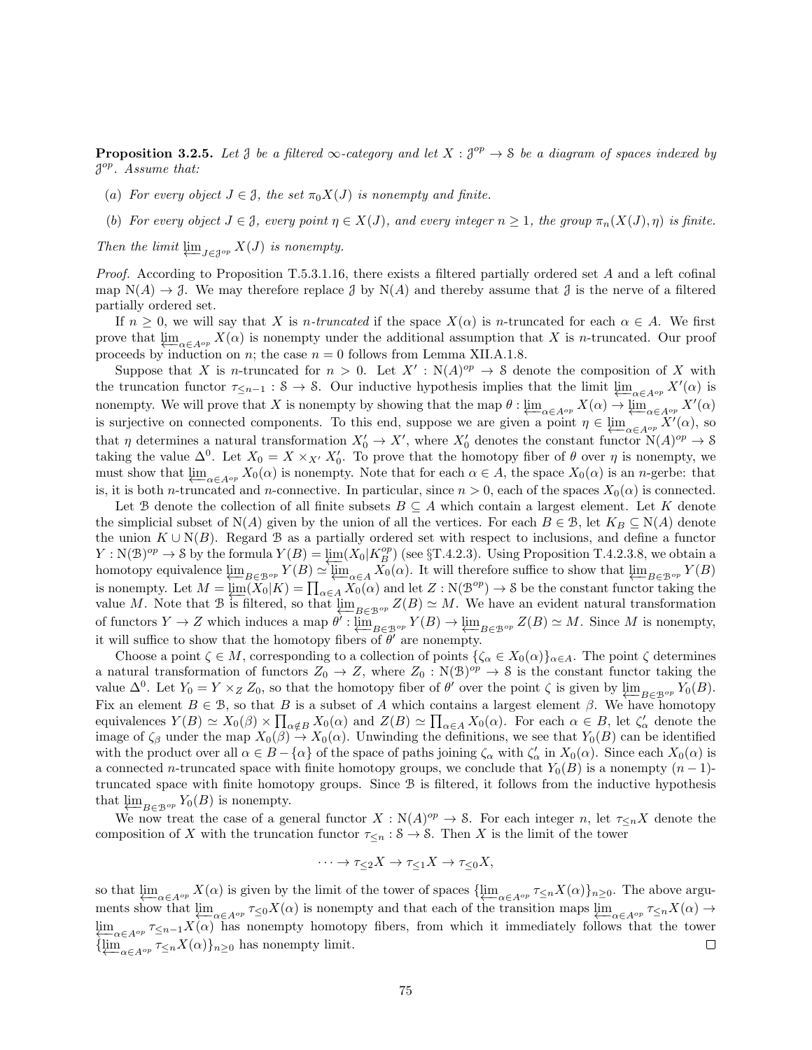**Proposition 3.2.5.** *Let $\mathcal{J}$ be a filtered $\infty$-category and let $X : \mathcal{J}^{op} \to \mathcal{S}$ be a diagram of spaces indexed by $\mathcal{J}^{op}$. Assume that:*

(a) *For every object $J \in \mathcal{J}$, the set $\pi_0 X(J)$ is nonempty and finite.*

(b) *For every object $J \in \mathcal{J}$, every point $\eta \in X(J)$, and every integer $n \geq 1$, the group $\pi_n(X(J), \eta)$ is finite.*

*Then the limit $\varprojlim_{J \in \mathcal{J}^{op}} X(J)$ is nonempty.*

*Proof.* According to Proposition T.5.3.1.16, there exists a filtered partially ordered set $A$ and a left cofinal map $\mathrm{N}(A) \to \mathcal{J}$. We may therefore replace $\mathcal{J}$ by $\mathrm{N}(A)$ and thereby assume that $\mathcal{J}$ is the nerve of a filtered partially ordered set.

If $n \geq 0$, we will say that $X$ is *$n$-truncated* if the space $X(\alpha)$ is $n$-truncated for each $\alpha \in A$. We first prove that $\varprojlim_{\alpha \in A^{op}} X(\alpha)$ is nonempty under the additional assumption that $X$ is $n$-truncated. Our proof proceeds by induction on $n$; the case $n = 0$ follows from Lemma XII.A.1.8.

Suppose that $X$ is $n$-truncated for $n > 0$. Let $X' : \mathrm{N}(A)^{op} \to \mathcal{S}$ denote the composition of $X$ with the truncation functor $\tau_{\leq n-1} : \mathcal{S} \to \mathcal{S}$. Our inductive hypothesis implies that the limit $\varprojlim_{\alpha \in A^{op}} X'(\alpha)$ is nonempty. We will prove that $X$ is nonempty by showing that the map $\theta : \varprojlim_{\alpha \in A^{op}} X(\alpha) \to \varprojlim_{\alpha \in A^{op}} X'(\alpha)$ is surjective on connected components. To this end, suppose we are given a point $\eta \in \varprojlim_{\alpha \in A^{op}} X'(\alpha)$, so that $\eta$ determines a natural transformation $X'_0 \to X'$, where $X'_0$ denotes the constant functor $\mathrm{N}(A)^{op} \to \mathcal{S}$ taking the value $\Delta^0$. Let $X_0 = X \times_{X'} X'_0$. To prove that the homotopy fiber of $\theta$ over $\eta$ is nonempty, we must show that $\varprojlim_{\alpha \in A^{op}} X_0(\alpha)$ is nonempty. Note that for each $\alpha \in A$, the space $X_0(\alpha)$ is an $n$-gerbe: that is, it is both $n$-truncated and $n$-connective. In particular, since $n > 0$, each of the spaces $X_0(\alpha)$ is connected.

Let $\mathcal{B}$ denote the collection of all finite subsets $B \subseteq A$ which contain a largest element. Let $K$ denote the simplicial subset of $\mathrm{N}(A)$ given by the union of all the vertices. For each $B \in \mathcal{B}$, let $K_B \subseteq \mathrm{N}(A)$ denote the union $K \cup \mathrm{N}(B)$. Regard $\mathcal{B}$ as a partially ordered set with respect to inclusions, and define a functor $Y : \mathrm{N}(\mathcal{B})^{op} \to \mathcal{S}$ by the formula $Y(B) = \varprojlim(X_0 | K_B^{op})$ (see §T.4.2.3). Using Proposition T.4.2.3.8, we obtain a homotopy equivalence $\varprojlim_{B \in \mathcal{B}^{op}} Y(B) \simeq \varprojlim_{\alpha \in A} X_0(\alpha)$. It will therefore suffice to show that $\varprojlim_{B \in \mathcal{B}^{op}} Y(B)$ is nonempty. Let $M = \varprojlim(X_0 | K) = \prod_{\alpha \in A} X_0(\alpha)$ and let $Z : \mathrm{N}(\mathcal{B}^{op}) \to \mathcal{S}$ be the constant functor taking the value $M$. Note that $\mathcal{B}$ is filtered, so that $\varprojlim_{B \in \mathcal{B}^{op}} Z(B) \simeq M$. We have an evident natural transformation of functors $Y \to Z$ which induces a map $\theta' : \varprojlim_{B \in \mathcal{B}^{op}} Y(B) \to \varprojlim_{B \in \mathcal{B}^{op}} Z(B) \simeq M$. Since $M$ is nonempty, it will suffice to show that the homotopy fibers of $\theta'$ are nonempty.

Choose a point $\zeta \in M$, corresponding to a collection of points $\{\zeta_\alpha \in X_0(\alpha)\}_{\alpha \in A}$. The point $\zeta$ determines a natural transformation of functors $Z_0 \to Z$, where $Z_0 : \mathrm{N}(\mathcal{B})^{op} \to \mathcal{S}$ is the constant functor taking the value $\Delta^0$. Let $Y_0 = Y \times_Z Z_0$, so that the homotopy fiber of $\theta'$ over the point $\zeta$ is given by $\varprojlim_{B \in \mathcal{B}^{op}} Y_0(B)$. Fix an element $B \in \mathcal{B}$, so that $B$ is a subset of $A$ which contains a largest element $\beta$. We have homotopy equivalences $Y(B) \simeq X_0(\beta) \times \prod_{\alpha \notin B} X_0(\alpha)$ and $Z(B) \simeq \prod_{\alpha \in A} X_0(\alpha)$. For each $\alpha \in B$, let $\zeta'_\alpha$ denote the image of $\zeta_\beta$ under the map $X_0(\beta) \to X_0(\alpha)$. Unwinding the definitions, we see that $Y_0(B)$ can be identified with the product over all $\alpha \in B - \{\alpha\}$ of the space of paths joining $\zeta_\alpha$ with $\zeta'_\alpha$ in $X_0(\alpha)$. Since each $X_0(\alpha)$ is a connected $n$-truncated space with finite homotopy groups, we conclude that $Y_0(B)$ is a nonempty $(n-1)$-truncated space with finite homotopy groups. Since $\mathcal{B}$ is filtered, it follows from the inductive hypothesis that $\varprojlim_{B \in \mathcal{B}^{op}} Y_0(B)$ is nonempty.

We now treat the case of a general functor $X : \mathrm{N}(A)^{op} \to \mathcal{S}$. For each integer $n$, let $\tau_{\leq n} X$ denote the composition of $X$ with the truncation functor $\tau_{\leq n} : \mathcal{S} \to \mathcal{S}$. Then $X$ is the limit of the tower

$$\cdots \to \tau_{\leq 2} X \to \tau_{\leq 1} X \to \tau_{\leq 0} X,$$

so that $\varprojlim_{\alpha \in A^{op}} X(\alpha)$ is given by the limit of the tower of spaces $\{\varprojlim_{\alpha \in A^{op}} \tau_{\leq n} X(\alpha)\}_{n \geq 0}$. The above arguments show that $\varprojlim_{\alpha \in A^{op}} \tau_{\leq 0} X(\alpha)$ is nonempty and that each of the transition maps $\varprojlim_{\alpha \in A^{op}} \tau_{\leq n} X(\alpha) \to \varprojlim_{\alpha \in A^{op}} \tau_{\leq n-1} X(\alpha)$ has nonempty homotopy fibers, from which it immediately follows that the tower $\{\varprojlim_{\alpha \in A^{op}} \tau_{\leq n} X(\alpha)\}_{n \geq 0}$ has nonempty limit. $\square$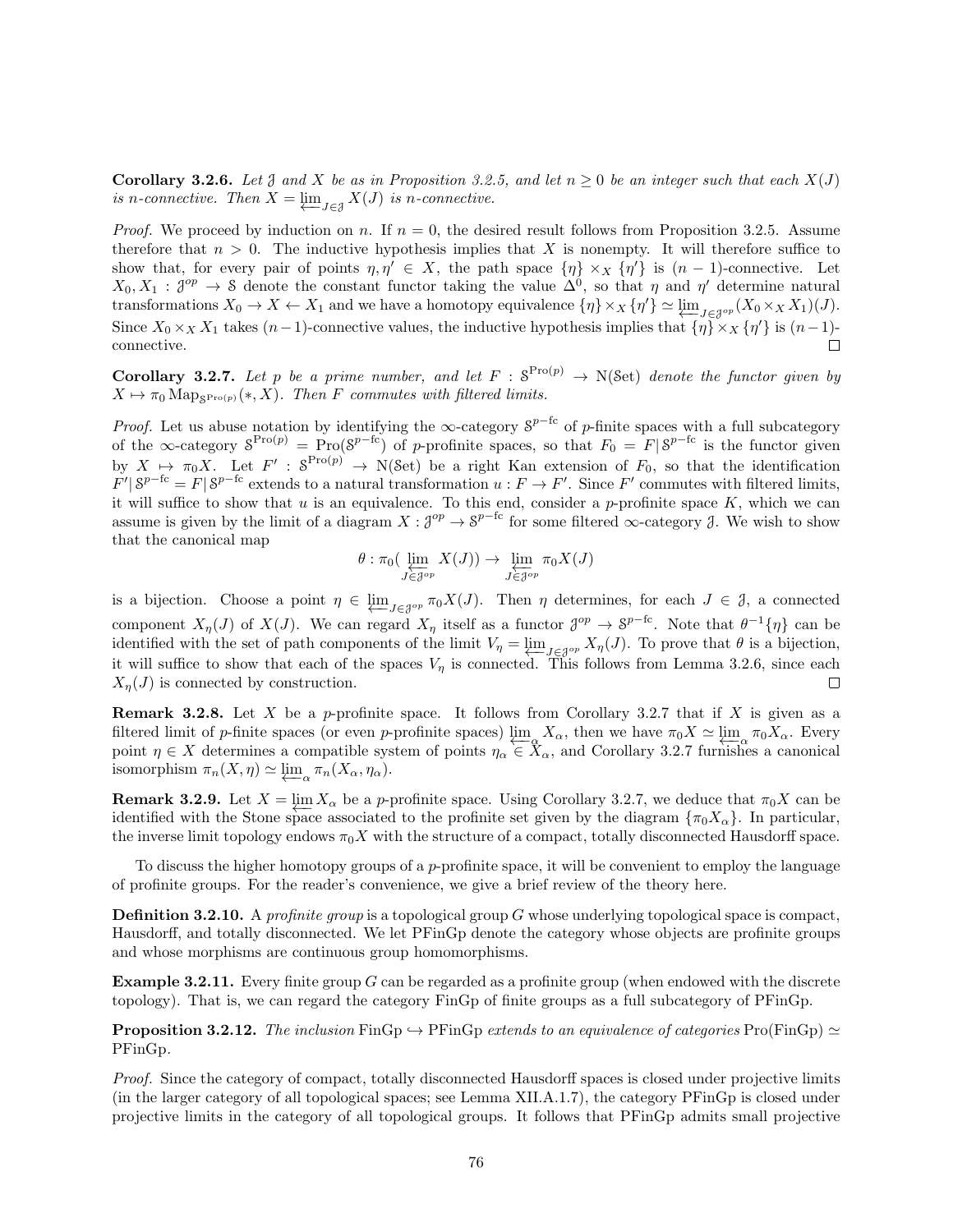**Corollary 3.2.6.** *Let $\mathcal{J}$ and $X$ be as in Proposition 3.2.5, and let $n \geq 0$ be an integer such that each $X(J)$ is $n$-connective. Then $X = \varprojlim_{J \in \mathcal{J}} X(J)$ is $n$-connective.*

*Proof.* We proceed by induction on $n$. If $n = 0$, the desired result follows from Proposition 3.2.5. Assume therefore that $n > 0$. The inductive hypothesis implies that $X$ is nonempty. It will therefore suffice to show that, for every pair of points $\eta, \eta' \in X$, the path space $\{\eta\} \times_X \{\eta'\}$ is $(n-1)$-connective. Let $X_0, X_1 : \mathcal{J}^{op} \to \mathcal{S}$ denote the constant functor taking the value $\Delta^0$, so that $\eta$ and $\eta'$ determine natural transformations $X_0 \to X \leftarrow X_1$ and we have a homotopy equivalence $\{\eta\} \times_X \{\eta'\} \simeq \varprojlim_{J \in \mathcal{J}^{op}} (X_0 \times_X X_1)(J)$. Since $X_0 \times_X X_1$ takes $(n-1)$-connective values, the inductive hypothesis implies that $\{\eta\} \times_X \{\eta'\}$ is $(n-1)$-connective. □

**Corollary 3.2.7.** *Let $p$ be a prime number, and let $F : \mathcal{S}^{\mathrm{Pro}(p)} \to \mathrm{N}(\mathcal{S}\mathrm{et})$ denote the functor given by $X \mapsto \pi_0 \mathrm{Map}_{\mathcal{S}^{\mathrm{Pro}(p)}}(*, X)$. Then $F$ commutes with filtered limits.*

*Proof.* Let us abuse notation by identifying the $\infty$-category $\mathcal{S}^{p-\mathrm{fc}}$ of $p$-finite spaces with a full subcategory of the $\infty$-category $\mathcal{S}^{\mathrm{Pro}(p)} = \mathrm{Pro}(\mathcal{S}^{p-\mathrm{fc}})$ of $p$-profinite spaces, so that $F_0 = F | \mathcal{S}^{p-\mathrm{fc}}$ is the functor given by $X \mapsto \pi_0 X$. Let $F' : \mathcal{S}^{\mathrm{Pro}(p)} \to \mathrm{N}(\mathcal{S}\mathrm{et})$ be a right Kan extension of $F_0$, so that the identification $F' | \mathcal{S}^{p-\mathrm{fc}} = F | \mathcal{S}^{p-\mathrm{fc}}$ extends to a natural transformation $u : F \to F'$. Since $F'$ commutes with filtered limits, it will suffice to show that $u$ is an equivalence. To this end, consider a $p$-profinite space $K$, which we can assume is given by the limit of a diagram $X : \mathcal{J}^{op} \to \mathcal{S}^{p-\mathrm{fc}}$ for some filtered $\infty$-category $\mathcal{J}$. We wish to show that the canonical map

$$\theta : \pi_0(\varprojlim_{J \in \mathcal{J}^{op}} X(J)) \to \varprojlim_{J \in \mathcal{J}^{op}} \pi_0 X(J)$$

is a bijection. Choose a point $\eta \in \varprojlim_{J \in \mathcal{J}^{op}} \pi_0 X(J)$. Then $\eta$ determines, for each $J \in \mathcal{J}$, a connected component $X_\eta(J)$ of $X(J)$. We can regard $X_\eta$ itself as a functor $\mathcal{J}^{op} \to \mathcal{S}^{p-\mathrm{fc}}$. Note that $\theta^{-1}\{\eta\}$ can be identified with the set of path components of the limit $V_\eta = \varprojlim_{J \in \mathcal{J}^{op}} X_\eta(J)$. To prove that $\theta$ is a bijection, it will suffice to show that each of the spaces $V_\eta$ is connected. This follows from Lemma 3.2.6, since each $X_\eta(J)$ is connected by construction. □

**Remark 3.2.8.** Let $X$ be a $p$-profinite space. It follows from Corollary 3.2.7 that if $X$ is given as a filtered limit of $p$-finite spaces (or even $p$-profinite spaces) $\varprojlim_\alpha X_\alpha$, then we have $\pi_0 X \simeq \varprojlim_\alpha \pi_0 X_\alpha$. Every point $\eta \in X$ determines a compatible system of points $\eta_\alpha \in X_\alpha$, and Corollary 3.2.7 furnishes a canonical isomorphism $\pi_n(X, \eta) \simeq \varprojlim_\alpha \pi_n(X_\alpha, \eta_\alpha)$.

**Remark 3.2.9.** Let $X = \varprojlim X_\alpha$ be a $p$-profinite space. Using Corollary 3.2.7, we deduce that $\pi_0 X$ can be identified with the Stone space associated to the profinite set given by the diagram $\{\pi_0 X_\alpha\}$. In particular, the inverse limit topology endows $\pi_0 X$ with the structure of a compact, totally disconnected Hausdorff space.

To discuss the higher homotopy groups of a $p$-profinite space, it will be convenient to employ the language of profinite groups. For the reader's convenience, we give a brief review of the theory here.

**Definition 3.2.10.** A *profinite group* is a topological group $G$ whose underlying topological space is compact, Hausdorff, and totally disconnected. We let PFinGp denote the category whose objects are profinite groups and whose morphisms are continuous group homomorphisms.

**Example 3.2.11.** Every finite group $G$ can be regarded as a profinite group (when endowed with the discrete topology). That is, we can regard the category FinGp of finite groups as a full subcategory of PFinGp.

**Proposition 3.2.12.** *The inclusion* $\mathrm{FinGp} \hookrightarrow \mathrm{PFinGp}$ *extends to an equivalence of categories* $\mathrm{Pro}(\mathrm{FinGp}) \simeq \mathrm{PFinGp}$.

*Proof.* Since the category of compact, totally disconnected Hausdorff spaces is closed under projective limits (in the larger category of all topological spaces; see Lemma XII.A.1.7), the category PFinGp is closed under projective limits in the category of all topological groups. It follows that PFinGp admits small projective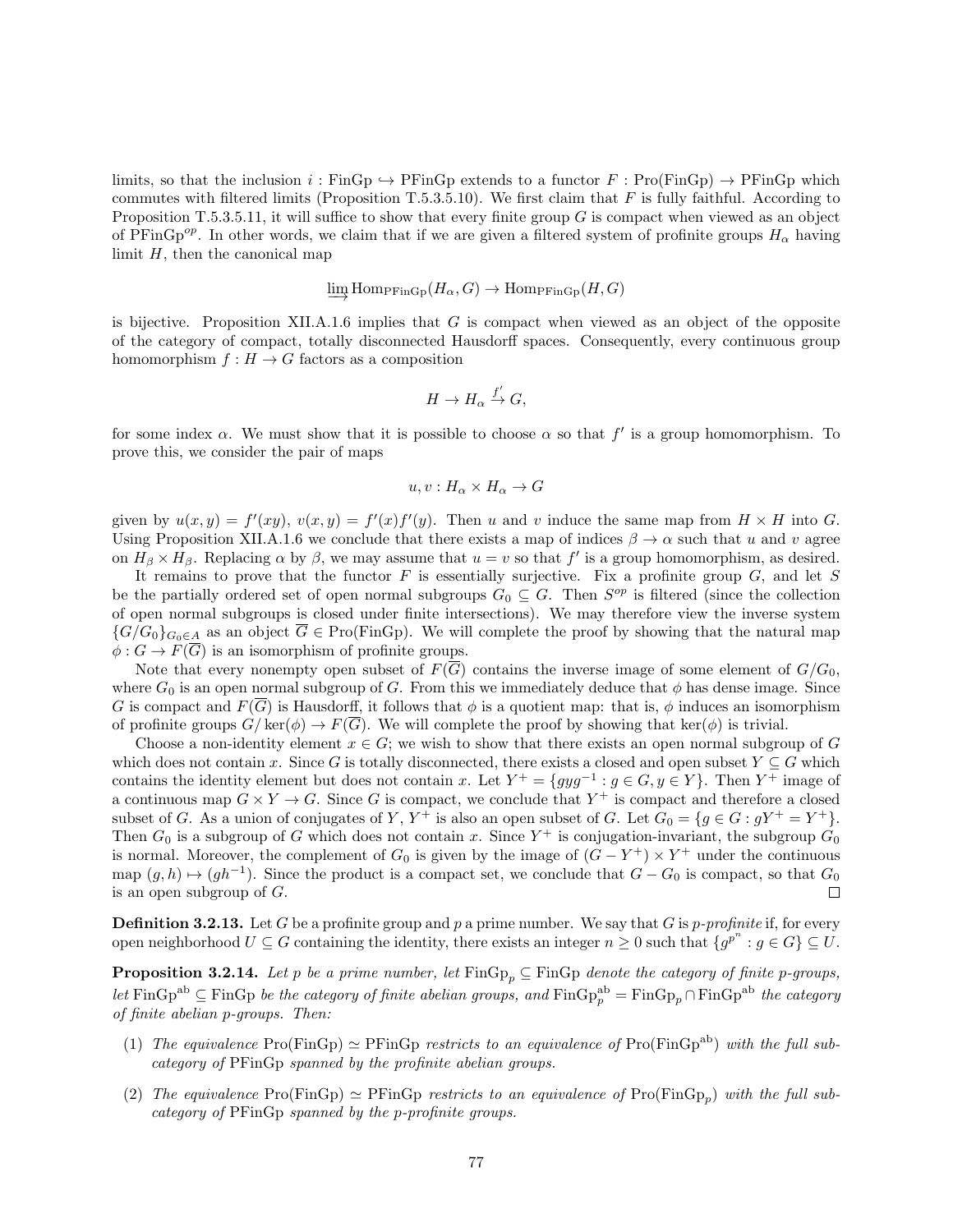limits, so that the inclusion $i : \mathrm{FinGp} \hookrightarrow \mathrm{PFinGp}$ extends to a functor $F : \mathrm{Pro}(\mathrm{FinGp}) \to \mathrm{PFinGp}$ which commutes with filtered limits (Proposition T.5.3.5.10). We first claim that $F$ is fully faithful. According to Proposition T.5.3.5.11, it will suffice to show that every finite group $G$ is compact when viewed as an object of $\mathrm{PFinGp}^{op}$. In other words, we claim that if we are given a filtered system of profinite groups $H_\alpha$ having limit $H$, then the canonical map

$$\varinjlim \mathrm{Hom}_{\mathrm{PFinGp}}(H_\alpha, G) \to \mathrm{Hom}_{\mathrm{PFinGp}}(H, G)$$

is bijective. Proposition XII.A.1.6 implies that $G$ is compact when viewed as an object of the opposite of the category of compact, totally disconnected Hausdorff spaces. Consequently, every continuous group homomorphism $f : H \to G$ factors as a composition

$$H \to H_\alpha \xrightarrow{f'} G,$$

for some index $\alpha$. We must show that it is possible to choose $\alpha$ so that $f'$ is a group homomorphism. To prove this, we consider the pair of maps

$$u, v : H_\alpha \times H_\alpha \to G$$

given by $u(x,y) = f'(xy)$, $v(x,y) = f'(x)f'(y)$. Then $u$ and $v$ induce the same map from $H \times H$ into $G$. Using Proposition XII.A.1.6 we conclude that there exists a map of indices $\beta \to \alpha$ such that $u$ and $v$ agree on $H_\beta \times H_\beta$. Replacing $\alpha$ by $\beta$, we may assume that $u = v$ so that $f'$ is a group homomorphism, as desired.

It remains to prove that the functor $F$ is essentially surjective. Fix a profinite group $G$, and let $S$ be the partially ordered set of open normal subgroups $G_0 \subseteq G$. Then $S^{op}$ is filtered (since the collection of open normal subgroups is closed under finite intersections). We may therefore view the inverse system $\{G/G_0\}_{G_0 \in A}$ as an object $\overline{G} \in \mathrm{Pro}(\mathrm{FinGp})$. We will complete the proof by showing that the natural map $\phi : G \to F(\overline{G})$ is an isomorphism of profinite groups.

Note that every nonempty open subset of $F(\overline{G})$ contains the inverse image of some element of $G/G_0$, where $G_0$ is an open normal subgroup of $G$. From this we immediately deduce that $\phi$ has dense image. Since $G$ is compact and $F(\overline{G})$ is Hausdorff, it follows that $\phi$ is a quotient map: that is, $\phi$ induces an isomorphism of profinite groups $G/\ker(\phi) \to F(\overline{G})$. We will complete the proof by showing that $\ker(\phi)$ is trivial.

Choose a non-identity element $x \in G$; we wish to show that there exists an open normal subgroup of $G$ which does not contain $x$. Since $G$ is totally disconnected, there exists a closed and open subset $Y \subseteq G$ which contains the identity element but does not contain $x$. Let $Y^+ = \{gyg^{-1} : g \in G, y \in Y\}$. Then $Y^+$ image of a continuous map $G \times Y \to G$. Since $G$ is compact, we conclude that $Y^+$ is compact and therefore a closed subset of $G$. As a union of conjugates of $Y$, $Y^+$ is also an open subset of $G$. Let $G_0 = \{g \in G : gY^+ = Y^+\}$. Then $G_0$ is a subgroup of $G$ which does not contain $x$. Since $Y^+$ is conjugation-invariant, the subgroup $G_0$ is normal. Moreover, the complement of $G_0$ is given by the image of $(G - Y^+) \times Y^+$ under the continuous map $(g, h) \mapsto (gh^{-1})$. Since the product is a compact set, we conclude that $G - G_0$ is compact, so that $G_0$ is an open subgroup of $G$. □

**Definition 3.2.13.** Let $G$ be a profinite group and $p$ a prime number. We say that $G$ is *p-profinite* if, for every open neighborhood $U \subseteq G$ containing the identity, there exists an integer $n \geq 0$ such that $\{g^{p^n} : g \in G\} \subseteq U$.

**Proposition 3.2.14.** *Let $p$ be a prime number, let $\mathrm{FinGp}_p \subseteq \mathrm{FinGp}$ denote the category of finite p-groups, let $\mathrm{FinGp}^{\mathrm{ab}} \subseteq \mathrm{FinGp}$ be the category of finite abelian groups, and $\mathrm{FinGp}_p^{\mathrm{ab}} = \mathrm{FinGp}_p \cap \mathrm{FinGp}^{\mathrm{ab}}$ the category of finite abelian p-groups. Then:*

1. *The equivalence $\mathrm{Pro}(\mathrm{FinGp}) \simeq \mathrm{PFinGp}$ restricts to an equivalence of $\mathrm{Pro}(\mathrm{FinGp}^{\mathrm{ab}})$ with the full subcategory of $\mathrm{PFinGp}$ spanned by the profinite abelian groups.*

2. *The equivalence $\mathrm{Pro}(\mathrm{FinGp}) \simeq \mathrm{PFinGp}$ restricts to an equivalence of $\mathrm{Pro}(\mathrm{FinGp}_p)$ with the full subcategory of $\mathrm{PFinGp}$ spanned by the p-profinite groups.*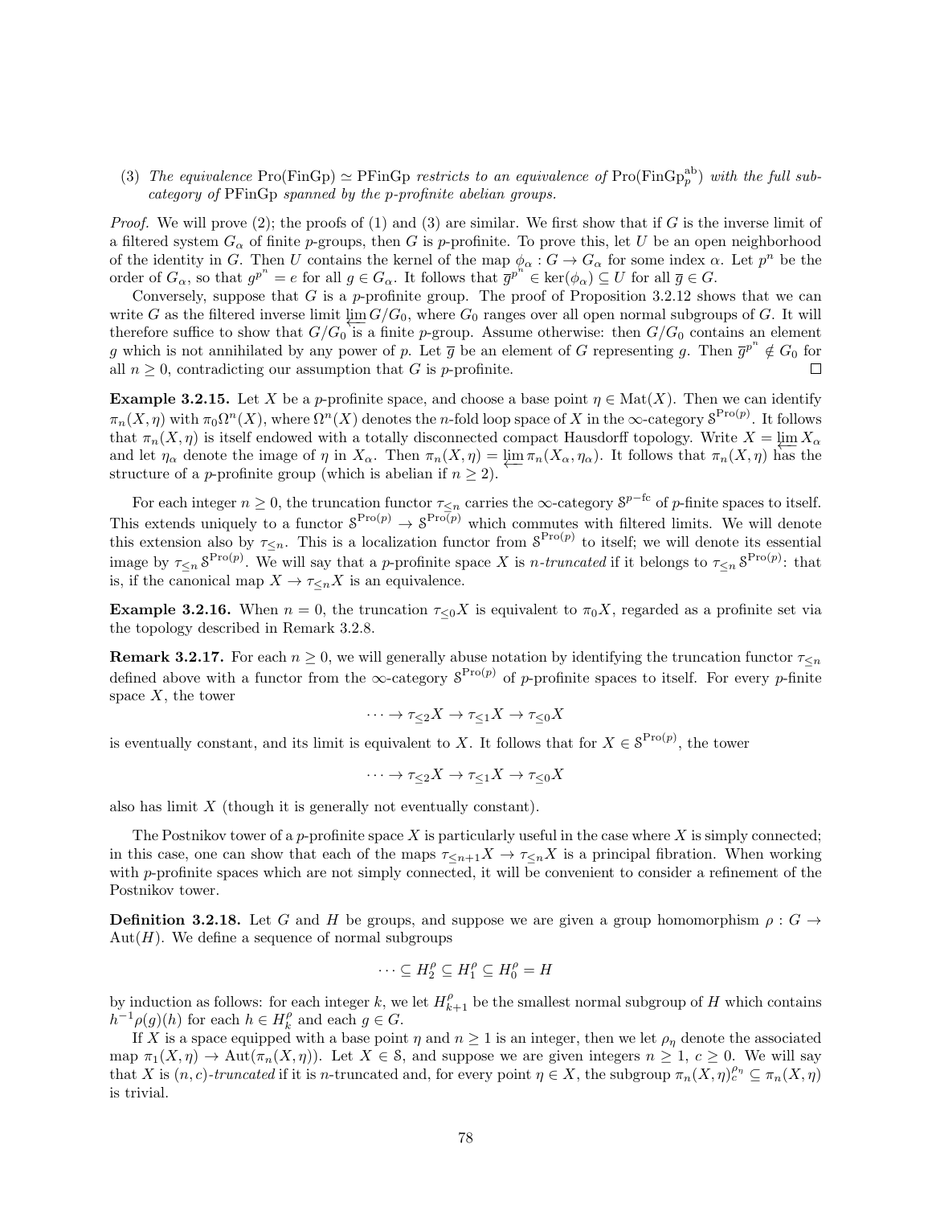(3) *The equivalence* $\mathrm{Pro}(\mathrm{FinGp}) \simeq \mathrm{PFinGp}$ *restricts to an equivalence of* $\mathrm{Pro}(\mathrm{FinGp}_p^{\mathrm{ab}})$ *with the full subcategory of* PFinGp *spanned by the p-profinite abelian groups.*

*Proof.* We will prove (2); the proofs of (1) and (3) are similar. We first show that if $G$ is the inverse limit of a filtered system $G_\alpha$ of finite $p$-groups, then $G$ is $p$-profinite. To prove this, let $U$ be an open neighborhood of the identity in $G$. Then $U$ contains the kernel of the map $\phi_\alpha : G \to G_\alpha$ for some index $\alpha$. Let $p^n$ be the order of $G_\alpha$, so that $g^{p^n} = e$ for all $g \in G_\alpha$. It follows that $\overline{g}^{p^n} \in \ker(\phi_\alpha) \subseteq U$ for all $\overline{g} \in G$.

Conversely, suppose that $G$ is a $p$-profinite group. The proof of Proposition 3.2.12 shows that we can write $G$ as the filtered inverse limit $\varprojlim G/G_0$, where $G_0$ ranges over all open normal subgroups of $G$. It will therefore suffice to show that $G/G_0$ is a finite $p$-group. Assume otherwise: then $G/G_0$ contains an element $g$ which is not annihilated by any power of $p$. Let $\overline{g}$ be an element of $G$ representing $g$. Then $\overline{g}^{p^n} \notin G_0$ for all $n \geq 0$, contradicting our assumption that $G$ is $p$-profinite. $\square$

**Example 3.2.15.** Let $X$ be a $p$-profinite space, and choose a base point $\eta \in \mathrm{Mat}(X)$. Then we can identify $\pi_n(X, \eta)$ with $\pi_0 \Omega^n(X)$, where $\Omega^n(X)$ denotes the $n$-fold loop space of $X$ in the $\infty$-category $\mathcal{S}^{\mathrm{Pro}(p)}$. It follows that $\pi_n(X, \eta)$ is itself endowed with a totally disconnected compact Hausdorff topology. Write $X = \varprojlim X_\alpha$ and let $\eta_\alpha$ denote the image of $\eta$ in $X_\alpha$. Then $\pi_n(X, \eta) = \varprojlim \pi_n(X_\alpha, \eta_\alpha)$. It follows that $\pi_n(X, \eta)$ has the structure of a $p$-profinite group (which is abelian if $n \geq 2$).

For each integer $n \geq 0$, the truncation functor $\tau_{\leq n}$ carries the $\infty$-category $\mathcal{S}^{p-\mathrm{fc}}$ of $p$-finite spaces to itself. This extends uniquely to a functor $\mathcal{S}^{\mathrm{Pro}(p)} \to \mathcal{S}^{\mathrm{Pro}(p)}$ which commutes with filtered limits. We will denote this extension also by $\tau_{\leq n}$. This is a localization functor from $\mathcal{S}^{\mathrm{Pro}(p)}$ to itself; we will denote its essential image by $\tau_{\leq n} \mathcal{S}^{\mathrm{Pro}(p)}$. We will say that a $p$-profinite space $X$ is *$n$-truncated* if it belongs to $\tau_{\leq n} \mathcal{S}^{\mathrm{Pro}(p)}$: that is, if the canonical map $X \to \tau_{\leq n} X$ is an equivalence.

**Example 3.2.16.** When $n = 0$, the truncation $\tau_{\leq 0} X$ is equivalent to $\pi_0 X$, regarded as a profinite set via the topology described in Remark 3.2.8.

**Remark 3.2.17.** For each $n \geq 0$, we will generally abuse notation by identifying the truncation functor $\tau_{\leq n}$ defined above with a functor from the $\infty$-category $\mathcal{S}^{\mathrm{Pro}(p)}$ of $p$-profinite spaces to itself. For every $p$-finite space $X$, the tower

$$\cdots \to \tau_{\leq 2} X \to \tau_{\leq 1} X \to \tau_{\leq 0} X$$

is eventually constant, and its limit is equivalent to $X$. It follows that for $X \in \mathcal{S}^{\mathrm{Pro}(p)}$, the tower

$$\cdots \to \tau_{\leq 2} X \to \tau_{\leq 1} X \to \tau_{\leq 0} X$$

also has limit $X$ (though it is generally not eventually constant).

The Postnikov tower of a $p$-profinite space $X$ is particularly useful in the case where $X$ is simply connected; in this case, one can show that each of the maps $\tau_{\leq n+1} X \to \tau_{\leq n} X$ is a principal fibration. When working with $p$-profinite spaces which are not simply connected, it will be convenient to consider a refinement of the Postnikov tower.

**Definition 3.2.18.** Let $G$ and $H$ be groups, and suppose we are given a group homomorphism $\rho : G \to \mathrm{Aut}(H)$. We define a sequence of normal subgroups

$$\cdots \subseteq H_2^\rho \subseteq H_1^\rho \subseteq H_0^\rho = H$$

by induction as follows: for each integer $k$, we let $H_{k+1}^\rho$ be the smallest normal subgroup of $H$ which contains $h^{-1} \rho(g)(h)$ for each $h \in H_k^\rho$ and each $g \in G$.

If $X$ is a space equipped with a base point $\eta$ and $n \geq 1$ is an integer, then we let $\rho_\eta$ denote the associated map $\pi_1(X, \eta) \to \mathrm{Aut}(\pi_n(X, \eta))$. Let $X \in \mathcal{S}$, and suppose we are given integers $n \geq 1$, $c \geq 0$. We will say that $X$ is *$(n, c)$-truncated* if it is $n$-truncated and, for every point $\eta \in X$, the subgroup $\pi_n(X, \eta)_c^{\rho_\eta} \subseteq \pi_n(X, \eta)$ is trivial.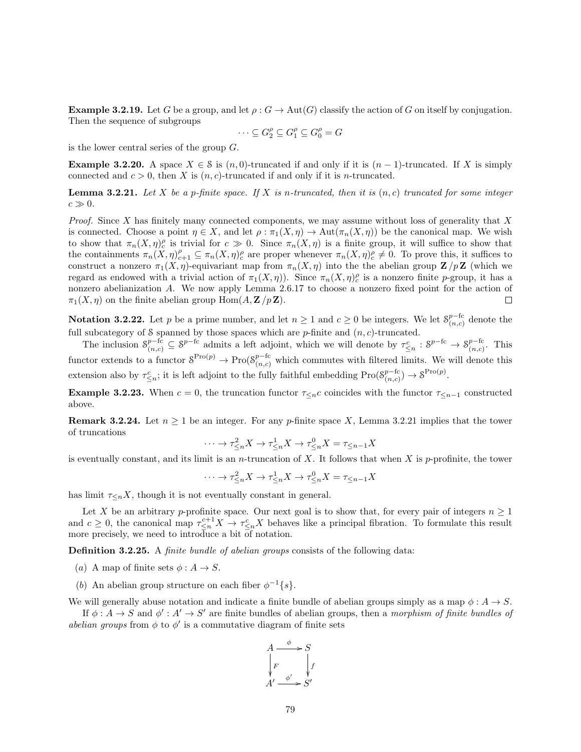**Example 3.2.19.** Let $G$ be a group, and let $\rho : G \to \mathrm{Aut}(G)$ classify the action of $G$ on itself by conjugation. Then the sequence of subgroups

$$\cdots \subseteq G_2^{\rho} \subseteq G_1^{\rho} \subseteq G_0^{\rho} = G$$

is the lower central series of the group $G$.

**Example 3.2.20.** A space $X \in \mathcal{S}$ is $(n, 0)$-truncated if and only if it is $(n-1)$-truncated. If $X$ is simply connected and $c > 0$, then $X$ is $(n, c)$-truncated if and only if it is $n$-truncated.

**Lemma 3.2.21.** *Let $X$ be a $p$-finite space. If $X$ is $n$-truncated, then it is $(n, c)$ truncated for some integer $c \gg 0$.*

*Proof.* Since $X$ has finitely many connected components, we may assume without loss of generality that $X$ is connected. Choose a point $\eta \in X$, and let $\rho : \pi_1(X, \eta) \to \mathrm{Aut}(\pi_n(X, \eta))$ be the canonical map. We wish to show that $\pi_n(X, \eta)_c^{\rho}$ is trivial for $c \gg 0$. Since $\pi_n(X, \eta)$ is a finite group, it will suffice to show that the containments $\pi_n(X, \eta)_{c+1}^{\rho} \subseteq \pi_n(X, \eta)_c^{\rho}$ are proper whenever $\pi_n(X, \eta)_c^{\rho} \neq 0$. To prove this, it suffices to construct a nonzero $\pi_1(X, \eta)$-equivariant map from $\pi_n(X, \eta)$ into the the abelian group $\mathbf{Z}/p\mathbf{Z}$ (which we regard as endowed with a trivial action of $\pi_1(X, \eta)$). Since $\pi_n(X, \eta)_c^{\rho}$ is a nonzero finite $p$-group, it has a nonzero abelianization $A$. We now apply Lemma 2.6.17 to choose a nonzero fixed point for the action of $\pi_1(X, \eta)$ on the finite abelian group $\mathrm{Hom}(A, \mathbf{Z}/p\mathbf{Z})$. $\square$

**Notation 3.2.22.** Let $p$ be a prime number, and let $n \geq 1$ and $c \geq 0$ be integers. We let $\mathcal{S}_{(n,c)}^{p-\mathrm{fc}}$ denote the full subcategory of $\mathcal{S}$ spanned by those spaces which are $p$-finite and $(n, c)$-truncated.

The inclusion $\mathcal{S}_{(n,c)}^{p-\mathrm{fc}} \subseteq \mathcal{S}^{p-\mathrm{fc}}$ admits a left adjoint, which we will denote by $\tau_{\leq n}^{c} : \mathcal{S}^{p-\mathrm{fc}} \to \mathcal{S}_{(n,c)}^{p-\mathrm{fc}}$. This functor extends to a functor $\mathcal{S}^{\mathrm{Pro}(p)} \to \mathrm{Pro}(\mathcal{S}_{(n,c)}^{p-\mathrm{fc}}$ which commutes with filtered limits. We will denote this extension also by $\tau_{\leq n}^{c}$; it is left adjoint to the fully faithful embedding $\mathrm{Pro}(\mathcal{S}_{(n,c)}^{p-\mathrm{fc}}) \to \mathcal{S}^{\mathrm{Pro}(p)}$.

**Example 3.2.23.** When $c = 0$, the truncation functor $\tau_{\leq n} c$ coincides with the functor $\tau_{\leq n-1}$ constructed above.

**Remark 3.2.24.** Let $n \geq 1$ be an integer. For any $p$-finite space $X$, Lemma 3.2.21 implies that the tower of truncations

$$\cdots \to \tau_{\leq n}^{2} X \to \tau_{\leq n}^{1} X \to \tau_{\leq n}^{0} X = \tau_{\leq n-1} X$$

is eventually constant, and its limit is an $n$-truncation of $X$. It follows that when $X$ is $p$-profinite, the tower

$$\cdots \to \tau_{\leq n}^{2} X \to \tau_{\leq n}^{1} X \to \tau_{\leq n}^{0} X = \tau_{\leq n-1} X$$

has limit $\tau_{\leq n} X$, though it is not eventually constant in general.

Let $X$ be an arbitrary $p$-profinite space. Our next goal is to show that, for every pair of integers $n \geq 1$ and $c \geq 0$, the canonical map $\tau_{\leq n}^{c+1} X \to \tau_{\leq n}^{c} X$ behaves like a principal fibration. To formulate this result more precisely, we need to introduce a bit of notation.

**Definition 3.2.25.** A *finite bundle of abelian groups* consists of the following data:

(a) A map of finite sets $\phi : A \to S$.

(b) An abelian group structure on each fiber $\phi^{-1}\{s\}$.

We will generally abuse notation and indicate a finite bundle of abelian groups simply as a map $\phi : A \to S$.

If $\phi : A \to S$ and $\phi' : A' \to S'$ are finite bundles of abelian groups, then a *morphism of finite bundles of abelian groups* from $\phi$ to $\phi'$ is a commutative diagram of finite sets

$$\begin{array}{ccc} A & \xrightarrow{\phi} & S \\ \downarrow{\scriptstyle F} & & \downarrow{\scriptstyle f} \\ A' & \xrightarrow{\phi'} & S' \end{array}$$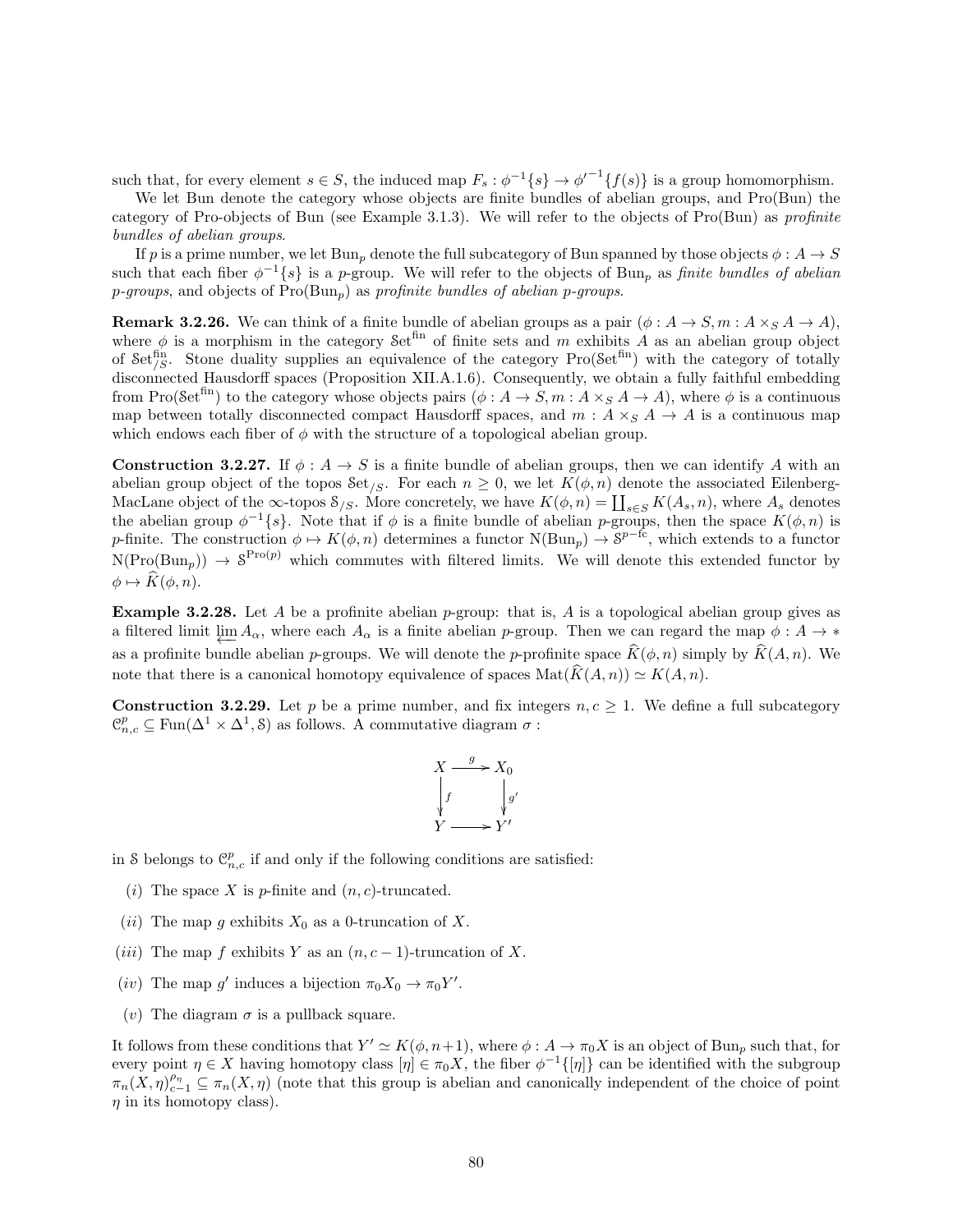such that, for every element $s \in S$, the induced map $F_s : \phi^{-1}\{s\} \to \phi'^{-1}\{f(s)\}$ is a group homomorphism.

We let Bun denote the category whose objects are finite bundles of abelian groups, and Pro(Bun) the category of Pro-objects of Bun (see Example 3.1.3). We will refer to the objects of Pro(Bun) as *profinite bundles of abelian groups*.

If $p$ is a prime number, we let $\mathrm{Bun}_p$ denote the full subcategory of Bun spanned by those objects $\phi : A \to S$ such that each fiber $\phi^{-1}\{s\}$ is a $p$-group. We will refer to the objects of $\mathrm{Bun}_p$ as *finite bundles of abelian $p$-groups*, and objects of $\mathrm{Pro}(\mathrm{Bun}_p)$ as *profinite bundles of abelian $p$-groups*.

**Remark 3.2.26.** We can think of a finite bundle of abelian groups as a pair $(\phi : A \to S, m : A \times_S A \to A)$, where $\phi$ is a morphism in the category $\mathcal{S}\mathrm{et}^{\mathrm{fin}}$ of finite sets and $m$ exhibits $A$ as an abelian group object of $\mathcal{S}\mathrm{et}^{\mathrm{fin}}_{/S}$. Stone duality supplies an equivalence of the category $\mathrm{Pro}(\mathcal{S}\mathrm{et}^{\mathrm{fin}})$ with the category of totally disconnected Hausdorff spaces (Proposition XII.A.1.6). Consequently, we obtain a fully faithful embedding from $\mathrm{Pro}(\mathcal{S}\mathrm{et}^{\mathrm{fin}})$ to the category whose objects pairs $(\phi : A \to S, m : A \times_S A \to A)$, where $\phi$ is a continuous map between totally disconnected compact Hausdorff spaces, and $m : A \times_S A \to A$ is a continuous map which endows each fiber of $\phi$ with the structure of a topological abelian group.

**Construction 3.2.27.** If $\phi : A \to S$ is a finite bundle of abelian groups, then we can identify $A$ with an abelian group object of the topos $\mathcal{S}\mathrm{et}_{/S}$. For each $n \geq 0$, we let $K(\phi, n)$ denote the associated Eilenberg-MacLane object of the $\infty$-topos $\mathcal{S}_{/S}$. More concretely, we have $K(\phi, n) = \coprod_{s \in S} K(A_s, n)$, where $A_s$ denotes the abelian group $\phi^{-1}\{s\}$. Note that if $\phi$ is a finite bundle of abelian $p$-groups, then the space $K(\phi, n)$ is $p$-finite. The construction $\phi \mapsto K(\phi, n)$ determines a functor $\mathrm{N}(\mathrm{Bun}_p) \to \mathcal{S}^{p-\mathrm{fc}}$, which extends to a functor $\mathrm{N}(\mathrm{Pro}(\mathrm{Bun}_p)) \to \mathcal{S}^{\mathrm{Pro}(p)}$ which commutes with filtered limits. We will denote this extended functor by $\phi \mapsto \widehat{K}(\phi, n)$.

**Example 3.2.28.** Let $A$ be a profinite abelian $p$-group: that is, $A$ is a topological abelian group gives as a filtered limit $\varprojlim A_\alpha$, where each $A_\alpha$ is a finite abelian $p$-group. Then we can regard the map $\phi : A \to *$ as a profinite bundle abelian $p$-groups. We will denote the $p$-profinite space $\widehat{K}(\phi, n)$ simply by $\widehat{K}(A, n)$. We note that there is a canonical homotopy equivalence of spaces $\mathrm{Mat}(\widehat{K}(A, n)) \simeq K(A, n)$.

**Construction 3.2.29.** Let $p$ be a prime number, and fix integers $n, c \geq 1$. We define a full subcategory $\mathcal{C}^p_{n,c} \subseteq \mathrm{Fun}(\Delta^1 \times \Delta^1, \mathcal{S})$ as follows. A commutative diagram $\sigma$ :

$$\begin{array}{ccc} X & \xrightarrow{g} & X_0 \\ \downarrow{\scriptstyle f} & & \downarrow{\scriptstyle g'} \\ Y & \longrightarrow & Y' \end{array}$$

in $\mathcal{S}$ belongs to $\mathcal{C}^p_{n,c}$ if and only if the following conditions are satisfied:

$(i)$ The space $X$ is $p$-finite and $(n, c)$-truncated.

$(ii)$ The map $g$ exhibits $X_0$ as a 0-truncation of $X$.

$(iii)$ The map $f$ exhibits $Y$ as an $(n, c-1)$-truncation of $X$.

$(iv)$ The map $g'$ induces a bijection $\pi_0 X_0 \to \pi_0 Y'$.

$(v)$ The diagram $\sigma$ is a pullback square.

It follows from these conditions that $Y' \simeq K(\phi, n+1)$, where $\phi : A \to \pi_0 X$ is an object of $\mathrm{Bun}_p$ such that, for every point $\eta \in X$ having homotopy class $[\eta] \in \pi_0 X$, the fiber $\phi^{-1}\{[\eta]\}$ can be identified with the subgroup $\pi_n(X, \eta)^{\rho_\eta}_{c-1} \subseteq \pi_n(X, \eta)$ (note that this group is abelian and canonically independent of the choice of point $\eta$ in its homotopy class).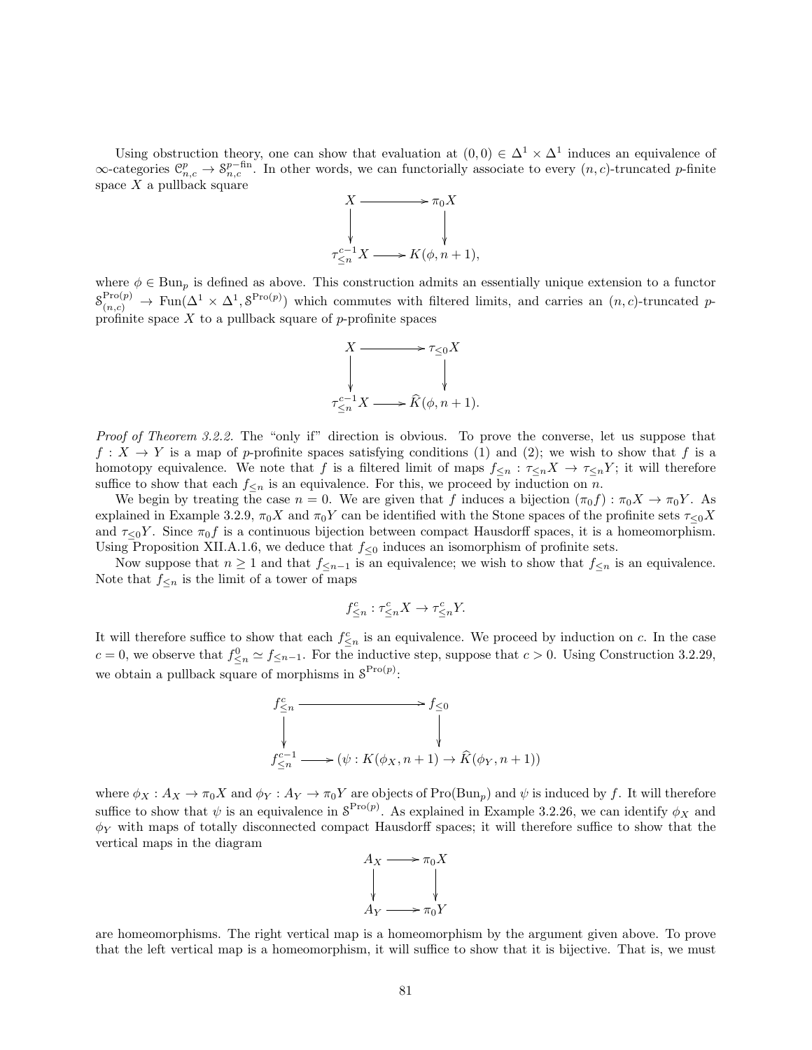Using obstruction theory, one can show that evaluation at $(0,0) \in \Delta^1 \times \Delta^1$ induces an equivalence of $\infty$-categories $\mathcal{C}^p_{n,c} \to \mathcal{S}^{p-\text{fin}}_{n,c}$. In other words, we can functorially associate to every $(n,c)$-truncated $p$-finite space $X$ a pullback square

$$\begin{array}{ccc} X & \longrightarrow & \pi_0 X \\ \downarrow & & \downarrow \\ \tau^{c-1}_{\leq n} X & \longrightarrow & K(\phi, n+1), \end{array}$$

where $\phi \in \mathrm{Bun}_p$ is defined as above. This construction admits an essentially unique extension to a functor $\mathcal{S}^{\mathrm{Pro}(p)}_{(n,c)} \to \mathrm{Fun}(\Delta^1 \times \Delta^1, \mathcal{S}^{\mathrm{Pro}(p)})$ which commutes with filtered limits, and carries an $(n,c)$-truncated $p$-profinite space $X$ to a pullback square of $p$-profinite spaces

$$\begin{array}{ccc} X & \longrightarrow & \tau_{\leq 0} X \\ \downarrow & & \downarrow \\ \tau^{c-1}_{\leq n} X & \longrightarrow & \widehat{K}(\phi, n+1). \end{array}$$

*Proof of Theorem 3.2.2.* The "only if" direction is obvious. To prove the converse, let us suppose that $f : X \to Y$ is a map of $p$-profinite spaces satisfying conditions (1) and (2); we wish to show that $f$ is a homotopy equivalence. We note that $f$ is a filtered limit of maps $f_{\leq n} : \tau_{\leq n} X \to \tau_{\leq n} Y$; it will therefore suffice to show that each $f_{\leq n}$ is an equivalence. For this, we proceed by induction on $n$.

We begin by treating the case $n = 0$. We are given that $f$ induces a bijection $(\pi_0 f) : \pi_0 X \to \pi_0 Y$. As explained in Example 3.2.9, $\pi_0 X$ and $\pi_0 Y$ can be identified with the Stone spaces of the profinite sets $\tau_{\leq 0} X$ and $\tau_{\leq 0} Y$. Since $\pi_0 f$ is a continuous bijection between compact Hausdorff spaces, it is a homeomorphism. Using Proposition XII.A.1.6, we deduce that $f_{\leq 0}$ induces an isomorphism of profinite sets.

Now suppose that $n \geq 1$ and that $f_{\leq n-1}$ is an equivalence; we wish to show that $f_{\leq n}$ is an equivalence. Note that $f_{\leq n}$ is the limit of a tower of maps

$$f^c_{\leq n} : \tau^c_{\leq n} X \to \tau^c_{\leq n} Y.$$

It will therefore suffice to show that each $f^c_{\leq n}$ is an equivalence. We proceed by induction on $c$. In the case $c = 0$, we observe that $f^0_{\leq n} \simeq f_{\leq n-1}$. For the inductive step, suppose that $c > 0$. Using Construction 3.2.29, we obtain a pullback square of morphisms in $\mathcal{S}^{\mathrm{Pro}(p)}$:

$$\begin{array}{ccc} f^c_{\leq n} & \longrightarrow & f_{\leq 0} \\ \downarrow & & \downarrow \\ f^{c-1}_{\leq n} & \longrightarrow & (\psi : K(\phi_X, n+1) \to \widehat{K}(\phi_Y, n+1)) \end{array}$$

where $\phi_X : A_X \to \pi_0 X$ and $\phi_Y : A_Y \to \pi_0 Y$ are objects of $\mathrm{Pro}(\mathrm{Bun}_p)$ and $\psi$ is induced by $f$. It will therefore suffice to show that $\psi$ is an equivalence in $\mathcal{S}^{\mathrm{Pro}(p)}$. As explained in Example 3.2.26, we can identify $\phi_X$ and $\phi_Y$ with maps of totally disconnected compact Hausdorff spaces; it will therefore suffice to show that the vertical maps in the diagram

$$\begin{array}{ccc} A_X & \longrightarrow & \pi_0 X \\ \downarrow & & \downarrow \\ A_Y & \longrightarrow & \pi_0 Y \end{array}$$

are homeomorphisms. The right vertical map is a homeomorphism by the argument given above. To prove that the left vertical map is a homeomorphism, it will suffice to show that it is bijective. That is, we must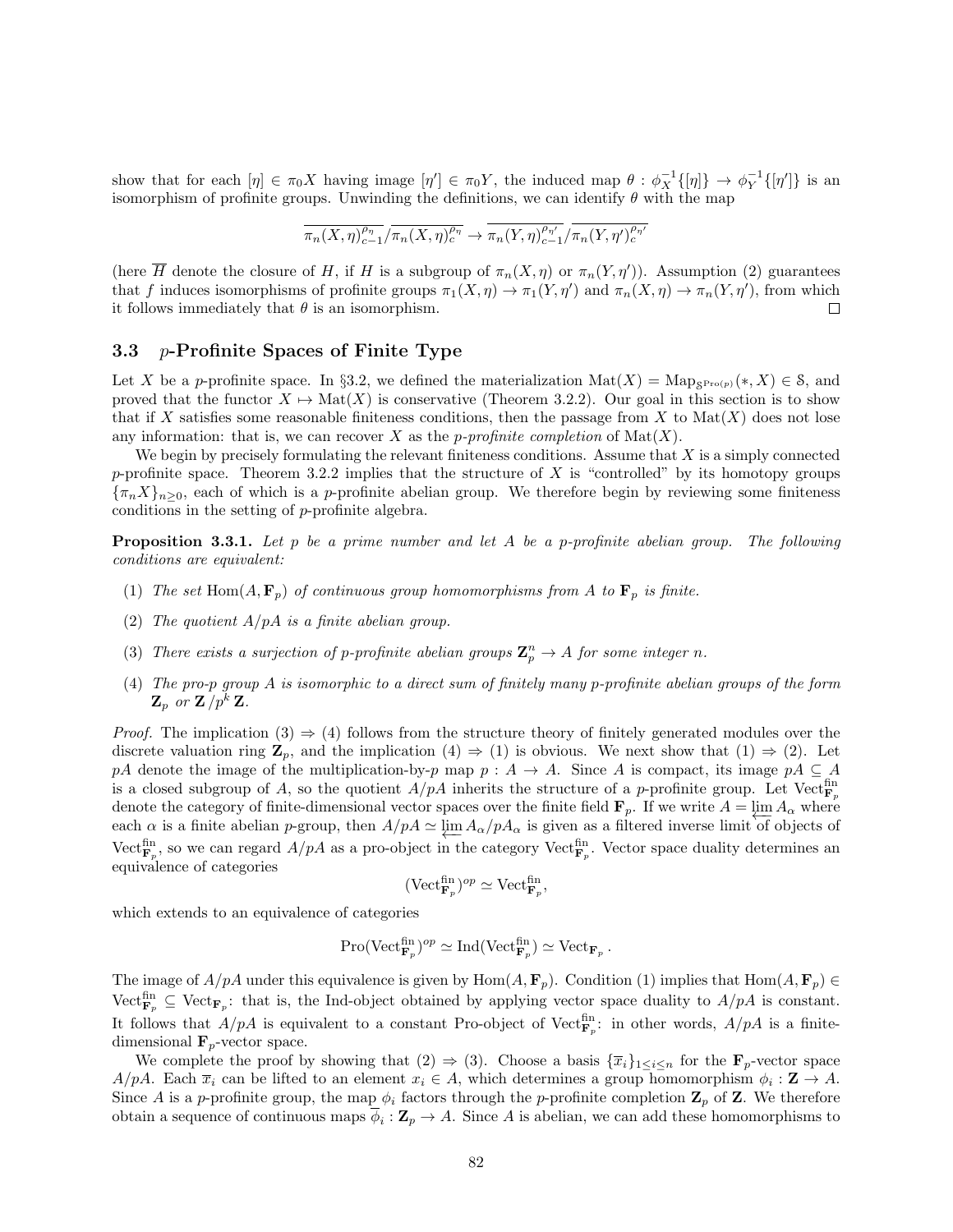show that for each $[\eta] \in \pi_0 X$ having image $[\eta'] \in \pi_0 Y$, the induced map $\theta : \phi_X^{-1}\{[\eta]\} \to \phi_Y^{-1}\{[\eta']\}$ is an isomorphism of profinite groups. Unwinding the definitions, we can identify $\theta$ with the map

$$\overline{\pi_n(X,\eta)^{\rho_\eta}_{c-1}} / \overline{\pi_n(X,\eta)^{\rho_\eta}_{c}} \to \overline{\pi_n(Y,\eta)^{\rho_{\eta'}}_{c-1}} / \overline{\pi_n(Y,\eta')^{\rho_{\eta'}}_{c}}$$

(here $\overline{H}$ denote the closure of $H$, if $H$ is a subgroup of $\pi_n(X,\eta)$ or $\pi_n(Y,\eta')$). Assumption (2) guarantees that $f$ induces isomorphisms of profinite groups $\pi_1(X,\eta) \to \pi_1(Y,\eta')$ and $\pi_n(X,\eta) \to \pi_n(Y,\eta')$, from which it follows immediately that $\theta$ is an isomorphism. □

### 3.3 $p$-Profinite Spaces of Finite Type

Let $X$ be a $p$-profinite space. In §3.2, we defined the materialization $\mathrm{Mat}(X) = \mathrm{Map}_{\mathcal{S}^{\mathrm{Pro}(p)}}(*, X) \in \mathcal{S}$, and proved that the functor $X \mapsto \mathrm{Mat}(X)$ is conservative (Theorem 3.2.2). Our goal in this section is to show that if $X$ satisfies some reasonable finiteness conditions, then the passage from $X$ to $\mathrm{Mat}(X)$ does not lose any information: that is, we can recover $X$ as the *$p$-profinite completion* of $\mathrm{Mat}(X)$.

We begin by precisely formulating the relevant finiteness conditions. Assume that $X$ is a simply connected $p$-profinite space. Theorem 3.2.2 implies that the structure of $X$ is "controlled" by its homotopy groups $\{\pi_n X\}_{n \geq 0}$, each of which is a $p$-profinite abelian group. We therefore begin by reviewing some finiteness conditions in the setting of $p$-profinite algebra.

**Proposition 3.3.1.** *Let $p$ be a prime number and let $A$ be a $p$-profinite abelian group. The following conditions are equivalent:*

(1) *The set $\mathrm{Hom}(A, \mathbf{F}_p)$ of continuous group homomorphisms from $A$ to $\mathbf{F}_p$ is finite.*

(2) *The quotient $A/pA$ is a finite abelian group.*

(3) *There exists a surjection of $p$-profinite abelian groups $\mathbf{Z}_p^n \to A$ for some integer $n$.*

(4) *The pro-$p$ group $A$ is isomorphic to a direct sum of finitely many $p$-profinite abelian groups of the form $\mathbf{Z}_p$ or $\mathbf{Z}/p^k\mathbf{Z}$.*

*Proof.* The implication (3) ⇒ (4) follows from the structure theory of finitely generated modules over the discrete valuation ring $\mathbf{Z}_p$, and the implication (4) ⇒ (1) is obvious. We next show that (1) ⇒ (2). Let $pA$ denote the image of the multiplication-by-$p$ map $p : A \to A$. Since $A$ is compact, its image $pA \subseteq A$ is a closed subgroup of $A$, so the quotient $A/pA$ inherits the structure of a $p$-profinite group. Let $\mathrm{Vect}^{\mathrm{fin}}_{\mathbf{F}_p}$ denote the category of finite-dimensional vector spaces over the finite field $\mathbf{F}_p$. If we write $A = \varprojlim A_\alpha$ where each $\alpha$ is a finite abelian $p$-group, then $A/pA \simeq \varprojlim A_\alpha/pA_\alpha$ is given as a filtered inverse limit of objects of $\mathrm{Vect}^{\mathrm{fin}}_{\mathbf{F}_p}$, so we can regard $A/pA$ as a pro-object in the category $\mathrm{Vect}^{\mathrm{fin}}_{\mathbf{F}_p}$. Vector space duality determines an equivalence of categories

$$(\mathrm{Vect}^{\mathrm{fin}}_{\mathbf{F}_p})^{op} \simeq \mathrm{Vect}^{\mathrm{fin}}_{\mathbf{F}_p},$$

which extends to an equivalence of categories

$$\mathrm{Pro}(\mathrm{Vect}^{\mathrm{fin}}_{\mathbf{F}_p})^{op} \simeq \mathrm{Ind}(\mathrm{Vect}^{\mathrm{fin}}_{\mathbf{F}_p}) \simeq \mathrm{Vect}_{\mathbf{F}_p}.$$

The image of $A/pA$ under this equivalence is given by $\mathrm{Hom}(A, \mathbf{F}_p)$. Condition (1) implies that $\mathrm{Hom}(A, \mathbf{F}_p) \in \mathrm{Vect}^{\mathrm{fin}}_{\mathbf{F}_p} \subseteq \mathrm{Vect}_{\mathbf{F}_p}$: that is, the Ind-object obtained by applying vector space duality to $A/pA$ is constant. It follows that $A/pA$ is equivalent to a constant Pro-object of $\mathrm{Vect}^{\mathrm{fin}}_{\mathbf{F}_p}$: in other words, $A/pA$ is a finite-dimensional $\mathbf{F}_p$-vector space.

We complete the proof by showing that (2) ⇒ (3). Choose a basis $\{\overline{x}_i\}_{1 \leq i \leq n}$ for the $\mathbf{F}_p$-vector space $A/pA$. Each $\overline{x}_i$ can be lifted to an element $x_i \in A$, which determines a group homomorphism $\phi_i : \mathbf{Z} \to A$. Since $A$ is a $p$-profinite group, the map $\phi_i$ factors through the $p$-profinite completion $\mathbf{Z}_p$ of $\mathbf{Z}$. We therefore obtain a sequence of continuous maps $\overline{\phi}_i : \mathbf{Z}_p \to A$. Since $A$ is abelian, we can add these homomorphisms to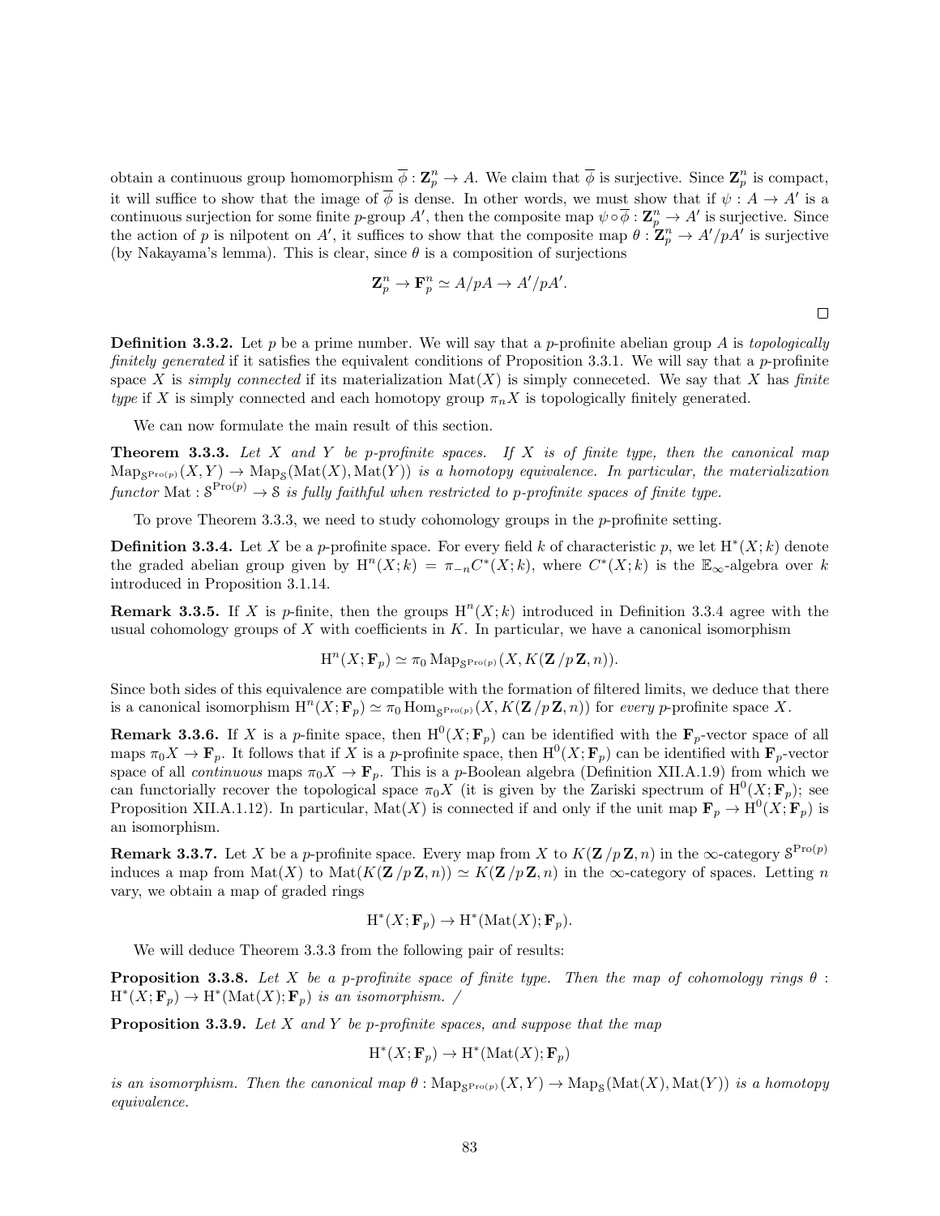obtain a continuous group homomorphism $\overline{\phi} : \mathbf{Z}_p^n \to A$. We claim that $\overline{\phi}$ is surjective. Since $\mathbf{Z}_p^n$ is compact, it will suffice to show that the image of $\overline{\phi}$ is dense. In other words, we must show that if $\psi : A \to A'$ is a continuous surjection for some finite $p$-group $A'$, then the composite map $\psi \circ \overline{\phi} : \mathbf{Z}_p^n \to A'$ is surjective. Since the action of $p$ is nilpotent on $A'$, it suffices to show that the composite map $\theta : \mathbf{Z}_p^n \to A'/pA'$ is surjective (by Nakayama's lemma). This is clear, since $\theta$ is a composition of surjections

$$\mathbf{Z}_p^n \to \mathbf{F}_p^n \simeq A/pA \to A'/pA'.$$

□

**Definition 3.3.2.** Let $p$ be a prime number. We will say that a $p$-profinite abelian group $A$ is *topologically finitely generated* if it satisfies the equivalent conditions of Proposition 3.3.1. We will say that a $p$-profinite space $X$ is *simply connected* if its materialization $\mathrm{Mat}(X)$ is simply conneceted. We say that $X$ has *finite type* if $X$ is simply connected and each homotopy group $\pi_n X$ is topologically finitely generated.

We can now formulate the main result of this section.

**Theorem 3.3.3.** *Let $X$ and $Y$ be $p$-profinite spaces. If $X$ is of finite type, then the canonical map $\mathrm{Map}_{\mathcal{S}^{\mathrm{Pro}(p)}}(X,Y) \to \mathrm{Map}_{\mathcal{S}}(\mathrm{Mat}(X), \mathrm{Mat}(Y))$ is a homotopy equivalence. In particular, the materialization functor $\mathrm{Mat} : \mathcal{S}^{\mathrm{Pro}(p)} \to \mathcal{S}$ is fully faithful when restricted to $p$-profinite spaces of finite type.*

To prove Theorem 3.3.3, we need to study cohomology groups in the $p$-profinite setting.

**Definition 3.3.4.** Let $X$ be a $p$-profinite space. For every field $k$ of characteristic $p$, we let $\mathrm{H}^*(X;k)$ denote the graded abelian group given by $\mathrm{H}^n(X;k) = \pi_{-n} C^*(X;k)$, where $C^*(X;k)$ is the $\mathbb{E}_\infty$-algebra over $k$ introduced in Proposition 3.1.14.

**Remark 3.3.5.** If $X$ is $p$-finite, then the groups $\mathrm{H}^n(X;k)$ introduced in Definition 3.3.4 agree with the usual cohomology groups of $X$ with coefficients in $K$. In particular, we have a canonical isomorphism

$$\mathrm{H}^n(X;\mathbf{F}_p) \simeq \pi_0 \mathrm{Map}_{\mathcal{S}^{\mathrm{Pro}(p)}}(X, K(\mathbf{Z}/p\,\mathbf{Z}, n)).$$

Since both sides of this equivalence are compatible with the formation of filtered limits, we deduce that there is a canonical isomorphism $\mathrm{H}^n(X;\mathbf{F}_p) \simeq \pi_0 \mathrm{Hom}_{\mathcal{S}^{\mathrm{Pro}(p)}}(X, K(\mathbf{Z}/p\,\mathbf{Z}, n))$ for *every* $p$-profinite space $X$.

**Remark 3.3.6.** If $X$ is a $p$-finite space, then $\mathrm{H}^0(X;\mathbf{F}_p)$ can be identified with the $\mathbf{F}_p$-vector space of all maps $\pi_0 X \to \mathbf{F}_p$. It follows that if $X$ is a $p$-profinite space, then $\mathrm{H}^0(X;\mathbf{F}_p)$ can be identified with $\mathbf{F}_p$-vector space of all *continuous* maps $\pi_0 X \to \mathbf{F}_p$. This is a $p$-Boolean algebra (Definition XII.A.1.9) from which we can functorially recover the topological space $\pi_0 X$ (it is given by the Zariski spectrum of $\mathrm{H}^0(X;\mathbf{F}_p)$; see Proposition XII.A.1.12). In particular, $\mathrm{Mat}(X)$ is connected if and only if the unit map $\mathbf{F}_p \to \mathrm{H}^0(X;\mathbf{F}_p)$ is an isomorphism.

**Remark 3.3.7.** Let $X$ be a $p$-profinite space. Every map from $X$ to $K(\mathbf{Z}/p\,\mathbf{Z}, n)$ in the $\infty$-category $\mathcal{S}^{\mathrm{Pro}(p)}$ induces a map from $\mathrm{Mat}(X)$ to $\mathrm{Mat}(K(\mathbf{Z}/p\,\mathbf{Z}, n)) \simeq K(\mathbf{Z}/p\,\mathbf{Z}, n)$ in the $\infty$-category of spaces. Letting $n$ vary, we obtain a map of graded rings

$$\mathrm{H}^*(X;\mathbf{F}_p) \to \mathrm{H}^*(\mathrm{Mat}(X);\mathbf{F}_p).$$

We will deduce Theorem 3.3.3 from the following pair of results:

**Proposition 3.3.8.** *Let $X$ be a $p$-profinite space of finite type. Then the map of cohomology rings $\theta : \mathrm{H}^*(X;\mathbf{F}_p) \to \mathrm{H}^*(\mathrm{Mat}(X);\mathbf{F}_p)$ is an isomorphism. /*

**Proposition 3.3.9.** *Let $X$ and $Y$ be $p$-profinite spaces, and suppose that the map*

$$\mathrm{H}^*(X;\mathbf{F}_p) \to \mathrm{H}^*(\mathrm{Mat}(X);\mathbf{F}_p)$$

*is an isomorphism. Then the canonical map $\theta : \mathrm{Map}_{\mathcal{S}^{\mathrm{Pro}(p)}}(X,Y) \to \mathrm{Map}_{\mathcal{S}}(\mathrm{Mat}(X), \mathrm{Mat}(Y))$ is a homotopy equivalence.*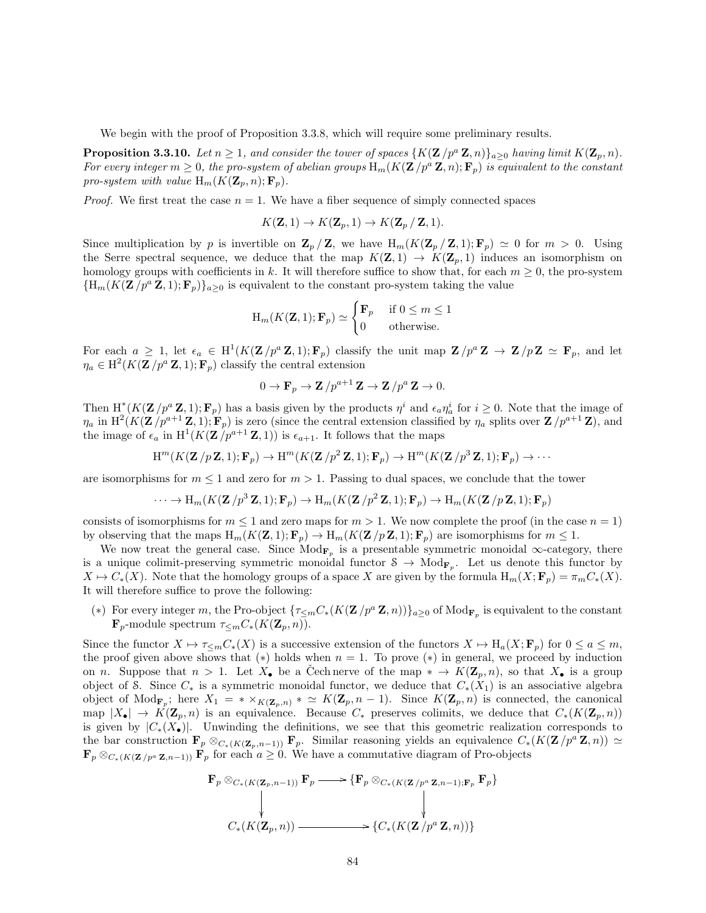We begin with the proof of Proposition 3.3.8, which will require some preliminary results.

**Proposition 3.3.10.** *Let $n \geq 1$, and consider the tower of spaces $\{K(\mathbf{Z}/p^a\mathbf{Z}, n)\}_{a \geq 0}$ having limit $K(\mathbf{Z}_p, n)$. For every integer $m \geq 0$, the pro-system of abelian groups $\mathrm{H}_m(K(\mathbf{Z}/p^a\mathbf{Z}, n); \mathbf{F}_p)$ is equivalent to the constant pro-system with value $\mathrm{H}_m(K(\mathbf{Z}_p, n); \mathbf{F}_p)$.*

*Proof.* We first treat the case $n = 1$. We have a fiber sequence of simply connected spaces

$$K(\mathbf{Z}, 1) \to K(\mathbf{Z}_p, 1) \to K(\mathbf{Z}_p/\mathbf{Z}, 1).$$

Since multiplication by $p$ is invertible on $\mathbf{Z}_p/\mathbf{Z}$, we have $\mathrm{H}_m(K(\mathbf{Z}_p/\mathbf{Z}, 1); \mathbf{F}_p) \simeq 0$ for $m > 0$. Using the Serre spectral sequence, we deduce that the map $K(\mathbf{Z}, 1) \to K(\mathbf{Z}_p, 1)$ induces an isomorphism on homology groups with coefficients in $k$. It will therefore suffice to show that, for each $m \geq 0$, the pro-system $\{\mathrm{H}_m(K(\mathbf{Z}/p^a\mathbf{Z}, 1); \mathbf{F}_p)\}_{a \geq 0}$ is equivalent to the constant pro-system taking the value

$$\mathrm{H}_m(K(\mathbf{Z}, 1); \mathbf{F}_p) \simeq \begin{cases} \mathbf{F}_p & \text{if } 0 \leq m \leq 1 \\ 0 & \text{otherwise.} \end{cases}$$

For each $a \geq 1$, let $\epsilon_a \in \mathrm{H}^1(K(\mathbf{Z}/p^a\mathbf{Z}, 1); \mathbf{F}_p)$ classify the unit map $\mathbf{Z}/p^a\mathbf{Z} \to \mathbf{Z}/p\mathbf{Z} \simeq \mathbf{F}_p$, and let $\eta_a \in \mathrm{H}^2(K(\mathbf{Z}/p^a\mathbf{Z}, 1); \mathbf{F}_p)$ classify the central extension

$$0 \to \mathbf{F}_p \to \mathbf{Z}/p^{a+1}\mathbf{Z} \to \mathbf{Z}/p^a\mathbf{Z} \to 0.$$

Then $\mathrm{H}^*(K(\mathbf{Z}/p^a\mathbf{Z}, 1); \mathbf{F}_p)$ has a basis given by the products $\eta^i$ and $\epsilon_a\eta_a^i$ for $i \geq 0$. Note that the image of $\eta_a$ in $\mathrm{H}^2(K(\mathbf{Z}/p^{a+1}\mathbf{Z}, 1); \mathbf{F}_p)$ is zero (since the central extension classified by $\eta_a$ splits over $\mathbf{Z}/p^{a+1}\mathbf{Z}$), and the image of $\epsilon_a$ in $\mathrm{H}^1(K(\mathbf{Z}/p^{a+1}\mathbf{Z}, 1))$ is $\epsilon_{a+1}$. It follows that the maps

$$\mathrm{H}^m(K(\mathbf{Z}/p\mathbf{Z}, 1); \mathbf{F}_p) \to \mathrm{H}^m(K(\mathbf{Z}/p^2\mathbf{Z}, 1); \mathbf{F}_p) \to \mathrm{H}^m(K(\mathbf{Z}/p^3\mathbf{Z}, 1); \mathbf{F}_p) \to \cdots$$

are isomorphisms for $m \leq 1$ and zero for $m > 1$. Passing to dual spaces, we conclude that the tower

$$\cdots \to \mathrm{H}_m(K(\mathbf{Z}/p^3\mathbf{Z}, 1); \mathbf{F}_p) \to \mathrm{H}_m(K(\mathbf{Z}/p^2\mathbf{Z}, 1); \mathbf{F}_p) \to \mathrm{H}_m(K(\mathbf{Z}/p\mathbf{Z}, 1); \mathbf{F}_p)$$

consists of isomorphisms for $m \leq 1$ and zero maps for $m > 1$. We now complete the proof (in the case $n = 1$) by observing that the maps $\mathrm{H}_m(K(\mathbf{Z}, 1); \mathbf{F}_p) \to \mathrm{H}_m(K(\mathbf{Z}/p\mathbf{Z}, 1); \mathbf{F}_p)$ are isomorphisms for $m \leq 1$.

We now treat the general case. Since $\mathrm{Mod}_{\mathbf{F}_p}$ is a presentable symmetric monoidal $\infty$-category, there is a unique colimit-preserving symmetric monoidal functor $\mathcal{S} \to \mathrm{Mod}_{\mathbf{F}_p}$. Let us denote this functor by $X \mapsto C_*(X)$. Note that the homology groups of a space $X$ are given by the formula $\mathrm{H}_m(X; \mathbf{F}_p) = \pi_m C_*(X)$. It will therefore suffice to prove the following:

- $(*)$ For every integer $m$, the Pro-object $\{\tau_{\leq m} C_*(K(\mathbf{Z}/p^a\mathbf{Z}, n))\}_{a \geq 0}$ of $\mathrm{Mod}_{\mathbf{F}_p}$ is equivalent to the constant $\mathbf{F}_p$-module spectrum $\tau_{\leq m} C_*(K(\mathbf{Z}_p, n))$.

Since the functor $X \mapsto \tau_{\leq m} C_*(X)$ is a successive extension of the functors $X \mapsto \mathrm{H}_a(X; \mathbf{F}_p)$ for $0 \leq a \leq m$, the proof given above shows that $(*)$ holds when $n = 1$. To prove $(*)$ in general, we proceed by induction on $n$. Suppose that $n > 1$. Let $X_\bullet$ be a Čech nerve of the map $* \to K(\mathbf{Z}_p, n)$, so that $X_\bullet$ is a group object of $\mathcal{S}$. Since $C_*$ is a symmetric monoidal functor, we deduce that $C_*(X_1)$ is an associative algebra object of $\mathrm{Mod}_{\mathbf{F}_p}$; here $X_1 = * \times_{K(\mathbf{Z}_p, n)} * \simeq K(\mathbf{Z}_p, n-1)$. Since $K(\mathbf{Z}_p, n)$ is connected, the canonical map $|X_\bullet| \to K(\mathbf{Z}_p, n)$ is an equivalence. Because $C_*$ preserves colimits, we deduce that $C_*(K(\mathbf{Z}_p, n))$ is given by $|C_*(X_\bullet)|$. Unwinding the definitions, we see that this geometric realization corresponds to the bar construction $\mathbf{F}_p \otimes_{C_*(K(\mathbf{Z}_p, n-1))} \mathbf{F}_p$. Similar reasoning yields an equivalence $C_*(K(\mathbf{Z}/p^a\mathbf{Z}, n)) \simeq \mathbf{F}_p \otimes_{C_*(K(\mathbf{Z}/p^a\mathbf{Z}, n-1))} \mathbf{F}_p$ for each $a \geq 0$. We have a commutative diagram of Pro-objects

$$\begin{array}{ccc}
\mathbf{F}_p \otimes_{C_*(K(\mathbf{Z}_p, n-1))} \mathbf{F}_p & \longrightarrow & \{\mathbf{F}_p \otimes_{C_*(K(\mathbf{Z}/p^a\mathbf{Z}, n-1); \mathbf{F}_p} \mathbf{F}_p\} \\
\downarrow & & \downarrow \\
C_*(K(\mathbf{Z}_p, n)) & \longrightarrow & \{C_*(K(\mathbf{Z}/p^a\mathbf{Z}, n))\}
\end{array}$$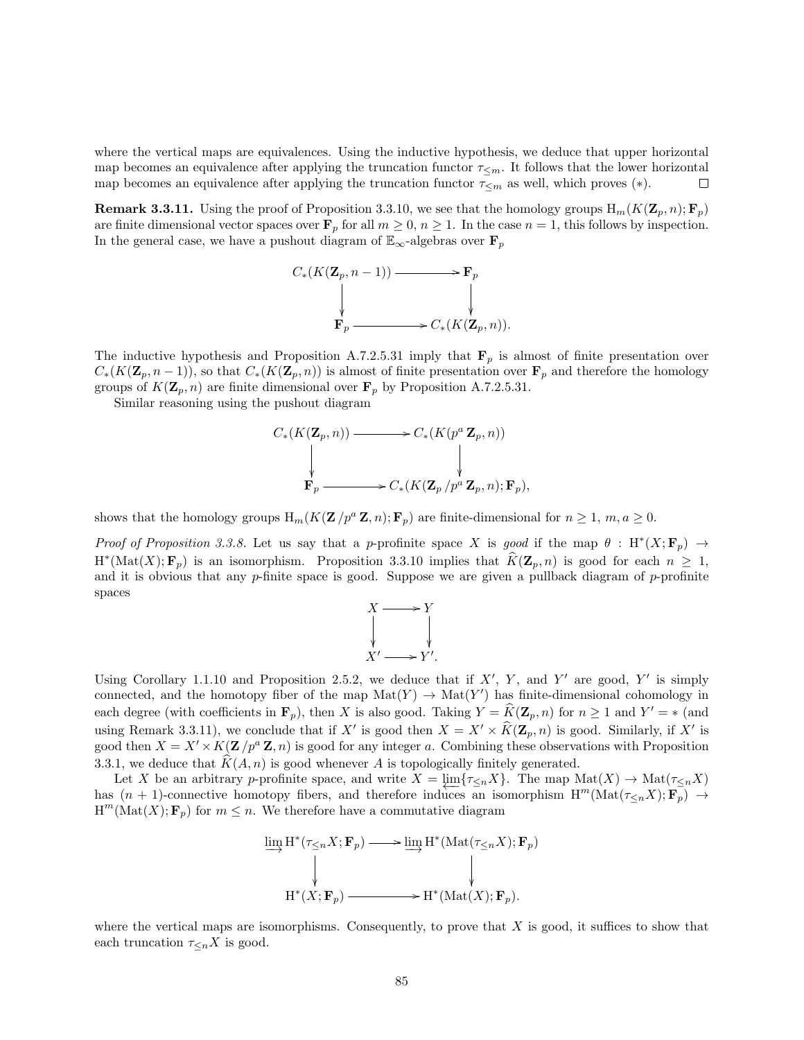where the vertical maps are equivalences. Using the inductive hypothesis, we deduce that upper horizontal map becomes an equivalence after applying the truncation functor $\tau_{\leq m}$. It follows that the lower horizontal map becomes an equivalence after applying the truncation functor $\tau_{\leq m}$ as well, which proves $(*)$. $\square$

**Remark 3.3.11.** Using the proof of Proposition 3.3.10, we see that the homology groups $\mathrm{H}_m(K(\mathbf{Z}_p, n); \mathbf{F}_p)$ are finite dimensional vector spaces over $\mathbf{F}_p$ for all $m \geq 0$, $n \geq 1$. In the case $n = 1$, this follows by inspection. In the general case, we have a pushout diagram of $\mathbb{E}_\infty$-algebras over $\mathbf{F}_p$

$$\begin{array}{ccc} C_*(K(\mathbf{Z}_p, n-1)) & \longrightarrow & \mathbf{F}_p \\ \downarrow & & \downarrow \\ \mathbf{F}_p & \longrightarrow & C_*(K(\mathbf{Z}_p, n)). \end{array}$$

The inductive hypothesis and Proposition A.7.2.5.31 imply that $\mathbf{F}_p$ is almost of finite presentation over $C_*(K(\mathbf{Z}_p, n-1))$, so that $C_*(K(\mathbf{Z}_p, n))$ is almost of finite presentation over $\mathbf{F}_p$ and therefore the homology groups of $K(\mathbf{Z}_p, n)$ are finite dimensional over $\mathbf{F}_p$ by Proposition A.7.2.5.31.

Similar reasoning using the pushout diagram

$$\begin{array}{ccc} C_*(K(\mathbf{Z}_p, n)) & \longrightarrow & C_*(K(p^a \mathbf{Z}_p, n)) \\ \downarrow & & \downarrow \\ \mathbf{F}_p & \longrightarrow & C_*(K(\mathbf{Z}_p / p^a \mathbf{Z}_p, n); \mathbf{F}_p), \end{array}$$

shows that the homology groups $\mathrm{H}_m(K(\mathbf{Z}/p^a \mathbf{Z}, n); \mathbf{F}_p)$ are finite-dimensional for $n \geq 1$, $m, a \geq 0$.

*Proof of Proposition 3.3.8.* Let us say that a $p$-profinite space $X$ is *good* if the map $\theta : \mathrm{H}^*(X; \mathbf{F}_p) \to \mathrm{H}^*(\mathrm{Mat}(X); \mathbf{F}_p)$ is an isomorphism. Proposition 3.3.10 implies that $\widehat{K}(\mathbf{Z}_p, n)$ is good for each $n \geq 1$, and it is obvious that any $p$-finite space is good. Suppose we are given a pullback diagram of $p$-profinite spaces

$$\begin{array}{ccc} X & \longrightarrow & Y \\ \downarrow & & \downarrow \\ X' & \longrightarrow & Y'. \end{array}$$

Using Corollary 1.1.10 and Proposition 2.5.2, we deduce that if $X'$, $Y$, and $Y'$ are good, $Y'$ is simply connected, and the homotopy fiber of the map $\mathrm{Mat}(Y) \to \mathrm{Mat}(Y')$ has finite-dimensional cohomology in each degree (with coefficients in $\mathbf{F}_p$), then $X$ is also good. Taking $Y = \widehat{K}(\mathbf{Z}_p, n)$ for $n \geq 1$ and $Y' = *$ (and using Remark 3.3.11), we conclude that if $X'$ is good then $X = X' \times \widehat{K}(\mathbf{Z}_p, n)$ is good. Similarly, if $X'$ is good then $X = X' \times K(\mathbf{Z}/p^a \mathbf{Z}, n)$ is good for any integer $a$. Combining these observations with Proposition 3.3.1, we deduce that $\widehat{K}(A, n)$ is good whenever $A$ is topologically finitely generated.

Let $X$ be an arbitrary $p$-profinite space, and write $X = \varprojlim \{\tau_{\leq n} X\}$. The map $\mathrm{Mat}(X) \to \mathrm{Mat}(\tau_{\leq n} X)$ has $(n+1)$-connective homotopy fibers, and therefore induces an isomorphism $\mathrm{H}^m(\mathrm{Mat}(\tau_{\leq n} X); \mathbf{F}_p) \to \mathrm{H}^m(\mathrm{Mat}(X); \mathbf{F}_p)$ for $m \leq n$. We therefore have a commutative diagram

$$\begin{array}{ccc} \varinjlim \mathrm{H}^*(\tau_{\leq n} X; \mathbf{F}_p) & \longrightarrow & \varinjlim \mathrm{H}^*(\mathrm{Mat}(\tau_{\leq n} X); \mathbf{F}_p) \\ \downarrow & & \downarrow \\ \mathrm{H}^*(X; \mathbf{F}_p) & \longrightarrow & \mathrm{H}^*(\mathrm{Mat}(X); \mathbf{F}_p). \end{array}$$

where the vertical maps are isomorphisms. Consequently, to prove that $X$ is good, it suffices to show that each truncation $\tau_{\leq n} X$ is good.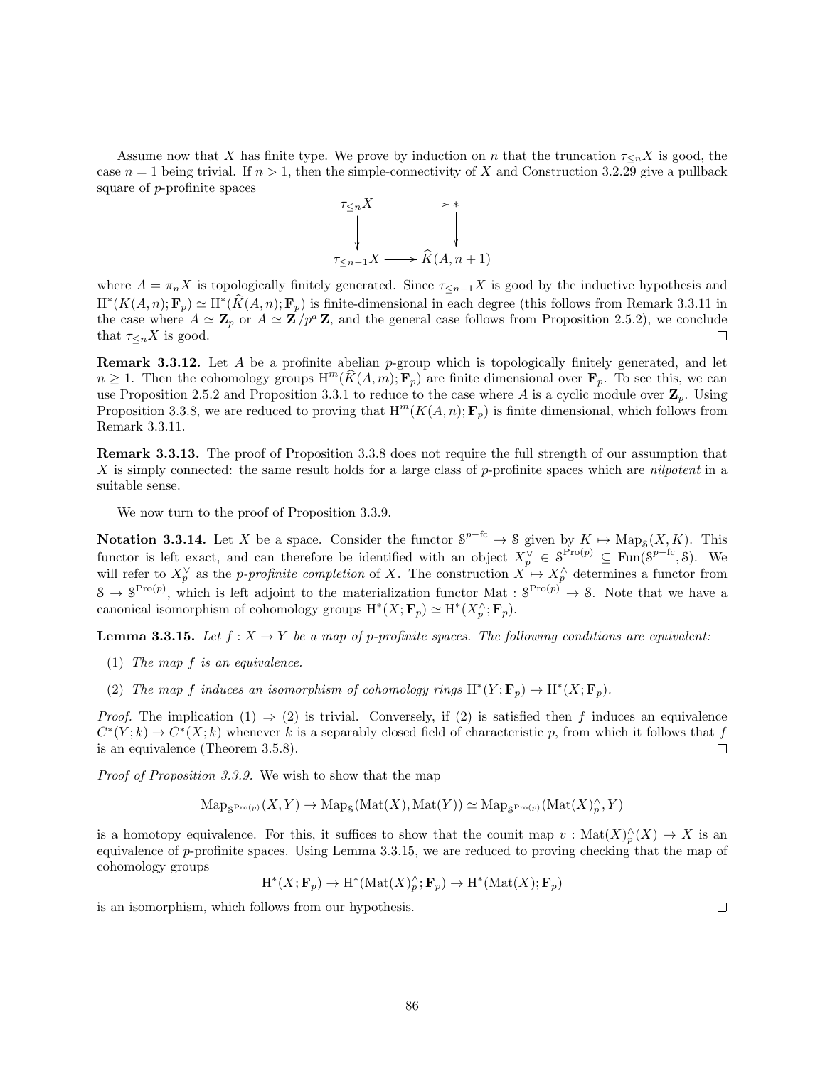Assume now that $X$ has finite type. We prove by induction on $n$ that the truncation $\tau_{\leq n} X$ is good, the case $n = 1$ being trivial. If $n > 1$, then the simple-connectivity of $X$ and Construction 3.2.29 give a pullback square of $p$-profinite spaces

$$\begin{array}{ccc} \tau_{\leq n} X & \longrightarrow & * \\ \downarrow & & \downarrow \\ \tau_{\leq n-1} X & \longrightarrow & \widehat{K}(A, n+1) \end{array}$$

where $A = \pi_n X$ is topologically finitely generated. Since $\tau_{\leq n-1} X$ is good by the inductive hypothesis and $\mathrm{H}^*(K(A,n); \mathbf{F}_p) \simeq \mathrm{H}^*(\widehat{K}(A,n); \mathbf{F}_p)$ is finite-dimensional in each degree (this follows from Remark 3.3.11 in the case where $A \simeq \mathbf{Z}_p$ or $A \simeq \mathbf{Z}/p^a\mathbf{Z}$, and the general case follows from Proposition 2.5.2), we conclude that $\tau_{\leq n} X$ is good. $\square$

**Remark 3.3.12.** Let $A$ be a profinite abelian $p$-group which is topologically finitely generated, and let $n \geq 1$. Then the cohomology groups $\mathrm{H}^m(\widehat{K}(A,m); \mathbf{F}_p)$ are finite dimensional over $\mathbf{F}_p$. To see this, we can use Proposition 2.5.2 and Proposition 3.3.1 to reduce to the case where $A$ is a cyclic module over $\mathbf{Z}_p$. Using Proposition 3.3.8, we are reduced to proving that $\mathrm{H}^m(K(A,n); \mathbf{F}_p)$ is finite dimensional, which follows from Remark 3.3.11.

**Remark 3.3.13.** The proof of Proposition 3.3.8 does not require the full strength of our assumption that $X$ is simply connected: the same result holds for a large class of $p$-profinite spaces which are *nilpotent* in a suitable sense.

We now turn to the proof of Proposition 3.3.9.

**Notation 3.3.14.** Let $X$ be a space. Consider the functor $\mathcal{S}^{p\text{-fc}} \to \mathcal{S}$ given by $K \mapsto \mathrm{Map}_{\mathcal{S}}(X, K)$. This functor is left exact, and can therefore be identified with an object $X_p^\vee \in \mathcal{S}^{\mathrm{Pro}(p)} \subseteq \mathrm{Fun}(\mathcal{S}^{p\text{-fc}}, \mathcal{S})$. We will refer to $X_p^\vee$ as the *$p$-profinite completion* of $X$. The construction $X \mapsto X_p^\wedge$ determines a functor from $\mathcal{S} \to \mathcal{S}^{\mathrm{Pro}(p)}$, which is left adjoint to the materialization functor $\mathrm{Mat} : \mathcal{S}^{\mathrm{Pro}(p)} \to \mathcal{S}$. Note that we have a canonical isomorphism of cohomology groups $\mathrm{H}^*(X; \mathbf{F}_p) \simeq \mathrm{H}^*(X_p^\wedge; \mathbf{F}_p)$.

**Lemma 3.3.15.** *Let $f : X \to Y$ be a map of $p$-profinite spaces. The following conditions are equivalent:*

(1) *The map $f$ is an equivalence.*

(2) *The map $f$ induces an isomorphism of cohomology rings $\mathrm{H}^*(Y; \mathbf{F}_p) \to \mathrm{H}^*(X; \mathbf{F}_p)$.*

*Proof.* The implication (1) $\Rightarrow$ (2) is trivial. Conversely, if (2) is satisfied then $f$ induces an equivalence $C^*(Y; k) \to C^*(X; k)$ whenever $k$ is a separably closed field of characteristic $p$, from which it follows that $f$ is an equivalence (Theorem 3.5.8). $\square$

*Proof of Proposition 3.3.9.* We wish to show that the map

$$\mathrm{Map}_{\mathcal{S}^{\mathrm{Pro}(p)}}(X, Y) \to \mathrm{Map}_{\mathcal{S}}(\mathrm{Mat}(X), \mathrm{Mat}(Y)) \simeq \mathrm{Map}_{\mathcal{S}^{\mathrm{Pro}(p)}}(\mathrm{Mat}(X)_p^\wedge, Y)$$

is a homotopy equivalence. For this, it suffices to show that the counit map $v : \mathrm{Mat}(X)_p^\wedge(X) \to X$ is an equivalence of $p$-profinite spaces. Using Lemma 3.3.15, we are reduced to proving checking that the map of cohomology groups

$$\mathrm{H}^*(X; \mathbf{F}_p) \to \mathrm{H}^*(\mathrm{Mat}(X)_p^\wedge; \mathbf{F}_p) \to \mathrm{H}^*(\mathrm{Mat}(X); \mathbf{F}_p)$$

is an isomorphism, which follows from our hypothesis. $\square$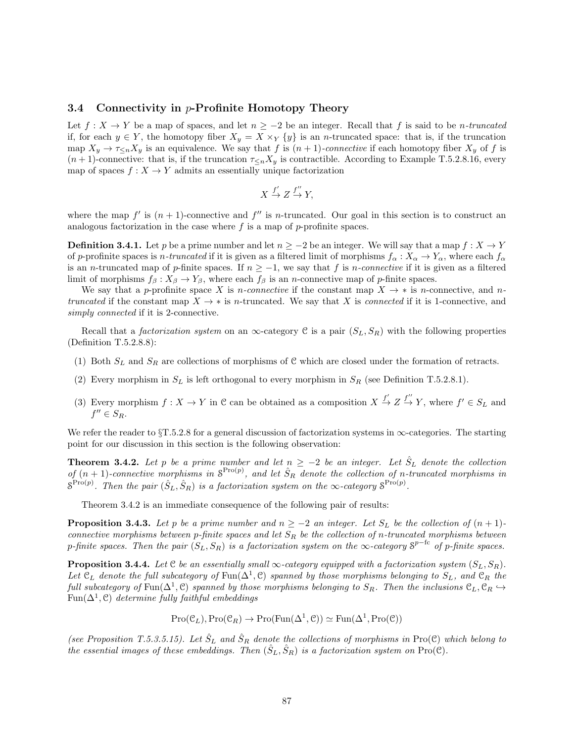### 3.4 Connectivity in $p$-Profinite Homotopy Theory

Let $f : X \to Y$ be a map of spaces, and let $n \geq -2$ be an integer. Recall that $f$ is said to be *$n$-truncated* if, for each $y \in Y$, the homotopy fiber $X_y = X \times_Y \{y\}$ is an $n$-truncated space: that is, if the truncation map $X_y \to \tau_{\leq n} X_y$ is an equivalence. We say that $f$ is *$(n+1)$-connective* if each homotopy fiber $X_y$ of $f$ is $(n+1)$-connective: that is, if the truncation $\tau_{\leq n} X_y$ is contractible. According to Example T.5.2.8.16, every map of spaces $f : X \to Y$ admits an essentially unique factorization

$$X \xrightarrow{f'} Z \xrightarrow{f''} Y,$$

where the map $f'$ is $(n+1)$-connective and $f''$ is $n$-truncated. Our goal in this section is to construct an analogous factorization in the case where $f$ is a map of $p$-profinite spaces.

**Definition 3.4.1.** Let $p$ be a prime number and let $n \geq -2$ be an integer. We will say that a map $f : X \to Y$ of $p$-profinite spaces is *$n$-truncated* if it is given as a filtered limit of morphisms $f_\alpha : X_\alpha \to Y_\alpha$, where each $f_\alpha$ is an $n$-truncated map of $p$-finite spaces. If $n \geq -1$, we say that $f$ is *$n$-connective* if it is given as a filtered limit of morphisms $f_\beta : X_\beta \to Y_\beta$, where each $f_\beta$ is an $n$-connective map of $p$-finite spaces.

We say that a $p$-profinite space $X$ is *$n$-connective* if the constant map $X \to *$ is $n$-connective, and *$n$-truncated* if the constant map $X \to *$ is $n$-truncated. We say that $X$ is *connected* if it is 1-connective, and *simply connected* if it is 2-connective.

Recall that a *factorization system* on an $\infty$-category $\mathcal{C}$ is a pair $(S_L, S_R)$ with the following properties (Definition T.5.2.8.8):

(1) Both $S_L$ and $S_R$ are collections of morphisms of $\mathcal{C}$ which are closed under the formation of retracts.

(2) Every morphism in $S_L$ is left orthogonal to every morphism in $S_R$ (see Definition T.5.2.8.1).

(3) Every morphism $f : X \to Y$ in $\mathcal{C}$ can be obtained as a composition $X \xrightarrow{f'} Z \xrightarrow{f''} Y$, where $f' \in S_L$ and $f'' \in S_R$.

We refer the reader to §T.5.2.8 for a general discussion of factorization systems in $\infty$-categories. The starting point for our discussion in this section is the following observation:

**Theorem 3.4.2.** *Let $p$ be a prime number and let $n \geq -2$ be an integer. Let $\hat{S}_L$ denote the collection of $(n+1)$-connective morphisms in $\mathcal{S}^{\mathrm{Pro}(p)}$, and let $\hat{S}_R$ denote the collection of $n$-truncated morphisms in $\mathcal{S}^{\mathrm{Pro}(p)}$. Then the pair $(\hat{S}_L, \hat{S}_R)$ is a factorization system on the $\infty$-category $\mathcal{S}^{\mathrm{Pro}(p)}$.*

Theorem 3.4.2 is an immediate consequence of the following pair of results:

**Proposition 3.4.3.** *Let $p$ be a prime number and $n \geq -2$ an integer. Let $S_L$ be the collection of $(n+1)$-connective morphisms between $p$-finite spaces and let $S_R$ be the collection of $n$-truncated morphisms between $p$-finite spaces. Then the pair $(S_L, S_R)$ is a factorization system on the $\infty$-category $\mathcal{S}^{p\text{-fc}}$ of $p$-finite spaces.*

**Proposition 3.4.4.** *Let $\mathcal{C}$ be an essentially small $\infty$-category equipped with a factorization system $(S_L, S_R)$. Let $\mathcal{C}_L$ denote the full subcategory of $\mathrm{Fun}(\Delta^1, \mathcal{C})$ spanned by those morphisms belonging to $S_L$, and $\mathcal{C}_R$ the full subcategory of $\mathrm{Fun}(\Delta^1, \mathcal{C})$ spanned by those morphisms belonging to $S_R$. Then the inclusions $\mathcal{C}_L, \mathcal{C}_R \hookrightarrow \mathrm{Fun}(\Delta^1, \mathcal{C})$ determine fully faithful embeddings*

$$\mathrm{Pro}(\mathcal{C}_L), \mathrm{Pro}(\mathcal{C}_R) \to \mathrm{Pro}(\mathrm{Fun}(\Delta^1, \mathcal{C})) \simeq \mathrm{Fun}(\Delta^1, \mathrm{Pro}(\mathcal{C}))$$

*(see Proposition T.5.3.5.15). Let $\hat{S}_L$ and $\hat{S}_R$ denote the collections of morphisms in $\mathrm{Pro}(\mathcal{C})$ which belong to the essential images of these embeddings. Then $(\hat{S}_L, \hat{S}_R)$ is a factorization system on $\mathrm{Pro}(\mathcal{C})$.*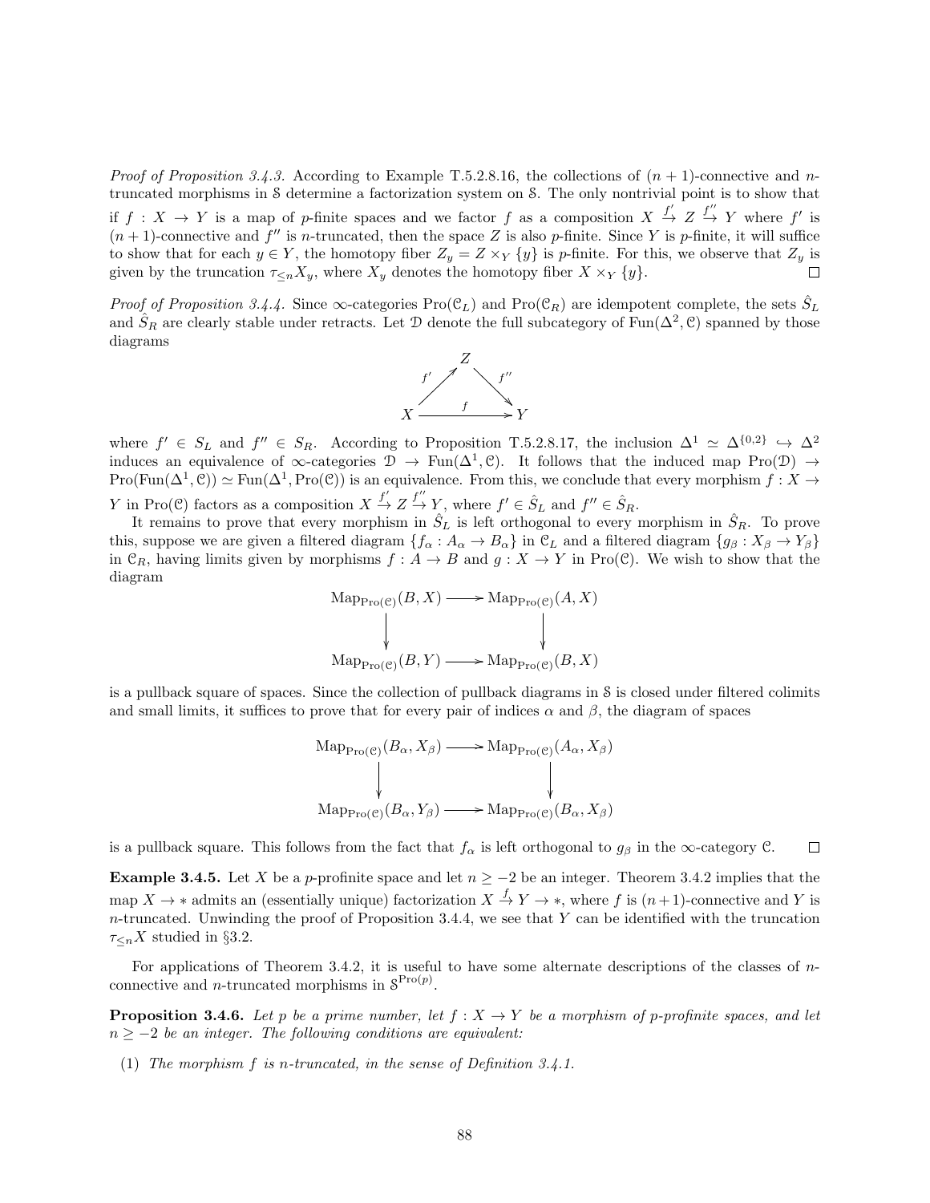*Proof of Proposition 3.4.3.* According to Example T.5.2.8.16, the collections of $(n+1)$-connective and $n$-truncated morphisms in $\mathcal{S}$ determine a factorization system on $\mathcal{S}$. The only nontrivial point is to show that if $f : X \to Y$ is a map of $p$-finite spaces and we factor $f$ as a composition $X \stackrel{f'}{\to} Z \stackrel{f''}{\to} Y$ where $f'$ is $(n+1)$-connective and $f''$ is $n$-truncated, then the space $Z$ is also $p$-finite. Since $Y$ is $p$-finite, it will suffice to show that for each $y \in Y$, the homotopy fiber $Z_y = Z \times_Y \{y\}$ is $p$-finite. For this, we observe that $Z_y$ is given by the truncation $\tau_{\leq n} X_y$, where $X_y$ denotes the homotopy fiber $X \times_Y \{y\}$. $\square$

*Proof of Proposition 3.4.4.* Since $\infty$-categories $\mathrm{Pro}(\mathcal{C}_L)$ and $\mathrm{Pro}(\mathcal{C}_R)$ are idempotent complete, the sets $\hat{S}_L$ and $\hat{S}_R$ are clearly stable under retracts. Let $\mathcal{D}$ denote the full subcategory of $\mathrm{Fun}(\Delta^2, \mathcal{C})$ spanned by those diagrams

$$\begin{array}{ccccc} & & Z & & \\ & \overset{f'}{\nearrow} & & \overset{f''}{\searrow} & \\ X & & \xrightarrow{\quad f \quad} & & Y \end{array}$$

where $f' \in S_L$ and $f'' \in S_R$. According to Proposition T.5.2.8.17, the inclusion $\Delta^1 \simeq \Delta^{\{0,2\}} \hookrightarrow \Delta^2$ induces an equivalence of $\infty$-categories $\mathcal{D} \to \mathrm{Fun}(\Delta^1, \mathcal{C})$. It follows that the induced map $\mathrm{Pro}(\mathcal{D}) \to \mathrm{Pro}(\mathrm{Fun}(\Delta^1, \mathcal{C})) \simeq \mathrm{Fun}(\Delta^1, \mathrm{Pro}(\mathcal{C}))$ is an equivalence. From this, we conclude that every morphism $f : X \to Y$ in $\mathrm{Pro}(\mathcal{C})$ factors as a composition $X \stackrel{f'}{\to} Z \stackrel{f''}{\to} Y$, where $f' \in \hat{S}_L$ and $f'' \in \hat{S}_R$.

It remains to prove that every morphism in $\hat{S}_L$ is left orthogonal to every morphism in $\hat{S}_R$. To prove this, suppose we are given a filtered diagram $\{f_\alpha : A_\alpha \to B_\alpha\}$ in $\mathcal{C}_L$ and a filtered diagram $\{g_\beta : X_\beta \to Y_\beta\}$ in $\mathcal{C}_R$, having limits given by morphisms $f : A \to B$ and $g : X \to Y$ in $\mathrm{Pro}(\mathcal{C})$. We wish to show that the diagram

$$\begin{array}{ccc} \mathrm{Map}_{\mathrm{Pro}(\mathcal{C})}(B, X) & \longrightarrow & \mathrm{Map}_{\mathrm{Pro}(\mathcal{C})}(A, X) \\ \downarrow & & \downarrow \\ \mathrm{Map}_{\mathrm{Pro}(\mathcal{C})}(B, Y) & \longrightarrow & \mathrm{Map}_{\mathrm{Pro}(\mathcal{C})}(B, X) \end{array}$$

is a pullback square of spaces. Since the collection of pullback diagrams in $\mathcal{S}$ is closed under filtered colimits and small limits, it suffices to prove that for every pair of indices $\alpha$ and $\beta$, the diagram of spaces

$$\begin{array}{ccc} \mathrm{Map}_{\mathrm{Pro}(\mathcal{C})}(B_\alpha, X_\beta) & \longrightarrow & \mathrm{Map}_{\mathrm{Pro}(\mathcal{C})}(A_\alpha, X_\beta) \\ \downarrow & & \downarrow \\ \mathrm{Map}_{\mathrm{Pro}(\mathcal{C})}(B_\alpha, Y_\beta) & \longrightarrow & \mathrm{Map}_{\mathrm{Pro}(\mathcal{C})}(B_\alpha, X_\beta) \end{array}$$

is a pullback square. This follows from the fact that $f_\alpha$ is left orthogonal to $g_\beta$ in the $\infty$-category $\mathcal{C}$. $\square$

**Example 3.4.5.** Let $X$ be a $p$-profinite space and let $n \geq -2$ be an integer. Theorem 3.4.2 implies that the map $X \to *$ admits an (essentially unique) factorization $X \stackrel{f}{\to} Y \to *$, where $f$ is $(n+1)$-connective and $Y$ is $n$-truncated. Unwinding the proof of Proposition 3.4.4, we see that $Y$ can be identified with the truncation $\tau_{\leq n} X$ studied in §3.2.

For applications of Theorem 3.4.2, it is useful to have some alternate descriptions of the classes of $n$-connective and $n$-truncated morphisms in $\mathcal{S}^{\mathrm{Pro}(p)}$.

**Proposition 3.4.6.** *Let $p$ be a prime number, let $f : X \to Y$ be a morphism of $p$-profinite spaces, and let $n \geq -2$ be an integer. The following conditions are equivalent:*

(1) *The morphism $f$ is $n$-truncated, in the sense of Definition 3.4.1.*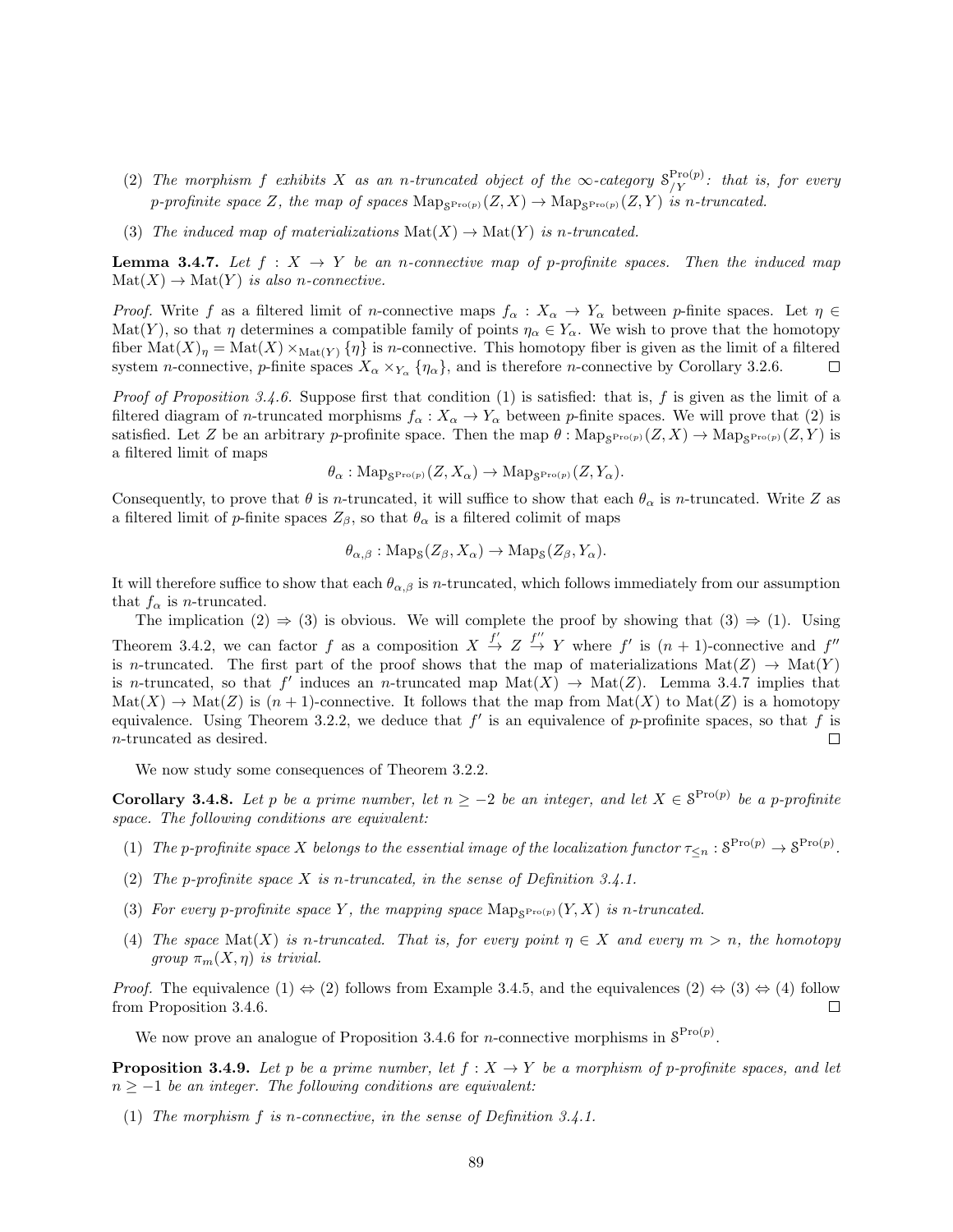(2) *The morphism $f$ exhibits $X$ as an $n$-truncated object of the $\infty$-category $\mathcal{S}^{\mathrm{Pro}(p)}_{/Y}$: that is, for every $p$-profinite space $Z$, the map of spaces $\mathrm{Map}_{\mathcal{S}^{\mathrm{Pro}(p)}}(Z, X) \to \mathrm{Map}_{\mathcal{S}^{\mathrm{Pro}(p)}}(Z, Y)$ is $n$-truncated.*

(3) *The induced map of materializations $\mathrm{Mat}(X) \to \mathrm{Mat}(Y)$ is $n$-truncated.*

**Lemma 3.4.7.** *Let $f : X \to Y$ be an $n$-connective map of $p$-profinite spaces. Then the induced map $\mathrm{Mat}(X) \to \mathrm{Mat}(Y)$ is also $n$-connective.*

*Proof.* Write $f$ as a filtered limit of $n$-connective maps $f_\alpha : X_\alpha \to Y_\alpha$ between $p$-finite spaces. Let $\eta \in \mathrm{Mat}(Y)$, so that $\eta$ determines a compatible family of points $\eta_\alpha \in Y_\alpha$. We wish to prove that the homotopy fiber $\mathrm{Mat}(X)_\eta = \mathrm{Mat}(X) \times_{\mathrm{Mat}(Y)} \{\eta\}$ is $n$-connective. This homotopy fiber is given as the limit of a filtered system $n$-connective, $p$-finite spaces $X_\alpha \times_{Y_\alpha} \{\eta_\alpha\}$, and is therefore $n$-connective by Corollary 3.2.6. □

*Proof of Proposition 3.4.6.* Suppose first that condition (1) is satisfied: that is, $f$ is given as the limit of a filtered diagram of $n$-truncated morphisms $f_\alpha : X_\alpha \to Y_\alpha$ between $p$-finite spaces. We will prove that (2) is satisfied. Let $Z$ be an arbitrary $p$-profinite space. Then the map $\theta : \mathrm{Map}_{\mathcal{S}^{\mathrm{Pro}(p)}}(Z, X) \to \mathrm{Map}_{\mathcal{S}^{\mathrm{Pro}(p)}}(Z, Y)$ is a filtered limit of maps

$$\theta_\alpha : \mathrm{Map}_{\mathcal{S}^{\mathrm{Pro}(p)}}(Z, X_\alpha) \to \mathrm{Map}_{\mathcal{S}^{\mathrm{Pro}(p)}}(Z, Y_\alpha).$$

Consequently, to prove that $\theta$ is $n$-truncated, it will suffice to show that each $\theta_\alpha$ is $n$-truncated. Write $Z$ as a filtered limit of $p$-finite spaces $Z_\beta$, so that $\theta_\alpha$ is a filtered colimit of maps

$$\theta_{\alpha,\beta} : \mathrm{Map}_{\mathcal{S}}(Z_\beta, X_\alpha) \to \mathrm{Map}_{\mathcal{S}}(Z_\beta, Y_\alpha).$$

It will therefore suffice to show that each $\theta_{\alpha,\beta}$ is $n$-truncated, which follows immediately from our assumption that $f_\alpha$ is $n$-truncated.

The implication (2) ⇒ (3) is obvious. We will complete the proof by showing that (3) ⇒ (1). Using Theorem 3.4.2, we can factor $f$ as a composition $X \xrightarrow{f'} Z \xrightarrow{f''} Y$ where $f'$ is $(n+1)$-connective and $f''$ is $n$-truncated. The first part of the proof shows that the map of materializations $\mathrm{Mat}(Z) \to \mathrm{Mat}(Y)$ is $n$-truncated, so that $f'$ induces an $n$-truncated map $\mathrm{Mat}(X) \to \mathrm{Mat}(Z)$. Lemma 3.4.7 implies that $\mathrm{Mat}(X) \to \mathrm{Mat}(Z)$ is $(n+1)$-connective. It follows that the map from $\mathrm{Mat}(X)$ to $\mathrm{Mat}(Z)$ is a homotopy equivalence. Using Theorem 3.2.2, we deduce that $f'$ is an equivalence of $p$-profinite spaces, so that $f$ is $n$-truncated as desired. □

We now study some consequences of Theorem 3.2.2.

**Corollary 3.4.8.** *Let $p$ be a prime number, let $n \geq -2$ be an integer, and let $X \in \mathcal{S}^{\mathrm{Pro}(p)}$ be a $p$-profinite space. The following conditions are equivalent:*

(1) *The $p$-profinite space $X$ belongs to the essential image of the localization functor $\tau_{\leq n} : \mathcal{S}^{\mathrm{Pro}(p)} \to \mathcal{S}^{\mathrm{Pro}(p)}$.*

(2) *The $p$-profinite space $X$ is $n$-truncated, in the sense of Definition 3.4.1.*

(3) *For every $p$-profinite space $Y$, the mapping space $\mathrm{Map}_{\mathcal{S}^{\mathrm{Pro}(p)}}(Y, X)$ is $n$-truncated.*

(4) *The space $\mathrm{Mat}(X)$ is $n$-truncated. That is, for every point $\eta \in X$ and every $m > n$, the homotopy group $\pi_m(X, \eta)$ is trivial.*

*Proof.* The equivalence (1) ⇔ (2) follows from Example 3.4.5, and the equivalences (2) ⇔ (3) ⇔ (4) follow from Proposition 3.4.6. □

We now prove an analogue of Proposition 3.4.6 for $n$-connective morphisms in $\mathcal{S}^{\mathrm{Pro}(p)}$.

**Proposition 3.4.9.** *Let $p$ be a prime number, let $f : X \to Y$ be a morphism of $p$-profinite spaces, and let $n \geq -1$ be an integer. The following conditions are equivalent:*

(1) *The morphism $f$ is $n$-connective, in the sense of Definition 3.4.1.*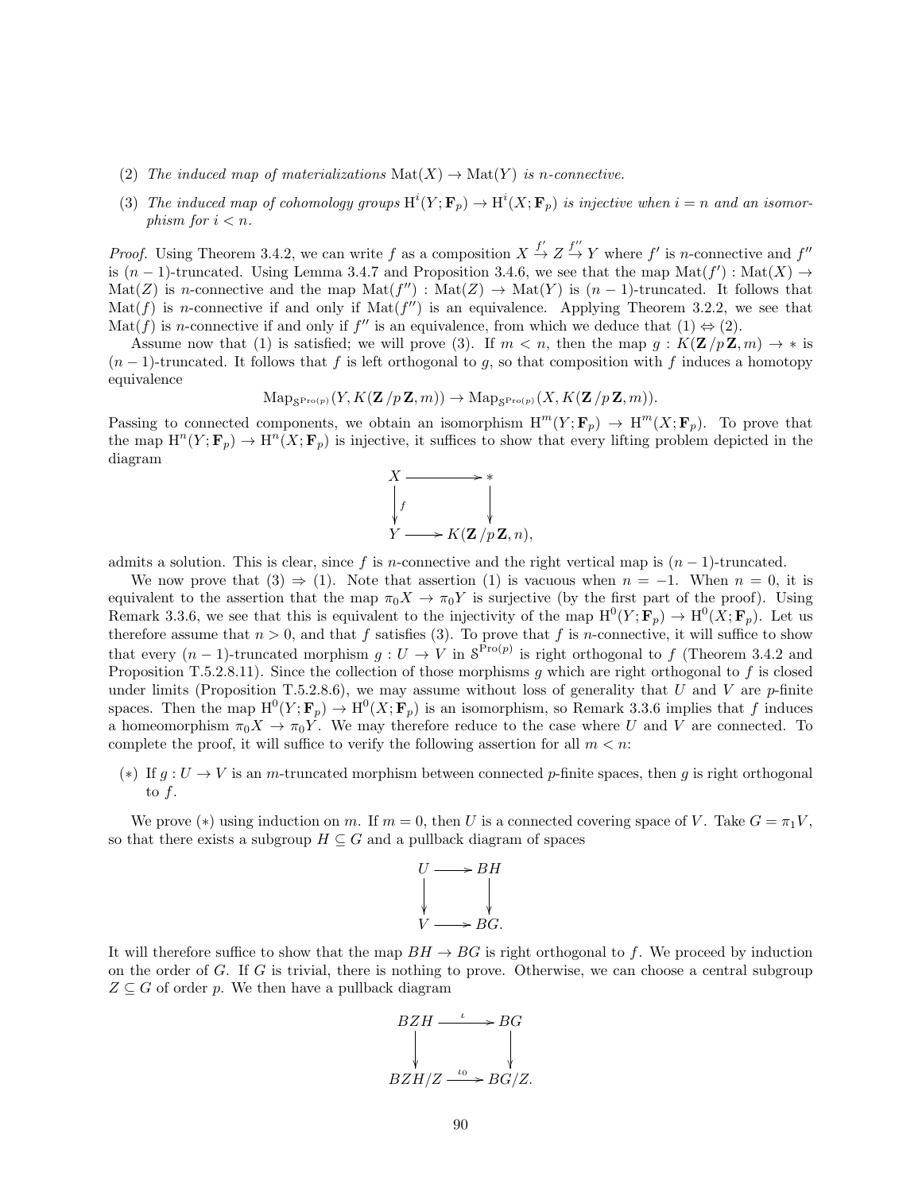(2) *The induced map of materializations* $\mathrm{Mat}(X) \to \mathrm{Mat}(Y)$ *is n-connective.*

(3) *The induced map of cohomology groups* $\mathrm{H}^i(Y; \mathbf{F}_p) \to \mathrm{H}^i(X; \mathbf{F}_p)$ *is injective when* $i = n$ *and an isomorphism for* $i < n$.

*Proof.* Using Theorem 3.4.2, we can write $f$ as a composition $X \xrightarrow{f'} Z \xrightarrow{f''} Y$ where $f'$ is $n$-connective and $f''$ is $(n-1)$-truncated. Using Lemma 3.4.7 and Proposition 3.4.6, we see that the map $\mathrm{Mat}(f') : \mathrm{Mat}(X) \to \mathrm{Mat}(Z)$ is $n$-connective and the map $\mathrm{Mat}(f'') : \mathrm{Mat}(Z) \to \mathrm{Mat}(Y)$ is $(n-1)$-truncated. It follows that $\mathrm{Mat}(f)$ is $n$-connective if and only if $\mathrm{Mat}(f'')$ is an equivalence. Applying Theorem 3.2.2, we see that $\mathrm{Mat}(f)$ is $n$-connective if and only if $f''$ is an equivalence, from which we deduce that (1) $\Leftrightarrow$ (2).

Assume now that (1) is satisfied; we will prove (3). If $m < n$, then the map $g : K(\mathbf{Z}/p\,\mathbf{Z}, m) \to *$ is $(n-1)$-truncated. It follows that $f$ is left orthogonal to $g$, so that composition with $f$ induces a homotopy equivalence

$$\mathrm{Map}_{\mathcal{S}^{\mathrm{Pro}(p)}}(Y, K(\mathbf{Z}/p\,\mathbf{Z}, m)) \to \mathrm{Map}_{\mathcal{S}^{\mathrm{Pro}(p)}}(X, K(\mathbf{Z}/p\,\mathbf{Z}, m)).$$

Passing to connected components, we obtain an isomorphism $\mathrm{H}^m(Y; \mathbf{F}_p) \to \mathrm{H}^m(X; \mathbf{F}_p)$. To prove that the map $\mathrm{H}^n(Y; \mathbf{F}_p) \to \mathrm{H}^n(X; \mathbf{F}_p)$ is injective, it suffices to show that every lifting problem depicted in the diagram

$$\begin{array}{ccc} X & \longrightarrow & * \\ \downarrow{\scriptstyle f} & & \downarrow \\ Y & \longrightarrow & K(\mathbf{Z}/p\,\mathbf{Z}, n), \end{array}$$

admits a solution. This is clear, since $f$ is $n$-connective and the right vertical map is $(n-1)$-truncated.

We now prove that (3) $\Rightarrow$ (1). Note that assertion (1) is vacuous when $n = -1$. When $n = 0$, it is equivalent to the assertion that the map $\pi_0 X \to \pi_0 Y$ is surjective (by the first part of the proof). Using Remark 3.3.6, we see that this is equivalent to the injectivity of the map $\mathrm{H}^0(Y; \mathbf{F}_p) \to \mathrm{H}^0(X; \mathbf{F}_p)$. Let us therefore assume that $n > 0$, and that $f$ satisfies (3). To prove that $f$ is $n$-connective, it will suffice to show that every $(n-1)$-truncated morphism $g : U \to V$ in $\mathcal{S}^{\mathrm{Pro}(p)}$ is right orthogonal to $f$ (Theorem 3.4.2 and Proposition T.5.2.8.11). Since the collection of those morphisms $g$ which are right orthogonal to $f$ is closed under limits (Proposition T.5.2.8.6), we may assume without loss of generality that $U$ and $V$ are $p$-finite spaces. Then the map $\mathrm{H}^0(Y; \mathbf{F}_p) \to \mathrm{H}^0(X; \mathbf{F}_p)$ is an isomorphism, so Remark 3.3.6 implies that $f$ induces a homeomorphism $\pi_0 X \to \pi_0 Y$. We may therefore reduce to the case where $U$ and $V$ are connected. To complete the proof, it will suffice to verify the following assertion for all $m < n$:

($*$) If $g : U \to V$ is an $m$-truncated morphism between connected $p$-finite spaces, then $g$ is right orthogonal to $f$.

We prove ($*$) using induction on $m$. If $m = 0$, then $U$ is a connected covering space of $V$. Take $G = \pi_1 V$, so that there exists a subgroup $H \subseteq G$ and a pullback diagram of spaces

$$\begin{array}{ccc} U & \longrightarrow & BH \\ \downarrow & & \downarrow \\ V & \longrightarrow & BG. \end{array}$$

It will therefore suffice to show that the map $BH \to BG$ is right orthogonal to $f$. We proceed by induction on the order of $G$. If $G$ is trivial, there is nothing to prove. Otherwise, we can choose a central subgroup $Z \subseteq G$ of order $p$. We then have a pullback diagram

$$\begin{array}{ccc} BZH & \xrightarrow{\iota} & BG \\ \downarrow & & \downarrow \\ BZH/Z & \xrightarrow{\iota_0} & BG/Z. \end{array}$$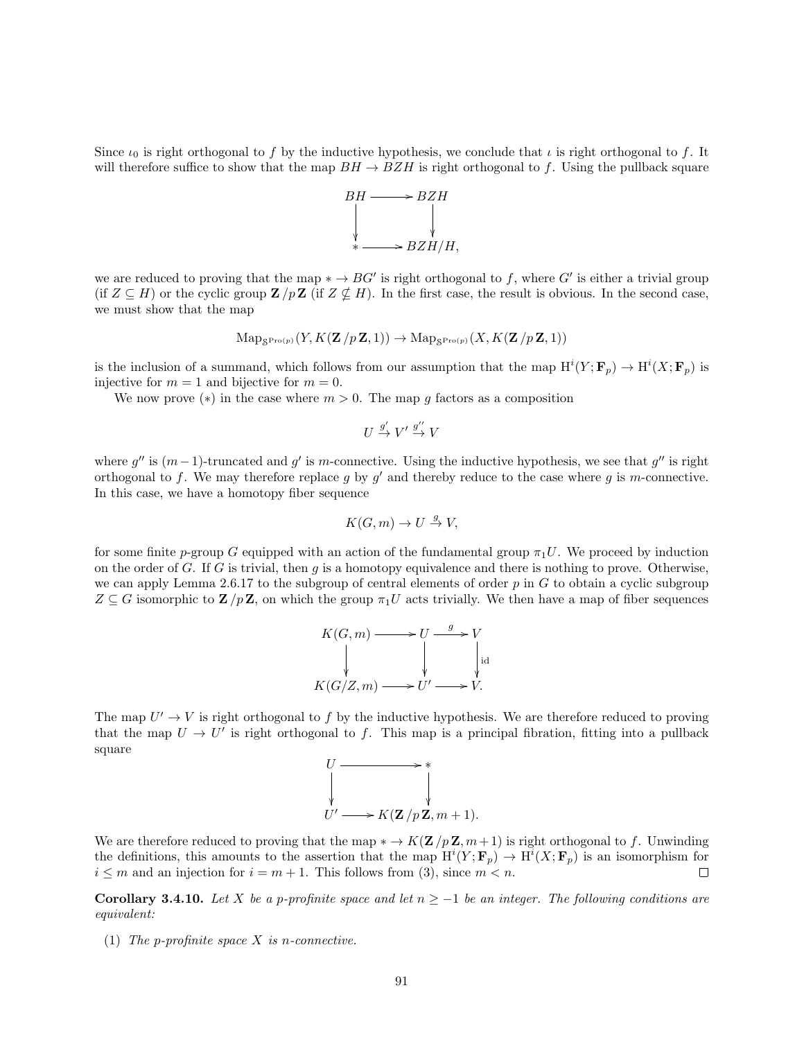Since $\iota_0$ is right orthogonal to $f$ by the inductive hypothesis, we conclude that $\iota$ is right orthogonal to $f$. It will therefore suffice to show that the map $BH \to BZH$ is right orthogonal to $f$. Using the pullback square

$$\begin{array}{ccc} BH & \longrightarrow & BZH \\ \downarrow & & \downarrow \\ * & \longrightarrow & BZH/H, \end{array}$$

we are reduced to proving that the map $* \to BG'$ is right orthogonal to $f$, where $G'$ is either a trivial group (if $Z \subseteq H$) or the cyclic group $\mathbf{Z}/p\mathbf{Z}$ (if $Z \nsubseteq H$). In the first case, the result is obvious. In the second case, we must show that the map

$$\mathrm{Map}_{\mathcal{S}^{\mathrm{Pro}(p)}}(Y, K(\mathbf{Z}/p\mathbf{Z}, 1)) \to \mathrm{Map}_{\mathcal{S}^{\mathrm{Pro}(p)}}(X, K(\mathbf{Z}/p\mathbf{Z}, 1))$$

is the inclusion of a summand, which follows from our assumption that the map $\mathrm{H}^i(Y; \mathbf{F}_p) \to \mathrm{H}^i(X; \mathbf{F}_p)$ is injective for $m = 1$ and bijective for $m = 0$.

We now prove $(*)$ in the case where $m > 0$. The map $g$ factors as a composition

$$U \xrightarrow{g'} V' \xrightarrow{g''} V$$

where $g''$ is $(m-1)$-truncated and $g'$ is $m$-connective. Using the inductive hypothesis, we see that $g''$ is right orthogonal to $f$. We may therefore replace $g$ by $g'$ and thereby reduce to the case where $g$ is $m$-connective. In this case, we have a homotopy fiber sequence

$$K(G, m) \to U \xrightarrow{g} V,$$

for some finite $p$-group $G$ equipped with an action of the fundamental group $\pi_1 U$. We proceed by induction on the order of $G$. If $G$ is trivial, then $g$ is a homotopy equivalence and there is nothing to prove. Otherwise, we can apply Lemma 2.6.17 to the subgroup of central elements of order $p$ in $G$ to obtain a cyclic subgroup $Z \subseteq G$ isomorphic to $\mathbf{Z}/p\mathbf{Z}$, on which the group $\pi_1 U$ acts trivially. We then have a map of fiber sequences

$$\begin{array}{ccccc} K(G, m) & \longrightarrow & U & \xrightarrow{g} & V \\ \downarrow & & \downarrow & & \downarrow \mathrm{id} \\ K(G/Z, m) & \longrightarrow & U' & \longrightarrow & V. \end{array}$$

The map $U' \to V$ is right orthogonal to $f$ by the inductive hypothesis. We are therefore reduced to proving that the map $U \to U'$ is right orthogonal to $f$. This map is a principal fibration, fitting into a pullback square

$$\begin{array}{ccc} U & \longrightarrow & * \\ \downarrow & & \downarrow \\ U' & \longrightarrow & K(\mathbf{Z}/p\mathbf{Z}, m+1). \end{array}$$

We are therefore reduced to proving that the map $* \to K(\mathbf{Z}/p\mathbf{Z}, m+1)$ is right orthogonal to $f$. Unwinding the definitions, this amounts to the assertion that the map $\mathrm{H}^i(Y; \mathbf{F}_p) \to \mathrm{H}^i(X; \mathbf{F}_p)$ is an isomorphism for $i \leq m$ and an injection for $i = m + 1$. This follows from (3), since $m < n$. □

**Corollary 3.4.10.** *Let $X$ be a $p$-profinite space and let $n \geq -1$ be an integer. The following conditions are equivalent:*

(1) *The $p$-profinite space $X$ is $n$-connective.*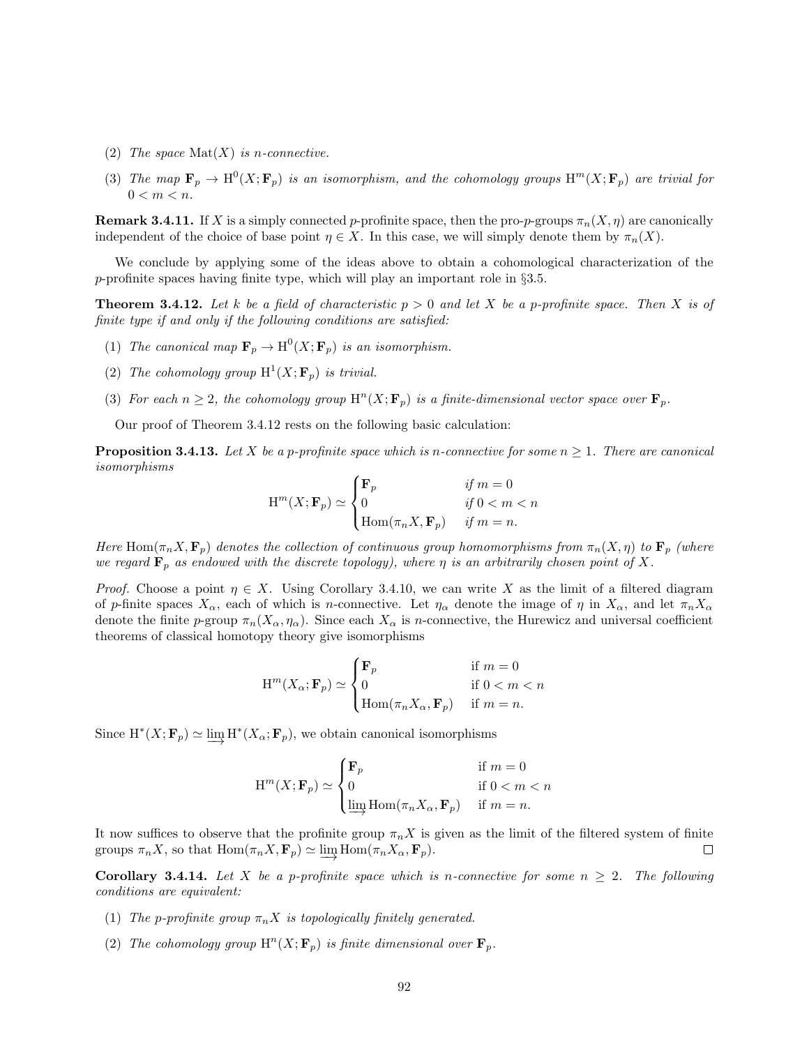(2) *The space* $\mathrm{Mat}(X)$ *is* $n$*-connective.*

(3) *The map* $\mathbf{F}_p \to \mathrm{H}^0(X;\mathbf{F}_p)$ *is an isomorphism, and the cohomology groups* $\mathrm{H}^m(X;\mathbf{F}_p)$ *are trivial for* $0 < m < n$*.*

**Remark 3.4.11.** If $X$ is a simply connected $p$-profinite space, then the pro-$p$-groups $\pi_n(X,\eta)$ are canonically independent of the choice of base point $\eta \in X$. In this case, we will simply denote them by $\pi_n(X)$.

We conclude by applying some of the ideas above to obtain a cohomological characterization of the $p$-profinite spaces having finite type, which will play an important role in §3.5.

**Theorem 3.4.12.** *Let* $k$ *be a field of characteristic* $p > 0$ *and let* $X$ *be a* $p$*-profinite space. Then* $X$ *is of finite type if and only if the following conditions are satisfied:*

(1) *The canonical map* $\mathbf{F}_p \to \mathrm{H}^0(X;\mathbf{F}_p)$ *is an isomorphism.*

(2) *The cohomology group* $\mathrm{H}^1(X;\mathbf{F}_p)$ *is trivial.*

(3) *For each* $n \geq 2$*, the cohomology group* $\mathrm{H}^n(X;\mathbf{F}_p)$ *is a finite-dimensional vector space over* $\mathbf{F}_p$*.*

Our proof of Theorem 3.4.12 rests on the following basic calculation:

**Proposition 3.4.13.** *Let* $X$ *be a* $p$*-profinite space which is* $n$*-connective for some* $n \geq 1$*. There are canonical isomorphisms*

$$\mathrm{H}^m(X;\mathbf{F}_p) \simeq \begin{cases} \mathbf{F}_p & \text{if } m = 0 \\ 0 & \text{if } 0 < m < n \\ \mathrm{Hom}(\pi_n X, \mathbf{F}_p) & \text{if } m = n. \end{cases}$$

*Here* $\mathrm{Hom}(\pi_n X, \mathbf{F}_p)$ *denotes the collection of continuous group homomorphisms from* $\pi_n(X,\eta)$ *to* $\mathbf{F}_p$ *(where we regard* $\mathbf{F}_p$ *as endowed with the discrete topology), where* $\eta$ *is an arbitrarily chosen point of* $X$*.*

*Proof.* Choose a point $\eta \in X$. Using Corollary 3.4.10, we can write $X$ as the limit of a filtered diagram of $p$-finite spaces $X_\alpha$, each of which is $n$-connective. Let $\eta_\alpha$ denote the image of $\eta$ in $X_\alpha$, and let $\pi_n X_\alpha$ denote the finite $p$-group $\pi_n(X_\alpha, \eta_\alpha)$. Since each $X_\alpha$ is $n$-connective, the Hurewicz and universal coefficient theorems of classical homotopy theory give isomorphisms

$$\mathrm{H}^m(X_\alpha;\mathbf{F}_p) \simeq \begin{cases} \mathbf{F}_p & \text{if } m = 0 \\ 0 & \text{if } 0 < m < n \\ \mathrm{Hom}(\pi_n X_\alpha, \mathbf{F}_p) & \text{if } m = n. \end{cases}$$

Since $\mathrm{H}^*(X;\mathbf{F}_p) \simeq \varinjlim \mathrm{H}^*(X_\alpha;\mathbf{F}_p)$, we obtain canonical isomorphisms

$$\mathrm{H}^m(X;\mathbf{F}_p) \simeq \begin{cases} \mathbf{F}_p & \text{if } m = 0 \\ 0 & \text{if } 0 < m < n \\ \varinjlim \mathrm{Hom}(\pi_n X_\alpha, \mathbf{F}_p) & \text{if } m = n. \end{cases}$$

It now suffices to observe that the profinite group $\pi_n X$ is given as the limit of the filtered system of finite groups $\pi_n X$, so that $\mathrm{Hom}(\pi_n X, \mathbf{F}_p) \simeq \varinjlim \mathrm{Hom}(\pi_n X_\alpha, \mathbf{F}_p)$. □

**Corollary 3.4.14.** *Let* $X$ *be a* $p$*-profinite space which is* $n$*-connective for some* $n \geq 2$*. The following conditions are equivalent:*

(1) *The* $p$*-profinite group* $\pi_n X$ *is topologically finitely generated.*

(2) *The cohomology group* $\mathrm{H}^n(X;\mathbf{F}_p)$ *is finite dimensional over* $\mathbf{F}_p$*.*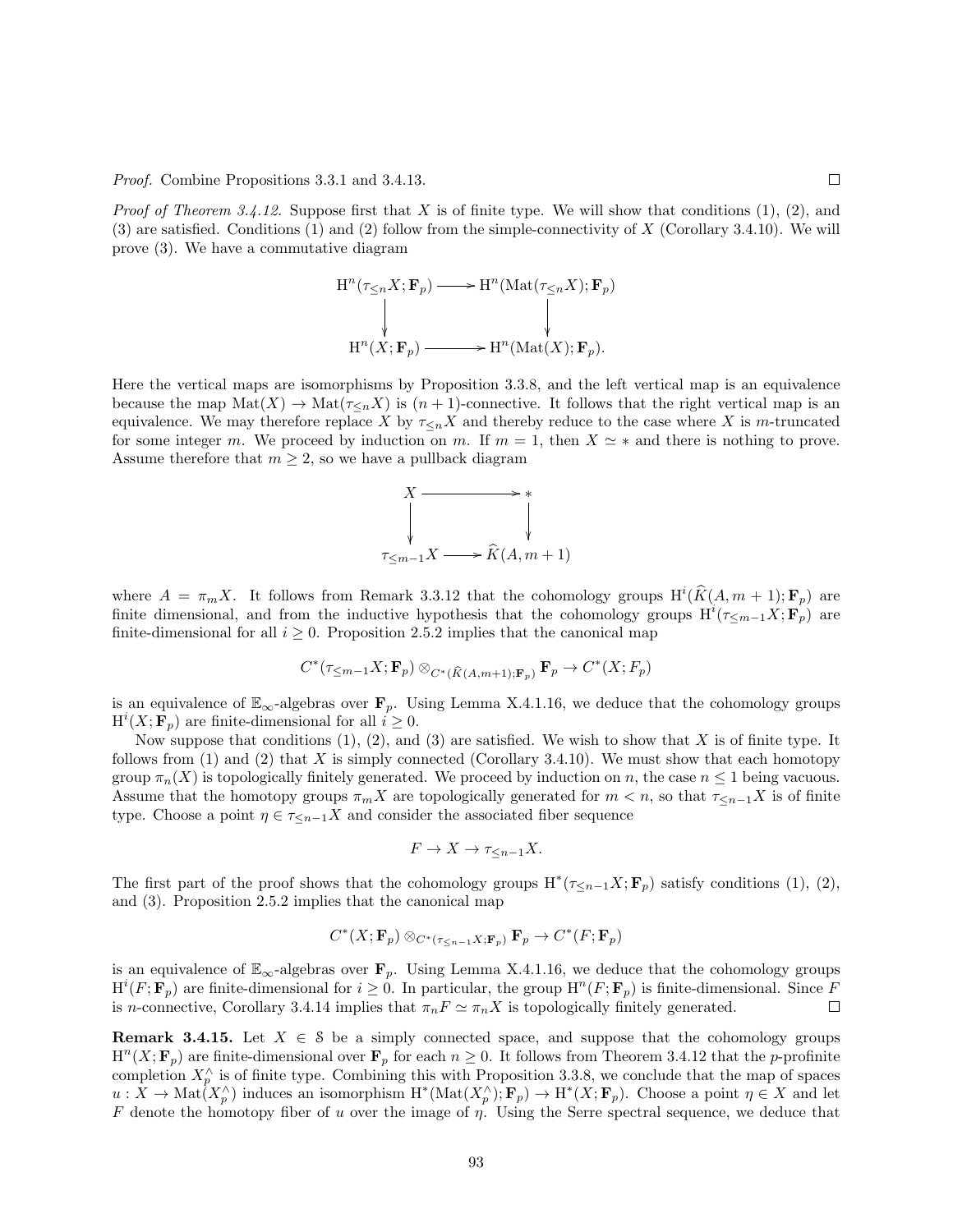*Proof.* Combine Propositions 3.3.1 and 3.4.13. □

*Proof of Theorem 3.4.12.* Suppose first that $X$ is of finite type. We will show that conditions (1), (2), and (3) are satisfied. Conditions (1) and (2) follow from the simple-connectivity of $X$ (Corollary 3.4.10). We will prove (3). We have a commutative diagram

$$\begin{array}{ccc} \mathrm{H}^n(\tau_{\leq n}X; \mathbf{F}_p) & \longrightarrow & \mathrm{H}^n(\mathrm{Mat}(\tau_{\leq n}X); \mathbf{F}_p) \\ \downarrow & & \downarrow \\ \mathrm{H}^n(X; \mathbf{F}_p) & \longrightarrow & \mathrm{H}^n(\mathrm{Mat}(X); \mathbf{F}_p). \end{array}$$

Here the vertical maps are isomorphisms by Proposition 3.3.8, and the left vertical map is an equivalence because the map $\mathrm{Mat}(X) \to \mathrm{Mat}(\tau_{\leq n}X)$ is $(n+1)$-connective. It follows that the right vertical map is an equivalence. We may therefore replace $X$ by $\tau_{\leq n}X$ and thereby reduce to the case where $X$ is $m$-truncated for some integer $m$. We proceed by induction on $m$. If $m = 1$, then $X \simeq *$ and there is nothing to prove. Assume therefore that $m \geq 2$, so we have a pullback diagram

$$\begin{array}{ccc} X & \longrightarrow & * \\ \downarrow & & \downarrow \\ \tau_{\leq m-1}X & \longrightarrow & \widehat{K}(A, m+1) \end{array}$$

where $A = \pi_m X$. It follows from Remark 3.3.12 that the cohomology groups $\mathrm{H}^i(\widehat{K}(A, m+1); \mathbf{F}_p)$ are finite dimensional, and from the inductive hypothesis that the cohomology groups $\mathrm{H}^i(\tau_{\leq m-1}X; \mathbf{F}_p)$ are finite-dimensional for all $i \geq 0$. Proposition 2.5.2 implies that the canonical map

$$C^*(\tau_{\leq m-1}X; \mathbf{F}_p) \otimes_{C^*(\widehat{K}(A,m+1); \mathbf{F}_p)} \mathbf{F}_p \to C^*(X; F_p)$$

is an equivalence of $\mathbb{E}_\infty$-algebras over $\mathbf{F}_p$. Using Lemma X.4.1.16, we deduce that the cohomology groups $\mathrm{H}^i(X; \mathbf{F}_p)$ are finite-dimensional for all $i \geq 0$.

Now suppose that conditions (1), (2), and (3) are satisfied. We wish to show that $X$ is of finite type. It follows from (1) and (2) that $X$ is simply connected (Corollary 3.4.10). We must show that each homotopy group $\pi_n(X)$ is topologically finitely generated. We proceed by induction on $n$, the case $n \leq 1$ being vacuous. Assume that the homotopy groups $\pi_m X$ are topologically generated for $m < n$, so that $\tau_{\leq n-1}X$ is of finite type. Choose a point $\eta \in \tau_{\leq n-1}X$ and consider the associated fiber sequence

$$F \to X \to \tau_{\leq n-1}X.$$

The first part of the proof shows that the cohomology groups $\mathrm{H}^*(\tau_{\leq n-1}X; \mathbf{F}_p)$ satisfy conditions (1), (2), and (3). Proposition 2.5.2 implies that the canonical map

$$C^*(X; \mathbf{F}_p) \otimes_{C^*(\tau_{\leq n-1}X; \mathbf{F}_p)} \mathbf{F}_p \to C^*(F; \mathbf{F}_p)$$

is an equivalence of $\mathbb{E}_\infty$-algebras over $\mathbf{F}_p$. Using Lemma X.4.1.16, we deduce that the cohomology groups $\mathrm{H}^i(F; \mathbf{F}_p)$ are finite-dimensional for $i \geq 0$. In particular, the group $\mathrm{H}^n(F; \mathbf{F}_p)$ is finite-dimensional. Since $F$ is $n$-connective, Corollary 3.4.14 implies that $\pi_n F \simeq \pi_n X$ is topologically finitely generated. □

**Remark 3.4.15.** Let $X \in \mathcal{S}$ be a simply connected space, and suppose that the cohomology groups $\mathrm{H}^n(X; \mathbf{F}_p)$ are finite-dimensional over $\mathbf{F}_p$ for each $n \geq 0$. It follows from Theorem 3.4.12 that the $p$-profinite completion $X_p^\wedge$ is of finite type. Combining this with Proposition 3.3.8, we conclude that the map of spaces $u : X \to \mathrm{Mat}(X_p^\wedge)$ induces an isomorphism $\mathrm{H}^*(\mathrm{Mat}(X_p^\wedge); \mathbf{F}_p) \to \mathrm{H}^*(X; \mathbf{F}_p)$. Choose a point $\eta \in X$ and let $F$ denote the homotopy fiber of $u$ over the image of $\eta$. Using the Serre spectral sequence, we deduce that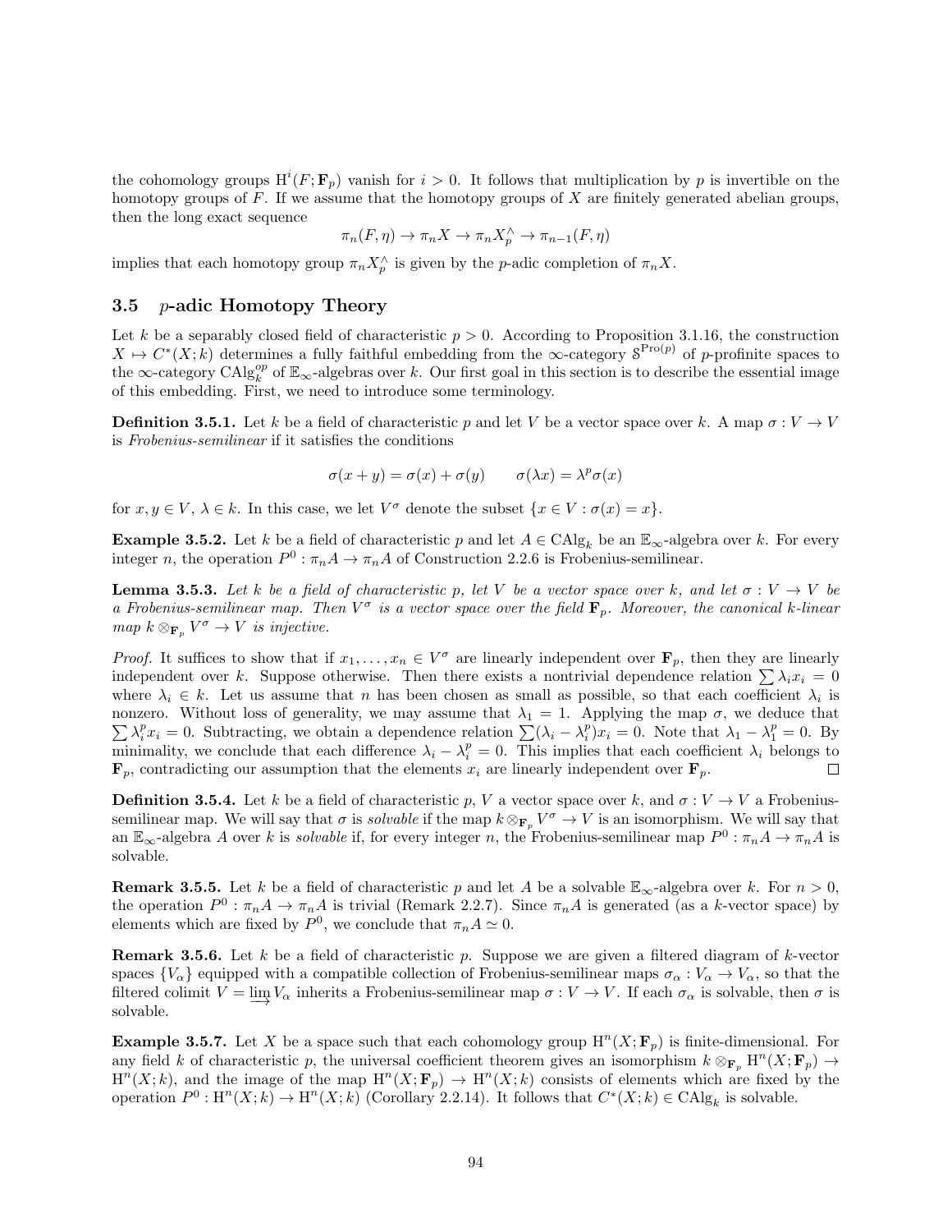the cohomology groups $\mathrm{H}^i(F; \mathbf{F}_p)$ vanish for $i > 0$. It follows that multiplication by $p$ is invertible on the homotopy groups of $F$. If we assume that the homotopy groups of $X$ are finitely generated abelian groups, then the long exact sequence

$$\pi_n(F, \eta) \to \pi_n X \to \pi_n X_p^\wedge \to \pi_{n-1}(F, \eta)$$

implies that each homotopy group $\pi_n X_p^\wedge$ is given by the $p$-adic completion of $\pi_n X$.

## 3.5 $p$-adic Homotopy Theory

Let $k$ be a separably closed field of characteristic $p > 0$. According to Proposition 3.1.16, the construction $X \mapsto C^*(X; k)$ determines a fully faithful embedding from the $\infty$-category $\mathcal{S}^{\mathrm{Pro}(p)}$ of $p$-profinite spaces to the $\infty$-category $\mathrm{CAlg}_k^{op}$ of $\mathbb{E}_\infty$-algebras over $k$. Our first goal in this section is to describe the essential image of this embedding. First, we need to introduce some terminology.

**Definition 3.5.1.** Let $k$ be a field of characteristic $p$ and let $V$ be a vector space over $k$. A map $\sigma : V \to V$ is *Frobenius-semilinear* if it satisfies the conditions

$$\sigma(x + y) = \sigma(x) + \sigma(y) \qquad \sigma(\lambda x) = \lambda^p \sigma(x)$$

for $x, y \in V$, $\lambda \in k$. In this case, we let $V^\sigma$ denote the subset $\{x \in V : \sigma(x) = x\}$.

**Example 3.5.2.** Let $k$ be a field of characteristic $p$ and let $A \in \mathrm{CAlg}_k$ be an $\mathbb{E}_\infty$-algebra over $k$. For every integer $n$, the operation $P^0 : \pi_n A \to \pi_n A$ of Construction 2.2.6 is Frobenius-semilinear.

**Lemma 3.5.3.** *Let $k$ be a field of characteristic $p$, let $V$ be a vector space over $k$, and let $\sigma : V \to V$ be a Frobenius-semilinear map. Then $V^\sigma$ is a vector space over the field $\mathbf{F}_p$. Moreover, the canonical $k$-linear map $k \otimes_{\mathbf{F}_p} V^\sigma \to V$ is injective.*

*Proof.* It suffices to show that if $x_1, \ldots, x_n \in V^\sigma$ are linearly independent over $\mathbf{F}_p$, then they are linearly independent over $k$. Suppose otherwise. Then there exists a nontrivial dependence relation $\sum \lambda_i x_i = 0$ where $\lambda_i \in k$. Let us assume that $n$ has been chosen as small as possible, so that each coefficient $\lambda_i$ is nonzero. Without loss of generality, we may assume that $\lambda_1 = 1$. Applying the map $\sigma$, we deduce that $\sum \lambda_i^p x_i = 0$. Subtracting, we obtain a dependence relation $\sum (\lambda_i - \lambda_i^p) x_i = 0$. Note that $\lambda_1 - \lambda_1^p = 0$. By minimality, we conclude that each difference $\lambda_i - \lambda_i^p = 0$. This implies that each coefficient $\lambda_i$ belongs to $\mathbf{F}_p$, contradicting our assumption that the elements $x_i$ are linearly independent over $\mathbf{F}_p$. $\square$

**Definition 3.5.4.** Let $k$ be a field of characteristic $p$, $V$ a vector space over $k$, and $\sigma : V \to V$ a Frobenius-semilinear map. We will say that $\sigma$ is *solvable* if the map $k \otimes_{\mathbf{F}_p} V^\sigma \to V$ is an isomorphism. We will say that an $\mathbb{E}_\infty$-algebra $A$ over $k$ is *solvable* if, for every integer $n$, the Frobenius-semilinear map $P^0 : \pi_n A \to \pi_n A$ is solvable.

**Remark 3.5.5.** Let $k$ be a field of characteristic $p$ and let $A$ be a solvable $\mathbb{E}_\infty$-algebra over $k$. For $n > 0$, the operation $P^0 : \pi_n A \to \pi_n A$ is trivial (Remark 2.2.7). Since $\pi_n A$ is generated (as a $k$-vector space) by elements which are fixed by $P^0$, we conclude that $\pi_n A \simeq 0$.

**Remark 3.5.6.** Let $k$ be a field of characteristic $p$. Suppose we are given a filtered diagram of $k$-vector spaces $\{V_\alpha\}$ equipped with a compatible collection of Frobenius-semilinear maps $\sigma_\alpha : V_\alpha \to V_\alpha$, so that the filtered colimit $V = \varinjlim V_\alpha$ inherits a Frobenius-semilinear map $\sigma : V \to V$. If each $\sigma_\alpha$ is solvable, then $\sigma$ is solvable.

**Example 3.5.7.** Let $X$ be a space such that each cohomology group $\mathrm{H}^n(X; \mathbf{F}_p)$ is finite-dimensional. For any field $k$ of characteristic $p$, the universal coefficient theorem gives an isomorphism $k \otimes_{\mathbf{F}_p} \mathrm{H}^n(X; \mathbf{F}_p) \to \mathrm{H}^n(X; k)$, and the image of the map $\mathrm{H}^n(X; \mathbf{F}_p) \to \mathrm{H}^n(X; k)$ consists of elements which are fixed by the operation $P^0 : \mathrm{H}^n(X; k) \to \mathrm{H}^n(X; k)$ (Corollary 2.2.14). It follows that $C^*(X; k) \in \mathrm{CAlg}_k$ is solvable.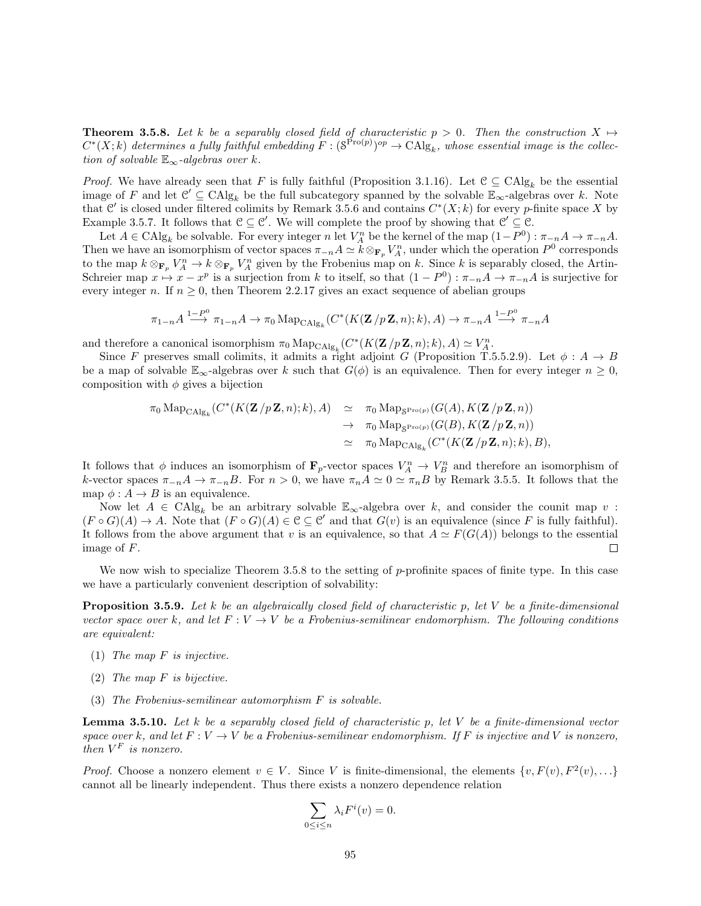**Theorem 3.5.8.** *Let $k$ be a separably closed field of characteristic $p > 0$. Then the construction $X \mapsto C^*(X;k)$ determines a fully faithful embedding $F : (\mathcal{S}^{\mathrm{Pro}(p)})^{op} \to \mathrm{CAlg}_k$, whose essential image is the collection of solvable $\mathbb{E}_\infty$-algebras over $k$.*

*Proof.* We have already seen that $F$ is fully faithful (Proposition 3.1.16). Let $\mathcal{C} \subseteq \mathrm{CAlg}_k$ be the essential image of $F$ and let $\mathcal{C}' \subseteq \mathrm{CAlg}_k$ be the full subcategory spanned by the solvable $\mathbb{E}_\infty$-algebras over $k$. Note that $\mathcal{C}'$ is closed under filtered colimits by Remark 3.5.6 and contains $C^*(X;k)$ for every $p$-finite space $X$ by Example 3.5.7. It follows that $\mathcal{C} \subseteq \mathcal{C}'$. We will complete the proof by showing that $\mathcal{C}' \subseteq \mathcal{C}$.

Let $A \in \mathrm{CAlg}_k$ be solvable. For every integer $n$ let $V_A^n$ be the kernel of the map $(1-P^0) : \pi_{-n}A \to \pi_{-n}A$. Then we have an isomorphism of vector spaces $\pi_{-n}A \simeq k \otimes_{\mathbf{F}_p} V_A^n$, under which the operation $P^0$ corresponds to the map $k \otimes_{\mathbf{F}_p} V_A^n \to k \otimes_{\mathbf{F}_p} V_A^n$ given by the Frobenius map on $k$. Since $k$ is separably closed, the Artin-Schreier map $x \mapsto x - x^p$ is a surjection from $k$ to itself, so that $(1-P^0) : \pi_{-n}A \to \pi_{-n}A$ is surjective for every integer $n$. If $n \geq 0$, then Theorem 2.2.17 gives an exact sequence of abelian groups

$$\pi_{1-n}A \xrightarrow{1-P^0} \pi_{1-n}A \to \pi_0 \mathrm{Map}_{\mathrm{CAlg}_k}(C^*(K(\mathbf{Z}/p\mathbf{Z},n);k),A) \to \pi_{-n}A \xrightarrow{1-P^0} \pi_{-n}A$$

and therefore a canonical isomorphism $\pi_0 \mathrm{Map}_{\mathrm{CAlg}_k}(C^*(K(\mathbf{Z}/p\mathbf{Z},n);k),A) \simeq V_A^n$.

Since $F$ preserves small colimits, it admits a right adjoint $G$ (Proposition T.5.5.2.9). Let $\phi : A \to B$ be a map of solvable $\mathbb{E}_\infty$-algebras over $k$ such that $G(\phi)$ is an equivalence. Then for every integer $n \geq 0$, composition with $\phi$ gives a bijection

$$\begin{aligned}
\pi_0 \mathrm{Map}_{\mathrm{CAlg}_k}(C^*(K(\mathbf{Z}/p\mathbf{Z},n);k),A) &\simeq \pi_0 \mathrm{Map}_{\mathcal{S}^{\mathrm{Pro}(p)}}(G(A), K(\mathbf{Z}/p\mathbf{Z},n)) \\
&\to \pi_0 \mathrm{Map}_{\mathcal{S}^{\mathrm{Pro}(p)}}(G(B), K(\mathbf{Z}/p\mathbf{Z},n)) \\
&\simeq \pi_0 \mathrm{Map}_{\mathrm{CAlg}_k}(C^*(K(\mathbf{Z}/p\mathbf{Z},n);k),B),
\end{aligned}$$

It follows that $\phi$ induces an isomorphism of $\mathbf{F}_p$-vector spaces $V_A^n \to V_B^n$ and therefore an isomorphism of $k$-vector spaces $\pi_{-n}A \to \pi_{-n}B$. For $n > 0$, we have $\pi_n A \simeq 0 \simeq \pi_n B$ by Remark 3.5.5. It follows that the map $\phi : A \to B$ is an equivalence.

Now let $A \in \mathrm{CAlg}_k$ be an arbitrary solvable $\mathbb{E}_\infty$-algebra over $k$, and consider the counit map $v : (F \circ G)(A) \to A$. Note that $(F \circ G)(A) \in \mathcal{C} \subseteq \mathcal{C}'$ and that $G(v)$ is an equivalence (since $F$ is fully faithful). It follows from the above argument that $v$ is an equivalence, so that $A \simeq F(G(A))$ belongs to the essential image of $F$. □

We now wish to specialize Theorem 3.5.8 to the setting of $p$-profinite spaces of finite type. In this case we have a particularly convenient description of solvability:

**Proposition 3.5.9.** *Let $k$ be an algebraically closed field of characteristic $p$, let $V$ be a finite-dimensional vector space over $k$, and let $F : V \to V$ be a Frobenius-semilinear endomorphism. The following conditions are equivalent:*

1. *The map $F$ is injective.*
2. *The map $F$ is bijective.*
3. *The Frobenius-semilinear automorphism $F$ is solvable.*

**Lemma 3.5.10.** *Let $k$ be a separably closed field of characteristic $p$, let $V$ be a finite-dimensional vector space over $k$, and let $F : V \to V$ be a Frobenius-semilinear endomorphism. If $F$ is injective and $V$ is nonzero, then $V^F$ is nonzero.*

*Proof.* Choose a nonzero element $v \in V$. Since $V$ is finite-dimensional, the elements $\{v, F(v), F^2(v), \ldots\}$ cannot all be linearly independent. Thus there exists a nonzero dependence relation

$$\sum_{0 \leq i \leq n} \lambda_i F^i(v) = 0.$$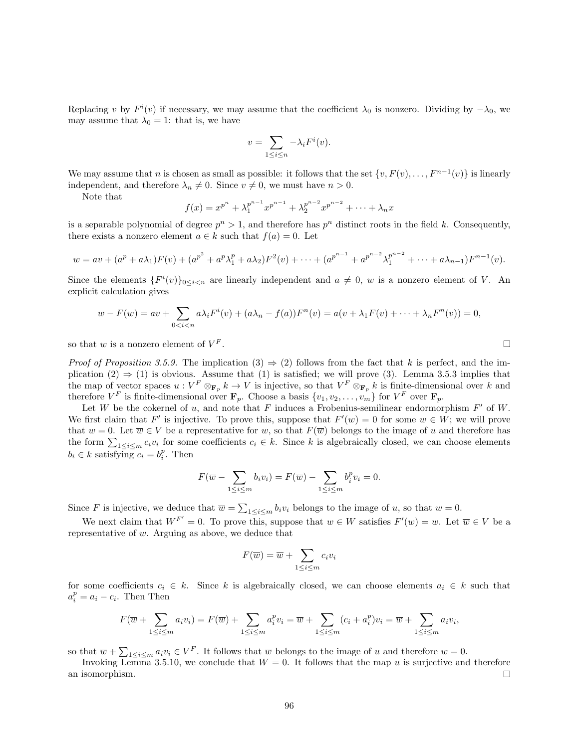Replacing $v$ by $F^i(v)$ if necessary, we may assume that the coefficient $\lambda_0$ is nonzero. Dividing by $-\lambda_0$, we may assume that $\lambda_0 = 1$: that is, we have

$$v = \sum_{1 \leq i \leq n} -\lambda_i F^i(v).$$

We may assume that $n$ is chosen as small as possible: it follows that the set $\{v, F(v), \ldots, F^{n-1}(v)\}$ is linearly independent, and therefore $\lambda_n \neq 0$. Since $v \neq 0$, we must have $n > 0$.

Note that

$$f(x) = x^{p^n} + \lambda_1^{p^{n-1}} x^{p^{n-1}} + \lambda_2^{p^{n-2}} x^{p^{n-2}} + \cdots + \lambda_n x$$

is a separable polynomial of degree $p^n > 1$, and therefore has $p^n$ distinct roots in the field $k$. Consequently, there exists a nonzero element $a \in k$ such that $f(a) = 0$. Let

$$w = av + (a^p + a\lambda_1)F(v) + (a^{p^2} + a^p\lambda_1^p + a\lambda_2)F^2(v) + \cdots + (a^{p^{n-1}} + a^{p^{n-2}}\lambda_1^{p^{n-2}} + \cdots + a\lambda_{n-1})F^{n-1}(v).$$

Since the elements $\{F^i(v)\}_{0 \leq i < n}$ are linearly independent and $a \neq 0$, $w$ is a nonzero element of $V$. An explicit calculation gives

$$w - F(w) = av + \sum_{0 < i < n} a\lambda_i F^i(v) + (a\lambda_n - f(a))F^n(v) = a(v + \lambda_1 F(v) + \cdots + \lambda_n F^n(v)) = 0,$$

so that $w$ is a nonzero element of $V^F$. □

*Proof of Proposition 3.5.9.* The implication (3) ⇒ (2) follows from the fact that $k$ is perfect, and the implication (2) ⇒ (1) is obvious. Assume that (1) is satisfied; we will prove (3). Lemma 3.5.3 implies that the map of vector spaces $u : V^F \otimes_{\mathbf{F}_p} k \to V$ is injective, so that $V^F \otimes_{\mathbf{F}_p} k$ is finite-dimensional over $k$ and therefore $V^F$ is finite-dimensional over $\mathbf{F}_p$. Choose a basis $\{v_1, v_2, \ldots, v_m\}$ for $V^F$ over $\mathbf{F}_p$.

Let $W$ be the cokernel of $u$, and note that $F$ induces a Frobenius-semilinear endormorphism $F'$ of $W$. We first claim that $F'$ is injective. To prove this, suppose that $F'(w) = 0$ for some $w \in W$; we will prove that $w = 0$. Let $\overline{w} \in V$ be a representative for $w$, so that $F(\overline{w})$ belongs to the image of $u$ and therefore has the form $\sum_{1 \leq i \leq m} c_i v_i$ for some coefficients $c_i \in k$. Since $k$ is algebraically closed, we can choose elements $b_i \in k$ satisfying $c_i = b_i^p$. Then

$$F(\overline{w} - \sum_{1 \leq i \leq m} b_i v_i) = F(\overline{w}) - \sum_{1 \leq i \leq m} b_i^p v_i = 0.$$

Since $F$ is injective, we deduce that $\overline{w} = \sum_{1 \leq i \leq m} b_i v_i$ belongs to the image of $u$, so that $w = 0$.

We next claim that $W^{F'} = 0$. To prove this, suppose that $w \in W$ satisfies $F'(w) = w$. Let $\overline{w} \in V$ be a representative of $w$. Arguing as above, we deduce that

$$F(\overline{w}) = \overline{w} + \sum_{1 \leq i \leq m} c_i v_i$$

for some coefficients $c_i \in k$. Since $k$ is algebraically closed, we can choose elements $a_i \in k$ such that $a_i^p = a_i - c_i$. Then Then

$$F(\overline{w} + \sum_{1 \leq i \leq m} a_i v_i) = F(\overline{w}) + \sum_{1 \leq i \leq m} a_i^p v_i = \overline{w} + \sum_{1 \leq i \leq m} (c_i + a_i^p) v_i = \overline{w} + \sum_{1 \leq i \leq m} a_i v_i,$$

so that $\overline{w} + \sum_{1 \leq i \leq m} a_i v_i \in V^F$. It follows that $\overline{w}$ belongs to the image of $u$ and therefore $w = 0$.

Invoking Lemma 3.5.10, we conclude that $W = 0$. It follows that the map $u$ is surjective and therefore an isomorphism. □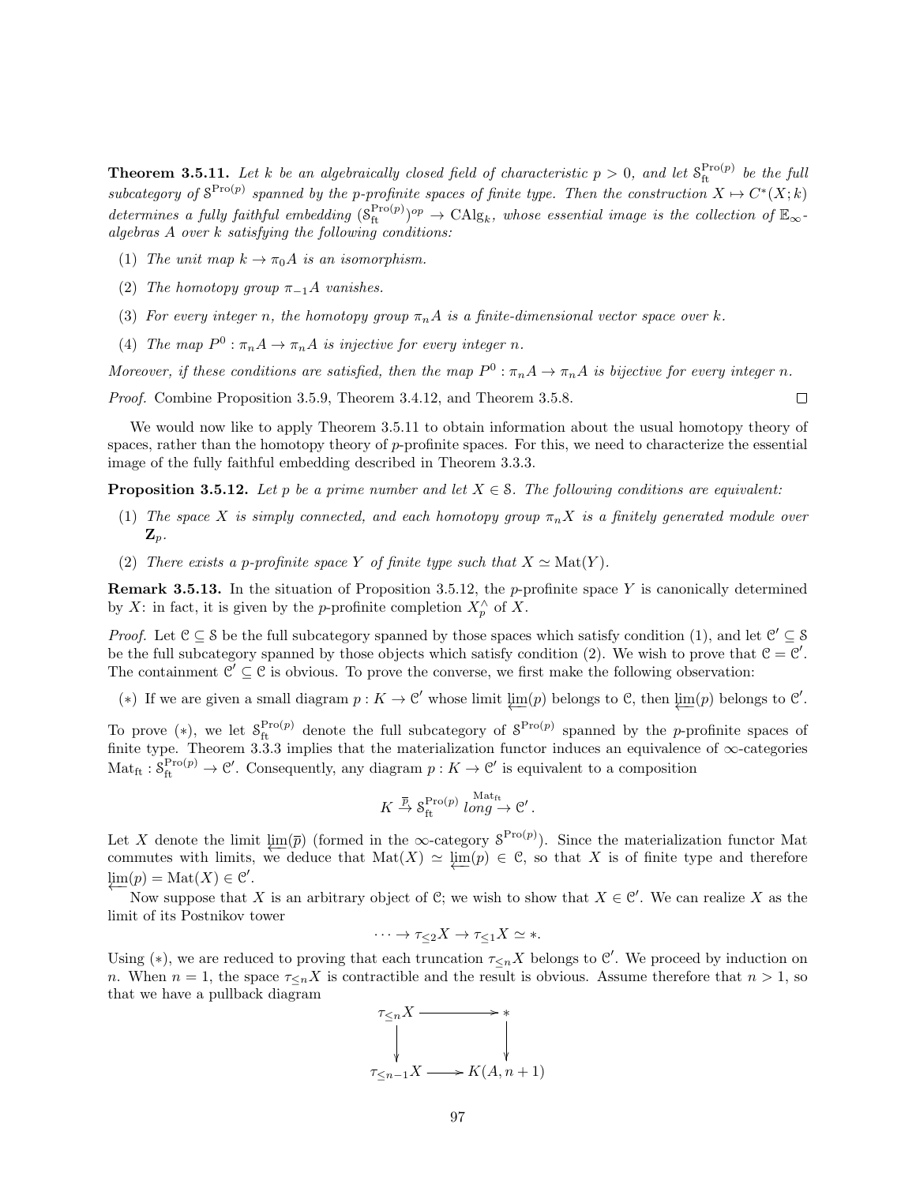**Theorem 3.5.11.** *Let $k$ be an algebraically closed field of characteristic $p > 0$, and let $\mathcal{S}^{\mathrm{Pro}(p)}_{\mathrm{ft}}$ be the full subcategory of $\mathcal{S}^{\mathrm{Pro}(p)}$ spanned by the $p$-profinite spaces of finite type. Then the construction $X \mapsto C^*(X; k)$ determines a fully faithful embedding $(\mathcal{S}^{\mathrm{Pro}(p)}_{\mathrm{ft}})^{op} \to \mathrm{CAlg}_k$, whose essential image is the collection of $\mathbb{E}_\infty$-algebras $A$ over $k$ satisfying the following conditions:*

1. *The unit map $k \to \pi_0 A$ is an isomorphism.*
2. *The homotopy group $\pi_{-1} A$ vanishes.*
3. *For every integer $n$, the homotopy group $\pi_n A$ is a finite-dimensional vector space over $k$.*
4. *The map $P^0 : \pi_n A \to \pi_n A$ is injective for every integer $n$.*

*Moreover, if these conditions are satisfied, then the map $P^0 : \pi_n A \to \pi_n A$ is bijective for every integer $n$.*

*Proof.* Combine Proposition 3.5.9, Theorem 3.4.12, and Theorem 3.5.8. □

We would now like to apply Theorem 3.5.11 to obtain information about the usual homotopy theory of spaces, rather than the homotopy theory of $p$-profinite spaces. For this, we need to characterize the essential image of the fully faithful embedding described in Theorem 3.3.3.

**Proposition 3.5.12.** *Let $p$ be a prime number and let $X \in \mathcal{S}$. The following conditions are equivalent:*

1. *The space $X$ is simply connected, and each homotopy group $\pi_n X$ is a finitely generated module over $\mathbf{Z}_p$.*
2. *There exists a $p$-profinite space $Y$ of finite type such that $X \simeq \mathrm{Mat}(Y)$.*

**Remark 3.5.13.** In the situation of Proposition 3.5.12, the $p$-profinite space $Y$ is canonically determined by $X$: in fact, it is given by the $p$-profinite completion $X^\wedge_p$ of $X$.

*Proof.* Let $\mathcal{C} \subseteq \mathcal{S}$ be the full subcategory spanned by those spaces which satisfy condition (1), and let $\mathcal{C}' \subseteq \mathcal{S}$ be the full subcategory spanned by those objects which satisfy condition (2). We wish to prove that $\mathcal{C} = \mathcal{C}'$. The containment $\mathcal{C}' \subseteq \mathcal{C}$ is obvious. To prove the converse, we first make the following observation:

$(*)$ If we are given a small diagram $p : K \to \mathcal{C}'$ whose limit $\varprojlim(p)$ belongs to $\mathcal{C}$, then $\varprojlim(p)$ belongs to $\mathcal{C}'$.

To prove $(*)$, we let $\mathcal{S}^{\mathrm{Pro}(p)}_{\mathrm{ft}}$ denote the full subcategory of $\mathcal{S}^{\mathrm{Pro}(p)}$ spanned by the $p$-profinite spaces of finite type. Theorem 3.3.3 implies that the materialization functor induces an equivalence of $\infty$-categories $\mathrm{Mat}_{\mathrm{ft}} : \mathcal{S}^{\mathrm{Pro}(p)}_{\mathrm{ft}} \to \mathcal{C}'$. Consequently, any diagram $p : K \to \mathcal{C}'$ is equivalent to a composition

$$K \xrightarrow{\overline{p}} \mathcal{S}^{\mathrm{Pro}(p)}_{\mathrm{ft}} \overset{\mathrm{Mat}_{\mathrm{ft}}}{long\to} \mathcal{C}'.$$

Let $X$ denote the limit $\varprojlim(\overline{p})$ (formed in the $\infty$-category $\mathcal{S}^{\mathrm{Pro}(p)}$). Since the materialization functor Mat commutes with limits, we deduce that $\mathrm{Mat}(X) \simeq \varprojlim(p) \in \mathcal{C}$, so that $X$ is of finite type and therefore $\varprojlim(p) = \mathrm{Mat}(X) \in \mathcal{C}'$.

Now suppose that $X$ is an arbitrary object of $\mathcal{C}$; we wish to show that $X \in \mathcal{C}'$. We can realize $X$ as the limit of its Postnikov tower

$$\cdots \to \tau_{\leq 2} X \to \tau_{\leq 1} X \simeq *.$$

Using $(*)$, we are reduced to proving that each truncation $\tau_{\leq n} X$ belongs to $\mathcal{C}'$. We proceed by induction on $n$. When $n = 1$, the space $\tau_{\leq n} X$ is contractible and the result is obvious. Assume therefore that $n > 1$, so that we have a pullback diagram

$$\begin{array}{ccc} \tau_{\leq n} X & \longrightarrow & * \\ \downarrow & & \downarrow \\ \tau_{\leq n-1} X & \longrightarrow & K(A, n+1) \end{array}$$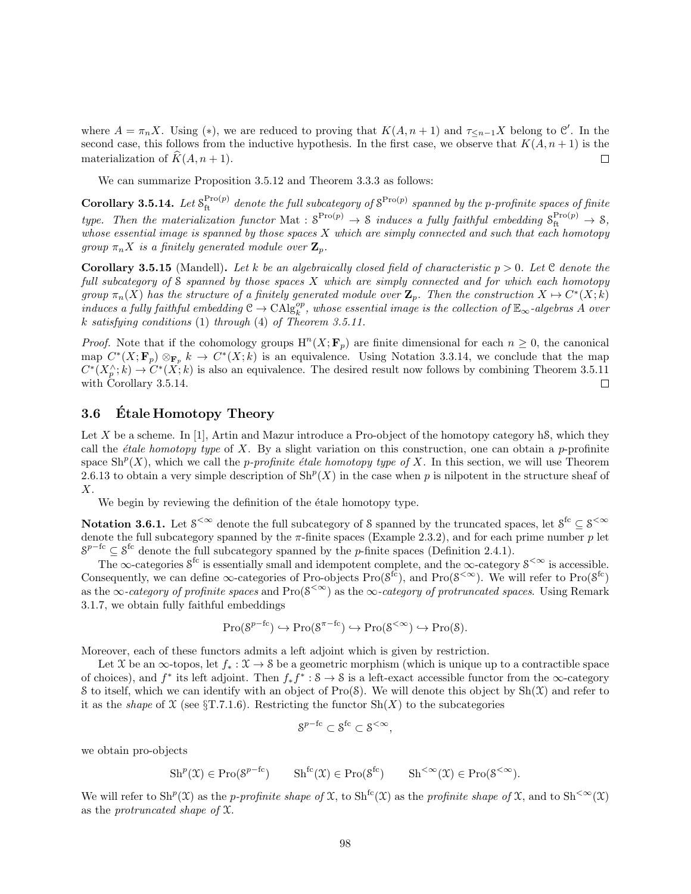where $A = \pi_n X$. Using $(*)$, we are reduced to proving that $K(A, n+1)$ and $\tau_{\leq n-1} X$ belong to $\mathcal{C}'$. In the second case, this follows from the inductive hypothesis. In the first case, we observe that $K(A, n+1)$ is the materialization of $\widehat{K}(A, n+1)$. $\square$

We can summarize Proposition 3.5.12 and Theorem 3.3.3 as follows:

**Corollary 3.5.14.** *Let $\mathcal{S}^{\mathrm{Pro}(p)}_{\mathrm{ft}}$ denote the full subcategory of $\mathcal{S}^{\mathrm{Pro}(p)}$ spanned by the p-profinite spaces of finite type. Then the materialization functor $\mathrm{Mat} : \mathcal{S}^{\mathrm{Pro}(p)} \to \mathcal{S}$ induces a fully faithful embedding $\mathcal{S}^{\mathrm{Pro}(p)}_{\mathrm{ft}} \to \mathcal{S}$, whose essential image is spanned by those spaces $X$ which are simply connected and such that each homotopy group $\pi_n X$ is a finitely generated module over $\mathbf{Z}_p$.*

**Corollary 3.5.15** (Mandell)**.** *Let $k$ be an algebraically closed field of characteristic $p > 0$. Let $\mathcal{C}$ denote the full subcategory of $\mathcal{S}$ spanned by those spaces $X$ which are simply connected and for which each homotopy group $\pi_n(X)$ has the structure of a finitely generated module over $\mathbf{Z}_p$. Then the construction $X \mapsto C^*(X; k)$ induces a fully faithful embedding $\mathcal{C} \to \mathrm{CAlg}_k^{op}$, whose essential image is the collection of $\mathbb{E}_\infty$-algebras $A$ over $k$ satisfying conditions* (1) *through* (4) *of Theorem 3.5.11.*

*Proof.* Note that if the cohomology groups $\mathrm{H}^n(X; \mathbf{F}_p)$ are finite dimensional for each $n \geq 0$, the canonical map $C^*(X; \mathbf{F}_p) \otimes_{\mathbf{F}_p} k \to C^*(X; k)$ is an equivalence. Using Notation 3.3.14, we conclude that the map $C^*(X^\wedge_p; k) \to C^*(X; k)$ is also an equivalence. The desired result now follows by combining Theorem 3.5.11 with Corollary 3.5.14. $\square$

## 3.6 Étale Homotopy Theory

Let $X$ be a scheme. In [1], Artin and Mazur introduce a Pro-object of the homotopy category $\mathrm{h}\mathcal{S}$, which they call the *étale homotopy type* of $X$. By a slight variation on this construction, one can obtain a $p$-profinite space $\mathrm{Sh}^p(X)$, which we call the *p-profinite étale homotopy type of X*. In this section, we will use Theorem 2.6.13 to obtain a very simple description of $\mathrm{Sh}^p(X)$ in the case when $p$ is nilpotent in the structure sheaf of $X$.

We begin by reviewing the definition of the étale homotopy type.

**Notation 3.6.1.** Let $\mathcal{S}^{<\infty}$ denote the full subcategory of $\mathcal{S}$ spanned by the truncated spaces, let $\mathcal{S}^{\mathrm{fc}} \subseteq \mathcal{S}^{<\infty}$ denote the full subcategory spanned by the $\pi$-finite spaces (Example 2.3.2), and for each prime number $p$ let $\mathcal{S}^{p-\mathrm{fc}} \subseteq \mathcal{S}^{\mathrm{fc}}$ denote the full subcategory spanned by the $p$-finite spaces (Definition 2.4.1).

The $\infty$-categories $\mathcal{S}^{\mathrm{fc}}$ is essentially small and idempotent complete, and the $\infty$-category $\mathcal{S}^{<\infty}$ is accessible. Consequently, we can define $\infty$-categories of Pro-objects $\mathrm{Pro}(\mathcal{S}^{\mathrm{fc}})$, and $\mathrm{Pro}(\mathcal{S}^{<\infty})$. We will refer to $\mathrm{Pro}(\mathcal{S}^{\mathrm{fc}})$ as the *$\infty$-category of profinite spaces* and $\mathrm{Pro}(\mathcal{S}^{<\infty})$ as the *$\infty$-category of protruncated spaces*. Using Remark 3.1.7, we obtain fully faithful embeddings

$$\mathrm{Pro}(\mathcal{S}^{p-\mathrm{fc}}) \hookrightarrow \mathrm{Pro}(\mathcal{S}^{\pi-\mathrm{fc}}) \hookrightarrow \mathrm{Pro}(\mathcal{S}^{<\infty}) \hookrightarrow \mathrm{Pro}(\mathcal{S}).$$

Moreover, each of these functors admits a left adjoint which is given by restriction.

Let $\mathcal{X}$ be an $\infty$-topos, let $f_* : \mathcal{X} \to \mathcal{S}$ be a geometric morphism (which is unique up to a contractible space of choices), and $f^*$ its left adjoint. Then $f_* f^* : \mathcal{S} \to \mathcal{S}$ is a left-exact accessible functor from the $\infty$-category $\mathcal{S}$ to itself, which we can identify with an object of $\mathrm{Pro}(\mathcal{S})$. We will denote this object by $\mathrm{Sh}(\mathcal{X})$ and refer to it as the *shape* of $\mathcal{X}$ (see §T.7.1.6). Restricting the functor $\mathrm{Sh}(X)$ to the subcategories

$$\mathcal{S}^{p-\mathrm{fc}} \subset \mathcal{S}^{\mathrm{fc}} \subset \mathcal{S}^{<\infty},$$

we obtain pro-objects

$$\mathrm{Sh}^p(\mathcal{X}) \in \mathrm{Pro}(\mathcal{S}^{p-\mathrm{fc}}) \qquad \mathrm{Sh}^{\mathrm{fc}}(\mathcal{X}) \in \mathrm{Pro}(\mathcal{S}^{\mathrm{fc}}) \qquad \mathrm{Sh}^{<\infty}(\mathcal{X}) \in \mathrm{Pro}(\mathcal{S}^{<\infty}).$$

We will refer to $\mathrm{Sh}^p(\mathcal{X})$ as the *p-profinite shape of* $\mathcal{X}$, to $\mathrm{Sh}^{\mathrm{fc}}(\mathcal{X})$ as the *profinite shape of* $\mathcal{X}$, and to $\mathrm{Sh}^{<\infty}(\mathcal{X})$ as the *protruncated shape of* $\mathcal{X}$.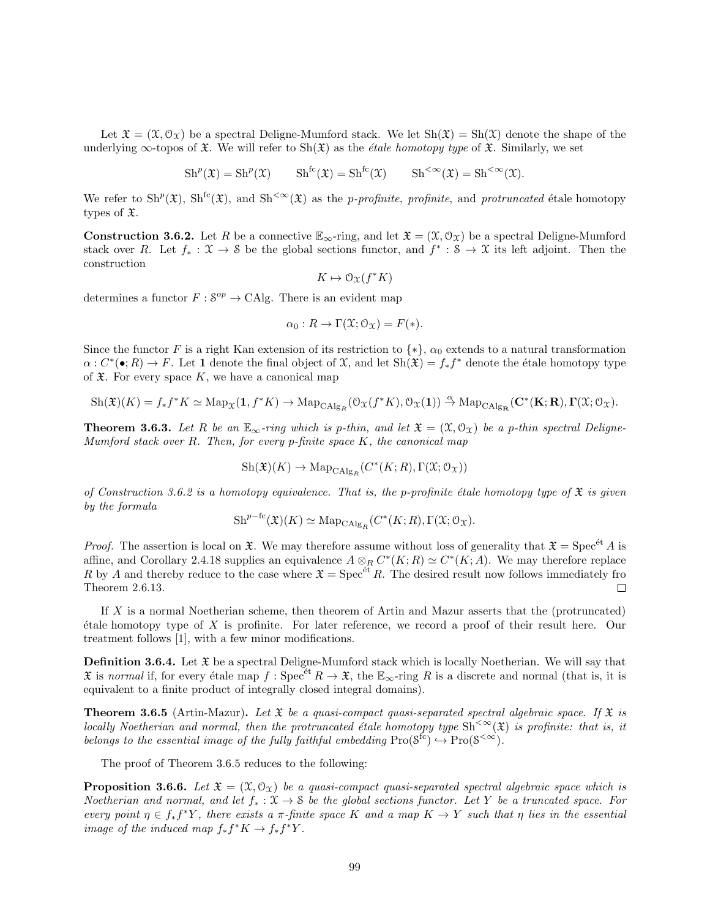Let $\mathfrak{X} = (\mathcal{X}, \mathcal{O}_{\mathcal{X}})$ be a spectral Deligne-Mumford stack. We let $\mathrm{Sh}(\mathfrak{X}) = \mathrm{Sh}(\mathcal{X})$ denote the shape of the underlying $\infty$-topos of $\mathfrak{X}$. We will refer to $\mathrm{Sh}(\mathfrak{X})$ as the *étale homotopy type* of $\mathfrak{X}$. Similarly, we set

$$\mathrm{Sh}^p(\mathfrak{X}) = \mathrm{Sh}^p(\mathcal{X}) \qquad \mathrm{Sh}^{\mathrm{fc}}(\mathfrak{X}) = \mathrm{Sh}^{\mathrm{fc}}(\mathcal{X}) \qquad \mathrm{Sh}^{<\infty}(\mathfrak{X}) = \mathrm{Sh}^{<\infty}(\mathcal{X}).$$

We refer to $\mathrm{Sh}^p(\mathfrak{X})$, $\mathrm{Sh}^{\mathrm{fc}}(\mathfrak{X})$, and $\mathrm{Sh}^{<\infty}(\mathfrak{X})$ as the *p-profinite*, *profinite*, and *protruncated* étale homotopy types of $\mathfrak{X}$.

**Construction 3.6.2.** Let $R$ be a connective $\mathbb{E}_\infty$-ring, and let $\mathfrak{X} = (\mathcal{X}, \mathcal{O}_{\mathcal{X}})$ be a spectral Deligne-Mumford stack over $R$. Let $f_* : \mathcal{X} \to \mathcal{S}$ be the global sections functor, and $f^* : \mathcal{S} \to \mathcal{X}$ its left adjoint. Then the construction

$$K \mapsto \mathcal{O}_{\mathcal{X}}(f^* K)$$

determines a functor $F : \mathcal{S}^{op} \to \mathrm{CAlg}$. There is an evident map

$$\alpha_0 : R \to \Gamma(\mathcal{X}; \mathcal{O}_{\mathcal{X}}) = F(*).$$

Since the functor $F$ is a right Kan extension of its restriction to $\{*\}$, $\alpha_0$ extends to a natural transformation $\alpha : C^*(\bullet; R) \to F$. Let $\mathbf{1}$ denote the final object of $\mathcal{X}$, and let $\mathrm{Sh}(\mathfrak{X}) = f_* f^*$ denote the étale homotopy type of $\mathfrak{X}$. For every space $K$, we have a canonical map

$$\mathrm{Sh}(\mathfrak{X})(K) = f_* f^* K \simeq \mathrm{Map}_{\mathcal{X}}(\mathbf{1}, f^* K) \to \mathrm{Map}_{\mathrm{CAlg}_R}(\mathcal{O}_{\mathcal{X}}(f^* K), \mathcal{O}_{\mathcal{X}}(\mathbf{1})) \xrightarrow{\alpha} \mathrm{Map}_{\mathrm{CAlg}_{\mathbf{R}}}(\mathbf{C}^*(\mathbf{K}; \mathbf{R}), \mathbf{\Gamma}(\mathcal{X}; \mathcal{O}_{\mathcal{X}}).$$

**Theorem 3.6.3.** *Let $R$ be an $\mathbb{E}_\infty$-ring which is p-thin, and let $\mathfrak{X} = (\mathcal{X}, \mathcal{O}_{\mathcal{X}})$ be a p-thin spectral Deligne-Mumford stack over $R$. Then, for every p-finite space $K$, the canonical map*

$$\mathrm{Sh}(\mathfrak{X})(K) \to \mathrm{Map}_{\mathrm{CAlg}_R}(C^*(K; R), \Gamma(\mathcal{X}; \mathcal{O}_{\mathcal{X}}))$$

*of Construction 3.6.2 is a homotopy equivalence. That is, the p-profinite étale homotopy type of $\mathfrak{X}$ is given by the formula*

$$\mathrm{Sh}^{p-\mathrm{fc}}(\mathfrak{X})(K) \simeq \mathrm{Map}_{\mathrm{CAlg}_R}(C^*(K; R), \Gamma(\mathcal{X}; \mathcal{O}_{\mathcal{X}}).$$

*Proof.* The assertion is local on $\mathfrak{X}$. We may therefore assume without loss of generality that $\mathfrak{X} = \mathrm{Spec}^{\text{ét}} A$ is affine, and Corollary 2.4.18 supplies an equivalence $A \otimes_R C^*(K; R) \simeq C^*(K; A)$. We may therefore replace $R$ by $A$ and thereby reduce to the case where $\mathfrak{X} = \mathrm{Spec}^{\text{ét}} R$. The desired result now follows immediately fro Theorem 2.6.13. $\square$

If $X$ is a normal Noetherian scheme, then theorem of Artin and Mazur asserts that the (protruncated) étale homotopy type of $X$ is profinite. For later reference, we record a proof of their result here. Our treatment follows [1], with a few minor modifications.

**Definition 3.6.4.** Let $\mathfrak{X}$ be a spectral Deligne-Mumford stack which is locally Noetherian. We will say that $\mathfrak{X}$ is *normal* if, for every étale map $f : \mathrm{Spec}^{\text{ét}} R \to \mathfrak{X}$, the $\mathbb{E}_\infty$-ring $R$ is a discrete and normal (that is, it is equivalent to a finite product of integrally closed integral domains).

**Theorem 3.6.5** (Artin-Mazur)**.** *Let $\mathfrak{X}$ be a quasi-compact quasi-separated spectral algebraic space. If $\mathfrak{X}$ is locally Noetherian and normal, then the protruncated étale homotopy type $\mathrm{Sh}^{<\infty}(\mathfrak{X})$ is profinite: that is, it belongs to the essential image of the fully faithful embedding $\mathrm{Pro}(\mathcal{S}^{\mathrm{fc}}) \hookrightarrow \mathrm{Pro}(\mathcal{S}^{<\infty})$.*

The proof of Theorem 3.6.5 reduces to the following:

**Proposition 3.6.6.** *Let $\mathfrak{X} = (\mathcal{X}, \mathcal{O}_{\mathcal{X}})$ be a quasi-compact quasi-separated spectral algebraic space which is Noetherian and normal, and let $f_* : \mathcal{X} \to \mathcal{S}$ be the global sections functor. Let $Y$ be a truncated space. For every point $\eta \in f_* f^* Y$, there exists a $\pi$-finite space $K$ and a map $K \to Y$ such that $\eta$ lies in the essential image of the induced map $f_* f^* K \to f_* f^* Y$.*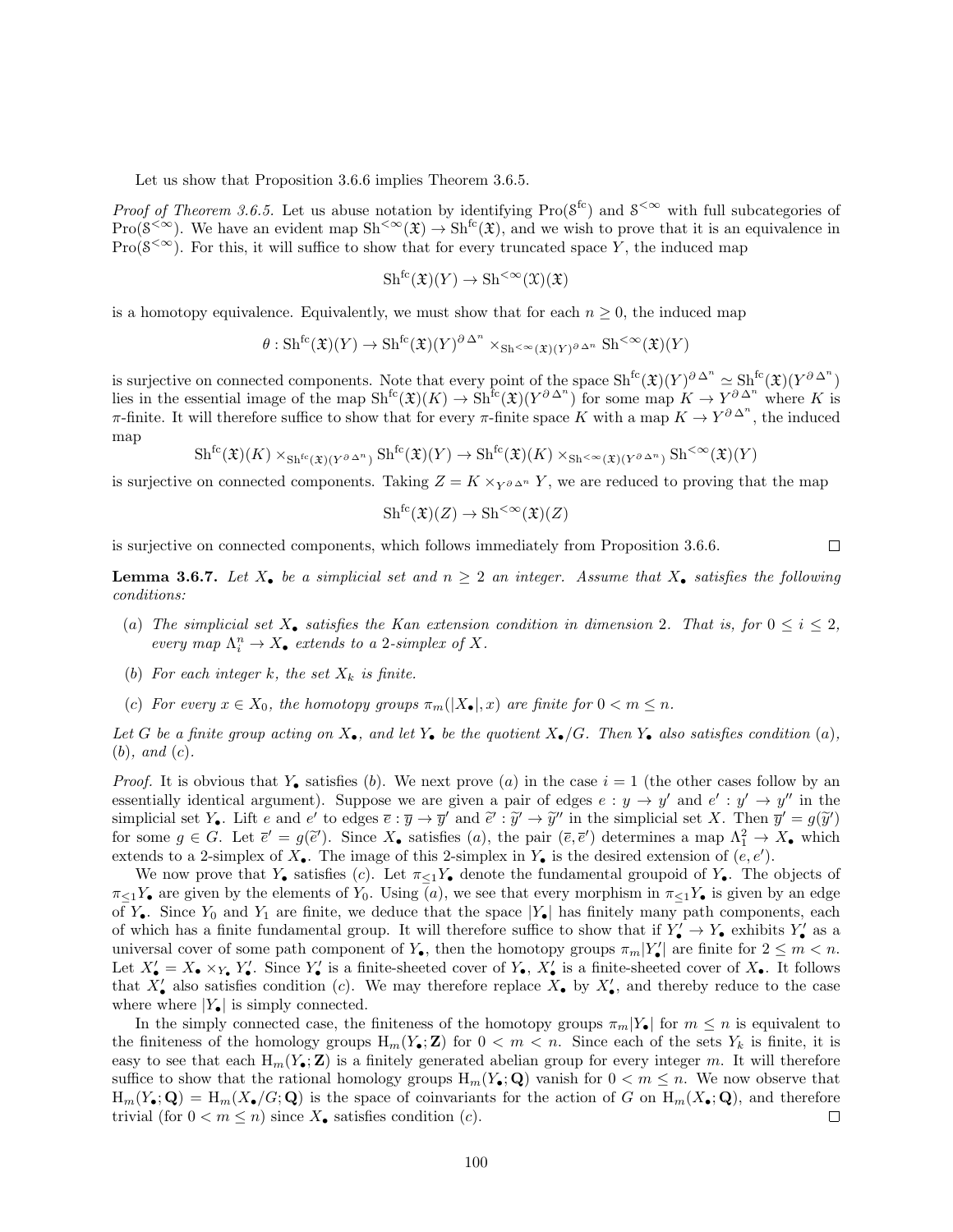Let us show that Proposition 3.6.6 implies Theorem 3.6.5.

*Proof of Theorem 3.6.5.* Let us abuse notation by identifying $\mathrm{Pro}(\mathcal{S}^{\mathrm{fc}})$ and $\mathcal{S}^{<\infty}$ with full subcategories of $\mathrm{Pro}(\mathcal{S}^{<\infty})$. We have an evident map $\mathrm{Sh}^{<\infty}(\mathfrak{X}) \to \mathrm{Sh}^{\mathrm{fc}}(\mathfrak{X})$, and we wish to prove that it is an equivalence in $\mathrm{Pro}(\mathcal{S}^{<\infty})$. For this, it will suffice to show that for every truncated space $Y$, the induced map

$$\mathrm{Sh}^{\mathrm{fc}}(\mathfrak{X})(Y) \to \mathrm{Sh}^{<\infty}(\mathfrak{X})(\mathfrak{X})$$

is a homotopy equivalence. Equivalently, we must show that for each $n \geq 0$, the induced map

$$\theta : \mathrm{Sh}^{\mathrm{fc}}(\mathfrak{X})(Y) \to \mathrm{Sh}^{\mathrm{fc}}(\mathfrak{X})(Y)^{\partial \Delta^n} \times_{\mathrm{Sh}^{<\infty}(\mathfrak{X})(Y)^{\partial \Delta^n}} \mathrm{Sh}^{<\infty}(\mathfrak{X})(Y)$$

is surjective on connected components. Note that every point of the space $\mathrm{Sh}^{\mathrm{fc}}(\mathfrak{X})(Y)^{\partial \Delta^n} \simeq \mathrm{Sh}^{\mathrm{fc}}(\mathfrak{X})(Y^{\partial \Delta^n})$ lies in the essential image of the map $\mathrm{Sh}^{\mathrm{fc}}(\mathfrak{X})(K) \to \mathrm{Sh}^{\mathrm{fc}}(\mathfrak{X})(Y^{\partial \Delta^n})$ for some map $K \to Y^{\partial \Delta^n}$ where $K$ is $\pi$-finite. It will therefore suffice to show that for every $\pi$-finite space $K$ with a map $K \to Y^{\partial \Delta^n}$, the induced map

$$\mathrm{Sh}^{\mathrm{fc}}(\mathfrak{X})(K) \times_{\mathrm{Sh}^{\mathrm{fc}}(\mathfrak{X})(Y^{\partial \Delta^n})} \mathrm{Sh}^{\mathrm{fc}}(\mathfrak{X})(Y) \to \mathrm{Sh}^{\mathrm{fc}}(\mathfrak{X})(K) \times_{\mathrm{Sh}^{<\infty}(\mathfrak{X})(Y^{\partial \Delta^n})} \mathrm{Sh}^{<\infty}(\mathfrak{X})(Y)$$

is surjective on connected components. Taking $Z = K \times_{Y^{\partial \Delta^n}} Y$, we are reduced to proving that the map

$$\mathrm{Sh}^{\mathrm{fc}}(\mathfrak{X})(Z) \to \mathrm{Sh}^{<\infty}(\mathfrak{X})(Z)$$

is surjective on connected components, which follows immediately from Proposition 3.6.6. □

**Lemma 3.6.7.** *Let $X_\bullet$ be a simplicial set and $n \geq 2$ an integer. Assume that $X_\bullet$ satisfies the following conditions:*

- (*a*) *The simplicial set $X_\bullet$ satisfies the Kan extension condition in dimension 2. That is, for $0 \leq i \leq 2$, every map $\Lambda^n_i \to X_\bullet$ extends to a 2-simplex of $X$.*
- (*b*) *For each integer $k$, the set $X_k$ is finite.*
- (*c*) *For every $x \in X_0$, the homotopy groups $\pi_m(|X_\bullet|, x)$ are finite for $0 < m \leq n$.*

*Let $G$ be a finite group acting on $X_\bullet$, and let $Y_\bullet$ be the quotient $X_\bullet/G$. Then $Y_\bullet$ also satisfies condition (a), (b), and (c).*

*Proof.* It is obvious that $Y_\bullet$ satisfies (*b*). We next prove (*a*) in the case $i = 1$ (the other cases follow by an essentially identical argument). Suppose we are given a pair of edges $e : y \to y'$ and $e' : y' \to y''$ in the simplicial set $Y_\bullet$. Lift $e$ and $e'$ to edges $\overline{e} : \overline{y} \to \overline{y}'$ and $\widetilde{e}' : \widetilde{y}' \to \widetilde{y}''$ in the simplicial set $X$. Then $\overline{y}' = g(\widetilde{y}')$ for some $g \in G$. Let $\overline{e}' = g(\widetilde{e}')$. Since $X_\bullet$ satisfies (*a*), the pair $(\overline{e}, \overline{e}')$ determines a map $\Lambda^2_1 \to X_\bullet$ which extends to a 2-simplex of $X_\bullet$. The image of this 2-simplex in $Y_\bullet$ is the desired extension of $(e, e')$.

We now prove that $Y_\bullet$ satisfies (*c*). Let $\pi_{\leq 1} Y_\bullet$ denote the fundamental groupoid of $Y_\bullet$. The objects of $\pi_{\leq 1} Y_\bullet$ are given by the elements of $Y_0$. Using (*a*), we see that every morphism in $\pi_{\leq 1} Y_\bullet$ is given by an edge of $Y_\bullet$. Since $Y_0$ and $Y_1$ are finite, we deduce that the space $|Y_\bullet|$ has finitely many path components, each of which has a finite fundamental group. It will therefore suffice to show that if $Y'_\bullet \to Y_\bullet$ exhibits $Y'_\bullet$ as a universal cover of some path component of $Y_\bullet$, then the homotopy groups $\pi_m |Y'_\bullet|$ are finite for $2 \leq m < n$. Let $X'_\bullet = X_\bullet \times_{Y_\bullet} Y'_\bullet$. Since $Y'_\bullet$ is a finite-sheeted cover of $Y_\bullet$, $X'_\bullet$ is a finite-sheeted cover of $X_\bullet$. It follows that $X'_\bullet$ also satisfies condition (*c*). We may therefore replace $X_\bullet$ by $X'_\bullet$, and thereby reduce to the case where where $|Y_\bullet|$ is simply connected.

In the simply connected case, the finiteness of the homotopy groups $\pi_m |Y_\bullet|$ for $m \leq n$ is equivalent to the finiteness of the homology groups $\mathrm{H}_m(Y_\bullet; \mathbf{Z})$ for $0 < m < n$. Since each of the sets $Y_k$ is finite, it is easy to see that each $\mathrm{H}_m(Y_\bullet; \mathbf{Z})$ is a finitely generated abelian group for every integer $m$. It will therefore suffice to show that the rational homology groups $\mathrm{H}_m(Y_\bullet; \mathbf{Q})$ vanish for $0 < m \leq n$. We now observe that $\mathrm{H}_m(Y_\bullet; \mathbf{Q}) = \mathrm{H}_m(X_\bullet/G; \mathbf{Q})$ is the space of coinvariants for the action of $G$ on $\mathrm{H}_m(X_\bullet; \mathbf{Q})$, and therefore trivial (for $0 < m \leq n$) since $X_\bullet$ satisfies condition (*c*). □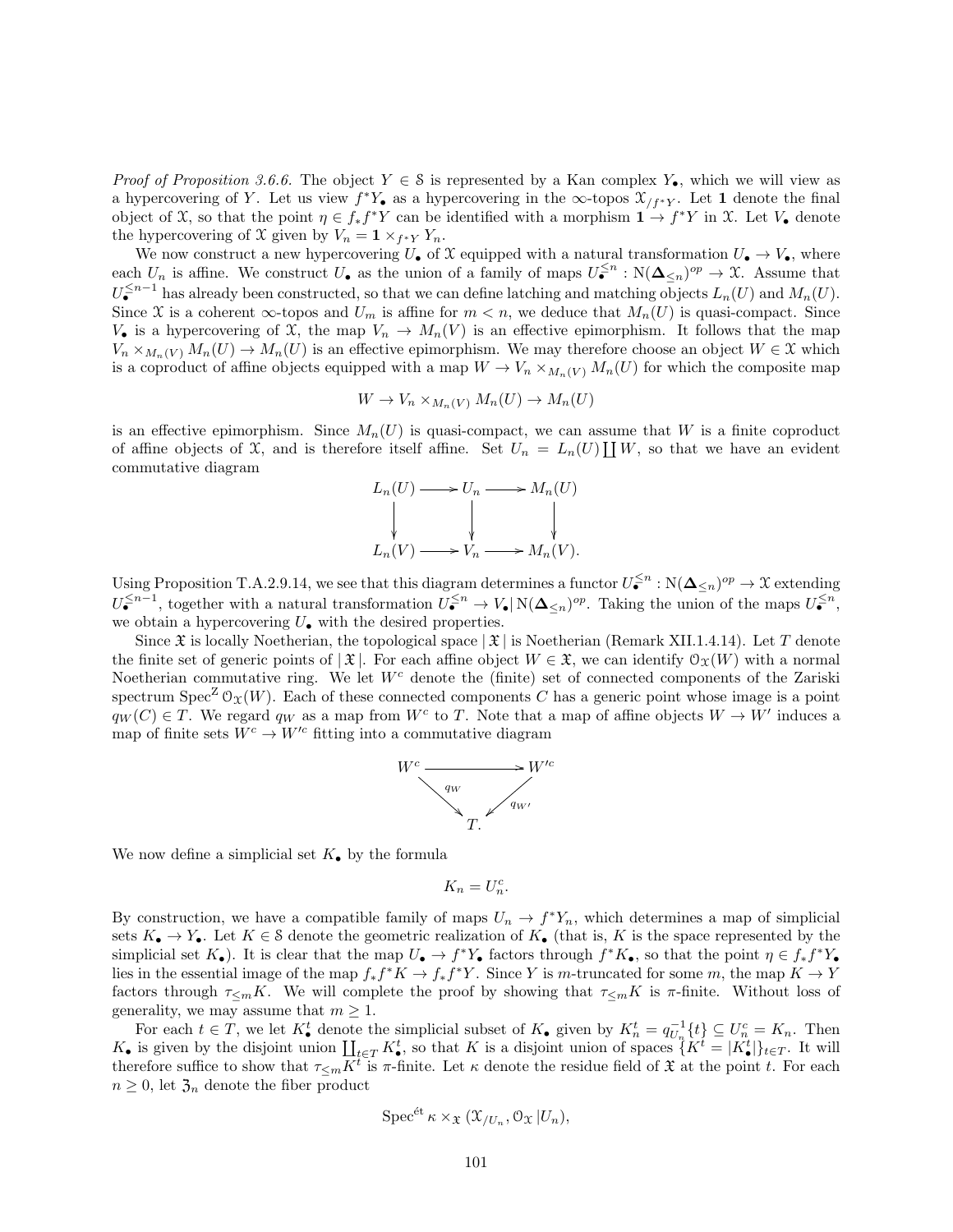*Proof of Proposition 3.6.6.* The object $Y \in \mathcal{S}$ is represented by a Kan complex $Y_\bullet$, which we will view as a hypercovering of $Y$. Let us view $f^* Y_\bullet$ as a hypercovering in the $\infty$-topos $\mathcal{X}_{/f^*Y}$. Let $\mathbf{1}$ denote the final object of $\mathcal{X}$, so that the point $\eta \in f_* f^* Y$ can be identified with a morphism $\mathbf{1} \to f^* Y$ in $\mathcal{X}$. Let $V_\bullet$ denote the hypercovering of $\mathcal{X}$ given by $V_n = \mathbf{1} \times_{f^*Y} Y_n$.

We now construct a new hypercovering $U_\bullet$ of $\mathcal{X}$ equipped with a natural transformation $U_\bullet \to V_\bullet$, where each $U_n$ is affine. We construct $U_\bullet$ as the union of a family of maps $U_\bullet^{\leq n} : \mathrm{N}(\mathbf{\Delta}_{\leq n})^{op} \to \mathcal{X}$. Assume that $U_\bullet^{\leq n-1}$ has already been constructed, so that we can define latching and matching objects $L_n(U)$ and $M_n(U)$. Since $\mathcal{X}$ is a coherent $\infty$-topos and $U_m$ is affine for $m < n$, we deduce that $M_n(U)$ is quasi-compact. Since $V_\bullet$ is a hypercovering of $\mathcal{X}$, the map $V_n \to M_n(V)$ is an effective epimorphism. It follows that the map $V_n \times_{M_n(V)} M_n(U) \to M_n(U)$ is an effective epimorphism. We may therefore choose an object $W \in \mathcal{X}$ which is a coproduct of affine objects equipped with a map $W \to V_n \times_{M_n(V)} M_n(U)$ for which the composite map

$$W \to V_n \times_{M_n(V)} M_n(U) \to M_n(U)$$

is an effective epimorphism. Since $M_n(U)$ is quasi-compact, we can assume that $W$ is a finite coproduct of affine objects of $\mathcal{X}$, and is therefore itself affine. Set $U_n = L_n(U) \coprod W$, so that we have an evident commutative diagram

$$\begin{array}{ccccc} L_n(U) & \longrightarrow & U_n & \longrightarrow & M_n(U) \\ \downarrow & & \downarrow & & \downarrow \\ L_n(V) & \longrightarrow & V_n & \longrightarrow & M_n(V). \end{array}$$

Using Proposition T.A.2.9.14, we see that this diagram determines a functor $U_\bullet^{\leq n} : \mathrm{N}(\mathbf{\Delta}_{\leq n})^{op} \to \mathcal{X}$ extending $U_\bullet^{\leq n-1}$, together with a natural transformation $U_\bullet^{\leq n} \to V_\bullet | \mathrm{N}(\mathbf{\Delta}_{\leq n})^{op}$. Taking the union of the maps $U_\bullet^{\leq n}$, we obtain a hypercovering $U_\bullet$ with the desired properties.

Since $\mathfrak{X}$ is locally Noetherian, the topological space $|\,\mathfrak{X}\,|$ is Noetherian (Remark XII.1.4.14). Let $T$ denote the finite set of generic points of $|\,\mathfrak{X}\,|$. For each affine object $W \in \mathfrak{X}$, we can identify $\mathcal{O}_{\mathcal{X}}(W)$ with a normal Noetherian commutative ring. We let $W^c$ denote the (finite) set of connected components of the Zariski spectrum $\mathrm{Spec}^{\mathrm{Z}}\, \mathcal{O}_{\mathcal{X}}(W)$. Each of these connected components $C$ has a generic point whose image is a point $q_W(C) \in T$. We regard $q_W$ as a map from $W^c$ to $T$. Note that a map of affine objects $W \to W'$ induces a map of finite sets $W^c \to W'^c$ fitting into a commutative diagram

$$\begin{array}{ccc} W^c & \longrightarrow & W'^c \\ & {\scriptstyle q_W} \searrow \quad \swarrow {\scriptstyle q_{W'}} & \\ & T. & \end{array}$$

We now define a simplicial set $K_\bullet$ by the formula

$$K_n = U_n^c.$$

By construction, we have a compatible family of maps $U_n \to f^* Y_n$, which determines a map of simplicial sets $K_\bullet \to Y_\bullet$. Let $K \in \mathcal{S}$ denote the geometric realization of $K_\bullet$ (that is, $K$ is the space represented by the simplicial set $K_\bullet$). It is clear that the map $U_\bullet \to f^* Y_\bullet$ factors through $f^* K_\bullet$, so that the point $\eta \in f_* f^* Y_\bullet$ lies in the essential image of the map $f_* f^* K \to f_* f^* Y$. Since $Y$ is $m$-truncated for some $m$, the map $K \to Y$ factors through $\tau_{\leq m} K$. We will complete the proof by showing that $\tau_{\leq m} K$ is $\pi$-finite. Without loss of generality, we may assume that $m \geq 1$.

For each $t \in T$, we let $K_\bullet^t$ denote the simplicial subset of $K_\bullet$ given by $K_n^t = q_{U_n}^{-1}\{t\} \subseteq U_n^c = K_n$. Then $K_\bullet$ is given by the disjoint union $\coprod_{t \in T} K_\bullet^t$, so that $K$ is a disjoint union of spaces $\{K^t = |K_\bullet^t|\}_{t \in T}$. It will therefore suffice to show that $\tau_{\leq m} K^t$ is $\pi$-finite. Let $\kappa$ denote the residue field of $\mathfrak{X}$ at the point $t$. For each $n \geq 0$, let $\mathfrak{Z}_n$ denote the fiber product

$$\mathrm{Spec}^{\text{ét}}\, \kappa \times_{\mathfrak{X}} (\mathcal{X}_{/U_n}, \mathcal{O}_{\mathcal{X}} | U_n),$$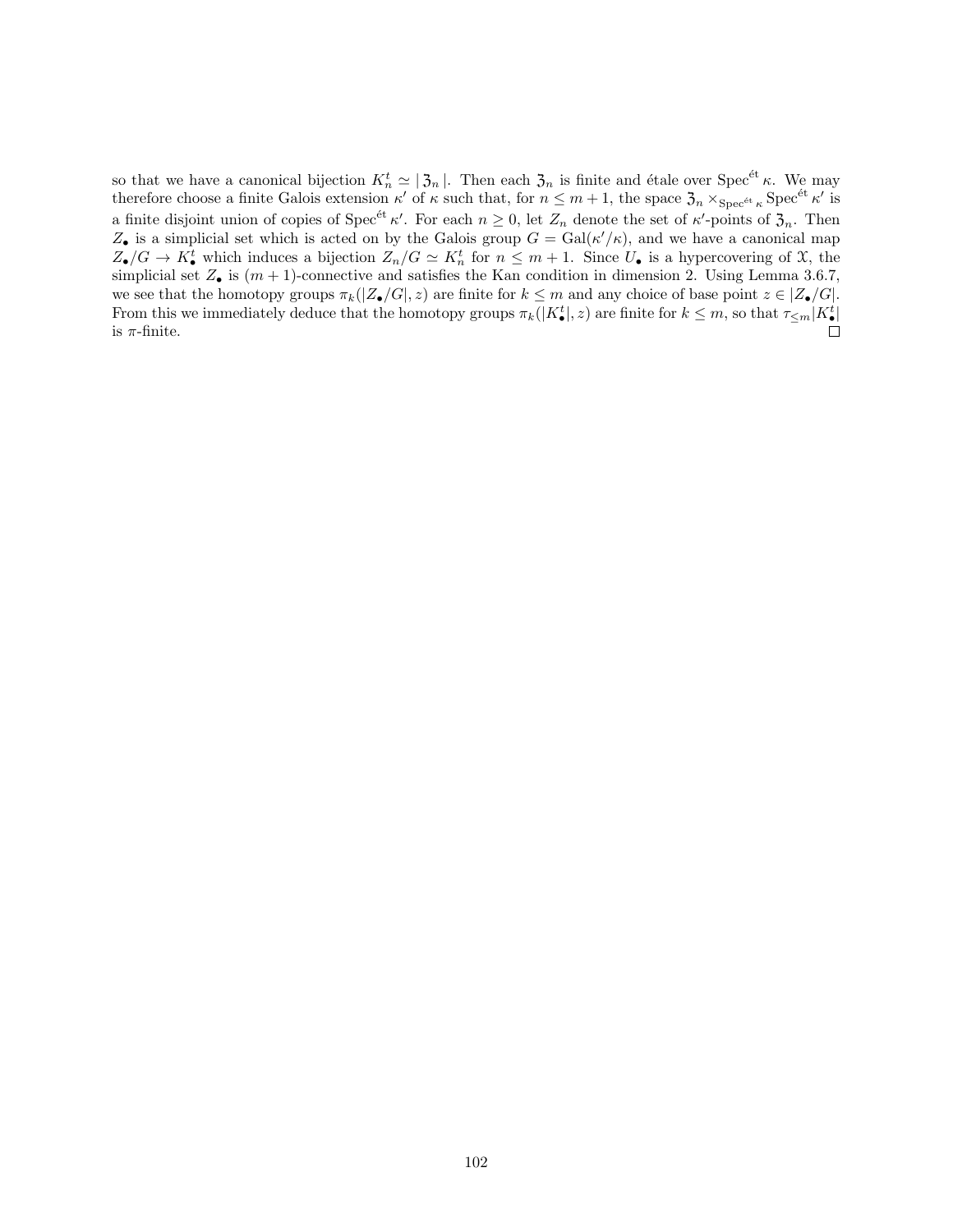so that we have a canonical bijection $K^t_n \simeq |\mathfrak{Z}_n|$. Then each $\mathfrak{Z}_n$ is finite and étale over $\mathrm{Spec}^{\text{ét}}\,\kappa$. We may therefore choose a finite Galois extension $\kappa'$ of $\kappa$ such that, for $n \leq m+1$, the space $\mathfrak{Z}_n \times_{\mathrm{Spec}^{\text{ét}}\,\kappa} \mathrm{Spec}^{\text{ét}}\,\kappa'$ is a finite disjoint union of copies of $\mathrm{Spec}^{\text{ét}}\,\kappa'$. For each $n \geq 0$, let $Z_n$ denote the set of $\kappa'$-points of $\mathfrak{Z}_n$. Then $Z_\bullet$ is a simplicial set which is acted on by the Galois group $G = \mathrm{Gal}(\kappa'/\kappa)$, and we have a canonical map $Z_\bullet/G \to K^t_\bullet$ which induces a bijection $Z_n/G \simeq K^t_n$ for $n \leq m+1$. Since $U_\bullet$ is a hypercovering of $\mathfrak{X}$, the simplicial set $Z_\bullet$ is $(m+1)$-connective and satisfies the Kan condition in dimension 2. Using Lemma 3.6.7, we see that the homotopy groups $\pi_k(|Z_\bullet/G|, z)$ are finite for $k \leq m$ and any choice of base point $z \in |Z_\bullet/G|$. From this we immediately deduce that the homotopy groups $\pi_k(|K^t_\bullet|, z)$ are finite for $k \leq m$, so that $\tau_{\leq m}|K^t_\bullet|$ is $\pi$-finite. □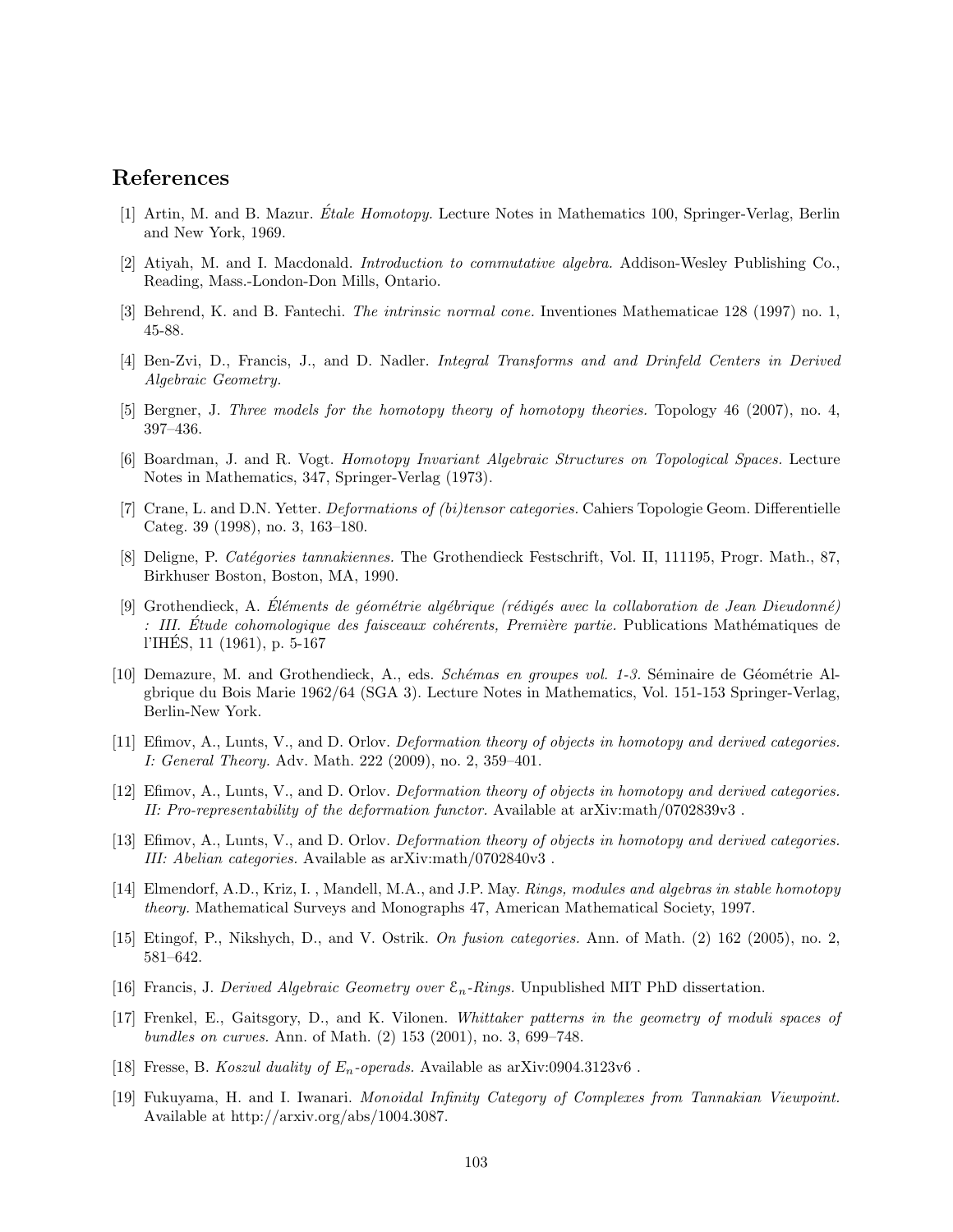## References

[1] Artin, M. and B. Mazur. *Étale Homotopy.* Lecture Notes in Mathematics 100, Springer-Verlag, Berlin and New York, 1969.

[2] Atiyah, M. and I. Macdonald. *Introduction to commutative algebra.* Addison-Wesley Publishing Co., Reading, Mass.-London-Don Mills, Ontario.

[3] Behrend, K. and B. Fantechi. *The intrinsic normal cone.* Inventiones Mathematicae 128 (1997) no. 1, 45-88.

[4] Ben-Zvi, D., Francis, J., and D. Nadler. *Integral Transforms and and Drinfeld Centers in Derived Algebraic Geometry.*

[5] Bergner, J. *Three models for the homotopy theory of homotopy theories.* Topology 46 (2007), no. 4, 397–436.

[6] Boardman, J. and R. Vogt. *Homotopy Invariant Algebraic Structures on Topological Spaces.* Lecture Notes in Mathematics, 347, Springer-Verlag (1973).

[7] Crane, L. and D.N. Yetter. *Deformations of (bi)tensor categories.* Cahiers Topologie Geom. Differentielle Categ. 39 (1998), no. 3, 163–180.

[8] Deligne, P. *Catégories tannakiennes.* The Grothendieck Festschrift, Vol. II, 111195, Progr. Math., 87, Birkhuser Boston, Boston, MA, 1990.

[9] Grothendieck, A. *Éléments de géométrie algébrique (rédigés avec la collaboration de Jean Dieudonné) : III. Étude cohomologique des faisceaux cohérents, Première partie.* Publications Mathématiques de l'IHÉS, 11 (1961), p. 5-167

[10] Demazure, M. and Grothendieck, A., eds. *Schémas en groupes vol. 1-3.* Séminaire de Géométrie Algbrique du Bois Marie 1962/64 (SGA 3). Lecture Notes in Mathematics, Vol. 151-153 Springer-Verlag, Berlin-New York.

[11] Efimov, A., Lunts, V., and D. Orlov. *Deformation theory of objects in homotopy and derived categories. I: General Theory.* Adv. Math. 222 (2009), no. 2, 359–401.

[12] Efimov, A., Lunts, V., and D. Orlov. *Deformation theory of objects in homotopy and derived categories. II: Pro-representability of the deformation functor.* Available at arXiv:math/0702839v3 .

[13] Efimov, A., Lunts, V., and D. Orlov. *Deformation theory of objects in homotopy and derived categories. III: Abelian categories.* Available as arXiv:math/0702840v3 .

[14] Elmendorf, A.D., Kriz, I. , Mandell, M.A., and J.P. May. *Rings, modules and algebras in stable homotopy theory.* Mathematical Surveys and Monographs 47, American Mathematical Society, 1997.

[15] Etingof, P., Nikshych, D., and V. Ostrik. *On fusion categories.* Ann. of Math. (2) 162 (2005), no. 2, 581–642.

[16] Francis, J. *Derived Algebraic Geometry over $\mathcal{E}_n$-Rings.* Unpublished MIT PhD dissertation.

[17] Frenkel, E., Gaitsgory, D., and K. Vilonen. *Whittaker patterns in the geometry of moduli spaces of bundles on curves.* Ann. of Math. (2) 153 (2001), no. 3, 699–748.

[18] Fresse, B. *Koszul duality of $E_n$-operads.* Available as arXiv:0904.3123v6 .

[19] Fukuyama, H. and I. Iwanari. *Monoidal Infinity Category of Complexes from Tannakian Viewpoint.* Available at http://arxiv.org/abs/1004.3087.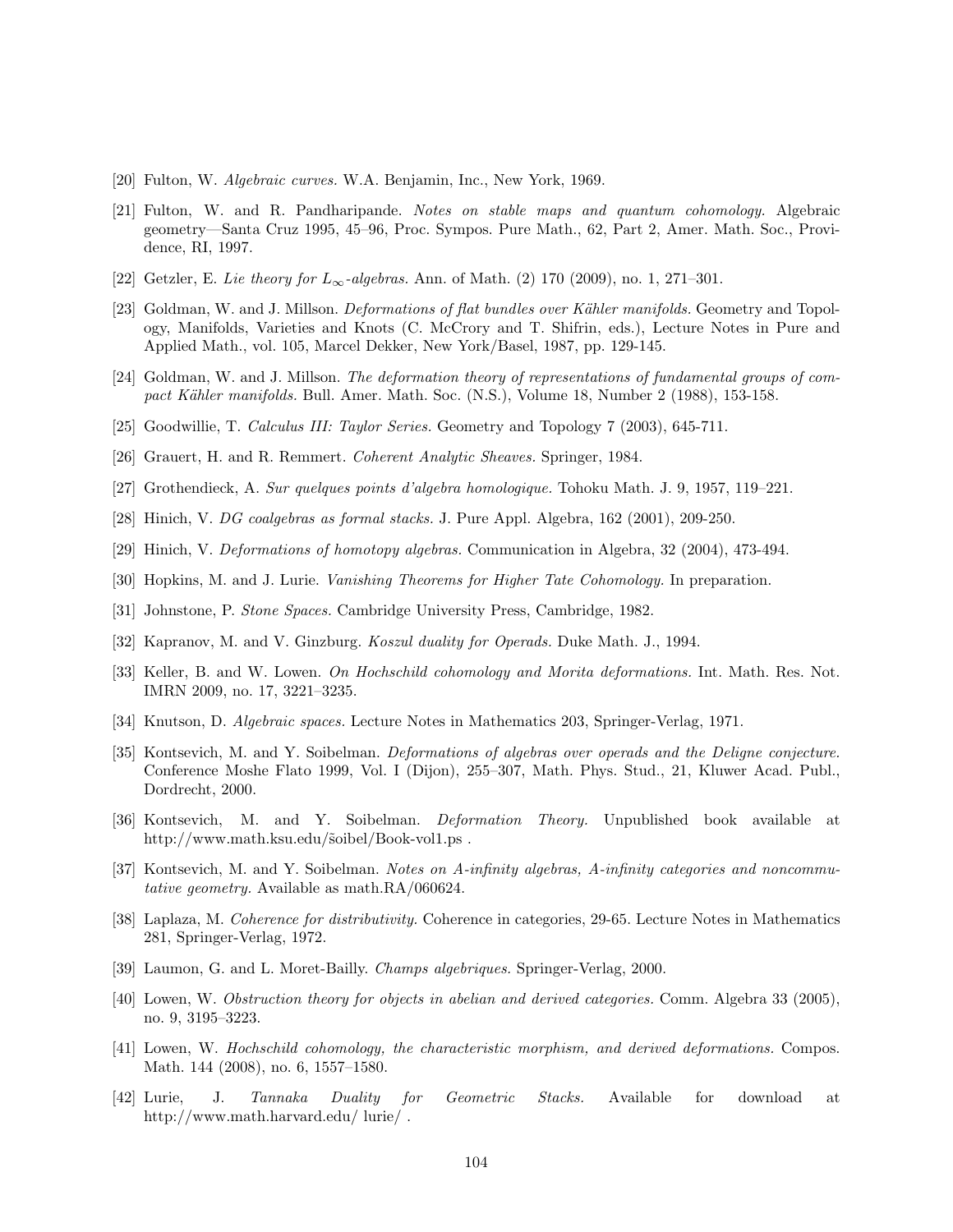[20] Fulton, W. *Algebraic curves.* W.A. Benjamin, Inc., New York, 1969.

[21] Fulton, W. and R. Pandharipande. *Notes on stable maps and quantum cohomology.* Algebraic geometry—Santa Cruz 1995, 45–96, Proc. Sympos. Pure Math., 62, Part 2, Amer. Math. Soc., Providence, RI, 1997.

[22] Getzler, E. *Lie theory for $L_\infty$-algebras.* Ann. of Math. (2) 170 (2009), no. 1, 271–301.

[23] Goldman, W. and J. Millson. *Deformations of flat bundles over Kähler manifolds.* Geometry and Topology, Manifolds, Varieties and Knots (C. McCrory and T. Shifrin, eds.), Lecture Notes in Pure and Applied Math., vol. 105, Marcel Dekker, New York/Basel, 1987, pp. 129-145.

[24] Goldman, W. and J. Millson. *The deformation theory of representations of fundamental groups of compact Kähler manifolds.* Bull. Amer. Math. Soc. (N.S.), Volume 18, Number 2 (1988), 153-158.

[25] Goodwillie, T. *Calculus III: Taylor Series.* Geometry and Topology 7 (2003), 645-711.

[26] Grauert, H. and R. Remmert. *Coherent Analytic Sheaves.* Springer, 1984.

[27] Grothendieck, A. *Sur quelques points d'algebra homologique.* Tohoku Math. J. 9, 1957, 119–221.

[28] Hinich, V. *DG coalgebras as formal stacks.* J. Pure Appl. Algebra, 162 (2001), 209-250.

[29] Hinich, V. *Deformations of homotopy algebras.* Communication in Algebra, 32 (2004), 473-494.

[30] Hopkins, M. and J. Lurie. *Vanishing Theorems for Higher Tate Cohomology.* In preparation.

[31] Johnstone, P. *Stone Spaces.* Cambridge University Press, Cambridge, 1982.

[32] Kapranov, M. and V. Ginzburg. *Koszul duality for Operads.* Duke Math. J., 1994.

[33] Keller, B. and W. Lowen. *On Hochschild cohomology and Morita deformations.* Int. Math. Res. Not. IMRN 2009, no. 17, 3221–3235.

[34] Knutson, D. *Algebraic spaces.* Lecture Notes in Mathematics 203, Springer-Verlag, 1971.

[35] Kontsevich, M. and Y. Soibelman. *Deformations of algebras over operads and the Deligne conjecture.* Conference Moshe Flato 1999, Vol. I (Dijon), 255–307, Math. Phys. Stud., 21, Kluwer Acad. Publ., Dordrecht, 2000.

[36] Kontsevich, M. and Y. Soibelman. *Deformation Theory.* Unpublished book available at http://www.math.ksu.edu/s̃oibel/Book-vol1.ps .

[37] Kontsevich, M. and Y. Soibelman. *Notes on A-infinity algebras, A-infinity categories and noncommutative geometry.* Available as math.RA/060624.

[38] Laplaza, M. *Coherence for distributivity.* Coherence in categories, 29-65. Lecture Notes in Mathematics 281, Springer-Verlag, 1972.

[39] Laumon, G. and L. Moret-Bailly. *Champs algebriques.* Springer-Verlag, 2000.

[40] Lowen, W. *Obstruction theory for objects in abelian and derived categories.* Comm. Algebra 33 (2005), no. 9, 3195–3223.

[41] Lowen, W. *Hochschild cohomology, the characteristic morphism, and derived deformations.* Compos. Math. 144 (2008), no. 6, 1557–1580.

[42] Lurie, J. *Tannaka Duality for Geometric Stacks.* Available for download at http://www.math.harvard.edu/ lurie/ .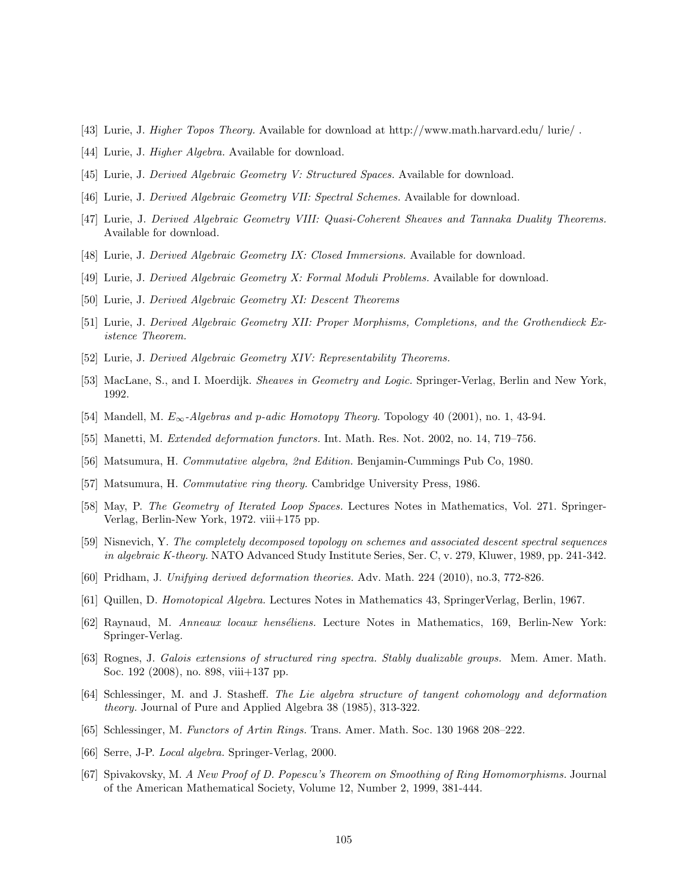[43] Lurie, J. *Higher Topos Theory.* Available for download at http://www.math.harvard.edu/ lurie/ .

[44] Lurie, J. *Higher Algebra.* Available for download.

[45] Lurie, J. *Derived Algebraic Geometry V: Structured Spaces.* Available for download.

[46] Lurie, J. *Derived Algebraic Geometry VII: Spectral Schemes.* Available for download.

[47] Lurie, J. *Derived Algebraic Geometry VIII: Quasi-Coherent Sheaves and Tannaka Duality Theorems.* Available for download.

[48] Lurie, J. *Derived Algebraic Geometry IX: Closed Immersions.* Available for download.

[49] Lurie, J. *Derived Algebraic Geometry X: Formal Moduli Problems.* Available for download.

[50] Lurie, J. *Derived Algebraic Geometry XI: Descent Theorems*

[51] Lurie, J. *Derived Algebraic Geometry XII: Proper Morphisms, Completions, and the Grothendieck Existence Theorem.*

[52] Lurie, J. *Derived Algebraic Geometry XIV: Representability Theorems.*

[53] MacLane, S., and I. Moerdijk. *Sheaves in Geometry and Logic.* Springer-Verlag, Berlin and New York, 1992.

[54] Mandell, M. *$E_\infty$-Algebras and p-adic Homotopy Theory.* Topology 40 (2001), no. 1, 43-94.

[55] Manetti, M. *Extended deformation functors.* Int. Math. Res. Not. 2002, no. 14, 719–756.

[56] Matsumura, H. *Commutative algebra, 2nd Edition.* Benjamin-Cummings Pub Co, 1980.

[57] Matsumura, H. *Commutative ring theory.* Cambridge University Press, 1986.

[58] May, P. *The Geometry of Iterated Loop Spaces.* Lectures Notes in Mathematics, Vol. 271. Springer-Verlag, Berlin-New York, 1972. viii+175 pp.

[59] Nisnevich, Y. *The completely decomposed topology on schemes and associated descent spectral sequences in algebraic K-theory.* NATO Advanced Study Institute Series, Ser. C, v. 279, Kluwer, 1989, pp. 241-342.

[60] Pridham, J. *Unifying derived deformation theories.* Adv. Math. 224 (2010), no.3, 772-826.

[61] Quillen, D. *Homotopical Algebra.* Lectures Notes in Mathematics 43, SpringerVerlag, Berlin, 1967.

[62] Raynaud, M. *Anneaux locaux henséliens.* Lecture Notes in Mathematics, 169, Berlin-New York: Springer-Verlag.

[63] Rognes, J. *Galois extensions of structured ring spectra. Stably dualizable groups.* Mem. Amer. Math. Soc. 192 (2008), no. 898, viii+137 pp.

[64] Schlessinger, M. and J. Stasheff. *The Lie algebra structure of tangent cohomology and deformation theory.* Journal of Pure and Applied Algebra 38 (1985), 313-322.

[65] Schlessinger, M. *Functors of Artin Rings.* Trans. Amer. Math. Soc. 130 1968 208–222.

[66] Serre, J-P. *Local algebra.* Springer-Verlag, 2000.

[67] Spivakovsky, M. *A New Proof of D. Popescu's Theorem on Smoothing of Ring Homomorphisms.* Journal of the American Mathematical Society, Volume 12, Number 2, 1999, 381-444.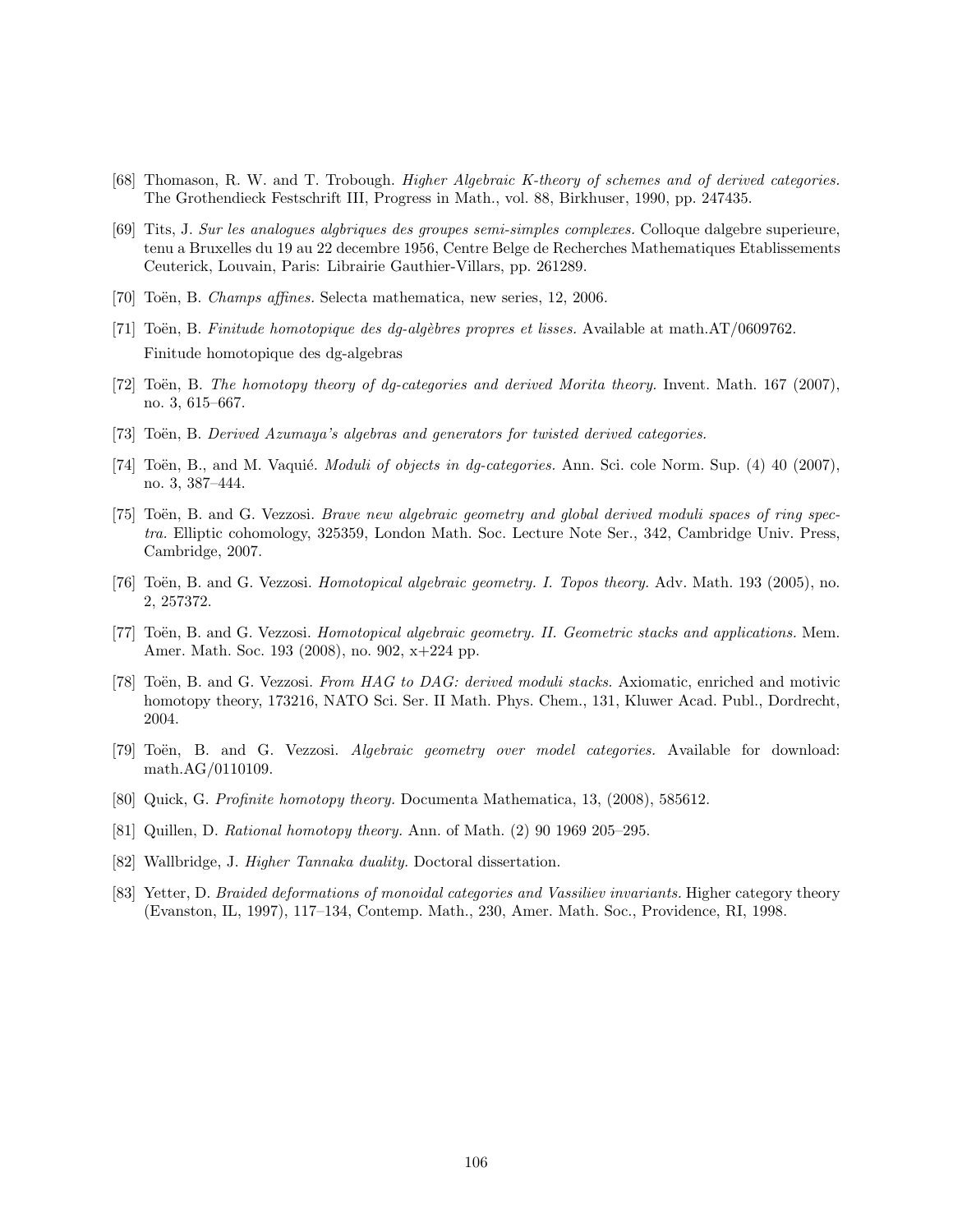[68] Thomason, R. W. and T. Trobough. *Higher Algebraic K-theory of schemes and of derived categories.* The Grothendieck Festschrift III, Progress in Math., vol. 88, Birkhuser, 1990, pp. 247435.

[69] Tits, J. *Sur les analogues algbriques des groupes semi-simples complexes.* Colloque dalgebre superieure, tenu a Bruxelles du 19 au 22 decembre 1956, Centre Belge de Recherches Mathematiques Etablissements Ceuterick, Louvain, Paris: Librairie Gauthier-Villars, pp. 261289.

[70] Toën, B. *Champs affines.* Selecta mathematica, new series, 12, 2006.

[71] Toën, B. *Finitude homotopique des dg-algèbres propres et lisses.* Available at math.AT/0609762. Finitude homotopique des dg-algebras

[72] Toën, B. *The homotopy theory of dg-categories and derived Morita theory.* Invent. Math. 167 (2007), no. 3, 615–667.

[73] Toën, B. *Derived Azumaya's algebras and generators for twisted derived categories.*

[74] Toën, B., and M. Vaquié. *Moduli of objects in dg-categories.* Ann. Sci. cole Norm. Sup. (4) 40 (2007), no. 3, 387–444.

[75] Toën, B. and G. Vezzosi. *Brave new algebraic geometry and global derived moduli spaces of ring spectra.* Elliptic cohomology, 325359, London Math. Soc. Lecture Note Ser., 342, Cambridge Univ. Press, Cambridge, 2007.

[76] Toën, B. and G. Vezzosi. *Homotopical algebraic geometry. I. Topos theory.* Adv. Math. 193 (2005), no. 2, 257372.

[77] Toën, B. and G. Vezzosi. *Homotopical algebraic geometry. II. Geometric stacks and applications.* Mem. Amer. Math. Soc. 193 (2008), no. 902, x+224 pp.

[78] Toën, B. and G. Vezzosi. *From HAG to DAG: derived moduli stacks.* Axiomatic, enriched and motivic homotopy theory, 173216, NATO Sci. Ser. II Math. Phys. Chem., 131, Kluwer Acad. Publ., Dordrecht, 2004.

[79] Toën, B. and G. Vezzosi. *Algebraic geometry over model categories.* Available for download: math.AG/0110109.

[80] Quick, G. *Profinite homotopy theory.* Documenta Mathematica, 13, (2008), 585612.

[81] Quillen, D. *Rational homotopy theory.* Ann. of Math. (2) 90 1969 205–295.

[82] Wallbridge, J. *Higher Tannaka duality.* Doctoral dissertation.

[83] Yetter, D. *Braided deformations of monoidal categories and Vassiliev invariants.* Higher category theory (Evanston, IL, 1997), 117–134, Contemp. Math., 230, Amer. Math. Soc., Providence, RI, 1998.